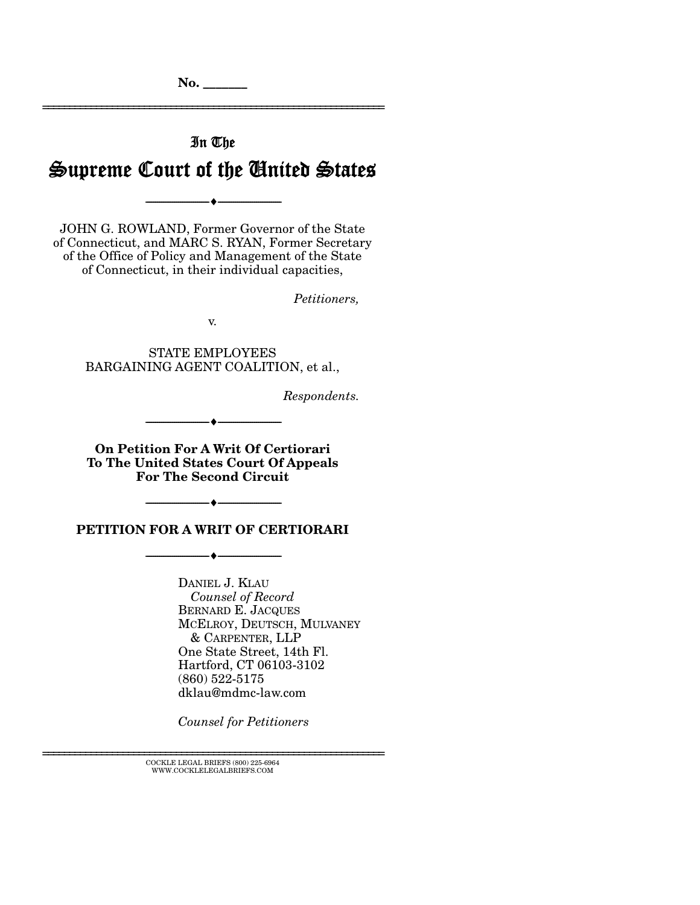No. \_\_\_\_\_\_

---

In The

# Supreme Court of the United States

---

JOHN G. ROWLAND, Former Governor of the State of Connecticut, and MARC S. RYAN, Former Secretary of the Office of Policy and Management of the State of Connecticut, in their individual capacities,

*Petitioners,*

v.

STATE EMPLOYEES BARGAINING AGENT COALITION, et al.,

*Respondents.*

---

**On Petition For A Writ Of Certiorari To The United States Court Of Appeals For The Second Circuit**

---

## PETITION FOR A WRIT OF CERTIORARI

---

DANIEL J. KLAU
*Counsel of Record*
BERNARD E. JACQUES
MCELROY, DEUTSCH, MULVANEY & CARPENTER, LLP
One State Street, 14th Fl.
Hartford, CT 06103-3102
(860) 522-5175
dklau@mdmc-law.com

*Counsel for Petitioners*

---

COCKLE LEGAL BRIEFS (800) 225-6964
WWW.COCKLELEGALBRIEFS.COM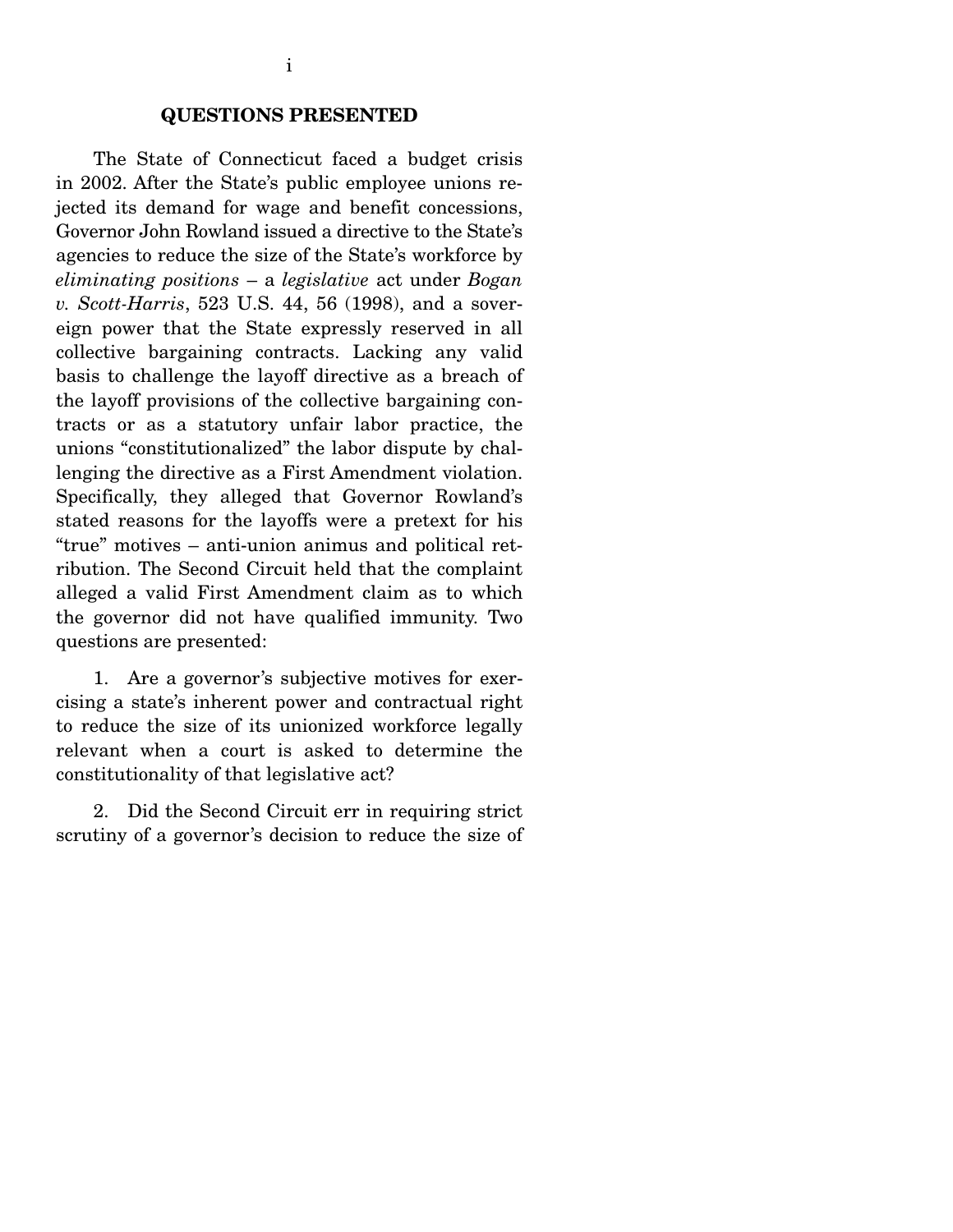## QUESTIONS PRESENTED

The State of Connecticut faced a budget crisis in 2002. After the State's public employee unions rejected its demand for wage and benefit concessions, Governor John Rowland issued a directive to the State's agencies to reduce the size of the State's workforce by *eliminating positions* – a *legislative* act under *Bogan v. Scott-Harris*, 523 U.S. 44, 56 (1998), and a sovereign power that the State expressly reserved in all collective bargaining contracts. Lacking any valid basis to challenge the layoff directive as a breach of the layoff provisions of the collective bargaining contracts or as a statutory unfair labor practice, the unions "constitutionalized" the labor dispute by challenging the directive as a First Amendment violation. Specifically, they alleged that Governor Rowland's stated reasons for the layoffs were a pretext for his "true" motives – anti-union animus and political retribution. The Second Circuit held that the complaint alleged a valid First Amendment claim as to which the governor did not have qualified immunity. Two questions are presented:

1. Are a governor's subjective motives for exercising a state's inherent power and contractual right to reduce the size of its unionized workforce legally relevant when a court is asked to determine the constitutionality of that legislative act?

2. Did the Second Circuit err in requiring strict scrutiny of a governor's decision to reduce the size of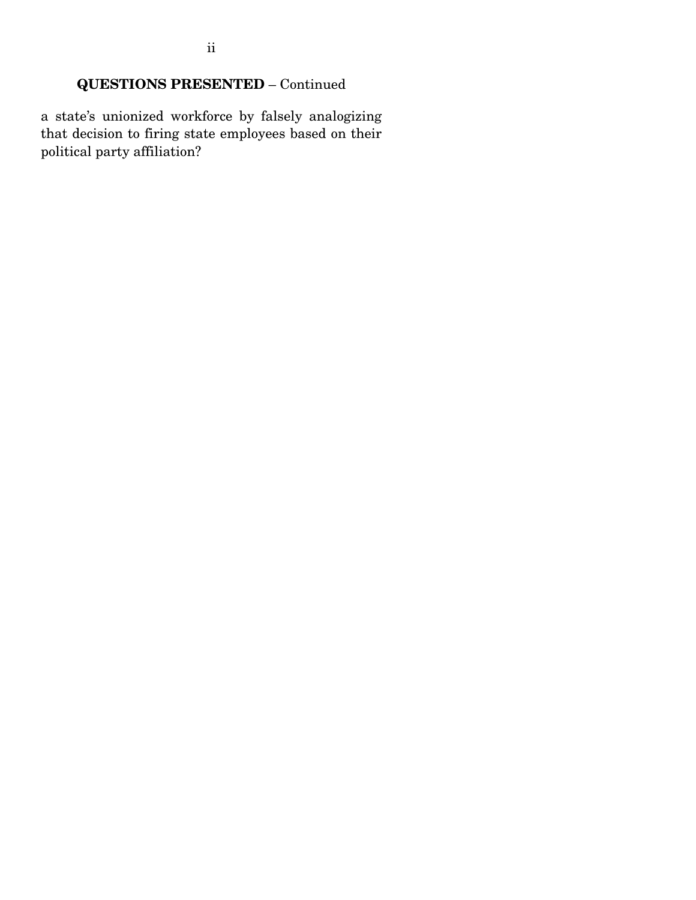## QUESTIONS PRESENTED – Continued

a state's unionized workforce by falsely analogizing that decision to firing state employees based on their political party affiliation?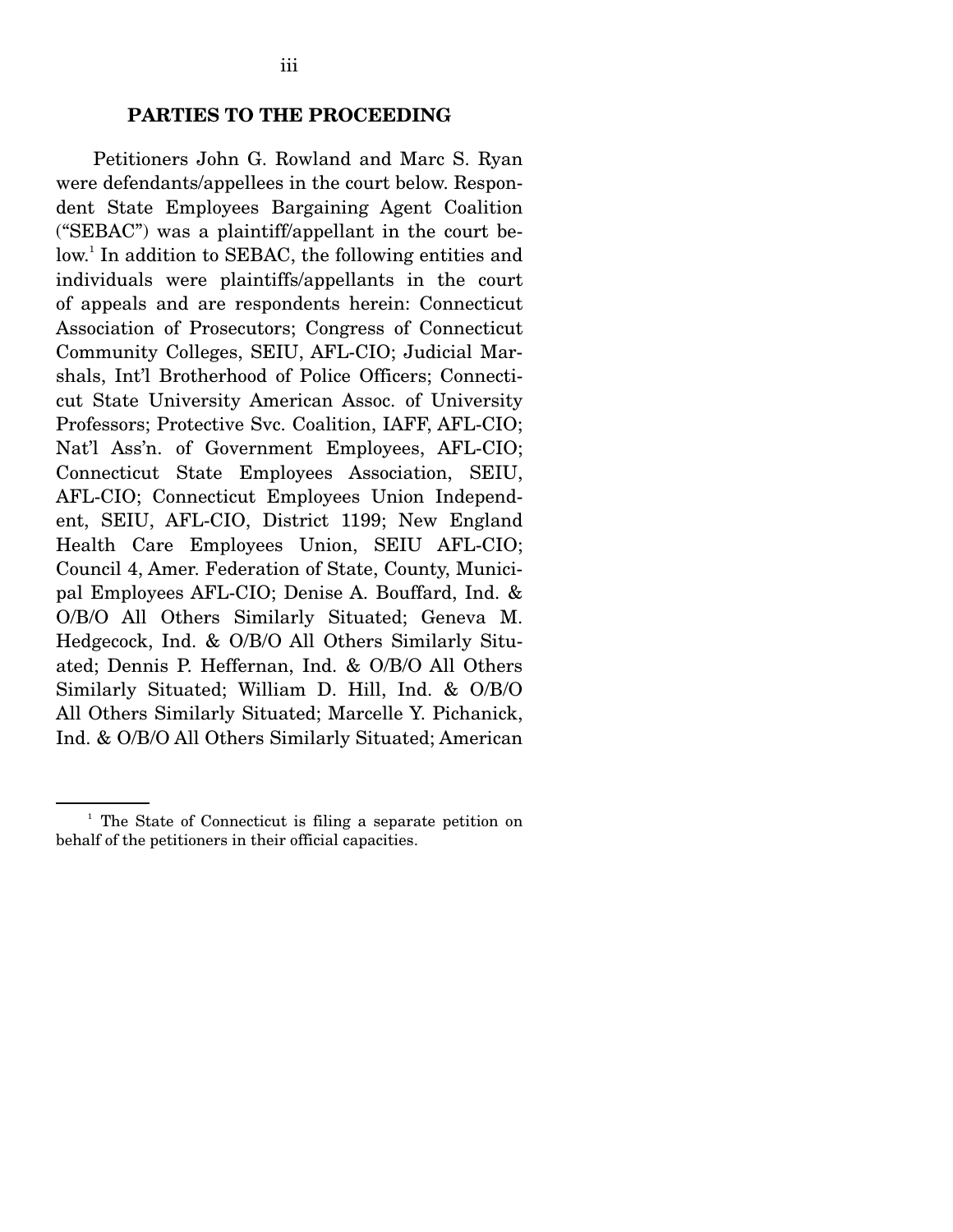## PARTIES TO THE PROCEEDING

Petitioners John G. Rowland and Marc S. Ryan were defendants/appellees in the court below. Respondent State Employees Bargaining Agent Coalition ("SEBAC") was a plaintiff/appellant in the court below.[1] In addition to SEBAC, the following entities and individuals were plaintiffs/appellants in the court of appeals and are respondents herein: Connecticut Association of Prosecutors; Congress of Connecticut Community Colleges, SEIU, AFL-CIO; Judicial Marshals, Int'l Brotherhood of Police Officers; Connecticut State University American Assoc. of University Professors; Protective Svc. Coalition, IAFF, AFL-CIO; Nat'l Ass'n. of Government Employees, AFL-CIO; Connecticut State Employees Association, SEIU, AFL-CIO; Connecticut Employees Union Independent, SEIU, AFL-CIO, District 1199; New England Health Care Employees Union, SEIU AFL-CIO; Council 4, Amer. Federation of State, County, Municipal Employees AFL-CIO; Denise A. Bouffard, Ind. & O/B/O All Others Similarly Situated; Geneva M. Hedgecock, Ind. & O/B/O All Others Similarly Situated; Dennis P. Heffernan, Ind. & O/B/O All Others Similarly Situated; William D. Hill, Ind. & O/B/O All Others Similarly Situated; Marcelle Y. Pichanick, Ind. & O/B/O All Others Similarly Situated; American

[1] The State of Connecticut is filing a separate petition on behalf of the petitioners in their official capacities.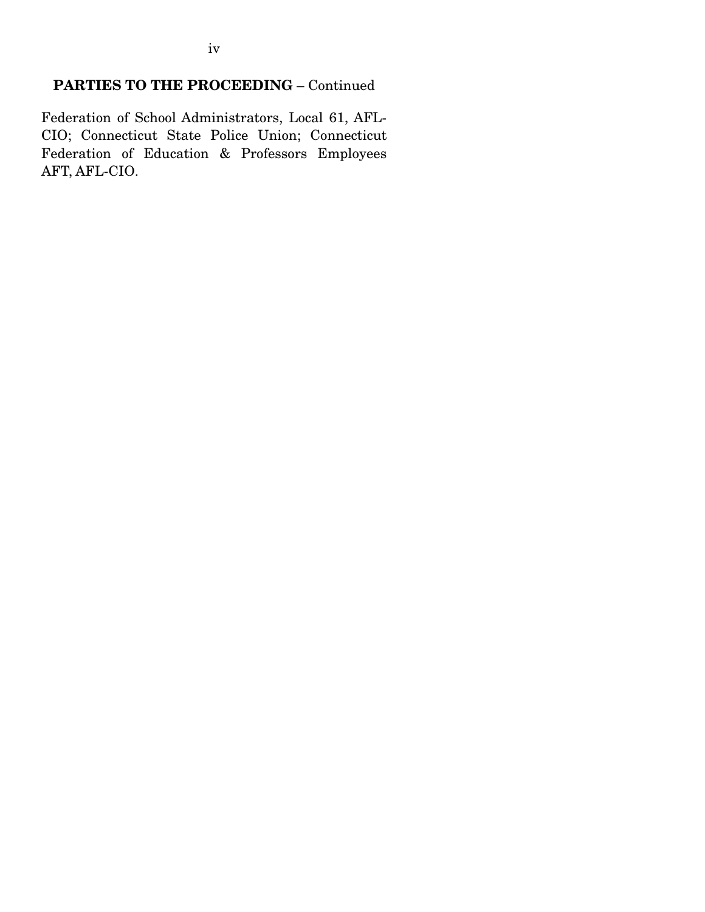**PARTIES TO THE PROCEEDING** – Continued

Federation of School Administrators, Local 61, AFL-CIO; Connecticut State Police Union; Connecticut Federation of Education & Professors Employees AFT, AFL-CIO.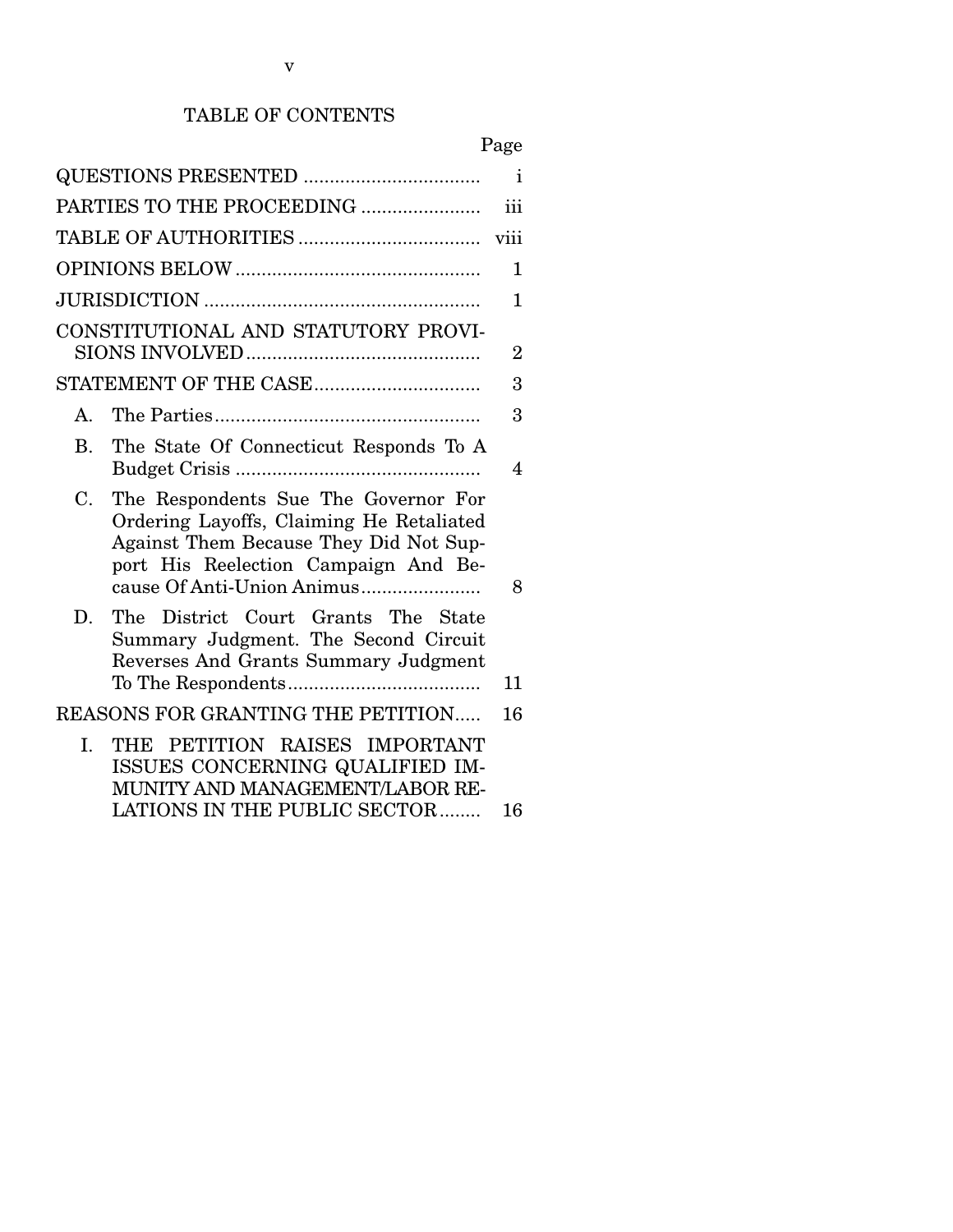# TABLE OF CONTENTS

| | Page |
|---|---|
| QUESTIONS PRESENTED | i |
| PARTIES TO THE PROCEEDING | iii |
| TABLE OF AUTHORITIES | viii |
| OPINIONS BELOW | 1 |
| JURISDICTION | 1 |
| CONSTITUTIONAL AND STATUTORY PROVISIONS INVOLVED | 2 |
| STATEMENT OF THE CASE | 3 |
| A. The Parties | 3 |
| B. The State Of Connecticut Responds To A Budget Crisis | 4 |
| C. The Respondents Sue The Governor For Ordering Layoffs, Claiming He Retaliated Against Them Because They Did Not Support His Reelection Campaign And Because Of Anti-Union Animus | 8 |
| D. The District Court Grants The State Summary Judgment. The Second Circuit Reverses And Grants Summary Judgment To The Respondents | 11 |
| REASONS FOR GRANTING THE PETITION | 16 |
| I. THE PETITION RAISES IMPORTANT ISSUES CONCERNING QUALIFIED IMMUNITY AND MANAGEMENT/LABOR RELATIONS IN THE PUBLIC SECTOR | 16 |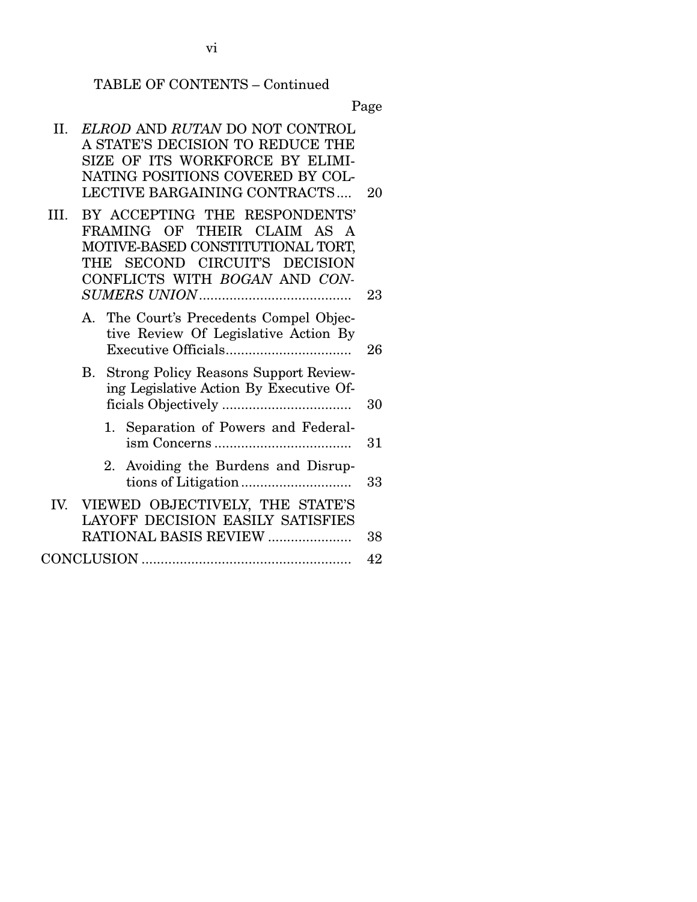TABLE OF CONTENTS – Continued

| | Page |
|---|---|
| II. *ELROD* AND *RUTAN* DO NOT CONTROL A STATE'S DECISION TO REDUCE THE SIZE OF ITS WORKFORCE BY ELIMINATING POSITIONS COVERED BY COLLECTIVE BARGAINING CONTRACTS.... | 20 |
| III. BY ACCEPTING THE RESPONDENTS' FRAMING OF THEIR CLAIM AS A MOTIVE-BASED CONSTITUTIONAL TORT, THE SECOND CIRCUIT'S DECISION CONFLICTS WITH *BOGAN* AND *CONSUMERS UNION*........................................ | 23 |
| A. The Court's Precedents Compel Objective Review Of Legislative Action By Executive Officials................................. | 26 |
| B. Strong Policy Reasons Support Reviewing Legislative Action By Executive Officials Objectively .................................. | 30 |
| 1. Separation of Powers and Federalism Concerns .................................... | 31 |
| 2. Avoiding the Burdens and Disruptions of Litigation ............................. | 33 |
| IV. VIEWED OBJECTIVELY, THE STATE'S LAYOFF DECISION EASILY SATISFIES RATIONAL BASIS REVIEW ...................... | 38 |
| CONCLUSION ....................................................... | 42 |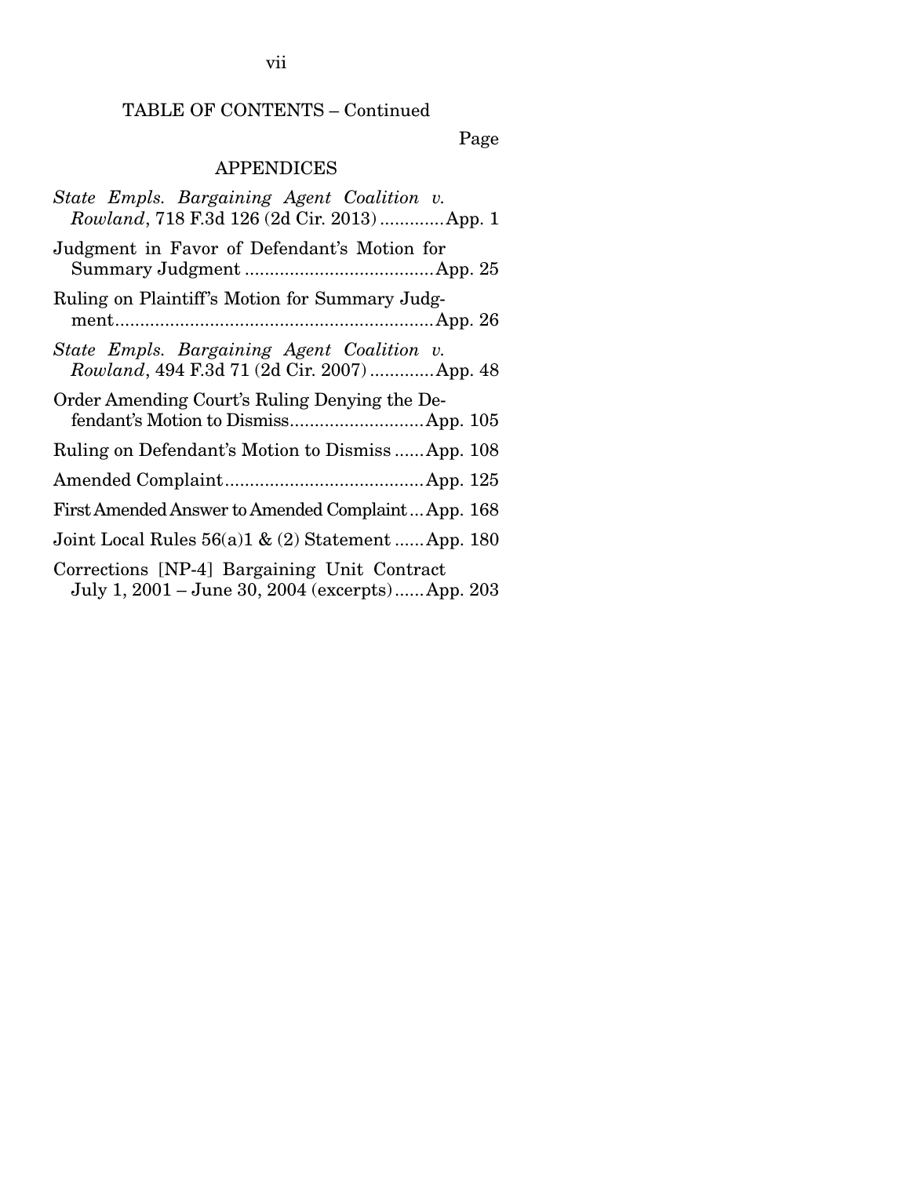TABLE OF CONTENTS – Continued

Page

## APPENDICES

*State Empls. Bargaining Agent Coalition v. Rowland*, 718 F.3d 126 (2d Cir. 2013) ............App. 1

Judgment in Favor of Defendant's Motion for Summary Judgment ......................................App. 25

Ruling on Plaintiff's Motion for Summary Judgment................................................................App. 26

*State Empls. Bargaining Agent Coalition v. Rowland*, 494 F.3d 71 (2d Cir. 2007) ............App. 48

Order Amending Court's Ruling Denying the Defendant's Motion to Dismiss...........................App. 105

Ruling on Defendant's Motion to Dismiss ......App. 108

Amended Complaint........................................App. 125

First Amended Answer to Amended Complaint ...App. 168

Joint Local Rules 56(a)1 & (2) Statement ......App. 180

Corrections [NP-4] Bargaining Unit Contract July 1, 2001 – June 30, 2004 (excerpts)......App. 203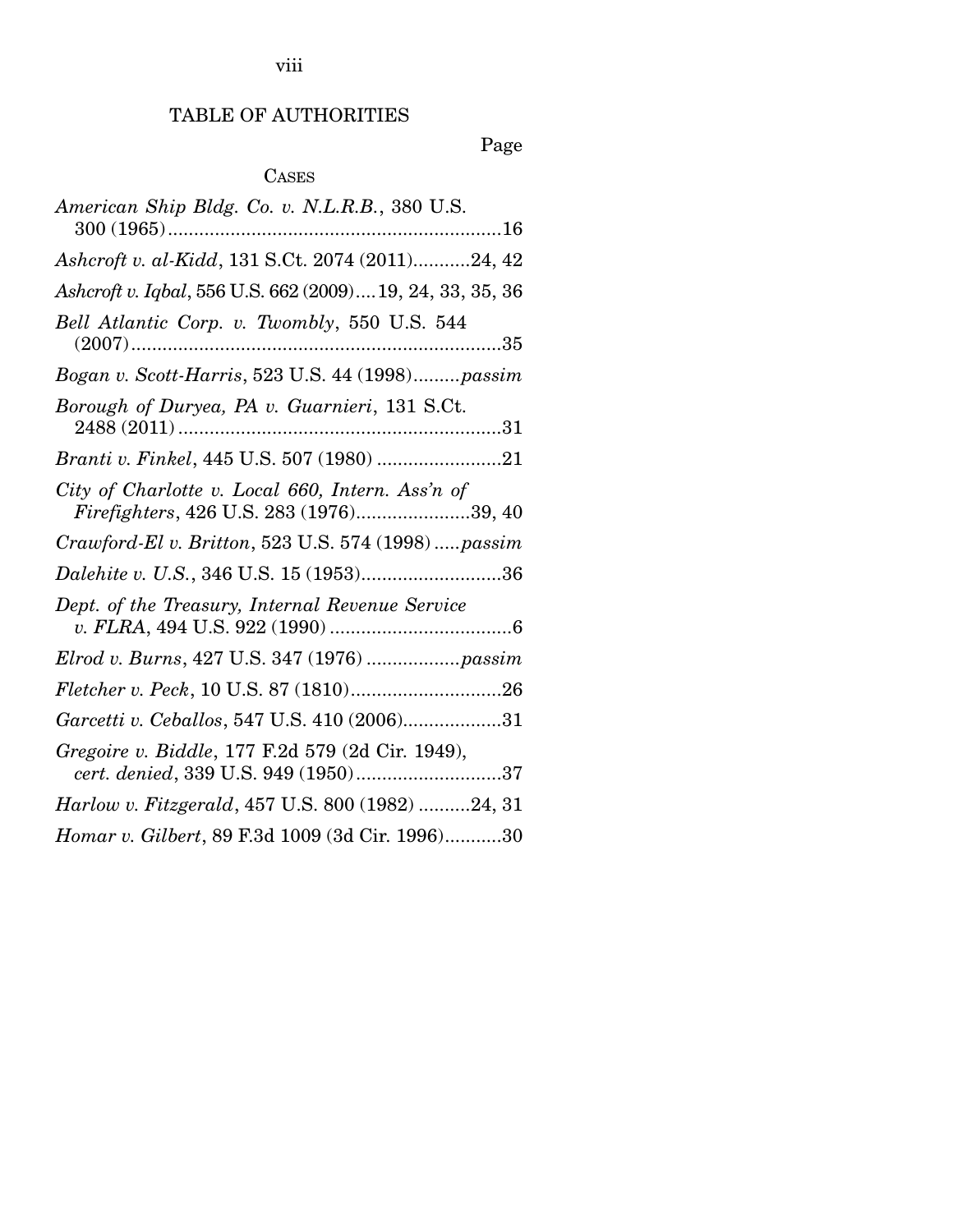## TABLE OF AUTHORITIES

Page

### CASES

*American Ship Bldg. Co. v. N.L.R.B.*, 380 U.S. 300 (1965) .......... 16

*Ashcroft v. al-Kidd*, 131 S.Ct. 2074 (2011) .......... 24, 42

*Ashcroft v. Iqbal*, 556 U.S. 662 (2009) .... 19, 24, 33, 35, 36

*Bell Atlantic Corp. v. Twombly*, 550 U.S. 544 (2007) .......... 35

*Bogan v. Scott-Harris*, 523 U.S. 44 (1998) .......... *passim*

*Borough of Duryea, PA v. Guarnieri*, 131 S.Ct. 2488 (2011) .......... 31

*Branti v. Finkel*, 445 U.S. 507 (1980) .......... 21

*City of Charlotte v. Local 660, Intern. Ass'n of Firefighters*, 426 U.S. 283 (1976) .......... 39, 40

*Crawford-El v. Britton*, 523 U.S. 574 (1998) ..... *passim*

*Dalehite v. U.S.*, 346 U.S. 15 (1953) .......... 36

*Dept. of the Treasury, Internal Revenue Service v. FLRA*, 494 U.S. 922 (1990) .......... 6

*Elrod v. Burns*, 427 U.S. 347 (1976) .......... *passim*

*Fletcher v. Peck*, 10 U.S. 87 (1810) .......... 26

*Garcetti v. Ceballos*, 547 U.S. 410 (2006) .......... 31

*Gregoire v. Biddle*, 177 F.2d 579 (2d Cir. 1949), *cert. denied*, 339 U.S. 949 (1950) .......... 37

*Harlow v. Fitzgerald*, 457 U.S. 800 (1982) .......... 24, 31

*Homar v. Gilbert*, 89 F.3d 1009 (3d Cir. 1996) .......... 30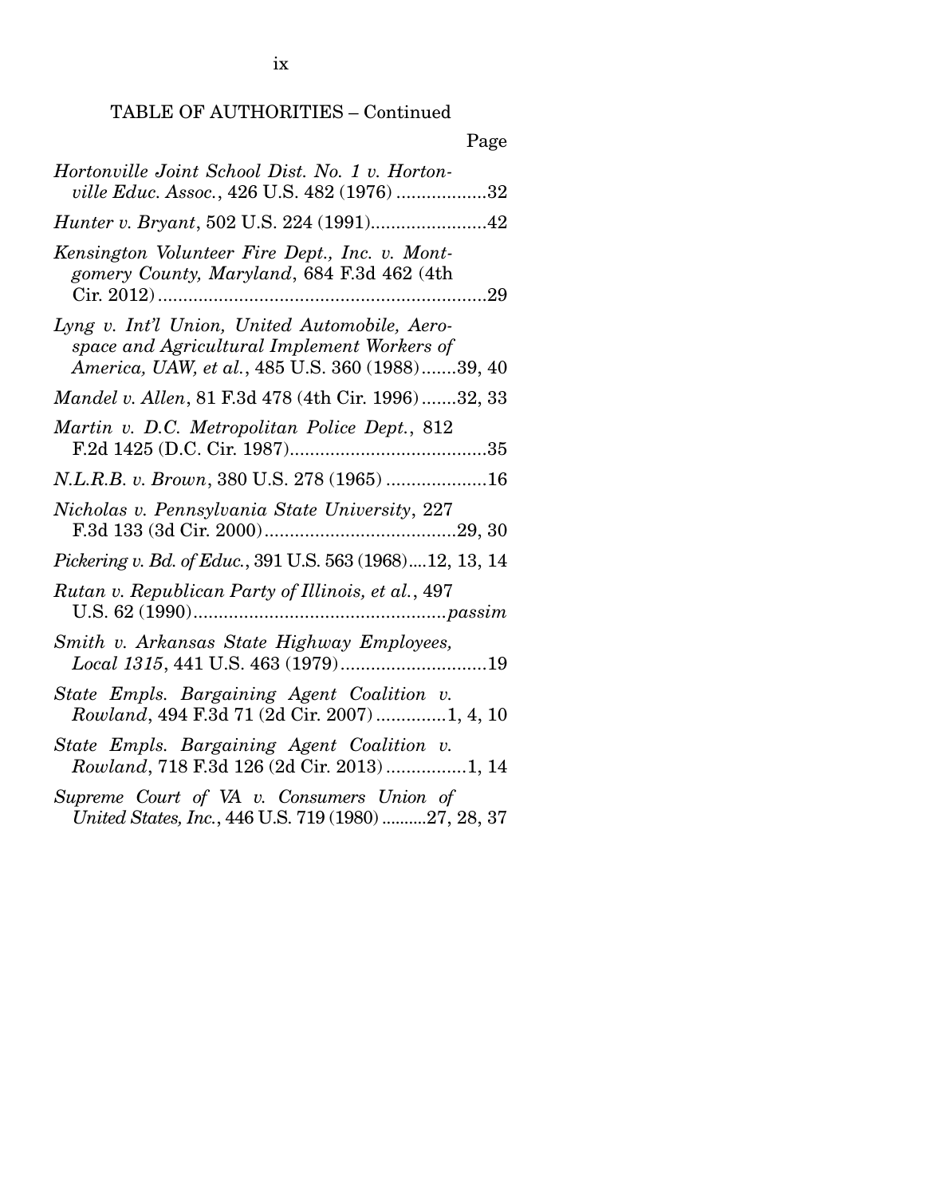TABLE OF AUTHORITIES – Continued

Page

*Hortonville Joint School Dist. No. 1 v. Hortonville Educ. Assoc.*, 426 U.S. 482 (1976) ..................32

*Hunter v. Bryant*, 502 U.S. 224 (1991).......................42

*Kensington Volunteer Fire Dept., Inc. v. Montgomery County, Maryland*, 684 F.3d 462 (4th Cir. 2012)..................................................................29

*Lyng v. Int'l Union, United Automobile, Aerospace and Agricultural Implement Workers of America, UAW, et al.*, 485 U.S. 360 (1988).......39, 40

*Mandel v. Allen*, 81 F.3d 478 (4th Cir. 1996).......32, 33

*Martin v. D.C. Metropolitan Police Dept.*, 812 F.2d 1425 (D.C. Cir. 1987).......................................35

*N.L.R.B. v. Brown*, 380 U.S. 278 (1965) ....................16

*Nicholas v. Pennsylvania State University*, 227 F.3d 133 (3d Cir. 2000)......................................29, 30

*Pickering v. Bd. of Educ.*, 391 U.S. 563 (1968)....12, 13, 14

*Rutan v. Republican Party of Illinois, et al.*, 497 U.S. 62 (1990)..................................................*passim*

*Smith v. Arkansas State Highway Employees, Local 1315*, 441 U.S. 463 (1979).............................19

*State Empls. Bargaining Agent Coalition v. Rowland*, 494 F.3d 71 (2d Cir. 2007).............1, 4, 10

*State Empls. Bargaining Agent Coalition v. Rowland*, 718 F.3d 126 (2d Cir. 2013)................1, 14

*Supreme Court of VA v. Consumers Union of United States, Inc.*, 446 U.S. 719 (1980)..........27, 28, 37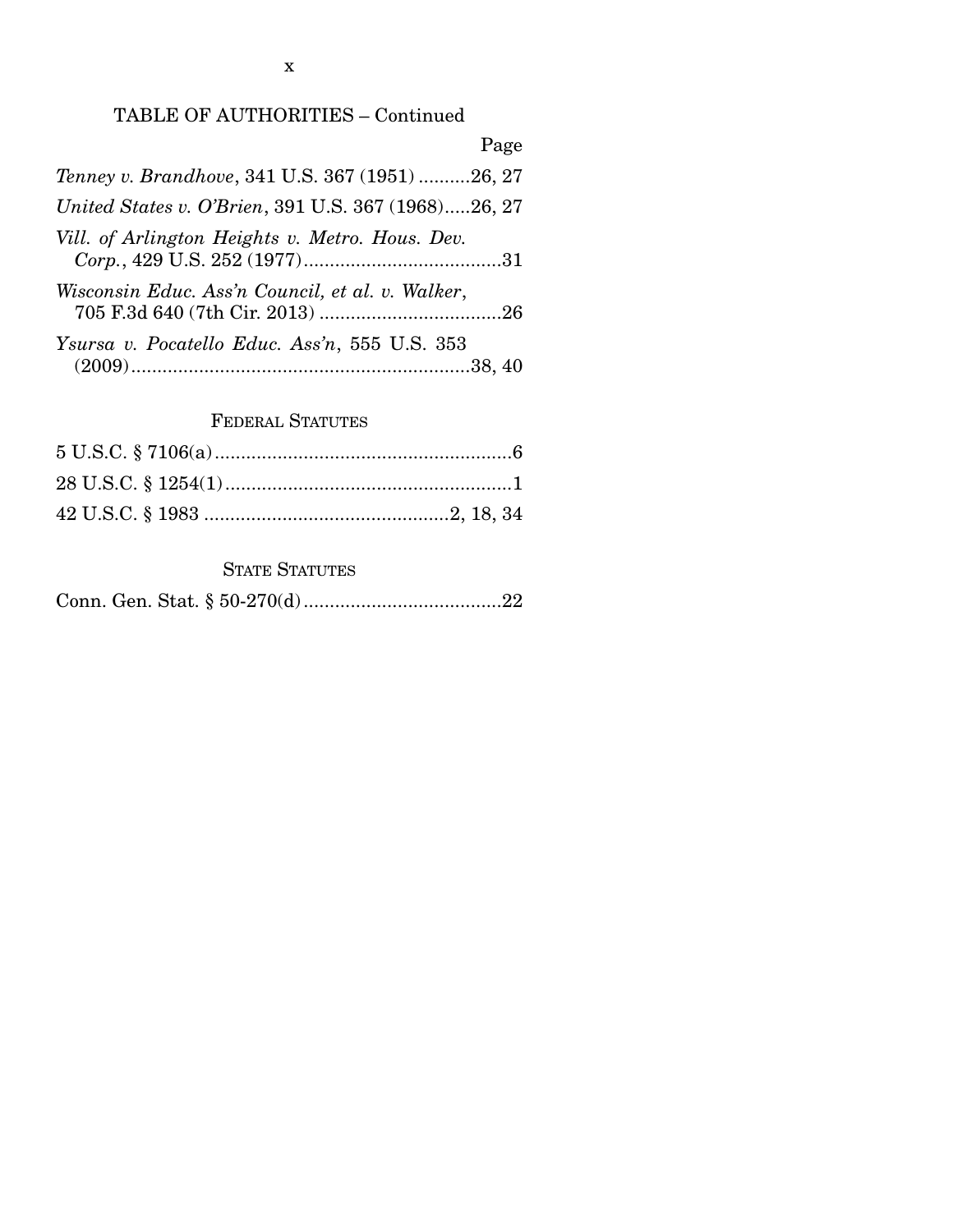TABLE OF AUTHORITIES – Continued

Page

*Tenney v. Brandhove*, 341 U.S. 367 (1951) ..........26, 27

*United States v. O'Brien*, 391 U.S. 367 (1968).....26, 27

*Vill. of Arlington Heights v. Metro. Hous. Dev. Corp.*, 429 U.S. 252 (1977)......................................31

*Wisconsin Educ. Ass'n Council, et al. v. Walker*, 705 F.3d 640 (7th Cir. 2013) ...................................26

*Ysursa v. Pocatello Educ. Ass'n*, 555 U.S. 353 (2009)................................................................38, 40

FEDERAL STATUTES

5 U.S.C. § 7106(a).........................................................6

28 U.S.C. § 1254(1).......................................................1

42 U.S.C. § 1983 ..............................................2, 18, 34

STATE STATUTES

Conn. Gen. Stat. § 50-270(d)......................................22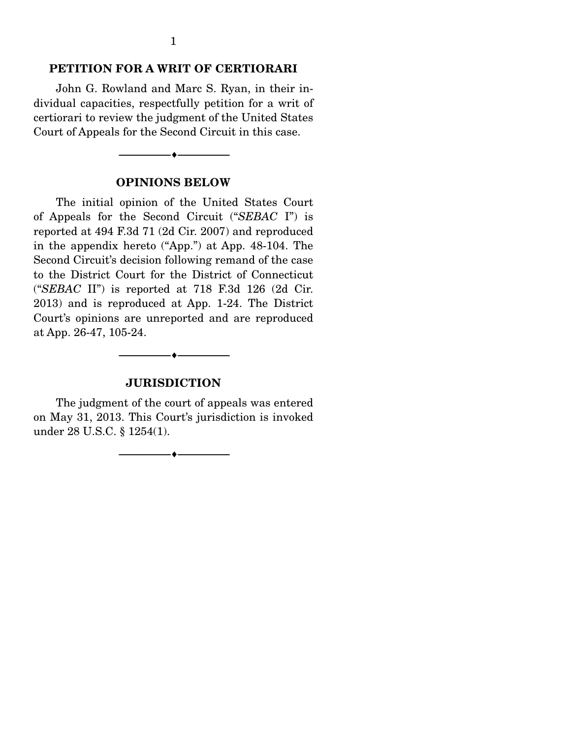## PETITION FOR A WRIT OF CERTIORARI

John G. Rowland and Marc S. Ryan, in their individual capacities, respectfully petition for a writ of certiorari to review the judgment of the United States Court of Appeals for the Second Circuit in this case.

---

## OPINIONS BELOW

The initial opinion of the United States Court of Appeals for the Second Circuit ("*SEBAC* I") is reported at 494 F.3d 71 (2d Cir. 2007) and reproduced in the appendix hereto ("App.") at App. 48-104. The Second Circuit's decision following remand of the case to the District Court for the District of Connecticut ("*SEBAC* II") is reported at 718 F.3d 126 (2d Cir. 2013) and is reproduced at App. 1-24. The District Court's opinions are unreported and are reproduced at App. 26-47, 105-24.

---

## JURISDICTION

The judgment of the court of appeals was entered on May 31, 2013. This Court's jurisdiction is invoked under 28 U.S.C. § 1254(1).

---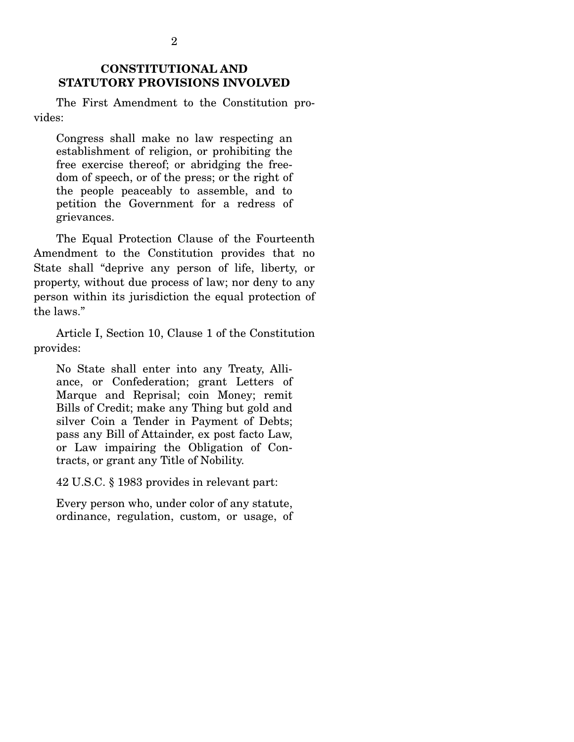## CONSTITUTIONAL AND STATUTORY PROVISIONS INVOLVED

The First Amendment to the Constitution provides:

> Congress shall make no law respecting an establishment of religion, or prohibiting the free exercise thereof; or abridging the freedom of speech, or of the press; or the right of the people peaceably to assemble, and to petition the Government for a redress of grievances.

The Equal Protection Clause of the Fourteenth Amendment to the Constitution provides that no State shall "deprive any person of life, liberty, or property, without due process of law; nor deny to any person within its jurisdiction the equal protection of the laws."

Article I, Section 10, Clause 1 of the Constitution provides:

> No State shall enter into any Treaty, Alliance, or Confederation; grant Letters of Marque and Reprisal; coin Money; remit Bills of Credit; make any Thing but gold and silver Coin a Tender in Payment of Debts; pass any Bill of Attainder, ex post facto Law, or Law impairing the Obligation of Contracts, or grant any Title of Nobility.

42 U.S.C. § 1983 provides in relevant part:

> Every person who, under color of any statute, ordinance, regulation, custom, or usage, of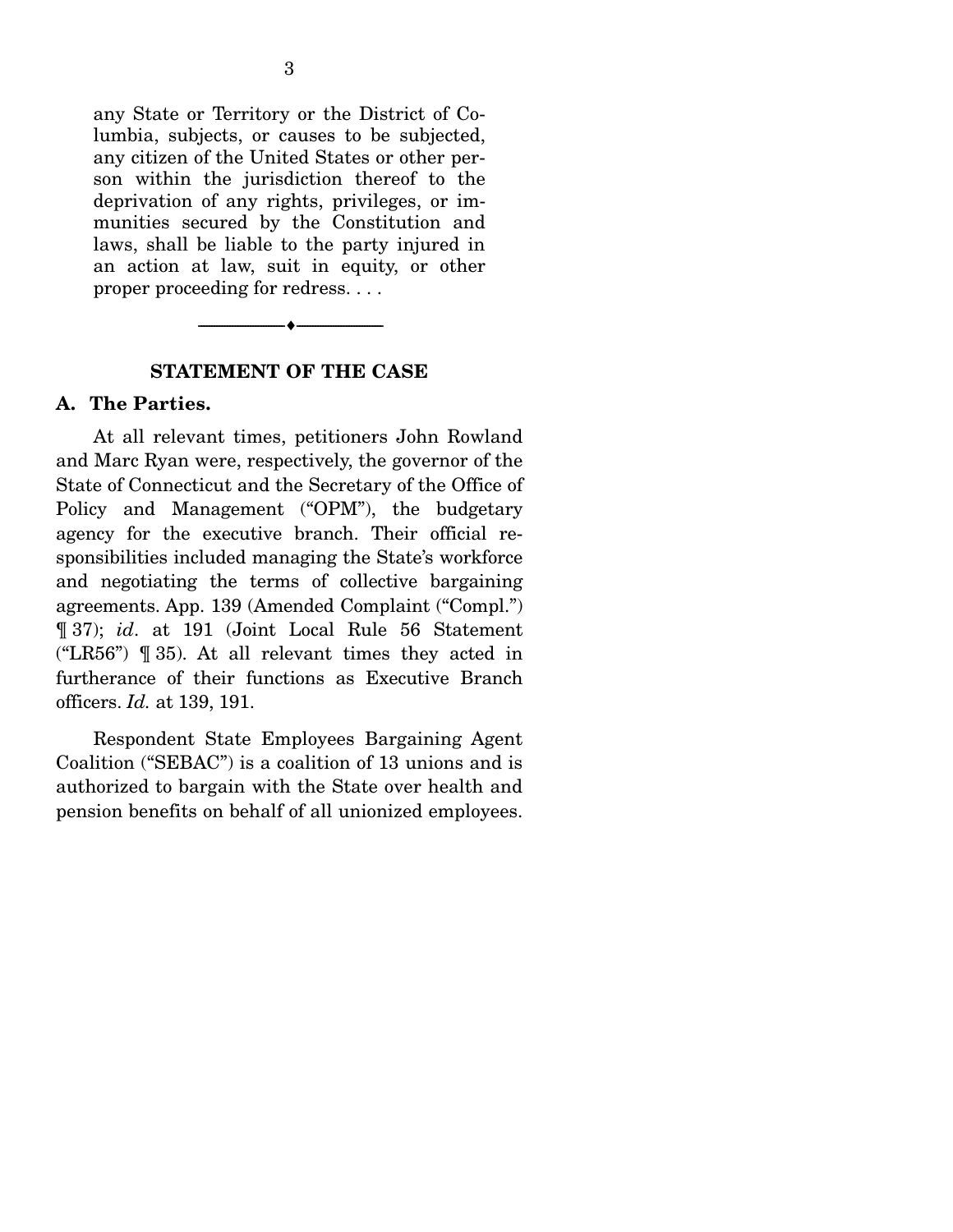> any State or Territory or the District of Columbia, subjects, or causes to be subjected, any citizen of the United States or other person within the jurisdiction thereof to the deprivation of any rights, privileges, or immunities secured by the Constitution and laws, shall be liable to the party injured in an action at law, suit in equity, or other proper proceeding for redress. . . .

---

## STATEMENT OF THE CASE

### A. The Parties.

At all relevant times, petitioners John Rowland and Marc Ryan were, respectively, the governor of the State of Connecticut and the Secretary of the Office of Policy and Management ("OPM"), the budgetary agency for the executive branch. Their official responsibilities included managing the State's workforce and negotiating the terms of collective bargaining agreements. App. 139 (Amended Complaint ("Compl.") ¶ 37); *id*. at 191 (Joint Local Rule 56 Statement ("LR56") ¶ 35). At all relevant times they acted in furtherance of their functions as Executive Branch officers. *Id.* at 139, 191.

Respondent State Employees Bargaining Agent Coalition ("SEBAC") is a coalition of 13 unions and is authorized to bargain with the State over health and pension benefits on behalf of all unionized employees.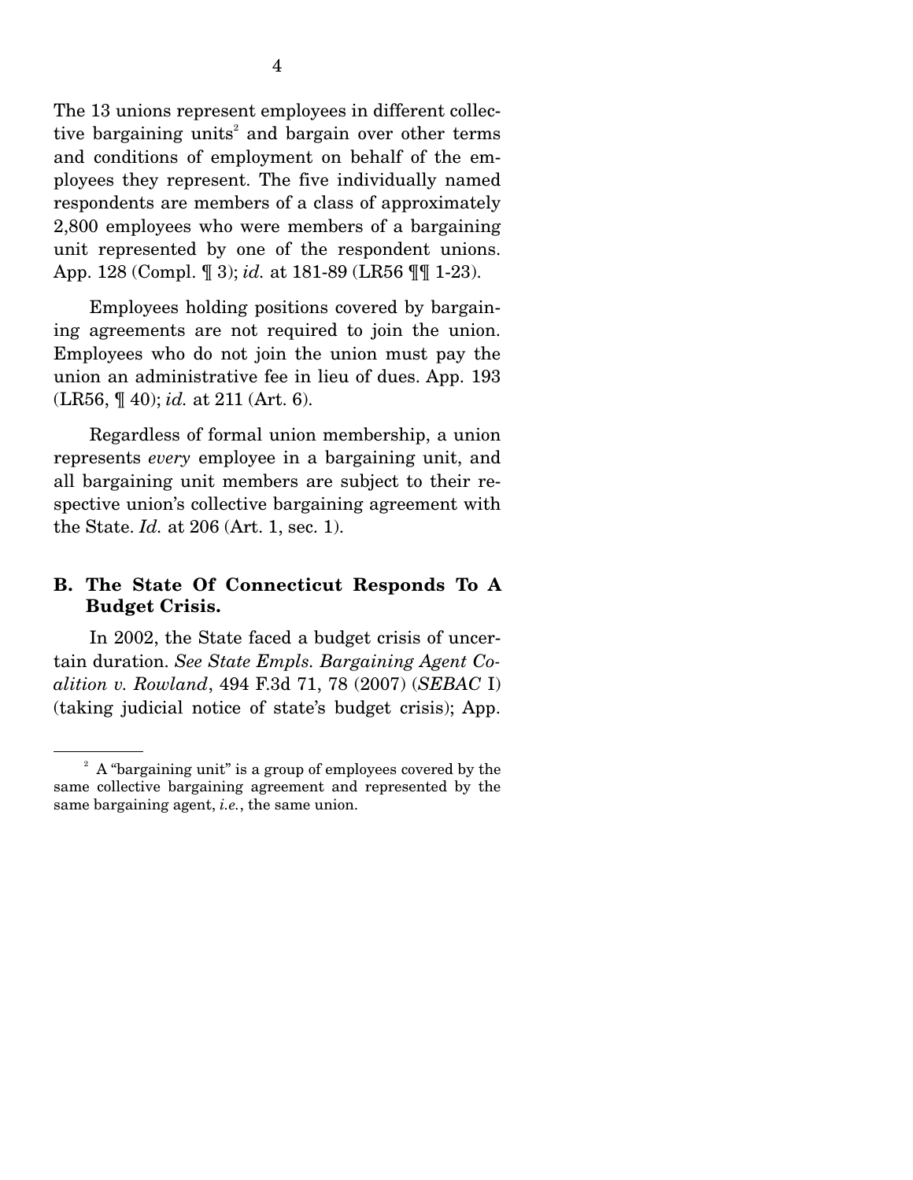The 13 unions represent employees in different collective bargaining units[2] and bargain over other terms and conditions of employment on behalf of the employees they represent. The five individually named respondents are members of a class of approximately 2,800 employees who were members of a bargaining unit represented by one of the respondent unions. App. 128 (Compl. ¶ 3); *id.* at 181-89 (LR56 ¶¶ 1-23).

Employees holding positions covered by bargaining agreements are not required to join the union. Employees who do not join the union must pay the union an administrative fee in lieu of dues. App. 193 (LR56, ¶ 40); *id.* at 211 (Art. 6).

Regardless of formal union membership, a union represents *every* employee in a bargaining unit, and all bargaining unit members are subject to their respective union's collective bargaining agreement with the State. *Id.* at 206 (Art. 1, sec. 1).

### B. The State Of Connecticut Responds To A Budget Crisis.

In 2002, the State faced a budget crisis of uncertain duration. *See State Empls. Bargaining Agent Coalition v. Rowland*, 494 F.3d 71, 78 (2007) (*SEBAC* I) (taking judicial notice of state's budget crisis); App.

[2] A "bargaining unit" is a group of employees covered by the same collective bargaining agreement and represented by the same bargaining agent, *i.e.*, the same union.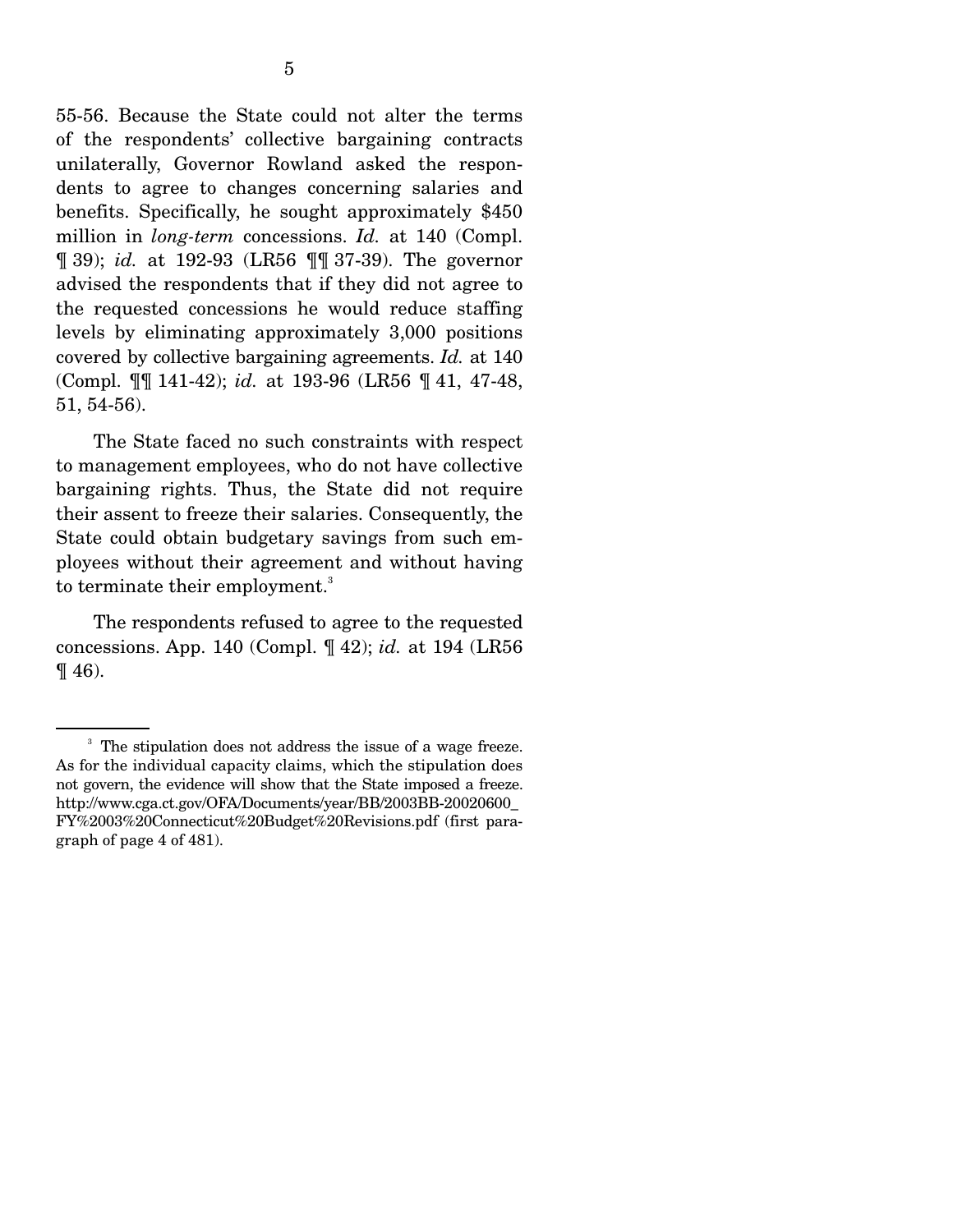55-56. Because the State could not alter the terms of the respondents' collective bargaining contracts unilaterally, Governor Rowland asked the respondents to agree to changes concerning salaries and benefits. Specifically, he sought approximately $450 million in *long-term* concessions. *Id.* at 140 (Compl. ¶ 39); *id.* at 192-93 (LR56 ¶¶ 37-39). The governor advised the respondents that if they did not agree to the requested concessions he would reduce staffing levels by eliminating approximately 3,000 positions covered by collective bargaining agreements. *Id.* at 140 (Compl. ¶¶ 141-42); *id.* at 193-96 (LR56 ¶ 41, 47-48, 51, 54-56).

The State faced no such constraints with respect to management employees, who do not have collective bargaining rights. Thus, the State did not require their assent to freeze their salaries. Consequently, the State could obtain budgetary savings from such employees without their agreement and without having to terminate their employment.[3]

The respondents refused to agree to the requested concessions. App. 140 (Compl. ¶ 42); *id.* at 194 (LR56 ¶ 46).

---

[3] The stipulation does not address the issue of a wage freeze. As for the individual capacity claims, which the stipulation does not govern, the evidence will show that the State imposed a freeze. http://www.cga.ct.gov/OFA/Documents/year/BB/2003BB-20020600_FY%2003%20Connecticut%20Budget%20Revisions.pdf (first paragraph of page 4 of 481).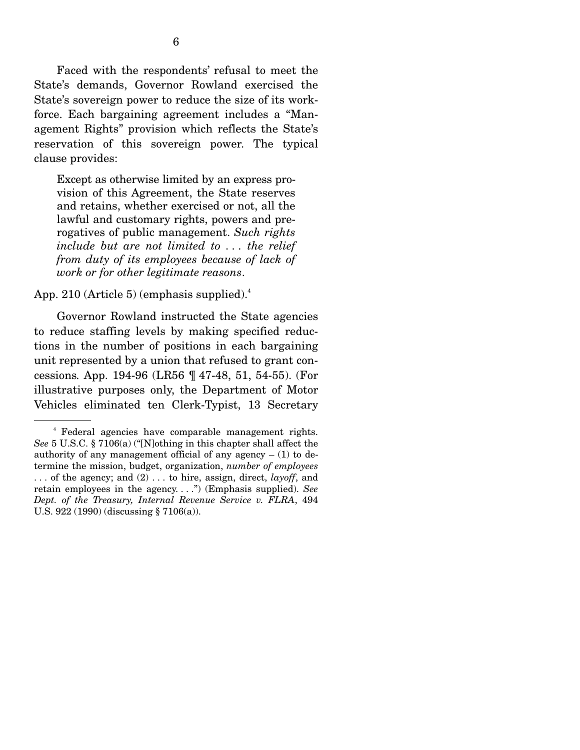Faced with the respondents' refusal to meet the State's demands, Governor Rowland exercised the State's sovereign power to reduce the size of its workforce. Each bargaining agreement includes a "Management Rights" provision which reflects the State's reservation of this sovereign power. The typical clause provides:

> Except as otherwise limited by an express provision of this Agreement, the State reserves and retains, whether exercised or not, all the lawful and customary rights, powers and prerogatives of public management. *Such rights include but are not limited to . . . the relief from duty of its employees because of lack of work or for other legitimate reasons*.

App. 210 (Article 5) (emphasis supplied).[4]

Governor Rowland instructed the State agencies to reduce staffing levels by making specified reductions in the number of positions in each bargaining unit represented by a union that refused to grant concessions. App. 194-96 (LR56 ¶ 47-48, 51, 54-55). (For illustrative purposes only, the Department of Motor Vehicles eliminated ten Clerk-Typist, 13 Secretary

---

[4] Federal agencies have comparable management rights. *See* 5 U.S.C. § 7106(a) ("[N]othing in this chapter shall affect the authority of any management official of any agency – (1) to determine the mission, budget, organization, *number of employees* . . . of the agency; and (2) . . . to hire, assign, direct, *layoff*, and retain employees in the agency. . . .") (Emphasis supplied). *See Dept. of the Treasury, Internal Revenue Service v. FLRA*, 494 U.S. 922 (1990) (discussing § 7106(a)).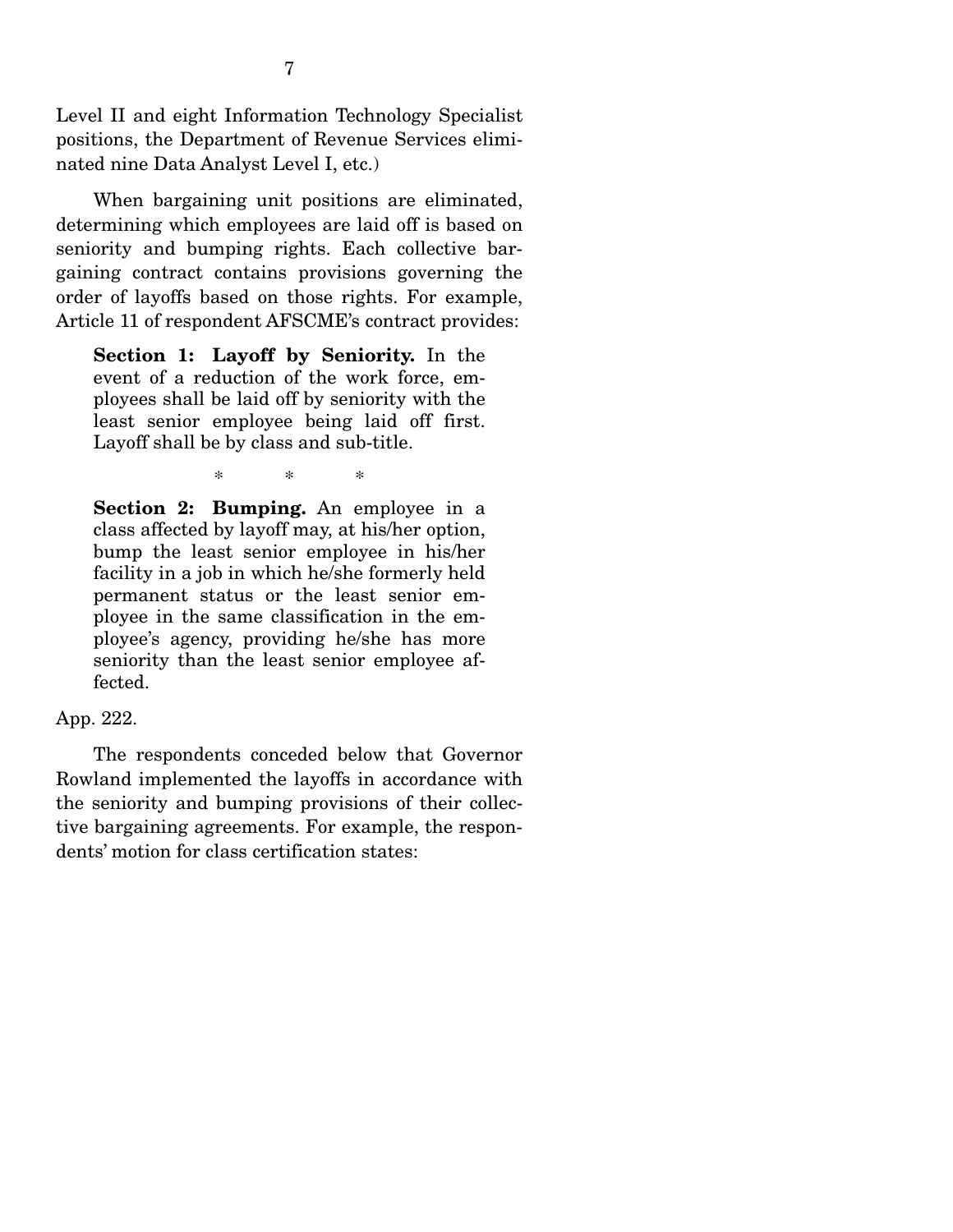Level II and eight Information Technology Specialist positions, the Department of Revenue Services eliminated nine Data Analyst Level I, etc.)

When bargaining unit positions are eliminated, determining which employees are laid off is based on seniority and bumping rights. Each collective bargaining contract contains provisions governing the order of layoffs based on those rights. For example, Article 11 of respondent AFSCME's contract provides:

> **Section 1: Layoff by Seniority.** In the event of a reduction of the work force, employees shall be laid off by seniority with the least senior employee being laid off first. Layoff shall be by class and sub-title.
>
> \* \* \*
>
> **Section 2: Bumping.** An employee in a class affected by layoff may, at his/her option, bump the least senior employee in his/her facility in a job in which he/she formerly held permanent status or the least senior employee in the same classification in the employee's agency, providing he/she has more seniority than the least senior employee affected.

App. 222.

The respondents conceded below that Governor Rowland implemented the layoffs in accordance with the seniority and bumping provisions of their collective bargaining agreements. For example, the respondents' motion for class certification states: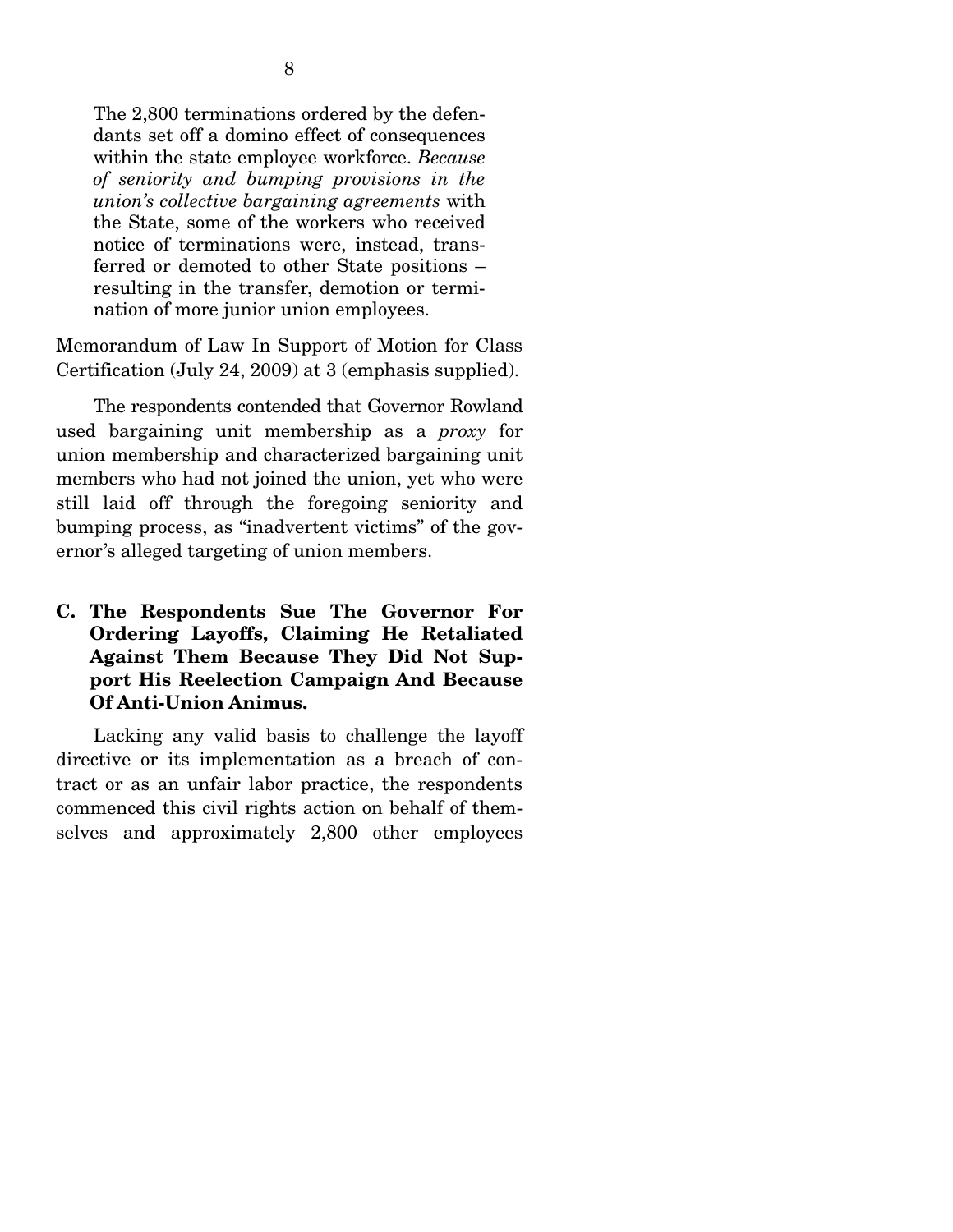> The 2,800 terminations ordered by the defendants set off a domino effect of consequences within the state employee workforce. *Because of seniority and bumping provisions in the union's collective bargaining agreements* with the State, some of the workers who received notice of terminations were, instead, transferred or demoted to other State positions – resulting in the transfer, demotion or termination of more junior union employees.

Memorandum of Law In Support of Motion for Class Certification (July 24, 2009) at 3 (emphasis supplied).

The respondents contended that Governor Rowland used bargaining unit membership as a *proxy* for union membership and characterized bargaining unit members who had not joined the union, yet who were still laid off through the foregoing seniority and bumping process, as "inadvertent victims" of the governor's alleged targeting of union members.

### C. The Respondents Sue The Governor For Ordering Layoffs, Claiming He Retaliated Against Them Because They Did Not Support His Reelection Campaign And Because Of Anti-Union Animus.

Lacking any valid basis to challenge the layoff directive or its implementation as a breach of contract or as an unfair labor practice, the respondents commenced this civil rights action on behalf of themselves and approximately 2,800 other employees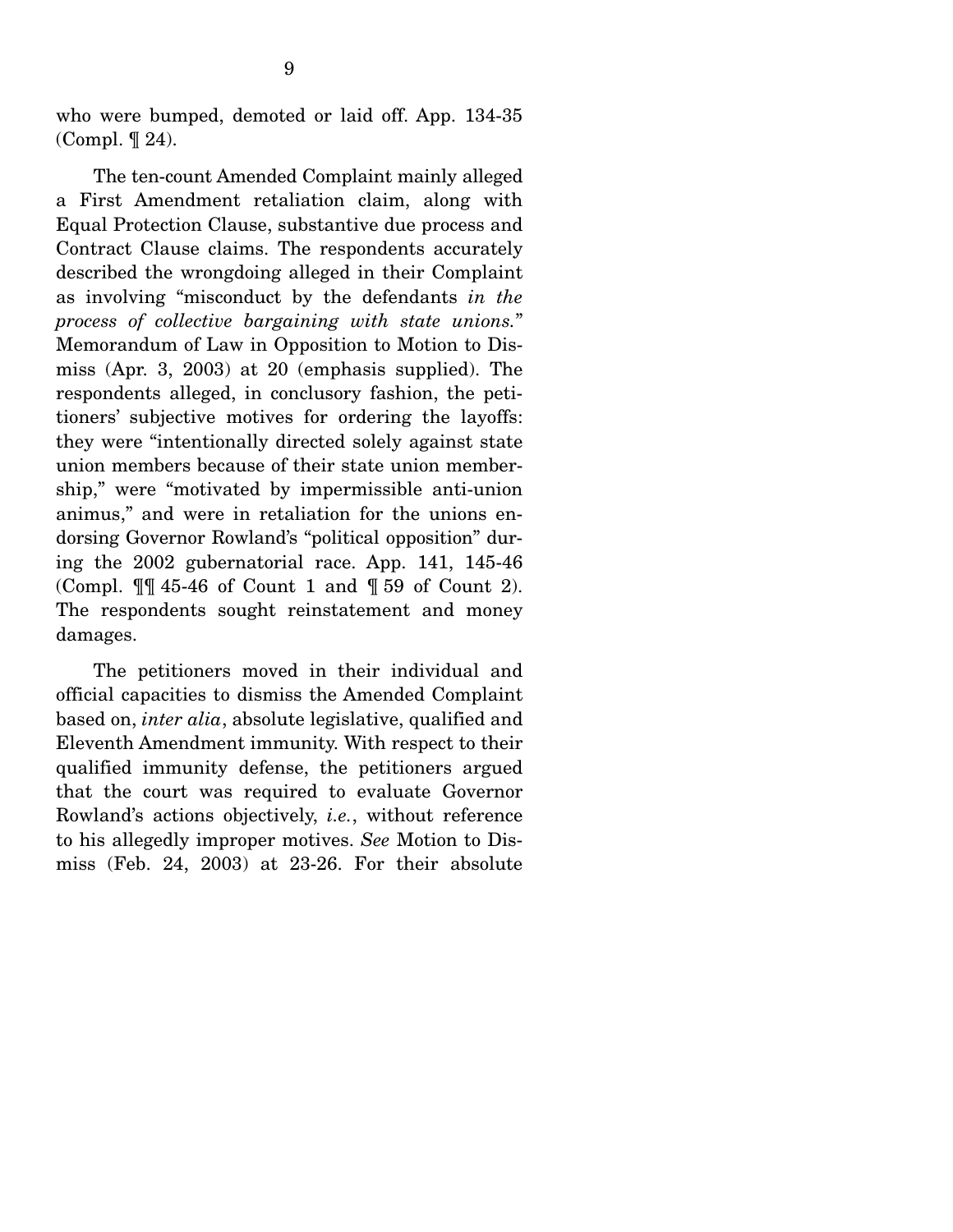who were bumped, demoted or laid off. App. 134-35 (Compl. ¶ 24).

The ten-count Amended Complaint mainly alleged a First Amendment retaliation claim, along with Equal Protection Clause, substantive due process and Contract Clause claims. The respondents accurately described the wrongdoing alleged in their Complaint as involving "misconduct by the defendants *in the process of collective bargaining with state unions.*" Memorandum of Law in Opposition to Motion to Dismiss (Apr. 3, 2003) at 20 (emphasis supplied). The respondents alleged, in conclusory fashion, the petitioners' subjective motives for ordering the layoffs: they were "intentionally directed solely against state union members because of their state union membership," were "motivated by impermissible anti-union animus," and were in retaliation for the unions endorsing Governor Rowland's "political opposition" during the 2002 gubernatorial race. App. 141, 145-46 (Compl. ¶¶ 45-46 of Count 1 and ¶ 59 of Count 2). The respondents sought reinstatement and money damages.

The petitioners moved in their individual and official capacities to dismiss the Amended Complaint based on, *inter alia*, absolute legislative, qualified and Eleventh Amendment immunity. With respect to their qualified immunity defense, the petitioners argued that the court was required to evaluate Governor Rowland's actions objectively, *i.e.*, without reference to his allegedly improper motives. *See* Motion to Dismiss (Feb. 24, 2003) at 23-26. For their absolute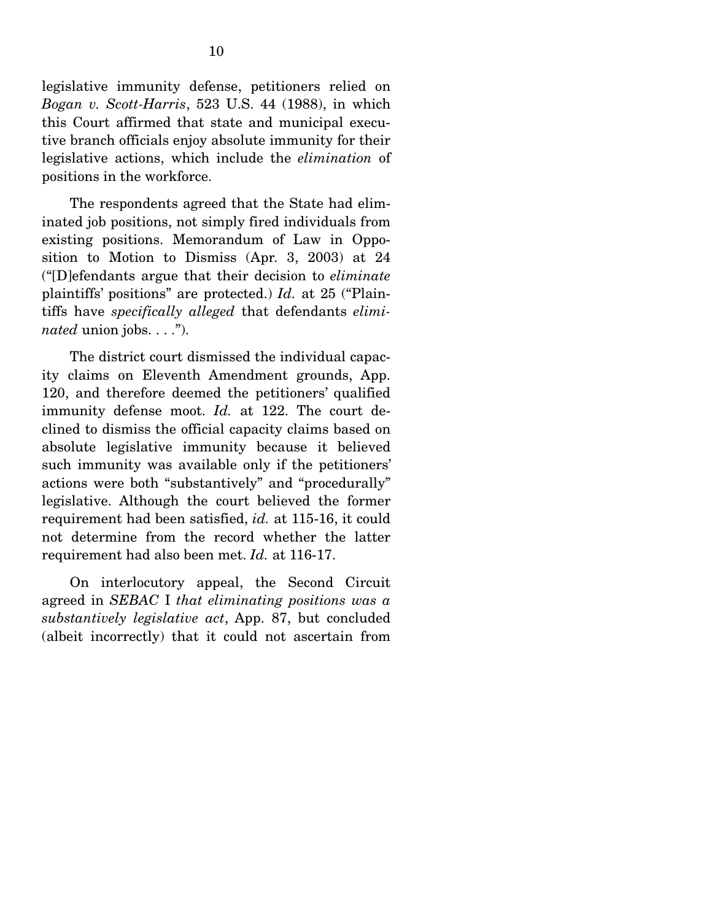legislative immunity defense, petitioners relied on *Bogan v. Scott-Harris*, 523 U.S. 44 (1988), in which this Court affirmed that state and municipal executive branch officials enjoy absolute immunity for their legislative actions, which include the *elimination* of positions in the workforce.

The respondents agreed that the State had eliminated job positions, not simply fired individuals from existing positions. Memorandum of Law in Opposition to Motion to Dismiss (Apr. 3, 2003) at 24 ("[D]efendants argue that their decision to *eliminate* plaintiffs' positions" are protected.) *Id.* at 25 ("Plaintiffs have *specifically alleged* that defendants *eliminated* union jobs. . . .").

The district court dismissed the individual capacity claims on Eleventh Amendment grounds, App. 120, and therefore deemed the petitioners' qualified immunity defense moot. *Id.* at 122. The court declined to dismiss the official capacity claims based on absolute legislative immunity because it believed such immunity was available only if the petitioners' actions were both "substantively" and "procedurally" legislative. Although the court believed the former requirement had been satisfied, *id.* at 115-16, it could not determine from the record whether the latter requirement had also been met. *Id.* at 116-17.

On interlocutory appeal, the Second Circuit agreed in *SEBAC* I *that eliminating positions was a substantively legislative act*, App. 87, but concluded (albeit incorrectly) that it could not ascertain from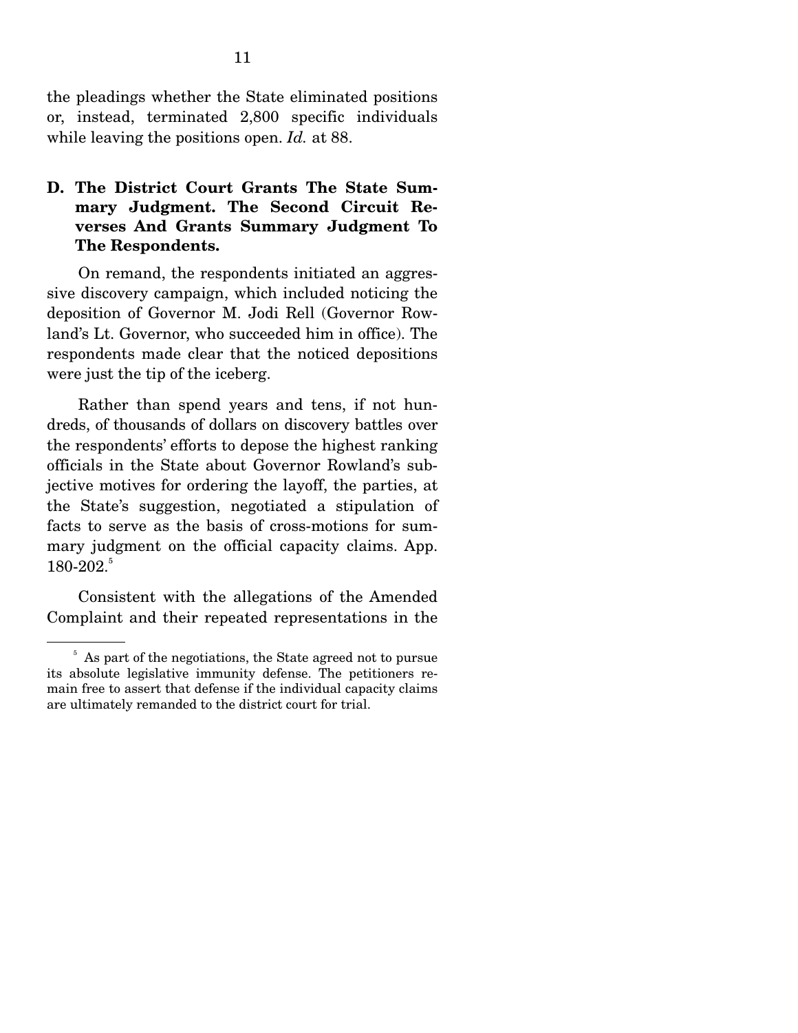the pleadings whether the State eliminated positions or, instead, terminated 2,800 specific individuals while leaving the positions open. *Id.* at 88.

### D. The District Court Grants The State Summary Judgment. The Second Circuit Reverses And Grants Summary Judgment To The Respondents.

On remand, the respondents initiated an aggressive discovery campaign, which included noticing the deposition of Governor M. Jodi Rell (Governor Rowland's Lt. Governor, who succeeded him in office). The respondents made clear that the noticed depositions were just the tip of the iceberg.

Rather than spend years and tens, if not hundreds, of thousands of dollars on discovery battles over the respondents' efforts to depose the highest ranking officials in the State about Governor Rowland's subjective motives for ordering the layoff, the parties, at the State's suggestion, negotiated a stipulation of facts to serve as the basis of cross-motions for summary judgment on the official capacity claims. App. 180-202.[5]

Consistent with the allegations of the Amended Complaint and their repeated representations in the

---

[5] As part of the negotiations, the State agreed not to pursue its absolute legislative immunity defense. The petitioners remain free to assert that defense if the individual capacity claims are ultimately remanded to the district court for trial.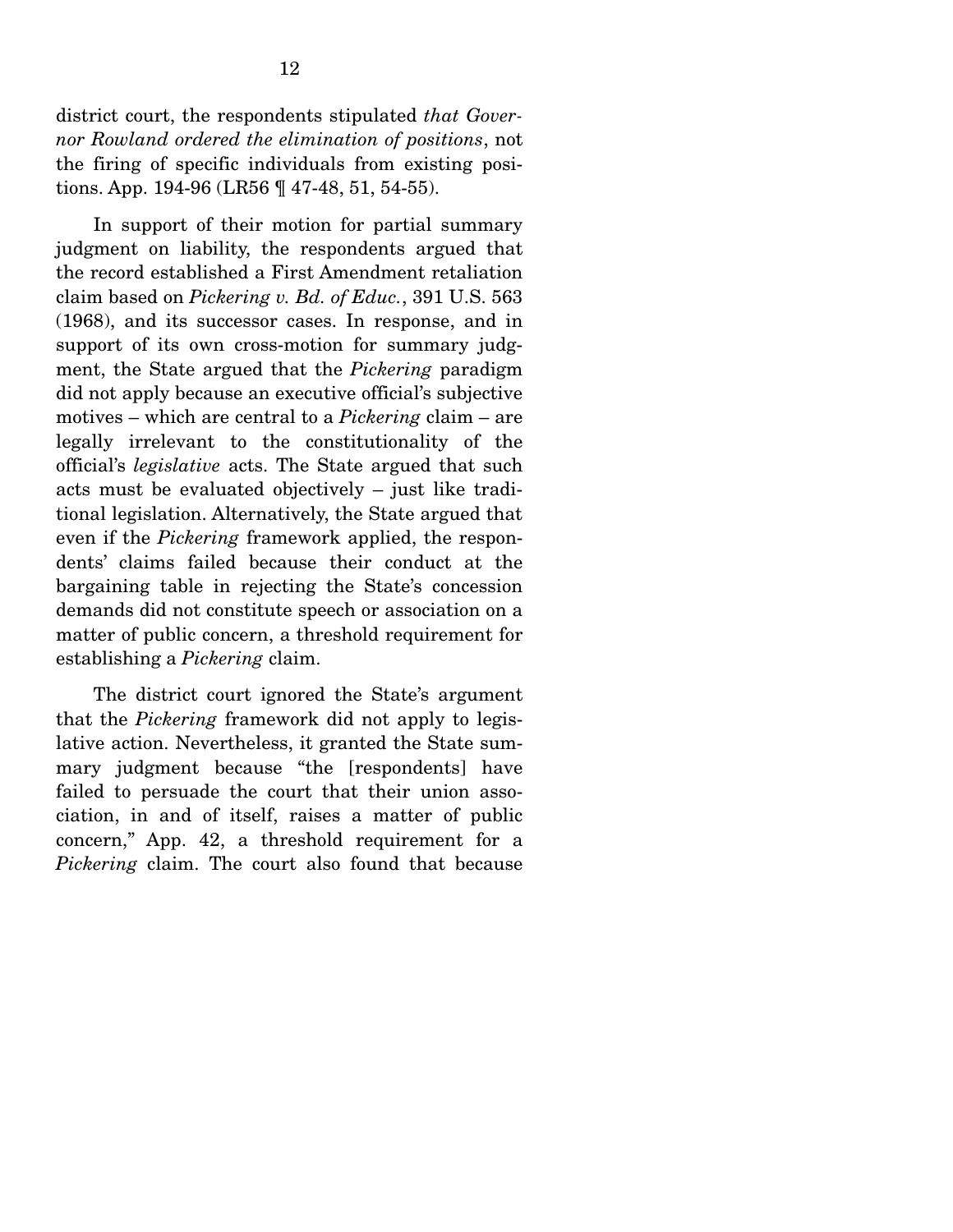district court, the respondents stipulated *that Governor Rowland ordered the elimination of positions*, not the firing of specific individuals from existing positions. App. 194-96 (LR56 ¶ 47-48, 51, 54-55).

In support of their motion for partial summary judgment on liability, the respondents argued that the record established a First Amendment retaliation claim based on *Pickering v. Bd. of Educ.*, 391 U.S. 563 (1968), and its successor cases. In response, and in support of its own cross-motion for summary judgment, the State argued that the *Pickering* paradigm did not apply because an executive official's subjective motives – which are central to a *Pickering* claim – are legally irrelevant to the constitutionality of the official's *legislative* acts. The State argued that such acts must be evaluated objectively – just like traditional legislation. Alternatively, the State argued that even if the *Pickering* framework applied, the respondents' claims failed because their conduct at the bargaining table in rejecting the State's concession demands did not constitute speech or association on a matter of public concern, a threshold requirement for establishing a *Pickering* claim.

The district court ignored the State's argument that the *Pickering* framework did not apply to legislative action. Nevertheless, it granted the State summary judgment because "the [respondents] have failed to persuade the court that their union association, in and of itself, raises a matter of public concern," App. 42, a threshold requirement for a *Pickering* claim. The court also found that because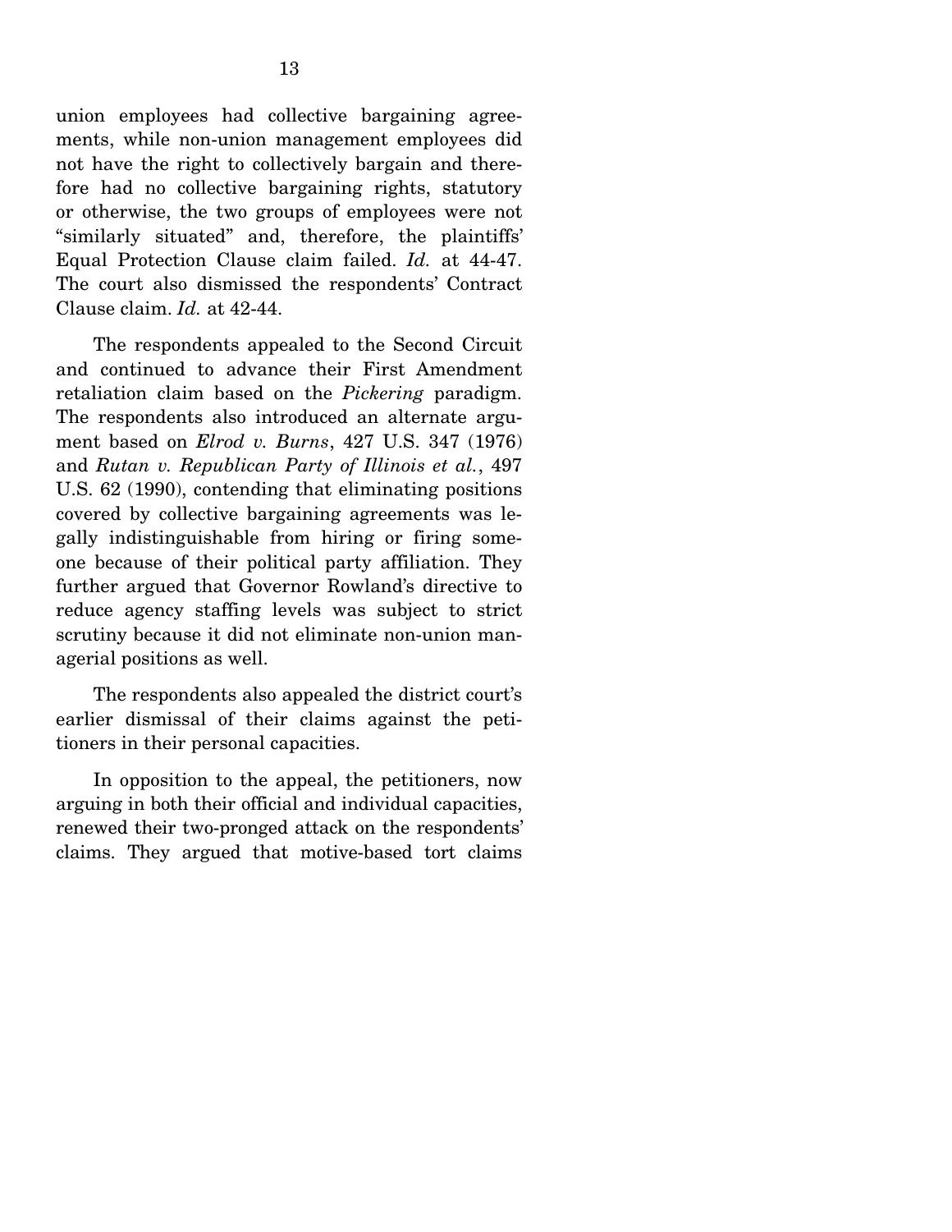union employees had collective bargaining agreements, while non-union management employees did not have the right to collectively bargain and therefore had no collective bargaining rights, statutory or otherwise, the two groups of employees were not "similarly situated" and, therefore, the plaintiffs' Equal Protection Clause claim failed. *Id.* at 44-47. The court also dismissed the respondents' Contract Clause claim. *Id.* at 42-44.

The respondents appealed to the Second Circuit and continued to advance their First Amendment retaliation claim based on the *Pickering* paradigm. The respondents also introduced an alternate argument based on *Elrod v. Burns*, 427 U.S. 347 (1976) and *Rutan v. Republican Party of Illinois et al.*, 497 U.S. 62 (1990), contending that eliminating positions covered by collective bargaining agreements was legally indistinguishable from hiring or firing someone because of their political party affiliation. They further argued that Governor Rowland's directive to reduce agency staffing levels was subject to strict scrutiny because it did not eliminate non-union managerial positions as well.

The respondents also appealed the district court's earlier dismissal of their claims against the petitioners in their personal capacities.

In opposition to the appeal, the petitioners, now arguing in both their official and individual capacities, renewed their two-pronged attack on the respondents' claims. They argued that motive-based tort claims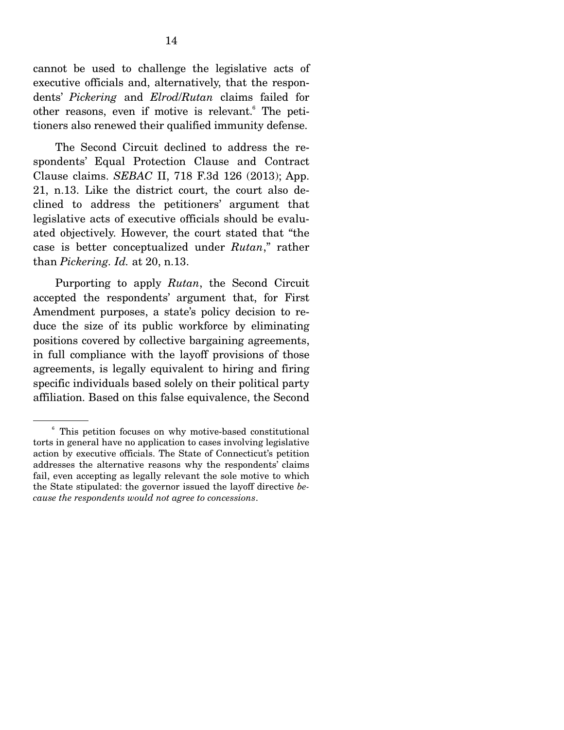cannot be used to challenge the legislative acts of executive officials and, alternatively, that the respondents' *Pickering* and *Elrod/Rutan* claims failed for other reasons, even if motive is relevant.[6] The petitioners also renewed their qualified immunity defense.

The Second Circuit declined to address the respondents' Equal Protection Clause and Contract Clause claims. *SEBAC* II, 718 F.3d 126 (2013); App. 21, n.13. Like the district court, the court also declined to address the petitioners' argument that legislative acts of executive officials should be evaluated objectively. However, the court stated that "the case is better conceptualized under *Rutan*," rather than *Pickering*. *Id.* at 20, n.13.

Purporting to apply *Rutan*, the Second Circuit accepted the respondents' argument that, for First Amendment purposes, a state's policy decision to reduce the size of its public workforce by eliminating positions covered by collective bargaining agreements, in full compliance with the layoff provisions of those agreements, is legally equivalent to hiring and firing specific individuals based solely on their political party affiliation. Based on this false equivalence, the Second

---

[6] This petition focuses on why motive-based constitutional torts in general have no application to cases involving legislative action by executive officials. The State of Connecticut's petition addresses the alternative reasons why the respondents' claims fail, even accepting as legally relevant the sole motive to which the State stipulated: the governor issued the layoff directive *because the respondents would not agree to concessions*.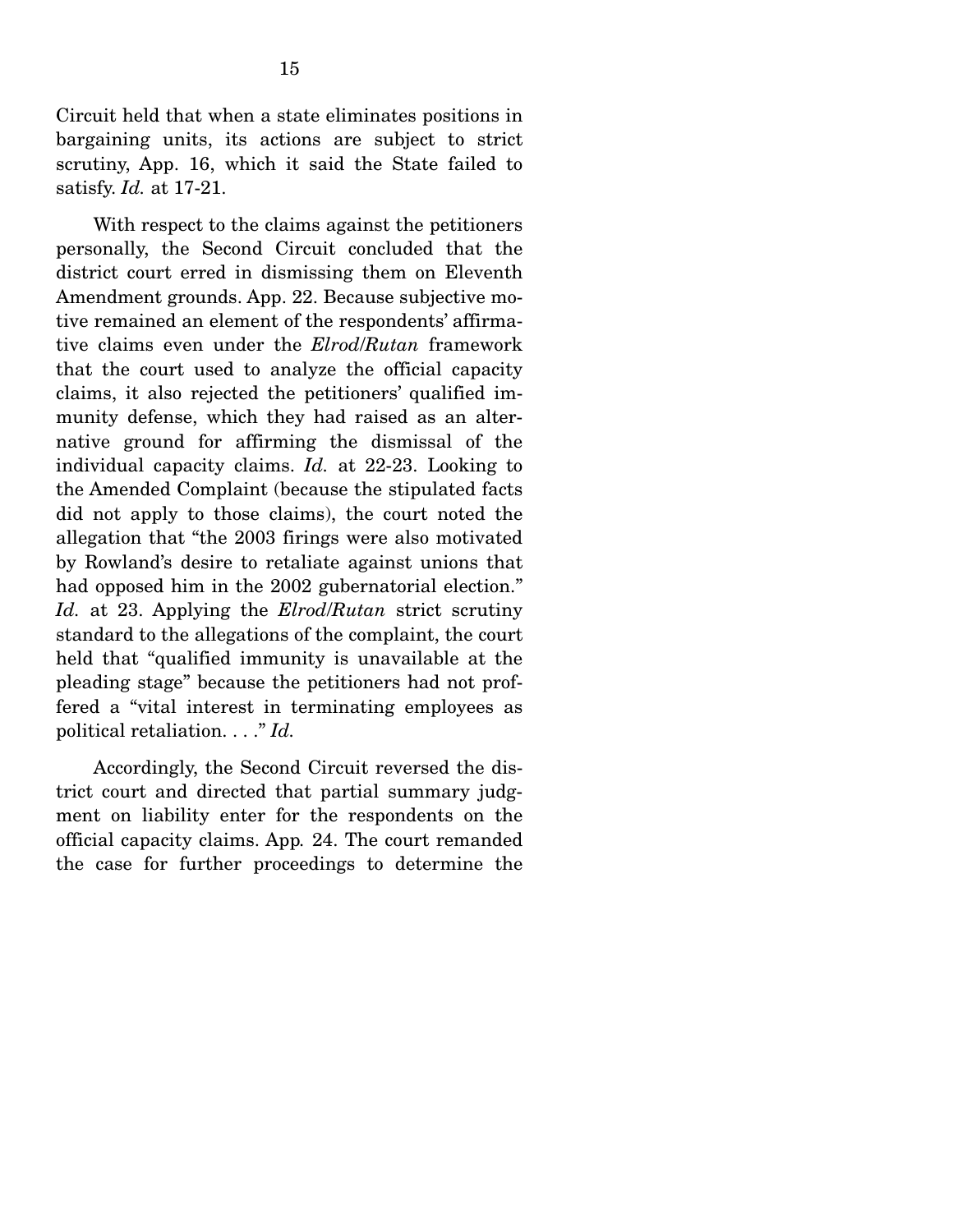Circuit held that when a state eliminates positions in bargaining units, its actions are subject to strict scrutiny, App. 16, which it said the State failed to satisfy. *Id.* at 17-21.

With respect to the claims against the petitioners personally, the Second Circuit concluded that the district court erred in dismissing them on Eleventh Amendment grounds. App. 22. Because subjective motive remained an element of the respondents' affirmative claims even under the *Elrod/Rutan* framework that the court used to analyze the official capacity claims, it also rejected the petitioners' qualified immunity defense, which they had raised as an alternative ground for affirming the dismissal of the individual capacity claims. *Id.* at 22-23. Looking to the Amended Complaint (because the stipulated facts did not apply to those claims), the court noted the allegation that "the 2003 firings were also motivated by Rowland's desire to retaliate against unions that had opposed him in the 2002 gubernatorial election." *Id.* at 23. Applying the *Elrod/Rutan* strict scrutiny standard to the allegations of the complaint, the court held that "qualified immunity is unavailable at the pleading stage" because the petitioners had not proffered a "vital interest in terminating employees as political retaliation. . . ." *Id.*

Accordingly, the Second Circuit reversed the district court and directed that partial summary judgment on liability enter for the respondents on the official capacity claims. App. 24. The court remanded the case for further proceedings to determine the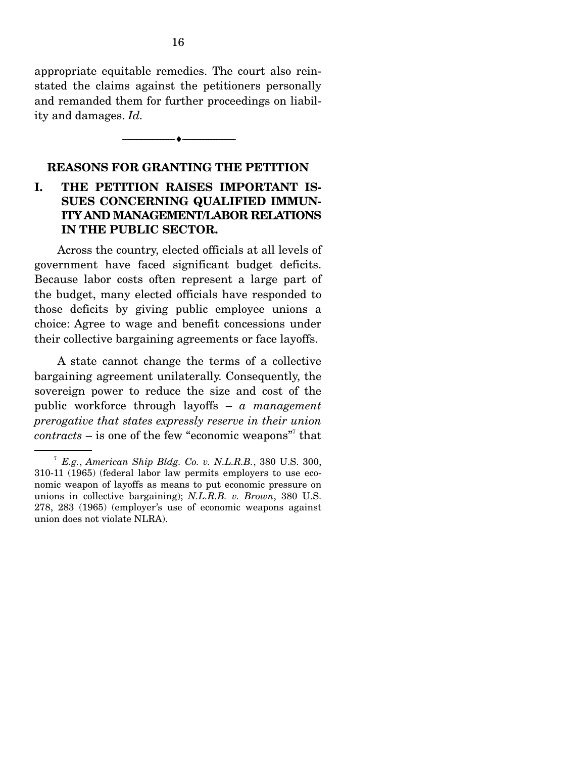appropriate equitable remedies. The court also reinstated the claims against the petitioners personally and remanded them for further proceedings on liability and damages. *Id.*

---

## REASONS FOR GRANTING THE PETITION

### I. THE PETITION RAISES IMPORTANT ISSUES CONCERNING QUALIFIED IMMUNITY AND MANAGEMENT/LABOR RELATIONS IN THE PUBLIC SECTOR.

Across the country, elected officials at all levels of government have faced significant budget deficits. Because labor costs often represent a large part of the budget, many elected officials have responded to those deficits by giving public employee unions a choice: Agree to wage and benefit concessions under their collective bargaining agreements or face layoffs.

A state cannot change the terms of a collective bargaining agreement unilaterally. Consequently, the sovereign power to reduce the size and cost of the public workforce through layoffs – *a management prerogative that states expressly reserve in their union contracts* – is one of the few "economic weapons"[7] that

---

[7] *E.g.*, *American Ship Bldg. Co. v. N.L.R.B.*, 380 U.S. 300, 310-11 (1965) (federal labor law permits employers to use economic weapon of layoffs as means to put economic pressure on unions in collective bargaining); *N.L.R.B. v. Brown*, 380 U.S. 278, 283 (1965) (employer's use of economic weapons against union does not violate NLRA).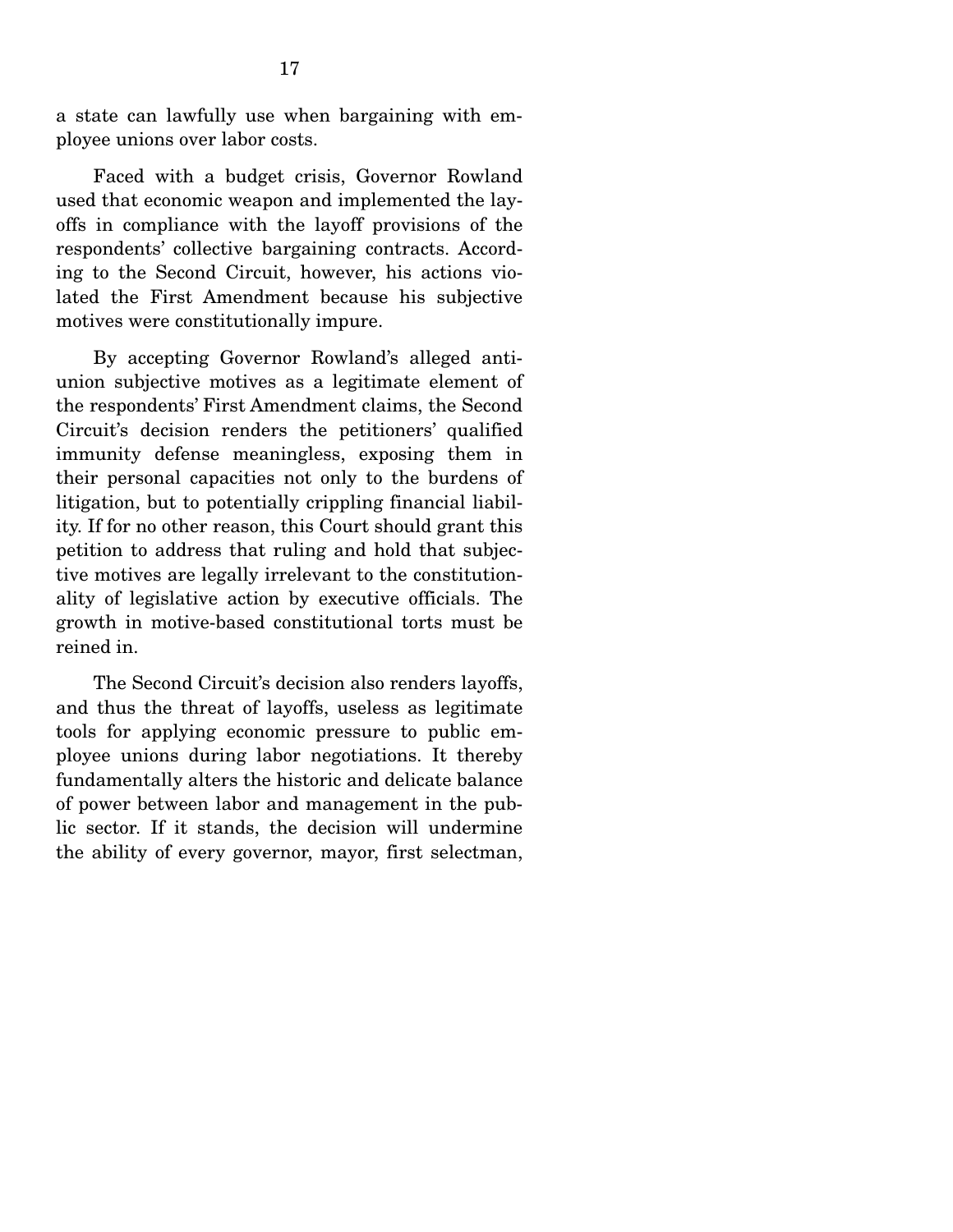a state can lawfully use when bargaining with employee unions over labor costs.

Faced with a budget crisis, Governor Rowland used that economic weapon and implemented the layoffs in compliance with the layoff provisions of the respondents' collective bargaining contracts. According to the Second Circuit, however, his actions violated the First Amendment because his subjective motives were constitutionally impure.

By accepting Governor Rowland's alleged anti-union subjective motives as a legitimate element of the respondents' First Amendment claims, the Second Circuit's decision renders the petitioners' qualified immunity defense meaningless, exposing them in their personal capacities not only to the burdens of litigation, but to potentially crippling financial liability. If for no other reason, this Court should grant this petition to address that ruling and hold that subjective motives are legally irrelevant to the constitutionality of legislative action by executive officials. The growth in motive-based constitutional torts must be reined in.

The Second Circuit's decision also renders layoffs, and thus the threat of layoffs, useless as legitimate tools for applying economic pressure to public employee unions during labor negotiations. It thereby fundamentally alters the historic and delicate balance of power between labor and management in the public sector. If it stands, the decision will undermine the ability of every governor, mayor, first selectman,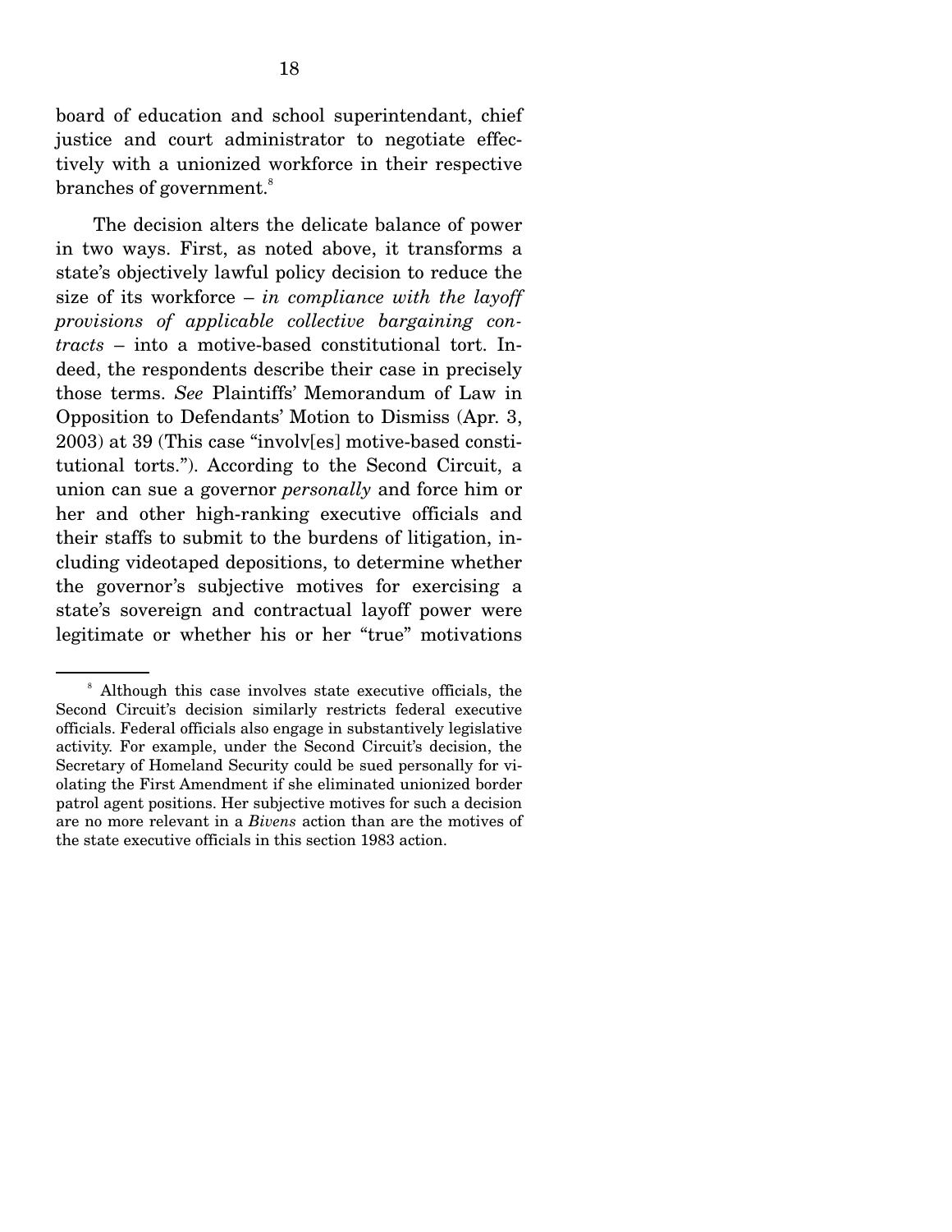board of education and school superintendant, chief justice and court administrator to negotiate effectively with a unionized workforce in their respective branches of government.[8]

The decision alters the delicate balance of power in two ways. First, as noted above, it transforms a state's objectively lawful policy decision to reduce the size of its workforce – *in compliance with the layoff provisions of applicable collective bargaining contracts* – into a motive-based constitutional tort. Indeed, the respondents describe their case in precisely those terms. *See* Plaintiffs' Memorandum of Law in Opposition to Defendants' Motion to Dismiss (Apr. 3, 2003) at 39 (This case "involv[es] motive-based constitutional torts."). According to the Second Circuit, a union can sue a governor *personally* and force him or her and other high-ranking executive officials and their staffs to submit to the burdens of litigation, including videotaped depositions, to determine whether the governor's subjective motives for exercising a state's sovereign and contractual layoff power were legitimate or whether his or her "true" motivations

[8] Although this case involves state executive officials, the Second Circuit's decision similarly restricts federal executive officials. Federal officials also engage in substantively legislative activity. For example, under the Second Circuit's decision, the Secretary of Homeland Security could be sued personally for violating the First Amendment if she eliminated unionized border patrol agent positions. Her subjective motives for such a decision are no more relevant in a *Bivens* action than are the motives of the state executive officials in this section 1983 action.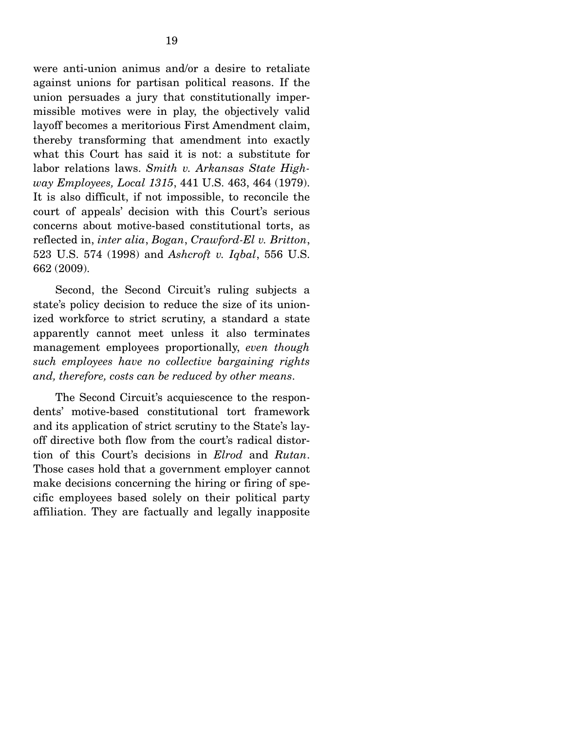were anti-union animus and/or a desire to retaliate against unions for partisan political reasons. If the union persuades a jury that constitutionally impermissible motives were in play, the objectively valid layoff becomes a meritorious First Amendment claim, thereby transforming that amendment into exactly what this Court has said it is not: a substitute for labor relations laws. *Smith v. Arkansas State Highway Employees, Local 1315*, 441 U.S. 463, 464 (1979). It is also difficult, if not impossible, to reconcile the court of appeals' decision with this Court's serious concerns about motive-based constitutional torts, as reflected in, *inter alia*, *Bogan*, *Crawford-El v. Britton*, 523 U.S. 574 (1998) and *Ashcroft v. Iqbal*, 556 U.S. 662 (2009).

Second, the Second Circuit's ruling subjects a state's policy decision to reduce the size of its unionized workforce to strict scrutiny, a standard a state apparently cannot meet unless it also terminates management employees proportionally, *even though such employees have no collective bargaining rights and, therefore, costs can be reduced by other means*.

The Second Circuit's acquiescence to the respondents' motive-based constitutional tort framework and its application of strict scrutiny to the State's layoff directive both flow from the court's radical distortion of this Court's decisions in *Elrod* and *Rutan*. Those cases hold that a government employer cannot make decisions concerning the hiring or firing of specific employees based solely on their political party affiliation. They are factually and legally inapposite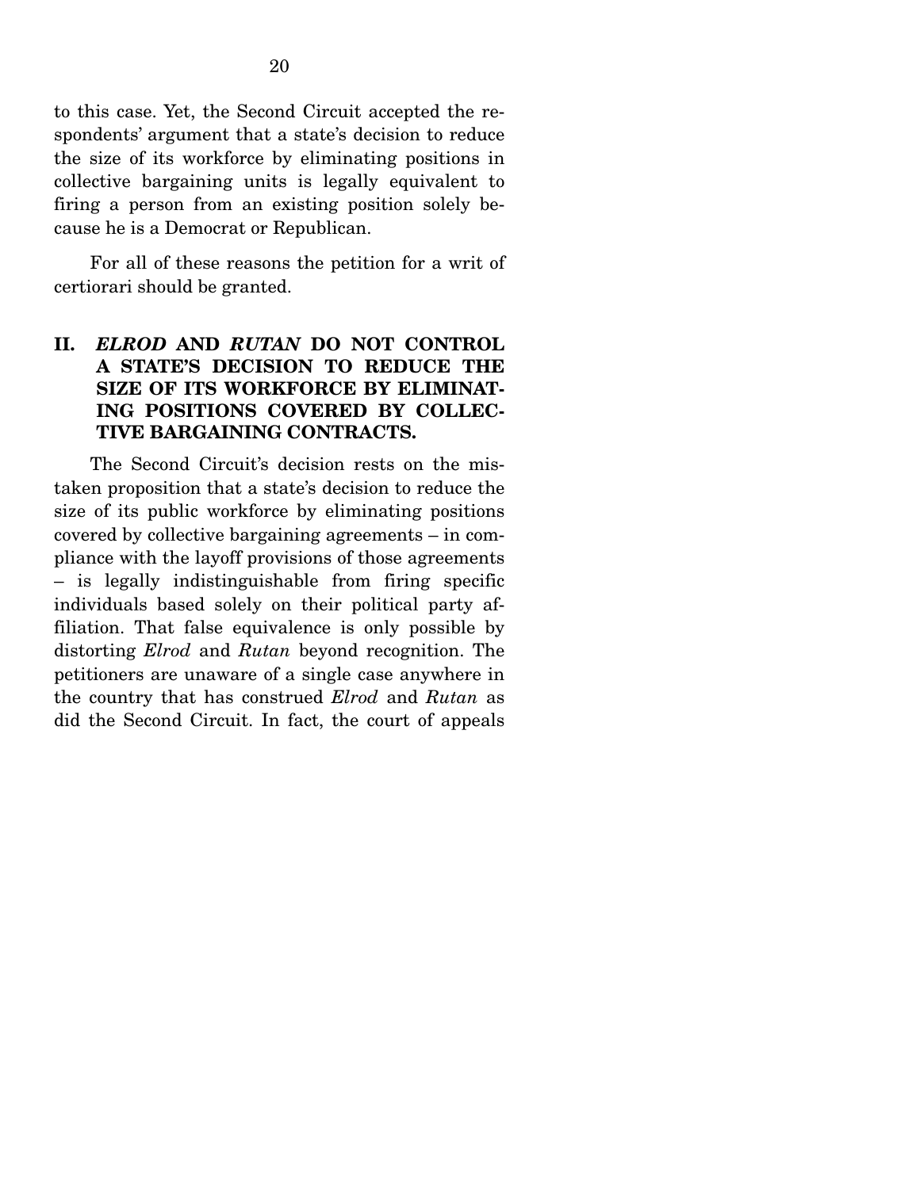to this case. Yet, the Second Circuit accepted the respondents' argument that a state's decision to reduce the size of its workforce by eliminating positions in collective bargaining units is legally equivalent to firing a person from an existing position solely because he is a Democrat or Republican.

For all of these reasons the petition for a writ of certiorari should be granted.

## II. *ELROD* AND *RUTAN* DO NOT CONTROL A STATE'S DECISION TO REDUCE THE SIZE OF ITS WORKFORCE BY ELIMINATING POSITIONS COVERED BY COLLECTIVE BARGAINING CONTRACTS.

The Second Circuit's decision rests on the mistaken proposition that a state's decision to reduce the size of its public workforce by eliminating positions covered by collective bargaining agreements – in compliance with the layoff provisions of those agreements – is legally indistinguishable from firing specific individuals based solely on their political party affiliation. That false equivalence is only possible by distorting *Elrod* and *Rutan* beyond recognition. The petitioners are unaware of a single case anywhere in the country that has construed *Elrod* and *Rutan* as did the Second Circuit. In fact, the court of appeals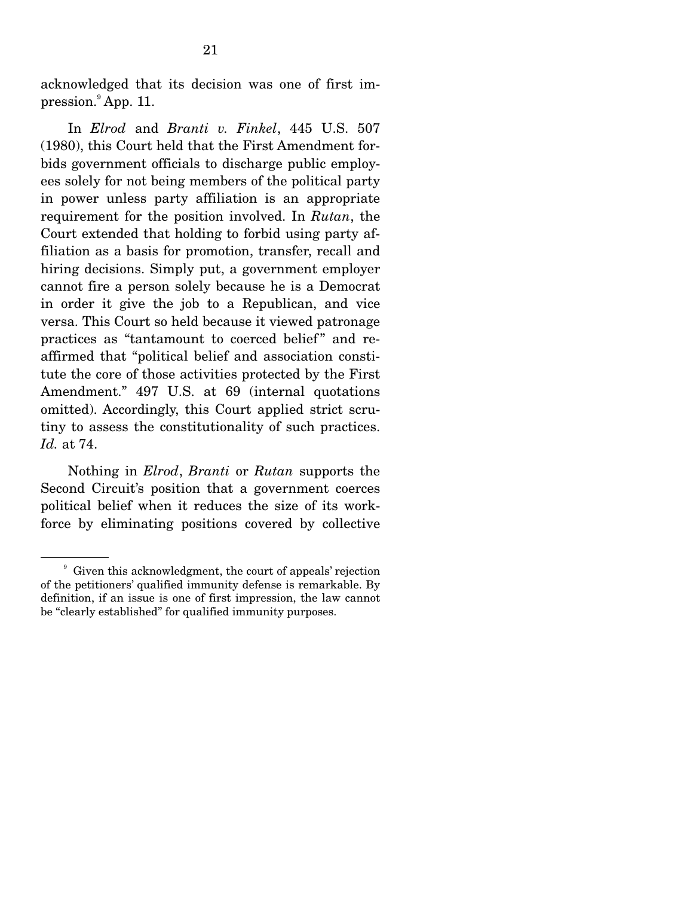acknowledged that its decision was one of first impression.[9] App. 11.

In *Elrod* and *Branti v. Finkel*, 445 U.S. 507 (1980), this Court held that the First Amendment forbids government officials to discharge public employees solely for not being members of the political party in power unless party affiliation is an appropriate requirement for the position involved. In *Rutan*, the Court extended that holding to forbid using party affiliation as a basis for promotion, transfer, recall and hiring decisions. Simply put, a government employer cannot fire a person solely because he is a Democrat in order it give the job to a Republican, and vice versa. This Court so held because it viewed patronage practices as "tantamount to coerced belief" and reaffirmed that "political belief and association constitute the core of those activities protected by the First Amendment." 497 U.S. at 69 (internal quotations omitted). Accordingly, this Court applied strict scrutiny to assess the constitutionality of such practices. *Id.* at 74.

Nothing in *Elrod*, *Branti* or *Rutan* supports the Second Circuit's position that a government coerces political belief when it reduces the size of its workforce by eliminating positions covered by collective

---

[9] Given this acknowledgment, the court of appeals' rejection of the petitioners' qualified immunity defense is remarkable. By definition, if an issue is one of first impression, the law cannot be "clearly established" for qualified immunity purposes.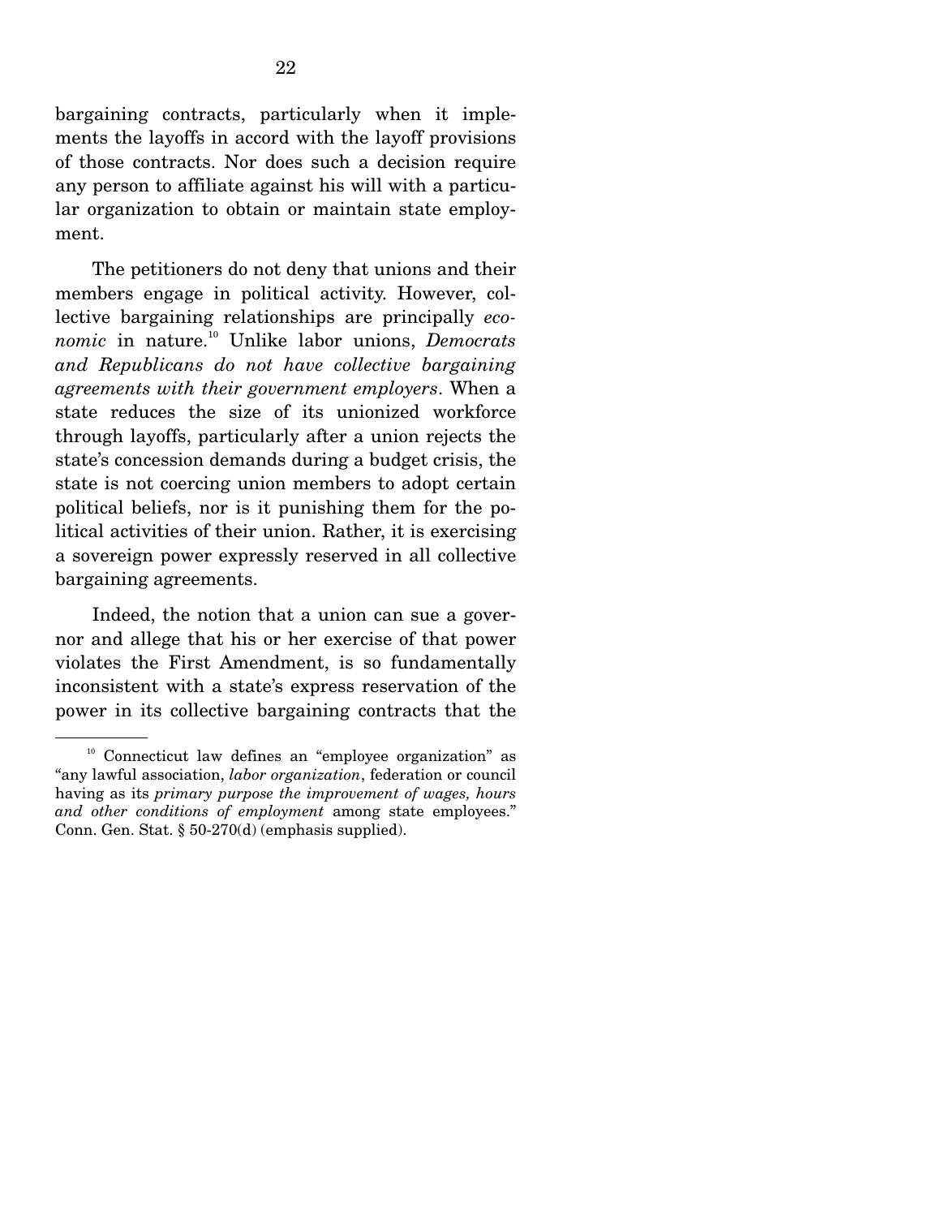bargaining contracts, particularly when it implements the layoffs in accord with the layoff provisions of those contracts. Nor does such a decision require any person to affiliate against his will with a particular organization to obtain or maintain state employment.

The petitioners do not deny that unions and their members engage in political activity. However, collective bargaining relationships are principally *economic* in nature.[10] Unlike labor unions, *Democrats and Republicans do not have collective bargaining agreements with their government employers*. When a state reduces the size of its unionized workforce through layoffs, particularly after a union rejects the state's concession demands during a budget crisis, the state is not coercing union members to adopt certain political beliefs, nor is it punishing them for the political activities of their union. Rather, it is exercising a sovereign power expressly reserved in all collective bargaining agreements.

Indeed, the notion that a union can sue a governor and allege that his or her exercise of that power violates the First Amendment, is so fundamentally inconsistent with a state's express reservation of the power in its collective bargaining contracts that the

---

[10] Connecticut law defines an "employee organization" as "any lawful association, *labor organization*, federation or council having as its *primary purpose the improvement of wages, hours and other conditions of employment* among state employees." Conn. Gen. Stat. § 50-270(d) (emphasis supplied).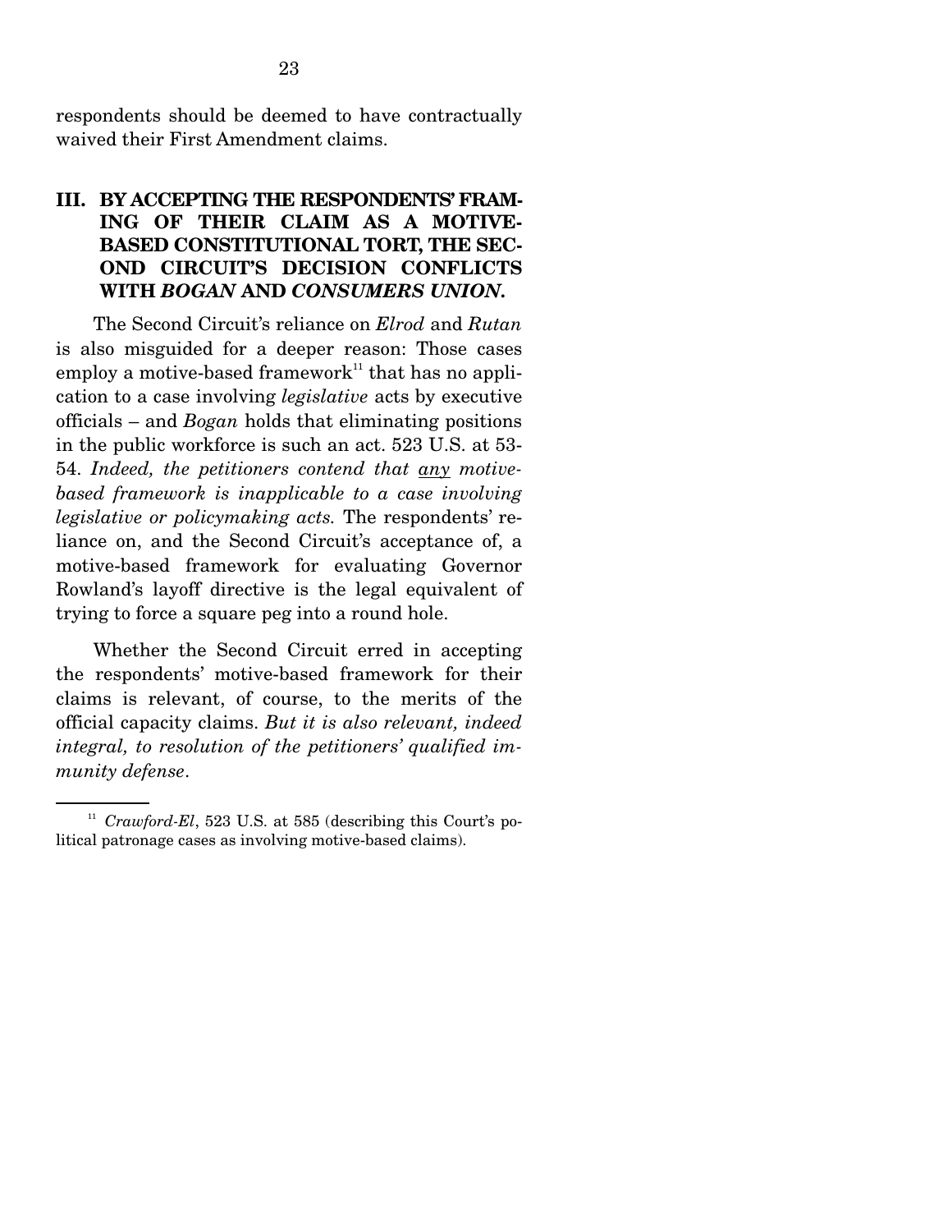respondents should be deemed to have contractually waived their First Amendment claims.

## III. BY ACCEPTING THE RESPONDENTS' FRAMING OF THEIR CLAIM AS A MOTIVE-BASED CONSTITUTIONAL TORT, THE SECOND CIRCUIT'S DECISION CONFLICTS WITH *BOGAN* AND *CONSUMERS UNION*.

The Second Circuit's reliance on *Elrod* and *Rutan* is also misguided for a deeper reason: Those cases employ a motive-based framework[11] that has no application to a case involving *legislative* acts by executive officials – and *Bogan* holds that eliminating positions in the public workforce is such an act. 523 U.S. at 53-54. *Indeed, the petitioners contend that any motive-based framework is inapplicable to a case involving legislative or policymaking acts.* The respondents' reliance on, and the Second Circuit's acceptance of, a motive-based framework for evaluating Governor Rowland's layoff directive is the legal equivalent of trying to force a square peg into a round hole.

Whether the Second Circuit erred in accepting the respondents' motive-based framework for their claims is relevant, of course, to the merits of the official capacity claims. *But it is also relevant, indeed integral, to resolution of the petitioners' qualified immunity defense*.

[11] *Crawford-El*, 523 U.S. at 585 (describing this Court's political patronage cases as involving motive-based claims).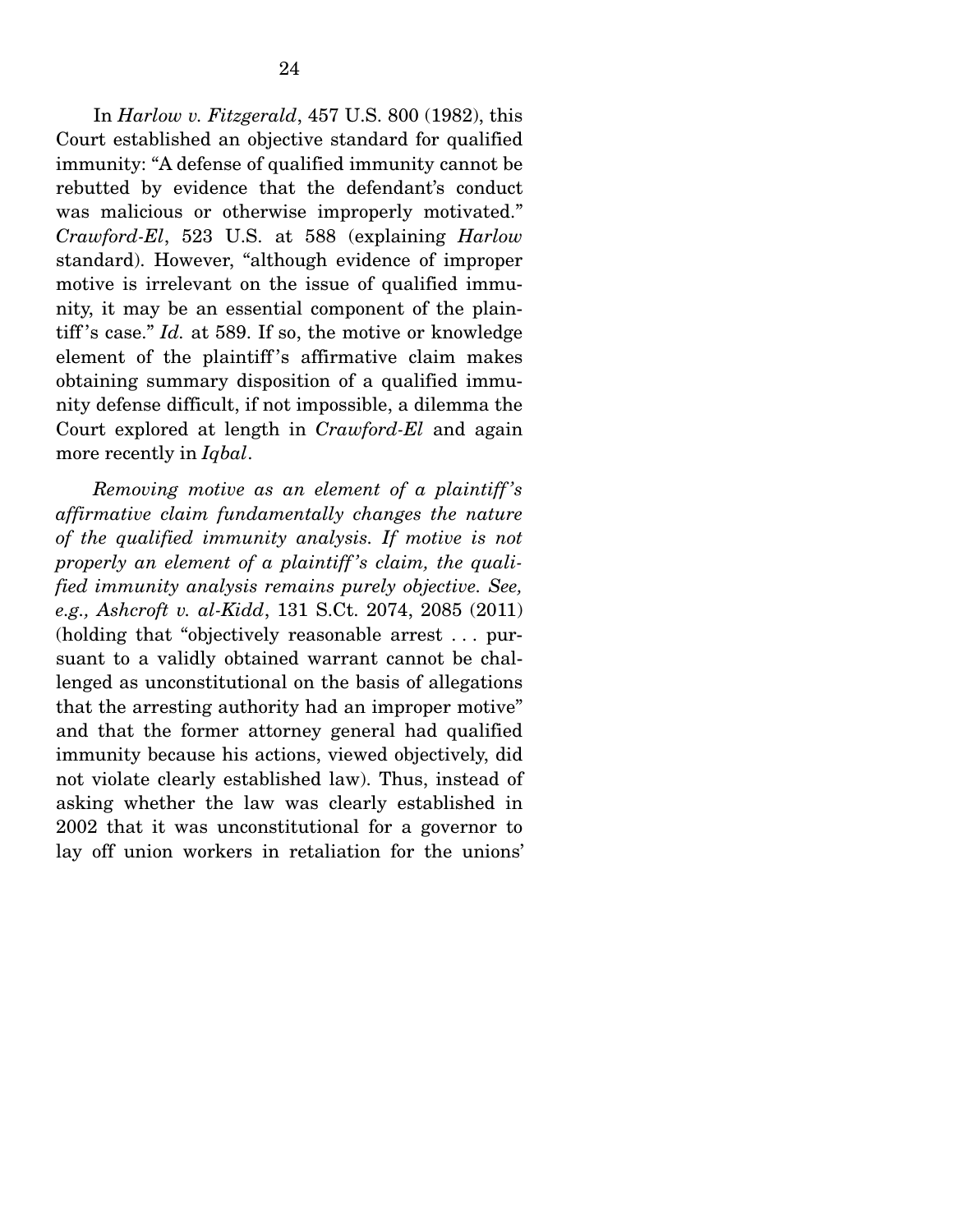In *Harlow v. Fitzgerald*, 457 U.S. 800 (1982), this Court established an objective standard for qualified immunity: "A defense of qualified immunity cannot be rebutted by evidence that the defendant's conduct was malicious or otherwise improperly motivated." *Crawford-El*, 523 U.S. at 588 (explaining *Harlow* standard). However, "although evidence of improper motive is irrelevant on the issue of qualified immunity, it may be an essential component of the plaintiff's case." *Id.* at 589. If so, the motive or knowledge element of the plaintiff's affirmative claim makes obtaining summary disposition of a qualified immunity defense difficult, if not impossible, a dilemma the Court explored at length in *Crawford-El* and again more recently in *Iqbal*.

*Removing motive as an element of a plaintiff's affirmative claim fundamentally changes the nature of the qualified immunity analysis. If motive is not properly an element of a plaintiff's claim, the qualified immunity analysis remains purely objective. See, e.g., Ashcroft v. al-Kidd*, 131 S.Ct. 2074, 2085 (2011) (holding that "objectively reasonable arrest . . . pursuant to a validly obtained warrant cannot be challenged as unconstitutional on the basis of allegations that the arresting authority had an improper motive" and that the former attorney general had qualified immunity because his actions, viewed objectively, did not violate clearly established law). Thus, instead of asking whether the law was clearly established in 2002 that it was unconstitutional for a governor to lay off union workers in retaliation for the unions'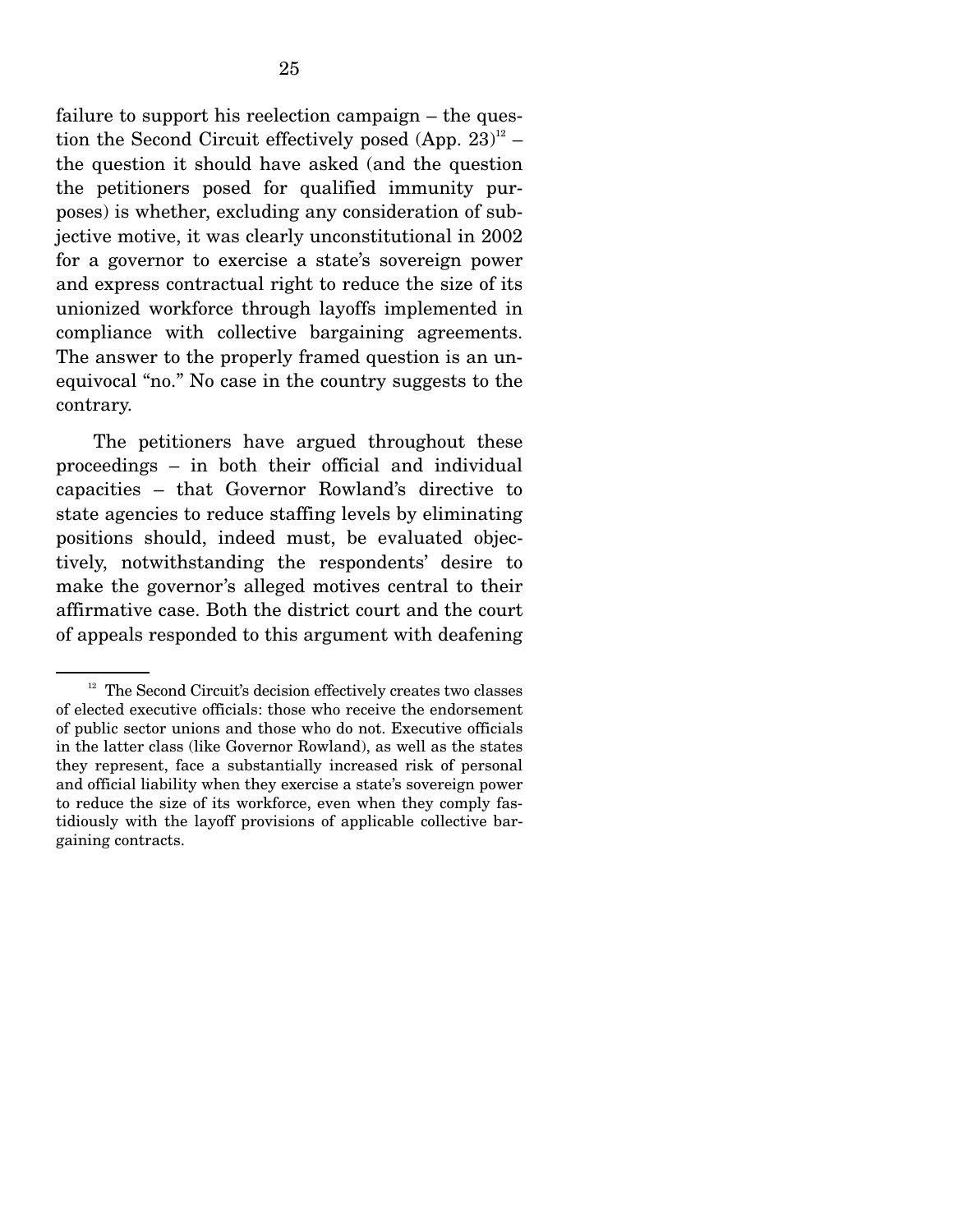failure to support his reelection campaign – the question the Second Circuit effectively posed (App. 23)[12] – the question it should have asked (and the question the petitioners posed for qualified immunity purposes) is whether, excluding any consideration of subjective motive, it was clearly unconstitutional in 2002 for a governor to exercise a state's sovereign power and express contractual right to reduce the size of its unionized workforce through layoffs implemented in compliance with collective bargaining agreements. The answer to the properly framed question is an unequivocal "no." No case in the country suggests to the contrary.

The petitioners have argued throughout these proceedings – in both their official and individual capacities – that Governor Rowland's directive to state agencies to reduce staffing levels by eliminating positions should, indeed must, be evaluated objectively, notwithstanding the respondents' desire to make the governor's alleged motives central to their affirmative case. Both the district court and the court of appeals responded to this argument with deafening

---

[12] The Second Circuit's decision effectively creates two classes of elected executive officials: those who receive the endorsement of public sector unions and those who do not. Executive officials in the latter class (like Governor Rowland), as well as the states they represent, face a substantially increased risk of personal and official liability when they exercise a state's sovereign power to reduce the size of its workforce, even when they comply fastidiously with the layoff provisions of applicable collective bargaining contracts.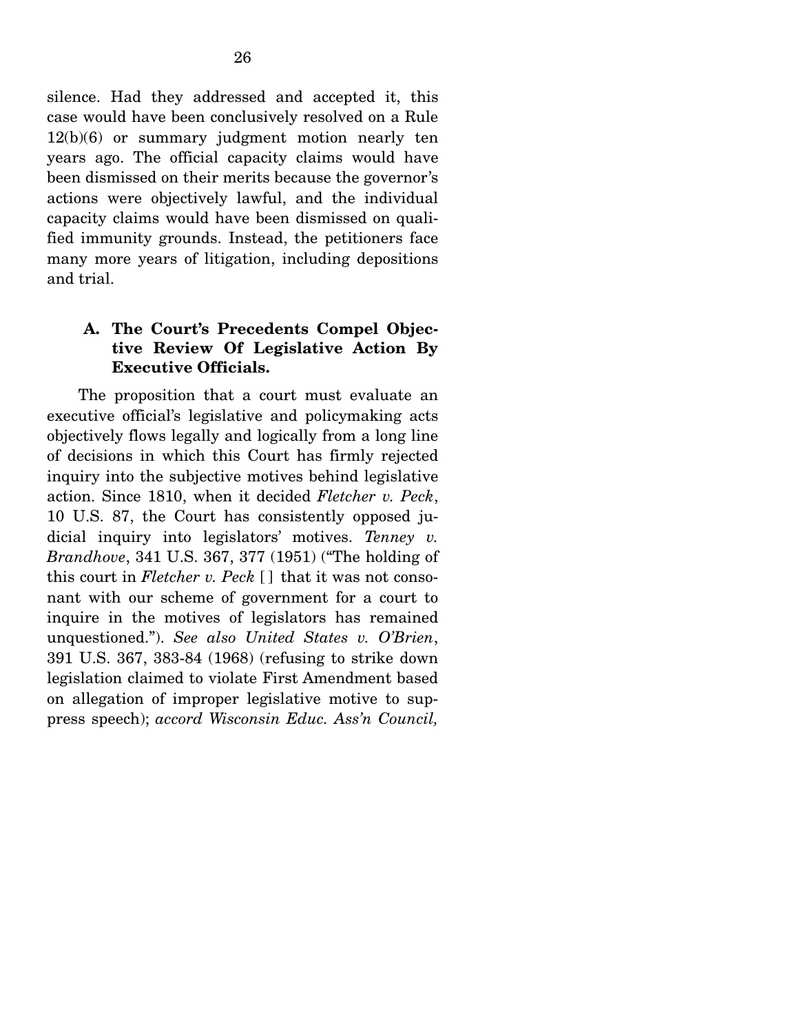silence. Had they addressed and accepted it, this case would have been conclusively resolved on a Rule 12(b)(6) or summary judgment motion nearly ten years ago. The official capacity claims would have been dismissed on their merits because the governor's actions were objectively lawful, and the individual capacity claims would have been dismissed on qualified immunity grounds. Instead, the petitioners face many more years of litigation, including depositions and trial.

### A. The Court's Precedents Compel Objective Review Of Legislative Action By Executive Officials.

The proposition that a court must evaluate an executive official's legislative and policymaking acts objectively flows legally and logically from a long line of decisions in which this Court has firmly rejected inquiry into the subjective motives behind legislative action. Since 1810, when it decided *Fletcher v. Peck*, 10 U.S. 87, the Court has consistently opposed judicial inquiry into legislators' motives. *Tenney v. Brandhove*, 341 U.S. 367, 377 (1951) ("The holding of this court in *Fletcher v. Peck* [ ] that it was not consonant with our scheme of government for a court to inquire in the motives of legislators has remained unquestioned."). *See also United States v. O'Brien*, 391 U.S. 367, 383-84 (1968) (refusing to strike down legislation claimed to violate First Amendment based on allegation of improper legislative motive to suppress speech); *accord Wisconsin Educ. Ass'n Council,*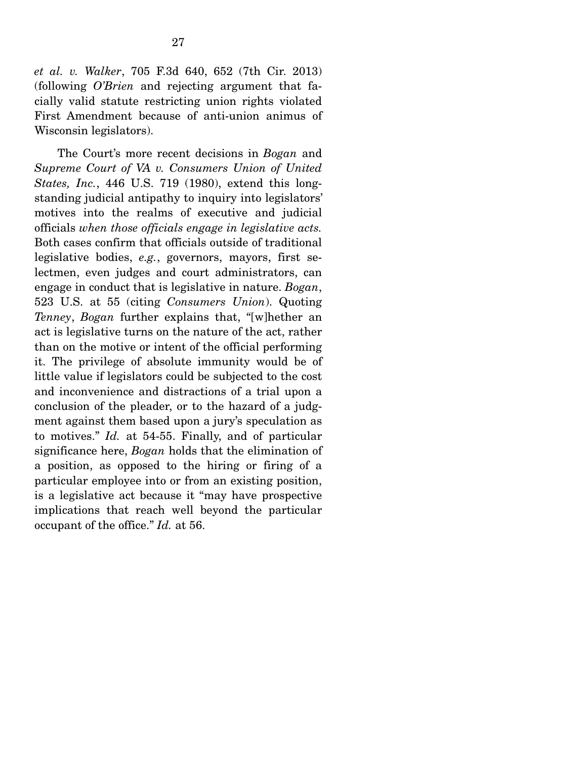*et al. v. Walker*, 705 F.3d 640, 652 (7th Cir. 2013) (following *O'Brien* and rejecting argument that facially valid statute restricting union rights violated First Amendment because of anti-union animus of Wisconsin legislators).

The Court's more recent decisions in *Bogan* and *Supreme Court of VA v. Consumers Union of United States, Inc.*, 446 U.S. 719 (1980), extend this longstanding judicial antipathy to inquiry into legislators' motives into the realms of executive and judicial officials *when those officials engage in legislative acts.* Both cases confirm that officials outside of traditional legislative bodies, *e.g.*, governors, mayors, first selectmen, even judges and court administrators, can engage in conduct that is legislative in nature. *Bogan*, 523 U.S. at 55 (citing *Consumers Union*). Quoting *Tenney*, *Bogan* further explains that, "[w]hether an act is legislative turns on the nature of the act, rather than on the motive or intent of the official performing it. The privilege of absolute immunity would be of little value if legislators could be subjected to the cost and inconvenience and distractions of a trial upon a conclusion of the pleader, or to the hazard of a judgment against them based upon a jury's speculation as to motives." *Id.* at 54-55. Finally, and of particular significance here, *Bogan* holds that the elimination of a position, as opposed to the hiring or firing of a particular employee into or from an existing position, is a legislative act because it "may have prospective implications that reach well beyond the particular occupant of the office." *Id.* at 56.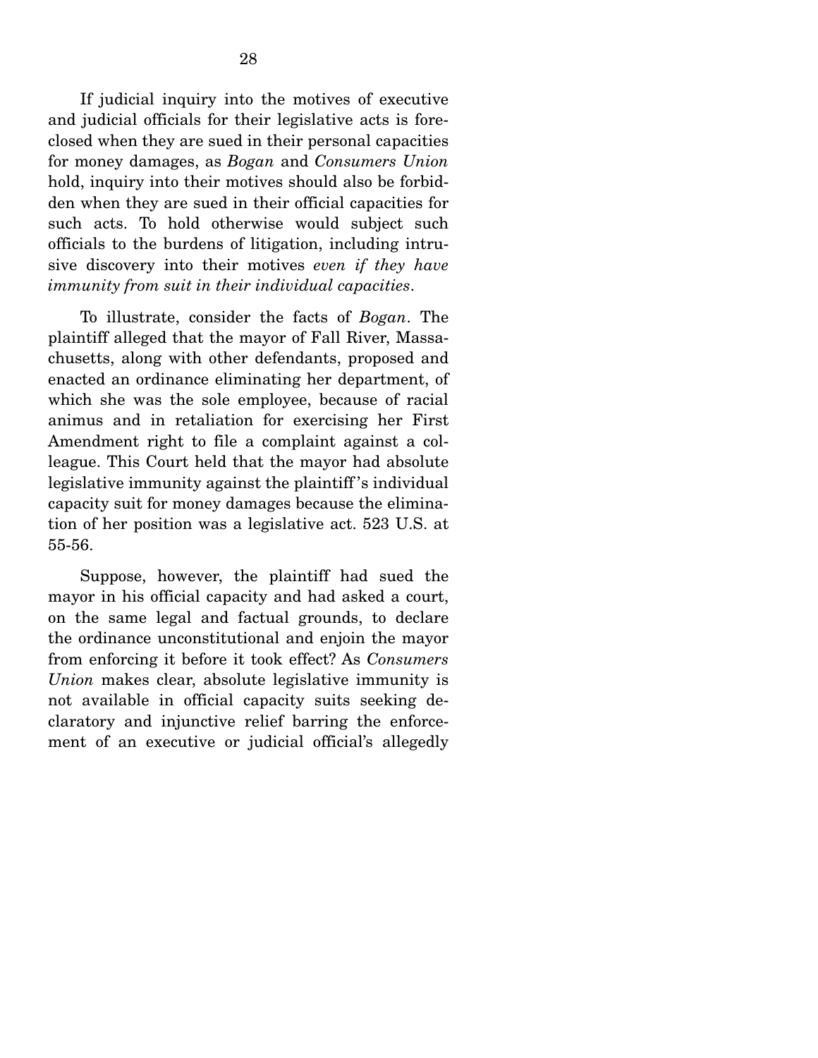If judicial inquiry into the motives of executive and judicial officials for their legislative acts is foreclosed when they are sued in their personal capacities for money damages, as *Bogan* and *Consumers Union* hold, inquiry into their motives should also be forbidden when they are sued in their official capacities for such acts. To hold otherwise would subject such officials to the burdens of litigation, including intrusive discovery into their motives *even if they have immunity from suit in their individual capacities*.

To illustrate, consider the facts of *Bogan*. The plaintiff alleged that the mayor of Fall River, Massachusetts, along with other defendants, proposed and enacted an ordinance eliminating her department, of which she was the sole employee, because of racial animus and in retaliation for exercising her First Amendment right to file a complaint against a colleague. This Court held that the mayor had absolute legislative immunity against the plaintiff's individual capacity suit for money damages because the elimination of her position was a legislative act. 523 U.S. at 55-56.

Suppose, however, the plaintiff had sued the mayor in his official capacity and had asked a court, on the same legal and factual grounds, to declare the ordinance unconstitutional and enjoin the mayor from enforcing it before it took effect? As *Consumers Union* makes clear, absolute legislative immunity is not available in official capacity suits seeking declaratory and injunctive relief barring the enforcement of an executive or judicial official's allegedly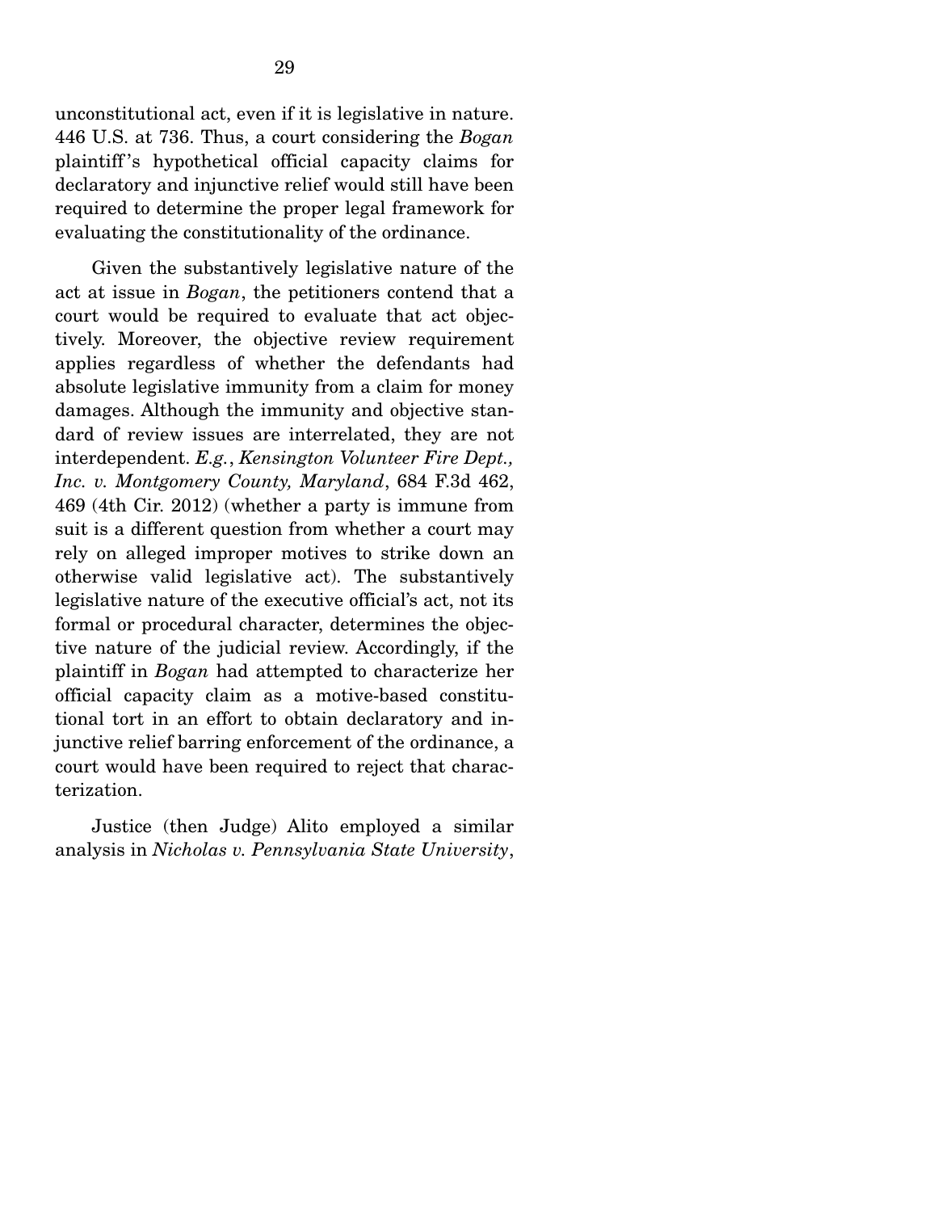unconstitutional act, even if it is legislative in nature. 446 U.S. at 736. Thus, a court considering the *Bogan* plaintiff's hypothetical official capacity claims for declaratory and injunctive relief would still have been required to determine the proper legal framework for evaluating the constitutionality of the ordinance.

Given the substantively legislative nature of the act at issue in *Bogan*, the petitioners contend that a court would be required to evaluate that act objectively. Moreover, the objective review requirement applies regardless of whether the defendants had absolute legislative immunity from a claim for money damages. Although the immunity and objective standard of review issues are interrelated, they are not interdependent. *E.g.*, *Kensington Volunteer Fire Dept., Inc. v. Montgomery County, Maryland*, 684 F.3d 462, 469 (4th Cir. 2012) (whether a party is immune from suit is a different question from whether a court may rely on alleged improper motives to strike down an otherwise valid legislative act). The substantively legislative nature of the executive official's act, not its formal or procedural character, determines the objective nature of the judicial review. Accordingly, if the plaintiff in *Bogan* had attempted to characterize her official capacity claim as a motive-based constitutional tort in an effort to obtain declaratory and injunctive relief barring enforcement of the ordinance, a court would have been required to reject that characterization.

Justice (then Judge) Alito employed a similar analysis in *Nicholas v. Pennsylvania State University*,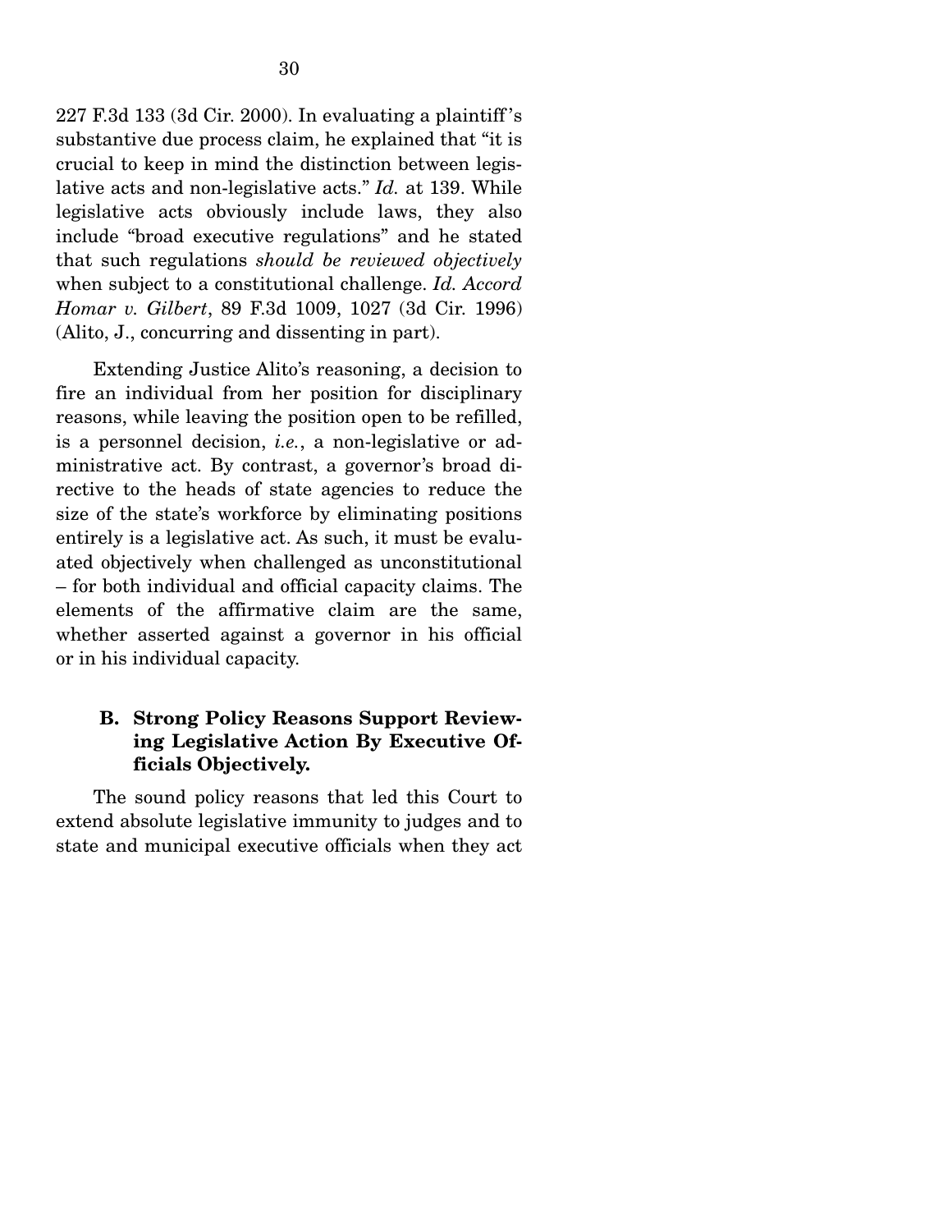227 F.3d 133 (3d Cir. 2000). In evaluating a plaintiff's substantive due process claim, he explained that "it is crucial to keep in mind the distinction between legislative acts and non-legislative acts." *Id.* at 139. While legislative acts obviously include laws, they also include "broad executive regulations" and he stated that such regulations *should be reviewed objectively* when subject to a constitutional challenge. *Id. Accord Homar v. Gilbert*, 89 F.3d 1009, 1027 (3d Cir. 1996) (Alito, J., concurring and dissenting in part).

Extending Justice Alito's reasoning, a decision to fire an individual from her position for disciplinary reasons, while leaving the position open to be refilled, is a personnel decision, *i.e.*, a non-legislative or administrative act. By contrast, a governor's broad directive to the heads of state agencies to reduce the size of the state's workforce by eliminating positions entirely is a legislative act. As such, it must be evaluated objectively when challenged as unconstitutional – for both individual and official capacity claims. The elements of the affirmative claim are the same, whether asserted against a governor in his official or in his individual capacity.

### B. Strong Policy Reasons Support Reviewing Legislative Action By Executive Officials Objectively.

The sound policy reasons that led this Court to extend absolute legislative immunity to judges and to state and municipal executive officials when they act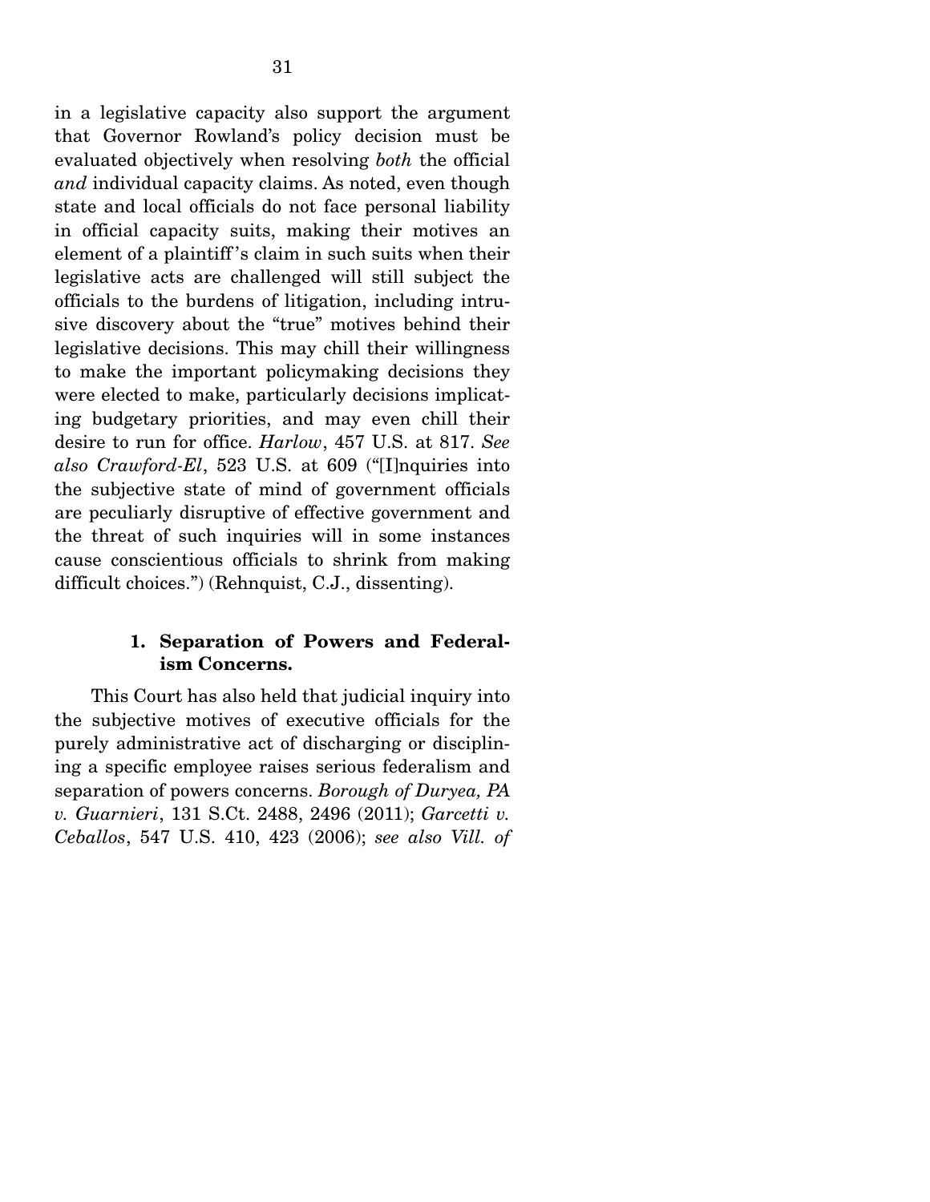in a legislative capacity also support the argument that Governor Rowland's policy decision must be evaluated objectively when resolving *both* the official *and* individual capacity claims. As noted, even though state and local officials do not face personal liability in official capacity suits, making their motives an element of a plaintiff's claim in such suits when their legislative acts are challenged will still subject the officials to the burdens of litigation, including intrusive discovery about the "true" motives behind their legislative decisions. This may chill their willingness to make the important policymaking decisions they were elected to make, particularly decisions implicating budgetary priorities, and may even chill their desire to run for office. *Harlow*, 457 U.S. at 817. *See also Crawford-El*, 523 U.S. at 609 ("[I]nquiries into the subjective state of mind of government officials are peculiarly disruptive of effective government and the threat of such inquiries will in some instances cause conscientious officials to shrink from making difficult choices.") (Rehnquist, C.J., dissenting).

### 1. Separation of Powers and Federalism Concerns.

This Court has also held that judicial inquiry into the subjective motives of executive officials for the purely administrative act of discharging or disciplining a specific employee raises serious federalism and separation of powers concerns. *Borough of Duryea, PA v. Guarnieri*, 131 S.Ct. 2488, 2496 (2011); *Garcetti v. Ceballos*, 547 U.S. 410, 423 (2006); *see also Vill. of*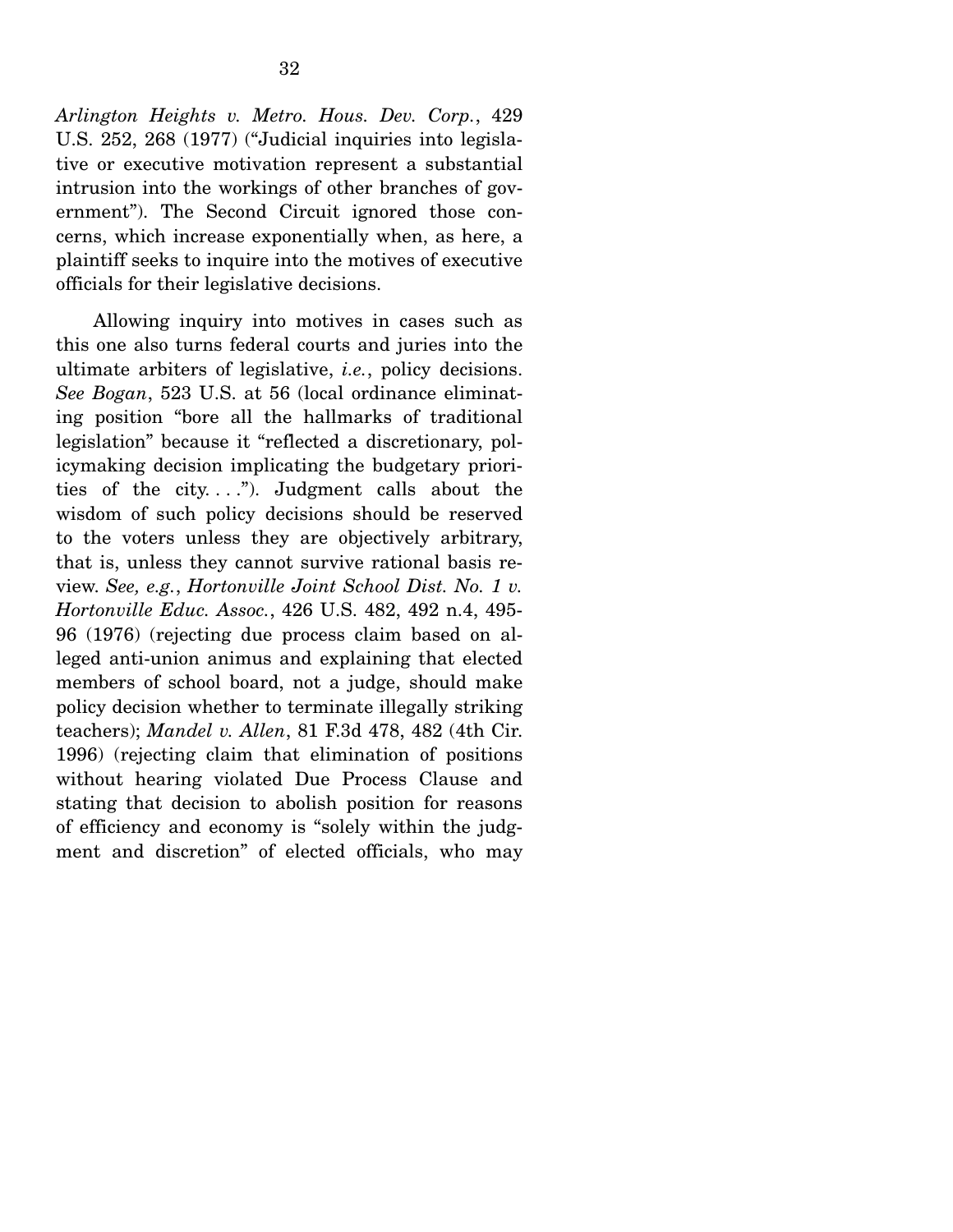*Arlington Heights v. Metro. Hous. Dev. Corp.*, 429 U.S. 252, 268 (1977) ("Judicial inquiries into legislative or executive motivation represent a substantial intrusion into the workings of other branches of government"). The Second Circuit ignored those concerns, which increase exponentially when, as here, a plaintiff seeks to inquire into the motives of executive officials for their legislative decisions.

Allowing inquiry into motives in cases such as this one also turns federal courts and juries into the ultimate arbiters of legislative, *i.e.*, policy decisions. *See Bogan*, 523 U.S. at 56 (local ordinance eliminating position "bore all the hallmarks of traditional legislation" because it "reflected a discretionary, policymaking decision implicating the budgetary priorities of the city. . . ."). Judgment calls about the wisdom of such policy decisions should be reserved to the voters unless they are objectively arbitrary, that is, unless they cannot survive rational basis review. *See, e.g.*, *Hortonville Joint School Dist. No. 1 v. Hortonville Educ. Assoc.*, 426 U.S. 482, 492 n.4, 495-96 (1976) (rejecting due process claim based on alleged anti-union animus and explaining that elected members of school board, not a judge, should make policy decision whether to terminate illegally striking teachers); *Mandel v. Allen*, 81 F.3d 478, 482 (4th Cir. 1996) (rejecting claim that elimination of positions without hearing violated Due Process Clause and stating that decision to abolish position for reasons of efficiency and economy is "solely within the judgment and discretion" of elected officials, who may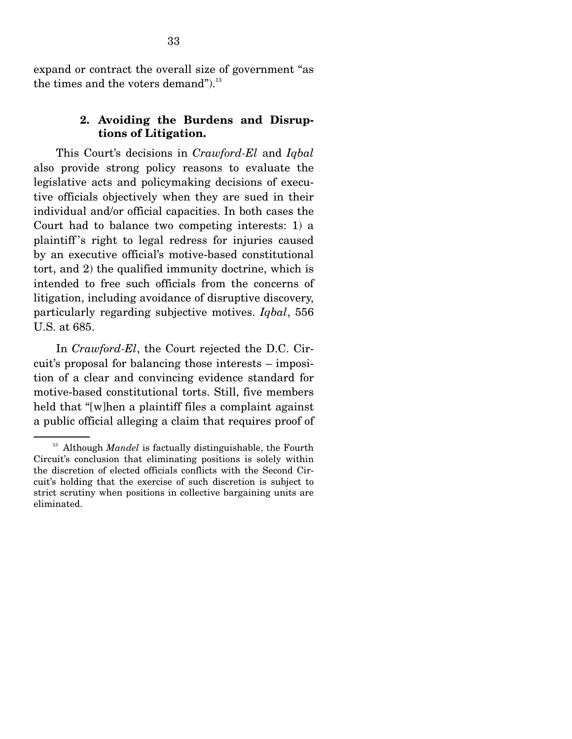expand or contract the overall size of government "as the times and the voters demand").[13]

### 2. Avoiding the Burdens and Disruptions of Litigation.

This Court's decisions in *Crawford-El* and *Iqbal* also provide strong policy reasons to evaluate the legislative acts and policymaking decisions of executive officials objectively when they are sued in their individual and/or official capacities. In both cases the Court had to balance two competing interests: 1) a plaintiff's right to legal redress for injuries caused by an executive official's motive-based constitutional tort, and 2) the qualified immunity doctrine, which is intended to free such officials from the concerns of litigation, including avoidance of disruptive discovery, particularly regarding subjective motives. *Iqbal*, 556 U.S. at 685.

In *Crawford-El*, the Court rejected the D.C. Circuit's proposal for balancing those interests – imposition of a clear and convincing evidence standard for motive-based constitutional torts. Still, five members held that "[w]hen a plaintiff files a complaint against a public official alleging a claim that requires proof of

---

[13] Although *Mandel* is factually distinguishable, the Fourth Circuit's conclusion that eliminating positions is solely within the discretion of elected officials conflicts with the Second Circuit's holding that the exercise of such discretion is subject to strict scrutiny when positions in collective bargaining units are eliminated.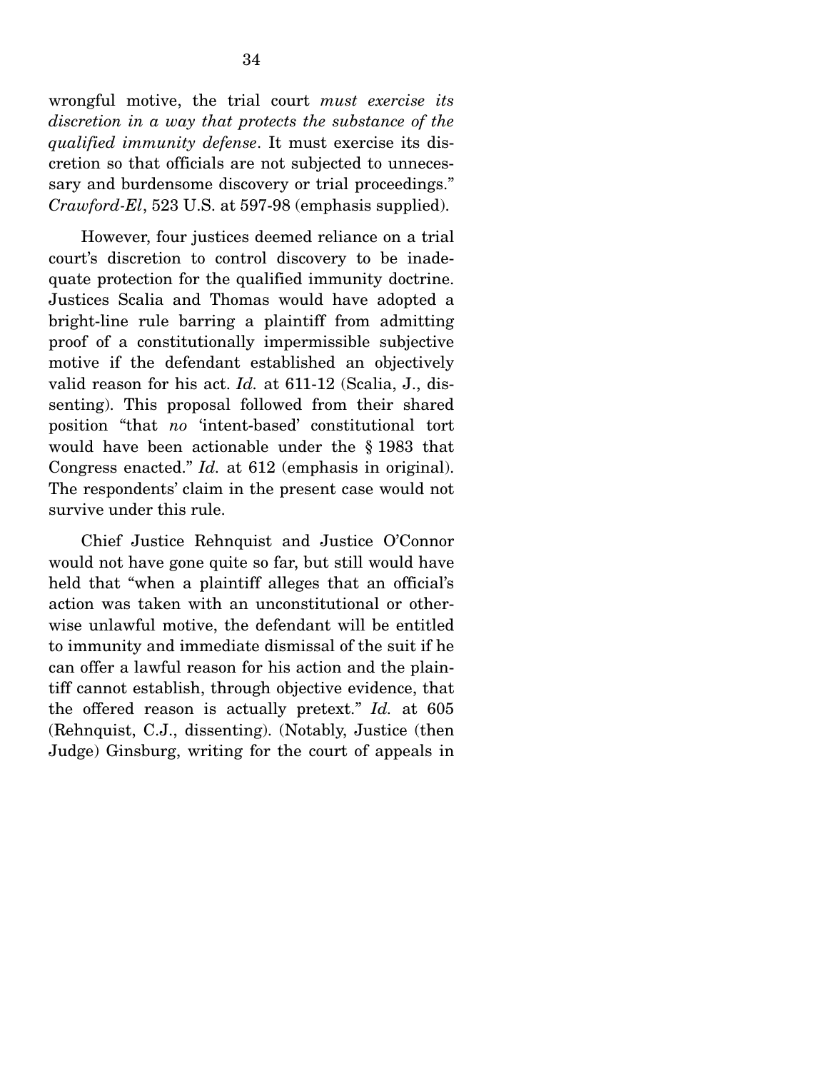wrongful motive, the trial court *must exercise its discretion in a way that protects the substance of the qualified immunity defense*. It must exercise its discretion so that officials are not subjected to unnecessary and burdensome discovery or trial proceedings." *Crawford-El*, 523 U.S. at 597-98 (emphasis supplied).

However, four justices deemed reliance on a trial court's discretion to control discovery to be inadequate protection for the qualified immunity doctrine. Justices Scalia and Thomas would have adopted a bright-line rule barring a plaintiff from admitting proof of a constitutionally impermissible subjective motive if the defendant established an objectively valid reason for his act. *Id.* at 611-12 (Scalia, J., dissenting). This proposal followed from their shared position "that *no* 'intent-based' constitutional tort would have been actionable under the § 1983 that Congress enacted." *Id.* at 612 (emphasis in original). The respondents' claim in the present case would not survive under this rule.

Chief Justice Rehnquist and Justice O'Connor would not have gone quite so far, but still would have held that "when a plaintiff alleges that an official's action was taken with an unconstitutional or otherwise unlawful motive, the defendant will be entitled to immunity and immediate dismissal of the suit if he can offer a lawful reason for his action and the plaintiff cannot establish, through objective evidence, that the offered reason is actually pretext." *Id.* at 605 (Rehnquist, C.J., dissenting). (Notably, Justice (then Judge) Ginsburg, writing for the court of appeals in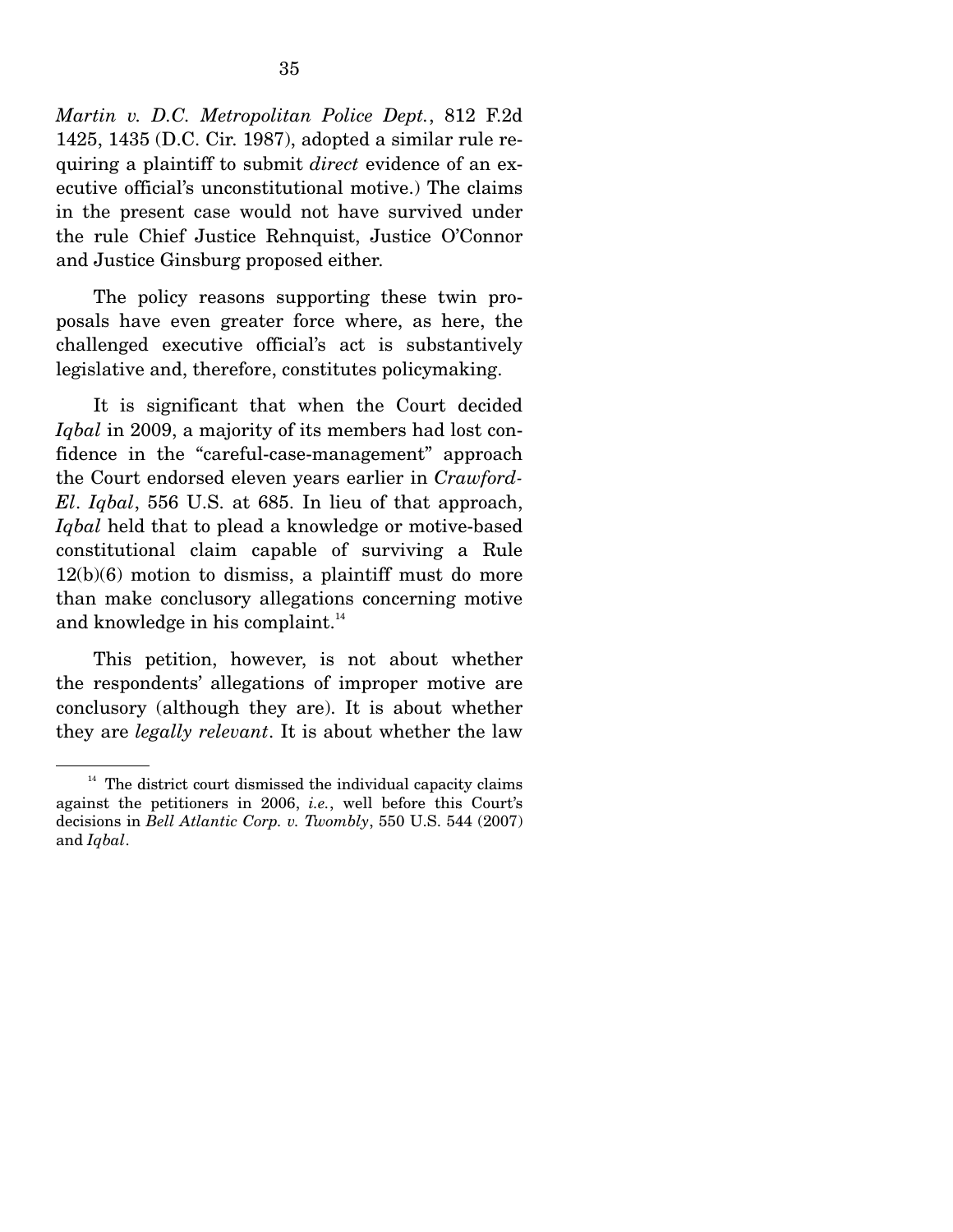*Martin v. D.C. Metropolitan Police Dept.*, 812 F.2d 1425, 1435 (D.C. Cir. 1987), adopted a similar rule requiring a plaintiff to submit *direct* evidence of an executive official's unconstitutional motive.) The claims in the present case would not have survived under the rule Chief Justice Rehnquist, Justice O'Connor and Justice Ginsburg proposed either.

The policy reasons supporting these twin proposals have even greater force where, as here, the challenged executive official's act is substantively legislative and, therefore, constitutes policymaking.

It is significant that when the Court decided *Iqbal* in 2009, a majority of its members had lost confidence in the "careful-case-management" approach the Court endorsed eleven years earlier in *Crawford-El*. *Iqbal*, 556 U.S. at 685. In lieu of that approach, *Iqbal* held that to plead a knowledge or motive-based constitutional claim capable of surviving a Rule 12(b)(6) motion to dismiss, a plaintiff must do more than make conclusory allegations concerning motive and knowledge in his complaint.[14]

This petition, however, is not about whether the respondents' allegations of improper motive are conclusory (although they are). It is about whether they are *legally relevant*. It is about whether the law

---

[14] The district court dismissed the individual capacity claims against the petitioners in 2006, *i.e.*, well before this Court's decisions in *Bell Atlantic Corp. v. Twombly*, 550 U.S. 544 (2007) and *Iqbal*.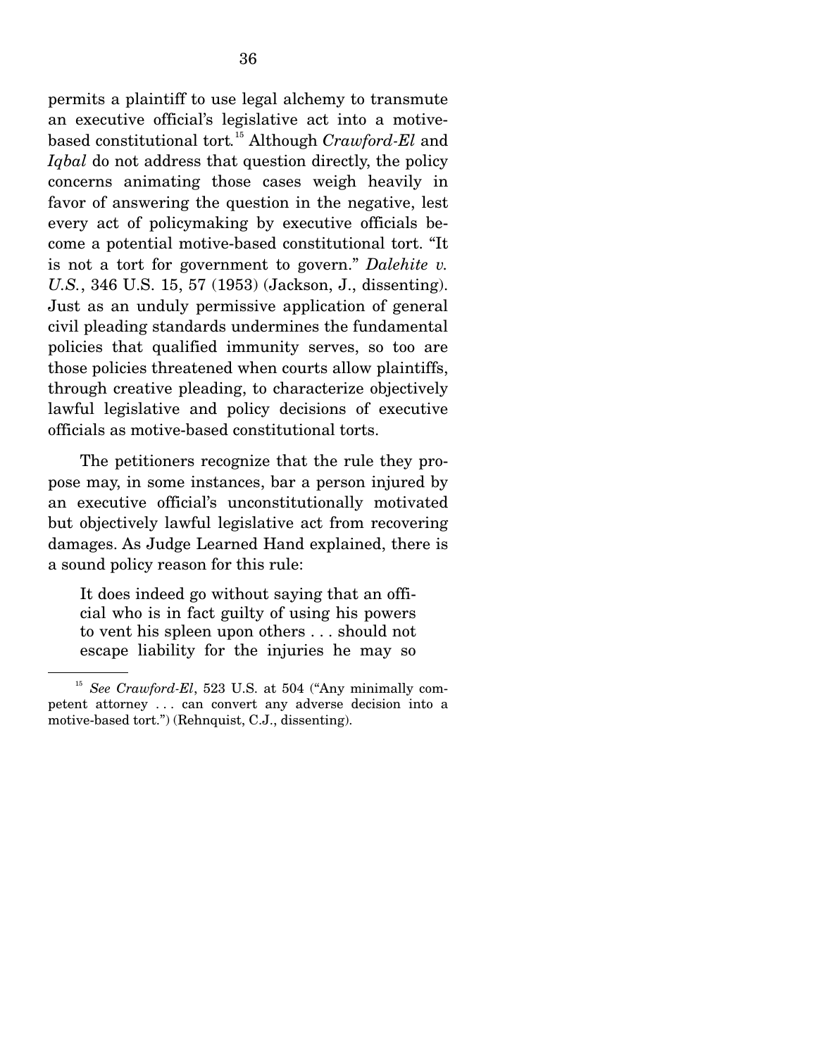permits a plaintiff to use legal alchemy to transmute an executive official's legislative act into a motive-based constitutional tort.[15] Although *Crawford-El* and *Iqbal* do not address that question directly, the policy concerns animating those cases weigh heavily in favor of answering the question in the negative, lest every act of policymaking by executive officials become a potential motive-based constitutional tort. "It is not a tort for government to govern." *Dalehite v. U.S.*, 346 U.S. 15, 57 (1953) (Jackson, J., dissenting). Just as an unduly permissive application of general civil pleading standards undermines the fundamental policies that qualified immunity serves, so too are those policies threatened when courts allow plaintiffs, through creative pleading, to characterize objectively lawful legislative and policy decisions of executive officials as motive-based constitutional torts.

The petitioners recognize that the rule they propose may, in some instances, bar a person injured by an executive official's unconstitutionally motivated but objectively lawful legislative act from recovering damages. As Judge Learned Hand explained, there is a sound policy reason for this rule:

> It does indeed go without saying that an official who is in fact guilty of using his powers to vent his spleen upon others . . . should not escape liability for the injuries he may so

[15] *See Crawford-El*, 523 U.S. at 504 ("Any minimally competent attorney . . . can convert any adverse decision into a motive-based tort.") (Rehnquist, C.J., dissenting).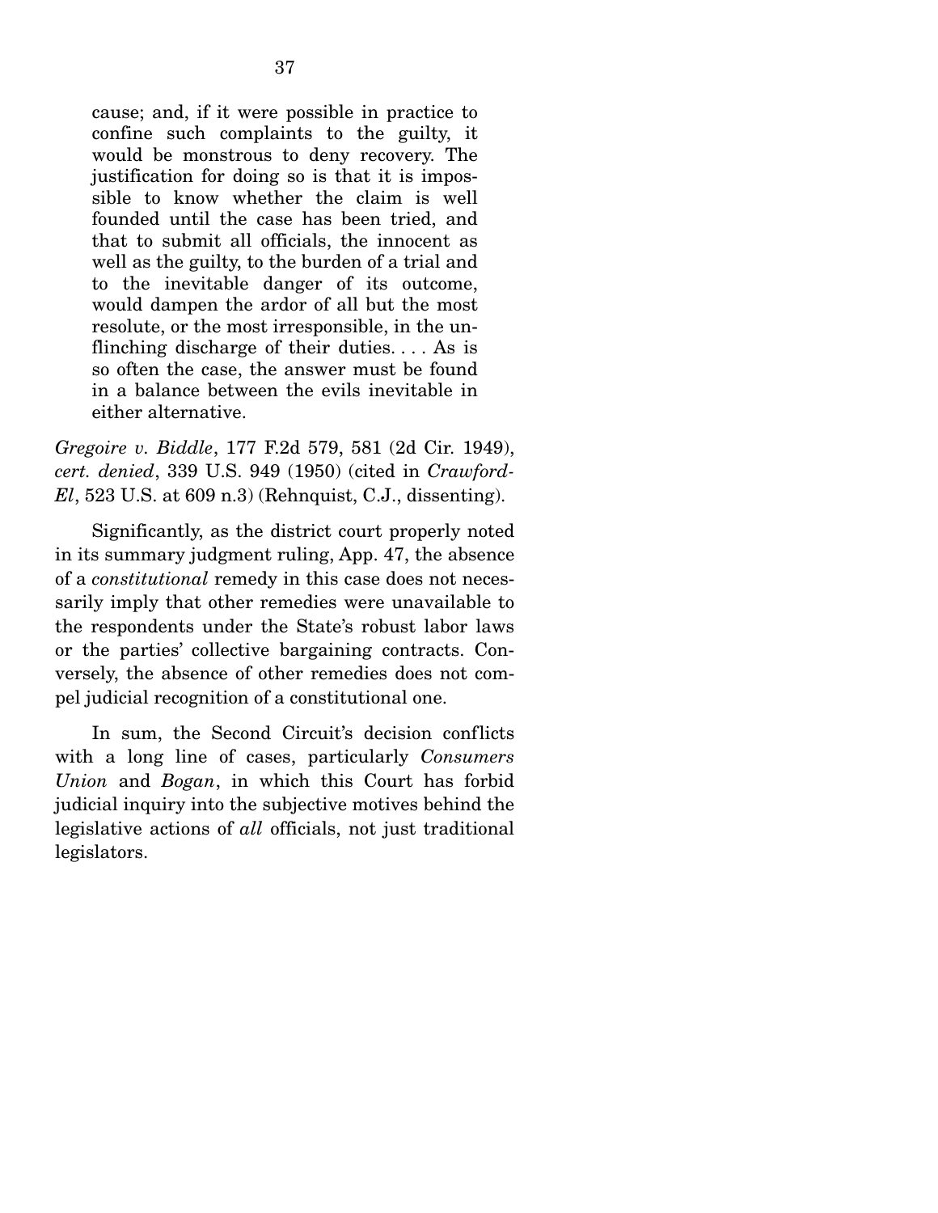> cause; and, if it were possible in practice to confine such complaints to the guilty, it would be monstrous to deny recovery. The justification for doing so is that it is impossible to know whether the claim is well founded until the case has been tried, and that to submit all officials, the innocent as well as the guilty, to the burden of a trial and to the inevitable danger of its outcome, would dampen the ardor of all but the most resolute, or the most irresponsible, in the unflinching discharge of their duties. . . . As is so often the case, the answer must be found in a balance between the evils inevitable in either alternative.

*Gregoire v. Biddle*, 177 F.2d 579, 581 (2d Cir. 1949), *cert. denied*, 339 U.S. 949 (1950) (cited in *Crawford-El*, 523 U.S. at 609 n.3) (Rehnquist, C.J., dissenting).

Significantly, as the district court properly noted in its summary judgment ruling, App. 47, the absence of a *constitutional* remedy in this case does not necessarily imply that other remedies were unavailable to the respondents under the State's robust labor laws or the parties' collective bargaining contracts. Conversely, the absence of other remedies does not compel judicial recognition of a constitutional one.

In sum, the Second Circuit's decision conflicts with a long line of cases, particularly *Consumers Union* and *Bogan*, in which this Court has forbid judicial inquiry into the subjective motives behind the legislative actions of *all* officials, not just traditional legislators.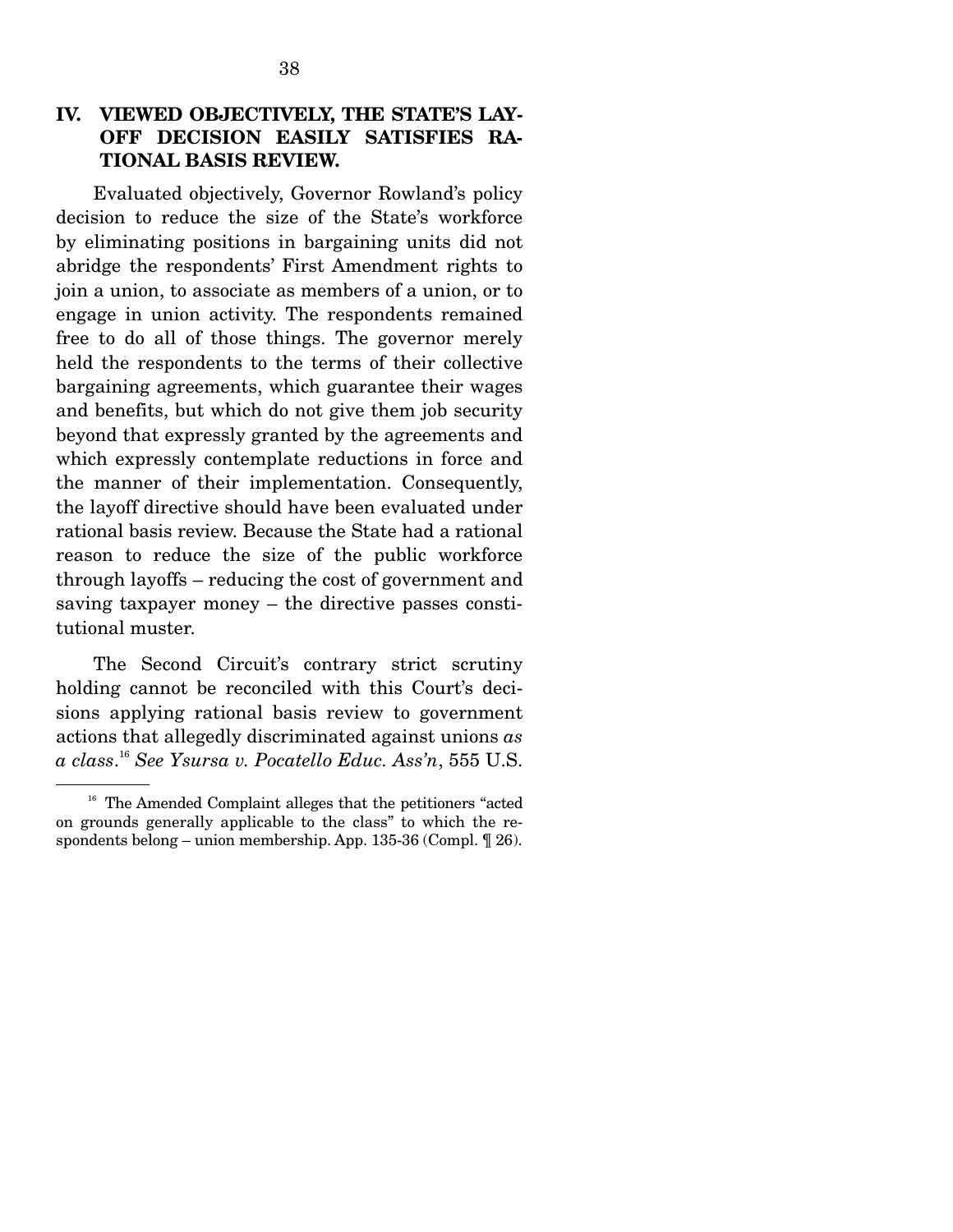## IV. VIEWED OBJECTIVELY, THE STATE'S LAYOFF DECISION EASILY SATISFIES RATIONAL BASIS REVIEW.

Evaluated objectively, Governor Rowland's policy decision to reduce the size of the State's workforce by eliminating positions in bargaining units did not abridge the respondents' First Amendment rights to join a union, to associate as members of a union, or to engage in union activity. The respondents remained free to do all of those things. The governor merely held the respondents to the terms of their collective bargaining agreements, which guarantee their wages and benefits, but which do not give them job security beyond that expressly granted by the agreements and which expressly contemplate reductions in force and the manner of their implementation. Consequently, the layoff directive should have been evaluated under rational basis review. Because the State had a rational reason to reduce the size of the public workforce through layoffs – reducing the cost of government and saving taxpayer money – the directive passes constitutional muster.

The Second Circuit's contrary strict scrutiny holding cannot be reconciled with this Court's decisions applying rational basis review to government actions that allegedly discriminated against unions *as a class*.[16] *See Ysursa v. Pocatello Educ. Ass'n*, 555 U.S.

[16] The Amended Complaint alleges that the petitioners "acted on grounds generally applicable to the class" to which the respondents belong – union membership. App. 135-36 (Compl. ¶ 26).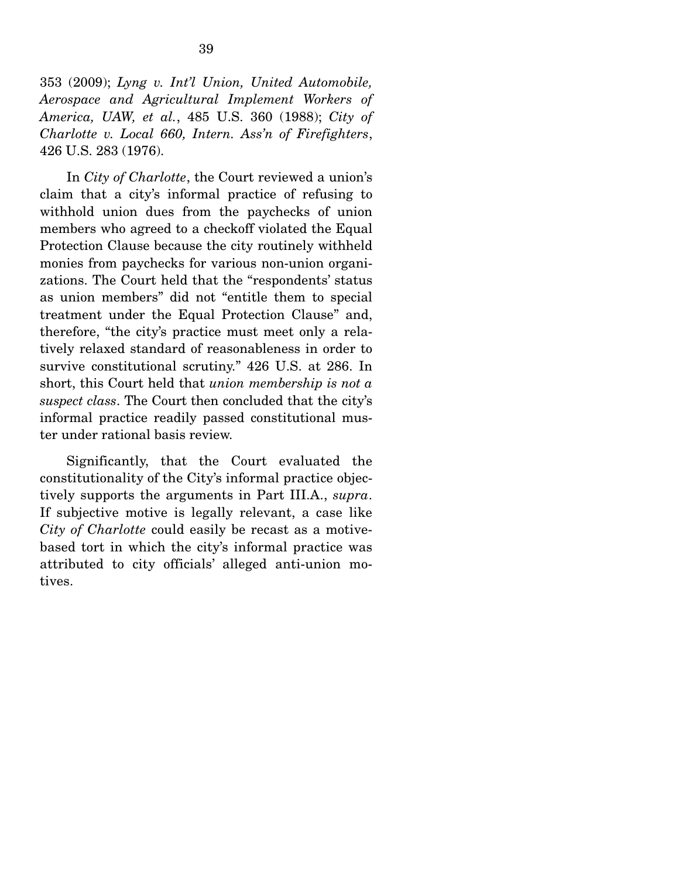353 (2009); *Lyng v. Int'l Union, United Automobile, Aerospace and Agricultural Implement Workers of America, UAW, et al.*, 485 U.S. 360 (1988); *City of Charlotte v. Local 660, Intern. Ass'n of Firefighters*, 426 U.S. 283 (1976).

In *City of Charlotte*, the Court reviewed a union's claim that a city's informal practice of refusing to withhold union dues from the paychecks of union members who agreed to a checkoff violated the Equal Protection Clause because the city routinely withheld monies from paychecks for various non-union organizations. The Court held that the "respondents' status as union members" did not "entitle them to special treatment under the Equal Protection Clause" and, therefore, "the city's practice must meet only a relatively relaxed standard of reasonableness in order to survive constitutional scrutiny." 426 U.S. at 286. In short, this Court held that *union membership is not a suspect class*. The Court then concluded that the city's informal practice readily passed constitutional muster under rational basis review.

Significantly, that the Court evaluated the constitutionality of the City's informal practice objectively supports the arguments in Part III.A., *supra*. If subjective motive is legally relevant, a case like *City of Charlotte* could easily be recast as a motive-based tort in which the city's informal practice was attributed to city officials' alleged anti-union motives.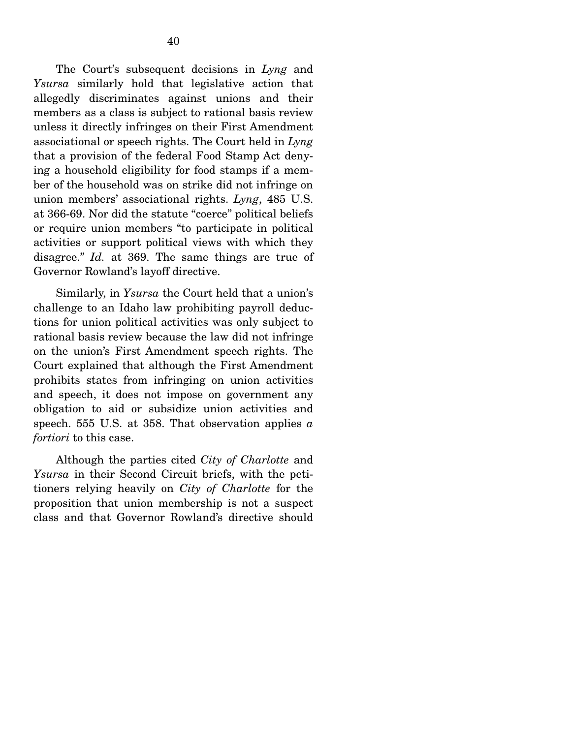The Court's subsequent decisions in *Lyng* and *Ysursa* similarly hold that legislative action that allegedly discriminates against unions and their members as a class is subject to rational basis review unless it directly infringes on their First Amendment associational or speech rights. The Court held in *Lyng* that a provision of the federal Food Stamp Act denying a household eligibility for food stamps if a member of the household was on strike did not infringe on union members' associational rights. *Lyng*, 485 U.S. at 366-69. Nor did the statute "coerce" political beliefs or require union members "to participate in political activities or support political views with which they disagree." *Id.* at 369. The same things are true of Governor Rowland's layoff directive.

Similarly, in *Ysursa* the Court held that a union's challenge to an Idaho law prohibiting payroll deductions for union political activities was only subject to rational basis review because the law did not infringe on the union's First Amendment speech rights. The Court explained that although the First Amendment prohibits states from infringing on union activities and speech, it does not impose on government any obligation to aid or subsidize union activities and speech. 555 U.S. at 358. That observation applies *a fortiori* to this case.

Although the parties cited *City of Charlotte* and *Ysursa* in their Second Circuit briefs, with the petitioners relying heavily on *City of Charlotte* for the proposition that union membership is not a suspect class and that Governor Rowland's directive should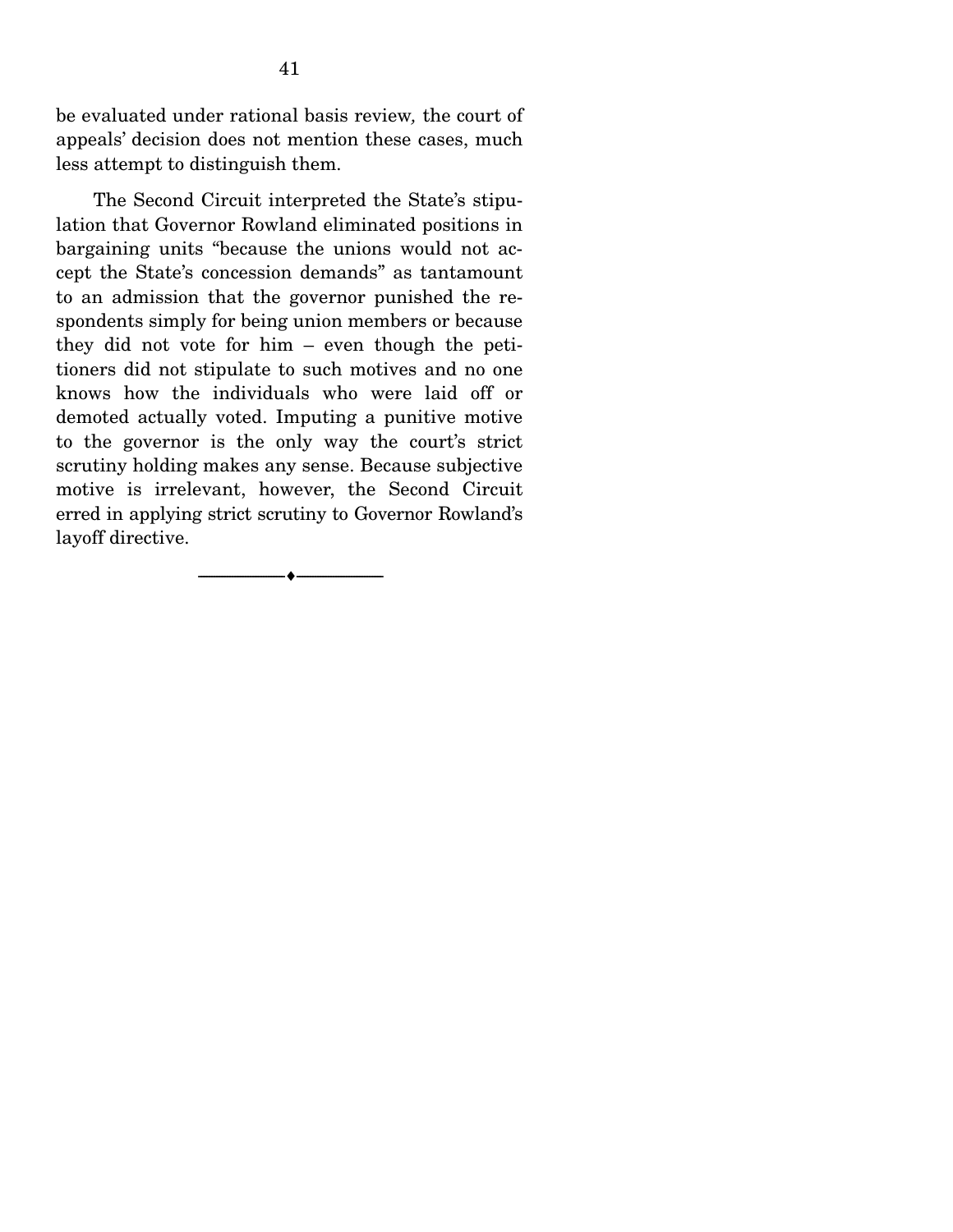be evaluated under rational basis review, the court of appeals' decision does not mention these cases, much less attempt to distinguish them.

The Second Circuit interpreted the State's stipulation that Governor Rowland eliminated positions in bargaining units "because the unions would not accept the State's concession demands" as tantamount to an admission that the governor punished the respondents simply for being union members or because they did not vote for him – even though the petitioners did not stipulate to such motives and no one knows how the individuals who were laid off or demoted actually voted. Imputing a punitive motive to the governor is the only way the court's strict scrutiny holding makes any sense. Because subjective motive is irrelevant, however, the Second Circuit erred in applying strict scrutiny to Governor Rowland's layoff directive.

---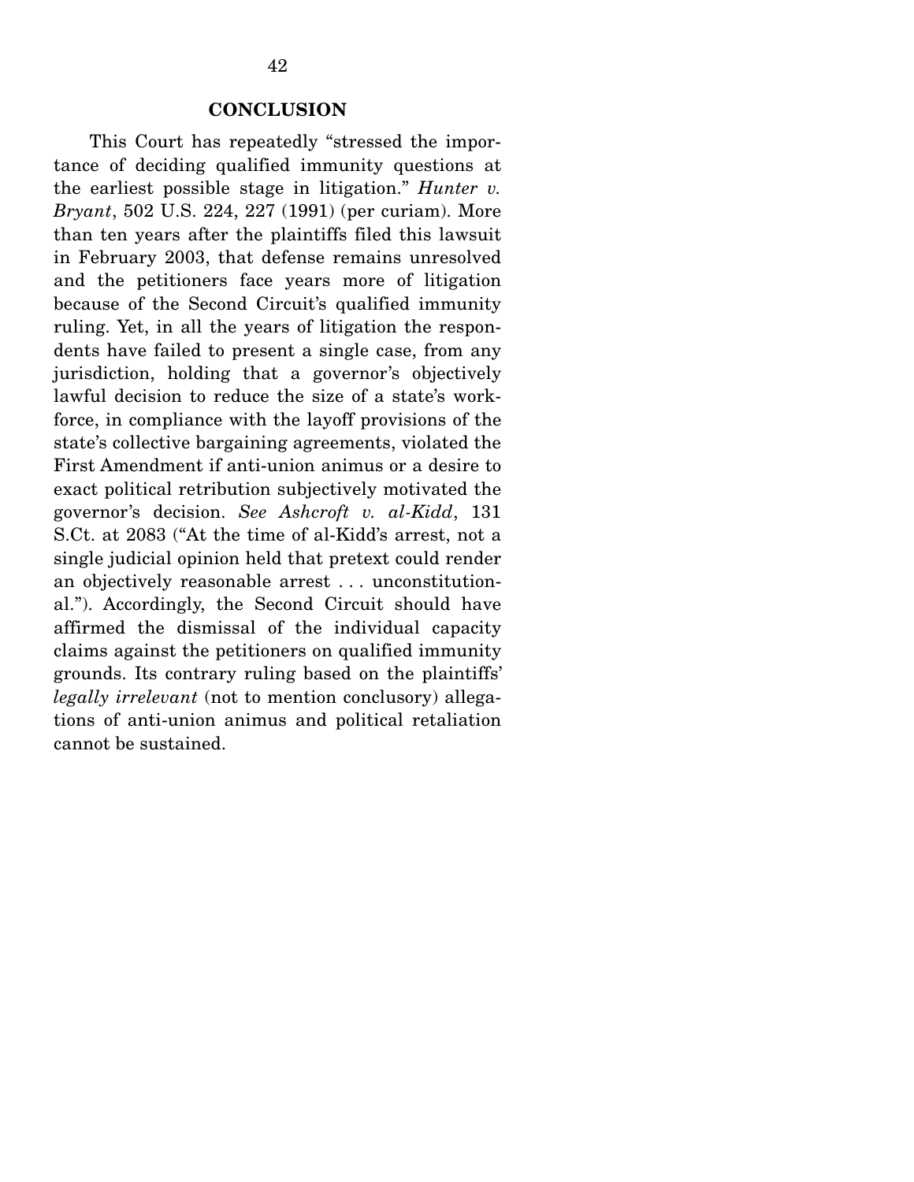## CONCLUSION

This Court has repeatedly "stressed the importance of deciding qualified immunity questions at the earliest possible stage in litigation." *Hunter v. Bryant*, 502 U.S. 224, 227 (1991) (per curiam). More than ten years after the plaintiffs filed this lawsuit in February 2003, that defense remains unresolved and the petitioners face years more of litigation because of the Second Circuit's qualified immunity ruling. Yet, in all the years of litigation the respondents have failed to present a single case, from any jurisdiction, holding that a governor's objectively lawful decision to reduce the size of a state's workforce, in compliance with the layoff provisions of the state's collective bargaining agreements, violated the First Amendment if anti-union animus or a desire to exact political retribution subjectively motivated the governor's decision. *See Ashcroft v. al-Kidd*, 131 S.Ct. at 2083 ("At the time of al-Kidd's arrest, not a single judicial opinion held that pretext could render an objectively reasonable arrest . . . unconstitutional."). Accordingly, the Second Circuit should have affirmed the dismissal of the individual capacity claims against the petitioners on qualified immunity grounds. Its contrary ruling based on the plaintiffs' *legally irrelevant* (not to mention conclusory) allegations of anti-union animus and political retaliation cannot be sustained.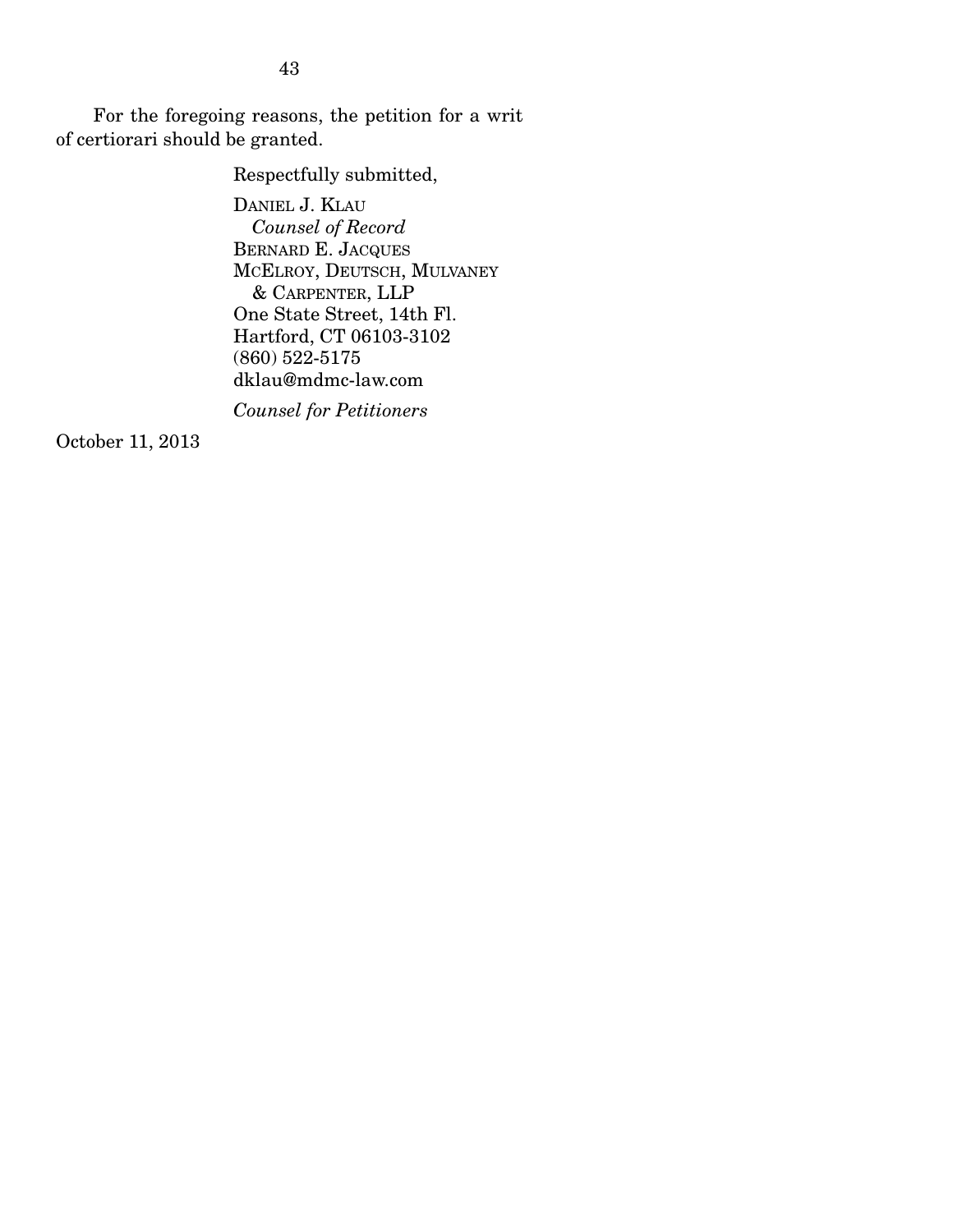For the foregoing reasons, the petition for a writ of certiorari should be granted.

Respectfully submitted,

DANIEL J. KLAU
*Counsel of Record*
BERNARD E. JACQUES
MCELROY, DEUTSCH, MULVANEY & CARPENTER, LLP
One State Street, 14th Fl.
Hartford, CT 06103-3102
(860) 522-5175
dklau@mdmc-law.com

*Counsel for Petitioners*

October 11, 2013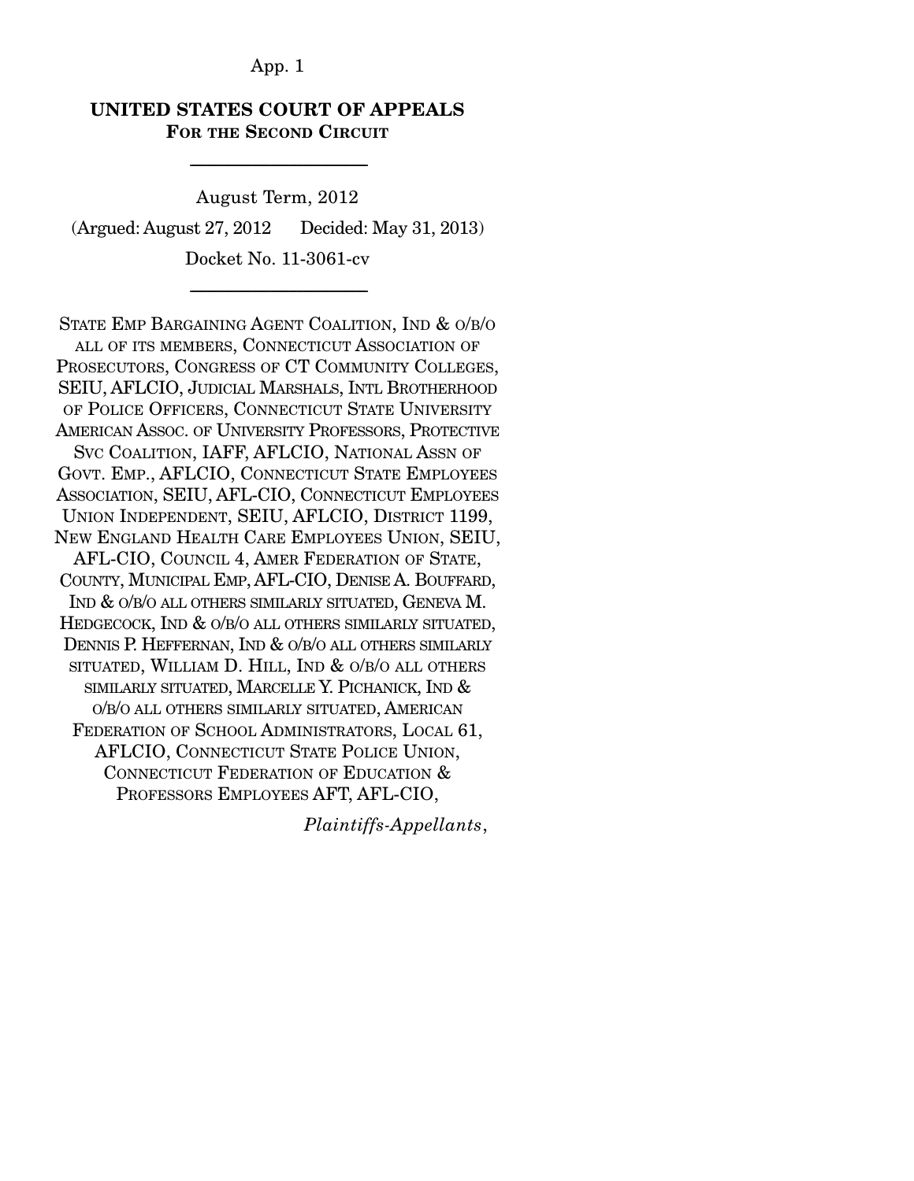App. 1

**UNITED STATES COURT OF APPEALS**
**FOR THE SECOND CIRCUIT**

---

August Term, 2012

(Argued: August 27, 2012 Decided: May 31, 2013)

Docket No. 11-3061-cv

---

STATE EMP BARGAINING AGENT COALITION, IND & O/B/O ALL OF ITS MEMBERS, CONNECTICUT ASSOCIATION OF PROSECUTORS, CONGRESS OF CT COMMUNITY COLLEGES, SEIU, AFLCIO, JUDICIAL MARSHALS, INTL BROTHERHOOD OF POLICE OFFICERS, CONNECTICUT STATE UNIVERSITY AMERICAN ASSOC. OF UNIVERSITY PROFESSORS, PROTECTIVE SVC COALITION, IAFF, AFLCIO, NATIONAL ASSN OF GOVT. EMP., AFLCIO, CONNECTICUT STATE EMPLOYEES ASSOCIATION, SEIU, AFL-CIO, CONNECTICUT EMPLOYEES UNION INDEPENDENT, SEIU, AFLCIO, DISTRICT 1199, NEW ENGLAND HEALTH CARE EMPLOYEES UNION, SEIU, AFL-CIO, COUNCIL 4, AMER FEDERATION OF STATE, COUNTY, MUNICIPAL EMP, AFL-CIO, DENISE A. BOUFFARD, IND & O/B/O ALL OTHERS SIMILARLY SITUATED, GENEVA M. HEDGECOCK, IND & O/B/O ALL OTHERS SIMILARLY SITUATED, DENNIS P. HEFFERNAN, IND & O/B/O ALL OTHERS SIMILARLY SITUATED, WILLIAM D. HILL, IND & O/B/O ALL OTHERS SIMILARLY SITUATED, MARCELLE Y. PICHANICK, IND & O/B/O ALL OTHERS SIMILARLY SITUATED, AMERICAN FEDERATION OF SCHOOL ADMINISTRATORS, LOCAL 61, AFLCIO, CONNECTICUT STATE POLICE UNION, CONNECTICUT FEDERATION OF EDUCATION & PROFESSORS EMPLOYEES AFT, AFL-CIO,

*Plaintiffs-Appellants*,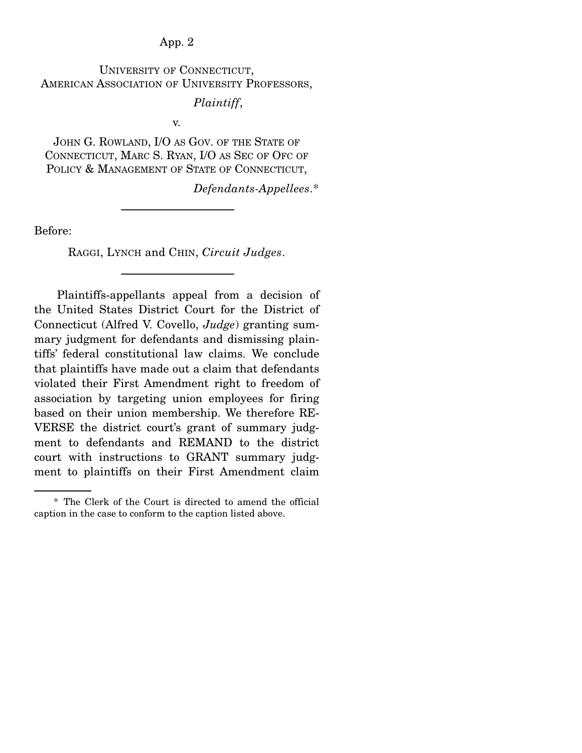UNIVERSITY OF CONNECTICUT,
AMERICAN ASSOCIATION OF UNIVERSITY PROFESSORS,

*Plaintiff*,

v.

JOHN G. ROWLAND, I/O AS GOV. OF THE STATE OF CONNECTICUT, MARC S. RYAN, I/O AS SEC OF OFC OF POLICY & MANAGEMENT OF STATE OF CONNECTICUT,

*Defendants-Appellees*.*

---

Before:

RAGGI, LYNCH and CHIN, *Circuit Judges*.

---

Plaintiffs-appellants appeal from a decision of the United States District Court for the District of Connecticut (Alfred V. Covello, *Judge*) granting summary judgment for defendants and dismissing plaintiffs' federal constitutional law claims. We conclude that plaintiffs have made out a claim that defendants violated their First Amendment right to freedom of association by targeting union employees for firing based on their union membership. We therefore REVERSE the district court's grant of summary judgment to defendants and REMAND to the district court with instructions to GRANT summary judgment to plaintiffs on their First Amendment claim

---

\* The Clerk of the Court is directed to amend the official caption in the case to conform to the caption listed above.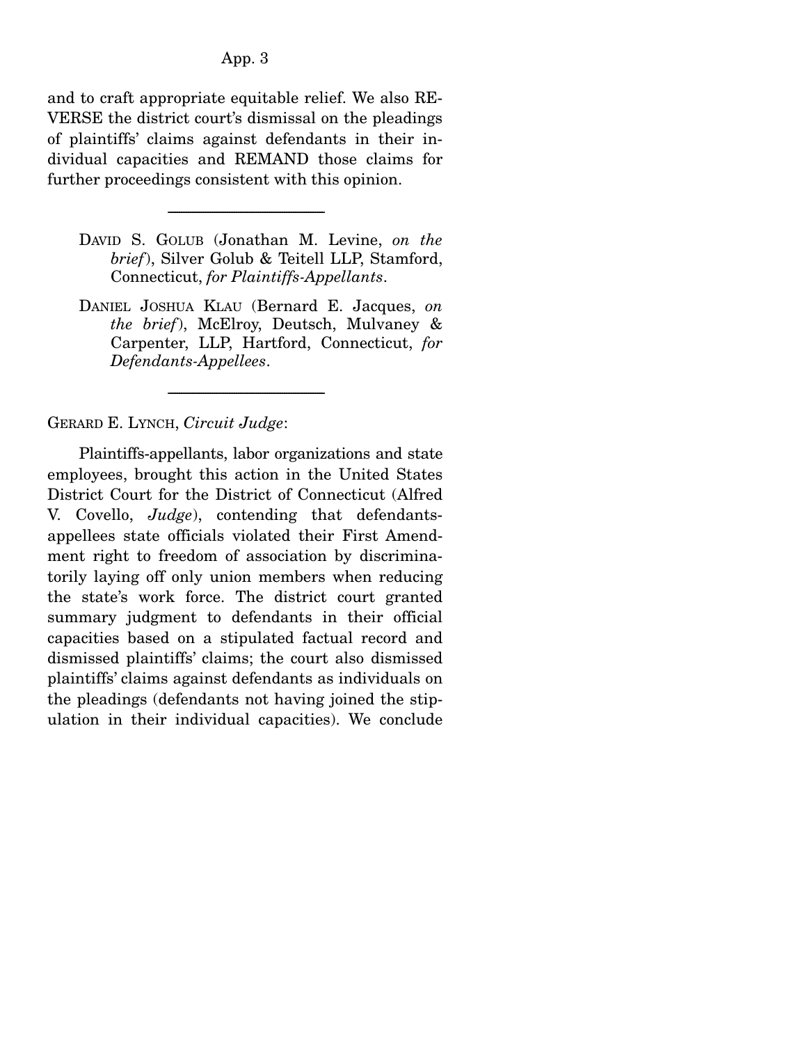and to craft appropriate equitable relief. We also REVERSE the district court's dismissal on the pleadings of plaintiffs' claims against defendants in their individual capacities and REMAND those claims for further proceedings consistent with this opinion.

---

DAVID S. GOLUB (Jonathan M. Levine, *on the brief*), Silver Golub & Teitell LLP, Stamford, Connecticut, *for Plaintiffs-Appellants*.

DANIEL JOSHUA KLAU (Bernard E. Jacques, *on the brief*), McElroy, Deutsch, Mulvaney & Carpenter, LLP, Hartford, Connecticut, *for Defendants-Appellees*.

---

GERARD E. LYNCH, *Circuit Judge*:

Plaintiffs-appellants, labor organizations and state employees, brought this action in the United States District Court for the District of Connecticut (Alfred V. Covello, *Judge*), contending that defendants-appellees state officials violated their First Amendment right to freedom of association by discriminatorily laying off only union members when reducing the state's work force. The district court granted summary judgment to defendants in their official capacities based on a stipulated factual record and dismissed plaintiffs' claims; the court also dismissed plaintiffs' claims against defendants as individuals on the pleadings (defendants not having joined the stipulation in their individual capacities). We conclude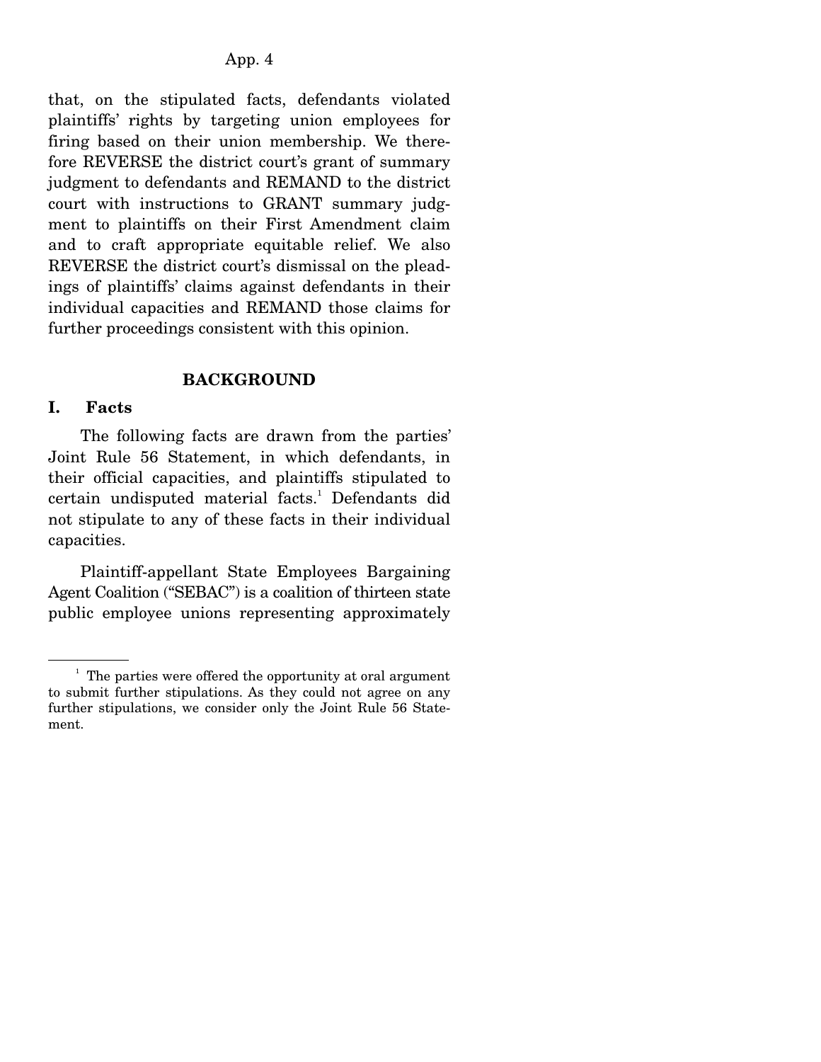that, on the stipulated facts, defendants violated plaintiffs' rights by targeting union employees for firing based on their union membership. We therefore REVERSE the district court's grant of summary judgment to defendants and REMAND to the district court with instructions to GRANT summary judgment to plaintiffs on their First Amendment claim and to craft appropriate equitable relief. We also REVERSE the district court's dismissal on the pleadings of plaintiffs' claims against defendants in their individual capacities and REMAND those claims for further proceedings consistent with this opinion.

## BACKGROUND

### I. Facts

The following facts are drawn from the parties' Joint Rule 56 Statement, in which defendants, in their official capacities, and plaintiffs stipulated to certain undisputed material facts.[1] Defendants did not stipulate to any of these facts in their individual capacities.

Plaintiff-appellant State Employees Bargaining Agent Coalition ("SEBAC") is a coalition of thirteen state public employee unions representing approximately

---

[1] The parties were offered the opportunity at oral argument to submit further stipulations. As they could not agree on any further stipulations, we consider only the Joint Rule 56 Statement.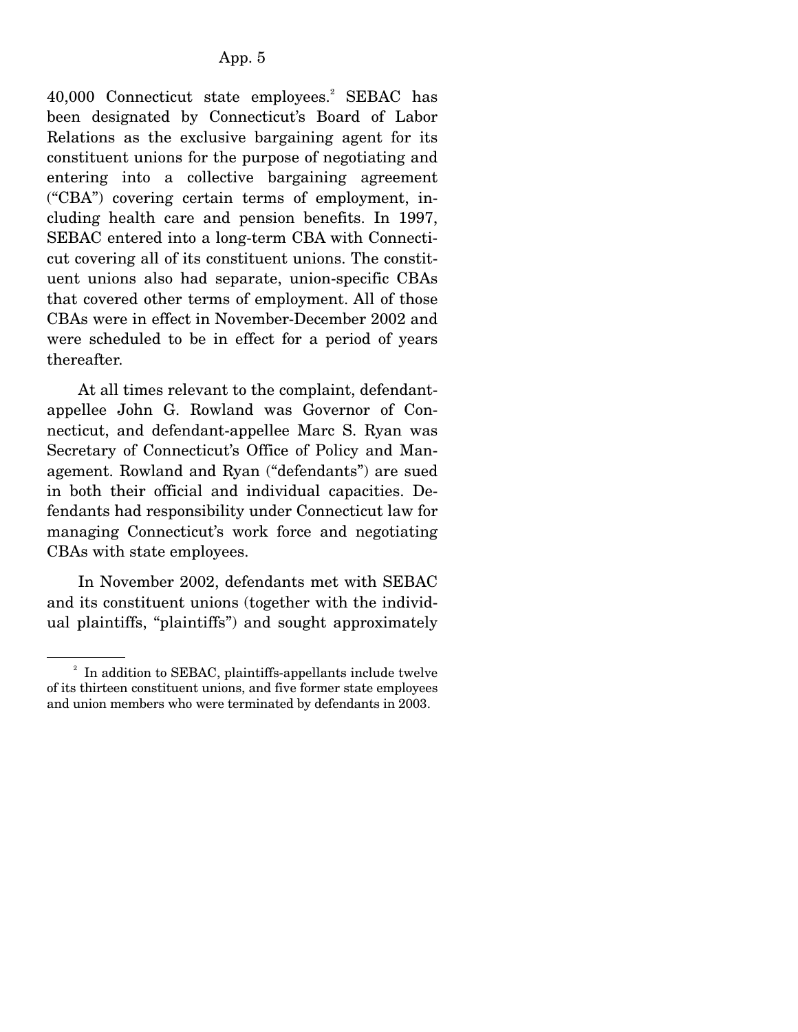40,000 Connecticut state employees.[2] SEBAC has been designated by Connecticut's Board of Labor Relations as the exclusive bargaining agent for its constituent unions for the purpose of negotiating and entering into a collective bargaining agreement ("CBA") covering certain terms of employment, including health care and pension benefits. In 1997, SEBAC entered into a long-term CBA with Connecticut covering all of its constituent unions. The constituent unions also had separate, union-specific CBAs that covered other terms of employment. All of those CBAs were in effect in November-December 2002 and were scheduled to be in effect for a period of years thereafter.

At all times relevant to the complaint, defendant-appellee John G. Rowland was Governor of Connecticut, and defendant-appellee Marc S. Ryan was Secretary of Connecticut's Office of Policy and Management. Rowland and Ryan ("defendants") are sued in both their official and individual capacities. Defendants had responsibility under Connecticut law for managing Connecticut's work force and negotiating CBAs with state employees.

In November 2002, defendants met with SEBAC and its constituent unions (together with the individual plaintiffs, "plaintiffs") and sought approximately

---

[2] In addition to SEBAC, plaintiffs-appellants include twelve of its thirteen constituent unions, and five former state employees and union members who were terminated by defendants in 2003.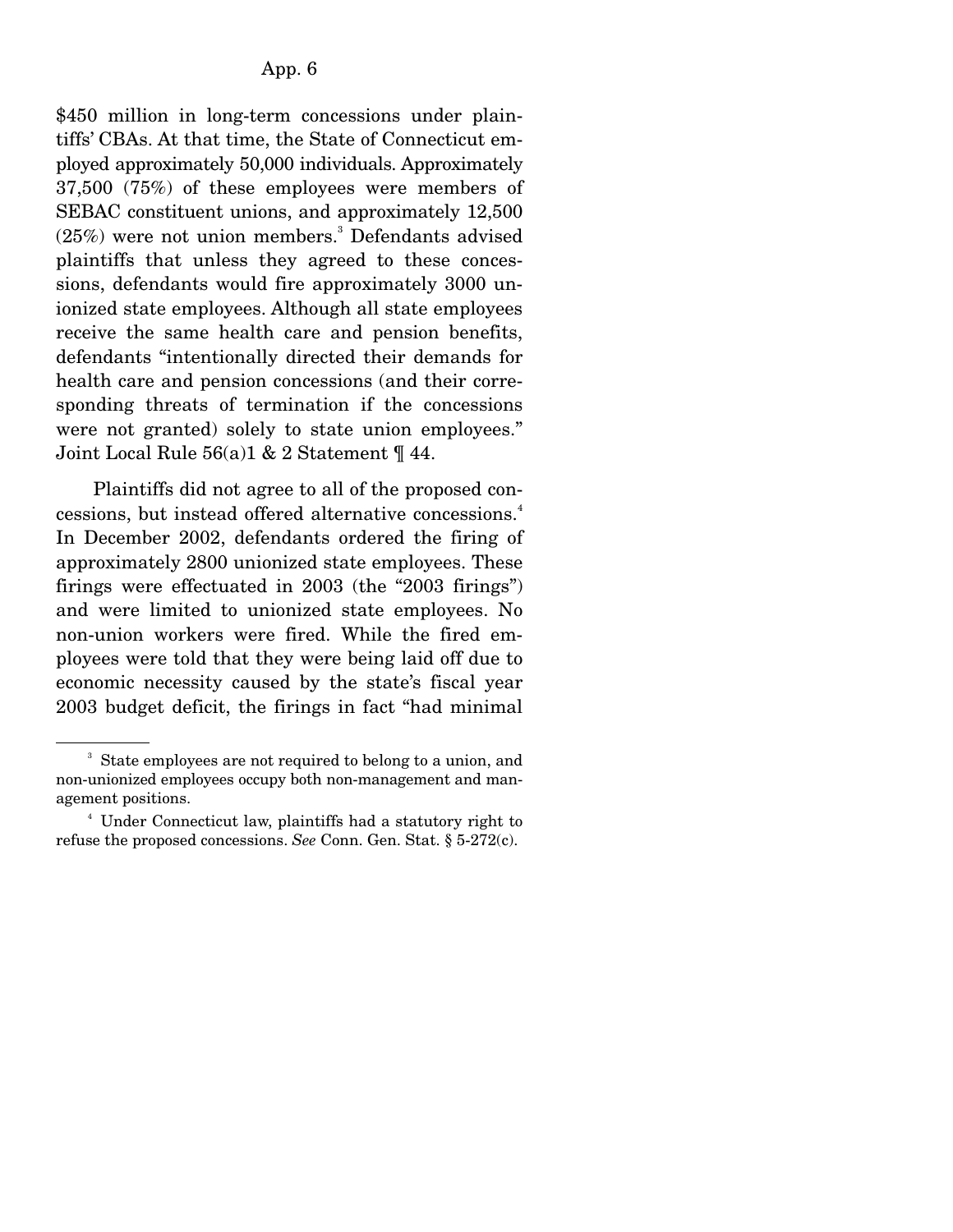$450 million in long-term concessions under plaintiffs' CBAs. At that time, the State of Connecticut employed approximately 50,000 individuals. Approximately 37,500 (75%) of these employees were members of SEBAC constituent unions, and approximately 12,500 (25%) were not union members.[3] Defendants advised plaintiffs that unless they agreed to these concessions, defendants would fire approximately 3000 unionized state employees. Although all state employees receive the same health care and pension benefits, defendants "intentionally directed their demands for health care and pension concessions (and their corresponding threats of termination if the concessions were not granted) solely to state union employees." Joint Local Rule 56(a)1 & 2 Statement ¶ 44.

Plaintiffs did not agree to all of the proposed concessions, but instead offered alternative concessions.[4] In December 2002, defendants ordered the firing of approximately 2800 unionized state employees. These firings were effectuated in 2003 (the "2003 firings") and were limited to unionized state employees. No non-union workers were fired. While the fired employees were told that they were being laid off due to economic necessity caused by the state's fiscal year 2003 budget deficit, the firings in fact "had minimal

---

[3] State employees are not required to belong to a union, and non-unionized employees occupy both non-management and management positions.

[4] Under Connecticut law, plaintiffs had a statutory right to refuse the proposed concessions. *See* Conn. Gen. Stat. § 5-272(c).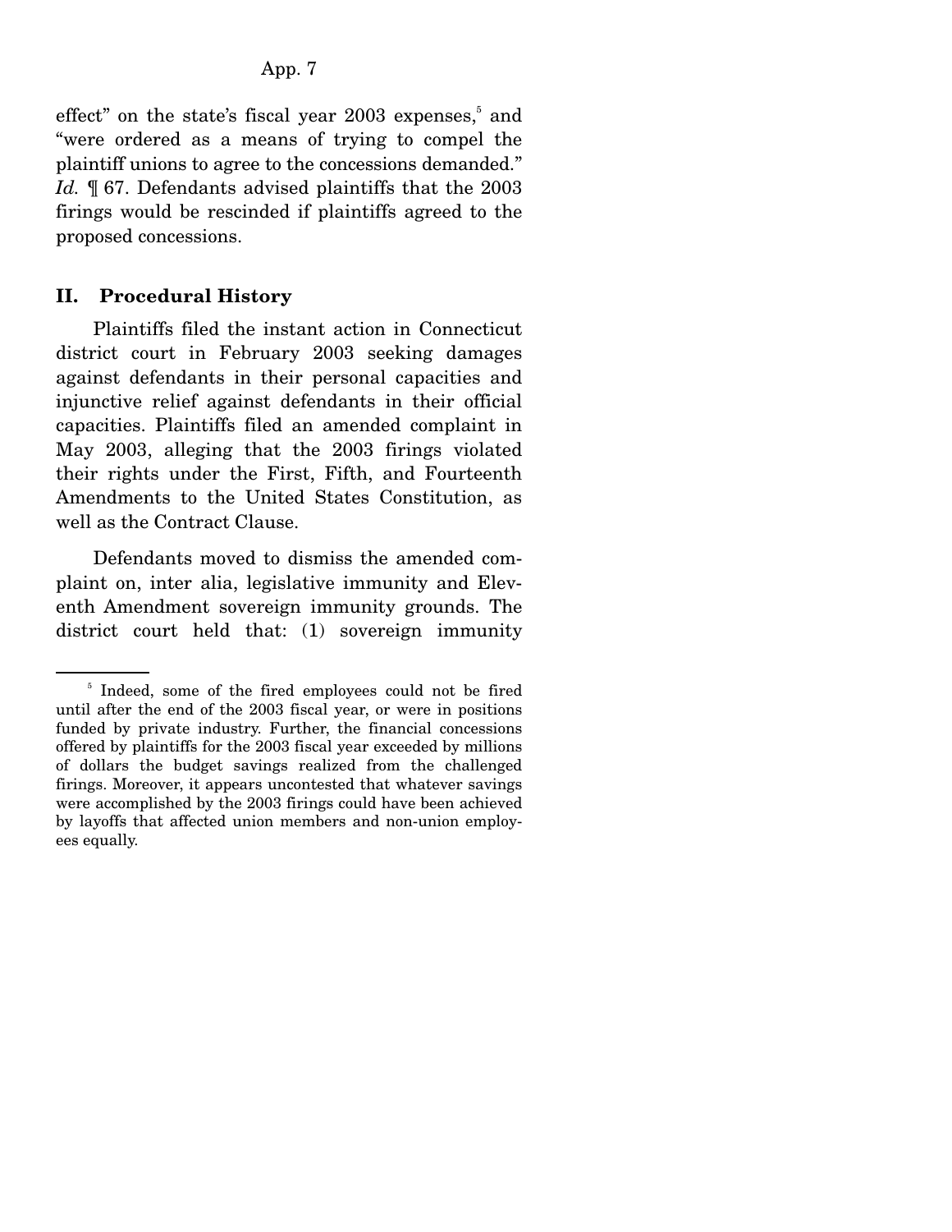effect" on the state's fiscal year 2003 expenses,[5] and "were ordered as a means of trying to compel the plaintiff unions to agree to the concessions demanded." *Id.* ¶ 67. Defendants advised plaintiffs that the 2003 firings would be rescinded if plaintiffs agreed to the proposed concessions.

## II. Procedural History

Plaintiffs filed the instant action in Connecticut district court in February 2003 seeking damages against defendants in their personal capacities and injunctive relief against defendants in their official capacities. Plaintiffs filed an amended complaint in May 2003, alleging that the 2003 firings violated their rights under the First, Fifth, and Fourteenth Amendments to the United States Constitution, as well as the Contract Clause.

Defendants moved to dismiss the amended complaint on, inter alia, legislative immunity and Eleventh Amendment sovereign immunity grounds. The district court held that: (1) sovereign immunity

---

[5] Indeed, some of the fired employees could not be fired until after the end of the 2003 fiscal year, or were in positions funded by private industry. Further, the financial concessions offered by plaintiffs for the 2003 fiscal year exceeded by millions of dollars the budget savings realized from the challenged firings. Moreover, it appears uncontested that whatever savings were accomplished by the 2003 firings could have been achieved by layoffs that affected union members and non-union employees equally.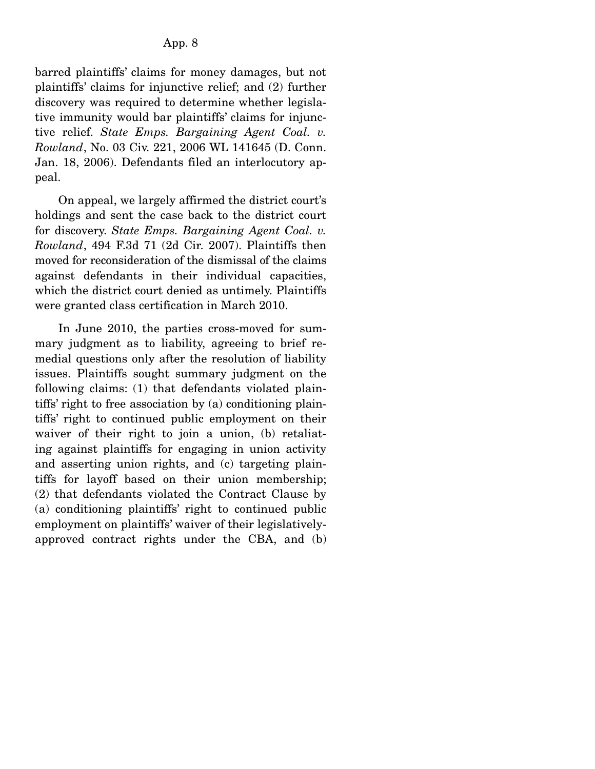barred plaintiffs' claims for money damages, but not plaintiffs' claims for injunctive relief; and (2) further discovery was required to determine whether legislative immunity would bar plaintiffs' claims for injunctive relief. *State Emps. Bargaining Agent Coal. v. Rowland*, No. 03 Civ. 221, 2006 WL 141645 (D. Conn. Jan. 18, 2006). Defendants filed an interlocutory appeal.

On appeal, we largely affirmed the district court's holdings and sent the case back to the district court for discovery. *State Emps. Bargaining Agent Coal. v. Rowland*, 494 F.3d 71 (2d Cir. 2007). Plaintiffs then moved for reconsideration of the dismissal of the claims against defendants in their individual capacities, which the district court denied as untimely. Plaintiffs were granted class certification in March 2010.

In June 2010, the parties cross-moved for summary judgment as to liability, agreeing to brief remedial questions only after the resolution of liability issues. Plaintiffs sought summary judgment on the following claims: (1) that defendants violated plaintiffs' right to free association by (a) conditioning plaintiffs' right to continued public employment on their waiver of their right to join a union, (b) retaliating against plaintiffs for engaging in union activity and asserting union rights, and (c) targeting plaintiffs for layoff based on their union membership; (2) that defendants violated the Contract Clause by (a) conditioning plaintiffs' right to continued public employment on plaintiffs' waiver of their legislatively-approved contract rights under the CBA, and (b)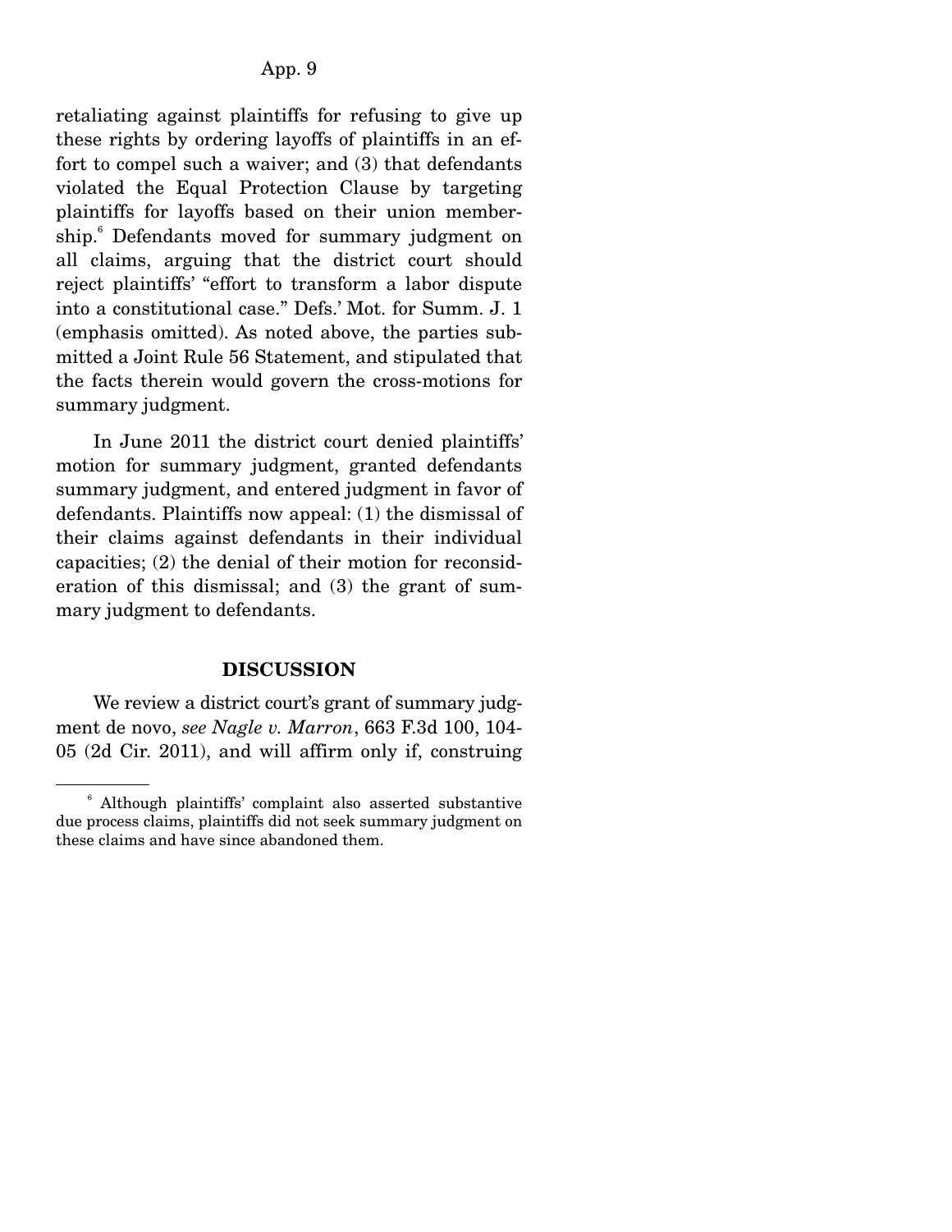retaliating against plaintiffs for refusing to give up these rights by ordering layoffs of plaintiffs in an effort to compel such a waiver; and (3) that defendants violated the Equal Protection Clause by targeting plaintiffs for layoffs based on their union membership.[6] Defendants moved for summary judgment on all claims, arguing that the district court should reject plaintiffs' "effort to transform a labor dispute into a constitutional case." Defs.' Mot. for Summ. J. 1 (emphasis omitted). As noted above, the parties submitted a Joint Rule 56 Statement, and stipulated that the facts therein would govern the cross-motions for summary judgment.

In June 2011 the district court denied plaintiffs' motion for summary judgment, granted defendants summary judgment, and entered judgment in favor of defendants. Plaintiffs now appeal: (1) the dismissal of their claims against defendants in their individual capacities; (2) the denial of their motion for reconsideration of this dismissal; and (3) the grant of summary judgment to defendants.

**DISCUSSION**

We review a district court's grant of summary judgment de novo, *see Nagle v. Marron*, 663 F.3d 100, 104-05 (2d Cir. 2011), and will affirm only if, construing

---

[6] Although plaintiffs' complaint also asserted substantive due process claims, plaintiffs did not seek summary judgment on these claims and have since abandoned them.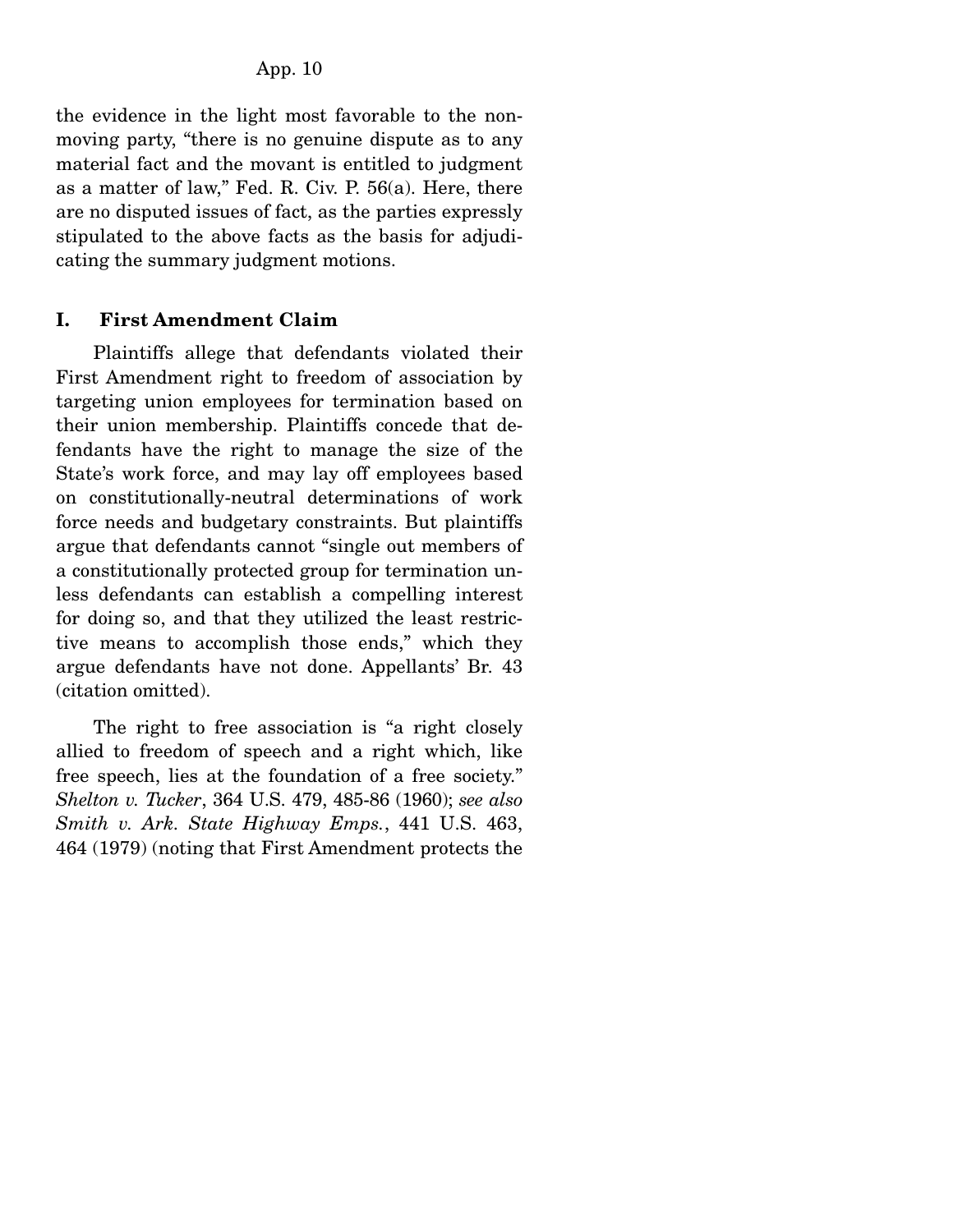the evidence in the light most favorable to the non-moving party, "there is no genuine dispute as to any material fact and the movant is entitled to judgment as a matter of law," Fed. R. Civ. P. 56(a). Here, there are no disputed issues of fact, as the parties expressly stipulated to the above facts as the basis for adjudicating the summary judgment motions.

## I. First Amendment Claim

Plaintiffs allege that defendants violated their First Amendment right to freedom of association by targeting union employees for termination based on their union membership. Plaintiffs concede that defendants have the right to manage the size of the State's work force, and may lay off employees based on constitutionally-neutral determinations of work force needs and budgetary constraints. But plaintiffs argue that defendants cannot "single out members of a constitutionally protected group for termination unless defendants can establish a compelling interest for doing so, and that they utilized the least restrictive means to accomplish those ends," which they argue defendants have not done. Appellants' Br. 43 (citation omitted).

The right to free association is "a right closely allied to freedom of speech and a right which, like free speech, lies at the foundation of a free society." *Shelton v. Tucker*, 364 U.S. 479, 485-86 (1960); *see also Smith v. Ark. State Highway Emps.*, 441 U.S. 463, 464 (1979) (noting that First Amendment protects the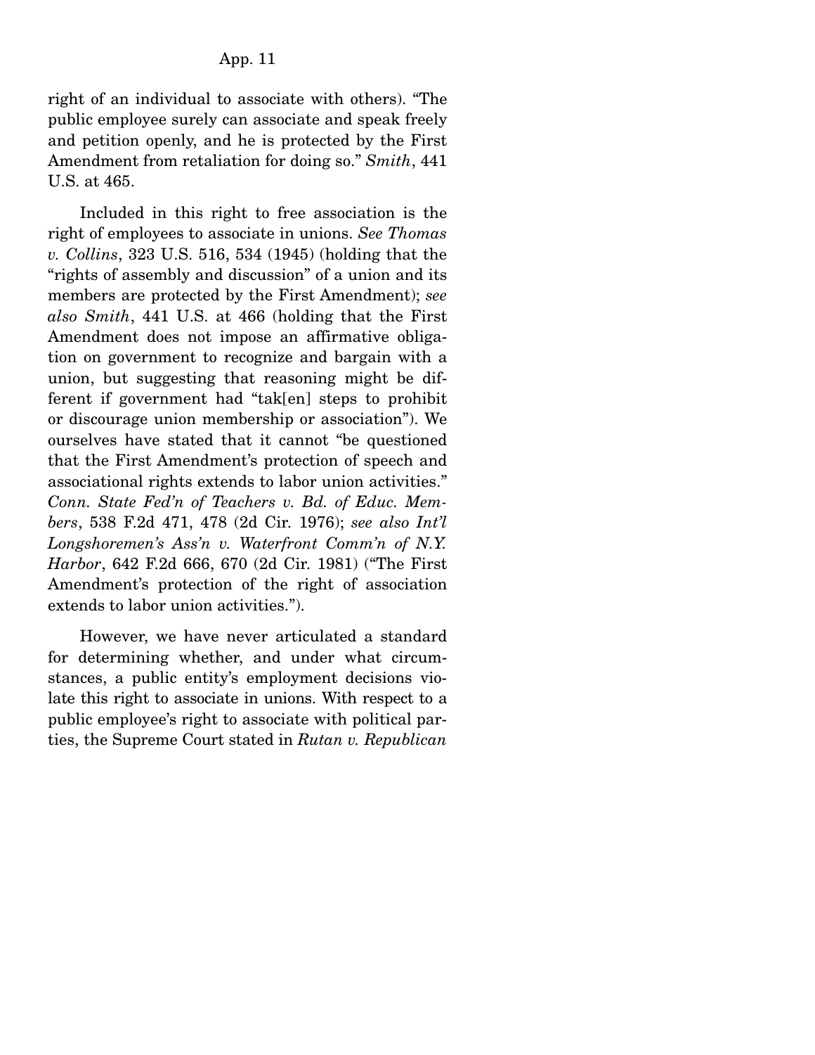right of an individual to associate with others). "The public employee surely can associate and speak freely and petition openly, and he is protected by the First Amendment from retaliation for doing so." *Smith*, 441 U.S. at 465.

Included in this right to free association is the right of employees to associate in unions. *See Thomas v. Collins*, 323 U.S. 516, 534 (1945) (holding that the "rights of assembly and discussion" of a union and its members are protected by the First Amendment); *see also Smith*, 441 U.S. at 466 (holding that the First Amendment does not impose an affirmative obligation on government to recognize and bargain with a union, but suggesting that reasoning might be different if government had "tak[en] steps to prohibit or discourage union membership or association"). We ourselves have stated that it cannot "be questioned that the First Amendment's protection of speech and associational rights extends to labor union activities." *Conn. State Fed'n of Teachers v. Bd. of Educ. Members*, 538 F.2d 471, 478 (2d Cir. 1976); *see also Int'l Longshoremen's Ass'n v. Waterfront Comm'n of N.Y. Harbor*, 642 F.2d 666, 670 (2d Cir. 1981) ("The First Amendment's protection of the right of association extends to labor union activities.").

However, we have never articulated a standard for determining whether, and under what circumstances, a public entity's employment decisions violate this right to associate in unions. With respect to a public employee's right to associate with political parties, the Supreme Court stated in *Rutan v. Republican*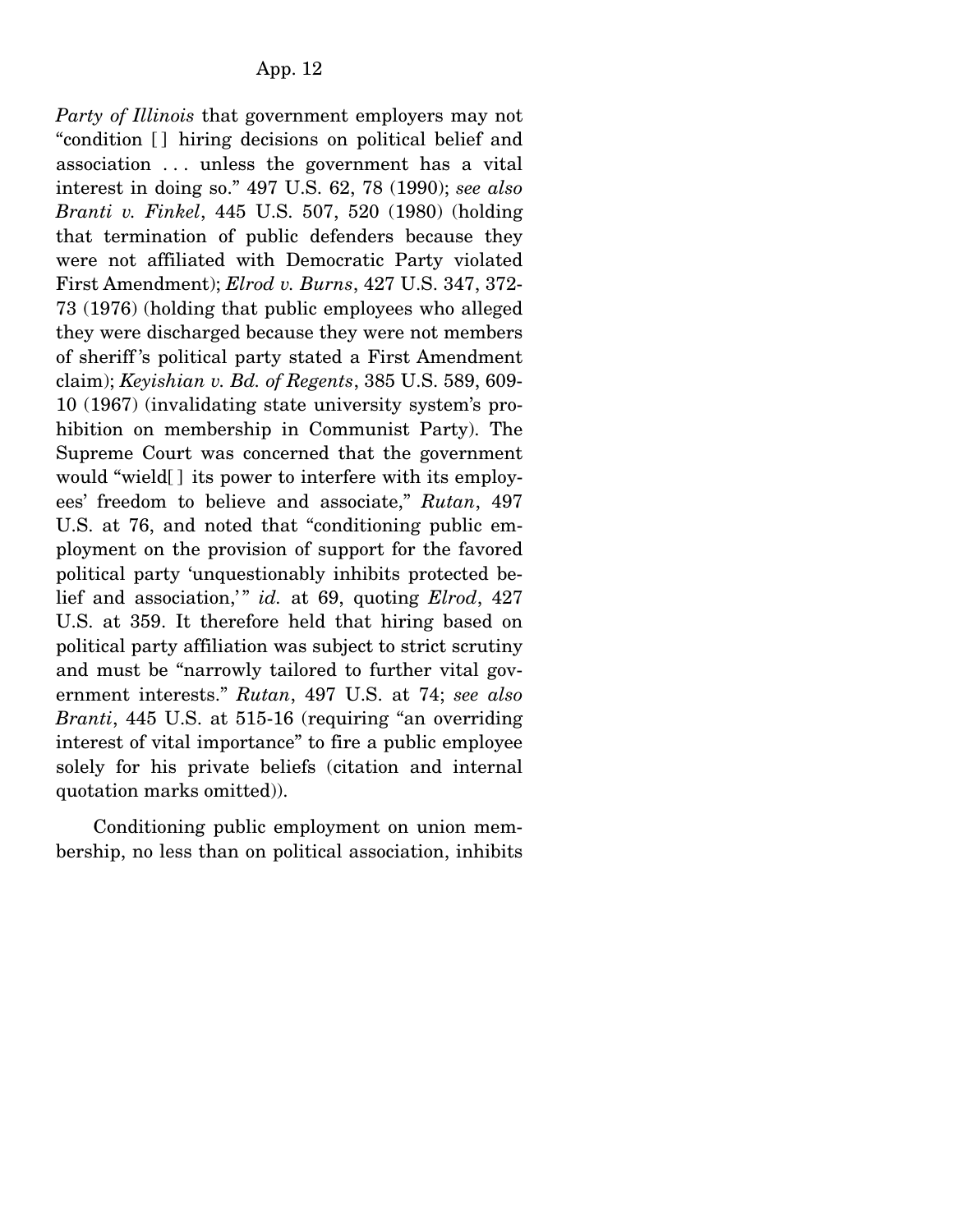*Party of Illinois* that government employers may not "condition [ ] hiring decisions on political belief and association . . . unless the government has a vital interest in doing so." 497 U.S. 62, 78 (1990); *see also Branti v. Finkel*, 445 U.S. 507, 520 (1980) (holding that termination of public defenders because they were not affiliated with Democratic Party violated First Amendment); *Elrod v. Burns*, 427 U.S. 347, 372-73 (1976) (holding that public employees who alleged they were discharged because they were not members of sheriff's political party stated a First Amendment claim); *Keyishian v. Bd. of Regents*, 385 U.S. 589, 609-10 (1967) (invalidating state university system's prohibition on membership in Communist Party). The Supreme Court was concerned that the government would "wield[ ] its power to interfere with its employees' freedom to believe and associate," *Rutan*, 497 U.S. at 76, and noted that "conditioning public employment on the provision of support for the favored political party 'unquestionably inhibits protected belief and association,'" *id.* at 69, quoting *Elrod*, 427 U.S. at 359. It therefore held that hiring based on political party affiliation was subject to strict scrutiny and must be "narrowly tailored to further vital government interests." *Rutan*, 497 U.S. at 74; *see also Branti*, 445 U.S. at 515-16 (requiring "an overriding interest of vital importance" to fire a public employee solely for his private beliefs (citation and internal quotation marks omitted)).

Conditioning public employment on union membership, no less than on political association, inhibits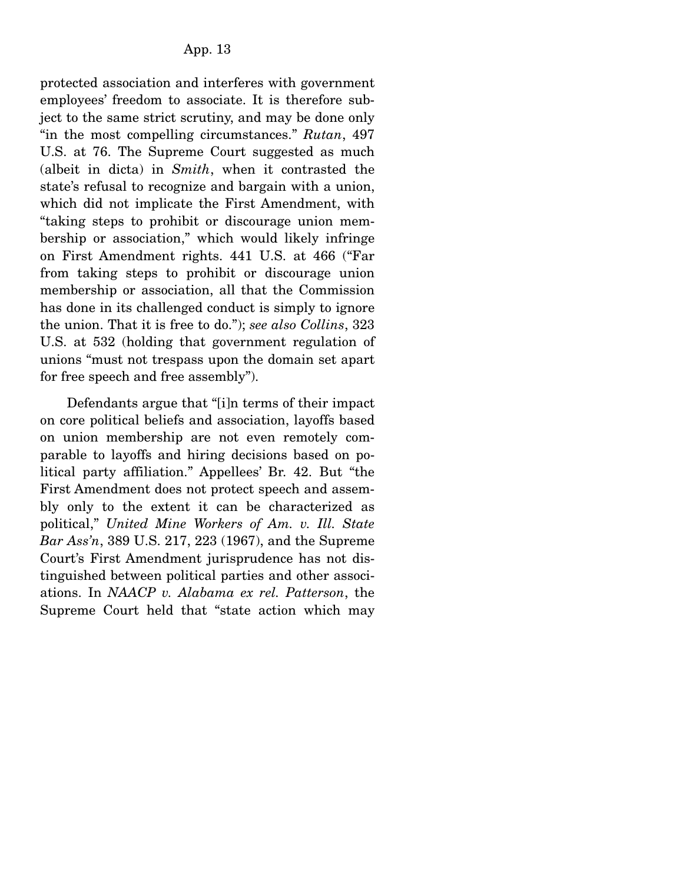protected association and interferes with government employees' freedom to associate. It is therefore subject to the same strict scrutiny, and may be done only "in the most compelling circumstances." *Rutan*, 497 U.S. at 76. The Supreme Court suggested as much (albeit in dicta) in *Smith*, when it contrasted the state's refusal to recognize and bargain with a union, which did not implicate the First Amendment, with "taking steps to prohibit or discourage union membership or association," which would likely infringe on First Amendment rights. 441 U.S. at 466 ("Far from taking steps to prohibit or discourage union membership or association, all that the Commission has done in its challenged conduct is simply to ignore the union. That it is free to do."); *see also Collins*, 323 U.S. at 532 (holding that government regulation of unions "must not trespass upon the domain set apart for free speech and free assembly").

Defendants argue that "[i]n terms of their impact on core political beliefs and association, layoffs based on union membership are not even remotely comparable to layoffs and hiring decisions based on political party affiliation." Appellees' Br. 42. But "the First Amendment does not protect speech and assembly only to the extent it can be characterized as political," *United Mine Workers of Am. v. Ill. State Bar Ass'n*, 389 U.S. 217, 223 (1967), and the Supreme Court's First Amendment jurisprudence has not distinguished between political parties and other associations. In *NAACP v. Alabama ex rel. Patterson*, the Supreme Court held that "state action which may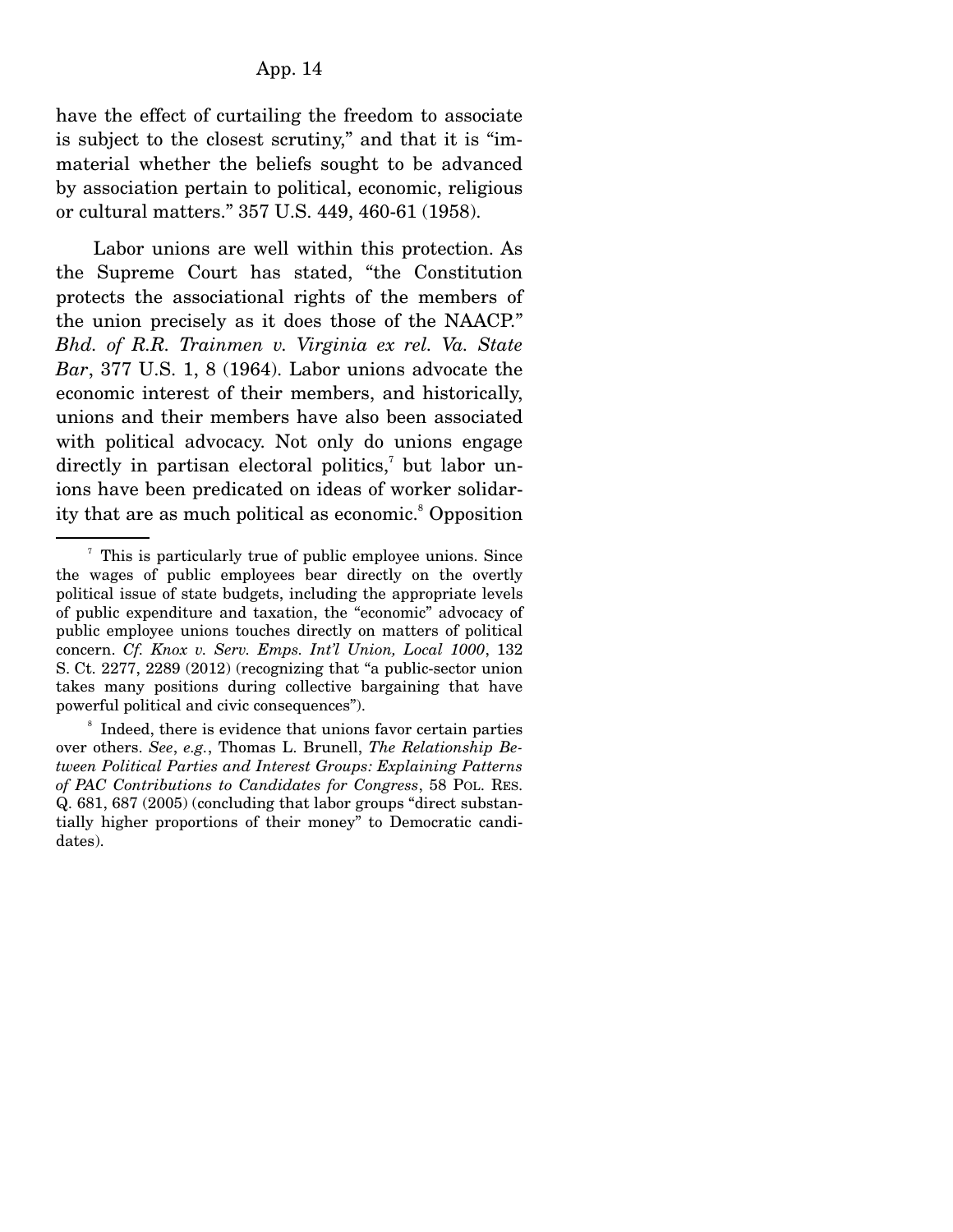have the effect of curtailing the freedom to associate is subject to the closest scrutiny," and that it is "immaterial whether the beliefs sought to be advanced by association pertain to political, economic, religious or cultural matters." 357 U.S. 449, 460-61 (1958).

Labor unions are well within this protection. As the Supreme Court has stated, "the Constitution protects the associational rights of the members of the union precisely as it does those of the NAACP." *Bhd. of R.R. Trainmen v. Virginia ex rel. Va. State Bar*, 377 U.S. 1, 8 (1964). Labor unions advocate the economic interest of their members, and historically, unions and their members have also been associated with political advocacy. Not only do unions engage directly in partisan electoral politics,[7] but labor unions have been predicated on ideas of worker solidarity that are as much political as economic.[8] Opposition

---

[7] This is particularly true of public employee unions. Since the wages of public employees bear directly on the overtly political issue of state budgets, including the appropriate levels of public expenditure and taxation, the "economic" advocacy of public employee unions touches directly on matters of political concern. *Cf. Knox v. Serv. Emps. Int'l Union, Local 1000*, 132 S. Ct. 2277, 2289 (2012) (recognizing that "a public-sector union takes many positions during collective bargaining that have powerful political and civic consequences").

[8] Indeed, there is evidence that unions favor certain parties over others. *See*, *e.g.*, Thomas L. Brunell, *The Relationship Between Political Parties and Interest Groups: Explaining Patterns of PAC Contributions to Candidates for Congress*, 58 POL. RES. Q. 681, 687 (2005) (concluding that labor groups "direct substantially higher proportions of their money" to Democratic candidates).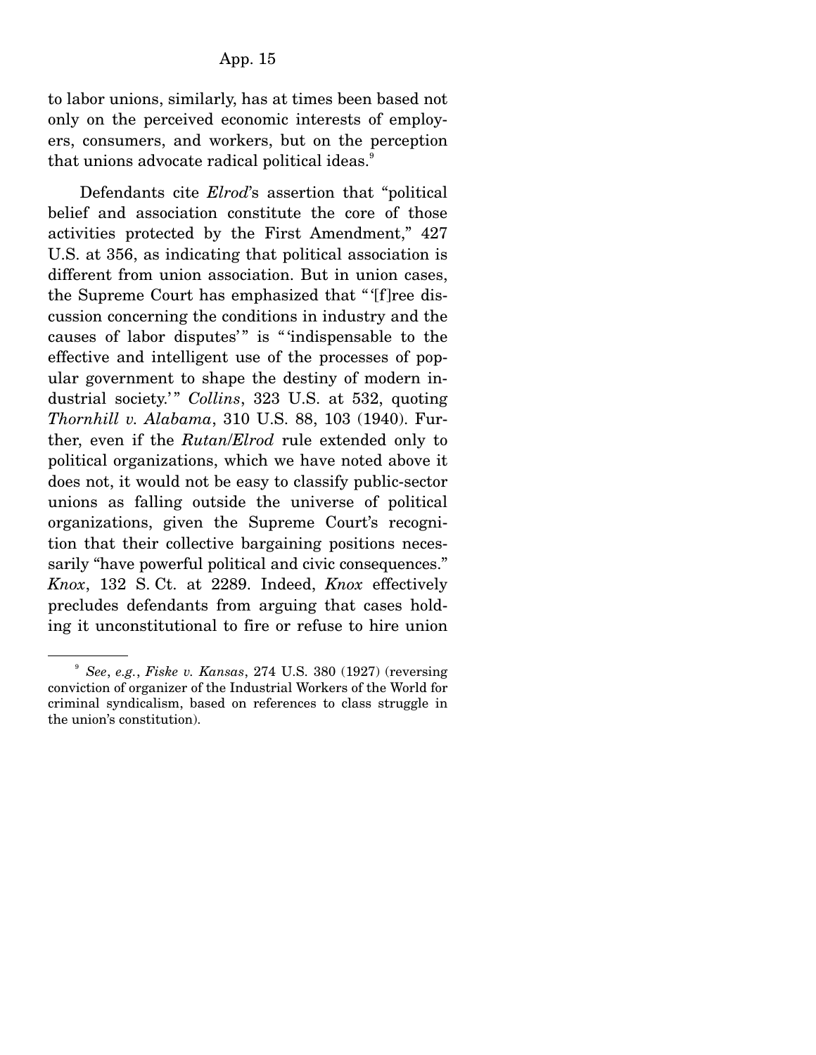to labor unions, similarly, has at times been based not only on the perceived economic interests of employers, consumers, and workers, but on the perception that unions advocate radical political ideas.[9]

Defendants cite *Elrod*'s assertion that "political belief and association constitute the core of those activities protected by the First Amendment," 427 U.S. at 356, as indicating that political association is different from union association. But in union cases, the Supreme Court has emphasized that "'[f]ree discussion concerning the conditions in industry and the causes of labor disputes'" is "'indispensable to the effective and intelligent use of the processes of popular government to shape the destiny of modern industrial society.'" *Collins*, 323 U.S. at 532, quoting *Thornhill v. Alabama*, 310 U.S. 88, 103 (1940). Further, even if the *Rutan/Elrod* rule extended only to political organizations, which we have noted above it does not, it would not be easy to classify public-sector unions as falling outside the universe of political organizations, given the Supreme Court's recognition that their collective bargaining positions necessarily "have powerful political and civic consequences." *Knox*, 132 S. Ct. at 2289. Indeed, *Knox* effectively precludes defendants from arguing that cases holding it unconstitutional to fire or refuse to hire union

---

[9] *See*, *e.g.*, *Fiske v. Kansas*, 274 U.S. 380 (1927) (reversing conviction of organizer of the Industrial Workers of the World for criminal syndicalism, based on references to class struggle in the union's constitution).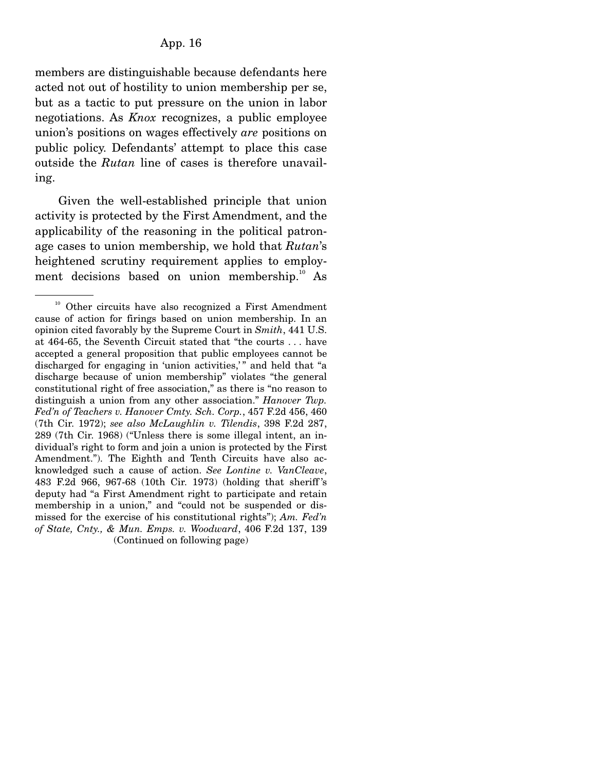members are distinguishable because defendants here acted not out of hostility to union membership per se, but as a tactic to put pressure on the union in labor negotiations. As *Knox* recognizes, a public employee union's positions on wages effectively *are* positions on public policy. Defendants' attempt to place this case outside the *Rutan* line of cases is therefore unavailing.

Given the well-established principle that union activity is protected by the First Amendment, and the applicability of the reasoning in the political patronage cases to union membership, we hold that *Rutan*'s heightened scrutiny requirement applies to employment decisions based on union membership.[10] As

---

[10] Other circuits have also recognized a First Amendment cause of action for firings based on union membership. In an opinion cited favorably by the Supreme Court in *Smith*, 441 U.S. at 464-65, the Seventh Circuit stated that "the courts . . . have accepted a general proposition that public employees cannot be discharged for engaging in 'union activities,'" and held that "a discharge because of union membership" violates "the general constitutional right of free association," as there is "no reason to distinguish a union from any other association." *Hanover Twp. Fed'n of Teachers v. Hanover Cmty. Sch. Corp.*, 457 F.2d 456, 460 (7th Cir. 1972); *see also McLaughlin v. Tilendis*, 398 F.2d 287, 289 (7th Cir. 1968) ("Unless there is some illegal intent, an individual's right to form and join a union is protected by the First Amendment."). The Eighth and Tenth Circuits have also acknowledged such a cause of action. *See Lontine v. VanCleave*, 483 F.2d 966, 967-68 (10th Cir. 1973) (holding that sheriff's deputy had "a First Amendment right to participate and retain membership in a union," and "could not be suspended or dismissed for the exercise of his constitutional rights"); *Am. Fed'n of State, Cnty., & Mun. Emps. v. Woodward*, 406 F.2d 137, 139

(Continued on following page)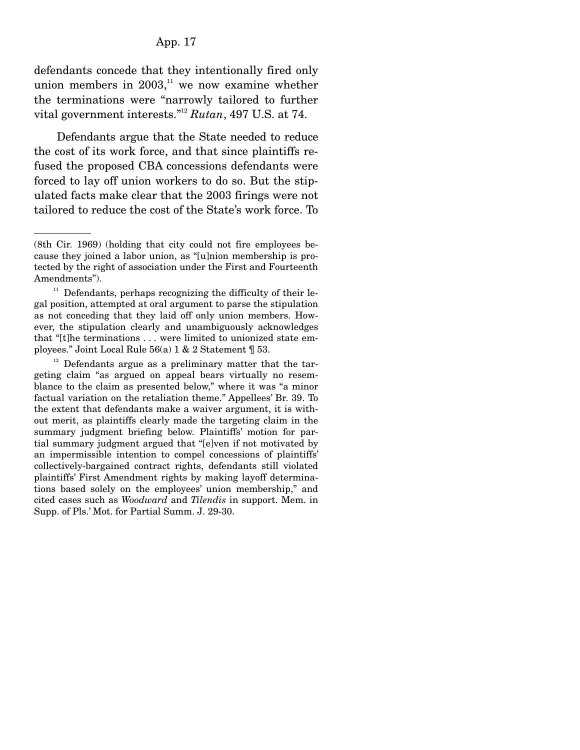defendants concede that they intentionally fired only union members in 2003,[11] we now examine whether the terminations were "narrowly tailored to further vital government interests."[12] *Rutan*, 497 U.S. at 74.

Defendants argue that the State needed to reduce the cost of its work force, and that since plaintiffs refused the proposed CBA concessions defendants were forced to lay off union workers to do so. But the stipulated facts make clear that the 2003 firings were not tailored to reduce the cost of the State's work force. To

---

(8th Cir. 1969) (holding that city could not fire employees because they joined a labor union, as "[u]nion membership is protected by the right of association under the First and Fourteenth Amendments").

[11] Defendants, perhaps recognizing the difficulty of their legal position, attempted at oral argument to parse the stipulation as not conceding that they laid off only union members. However, the stipulation clearly and unambiguously acknowledges that "[t]he terminations . . . were limited to unionized state employees." Joint Local Rule 56(a) 1 & 2 Statement ¶ 53.

[12] Defendants argue as a preliminary matter that the targeting claim "as argued on appeal bears virtually no resemblance to the claim as presented below," where it was "a minor factual variation on the retaliation theme." Appellees' Br. 39. To the extent that defendants make a waiver argument, it is without merit, as plaintiffs clearly made the targeting claim in the summary judgment briefing below. Plaintiffs' motion for partial summary judgment argued that "[e]ven if not motivated by an impermissible intention to compel concessions of plaintiffs' collectively-bargained contract rights, defendants still violated plaintiffs' First Amendment rights by making layoff determinations based solely on the employees' union membership," and cited cases such as *Woodward* and *Tilendis* in support. Mem. in Supp. of Pls.' Mot. for Partial Summ. J. 29-30.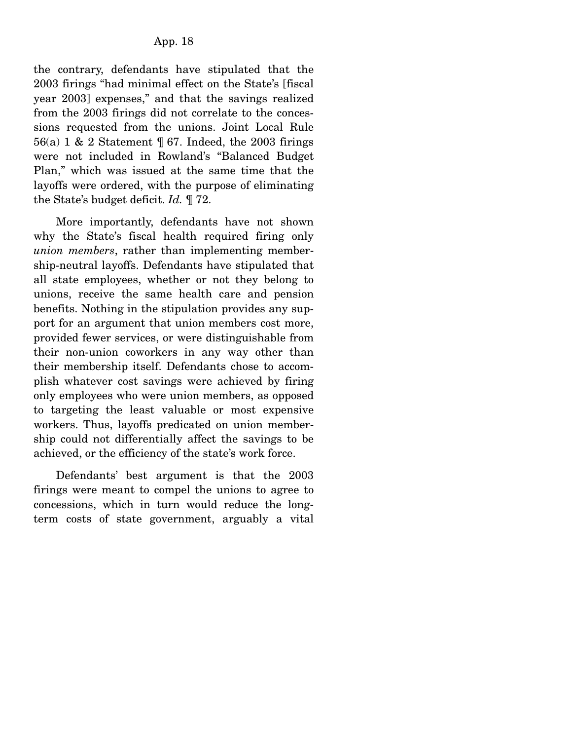the contrary, defendants have stipulated that the 2003 firings "had minimal effect on the State's [fiscal year 2003] expenses," and that the savings realized from the 2003 firings did not correlate to the concessions requested from the unions. Joint Local Rule 56(a) 1 & 2 Statement ¶ 67. Indeed, the 2003 firings were not included in Rowland's "Balanced Budget Plan," which was issued at the same time that the layoffs were ordered, with the purpose of eliminating the State's budget deficit. *Id.* ¶ 72.

More importantly, defendants have not shown why the State's fiscal health required firing only *union members*, rather than implementing membership-neutral layoffs. Defendants have stipulated that all state employees, whether or not they belong to unions, receive the same health care and pension benefits. Nothing in the stipulation provides any support for an argument that union members cost more, provided fewer services, or were distinguishable from their non-union coworkers in any way other than their membership itself. Defendants chose to accomplish whatever cost savings were achieved by firing only employees who were union members, as opposed to targeting the least valuable or most expensive workers. Thus, layoffs predicated on union membership could not differentially affect the savings to be achieved, or the efficiency of the state's work force.

Defendants' best argument is that the 2003 firings were meant to compel the unions to agree to concessions, which in turn would reduce the long-term costs of state government, arguably a vital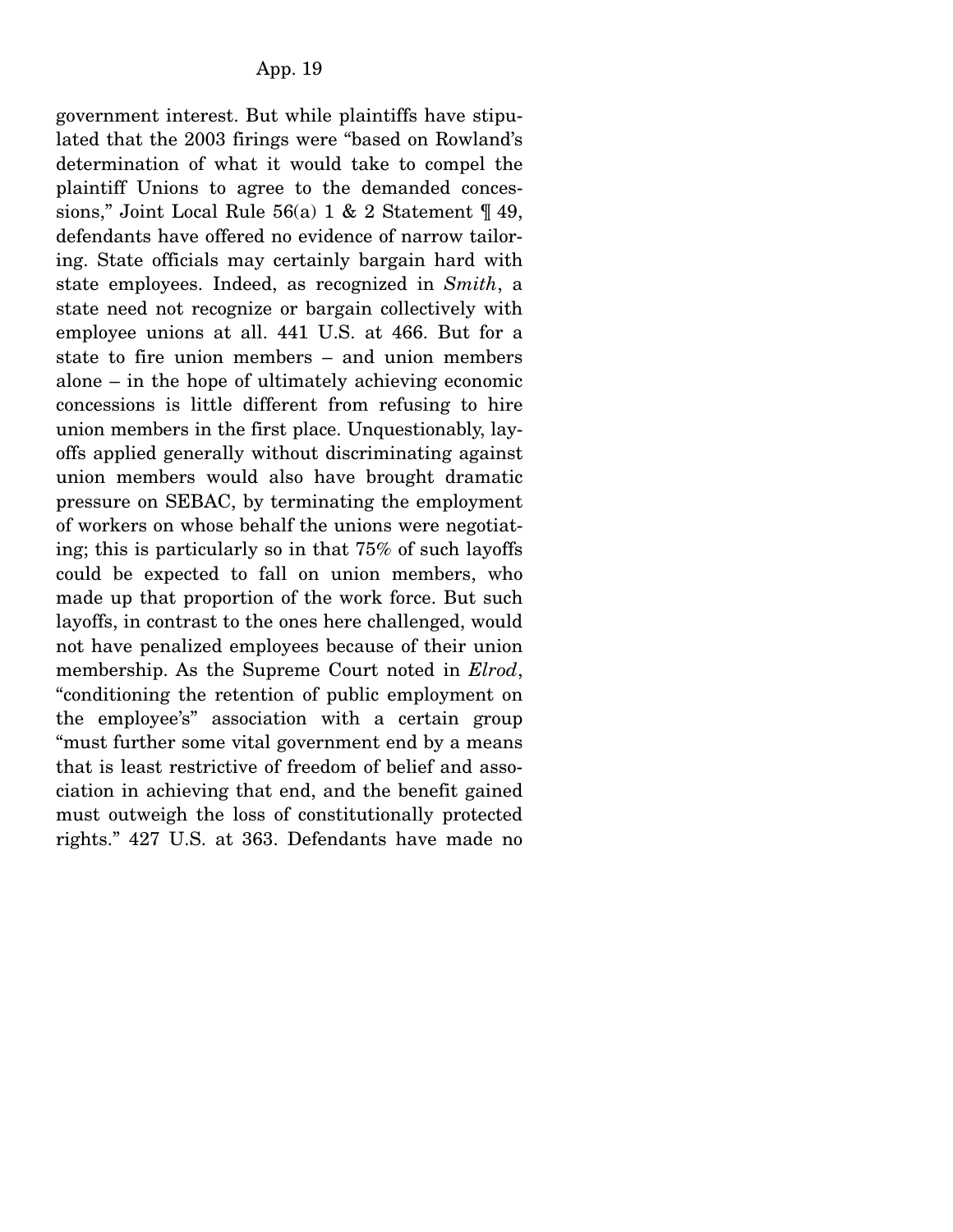government interest. But while plaintiffs have stipulated that the 2003 firings were "based on Rowland's determination of what it would take to compel the plaintiff Unions to agree to the demanded concessions," Joint Local Rule 56(a) 1 & 2 Statement ¶ 49, defendants have offered no evidence of narrow tailoring. State officials may certainly bargain hard with state employees. Indeed, as recognized in *Smith*, a state need not recognize or bargain collectively with employee unions at all. 441 U.S. at 466. But for a state to fire union members – and union members alone – in the hope of ultimately achieving economic concessions is little different from refusing to hire union members in the first place. Unquestionably, layoffs applied generally without discriminating against union members would also have brought dramatic pressure on SEBAC, by terminating the employment of workers on whose behalf the unions were negotiating; this is particularly so in that 75% of such layoffs could be expected to fall on union members, who made up that proportion of the work force. But such layoffs, in contrast to the ones here challenged, would not have penalized employees because of their union membership. As the Supreme Court noted in *Elrod*, "conditioning the retention of public employment on the employee's" association with a certain group "must further some vital government end by a means that is least restrictive of freedom of belief and association in achieving that end, and the benefit gained must outweigh the loss of constitutionally protected rights." 427 U.S. at 363. Defendants have made no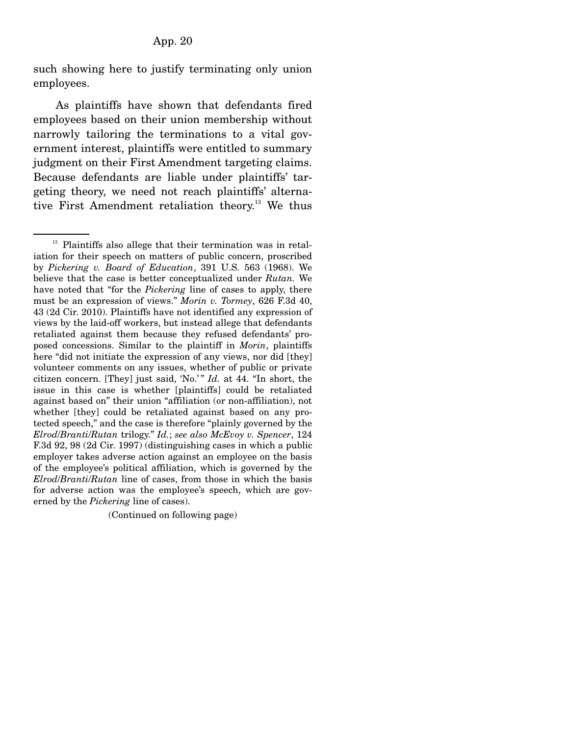such showing here to justify terminating only union employees.

As plaintiffs have shown that defendants fired employees based on their union membership without narrowly tailoring the terminations to a vital government interest, plaintiffs were entitled to summary judgment on their First Amendment targeting claims. Because defendants are liable under plaintiffs' targeting theory, we need not reach plaintiffs' alternative First Amendment retaliation theory.[13] We thus

---

[13] Plaintiffs also allege that their termination was in retaliation for their speech on matters of public concern, proscribed by *Pickering v. Board of Education*, 391 U.S. 563 (1968). We believe that the case is better conceptualized under *Rutan*. We have noted that "for the *Pickering* line of cases to apply, there must be an expression of views." *Morin v. Tormey*, 626 F.3d 40, 43 (2d Cir. 2010). Plaintiffs have not identified any expression of views by the laid-off workers, but instead allege that defendants retaliated against them because they refused defendants' proposed concessions. Similar to the plaintiff in *Morin*, plaintiffs here "did not initiate the expression of any views, nor did [they] volunteer comments on any issues, whether of public or private citizen concern. [They] just said, 'No.'" *Id.* at 44. "In short, the issue in this case is whether [plaintiffs] could be retaliated against based on" their union "affiliation (or non-affiliation), not whether [they] could be retaliated against based on any protected speech," and the case is therefore "plainly governed by the *Elrod/Branti/Rutan* trilogy." *Id.*; *see also McEvoy v. Spencer*, 124 F.3d 92, 98 (2d Cir. 1997) (distinguishing cases in which a public employer takes adverse action against an employee on the basis of the employee's political affiliation, which is governed by the *Elrod/Branti/Rutan* line of cases, from those in which the basis for adverse action was the employee's speech, which are governed by the *Pickering* line of cases).

(Continued on following page)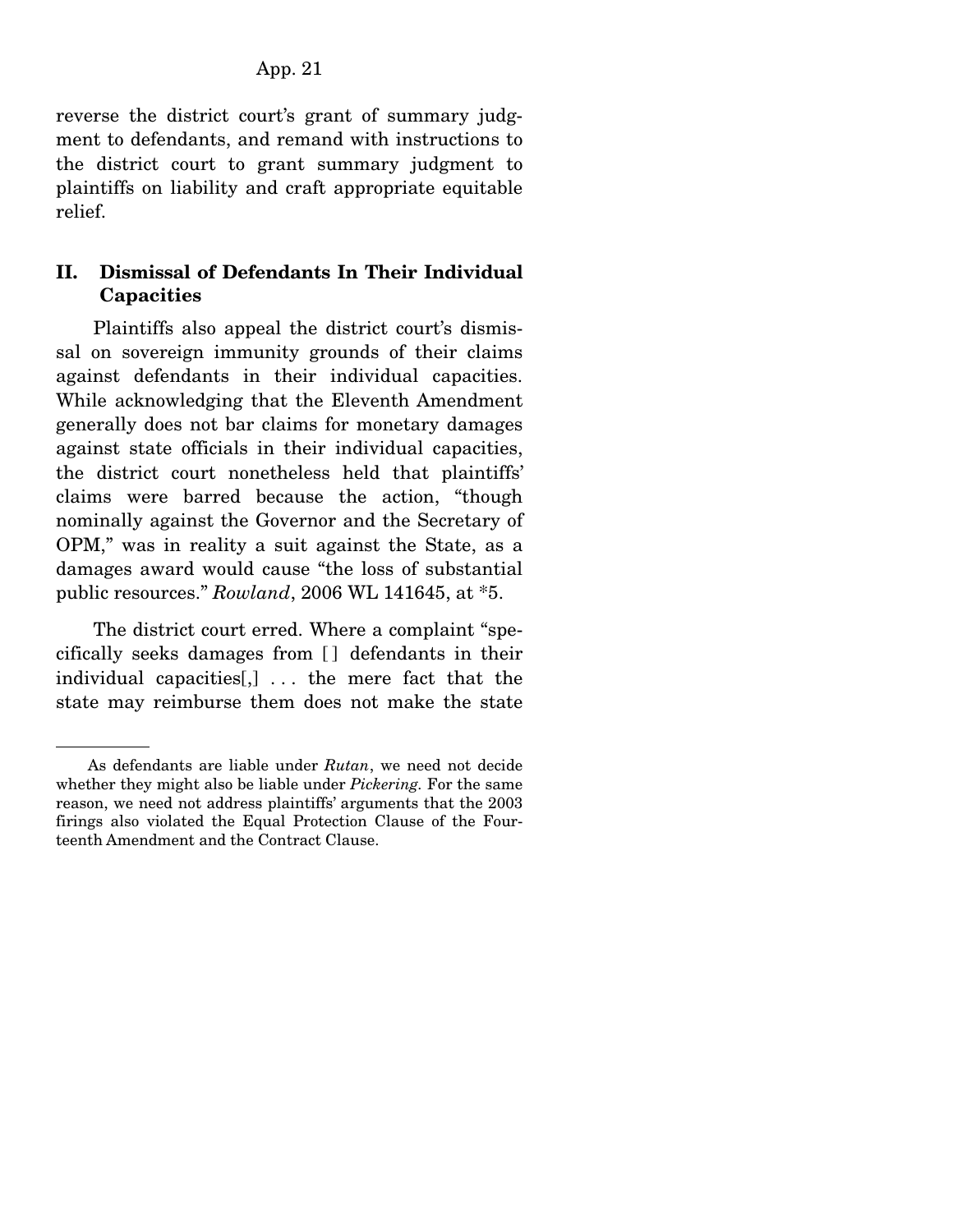reverse the district court's grant of summary judgment to defendants, and remand with instructions to the district court to grant summary judgment to plaintiffs on liability and craft appropriate equitable relief.

## II. Dismissal of Defendants In Their Individual Capacities

Plaintiffs also appeal the district court's dismissal on sovereign immunity grounds of their claims against defendants in their individual capacities. While acknowledging that the Eleventh Amendment generally does not bar claims for monetary damages against state officials in their individual capacities, the district court nonetheless held that plaintiffs' claims were barred because the action, "though nominally against the Governor and the Secretary of OPM," was in reality a suit against the State, as a damages award would cause "the loss of substantial public resources." *Rowland*, 2006 WL 141645, at *5.

The district court erred. Where a complaint "specifically seeks damages from [ ] defendants in their individual capacities[,] . . . the mere fact that the state may reimburse them does not make the state

---

As defendants are liable under *Rutan*, we need not decide whether they might also be liable under *Pickering*. For the same reason, we need not address plaintiffs' arguments that the 2003 firings also violated the Equal Protection Clause of the Fourteenth Amendment and the Contract Clause.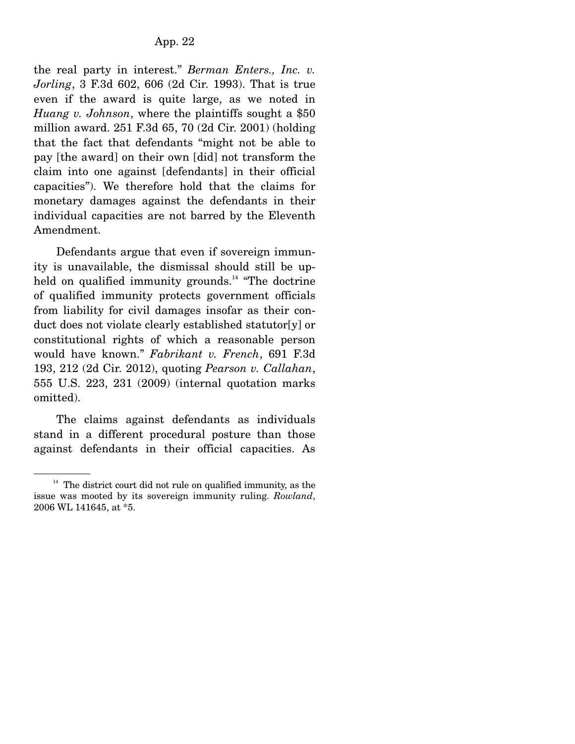the real party in interest." *Berman Enters., Inc. v. Jorling*, 3 F.3d 602, 606 (2d Cir. 1993). That is true even if the award is quite large, as we noted in *Huang v. Johnson*, where the plaintiffs sought a $50 million award. 251 F.3d 65, 70 (2d Cir. 2001) (holding that the fact that defendants "might not be able to pay [the award] on their own [did] not transform the claim into one against [defendants] in their official capacities"). We therefore hold that the claims for monetary damages against the defendants in their individual capacities are not barred by the Eleventh Amendment.

Defendants argue that even if sovereign immunity is unavailable, the dismissal should still be upheld on qualified immunity grounds.[14] "The doctrine of qualified immunity protects government officials from liability for civil damages insofar as their conduct does not violate clearly established statutor[y] or constitutional rights of which a reasonable person would have known." *Fabrikant v. French*, 691 F.3d 193, 212 (2d Cir. 2012), quoting *Pearson v. Callahan*, 555 U.S. 223, 231 (2009) (internal quotation marks omitted).

The claims against defendants as individuals stand in a different procedural posture than those against defendants in their official capacities. As

---

[14] The district court did not rule on qualified immunity, as the issue was mooted by its sovereign immunity ruling. *Rowland*, 2006 WL 141645, at *5.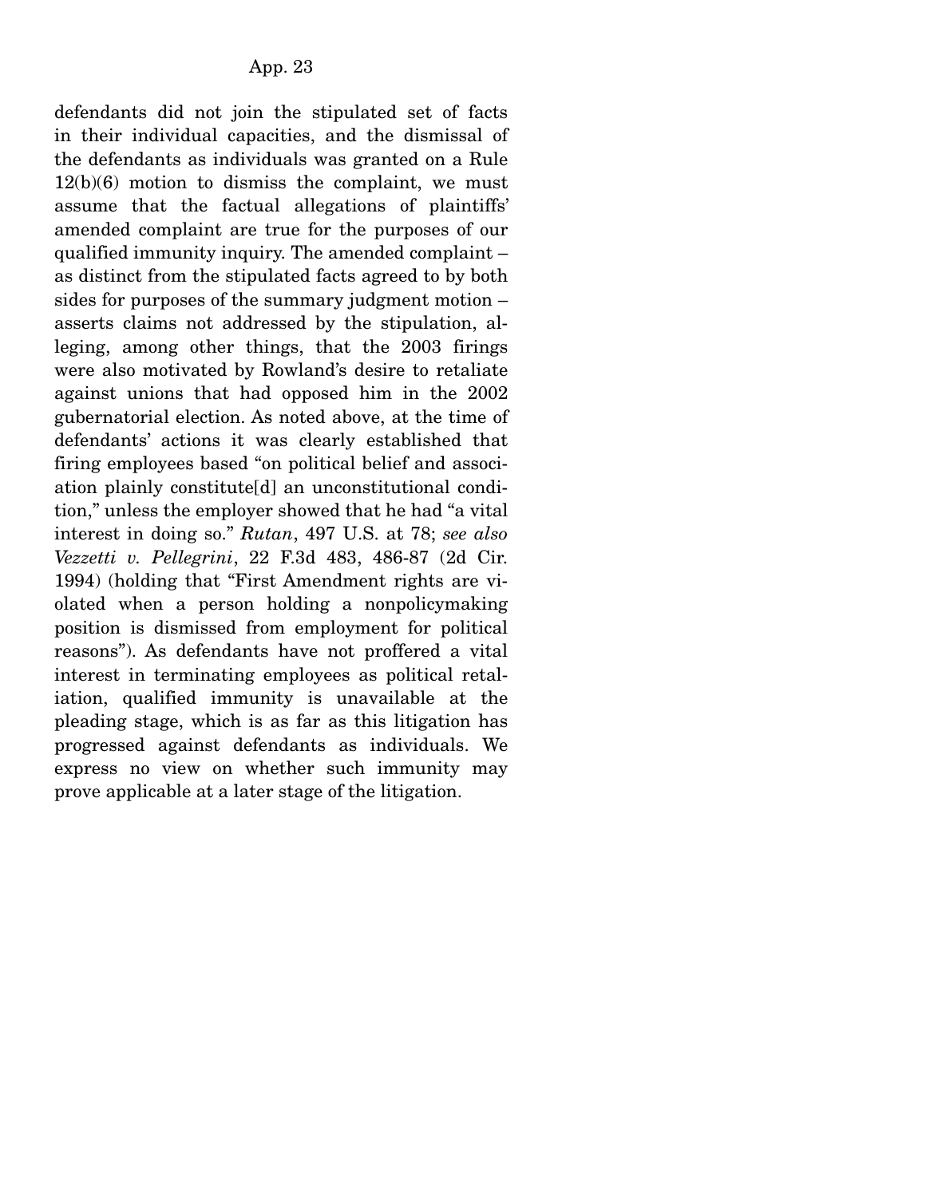defendants did not join the stipulated set of facts in their individual capacities, and the dismissal of the defendants as individuals was granted on a Rule 12(b)(6) motion to dismiss the complaint, we must assume that the factual allegations of plaintiffs' amended complaint are true for the purposes of our qualified immunity inquiry. The amended complaint – as distinct from the stipulated facts agreed to by both sides for purposes of the summary judgment motion – asserts claims not addressed by the stipulation, alleging, among other things, that the 2003 firings were also motivated by Rowland's desire to retaliate against unions that had opposed him in the 2002 gubernatorial election. As noted above, at the time of defendants' actions it was clearly established that firing employees based "on political belief and association plainly constitute[d] an unconstitutional condition," unless the employer showed that he had "a vital interest in doing so." *Rutan*, 497 U.S. at 78; *see also Vezzetti v. Pellegrini*, 22 F.3d 483, 486-87 (2d Cir. 1994) (holding that "First Amendment rights are violated when a person holding a nonpolicymaking position is dismissed from employment for political reasons"). As defendants have not proffered a vital interest in terminating employees as political retaliation, qualified immunity is unavailable at the pleading stage, which is as far as this litigation has progressed against defendants as individuals. We express no view on whether such immunity may prove applicable at a later stage of the litigation.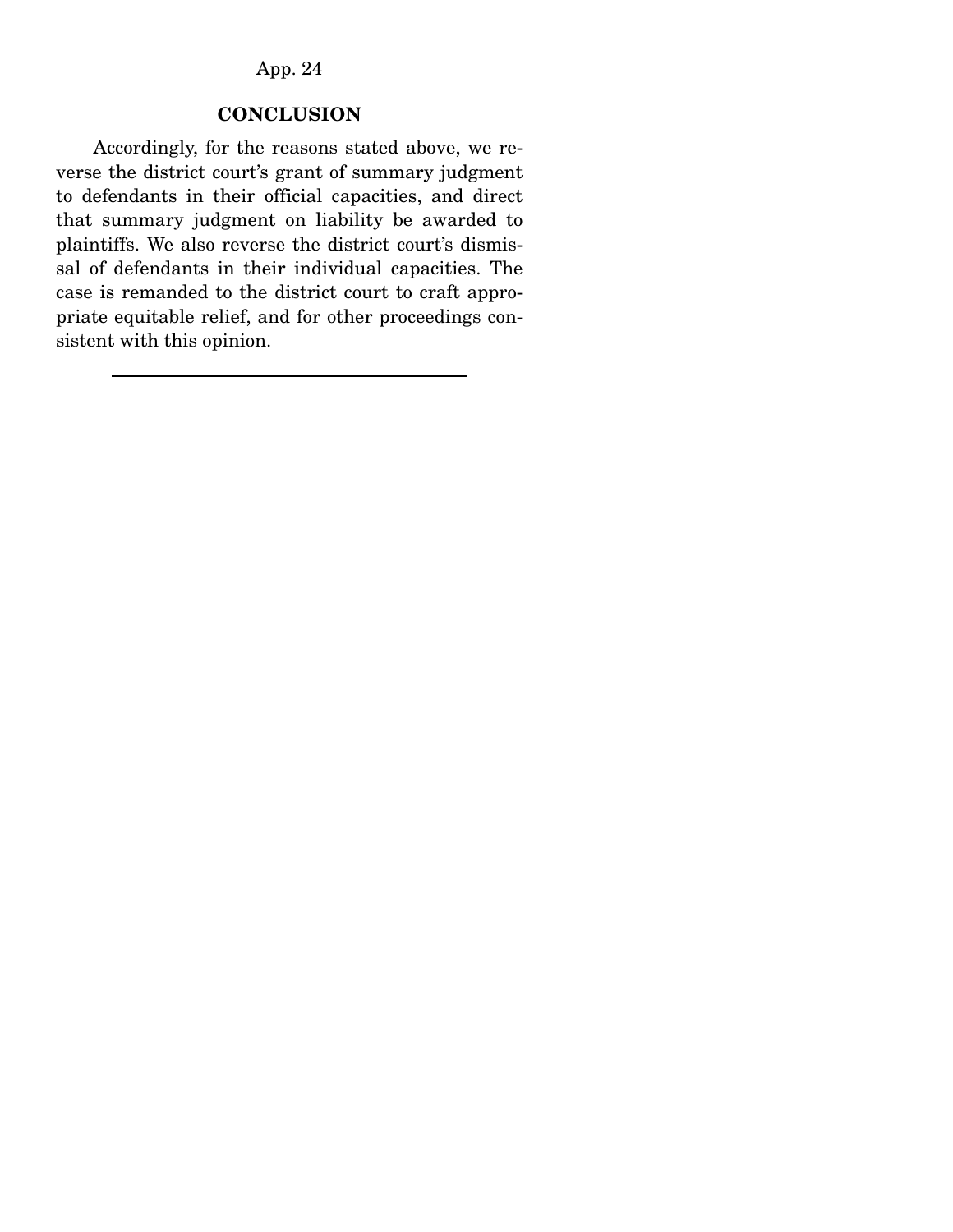## CONCLUSION

Accordingly, for the reasons stated above, we reverse the district court's grant of summary judgment to defendants in their official capacities, and direct that summary judgment on liability be awarded to plaintiffs. We also reverse the district court's dismissal of defendants in their individual capacities. The case is remanded to the district court to craft appropriate equitable relief, and for other proceedings consistent with this opinion.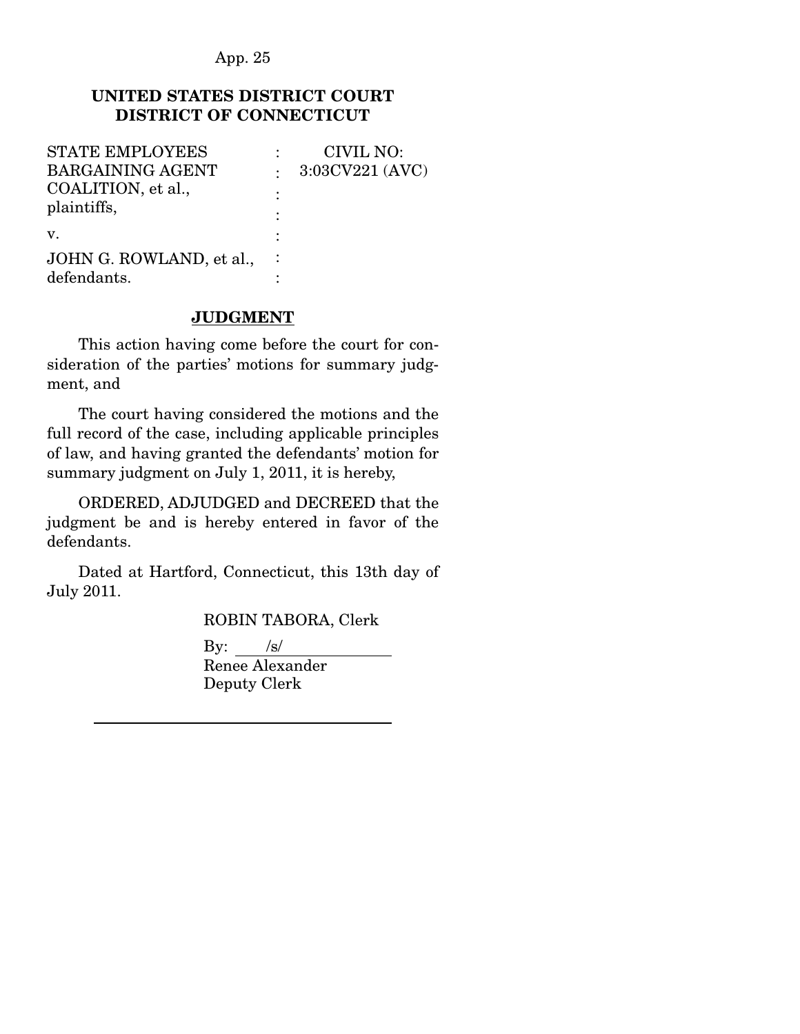**UNITED STATES DISTRICT COURT**
**DISTRICT OF CONNECTICUT**

| | | |
|---|---|---|
| STATE EMPLOYEES BARGAINING AGENT COALITION, et al., plaintiffs, | : | CIVIL NO: 3:03CV221 (AVC) |
| v. | : | |
| JOHN G. ROWLAND, et al., defendants. | : | |

**JUDGMENT**

This action having come before the court for consideration of the parties' motions for summary judgment, and

The court having considered the motions and the full record of the case, including applicable principles of law, and having granted the defendants' motion for summary judgment on July 1, 2011, it is hereby,

ORDERED, ADJUDGED and DECREED that the judgment be and is hereby entered in favor of the defendants.

Dated at Hartford, Connecticut, this 13th day of July 2011.

ROBIN TABORA, Clerk

By: /s/
Renee Alexander
Deputy Clerk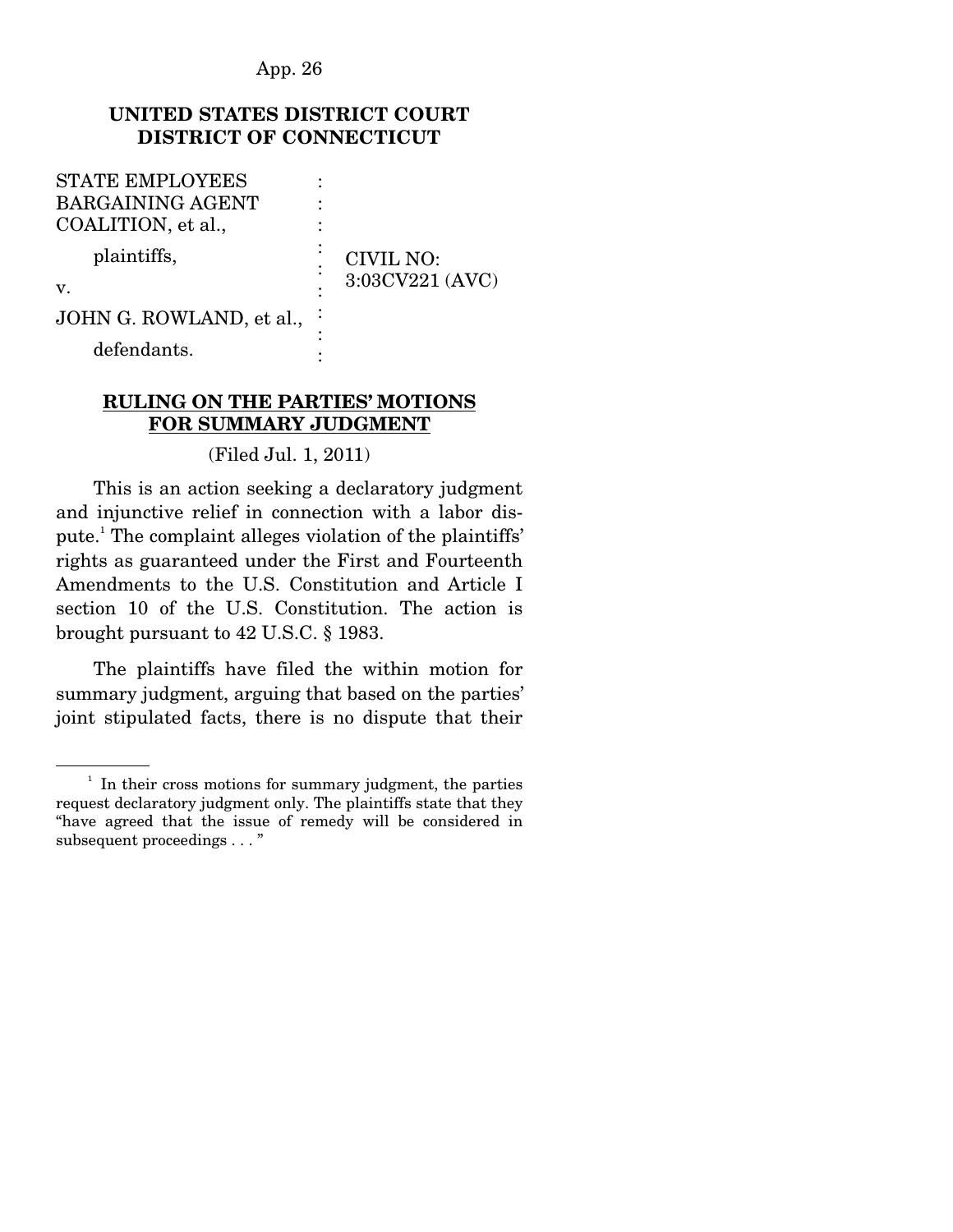**UNITED STATES DISTRICT COURT**
**DISTRICT OF CONNECTICUT**

| | | |
|---|---|---|
| STATE EMPLOYEES BARGAINING AGENT COALITION, et al., | : | |
| plaintiffs, | : | CIVIL NO: 3:03CV221 (AVC) |
| v. | : | |
| JOHN G. ROWLAND, et al., | : | |
| defendants. | : | |

**RULING ON THE PARTIES' MOTIONS FOR SUMMARY JUDGMENT**

(Filed Jul. 1, 2011)

This is an action seeking a declaratory judgment and injunctive relief in connection with a labor dispute.[1] The complaint alleges violation of the plaintiffs' rights as guaranteed under the First and Fourteenth Amendments to the U.S. Constitution and Article I section 10 of the U.S. Constitution. The action is brought pursuant to 42 U.S.C. § 1983.

The plaintiffs have filed the within motion for summary judgment, arguing that based on the parties' joint stipulated facts, there is no dispute that their

---

[1] In their cross motions for summary judgment, the parties request declaratory judgment only. The plaintiffs state that they "have agreed that the issue of remedy will be considered in subsequent proceedings . . . "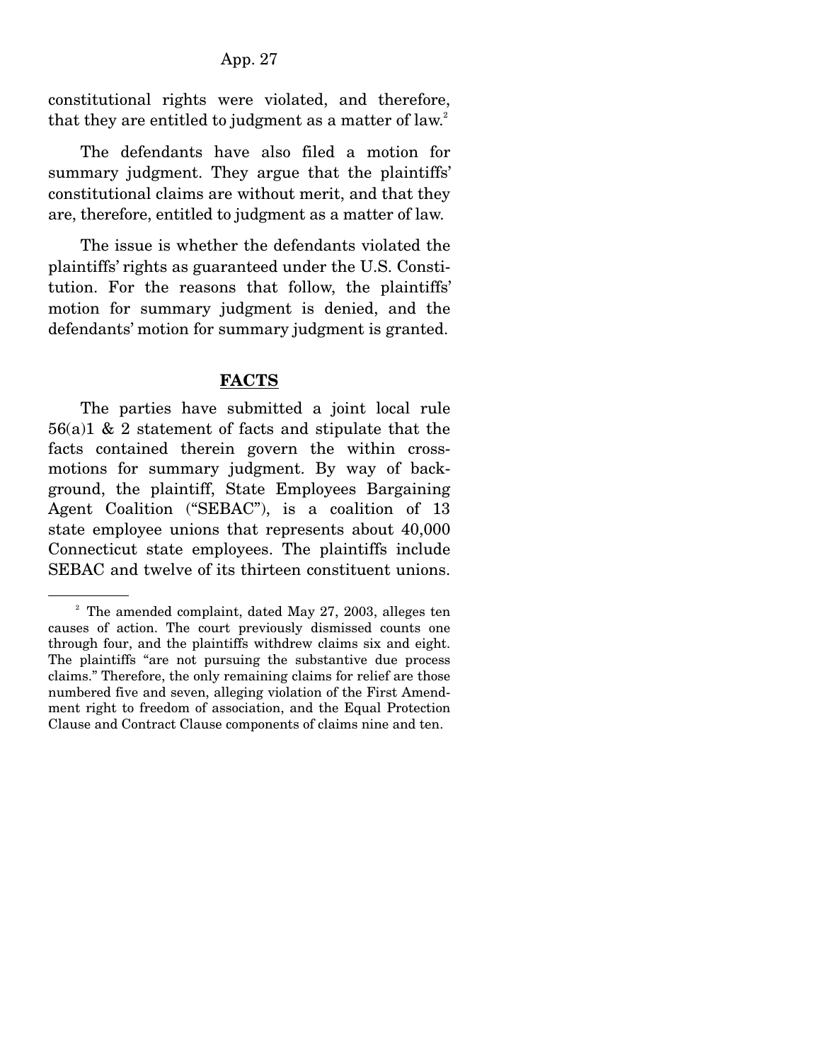constitutional rights were violated, and therefore, that they are entitled to judgment as a matter of law.[2]

The defendants have also filed a motion for summary judgment. They argue that the plaintiffs' constitutional claims are without merit, and that they are, therefore, entitled to judgment as a matter of law.

The issue is whether the defendants violated the plaintiffs' rights as guaranteed under the U.S. Constitution. For the reasons that follow, the plaintiffs' motion for summary judgment is denied, and the defendants' motion for summary judgment is granted.

## FACTS

The parties have submitted a joint local rule 56(a)1 & 2 statement of facts and stipulate that the facts contained therein govern the within cross-motions for summary judgment. By way of background, the plaintiff, State Employees Bargaining Agent Coalition ("SEBAC"), is a coalition of 13 state employee unions that represents about 40,000 Connecticut state employees. The plaintiffs include SEBAC and twelve of its thirteen constituent unions.

---

[2] The amended complaint, dated May 27, 2003, alleges ten causes of action. The court previously dismissed counts one through four, and the plaintiffs withdrew claims six and eight. The plaintiffs "are not pursuing the substantive due process claims." Therefore, the only remaining claims for relief are those numbered five and seven, alleging violation of the First Amendment right to freedom of association, and the Equal Protection Clause and Contract Clause components of claims nine and ten.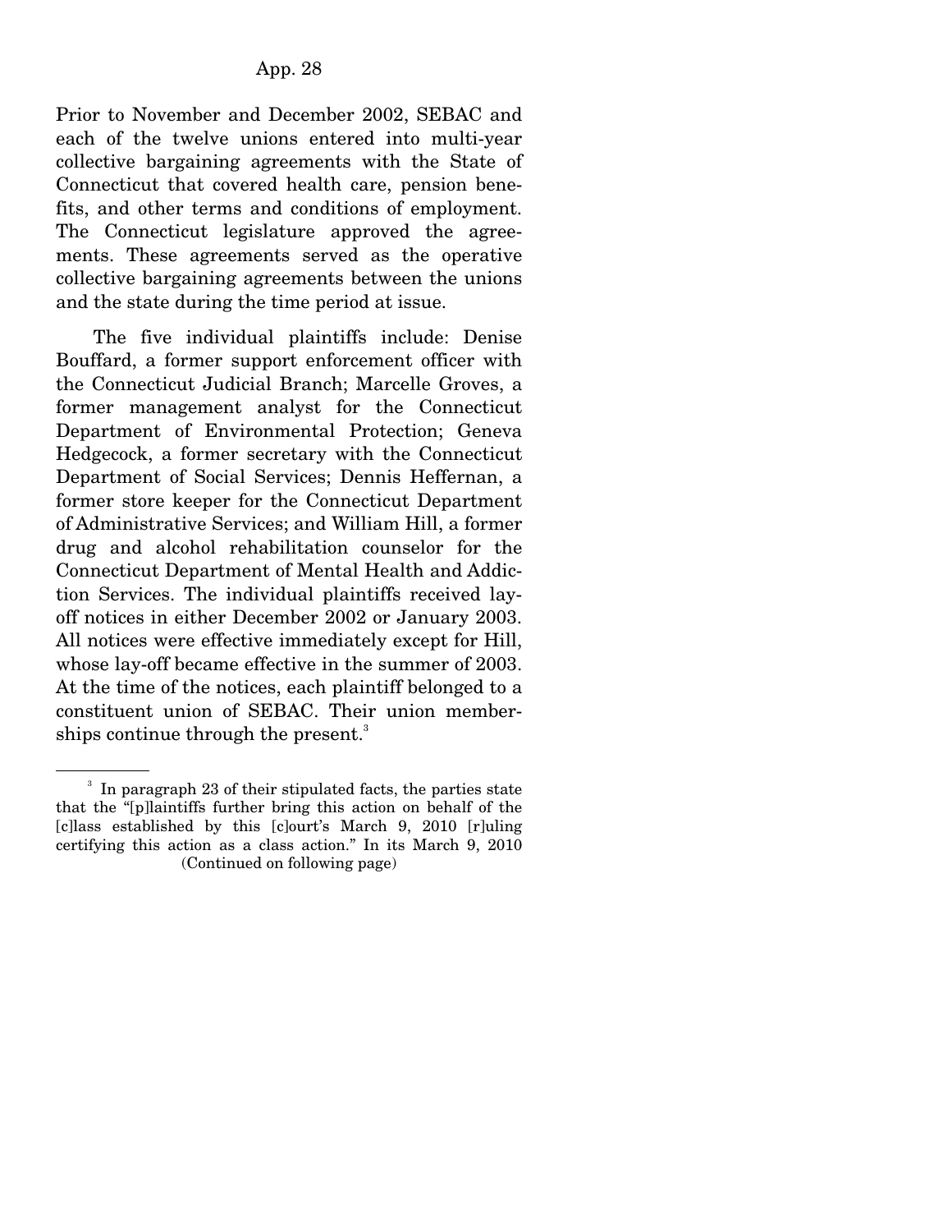Prior to November and December 2002, SEBAC and each of the twelve unions entered into multi-year collective bargaining agreements with the State of Connecticut that covered health care, pension benefits, and other terms and conditions of employment. The Connecticut legislature approved the agreements. These agreements served as the operative collective bargaining agreements between the unions and the state during the time period at issue.

The five individual plaintiffs include: Denise Bouffard, a former support enforcement officer with the Connecticut Judicial Branch; Marcelle Groves, a former management analyst for the Connecticut Department of Environmental Protection; Geneva Hedgecock, a former secretary with the Connecticut Department of Social Services; Dennis Heffernan, a former store keeper for the Connecticut Department of Administrative Services; and William Hill, a former drug and alcohol rehabilitation counselor for the Connecticut Department of Mental Health and Addiction Services. The individual plaintiffs received lay-off notices in either December 2002 or January 2003. All notices were effective immediately except for Hill, whose lay-off became effective in the summer of 2003. At the time of the notices, each plaintiff belonged to a constituent union of SEBAC. Their union memberships continue through the present.[3]

---

[3] In paragraph 23 of their stipulated facts, the parties state that the "[p]laintiffs further bring this action on behalf of the [c]lass established by this [c]ourt's March 9, 2010 [r]uling certifying this action as a class action." In its March 9, 2010

(Continued on following page)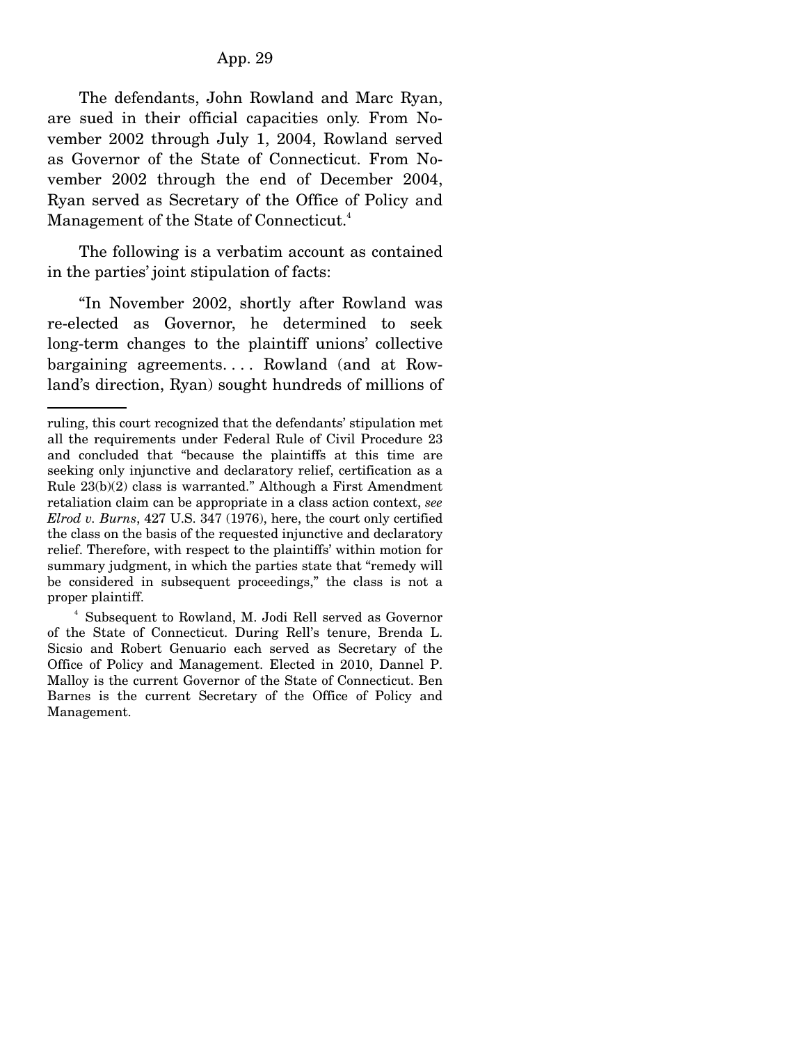The defendants, John Rowland and Marc Ryan, are sued in their official capacities only. From November 2002 through July 1, 2004, Rowland served as Governor of the State of Connecticut. From November 2002 through the end of December 2004, Ryan served as Secretary of the Office of Policy and Management of the State of Connecticut.[4]

The following is a verbatim account as contained in the parties' joint stipulation of facts:

"In November 2002, shortly after Rowland was re-elected as Governor, he determined to seek long-term changes to the plaintiff unions' collective bargaining agreements. . . . Rowland (and at Rowland's direction, Ryan) sought hundreds of millions of

---

ruling, this court recognized that the defendants' stipulation met all the requirements under Federal Rule of Civil Procedure 23 and concluded that "because the plaintiffs at this time are seeking only injunctive and declaratory relief, certification as a Rule 23(b)(2) class is warranted." Although a First Amendment retaliation claim can be appropriate in a class action context, *see Elrod v. Burns*, 427 U.S. 347 (1976), here, the court only certified the class on the basis of the requested injunctive and declaratory relief. Therefore, with respect to the plaintiffs' within motion for summary judgment, in which the parties state that "remedy will be considered in subsequent proceedings," the class is not a proper plaintiff.

[4] Subsequent to Rowland, M. Jodi Rell served as Governor of the State of Connecticut. During Rell's tenure, Brenda L. Sicsio and Robert Genuario each served as Secretary of the Office of Policy and Management. Elected in 2010, Dannel P. Malloy is the current Governor of the State of Connecticut. Ben Barnes is the current Secretary of the Office of Policy and Management.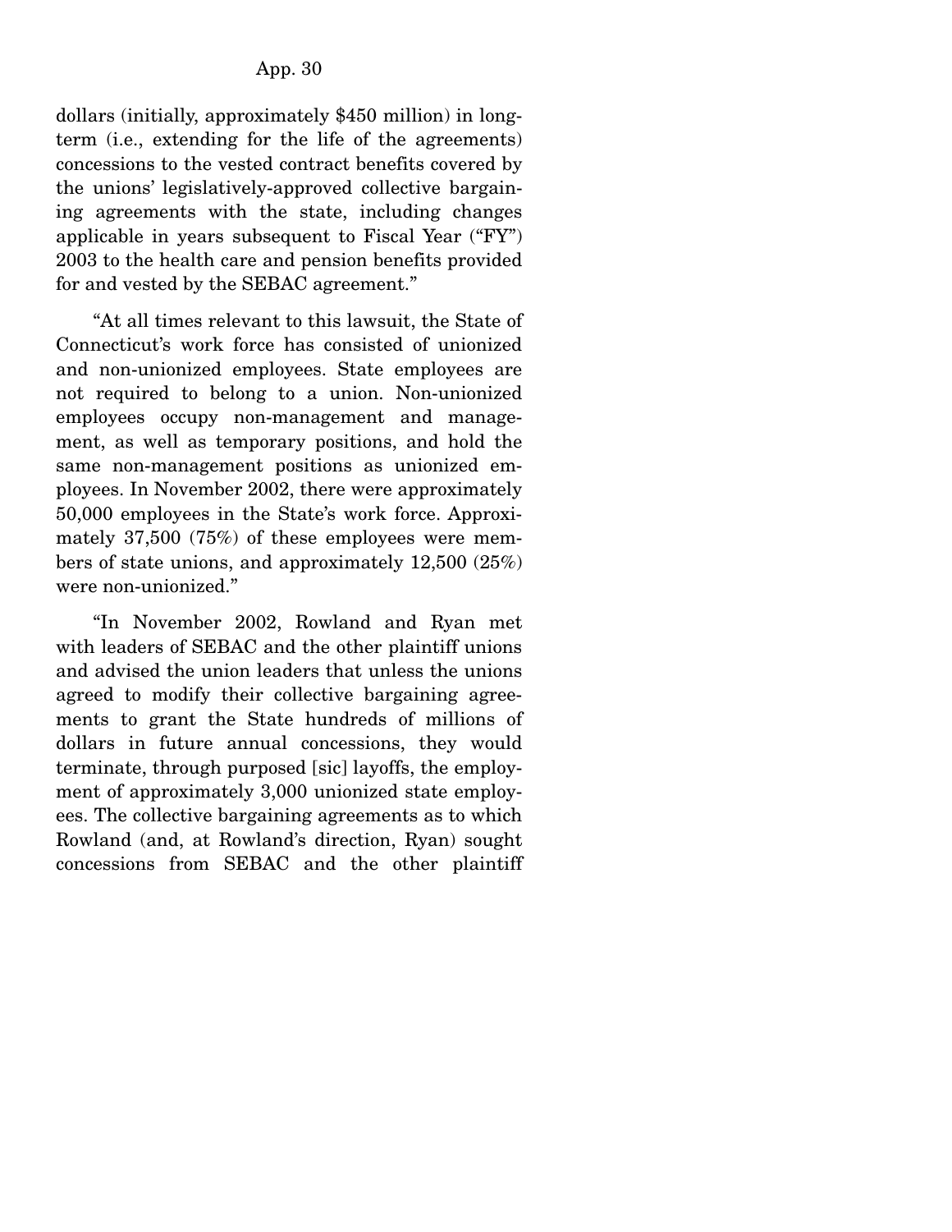dollars (initially, approximately $450 million) in long-term (i.e., extending for the life of the agreements) concessions to the vested contract benefits covered by the unions' legislatively-approved collective bargaining agreements with the state, including changes applicable in years subsequent to Fiscal Year ("FY") 2003 to the health care and pension benefits provided for and vested by the SEBAC agreement."

"At all times relevant to this lawsuit, the State of Connecticut's work force has consisted of unionized and non-unionized employees. State employees are not required to belong to a union. Non-unionized employees occupy non-management and management, as well as temporary positions, and hold the same non-management positions as unionized employees. In November 2002, there were approximately 50,000 employees in the State's work force. Approximately 37,500 (75%) of these employees were members of state unions, and approximately 12,500 (25%) were non-unionized."

"In November 2002, Rowland and Ryan met with leaders of SEBAC and the other plaintiff unions and advised the union leaders that unless the unions agreed to modify their collective bargaining agreements to grant the State hundreds of millions of dollars in future annual concessions, they would terminate, through purposed [sic] layoffs, the employment of approximately 3,000 unionized state employees. The collective bargaining agreements as to which Rowland (and, at Rowland's direction, Ryan) sought concessions from SEBAC and the other plaintiff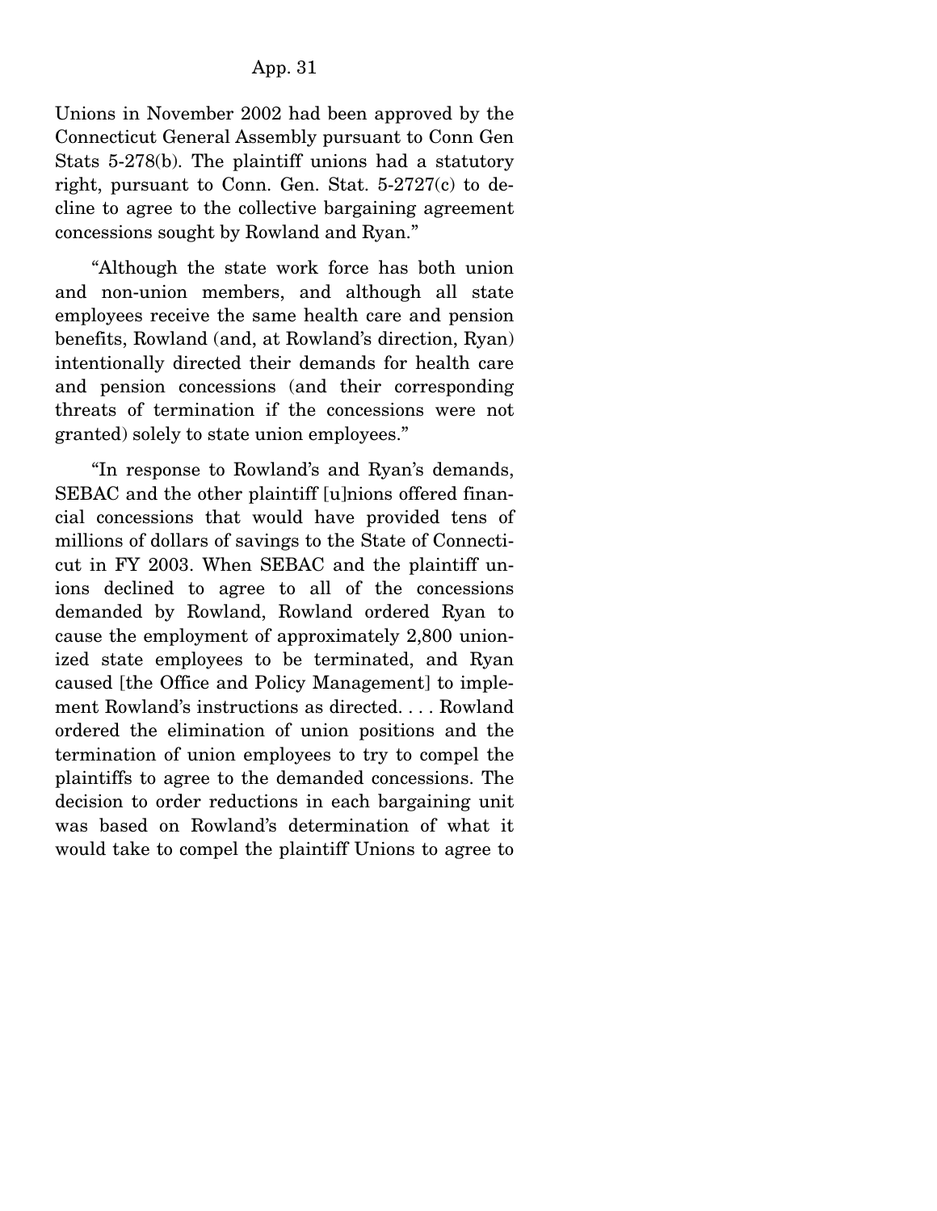Unions in November 2002 had been approved by the Connecticut General Assembly pursuant to Conn Gen Stats 5-278(b). The plaintiff unions had a statutory right, pursuant to Conn. Gen. Stat. 5-2727(c) to decline to agree to the collective bargaining agreement concessions sought by Rowland and Ryan."

"Although the state work force has both union and non-union members, and although all state employees receive the same health care and pension benefits, Rowland (and, at Rowland's direction, Ryan) intentionally directed their demands for health care and pension concessions (and their corresponding threats of termination if the concessions were not granted) solely to state union employees."

"In response to Rowland's and Ryan's demands, SEBAC and the other plaintiff [u]nions offered financial concessions that would have provided tens of millions of dollars of savings to the State of Connecticut in FY 2003. When SEBAC and the plaintiff unions declined to agree to all of the concessions demanded by Rowland, Rowland ordered Ryan to cause the employment of approximately 2,800 unionized state employees to be terminated, and Ryan caused [the Office and Policy Management] to implement Rowland's instructions as directed. . . . Rowland ordered the elimination of union positions and the termination of union employees to try to compel the plaintiffs to agree to the demanded concessions. The decision to order reductions in each bargaining unit was based on Rowland's determination of what it would take to compel the plaintiff Unions to agree to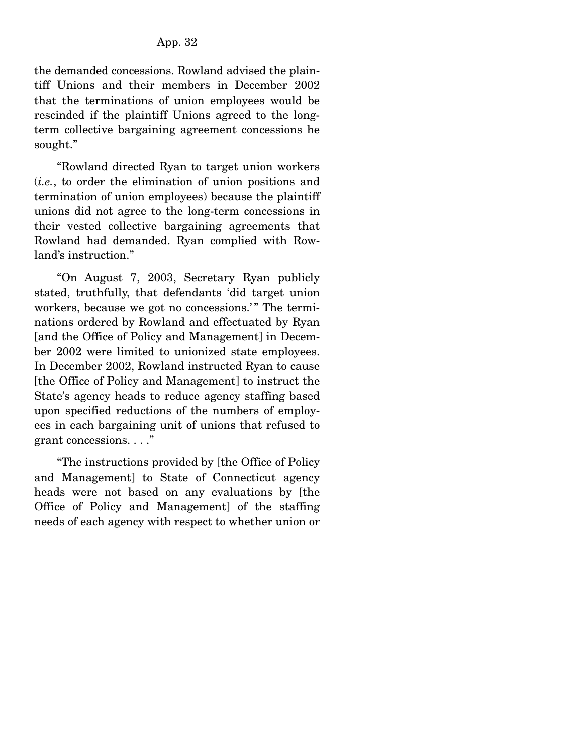the demanded concessions. Rowland advised the plaintiff Unions and their members in December 2002 that the terminations of union employees would be rescinded if the plaintiff Unions agreed to the long-term collective bargaining agreement concessions he sought."

"Rowland directed Ryan to target union workers (*i.e.*, to order the elimination of union positions and termination of union employees) because the plaintiff unions did not agree to the long-term concessions in their vested collective bargaining agreements that Rowland had demanded. Ryan complied with Rowland's instruction."

"On August 7, 2003, Secretary Ryan publicly stated, truthfully, that defendants 'did target union workers, because we got no concessions.'" The terminations ordered by Rowland and effectuated by Ryan [and the Office of Policy and Management] in December 2002 were limited to unionized state employees. In December 2002, Rowland instructed Ryan to cause [the Office of Policy and Management] to instruct the State's agency heads to reduce agency staffing based upon specified reductions of the numbers of employees in each bargaining unit of unions that refused to grant concessions. . . ."

"The instructions provided by [the Office of Policy and Management] to State of Connecticut agency heads were not based on any evaluations by [the Office of Policy and Management] of the staffing needs of each agency with respect to whether union or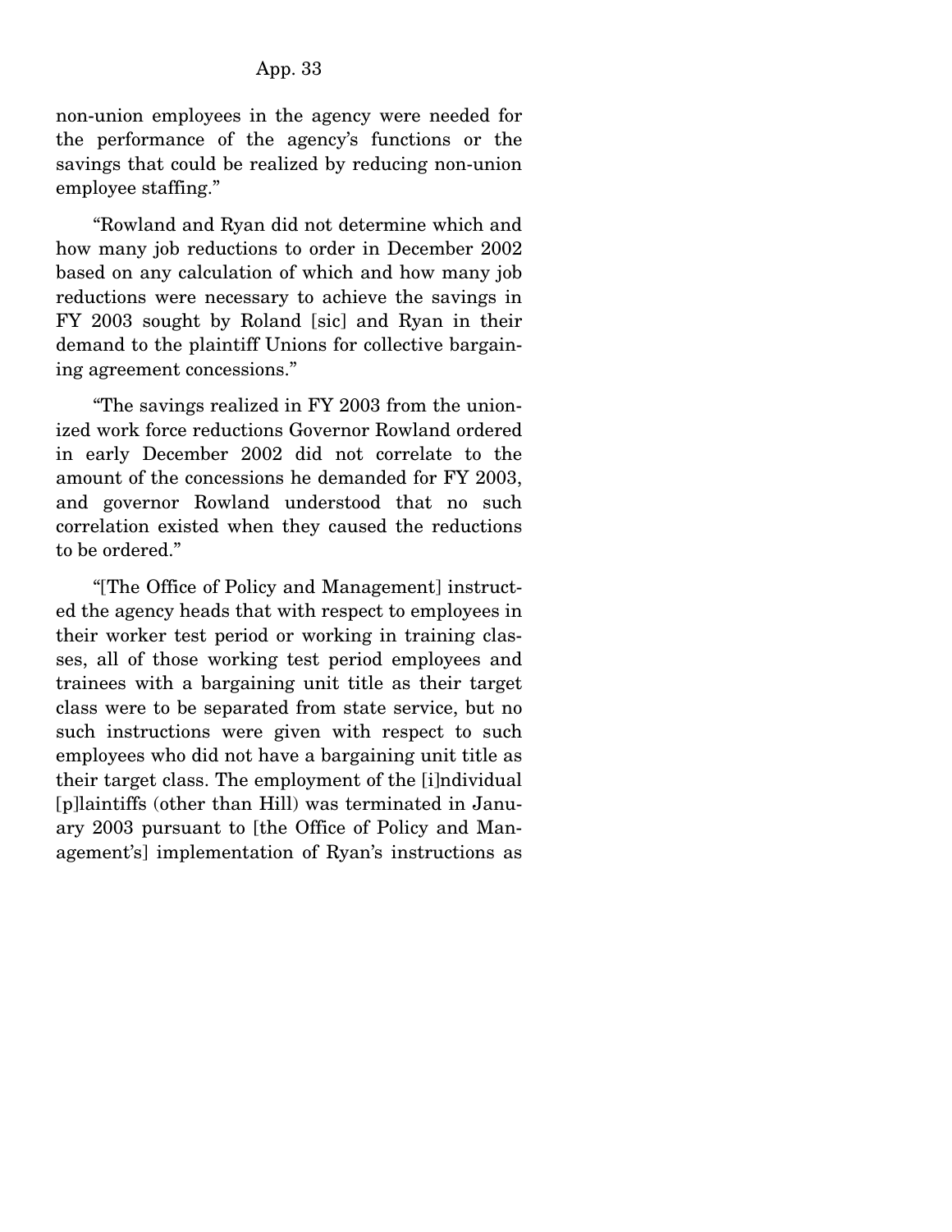non-union employees in the agency were needed for the performance of the agency's functions or the savings that could be realized by reducing non-union employee staffing."

"Rowland and Ryan did not determine which and how many job reductions to order in December 2002 based on any calculation of which and how many job reductions were necessary to achieve the savings in FY 2003 sought by Roland [sic] and Ryan in their demand to the plaintiff Unions for collective bargaining agreement concessions."

"The savings realized in FY 2003 from the unionized work force reductions Governor Rowland ordered in early December 2002 did not correlate to the amount of the concessions he demanded for FY 2003, and governor Rowland understood that no such correlation existed when they caused the reductions to be ordered."

"[The Office of Policy and Management] instructed the agency heads that with respect to employees in their worker test period or working in training classes, all of those working test period employees and trainees with a bargaining unit title as their target class were to be separated from state service, but no such instructions were given with respect to such employees who did not have a bargaining unit title as their target class. The employment of the [i]ndividual [p]laintiffs (other than Hill) was terminated in January 2003 pursuant to [the Office of Policy and Management's] implementation of Ryan's instructions as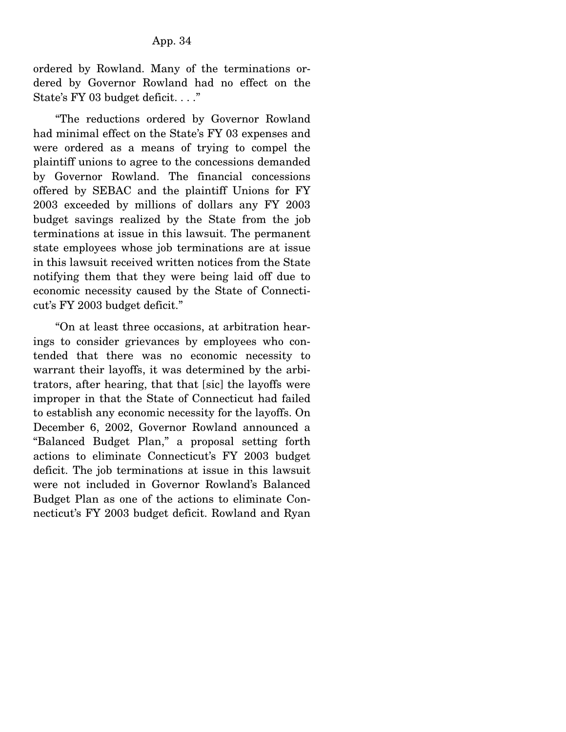ordered by Rowland. Many of the terminations ordered by Governor Rowland had no effect on the State's FY 03 budget deficit. . . ."

"The reductions ordered by Governor Rowland had minimal effect on the State's FY 03 expenses and were ordered as a means of trying to compel the plaintiff unions to agree to the concessions demanded by Governor Rowland. The financial concessions offered by SEBAC and the plaintiff Unions for FY 2003 exceeded by millions of dollars any FY 2003 budget savings realized by the State from the job terminations at issue in this lawsuit. The permanent state employees whose job terminations are at issue in this lawsuit received written notices from the State notifying them that they were being laid off due to economic necessity caused by the State of Connecticut's FY 2003 budget deficit."

"On at least three occasions, at arbitration hearings to consider grievances by employees who contended that there was no economic necessity to warrant their layoffs, it was determined by the arbitrators, after hearing, that that [sic] the layoffs were improper in that the State of Connecticut had failed to establish any economic necessity for the layoffs. On December 6, 2002, Governor Rowland announced a "Balanced Budget Plan," a proposal setting forth actions to eliminate Connecticut's FY 2003 budget deficit. The job terminations at issue in this lawsuit were not included in Governor Rowland's Balanced Budget Plan as one of the actions to eliminate Connecticut's FY 2003 budget deficit. Rowland and Ryan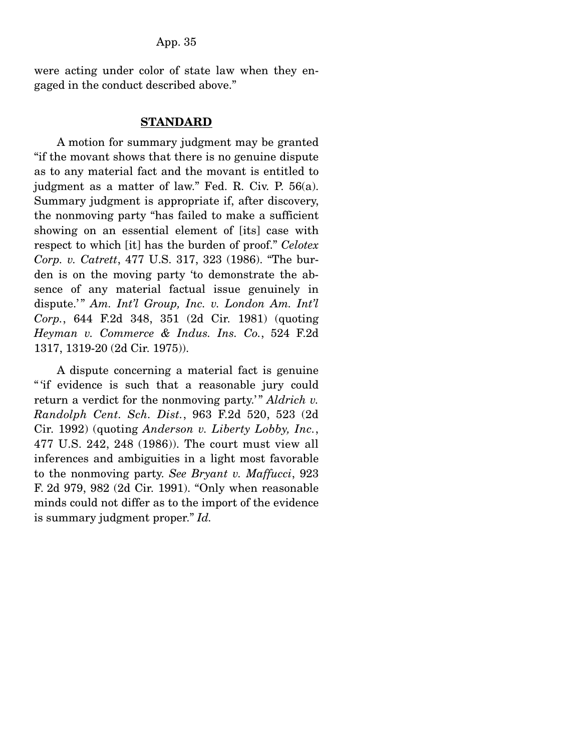were acting under color of state law when they engaged in the conduct described above."

## **STANDARD**

A motion for summary judgment may be granted "if the movant shows that there is no genuine dispute as to any material fact and the movant is entitled to judgment as a matter of law." Fed. R. Civ. P. 56(a). Summary judgment is appropriate if, after discovery, the nonmoving party "has failed to make a sufficient showing on an essential element of [its] case with respect to which [it] has the burden of proof." *Celotex Corp. v. Catrett*, 477 U.S. 317, 323 (1986). "The burden is on the moving party 'to demonstrate the absence of any material factual issue genuinely in dispute.'" *Am. Int'l Group, Inc. v. London Am. Int'l Corp.*, 644 F.2d 348, 351 (2d Cir. 1981) (quoting *Heyman v. Commerce & Indus. Ins. Co.*, 524 F.2d 1317, 1319-20 (2d Cir. 1975)).

A dispute concerning a material fact is genuine "'if evidence is such that a reasonable jury could return a verdict for the nonmoving party.'" *Aldrich v. Randolph Cent. Sch. Dist.*, 963 F.2d 520, 523 (2d Cir. 1992) (quoting *Anderson v. Liberty Lobby, Inc.*, 477 U.S. 242, 248 (1986)). The court must view all inferences and ambiguities in a light most favorable to the nonmoving party. *See Bryant v. Maffucci*, 923 F. 2d 979, 982 (2d Cir. 1991). "Only when reasonable minds could not differ as to the import of the evidence is summary judgment proper." *Id.*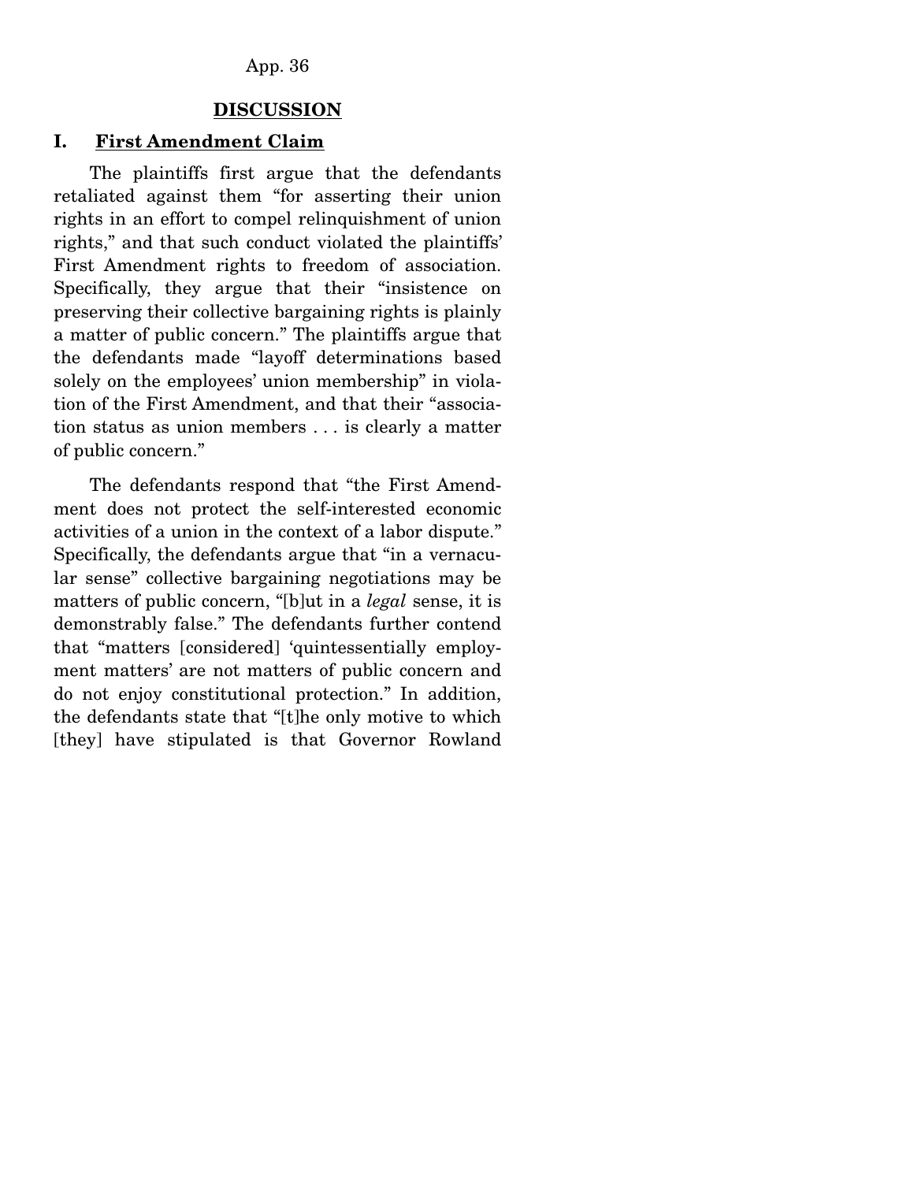## DISCUSSION

### I. First Amendment Claim

The plaintiffs first argue that the defendants retaliated against them "for asserting their union rights in an effort to compel relinquishment of union rights," and that such conduct violated the plaintiffs' First Amendment rights to freedom of association. Specifically, they argue that their "insistence on preserving their collective bargaining rights is plainly a matter of public concern." The plaintiffs argue that the defendants made "layoff determinations based solely on the employees' union membership" in violation of the First Amendment, and that their "association status as union members . . . is clearly a matter of public concern."

The defendants respond that "the First Amendment does not protect the self-interested economic activities of a union in the context of a labor dispute." Specifically, the defendants argue that "in a vernacular sense" collective bargaining negotiations may be matters of public concern, "[b]ut in a *legal* sense, it is demonstrably false." The defendants further contend that "matters [considered] 'quintessentially employment matters' are not matters of public concern and do not enjoy constitutional protection." In addition, the defendants state that "[t]he only motive to which [they] have stipulated is that Governor Rowland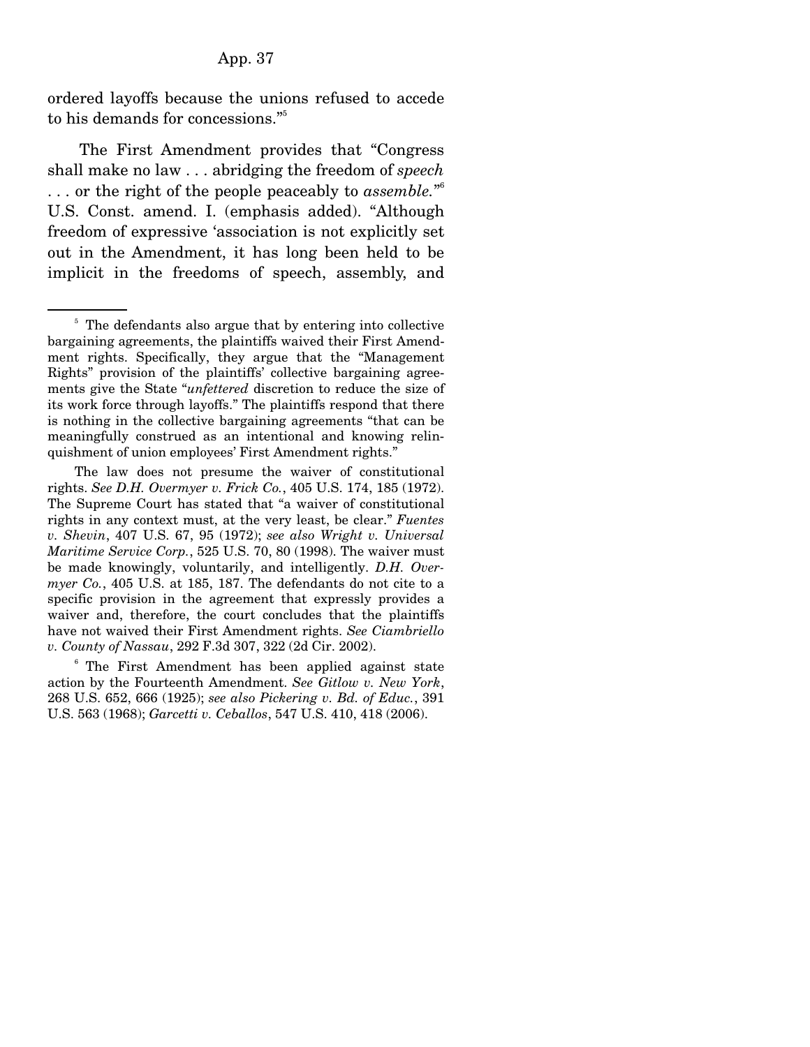ordered layoffs because the unions refused to accede to his demands for concessions."[5]

The First Amendment provides that "Congress shall make no law . . . abridging the freedom of *speech* . . . or the right of the people peaceably to *assemble*."[6] U.S. Const. amend. I. (emphasis added). "Although freedom of expressive 'association is not explicitly set out in the Amendment, it has long been held to be implicit in the freedoms of speech, assembly, and

---

[5] The defendants also argue that by entering into collective bargaining agreements, the plaintiffs waived their First Amendment rights. Specifically, they argue that the "Management Rights" provision of the plaintiffs' collective bargaining agreements give the State "*unfettered* discretion to reduce the size of its work force through layoffs." The plaintiffs respond that there is nothing in the collective bargaining agreements "that can be meaningfully construed as an intentional and knowing relinquishment of union employees' First Amendment rights."

The law does not presume the waiver of constitutional rights. *See D.H. Overmyer v. Frick Co.*, 405 U.S. 174, 185 (1972). The Supreme Court has stated that "a waiver of constitutional rights in any context must, at the very least, be clear." *Fuentes v. Shevin*, 407 U.S. 67, 95 (1972); *see also Wright v. Universal Maritime Service Corp.*, 525 U.S. 70, 80 (1998). The waiver must be made knowingly, voluntarily, and intelligently. *D.H. Overmyer Co.*, 405 U.S. at 185, 187. The defendants do not cite to a specific provision in the agreement that expressly provides a waiver and, therefore, the court concludes that the plaintiffs have not waived their First Amendment rights. *See Ciambriello v. County of Nassau*, 292 F.3d 307, 322 (2d Cir. 2002).

[6] The First Amendment has been applied against state action by the Fourteenth Amendment. *See Gitlow v. New York*, 268 U.S. 652, 666 (1925); *see also Pickering v. Bd. of Educ.*, 391 U.S. 563 (1968); *Garcetti v. Ceballos*, 547 U.S. 410, 418 (2006).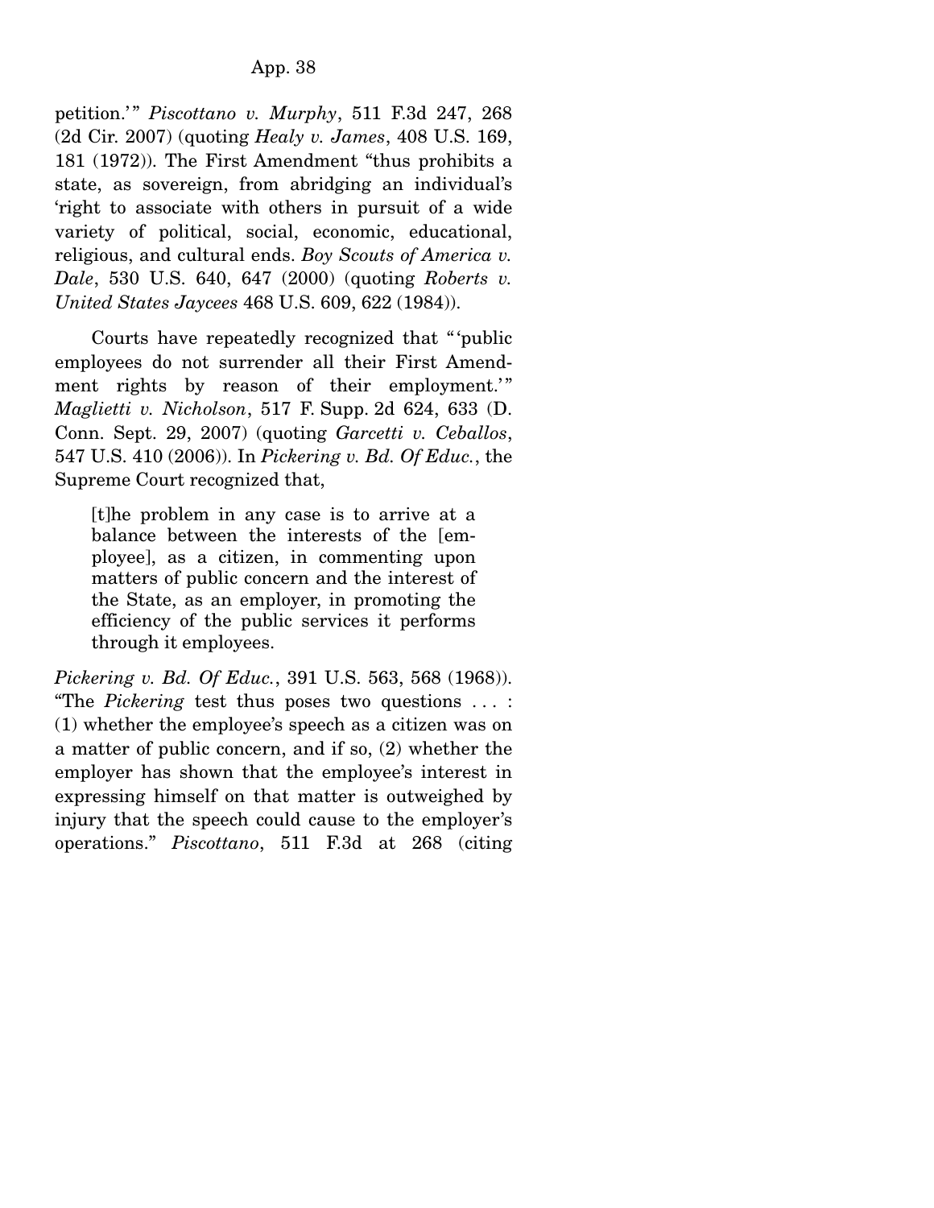petition.'" *Piscottano v. Murphy*, 511 F.3d 247, 268 (2d Cir. 2007) (quoting *Healy v. James*, 408 U.S. 169, 181 (1972)). The First Amendment "thus prohibits a state, as sovereign, from abridging an individual's 'right to associate with others in pursuit of a wide variety of political, social, economic, educational, religious, and cultural ends. *Boy Scouts of America v. Dale*, 530 U.S. 640, 647 (2000) (quoting *Roberts v. United States Jaycees* 468 U.S. 609, 622 (1984)).

Courts have repeatedly recognized that "'public employees do not surrender all their First Amendment rights by reason of their employment.'" *Maglietti v. Nicholson*, 517 F. Supp. 2d 624, 633 (D. Conn. Sept. 29, 2007) (quoting *Garcetti v. Ceballos*, 547 U.S. 410 (2006)). In *Pickering v. Bd. Of Educ.*, the Supreme Court recognized that,

> [t]he problem in any case is to arrive at a balance between the interests of the [employee], as a citizen, in commenting upon matters of public concern and the interest of the State, as an employer, in promoting the efficiency of the public services it performs through it employees.

*Pickering v. Bd. Of Educ.*, 391 U.S. 563, 568 (1968)). "The *Pickering* test thus poses two questions . . . : (1) whether the employee's speech as a citizen was on a matter of public concern, and if so, (2) whether the employer has shown that the employee's interest in expressing himself on that matter is outweighed by injury that the speech could cause to the employer's operations." *Piscottano*, 511 F.3d at 268 (citing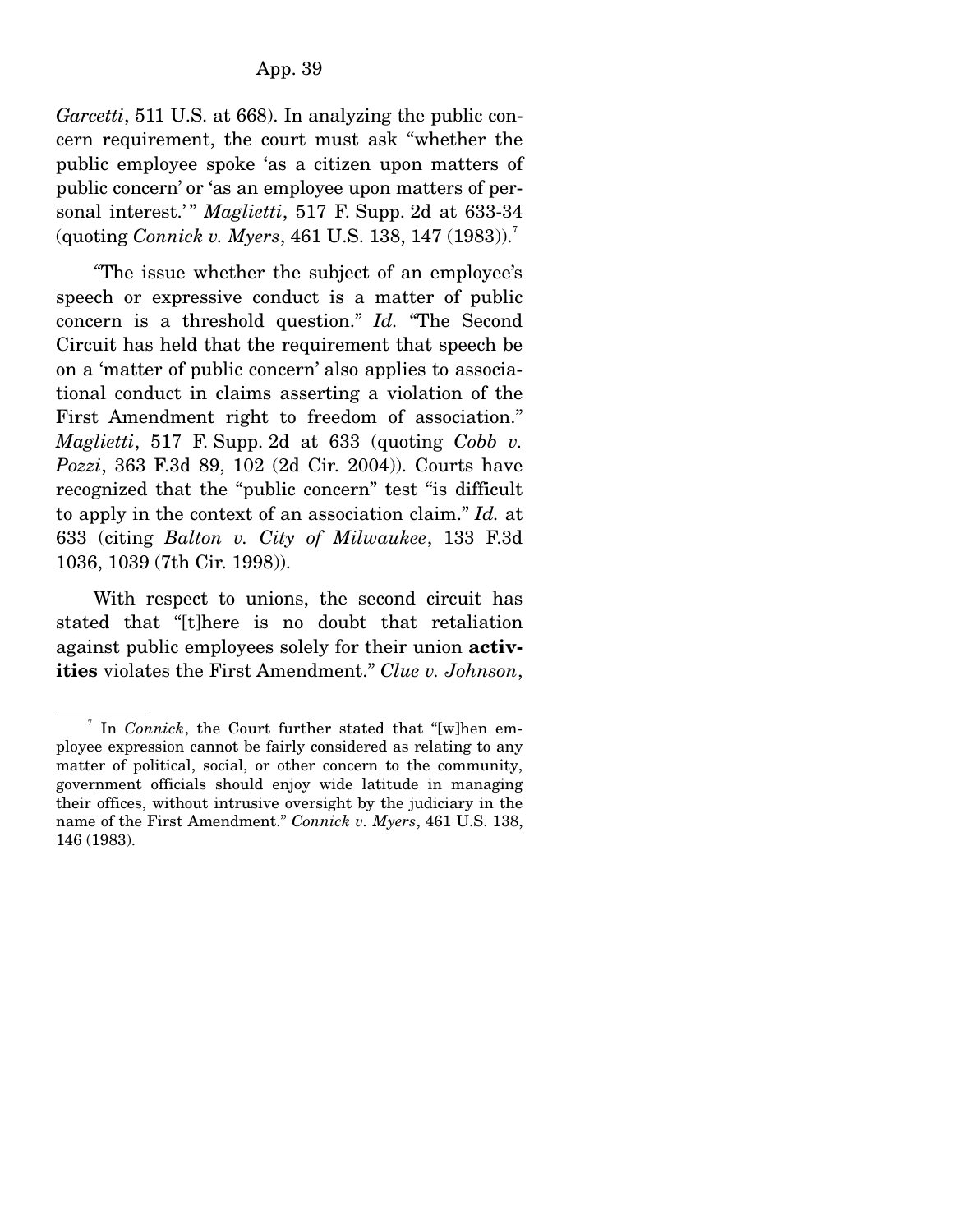*Garcetti*, 511 U.S. at 668). In analyzing the public concern requirement, the court must ask "whether the public employee spoke 'as a citizen upon matters of public concern' or 'as an employee upon matters of personal interest.'" *Maglietti*, 517 F. Supp. 2d at 633-34 (quoting *Connick v. Myers*, 461 U.S. 138, 147 (1983)).[7]

"The issue whether the subject of an employee's speech or expressive conduct is a matter of public concern is a threshold question." *Id.* "The Second Circuit has held that the requirement that speech be on a 'matter of public concern' also applies to associational conduct in claims asserting a violation of the First Amendment right to freedom of association." *Maglietti*, 517 F. Supp. 2d at 633 (quoting *Cobb v. Pozzi*, 363 F.3d 89, 102 (2d Cir. 2004)). Courts have recognized that the "public concern" test "is difficult to apply in the context of an association claim." *Id.* at 633 (citing *Balton v. City of Milwaukee*, 133 F.3d 1036, 1039 (7th Cir. 1998)).

With respect to unions, the second circuit has stated that "[t]here is no doubt that retaliation against public employees solely for their union **activities** violates the First Amendment." *Clue v. Johnson*,

---

[7] In *Connick*, the Court further stated that "[w]hen employee expression cannot be fairly considered as relating to any matter of political, social, or other concern to the community, government officials should enjoy wide latitude in managing their offices, without intrusive oversight by the judiciary in the name of the First Amendment." *Connick v. Myers*, 461 U.S. 138, 146 (1983).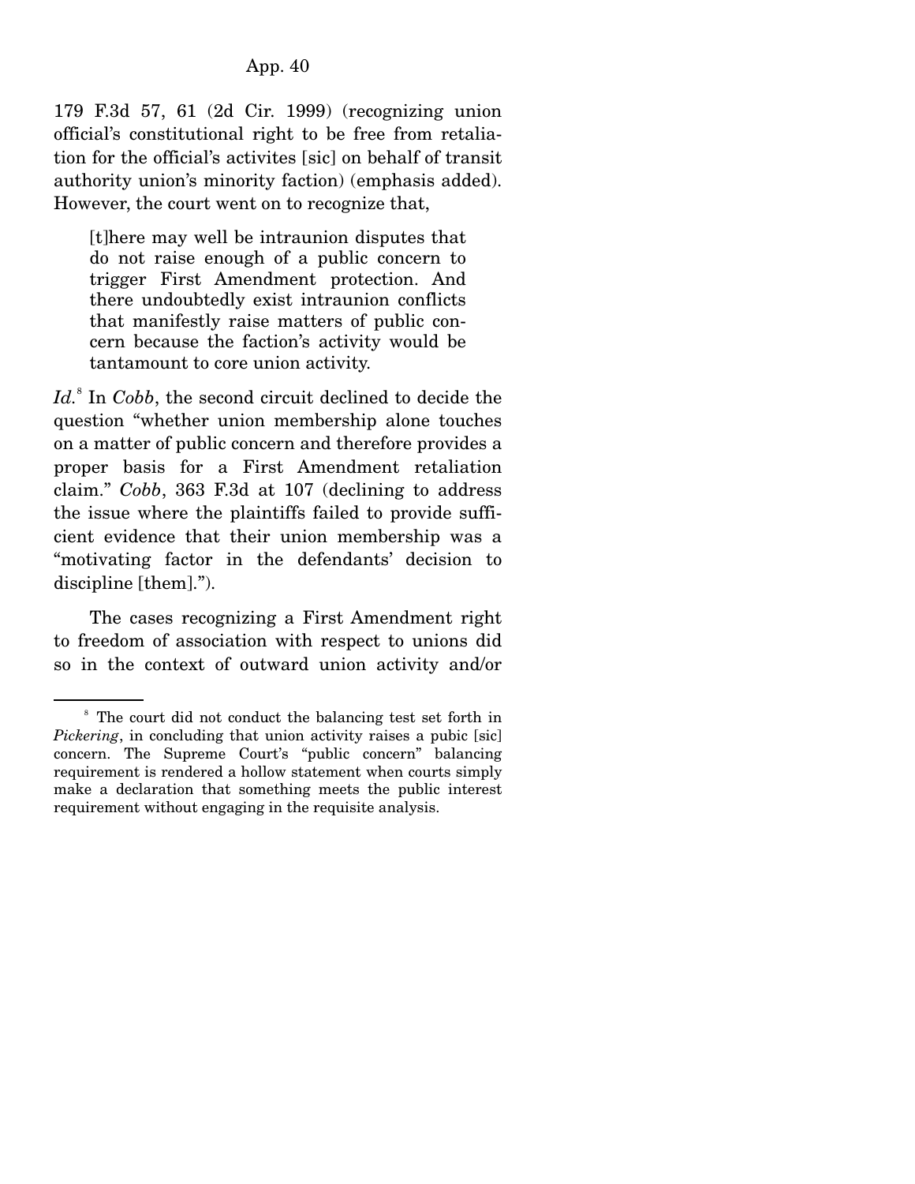179 F.3d 57, 61 (2d Cir. 1999) (recognizing union official's constitutional right to be free from retaliation for the official's activites [sic] on behalf of transit authority union's minority faction) (emphasis added). However, the court went on to recognize that,

> [t]here may well be intraunion disputes that do not raise enough of a public concern to trigger First Amendment protection. And there undoubtedly exist intraunion conflicts that manifestly raise matters of public concern because the faction's activity would be tantamount to core union activity.

*Id.*[8] In *Cobb*, the second circuit declined to decide the question "whether union membership alone touches on a matter of public concern and therefore provides a proper basis for a First Amendment retaliation claim." *Cobb*, 363 F.3d at 107 (declining to address the issue where the plaintiffs failed to provide sufficient evidence that their union membership was a "motivating factor in the defendants' decision to discipline [them].").

The cases recognizing a First Amendment right to freedom of association with respect to unions did so in the context of outward union activity and/or

---

[8] The court did not conduct the balancing test set forth in *Pickering*, in concluding that union activity raises a pubic [sic] concern. The Supreme Court's "public concern" balancing requirement is rendered a hollow statement when courts simply make a declaration that something meets the public interest requirement without engaging in the requisite analysis.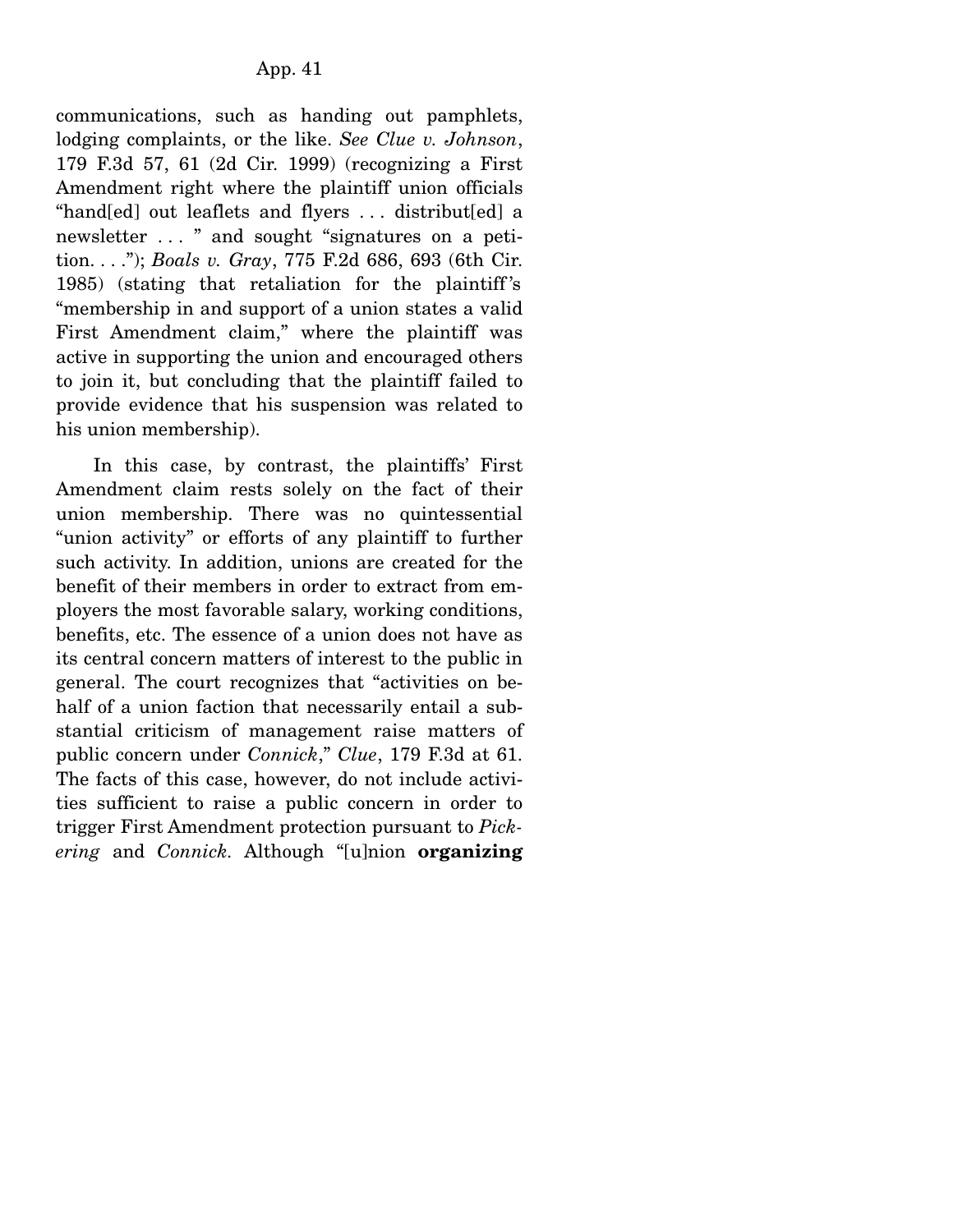communications, such as handing out pamphlets, lodging complaints, or the like. *See Clue v. Johnson*, 179 F.3d 57, 61 (2d Cir. 1999) (recognizing a First Amendment right where the plaintiff union officials "hand[ed] out leaflets and flyers . . . distribut[ed] a newsletter . . . " and sought "signatures on a petition. . . ."); *Boals v. Gray*, 775 F.2d 686, 693 (6th Cir. 1985) (stating that retaliation for the plaintiff's "membership in and support of a union states a valid First Amendment claim," where the plaintiff was active in supporting the union and encouraged others to join it, but concluding that the plaintiff failed to provide evidence that his suspension was related to his union membership).

In this case, by contrast, the plaintiffs' First Amendment claim rests solely on the fact of their union membership. There was no quintessential "union activity" or efforts of any plaintiff to further such activity. In addition, unions are created for the benefit of their members in order to extract from employers the most favorable salary, working conditions, benefits, etc. The essence of a union does not have as its central concern matters of interest to the public in general. The court recognizes that "activities on behalf of a union faction that necessarily entail a substantial criticism of management raise matters of public concern under *Connick*," *Clue*, 179 F.3d at 61. The facts of this case, however, do not include activities sufficient to raise a public concern in order to trigger First Amendment protection pursuant to *Pickering* and *Connick*. Although "[u]nion **organizing**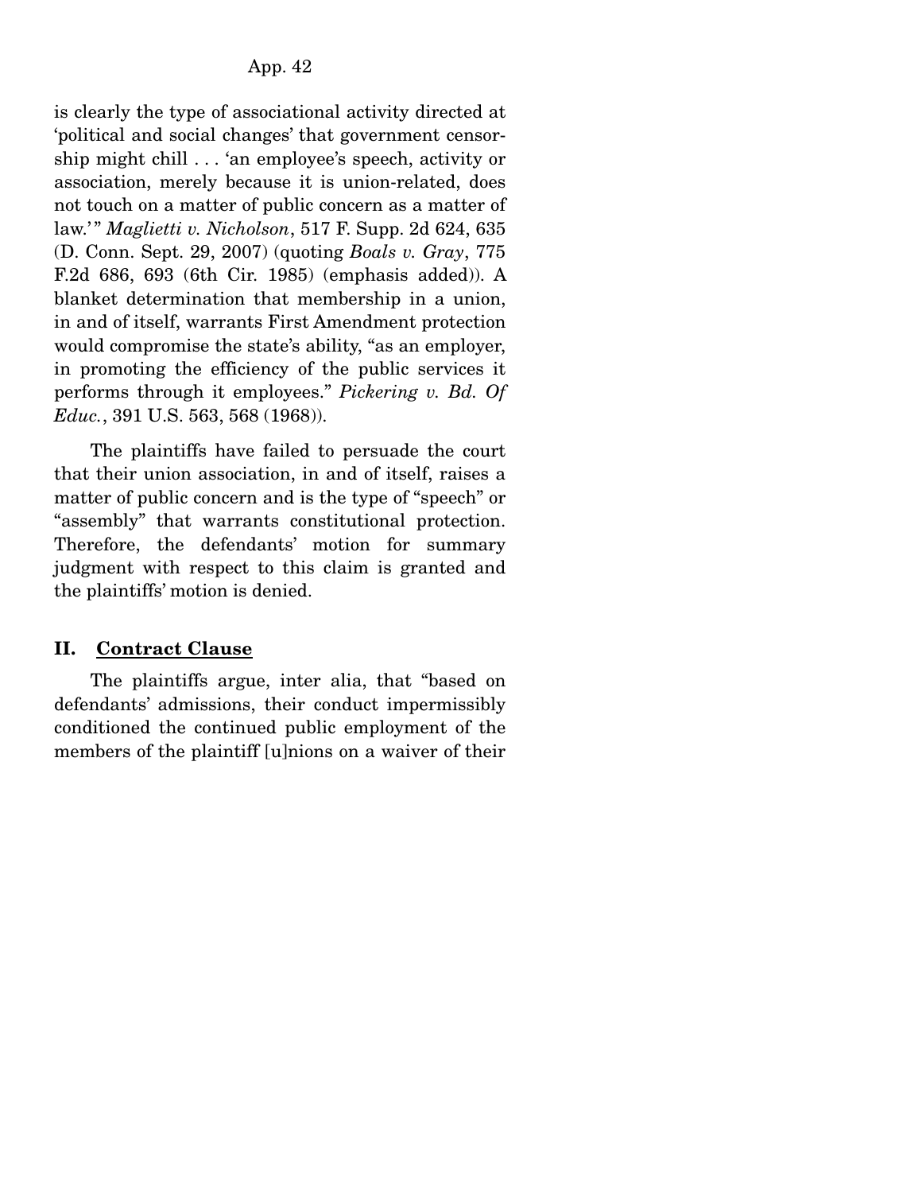is clearly the type of associational activity directed at 'political and social changes' that government censorship might chill . . . 'an employee's speech, activity or association, merely because it is union-related, does not touch on a matter of public concern as a matter of law.'" *Maglietti v. Nicholson*, 517 F. Supp. 2d 624, 635 (D. Conn. Sept. 29, 2007) (quoting *Boals v. Gray*, 775 F.2d 686, 693 (6th Cir. 1985) (emphasis added)). A blanket determination that membership in a union, in and of itself, warrants First Amendment protection would compromise the state's ability, "as an employer, in promoting the efficiency of the public services it performs through it employees." *Pickering v. Bd. Of Educ.*, 391 U.S. 563, 568 (1968)).

The plaintiffs have failed to persuade the court that their union association, in and of itself, raises a matter of public concern and is the type of "speech" or "assembly" that warrants constitutional protection. Therefore, the defendants' motion for summary judgment with respect to this claim is granted and the plaintiffs' motion is denied.

## II. <u>Contract Clause</u>

The plaintiffs argue, inter alia, that "based on defendants' admissions, their conduct impermissibly conditioned the continued public employment of the members of the plaintiff [u]nions on a waiver of their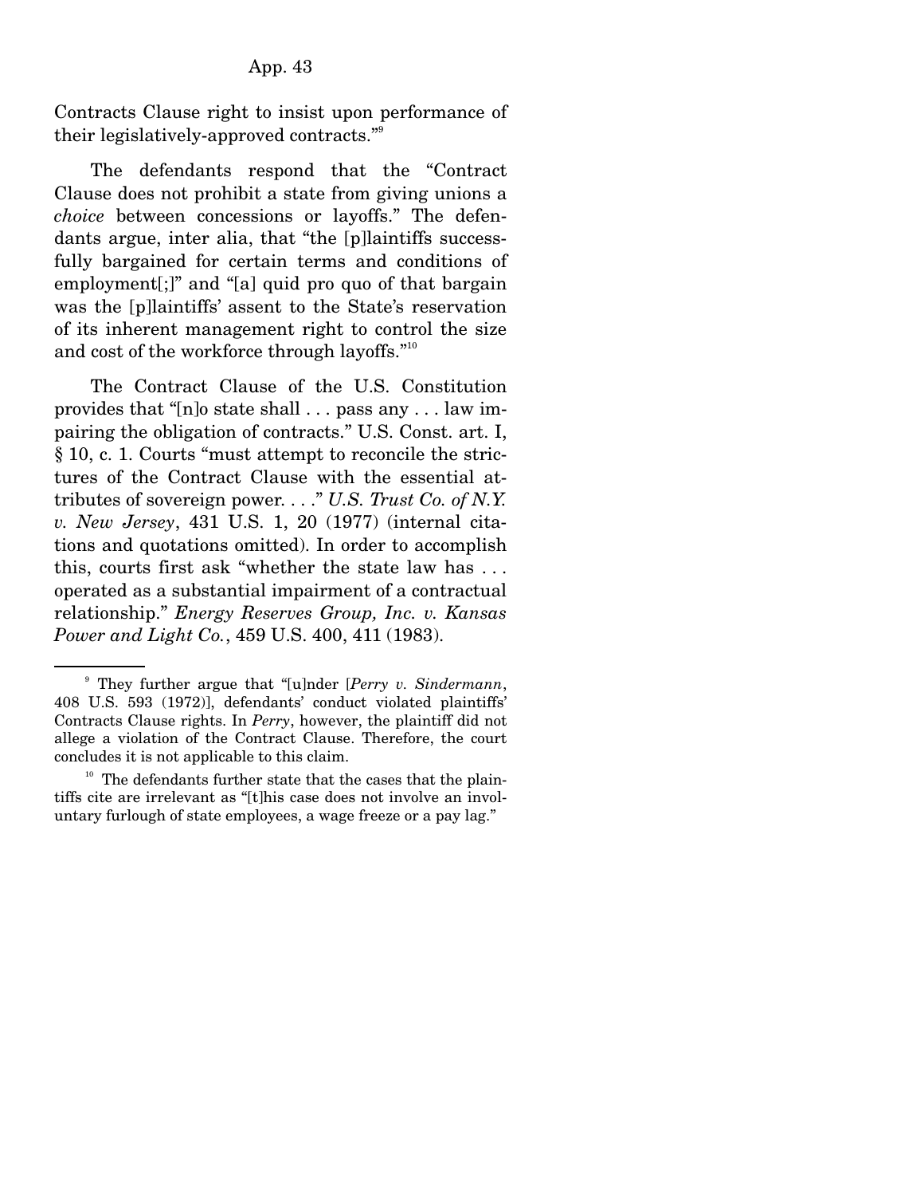Contracts Clause right to insist upon performance of their legislatively-approved contracts."[9]

The defendants respond that the "Contract Clause does not prohibit a state from giving unions a *choice* between concessions or layoffs." The defendants argue, inter alia, that "the [p]laintiffs successfully bargained for certain terms and conditions of employment[;]" and "[a] quid pro quo of that bargain was the [p]laintiffs' assent to the State's reservation of its inherent management right to control the size and cost of the workforce through layoffs."[10]

The Contract Clause of the U.S. Constitution provides that "[n]o state shall . . . pass any . . . law impairing the obligation of contracts." U.S. Const. art. I, § 10, c. 1. Courts "must attempt to reconcile the strictures of the Contract Clause with the essential attributes of sovereign power. . . ." *U.S. Trust Co. of N.Y. v. New Jersey*, 431 U.S. 1, 20 (1977) (internal citations and quotations omitted). In order to accomplish this, courts first ask "whether the state law has . . . operated as a substantial impairment of a contractual relationship." *Energy Reserves Group, Inc. v. Kansas Power and Light Co.*, 459 U.S. 400, 411 (1983).

---

[9] They further argue that "[u]nder [*Perry v. Sindermann*, 408 U.S. 593 (1972)], defendants' conduct violated plaintiffs' Contracts Clause rights. In *Perry*, however, the plaintiff did not allege a violation of the Contract Clause. Therefore, the court concludes it is not applicable to this claim.

[10] The defendants further state that the cases that the plaintiffs cite are irrelevant as "[t]his case does not involve an involuntary furlough of state employees, a wage freeze or a pay lag."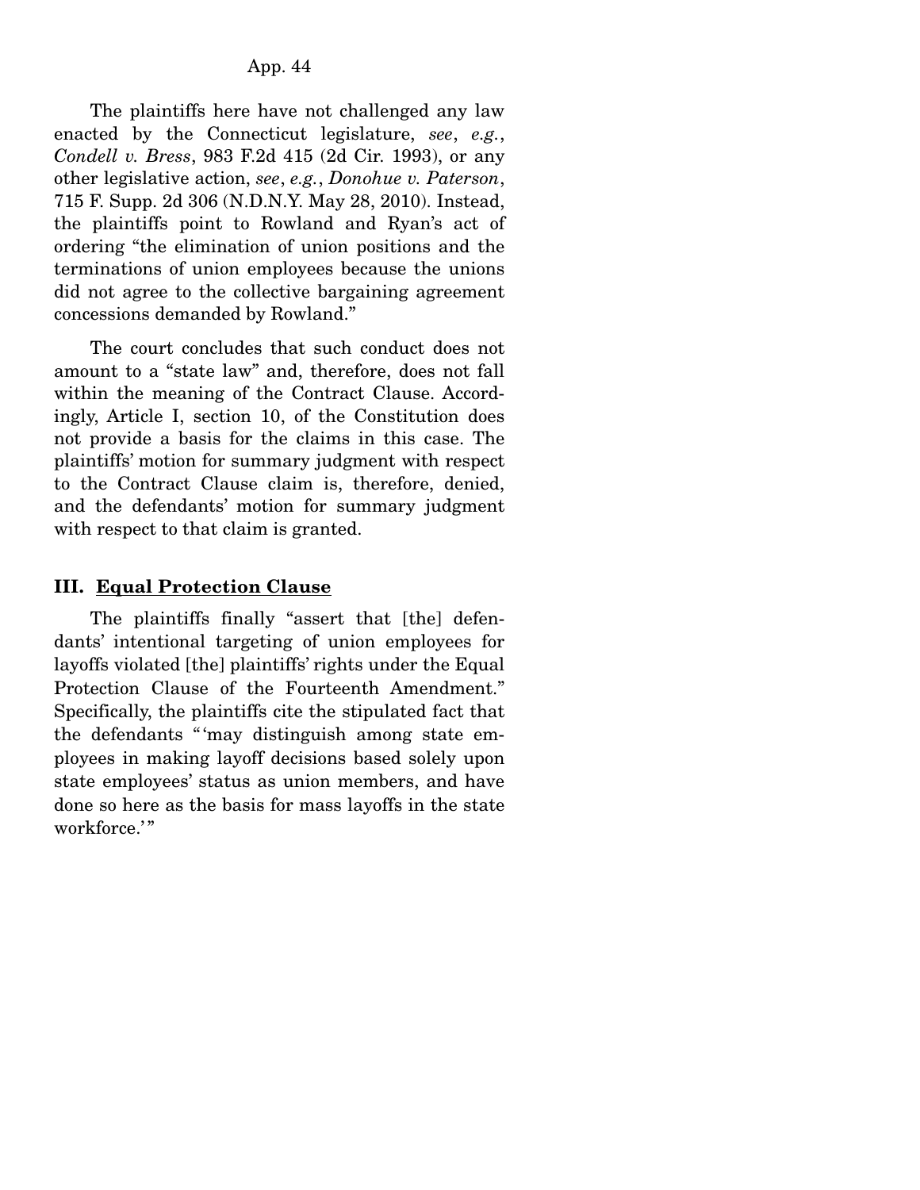The plaintiffs here have not challenged any law enacted by the Connecticut legislature, *see*, *e.g.*, *Condell v. Bress*, 983 F.2d 415 (2d Cir. 1993), or any other legislative action, *see*, *e.g.*, *Donohue v. Paterson*, 715 F. Supp. 2d 306 (N.D.N.Y. May 28, 2010). Instead, the plaintiffs point to Rowland and Ryan's act of ordering "the elimination of union positions and the terminations of union employees because the unions did not agree to the collective bargaining agreement concessions demanded by Rowland."

The court concludes that such conduct does not amount to a "state law" and, therefore, does not fall within the meaning of the Contract Clause. Accordingly, Article I, section 10, of the Constitution does not provide a basis for the claims in this case. The plaintiffs' motion for summary judgment with respect to the Contract Clause claim is, therefore, denied, and the defendants' motion for summary judgment with respect to that claim is granted.

### III. Equal Protection Clause

The plaintiffs finally "assert that [the] defendants' intentional targeting of union employees for layoffs violated [the] plaintiffs' rights under the Equal Protection Clause of the Fourteenth Amendment." Specifically, the plaintiffs cite the stipulated fact that the defendants "'may distinguish among state employees in making layoff decisions based solely upon state employees' status as union members, and have done so here as the basis for mass layoffs in the state workforce.'"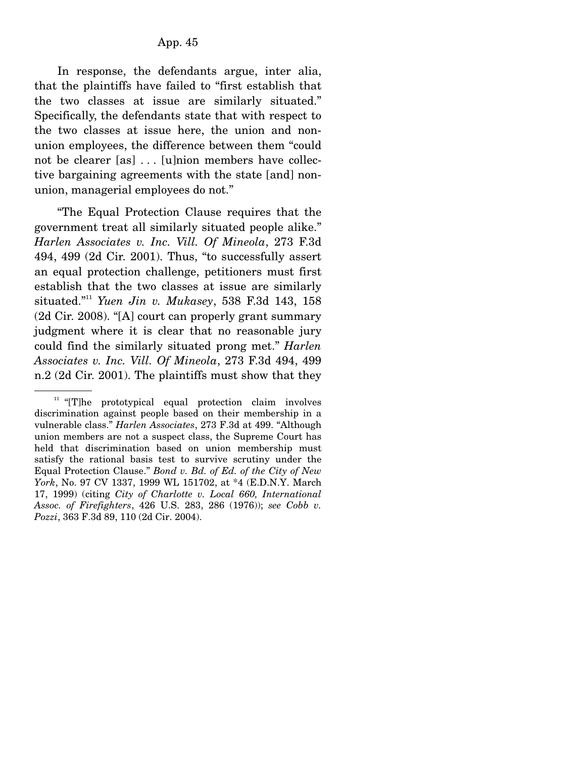In response, the defendants argue, inter alia, that the plaintiffs have failed to "first establish that the two classes at issue are similarly situated." Specifically, the defendants state that with respect to the two classes at issue here, the union and non-union employees, the difference between them "could not be clearer [as] . . . [u]nion members have collective bargaining agreements with the state [and] non-union, managerial employees do not."

"The Equal Protection Clause requires that the government treat all similarly situated people alike." *Harlen Associates v. Inc. Vill. Of Mineola*, 273 F.3d 494, 499 (2d Cir. 2001). Thus, "to successfully assert an equal protection challenge, petitioners must first establish that the two classes at issue are similarly situated."[11] *Yuen Jin v. Mukasey*, 538 F.3d 143, 158 (2d Cir. 2008). "[A] court can properly grant summary judgment where it is clear that no reasonable jury could find the similarly situated prong met." *Harlen Associates v. Inc. Vill. Of Mineola*, 273 F.3d 494, 499 n.2 (2d Cir. 2001). The plaintiffs must show that they

---

[11] "[T]he prototypical equal protection claim involves discrimination against people based on their membership in a vulnerable class." *Harlen Associates*, 273 F.3d at 499. "Although union members are not a suspect class, the Supreme Court has held that discrimination based on union membership must satisfy the rational basis test to survive scrutiny under the Equal Protection Clause." *Bond v. Bd. of Ed. of the City of New York*, No. 97 CV 1337, 1999 WL 151702, at *4 (E.D.N.Y. March 17, 1999) (citing *City of Charlotte v. Local 660, International Assoc. of Firefighters*, 426 U.S. 283, 286 (1976)); *see Cobb v. Pozzi*, 363 F.3d 89, 110 (2d Cir. 2004).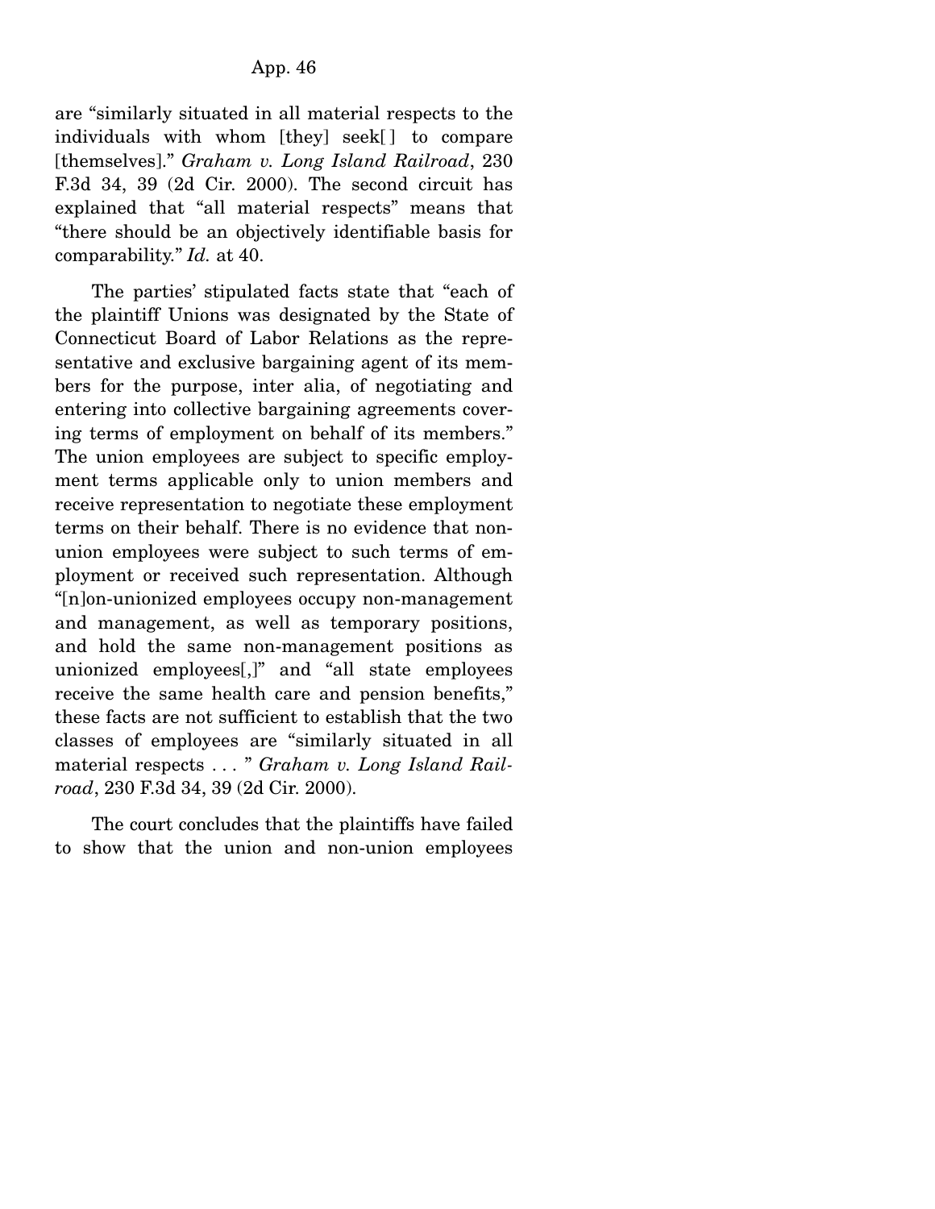are "similarly situated in all material respects to the individuals with whom [they] seek[ ] to compare [themselves]." *Graham v. Long Island Railroad*, 230 F.3d 34, 39 (2d Cir. 2000). The second circuit has explained that "all material respects" means that "there should be an objectively identifiable basis for comparability." *Id.* at 40.

The parties' stipulated facts state that "each of the plaintiff Unions was designated by the State of Connecticut Board of Labor Relations as the representative and exclusive bargaining agent of its members for the purpose, inter alia, of negotiating and entering into collective bargaining agreements covering terms of employment on behalf of its members." The union employees are subject to specific employment terms applicable only to union members and receive representation to negotiate these employment terms on their behalf. There is no evidence that non-union employees were subject to such terms of employment or received such representation. Although "[n]on-unionized employees occupy non-management and management, as well as temporary positions, and hold the same non-management positions as unionized employees[,]" and "all state employees receive the same health care and pension benefits," these facts are not sufficient to establish that the two classes of employees are "similarly situated in all material respects . . . " *Graham v. Long Island Railroad*, 230 F.3d 34, 39 (2d Cir. 2000).

The court concludes that the plaintiffs have failed to show that the union and non-union employees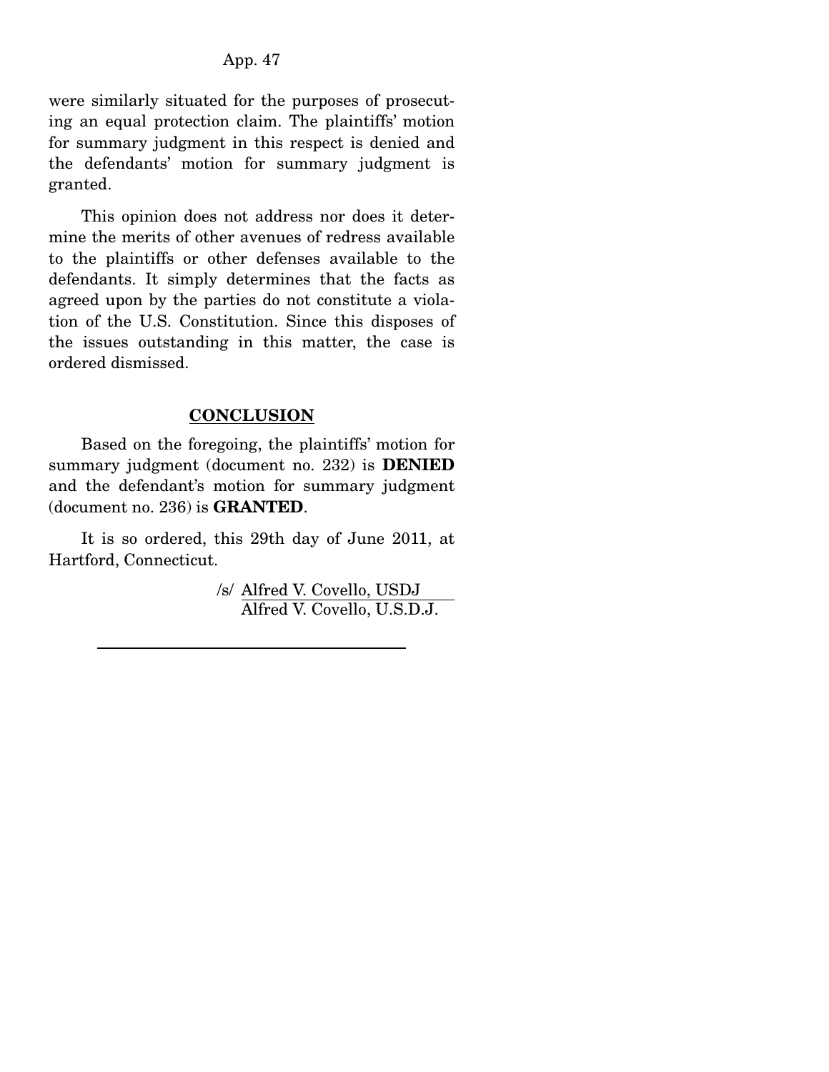were similarly situated for the purposes of prosecuting an equal protection claim. The plaintiffs' motion for summary judgment in this respect is denied and the defendants' motion for summary judgment is granted.

This opinion does not address nor does it determine the merits of other avenues of redress available to the plaintiffs or other defenses available to the defendants. It simply determines that the facts as agreed upon by the parties do not constitute a violation of the U.S. Constitution. Since this disposes of the issues outstanding in this matter, the case is ordered dismissed.

## CONCLUSION

Based on the foregoing, the plaintiffs' motion for summary judgment (document no. 232) is **DENIED** and the defendant's motion for summary judgment (document no. 236) is **GRANTED**.

It is so ordered, this 29th day of June 2011, at Hartford, Connecticut.

/s/ Alfred V. Covello, USDJ
Alfred V. Covello, U.S.D.J.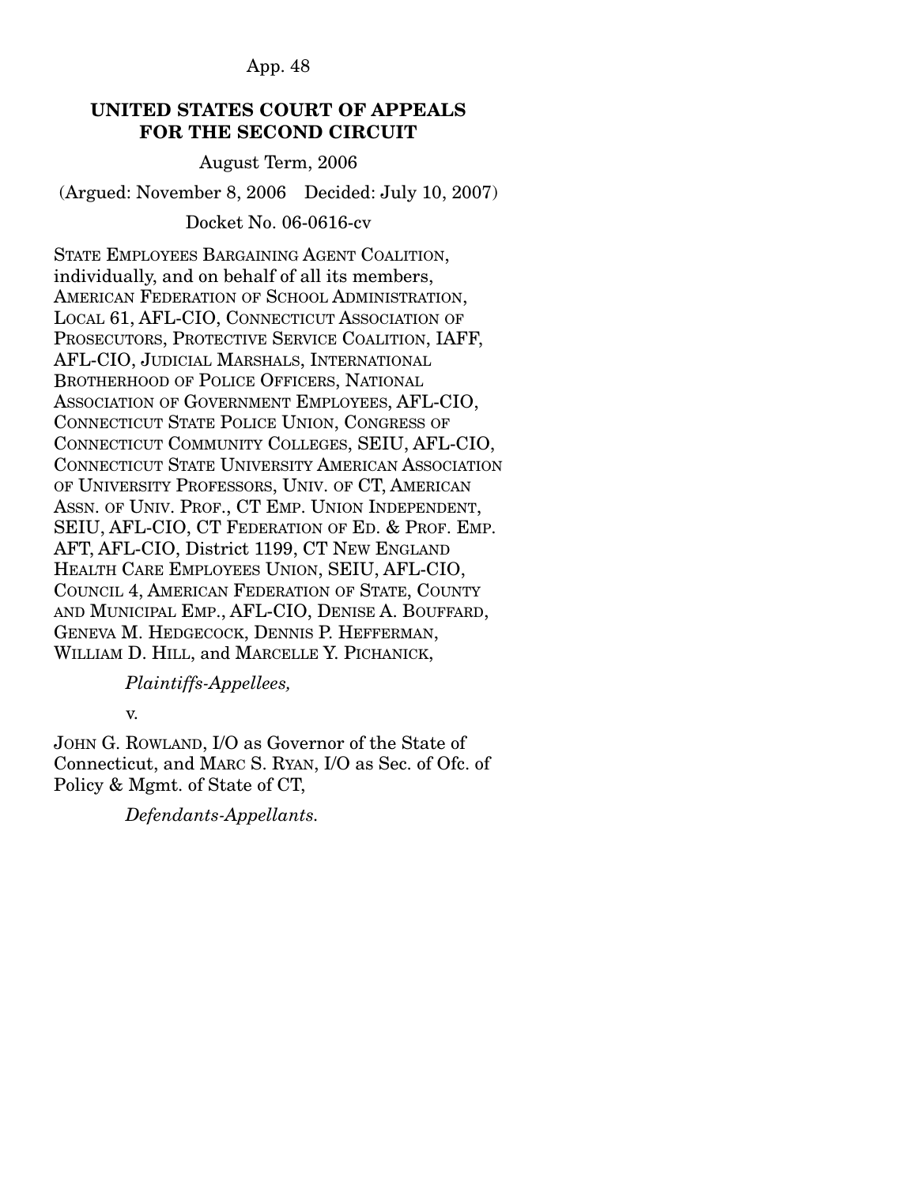**UNITED STATES COURT OF APPEALS FOR THE SECOND CIRCUIT**

August Term, 2006

(Argued: November 8, 2006 Decided: July 10, 2007)

Docket No. 06-0616-cv

STATE EMPLOYEES BARGAINING AGENT COALITION, individually, and on behalf of all its members, AMERICAN FEDERATION OF SCHOOL ADMINISTRATION, LOCAL 61, AFL-CIO, CONNECTICUT ASSOCIATION OF PROSECUTORS, PROTECTIVE SERVICE COALITION, IAFF, AFL-CIO, JUDICIAL MARSHALS, INTERNATIONAL BROTHERHOOD OF POLICE OFFICERS, NATIONAL ASSOCIATION OF GOVERNMENT EMPLOYEES, AFL-CIO, CONNECTICUT STATE POLICE UNION, CONGRESS OF CONNECTICUT COMMUNITY COLLEGES, SEIU, AFL-CIO, CONNECTICUT STATE UNIVERSITY AMERICAN ASSOCIATION OF UNIVERSITY PROFESSORS, UNIV. OF CT, AMERICAN ASSN. OF UNIV. PROF., CT EMP. UNION INDEPENDENT, SEIU, AFL-CIO, CT FEDERATION OF ED. & PROF. EMP. AFT, AFL-CIO, District 1199, CT NEW ENGLAND HEALTH CARE EMPLOYEES UNION, SEIU, AFL-CIO, COUNCIL 4, AMERICAN FEDERATION OF STATE, COUNTY AND MUNICIPAL EMP., AFL-CIO, DENISE A. BOUFFARD, GENEVA M. HEDGECOCK, DENNIS P. HEFFERMAN, WILLIAM D. HILL, and MARCELLE Y. PICHANICK,

*Plaintiffs-Appellees,*

v.

JOHN G. ROWLAND, I/O as Governor of the State of Connecticut, and MARC S. RYAN, I/O as Sec. of Ofc. of Policy & Mgmt. of State of CT,

*Defendants-Appellants.*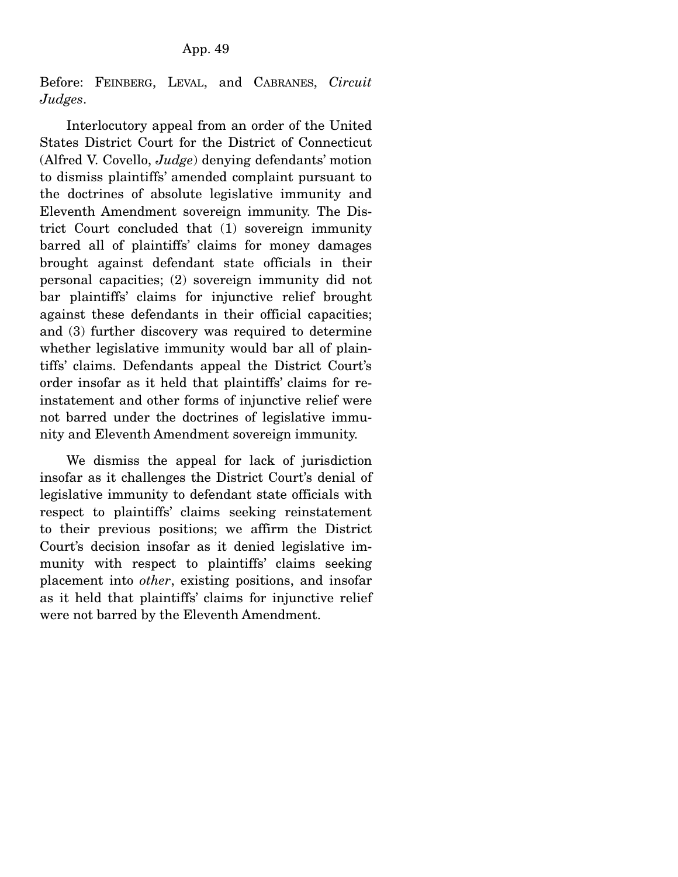Before: FEINBERG, LEVAL, and CABRANES, *Circuit Judges*.

Interlocutory appeal from an order of the United States District Court for the District of Connecticut (Alfred V. Covello, *Judge*) denying defendants' motion to dismiss plaintiffs' amended complaint pursuant to the doctrines of absolute legislative immunity and Eleventh Amendment sovereign immunity. The District Court concluded that (1) sovereign immunity barred all of plaintiffs' claims for money damages brought against defendant state officials in their personal capacities; (2) sovereign immunity did not bar plaintiffs' claims for injunctive relief brought against these defendants in their official capacities; and (3) further discovery was required to determine whether legislative immunity would bar all of plaintiffs' claims. Defendants appeal the District Court's order insofar as it held that plaintiffs' claims for reinstatement and other forms of injunctive relief were not barred under the doctrines of legislative immunity and Eleventh Amendment sovereign immunity.

We dismiss the appeal for lack of jurisdiction insofar as it challenges the District Court's denial of legislative immunity to defendant state officials with respect to plaintiffs' claims seeking reinstatement to their previous positions; we affirm the District Court's decision insofar as it denied legislative immunity with respect to plaintiffs' claims seeking placement into *other*, existing positions, and insofar as it held that plaintiffs' claims for injunctive relief were not barred by the Eleventh Amendment.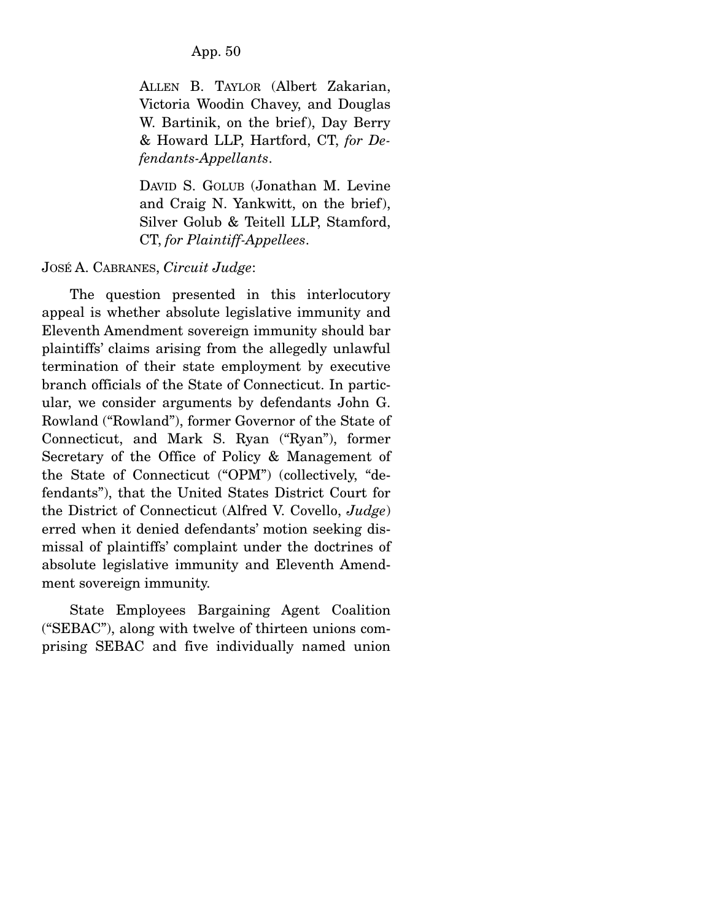ALLEN B. TAYLOR (Albert Zakarian, Victoria Woodin Chavey, and Douglas W. Bartinik, on the brief), Day Berry & Howard LLP, Hartford, CT, *for Defendants-Appellants*.

DAVID S. GOLUB (Jonathan M. Levine and Craig N. Yankwitt, on the brief), Silver Golub & Teitell LLP, Stamford, CT, *for Plaintiff-Appellees*.

JOSÉ A. CABRANES, *Circuit Judge*:

The question presented in this interlocutory appeal is whether absolute legislative immunity and Eleventh Amendment sovereign immunity should bar plaintiffs' claims arising from the allegedly unlawful termination of their state employment by executive branch officials of the State of Connecticut. In particular, we consider arguments by defendants John G. Rowland ("Rowland"), former Governor of the State of Connecticut, and Mark S. Ryan ("Ryan"), former Secretary of the Office of Policy & Management of the State of Connecticut ("OPM") (collectively, "defendants"), that the United States District Court for the District of Connecticut (Alfred V. Covello, *Judge*) erred when it denied defendants' motion seeking dismissal of plaintiffs' complaint under the doctrines of absolute legislative immunity and Eleventh Amendment sovereign immunity.

State Employees Bargaining Agent Coalition ("SEBAC"), along with twelve of thirteen unions comprising SEBAC and five individually named union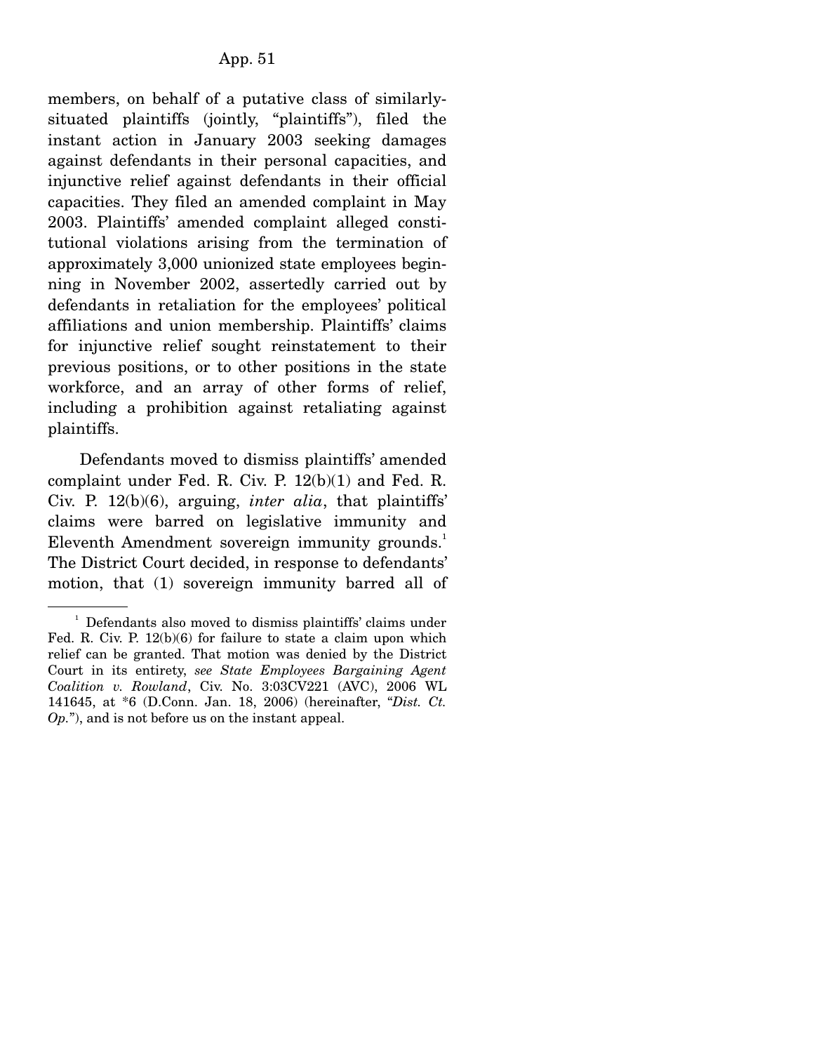members, on behalf of a putative class of similarly-situated plaintiffs (jointly, "plaintiffs"), filed the instant action in January 2003 seeking damages against defendants in their personal capacities, and injunctive relief against defendants in their official capacities. They filed an amended complaint in May 2003. Plaintiffs' amended complaint alleged constitutional violations arising from the termination of approximately 3,000 unionized state employees beginning in November 2002, assertedly carried out by defendants in retaliation for the employees' political affiliations and union membership. Plaintiffs' claims for injunctive relief sought reinstatement to their previous positions, or to other positions in the state workforce, and an array of other forms of relief, including a prohibition against retaliating against plaintiffs.

Defendants moved to dismiss plaintiffs' amended complaint under Fed. R. Civ. P. 12(b)(1) and Fed. R. Civ. P. 12(b)(6), arguing, *inter alia*, that plaintiffs' claims were barred on legislative immunity and Eleventh Amendment sovereign immunity grounds.[1] The District Court decided, in response to defendants' motion, that (1) sovereign immunity barred all of

[1] Defendants also moved to dismiss plaintiffs' claims under Fed. R. Civ. P. 12(b)(6) for failure to state a claim upon which relief can be granted. That motion was denied by the District Court in its entirety, *see State Employees Bargaining Agent Coalition v. Rowland*, Civ. No. 3:03CV221 (AVC), 2006 WL 141645, at *6 (D.Conn. Jan. 18, 2006) (hereinafter, "*Dist. Ct. Op.*"), and is not before us on the instant appeal.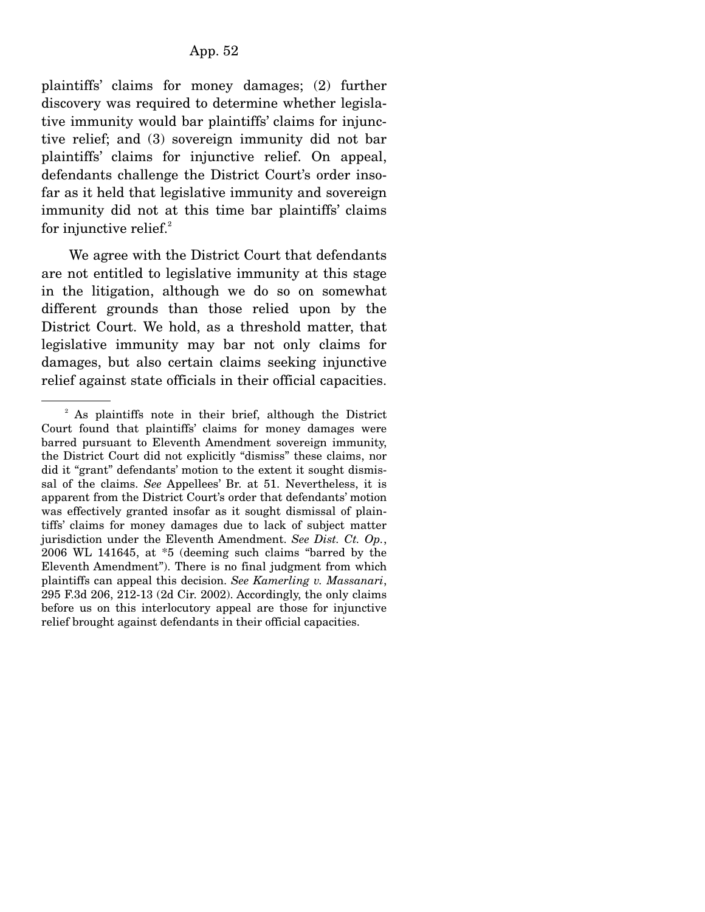plaintiffs' claims for money damages; (2) further discovery was required to determine whether legislative immunity would bar plaintiffs' claims for injunctive relief; and (3) sovereign immunity did not bar plaintiffs' claims for injunctive relief. On appeal, defendants challenge the District Court's order insofar as it held that legislative immunity and sovereign immunity did not at this time bar plaintiffs' claims for injunctive relief.[2]

We agree with the District Court that defendants are not entitled to legislative immunity at this stage in the litigation, although we do so on somewhat different grounds than those relied upon by the District Court. We hold, as a threshold matter, that legislative immunity may bar not only claims for damages, but also certain claims seeking injunctive relief against state officials in their official capacities.

---

[2] As plaintiffs note in their brief, although the District Court found that plaintiffs' claims for money damages were barred pursuant to Eleventh Amendment sovereign immunity, the District Court did not explicitly "dismiss" these claims, nor did it "grant" defendants' motion to the extent it sought dismissal of the claims. *See* Appellees' Br. at 51. Nevertheless, it is apparent from the District Court's order that defendants' motion was effectively granted insofar as it sought dismissal of plaintiffs' claims for money damages due to lack of subject matter jurisdiction under the Eleventh Amendment. *See Dist. Ct. Op.*, 2006 WL 141645, at *5 (deeming such claims "barred by the Eleventh Amendment"). There is no final judgment from which plaintiffs can appeal this decision. *See Kamerling v. Massanari*, 295 F.3d 206, 212-13 (2d Cir. 2002). Accordingly, the only claims before us on this interlocutory appeal are those for injunctive relief brought against defendants in their official capacities.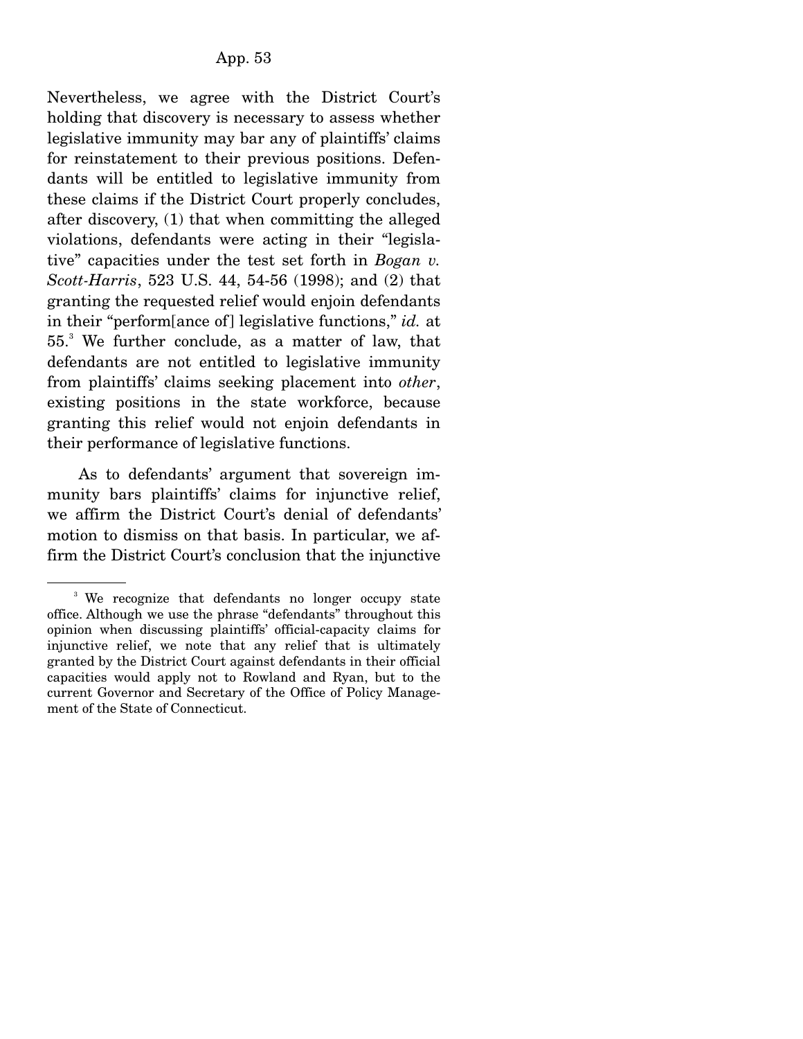Nevertheless, we agree with the District Court's holding that discovery is necessary to assess whether legislative immunity may bar any of plaintiffs' claims for reinstatement to their previous positions. Defendants will be entitled to legislative immunity from these claims if the District Court properly concludes, after discovery, (1) that when committing the alleged violations, defendants were acting in their "legislative" capacities under the test set forth in *Bogan v. Scott-Harris*, 523 U.S. 44, 54-56 (1998); and (2) that granting the requested relief would enjoin defendants in their "perform[ance of] legislative functions," *id.* at 55.[3] We further conclude, as a matter of law, that defendants are not entitled to legislative immunity from plaintiffs' claims seeking placement into *other*, existing positions in the state workforce, because granting this relief would not enjoin defendants in their performance of legislative functions.

As to defendants' argument that sovereign immunity bars plaintiffs' claims for injunctive relief, we affirm the District Court's denial of defendants' motion to dismiss on that basis. In particular, we affirm the District Court's conclusion that the injunctive

---

[3] We recognize that defendants no longer occupy state office. Although we use the phrase "defendants" throughout this opinion when discussing plaintiffs' official-capacity claims for injunctive relief, we note that any relief that is ultimately granted by the District Court against defendants in their official capacities would apply not to Rowland and Ryan, but to the current Governor and Secretary of the Office of Policy Management of the State of Connecticut.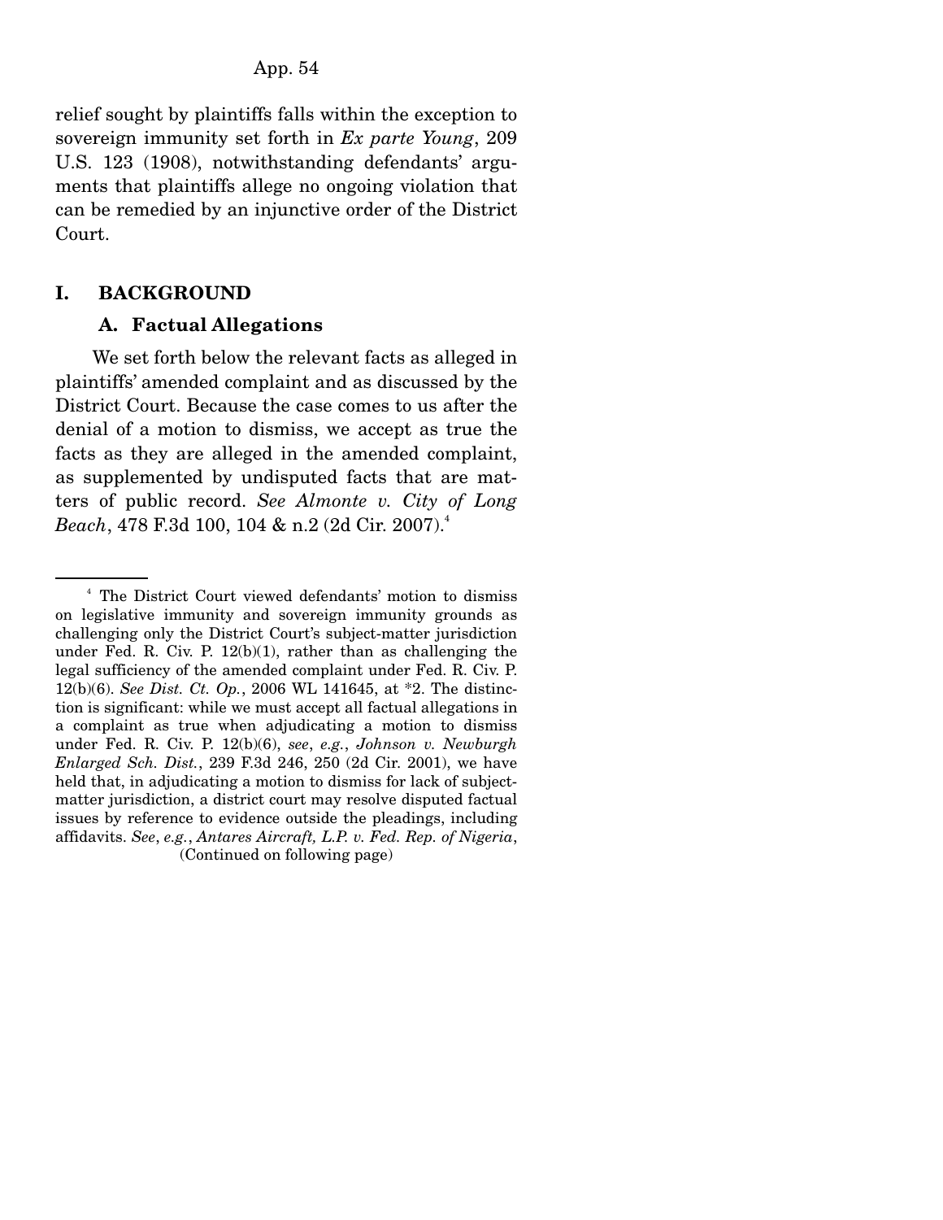relief sought by plaintiffs falls within the exception to sovereign immunity set forth in *Ex parte Young*, 209 U.S. 123 (1908), notwithstanding defendants' arguments that plaintiffs allege no ongoing violation that can be remedied by an injunctive order of the District Court.

## I. BACKGROUND

### A. Factual Allegations

We set forth below the relevant facts as alleged in plaintiffs' amended complaint and as discussed by the District Court. Because the case comes to us after the denial of a motion to dismiss, we accept as true the facts as they are alleged in the amended complaint, as supplemented by undisputed facts that are matters of public record. *See Almonte v. City of Long Beach*, 478 F.3d 100, 104 & n.2 (2d Cir. 2007).[4]

---

[4] The District Court viewed defendants' motion to dismiss on legislative immunity and sovereign immunity grounds as challenging only the District Court's subject-matter jurisdiction under Fed. R. Civ. P. 12(b)(1), rather than as challenging the legal sufficiency of the amended complaint under Fed. R. Civ. P. 12(b)(6). *See Dist. Ct. Op.*, 2006 WL 141645, at *2. The distinction is significant: while we must accept all factual allegations in a complaint as true when adjudicating a motion to dismiss under Fed. R. Civ. P. 12(b)(6), *see*, *e.g.*, *Johnson v. Newburgh Enlarged Sch. Dist.*, 239 F.3d 246, 250 (2d Cir. 2001), we have held that, in adjudicating a motion to dismiss for lack of subject-matter jurisdiction, a district court may resolve disputed factual issues by reference to evidence outside the pleadings, including affidavits. *See*, *e.g.*, *Antares Aircraft, L.P. v. Fed. Rep. of Nigeria*,

(Continued on following page)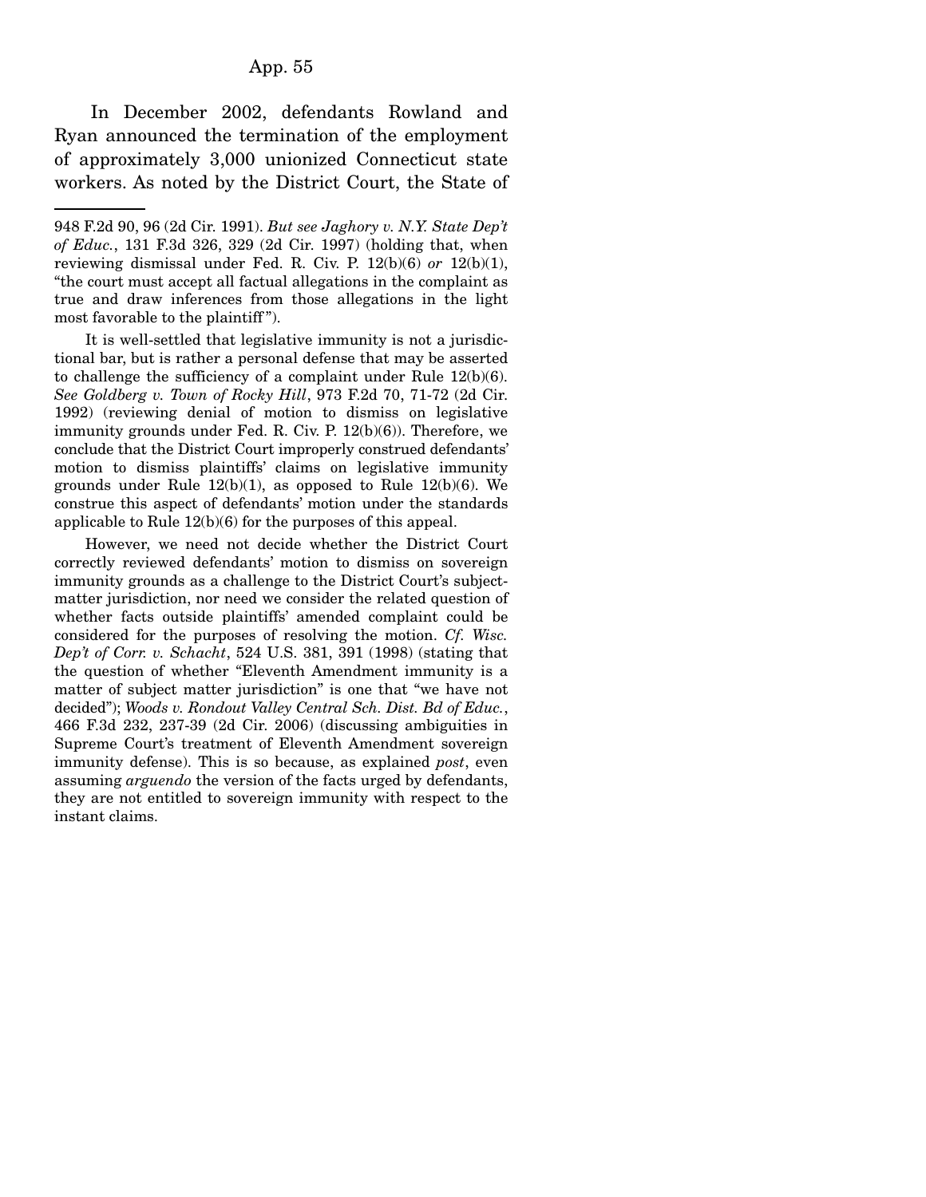In December 2002, defendants Rowland and Ryan announced the termination of the employment of approximately 3,000 unionized Connecticut state workers. As noted by the District Court, the State of

---

948 F.2d 90, 96 (2d Cir. 1991). *But see Jaghory v. N.Y. State Dep't of Educ.*, 131 F.3d 326, 329 (2d Cir. 1997) (holding that, when reviewing dismissal under Fed. R. Civ. P. 12(b)(6) *or* 12(b)(1), "the court must accept all factual allegations in the complaint as true and draw inferences from those allegations in the light most favorable to the plaintiff").

It is well-settled that legislative immunity is not a jurisdictional bar, but is rather a personal defense that may be asserted to challenge the sufficiency of a complaint under Rule 12(b)(6). *See Goldberg v. Town of Rocky Hill*, 973 F.2d 70, 71-72 (2d Cir. 1992) (reviewing denial of motion to dismiss on legislative immunity grounds under Fed. R. Civ. P. 12(b)(6)). Therefore, we conclude that the District Court improperly construed defendants' motion to dismiss plaintiffs' claims on legislative immunity grounds under Rule 12(b)(1), as opposed to Rule 12(b)(6). We construe this aspect of defendants' motion under the standards applicable to Rule 12(b)(6) for the purposes of this appeal.

However, we need not decide whether the District Court correctly reviewed defendants' motion to dismiss on sovereign immunity grounds as a challenge to the District Court's subject-matter jurisdiction, nor need we consider the related question of whether facts outside plaintiffs' amended complaint could be considered for the purposes of resolving the motion. *Cf. Wisc. Dep't of Corr. v. Schacht*, 524 U.S. 381, 391 (1998) (stating that the question of whether "Eleventh Amendment immunity is a matter of subject matter jurisdiction" is one that "we have not decided"); *Woods v. Rondout Valley Central Sch. Dist. Bd of Educ.*, 466 F.3d 232, 237-39 (2d Cir. 2006) (discussing ambiguities in Supreme Court's treatment of Eleventh Amendment sovereign immunity defense). This is so because, as explained *post*, even assuming *arguendo* the version of the facts urged by defendants, they are not entitled to sovereign immunity with respect to the instant claims.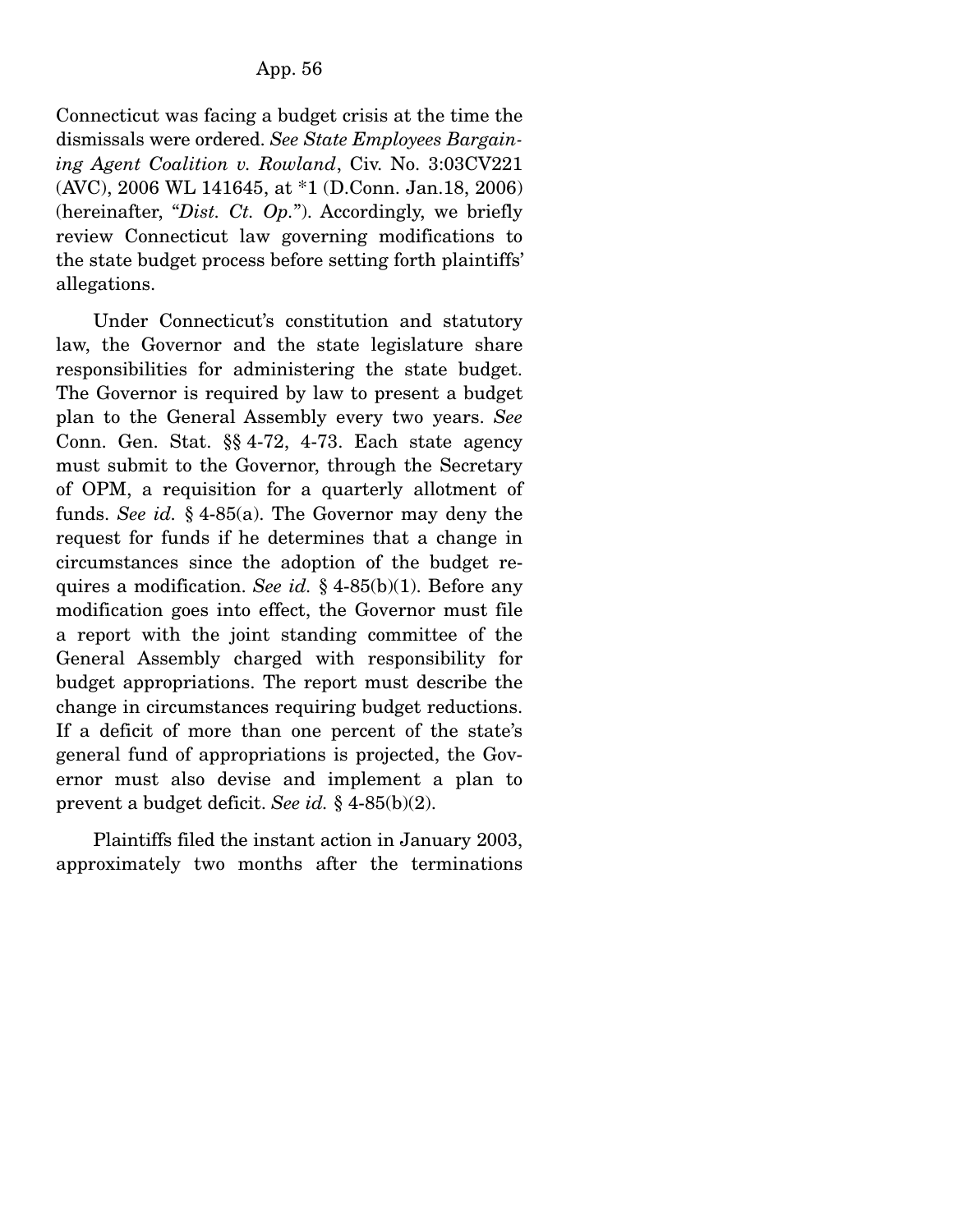Connecticut was facing a budget crisis at the time the dismissals were ordered. *See State Employees Bargaining Agent Coalition v. Rowland*, Civ. No. 3:03CV221 (AVC), 2006 WL 141645, at *1 (D.Conn. Jan.18, 2006) (hereinafter, "*Dist. Ct. Op.*"). Accordingly, we briefly review Connecticut law governing modifications to the state budget process before setting forth plaintiffs' allegations.

Under Connecticut's constitution and statutory law, the Governor and the state legislature share responsibilities for administering the state budget. The Governor is required by law to present a budget plan to the General Assembly every two years. *See* Conn. Gen. Stat. §§ 4-72, 4-73. Each state agency must submit to the Governor, through the Secretary of OPM, a requisition for a quarterly allotment of funds. *See id.* § 4-85(a). The Governor may deny the request for funds if he determines that a change in circumstances since the adoption of the budget requires a modification. *See id.* § 4-85(b)(1). Before any modification goes into effect, the Governor must file a report with the joint standing committee of the General Assembly charged with responsibility for budget appropriations. The report must describe the change in circumstances requiring budget reductions. If a deficit of more than one percent of the state's general fund of appropriations is projected, the Governor must also devise and implement a plan to prevent a budget deficit. *See id.* § 4-85(b)(2).

Plaintiffs filed the instant action in January 2003, approximately two months after the terminations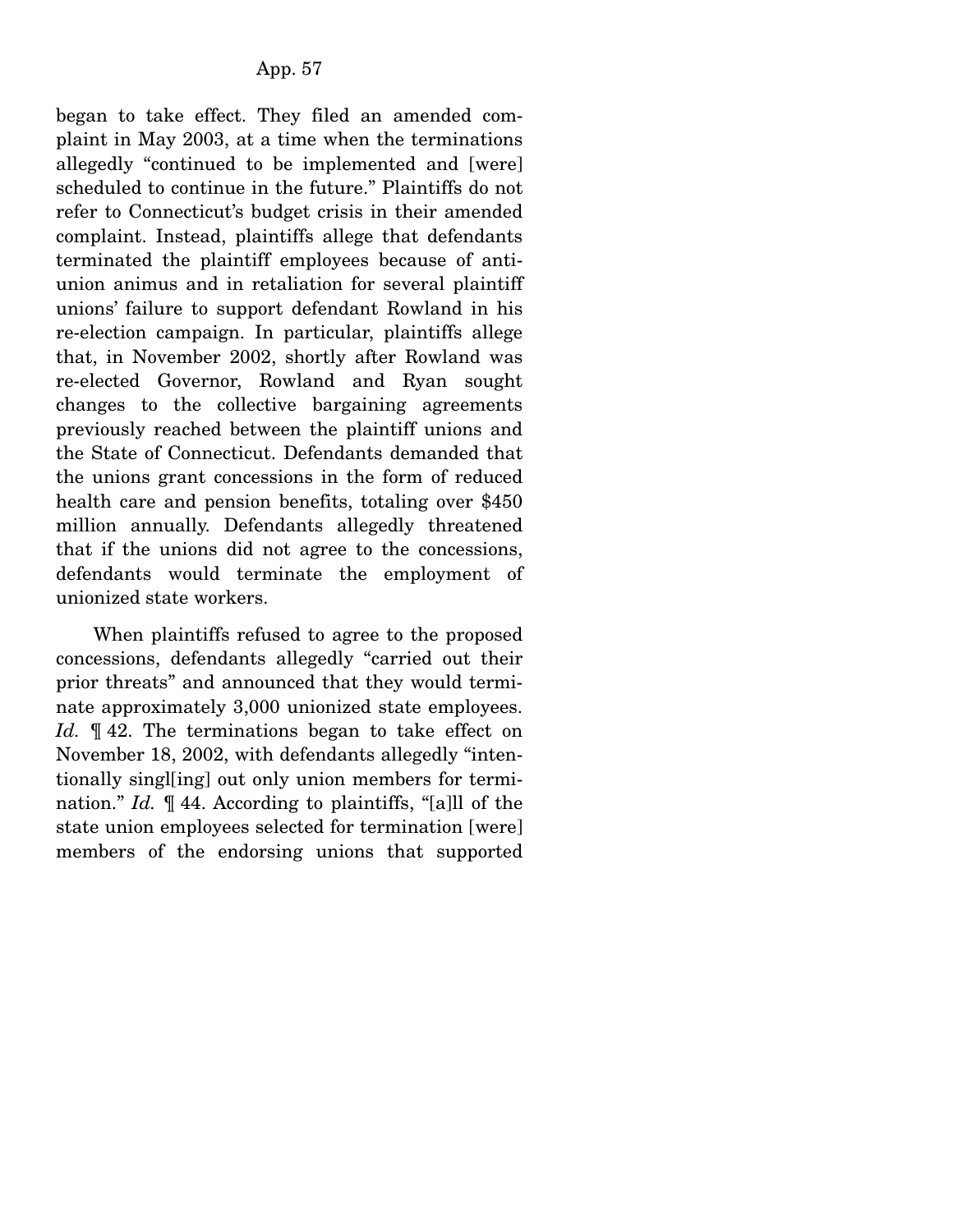began to take effect. They filed an amended complaint in May 2003, at a time when the terminations allegedly "continued to be implemented and [were] scheduled to continue in the future." Plaintiffs do not refer to Connecticut's budget crisis in their amended complaint. Instead, plaintiffs allege that defendants terminated the plaintiff employees because of anti-union animus and in retaliation for several plaintiff unions' failure to support defendant Rowland in his re-election campaign. In particular, plaintiffs allege that, in November 2002, shortly after Rowland was re-elected Governor, Rowland and Ryan sought changes to the collective bargaining agreements previously reached between the plaintiff unions and the State of Connecticut. Defendants demanded that the unions grant concessions in the form of reduced health care and pension benefits, totaling over $450 million annually. Defendants allegedly threatened that if the unions did not agree to the concessions, defendants would terminate the employment of unionized state workers.

When plaintiffs refused to agree to the proposed concessions, defendants allegedly "carried out their prior threats" and announced that they would terminate approximately 3,000 unionized state employees. *Id.* ¶ 42. The terminations began to take effect on November 18, 2002, with defendants allegedly "intentionally singl[ing] out only union members for termination." *Id.* ¶ 44. According to plaintiffs, "[a]ll of the state union employees selected for termination [were] members of the endorsing unions that supported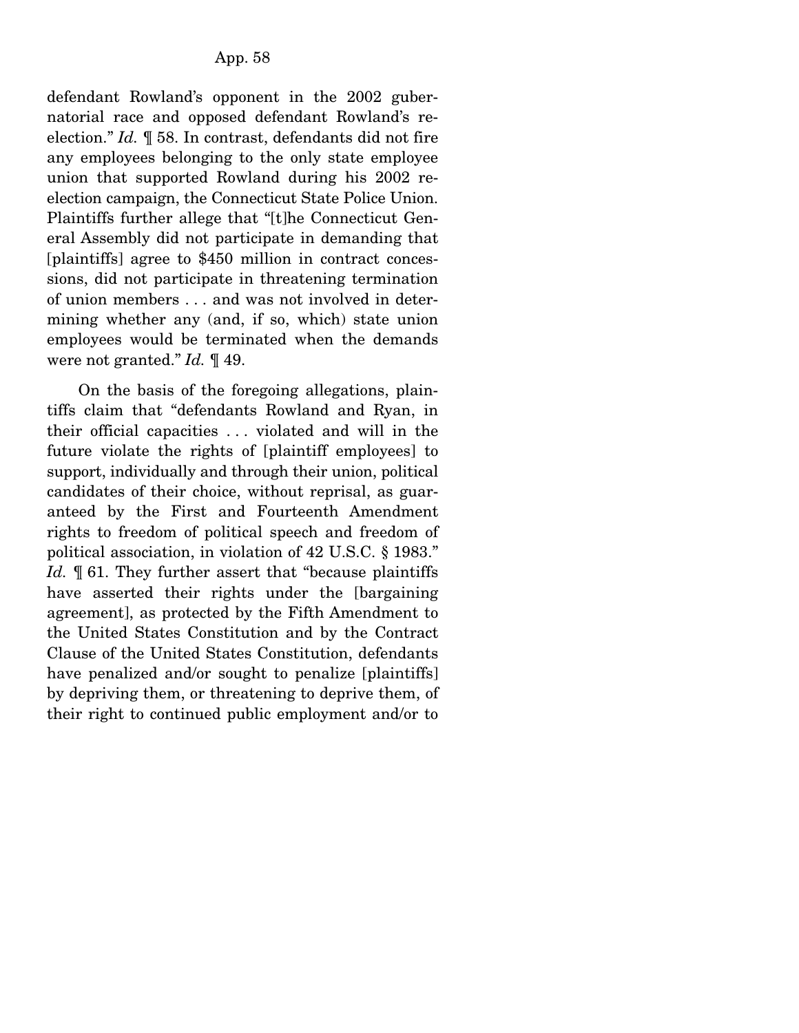defendant Rowland's opponent in the 2002 gubernatorial race and opposed defendant Rowland's reelection." *Id.* ¶ 58. In contrast, defendants did not fire any employees belonging to the only state employee union that supported Rowland during his 2002 reelection campaign, the Connecticut State Police Union. Plaintiffs further allege that "[t]he Connecticut General Assembly did not participate in demanding that [plaintiffs] agree to $450 million in contract concessions, did not participate in threatening termination of union members . . . and was not involved in determining whether any (and, if so, which) state union employees would be terminated when the demands were not granted." *Id.* ¶ 49.

On the basis of the foregoing allegations, plaintiffs claim that "defendants Rowland and Ryan, in their official capacities . . . violated and will in the future violate the rights of [plaintiff employees] to support, individually and through their union, political candidates of their choice, without reprisal, as guaranteed by the First and Fourteenth Amendment rights to freedom of political speech and freedom of political association, in violation of 42 U.S.C. § 1983." *Id.* ¶ 61. They further assert that "because plaintiffs have asserted their rights under the [bargaining agreement], as protected by the Fifth Amendment to the United States Constitution and by the Contract Clause of the United States Constitution, defendants have penalized and/or sought to penalize [plaintiffs] by depriving them, or threatening to deprive them, of their right to continued public employment and/or to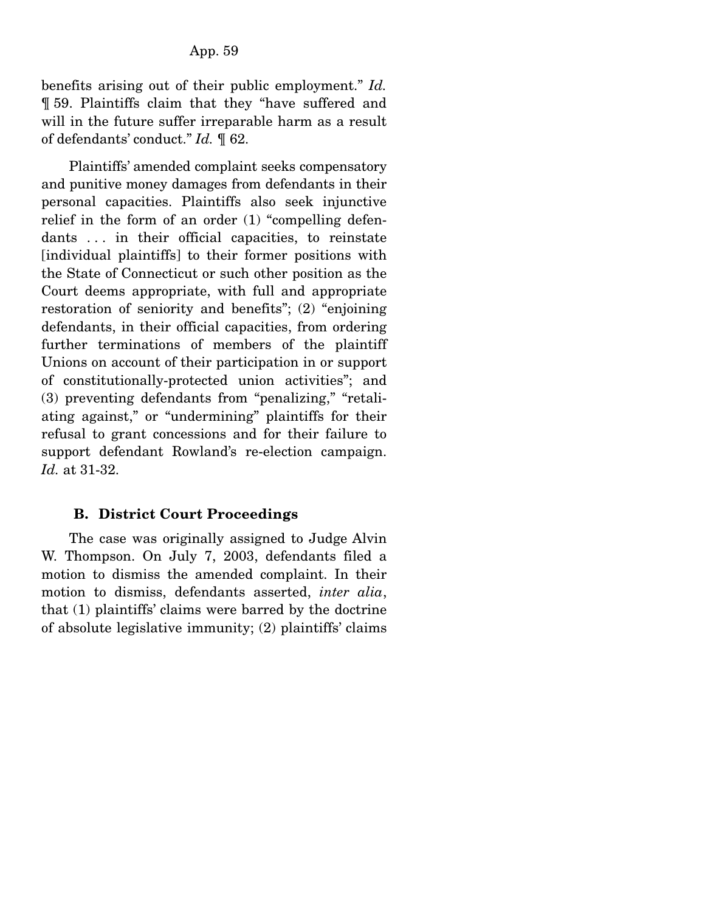benefits arising out of their public employment." *Id.* ¶ 59. Plaintiffs claim that they "have suffered and will in the future suffer irreparable harm as a result of defendants' conduct." *Id.* ¶ 62.

Plaintiffs' amended complaint seeks compensatory and punitive money damages from defendants in their personal capacities. Plaintiffs also seek injunctive relief in the form of an order (1) "compelling defendants . . . in their official capacities, to reinstate [individual plaintiffs] to their former positions with the State of Connecticut or such other position as the Court deems appropriate, with full and appropriate restoration of seniority and benefits"; (2) "enjoining defendants, in their official capacities, from ordering further terminations of members of the plaintiff Unions on account of their participation in or support of constitutionally-protected union activities"; and (3) preventing defendants from "penalizing," "retaliating against," or "undermining" plaintiffs for their refusal to grant concessions and for their failure to support defendant Rowland's re-election campaign. *Id.* at 31-32.

### B. District Court Proceedings

The case was originally assigned to Judge Alvin W. Thompson. On July 7, 2003, defendants filed a motion to dismiss the amended complaint. In their motion to dismiss, defendants asserted, *inter alia*, that (1) plaintiffs' claims were barred by the doctrine of absolute legislative immunity; (2) plaintiffs' claims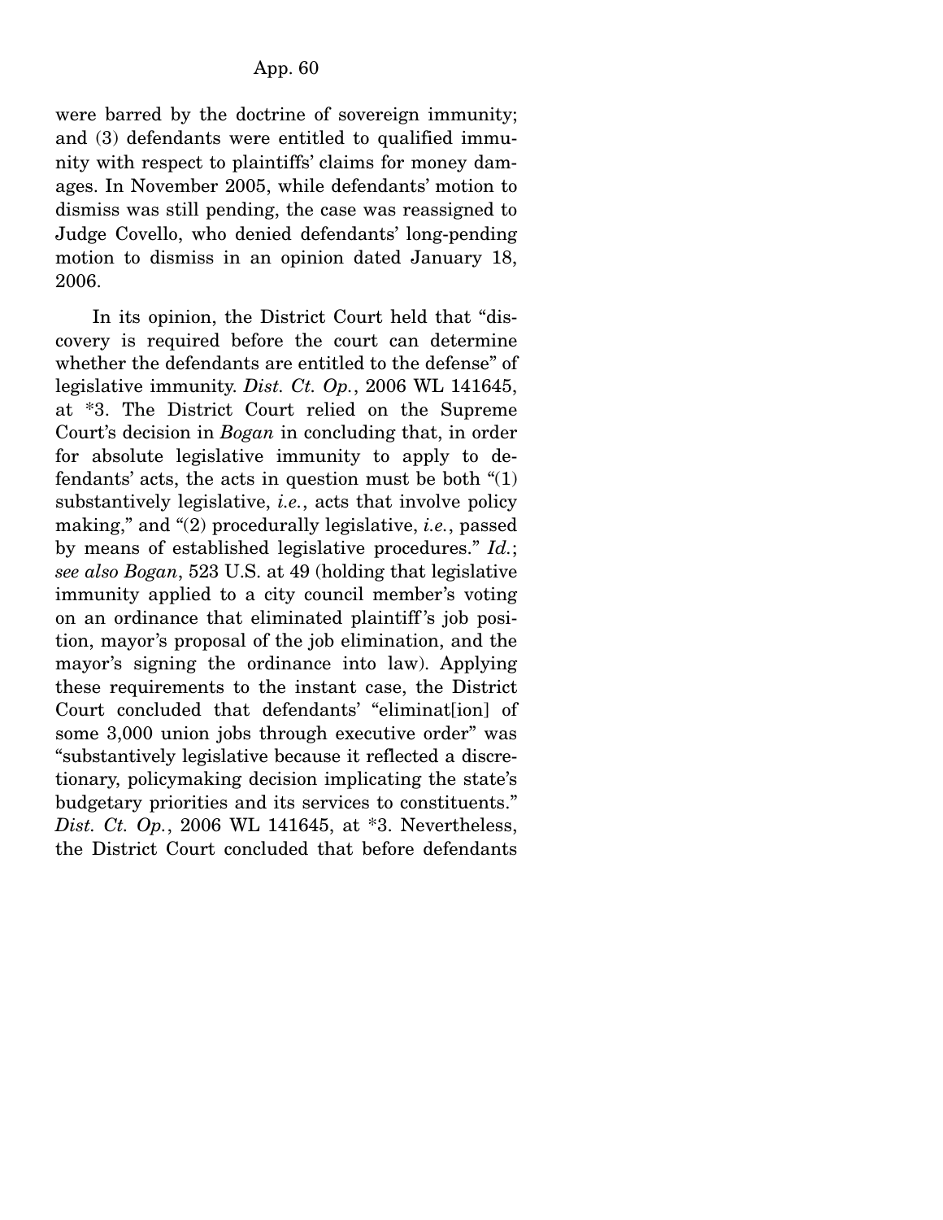were barred by the doctrine of sovereign immunity; and (3) defendants were entitled to qualified immunity with respect to plaintiffs' claims for money damages. In November 2005, while defendants' motion to dismiss was still pending, the case was reassigned to Judge Covello, who denied defendants' long-pending motion to dismiss in an opinion dated January 18, 2006.

In its opinion, the District Court held that "discovery is required before the court can determine whether the defendants are entitled to the defense" of legislative immunity. *Dist. Ct. Op.*, 2006 WL 141645, at *3. The District Court relied on the Supreme Court's decision in *Bogan* in concluding that, in order for absolute legislative immunity to apply to defendants' acts, the acts in question must be both "(1) substantively legislative, *i.e.*, acts that involve policy making," and "(2) procedurally legislative, *i.e.*, passed by means of established legislative procedures." *Id.*; *see also Bogan*, 523 U.S. at 49 (holding that legislative immunity applied to a city council member's voting on an ordinance that eliminated plaintiff's job position, mayor's proposal of the job elimination, and the mayor's signing the ordinance into law). Applying these requirements to the instant case, the District Court concluded that defendants' "eliminat[ion] of some 3,000 union jobs through executive order" was "substantively legislative because it reflected a discretionary, policymaking decision implicating the state's budgetary priorities and its services to constituents." *Dist. Ct. Op.*, 2006 WL 141645, at *3. Nevertheless, the District Court concluded that before defendants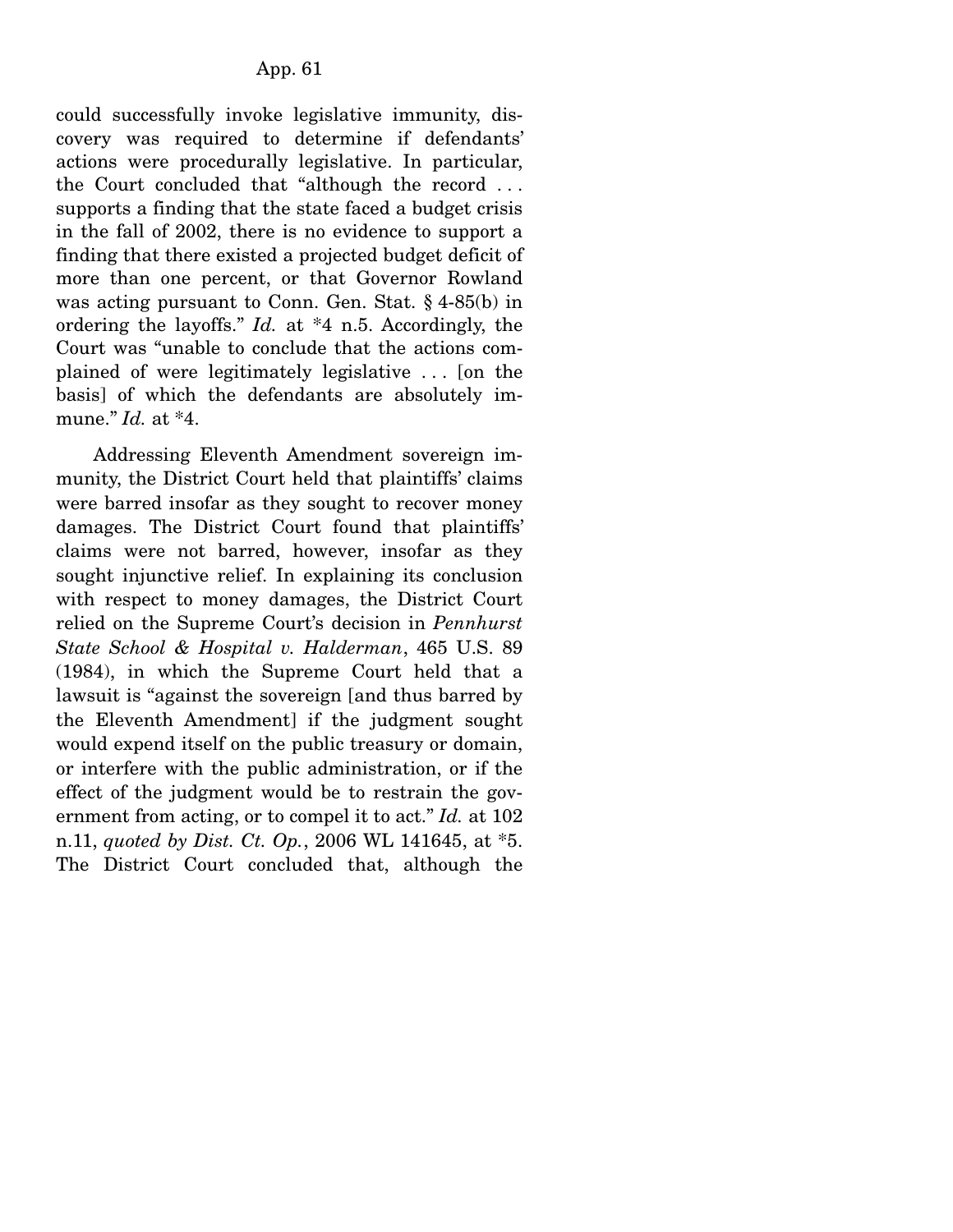could successfully invoke legislative immunity, discovery was required to determine if defendants' actions were procedurally legislative. In particular, the Court concluded that "although the record . . . supports a finding that the state faced a budget crisis in the fall of 2002, there is no evidence to support a finding that there existed a projected budget deficit of more than one percent, or that Governor Rowland was acting pursuant to Conn. Gen. Stat. § 4-85(b) in ordering the layoffs." *Id.* at *4 n.5. Accordingly, the Court was "unable to conclude that the actions complained of were legitimately legislative . . . [on the basis] of which the defendants are absolutely immune." *Id.* at *4.

Addressing Eleventh Amendment sovereign immunity, the District Court held that plaintiffs' claims were barred insofar as they sought to recover money damages. The District Court found that plaintiffs' claims were not barred, however, insofar as they sought injunctive relief. In explaining its conclusion with respect to money damages, the District Court relied on the Supreme Court's decision in *Pennhurst State School & Hospital v. Halderman*, 465 U.S. 89 (1984), in which the Supreme Court held that a lawsuit is "against the sovereign [and thus barred by the Eleventh Amendment] if the judgment sought would expend itself on the public treasury or domain, or interfere with the public administration, or if the effect of the judgment would be to restrain the government from acting, or to compel it to act." *Id.* at 102 n.11, *quoted by Dist. Ct. Op.*, 2006 WL 141645, at *5. The District Court concluded that, although the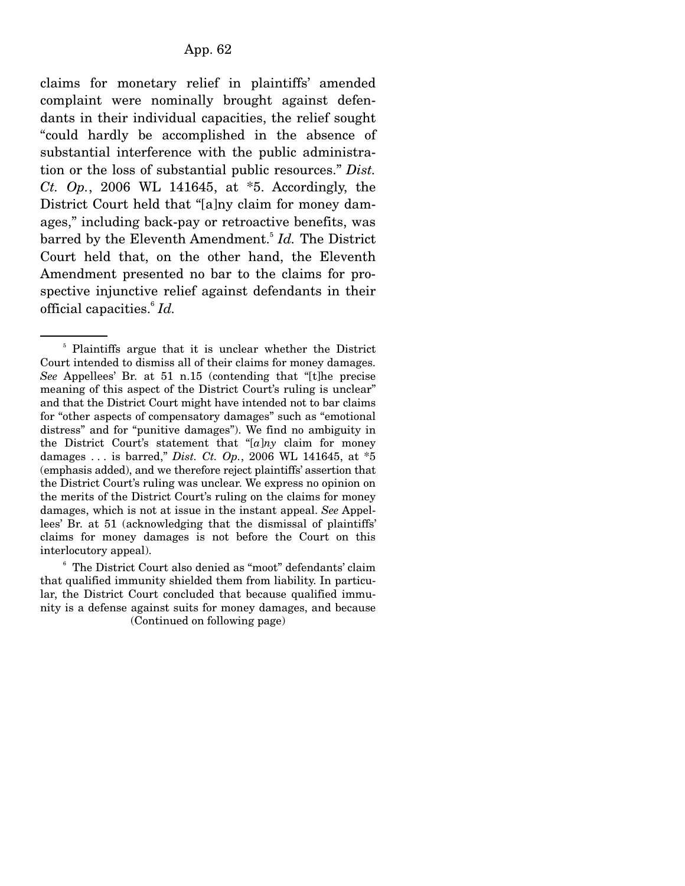claims for monetary relief in plaintiffs' amended complaint were nominally brought against defendants in their individual capacities, the relief sought "could hardly be accomplished in the absence of substantial interference with the public administration or the loss of substantial public resources." *Dist. Ct. Op.*, 2006 WL 141645, at *5. Accordingly, the District Court held that "[a]ny claim for money damages," including back-pay or retroactive benefits, was barred by the Eleventh Amendment.[5] *Id.* The District Court held that, on the other hand, the Eleventh Amendment presented no bar to the claims for prospective injunctive relief against defendants in their official capacities.[6] *Id.*

---

[5] Plaintiffs argue that it is unclear whether the District Court intended to dismiss all of their claims for money damages. *See* Appellees' Br. at 51 n.15 (contending that "[t]he precise meaning of this aspect of the District Court's ruling is unclear" and that the District Court might have intended not to bar claims for "other aspects of compensatory damages" such as "emotional distress" and for "punitive damages"). We find no ambiguity in the District Court's statement that "[*a*]*ny* claim for money damages . . . is barred," *Dist. Ct. Op.*, 2006 WL 141645, at *5 (emphasis added), and we therefore reject plaintiffs' assertion that the District Court's ruling was unclear. We express no opinion on the merits of the District Court's ruling on the claims for money damages, which is not at issue in the instant appeal. *See* Appellees' Br. at 51 (acknowledging that the dismissal of plaintiffs' claims for money damages is not before the Court on this interlocutory appeal).

[6] The District Court also denied as "moot" defendants' claim that qualified immunity shielded them from liability. In particular, the District Court concluded that because qualified immunity is a defense against suits for money damages, and because

(Continued on following page)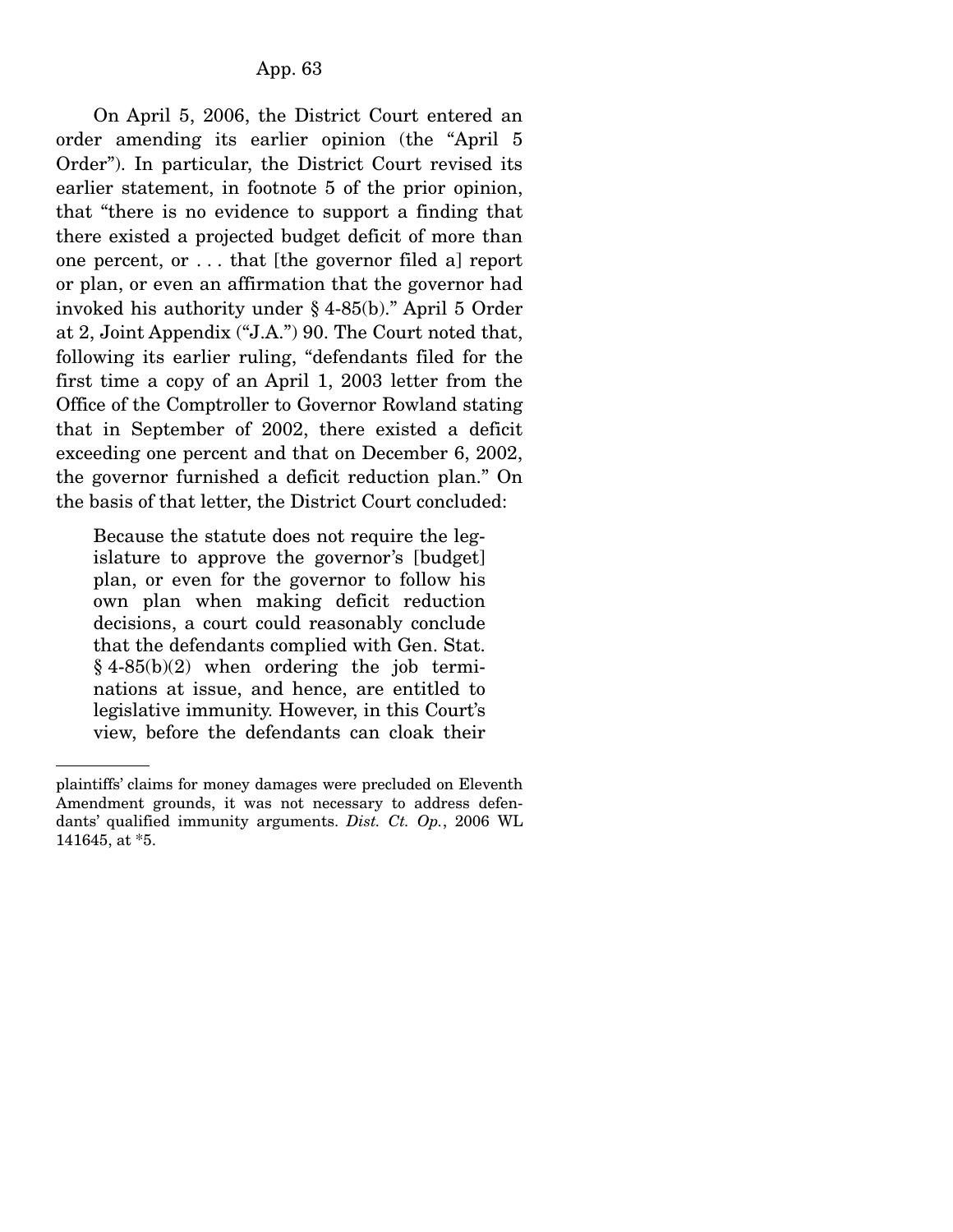On April 5, 2006, the District Court entered an order amending its earlier opinion (the "April 5 Order"). In particular, the District Court revised its earlier statement, in footnote 5 of the prior opinion, that "there is no evidence to support a finding that there existed a projected budget deficit of more than one percent, or . . . that [the governor filed a] report or plan, or even an affirmation that the governor had invoked his authority under § 4-85(b)." April 5 Order at 2, Joint Appendix ("J.A.") 90. The Court noted that, following its earlier ruling, "defendants filed for the first time a copy of an April 1, 2003 letter from the Office of the Comptroller to Governor Rowland stating that in September of 2002, there existed a deficit exceeding one percent and that on December 6, 2002, the governor furnished a deficit reduction plan." On the basis of that letter, the District Court concluded:

> Because the statute does not require the legislature to approve the governor's [budget] plan, or even for the governor to follow his own plan when making deficit reduction decisions, a court could reasonably conclude that the defendants complied with Gen. Stat. § 4-85(b)(2) when ordering the job terminations at issue, and hence, are entitled to legislative immunity. However, in this Court's view, before the defendants can cloak their

---

plaintiffs' claims for money damages were precluded on Eleventh Amendment grounds, it was not necessary to address defendants' qualified immunity arguments. *Dist. Ct. Op.*, 2006 WL 141645, at *5.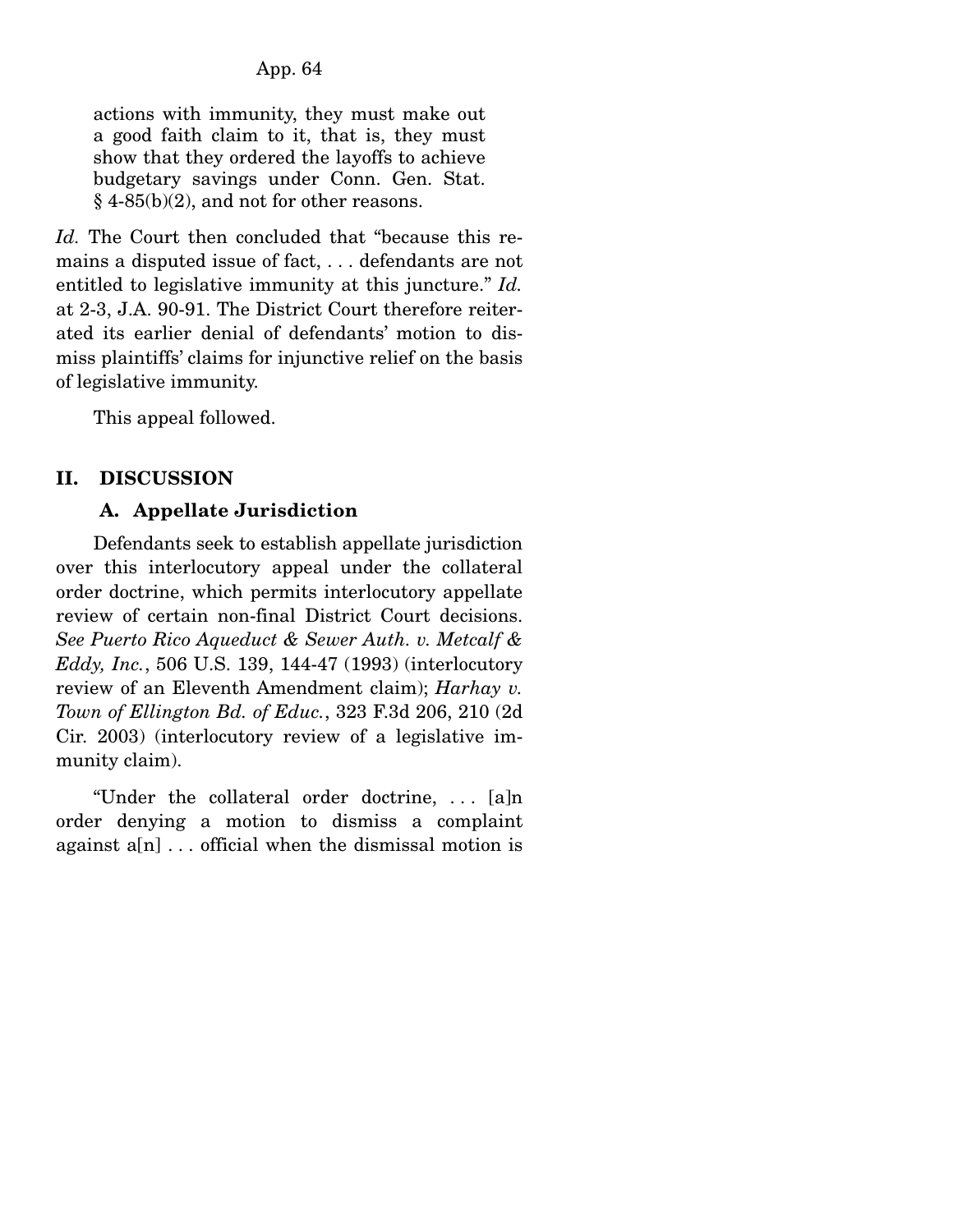actions with immunity, they must make out a good faith claim to it, that is, they must show that they ordered the layoffs to achieve budgetary savings under Conn. Gen. Stat. § 4-85(b)(2), and not for other reasons.

*Id.* The Court then concluded that "because this remains a disputed issue of fact, . . . defendants are not entitled to legislative immunity at this juncture." *Id.* at 2-3, J.A. 90-91. The District Court therefore reiterated its earlier denial of defendants' motion to dismiss plaintiffs' claims for injunctive relief on the basis of legislative immunity.

This appeal followed.

## II. DISCUSSION

### A. Appellate Jurisdiction

Defendants seek to establish appellate jurisdiction over this interlocutory appeal under the collateral order doctrine, which permits interlocutory appellate review of certain non-final District Court decisions. *See Puerto Rico Aqueduct & Sewer Auth. v. Metcalf & Eddy, Inc.*, 506 U.S. 139, 144-47 (1993) (interlocutory review of an Eleventh Amendment claim); *Harhay v. Town of Ellington Bd. of Educ.*, 323 F.3d 206, 210 (2d Cir. 2003) (interlocutory review of a legislative immunity claim).

"Under the collateral order doctrine, . . . [a]n order denying a motion to dismiss a complaint against a[n] . . . official when the dismissal motion is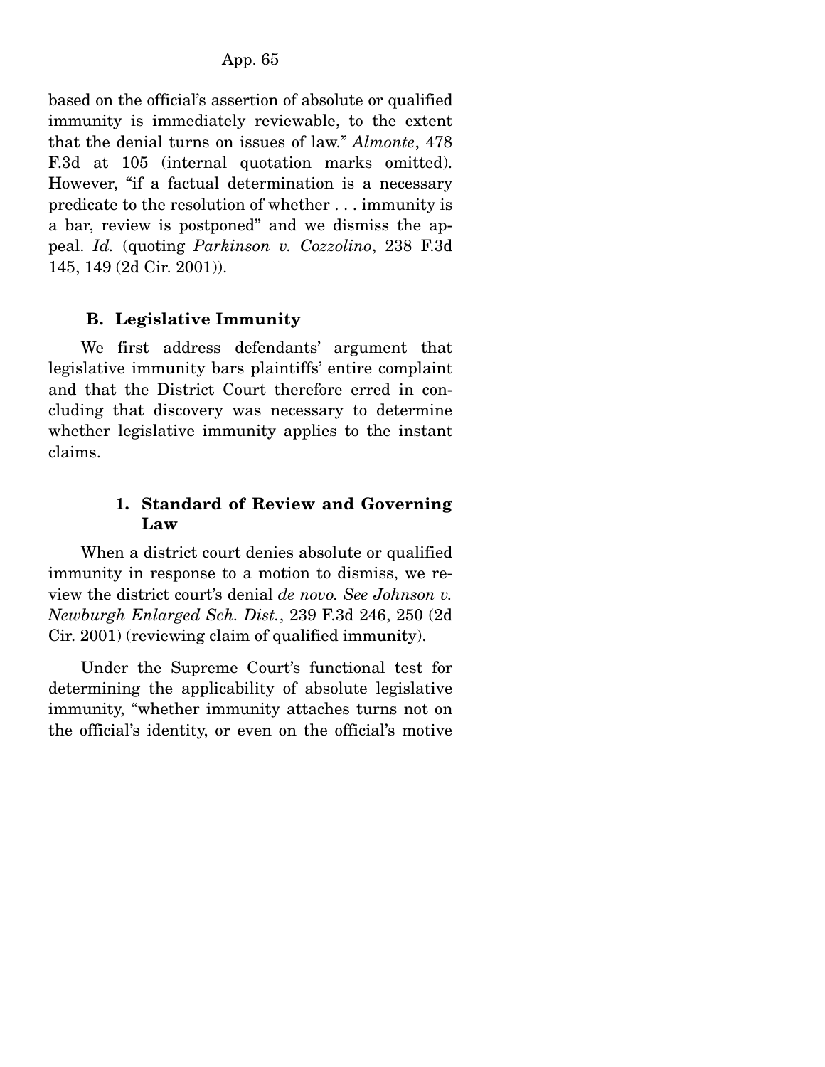based on the official's assertion of absolute or qualified immunity is immediately reviewable, to the extent that the denial turns on issues of law." *Almonte*, 478 F.3d at 105 (internal quotation marks omitted). However, "if a factual determination is a necessary predicate to the resolution of whether . . . immunity is a bar, review is postponed" and we dismiss the appeal. *Id.* (quoting *Parkinson v. Cozzolino*, 238 F.3d 145, 149 (2d Cir. 2001)).

### B. Legislative Immunity

We first address defendants' argument that legislative immunity bars plaintiffs' entire complaint and that the District Court therefore erred in concluding that discovery was necessary to determine whether legislative immunity applies to the instant claims.

#### 1. Standard of Review and Governing Law

When a district court denies absolute or qualified immunity in response to a motion to dismiss, we review the district court's denial *de novo. See Johnson v. Newburgh Enlarged Sch. Dist.*, 239 F.3d 246, 250 (2d Cir. 2001) (reviewing claim of qualified immunity).

Under the Supreme Court's functional test for determining the applicability of absolute legislative immunity, "whether immunity attaches turns not on the official's identity, or even on the official's motive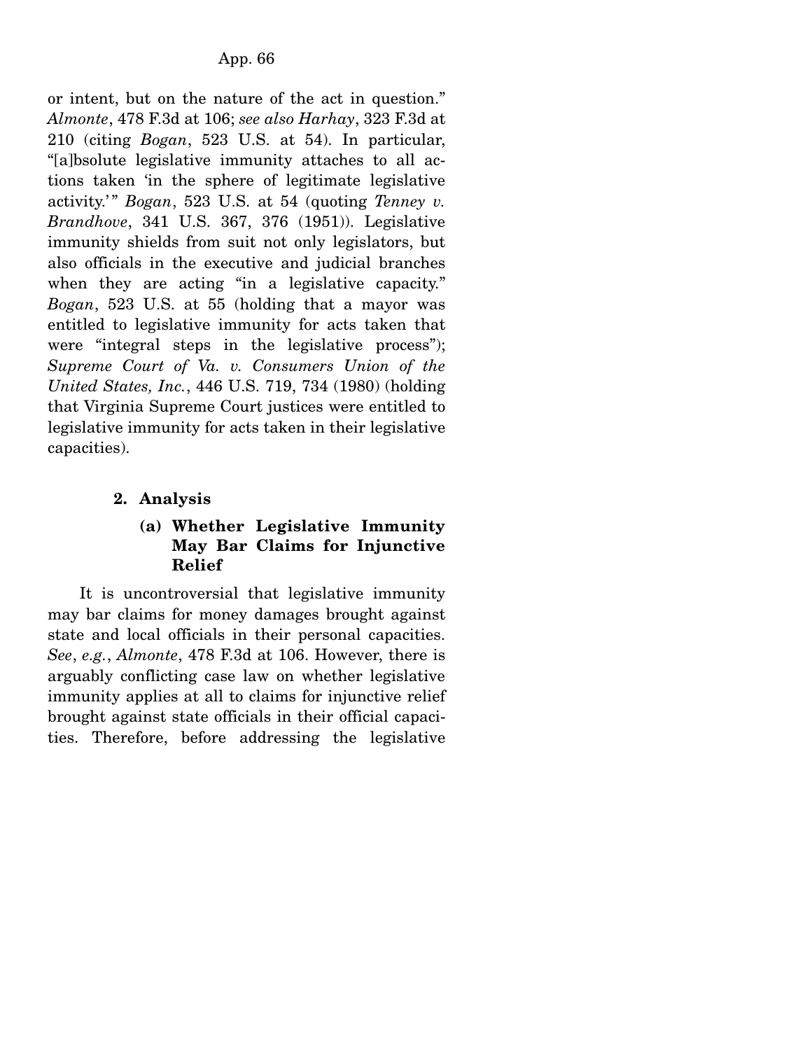or intent, but on the nature of the act in question." *Almonte*, 478 F.3d at 106; *see also Harhay*, 323 F.3d at 210 (citing *Bogan*, 523 U.S. at 54). In particular, "[a]bsolute legislative immunity attaches to all actions taken 'in the sphere of legitimate legislative activity.'" *Bogan*, 523 U.S. at 54 (quoting *Tenney v. Brandhove*, 341 U.S. 367, 376 (1951)). Legislative immunity shields from suit not only legislators, but also officials in the executive and judicial branches when they are acting "in a legislative capacity." *Bogan*, 523 U.S. at 55 (holding that a mayor was entitled to legislative immunity for acts taken that were "integral steps in the legislative process"); *Supreme Court of Va. v. Consumers Union of the United States, Inc.*, 446 U.S. 719, 734 (1980) (holding that Virginia Supreme Court justices were entitled to legislative immunity for acts taken in their legislative capacities).

**2. Analysis**

**(a) Whether Legislative Immunity May Bar Claims for Injunctive Relief**

It is uncontroversial that legislative immunity may bar claims for money damages brought against state and local officials in their personal capacities. *See*, *e.g.*, *Almonte*, 478 F.3d at 106. However, there is arguably conflicting case law on whether legislative immunity applies at all to claims for injunctive relief brought against state officials in their official capacities. Therefore, before addressing the legislative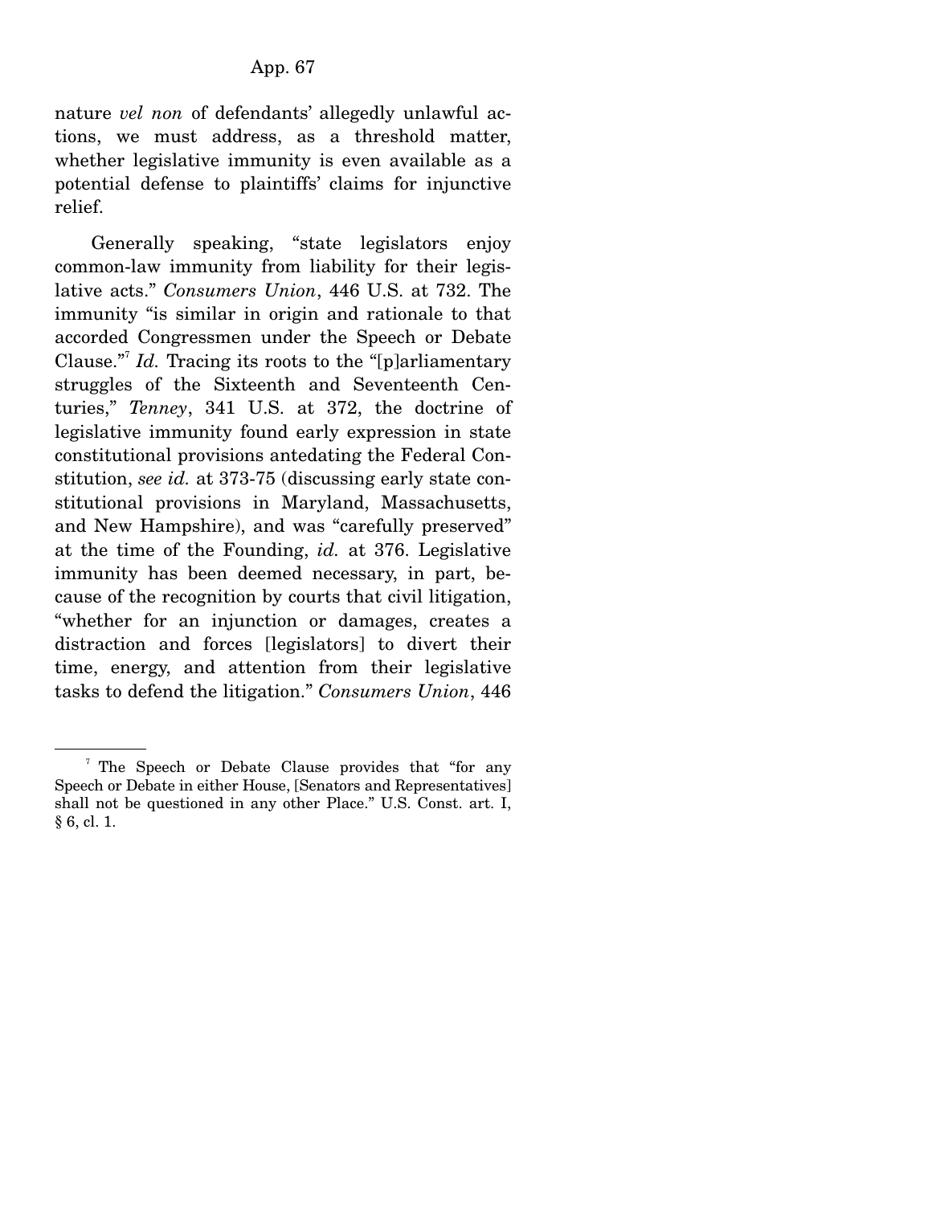nature *vel non* of defendants' allegedly unlawful actions, we must address, as a threshold matter, whether legislative immunity is even available as a potential defense to plaintiffs' claims for injunctive relief.

Generally speaking, "state legislators enjoy common-law immunity from liability for their legislative acts." *Consumers Union*, 446 U.S. at 732. The immunity "is similar in origin and rationale to that accorded Congressmen under the Speech or Debate Clause."[7] *Id.* Tracing its roots to the "[p]arliamentary struggles of the Sixteenth and Seventeenth Centuries," *Tenney*, 341 U.S. at 372, the doctrine of legislative immunity found early expression in state constitutional provisions antedating the Federal Constitution, *see id.* at 373-75 (discussing early state constitutional provisions in Maryland, Massachusetts, and New Hampshire), and was "carefully preserved" at the time of the Founding, *id.* at 376. Legislative immunity has been deemed necessary, in part, because of the recognition by courts that civil litigation, "whether for an injunction or damages, creates a distraction and forces [legislators] to divert their time, energy, and attention from their legislative tasks to defend the litigation." *Consumers Union*, 446

[7] The Speech or Debate Clause provides that "for any Speech or Debate in either House, [Senators and Representatives] shall not be questioned in any other Place." U.S. Const. art. I, § 6, cl. 1.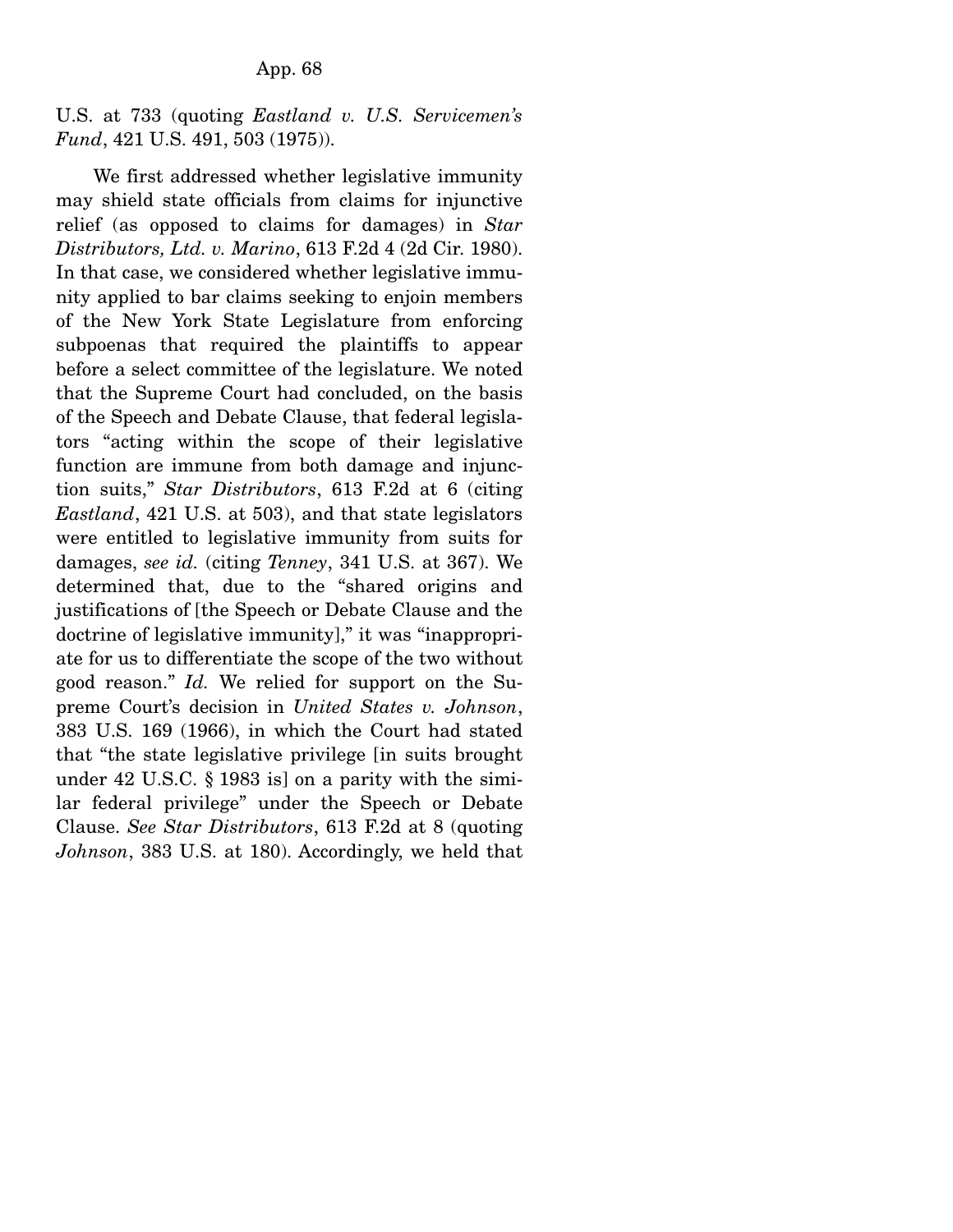U.S. at 733 (quoting *Eastland v. U.S. Servicemen's Fund*, 421 U.S. 491, 503 (1975)).

We first addressed whether legislative immunity may shield state officials from claims for injunctive relief (as opposed to claims for damages) in *Star Distributors, Ltd. v. Marino*, 613 F.2d 4 (2d Cir. 1980). In that case, we considered whether legislative immunity applied to bar claims seeking to enjoin members of the New York State Legislature from enforcing subpoenas that required the plaintiffs to appear before a select committee of the legislature. We noted that the Supreme Court had concluded, on the basis of the Speech and Debate Clause, that federal legislators "acting within the scope of their legislative function are immune from both damage and injunction suits," *Star Distributors*, 613 F.2d at 6 (citing *Eastland*, 421 U.S. at 503), and that state legislators were entitled to legislative immunity from suits for damages, *see id.* (citing *Tenney*, 341 U.S. at 367). We determined that, due to the "shared origins and justifications of [the Speech or Debate Clause and the doctrine of legislative immunity]," it was "inappropriate for us to differentiate the scope of the two without good reason." *Id.* We relied for support on the Supreme Court's decision in *United States v. Johnson*, 383 U.S. 169 (1966), in which the Court had stated that "the state legislative privilege [in suits brought under 42 U.S.C. § 1983 is] on a parity with the similar federal privilege" under the Speech or Debate Clause. *See Star Distributors*, 613 F.2d at 8 (quoting *Johnson*, 383 U.S. at 180). Accordingly, we held that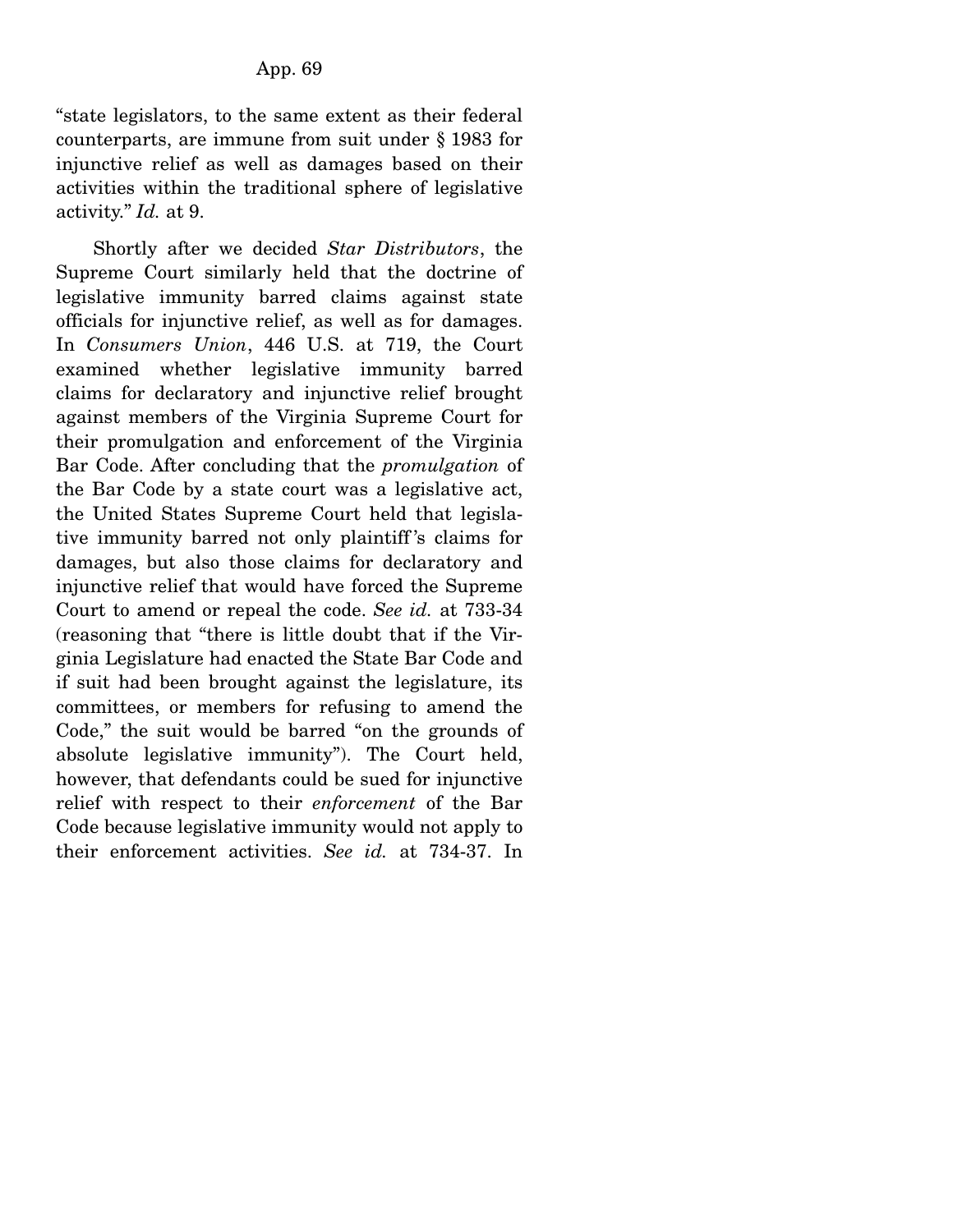"state legislators, to the same extent as their federal counterparts, are immune from suit under § 1983 for injunctive relief as well as damages based on their activities within the traditional sphere of legislative activity." *Id.* at 9.

Shortly after we decided *Star Distributors*, the Supreme Court similarly held that the doctrine of legislative immunity barred claims against state officials for injunctive relief, as well as for damages. In *Consumers Union*, 446 U.S. at 719, the Court examined whether legislative immunity barred claims for declaratory and injunctive relief brought against members of the Virginia Supreme Court for their promulgation and enforcement of the Virginia Bar Code. After concluding that the *promulgation* of the Bar Code by a state court was a legislative act, the United States Supreme Court held that legislative immunity barred not only plaintiff's claims for damages, but also those claims for declaratory and injunctive relief that would have forced the Supreme Court to amend or repeal the code. *See id.* at 733-34 (reasoning that "there is little doubt that if the Virginia Legislature had enacted the State Bar Code and if suit had been brought against the legislature, its committees, or members for refusing to amend the Code," the suit would be barred "on the grounds of absolute legislative immunity"). The Court held, however, that defendants could be sued for injunctive relief with respect to their *enforcement* of the Bar Code because legislative immunity would not apply to their enforcement activities. *See id.* at 734-37. In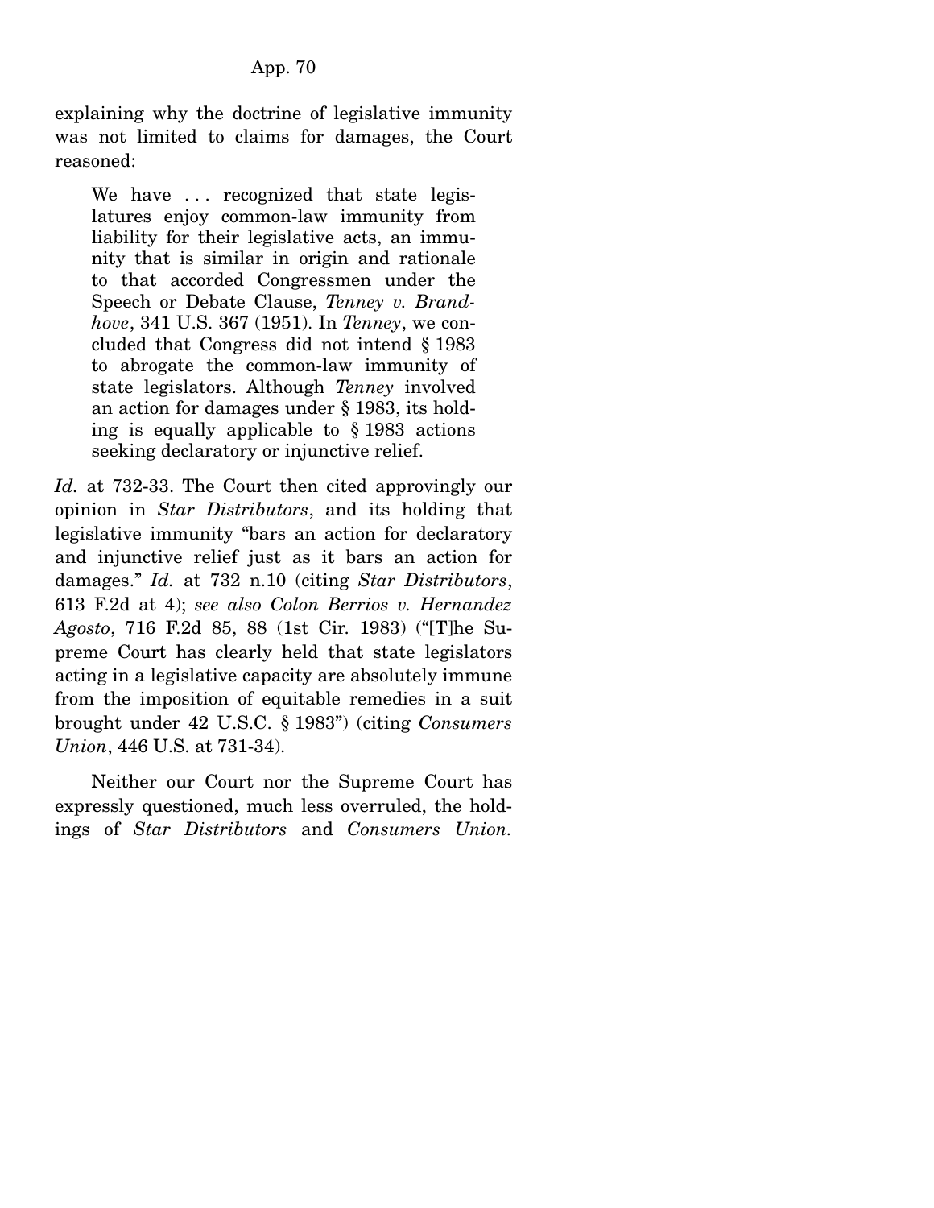explaining why the doctrine of legislative immunity was not limited to claims for damages, the Court reasoned:

> We have . . . recognized that state legislatures enjoy common-law immunity from liability for their legislative acts, an immunity that is similar in origin and rationale to that accorded Congressmen under the Speech or Debate Clause, *Tenney v. Brandhove*, 341 U.S. 367 (1951). In *Tenney*, we concluded that Congress did not intend § 1983 to abrogate the common-law immunity of state legislators. Although *Tenney* involved an action for damages under § 1983, its holding is equally applicable to § 1983 actions seeking declaratory or injunctive relief.

*Id.* at 732-33. The Court then cited approvingly our opinion in *Star Distributors*, and its holding that legislative immunity "bars an action for declaratory and injunctive relief just as it bars an action for damages." *Id.* at 732 n.10 (citing *Star Distributors*, 613 F.2d at 4); *see also Colon Berrios v. Hernandez Agosto*, 716 F.2d 85, 88 (1st Cir. 1983) ("[T]he Supreme Court has clearly held that state legislators acting in a legislative capacity are absolutely immune from the imposition of equitable remedies in a suit brought under 42 U.S.C. § 1983") (citing *Consumers Union*, 446 U.S. at 731-34).

Neither our Court nor the Supreme Court has expressly questioned, much less overruled, the holdings of *Star Distributors* and *Consumers Union*.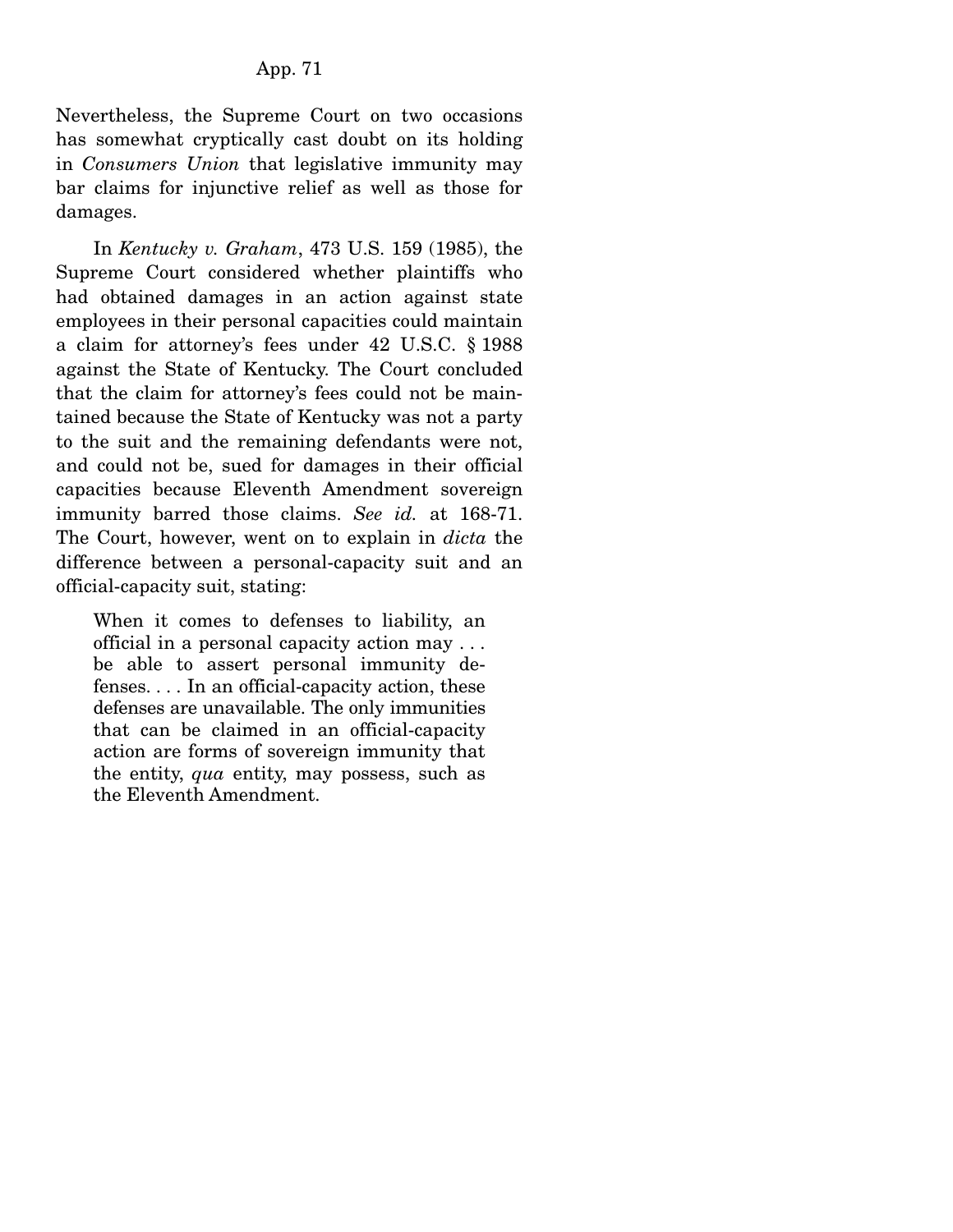Nevertheless, the Supreme Court on two occasions has somewhat cryptically cast doubt on its holding in *Consumers Union* that legislative immunity may bar claims for injunctive relief as well as those for damages.

In *Kentucky v. Graham*, 473 U.S. 159 (1985), the Supreme Court considered whether plaintiffs who had obtained damages in an action against state employees in their personal capacities could maintain a claim for attorney's fees under 42 U.S.C. § 1988 against the State of Kentucky. The Court concluded that the claim for attorney's fees could not be maintained because the State of Kentucky was not a party to the suit and the remaining defendants were not, and could not be, sued for damages in their official capacities because Eleventh Amendment sovereign immunity barred those claims. *See id.* at 168-71. The Court, however, went on to explain in *dicta* the difference between a personal-capacity suit and an official-capacity suit, stating:

> When it comes to defenses to liability, an official in a personal capacity action may . . . be able to assert personal immunity defenses. . . . In an official-capacity action, these defenses are unavailable. The only immunities that can be claimed in an official-capacity action are forms of sovereign immunity that the entity, *qua* entity, may possess, such as the Eleventh Amendment.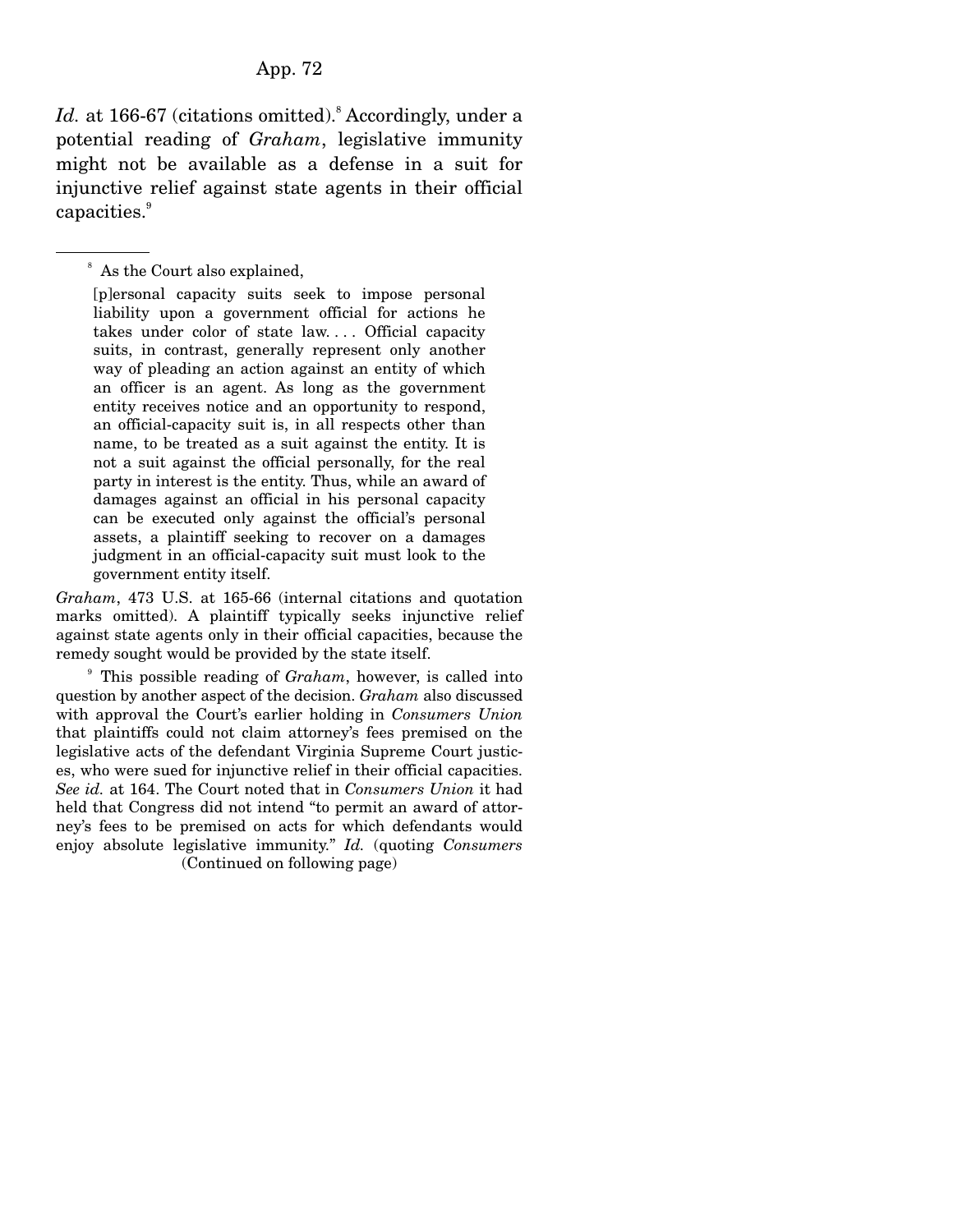*Id.* at 166-67 (citations omitted).[8] Accordingly, under a potential reading of *Graham*, legislative immunity might not be available as a defense in a suit for injunctive relief against state agents in their official capacities.[9]

---

[8] As the Court also explained,

> [p]ersonal capacity suits seek to impose personal liability upon a government official for actions he takes under color of state law. . . . Official capacity suits, in contrast, generally represent only another way of pleading an action against an entity of which an officer is an agent. As long as the government entity receives notice and an opportunity to respond, an official-capacity suit is, in all respects other than name, to be treated as a suit against the entity. It is not a suit against the official personally, for the real party in interest is the entity. Thus, while an award of damages against an official in his personal capacity can be executed only against the official's personal assets, a plaintiff seeking to recover on a damages judgment in an official-capacity suit must look to the government entity itself.

*Graham*, 473 U.S. at 165-66 (internal citations and quotation marks omitted). A plaintiff typically seeks injunctive relief against state agents only in their official capacities, because the remedy sought would be provided by the state itself.

[9] This possible reading of *Graham*, however, is called into question by another aspect of the decision. *Graham* also discussed with approval the Court's earlier holding in *Consumers Union* that plaintiffs could not claim attorney's fees premised on the legislative acts of the defendant Virginia Supreme Court justices, who were sued for injunctive relief in their official capacities. *See id.* at 164. The Court noted that in *Consumers Union* it had held that Congress did not intend "to permit an award of attorney's fees to be premised on acts for which defendants would enjoy absolute legislative immunity." *Id.* (quoting *Consumers*

(Continued on following page)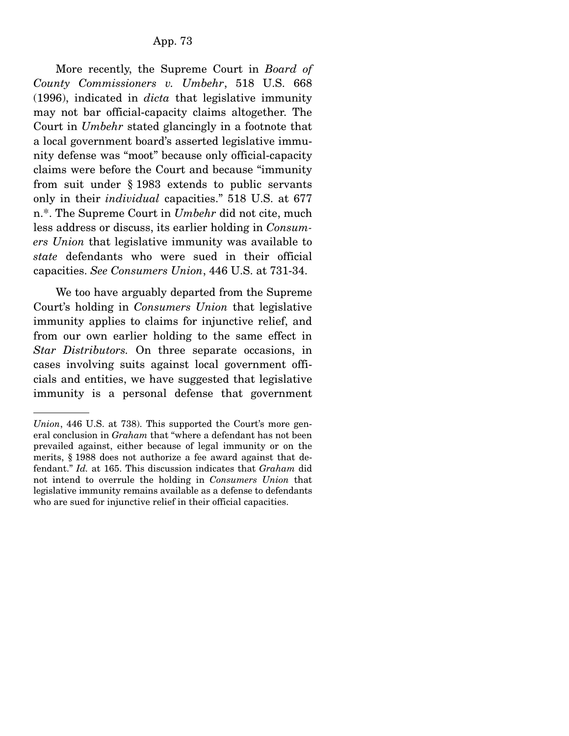More recently, the Supreme Court in *Board of County Commissioners v. Umbehr*, 518 U.S. 668 (1996), indicated in *dicta* that legislative immunity may not bar official-capacity claims altogether. The Court in *Umbehr* stated glancingly in a footnote that a local government board's asserted legislative immunity defense was "moot" because only official-capacity claims were before the Court and because "immunity from suit under § 1983 extends to public servants only in their *individual* capacities." 518 U.S. at 677 n.*. The Supreme Court in *Umbehr* did not cite, much less address or discuss, its earlier holding in *Consumers Union* that legislative immunity was available to *state* defendants who were sued in their official capacities. *See Consumers Union*, 446 U.S. at 731-34.

We too have arguably departed from the Supreme Court's holding in *Consumers Union* that legislative immunity applies to claims for injunctive relief, and from our own earlier holding to the same effect in *Star Distributors.* On three separate occasions, in cases involving suits against local government officials and entities, we have suggested that legislative immunity is a personal defense that government

---

*Union*, 446 U.S. at 738). This supported the Court's more general conclusion in *Graham* that "where a defendant has not been prevailed against, either because of legal immunity or on the merits, § 1988 does not authorize a fee award against that defendant." *Id.* at 165. This discussion indicates that *Graham* did not intend to overrule the holding in *Consumers Union* that legislative immunity remains available as a defense to defendants who are sued for injunctive relief in their official capacities.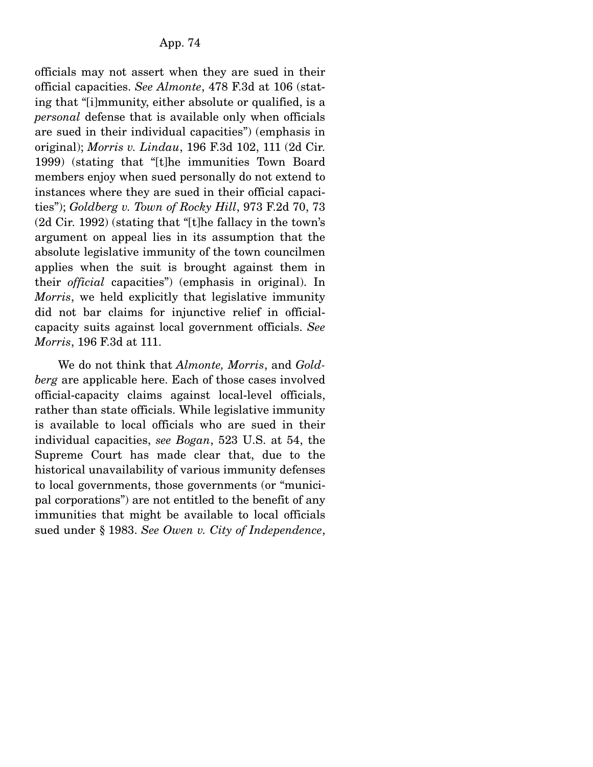officials may not assert when they are sued in their official capacities. *See Almonte*, 478 F.3d at 106 (stating that "[i]mmunity, either absolute or qualified, is a *personal* defense that is available only when officials are sued in their individual capacities") (emphasis in original); *Morris v. Lindau*, 196 F.3d 102, 111 (2d Cir. 1999) (stating that "[t]he immunities Town Board members enjoy when sued personally do not extend to instances where they are sued in their official capacities"); *Goldberg v. Town of Rocky Hill*, 973 F.2d 70, 73 (2d Cir. 1992) (stating that "[t]he fallacy in the town's argument on appeal lies in its assumption that the absolute legislative immunity of the town councilmen applies when the suit is brought against them in their *official* capacities") (emphasis in original). In *Morris*, we held explicitly that legislative immunity did not bar claims for injunctive relief in official-capacity suits against local government officials. *See Morris*, 196 F.3d at 111.

We do not think that *Almonte, Morris*, and *Goldberg* are applicable here. Each of those cases involved official-capacity claims against local-level officials, rather than state officials. While legislative immunity is available to local officials who are sued in their individual capacities, *see Bogan*, 523 U.S. at 54, the Supreme Court has made clear that, due to the historical unavailability of various immunity defenses to local governments, those governments (or "municipal corporations") are not entitled to the benefit of any immunities that might be available to local officials sued under § 1983. *See Owen v. City of Independence*,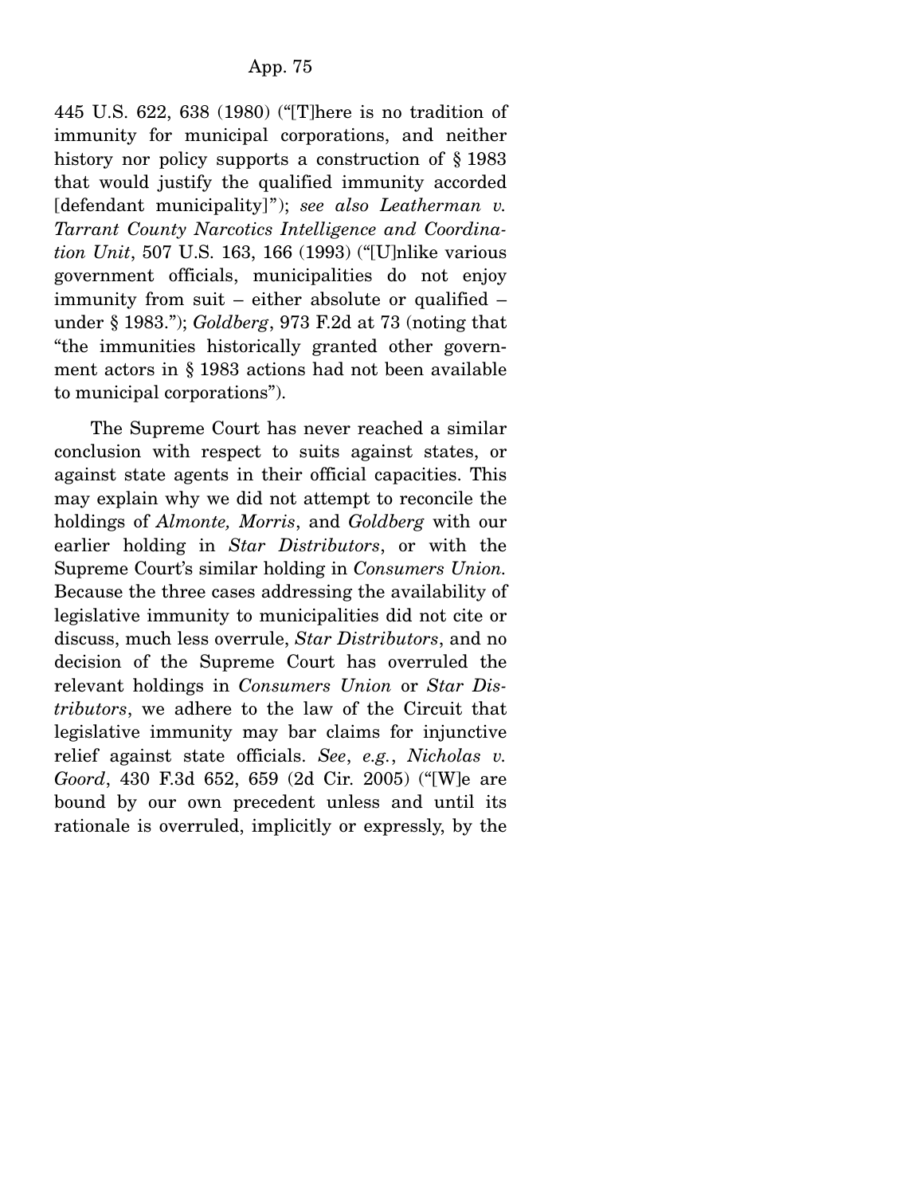445 U.S. 622, 638 (1980) ("[T]here is no tradition of immunity for municipal corporations, and neither history nor policy supports a construction of § 1983 that would justify the qualified immunity accorded [defendant municipality]"); *see also Leatherman v. Tarrant County Narcotics Intelligence and Coordination Unit*, 507 U.S. 163, 166 (1993) ("[U]nlike various government officials, municipalities do not enjoy immunity from suit – either absolute or qualified – under § 1983."); *Goldberg*, 973 F.2d at 73 (noting that "the immunities historically granted other government actors in § 1983 actions had not been available to municipal corporations").

The Supreme Court has never reached a similar conclusion with respect to suits against states, or against state agents in their official capacities. This may explain why we did not attempt to reconcile the holdings of *Almonte, Morris*, and *Goldberg* with our earlier holding in *Star Distributors*, or with the Supreme Court's similar holding in *Consumers Union.* Because the three cases addressing the availability of legislative immunity to municipalities did not cite or discuss, much less overrule, *Star Distributors*, and no decision of the Supreme Court has overruled the relevant holdings in *Consumers Union* or *Star Distributors*, we adhere to the law of the Circuit that legislative immunity may bar claims for injunctive relief against state officials. *See*, *e.g.*, *Nicholas v. Goord*, 430 F.3d 652, 659 (2d Cir. 2005) ("[W]e are bound by our own precedent unless and until its rationale is overruled, implicitly or expressly, by the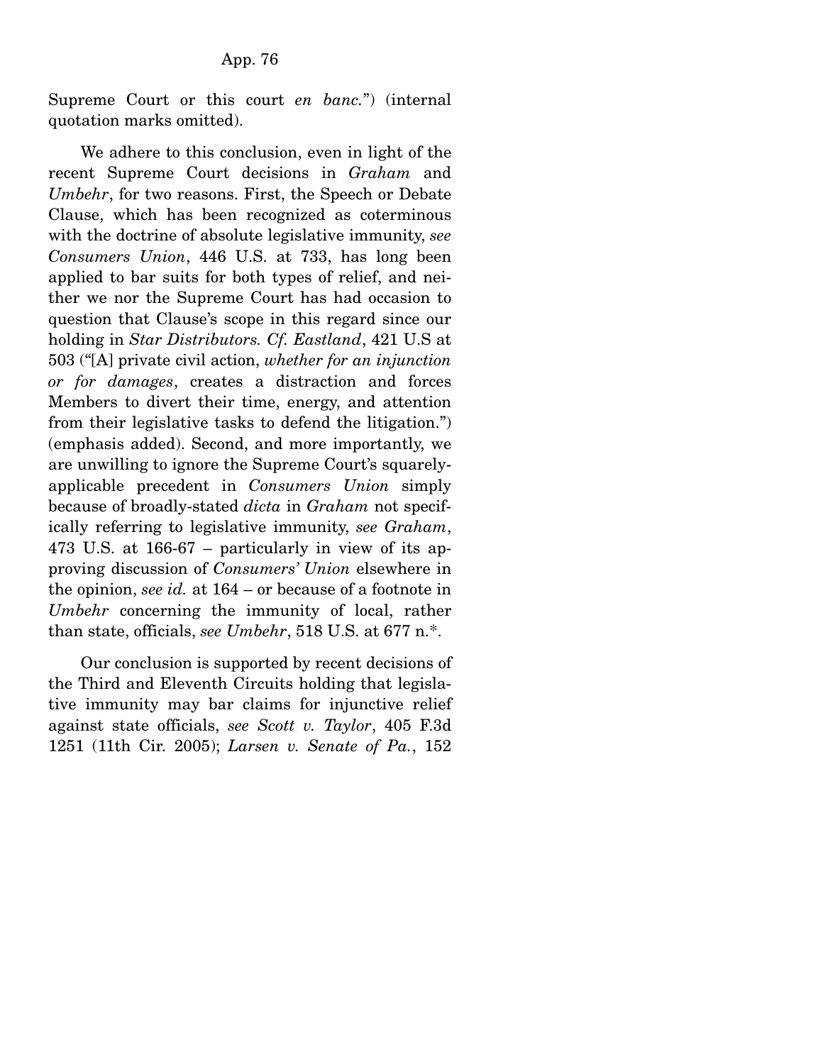Supreme Court or this court *en banc*.") (internal quotation marks omitted).

We adhere to this conclusion, even in light of the recent Supreme Court decisions in *Graham* and *Umbehr*, for two reasons. First, the Speech or Debate Clause, which has been recognized as coterminous with the doctrine of absolute legislative immunity, *see Consumers Union*, 446 U.S. at 733, has long been applied to bar suits for both types of relief, and neither we nor the Supreme Court has had occasion to question that Clause's scope in this regard since our holding in *Star Distributors. Cf. Eastland*, 421 U.S at 503 ("[A] private civil action, *whether for an injunction or for damages*, creates a distraction and forces Members to divert their time, energy, and attention from their legislative tasks to defend the litigation.") (emphasis added). Second, and more importantly, we are unwilling to ignore the Supreme Court's squarely-applicable precedent in *Consumers Union* simply because of broadly-stated *dicta* in *Graham* not specifically referring to legislative immunity, *see Graham*, 473 U.S. at 166-67 – particularly in view of its approving discussion of *Consumers' Union* elsewhere in the opinion, *see id.* at 164 – or because of a footnote in *Umbehr* concerning the immunity of local, rather than state, officials, *see Umbehr*, 518 U.S. at 677 n.*.

Our conclusion is supported by recent decisions of the Third and Eleventh Circuits holding that legislative immunity may bar claims for injunctive relief against state officials, *see Scott v. Taylor*, 405 F.3d 1251 (11th Cir. 2005); *Larsen v. Senate of Pa.*, 152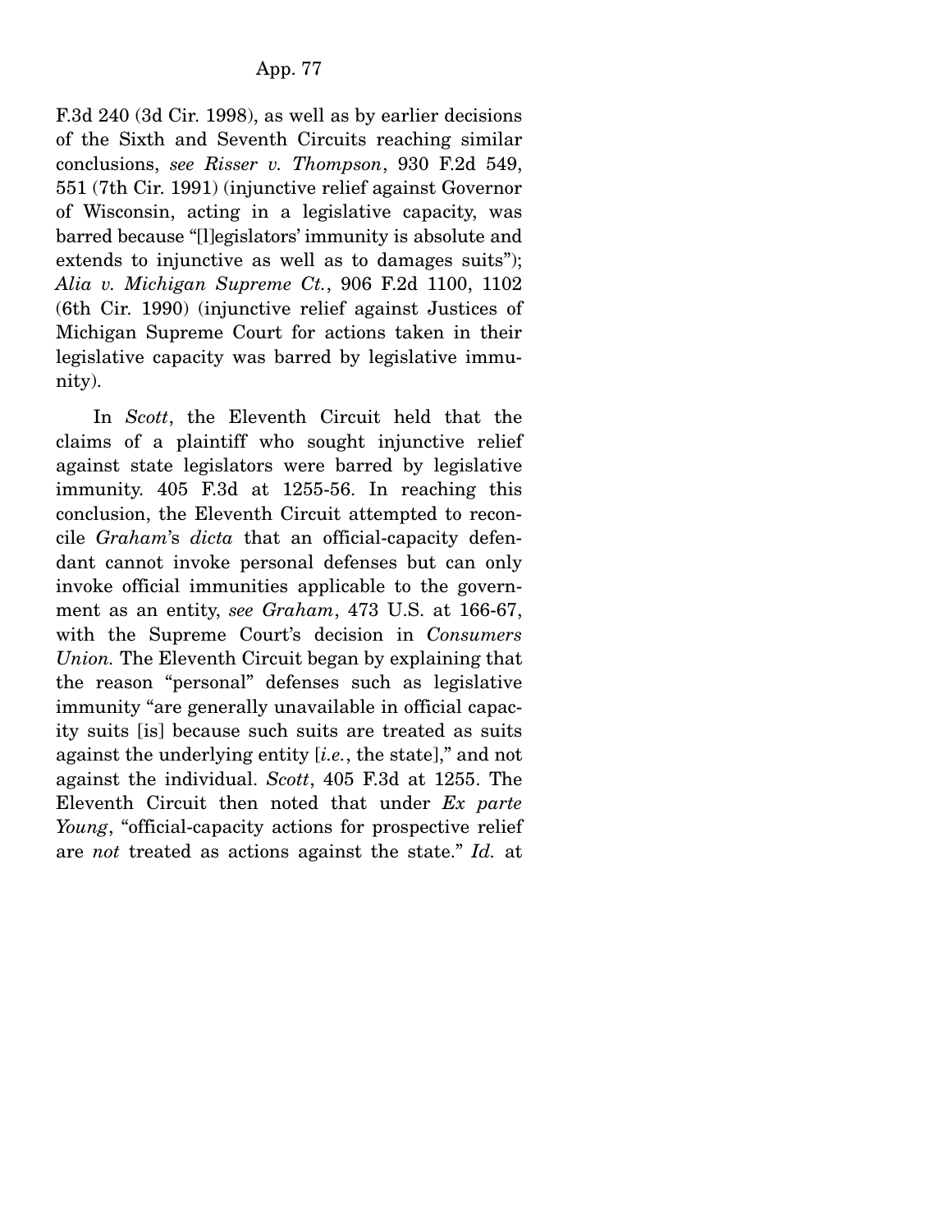F.3d 240 (3d Cir. 1998), as well as by earlier decisions of the Sixth and Seventh Circuits reaching similar conclusions, *see Risser v. Thompson*, 930 F.2d 549, 551 (7th Cir. 1991) (injunctive relief against Governor of Wisconsin, acting in a legislative capacity, was barred because "[l]egislators' immunity is absolute and extends to injunctive as well as to damages suits"); *Alia v. Michigan Supreme Ct.*, 906 F.2d 1100, 1102 (6th Cir. 1990) (injunctive relief against Justices of Michigan Supreme Court for actions taken in their legislative capacity was barred by legislative immunity).

In *Scott*, the Eleventh Circuit held that the claims of a plaintiff who sought injunctive relief against state legislators were barred by legislative immunity. 405 F.3d at 1255-56. In reaching this conclusion, the Eleventh Circuit attempted to reconcile *Graham*'s *dicta* that an official-capacity defendant cannot invoke personal defenses but can only invoke official immunities applicable to the government as an entity, *see Graham*, 473 U.S. at 166-67, with the Supreme Court's decision in *Consumers Union*. The Eleventh Circuit began by explaining that the reason "personal" defenses such as legislative immunity "are generally unavailable in official capacity suits [is] because such suits are treated as suits against the underlying entity [*i.e.*, the state]," and not against the individual. *Scott*, 405 F.3d at 1255. The Eleventh Circuit then noted that under *Ex parte Young*, "official-capacity actions for prospective relief are *not* treated as actions against the state." *Id.* at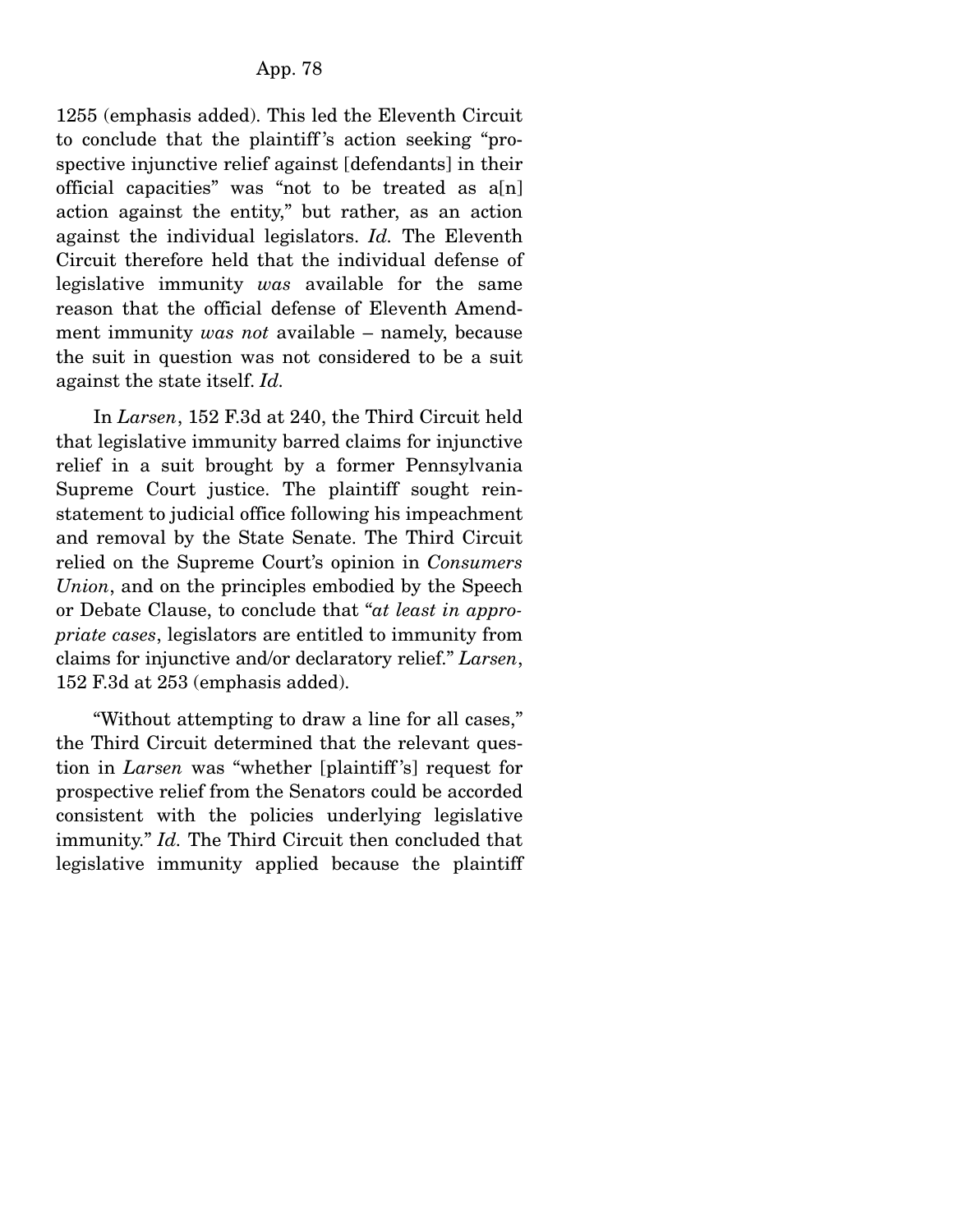1255 (emphasis added). This led the Eleventh Circuit to conclude that the plaintiff's action seeking "prospective injunctive relief against [defendants] in their official capacities" was "not to be treated as a[n] action against the entity," but rather, as an action against the individual legislators. *Id.* The Eleventh Circuit therefore held that the individual defense of legislative immunity *was* available for the same reason that the official defense of Eleventh Amendment immunity *was not* available – namely, because the suit in question was not considered to be a suit against the state itself. *Id.*

In *Larsen*, 152 F.3d at 240, the Third Circuit held that legislative immunity barred claims for injunctive relief in a suit brought by a former Pennsylvania Supreme Court justice. The plaintiff sought reinstatement to judicial office following his impeachment and removal by the State Senate. The Third Circuit relied on the Supreme Court's opinion in *Consumers Union*, and on the principles embodied by the Speech or Debate Clause, to conclude that "*at least in appropriate cases*, legislators are entitled to immunity from claims for injunctive and/or declaratory relief." *Larsen*, 152 F.3d at 253 (emphasis added).

"Without attempting to draw a line for all cases," the Third Circuit determined that the relevant question in *Larsen* was "whether [plaintiff's] request for prospective relief from the Senators could be accorded consistent with the policies underlying legislative immunity." *Id.* The Third Circuit then concluded that legislative immunity applied because the plaintiff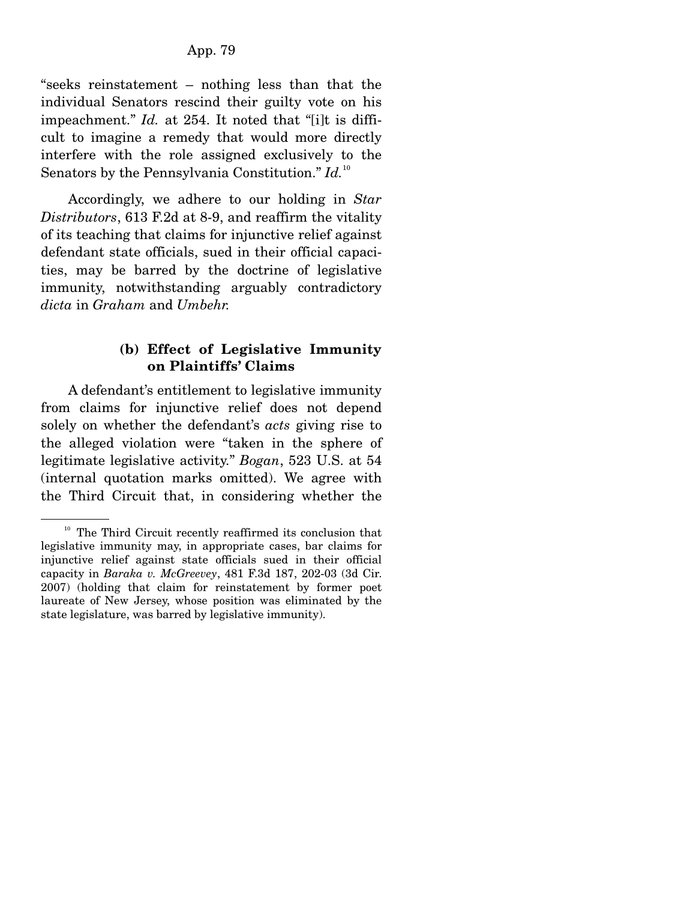"seeks reinstatement – nothing less than that the individual Senators rescind their guilty vote on his impeachment." *Id.* at 254. It noted that "[i]t is difficult to imagine a remedy that would more directly interfere with the role assigned exclusively to the Senators by the Pennsylvania Constitution." *Id.*[10]

Accordingly, we adhere to our holding in *Star Distributors*, 613 F.2d at 8-9, and reaffirm the vitality of its teaching that claims for injunctive relief against defendant state officials, sued in their official capacities, may be barred by the doctrine of legislative immunity, notwithstanding arguably contradictory *dicta* in *Graham* and *Umbehr.*

#### (b) Effect of Legislative Immunity on Plaintiffs' Claims

A defendant's entitlement to legislative immunity from claims for injunctive relief does not depend solely on whether the defendant's *acts* giving rise to the alleged violation were "taken in the sphere of legitimate legislative activity." *Bogan*, 523 U.S. at 54 (internal quotation marks omitted). We agree with the Third Circuit that, in considering whether the

---

[10] The Third Circuit recently reaffirmed its conclusion that legislative immunity may, in appropriate cases, bar claims for injunctive relief against state officials sued in their official capacity in *Baraka v. McGreevey*, 481 F.3d 187, 202-03 (3d Cir. 2007) (holding that claim for reinstatement by former poet laureate of New Jersey, whose position was eliminated by the state legislature, was barred by legislative immunity).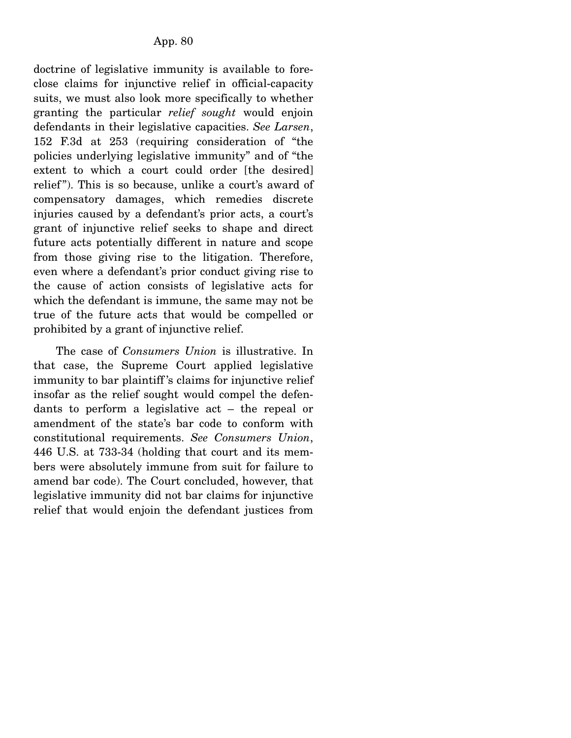doctrine of legislative immunity is available to foreclose claims for injunctive relief in official-capacity suits, we must also look more specifically to whether granting the particular *relief sought* would enjoin defendants in their legislative capacities. *See Larsen*, 152 F.3d at 253 (requiring consideration of "the policies underlying legislative immunity" and of "the extent to which a court could order [the desired] relief"). This is so because, unlike a court's award of compensatory damages, which remedies discrete injuries caused by a defendant's prior acts, a court's grant of injunctive relief seeks to shape and direct future acts potentially different in nature and scope from those giving rise to the litigation. Therefore, even where a defendant's prior conduct giving rise to the cause of action consists of legislative acts for which the defendant is immune, the same may not be true of the future acts that would be compelled or prohibited by a grant of injunctive relief.

The case of *Consumers Union* is illustrative. In that case, the Supreme Court applied legislative immunity to bar plaintiff's claims for injunctive relief insofar as the relief sought would compel the defendants to perform a legislative act – the repeal or amendment of the state's bar code to conform with constitutional requirements. *See Consumers Union*, 446 U.S. at 733-34 (holding that court and its members were absolutely immune from suit for failure to amend bar code). The Court concluded, however, that legislative immunity did not bar claims for injunctive relief that would enjoin the defendant justices from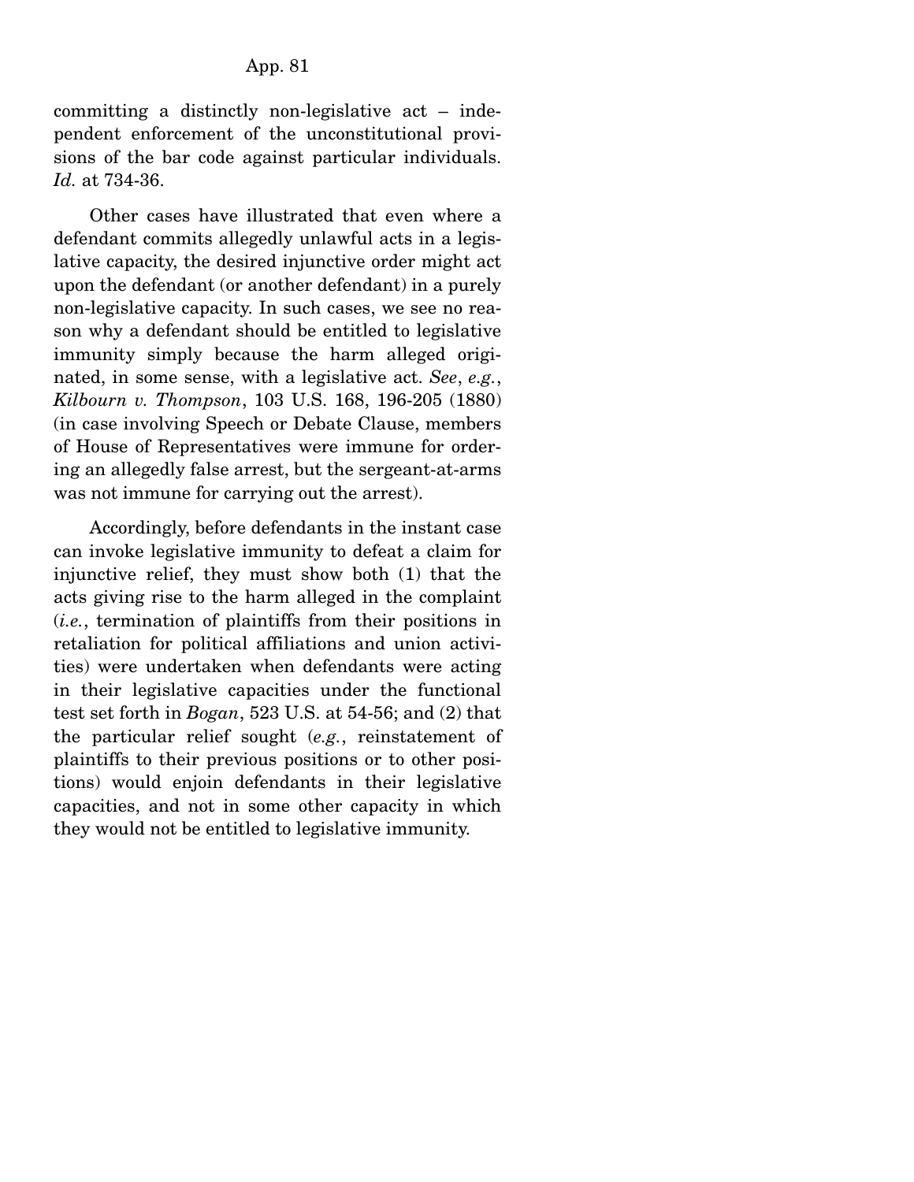committing a distinctly non-legislative act – independent enforcement of the unconstitutional provisions of the bar code against particular individuals. *Id.* at 734-36.

Other cases have illustrated that even where a defendant commits allegedly unlawful acts in a legislative capacity, the desired injunctive order might act upon the defendant (or another defendant) in a purely non-legislative capacity. In such cases, we see no reason why a defendant should be entitled to legislative immunity simply because the harm alleged originated, in some sense, with a legislative act. *See, e.g.*, *Kilbourn v. Thompson*, 103 U.S. 168, 196-205 (1880) (in case involving Speech or Debate Clause, members of House of Representatives were immune for ordering an allegedly false arrest, but the sergeant-at-arms was not immune for carrying out the arrest).

Accordingly, before defendants in the instant case can invoke legislative immunity to defeat a claim for injunctive relief, they must show both (1) that the acts giving rise to the harm alleged in the complaint (*i.e.*, termination of plaintiffs from their positions in retaliation for political affiliations and union activities) were undertaken when defendants were acting in their legislative capacities under the functional test set forth in *Bogan*, 523 U.S. at 54-56; and (2) that the particular relief sought (*e.g.*, reinstatement of plaintiffs to their previous positions or to other positions) would enjoin defendants in their legislative capacities, and not in some other capacity in which they would not be entitled to legislative immunity.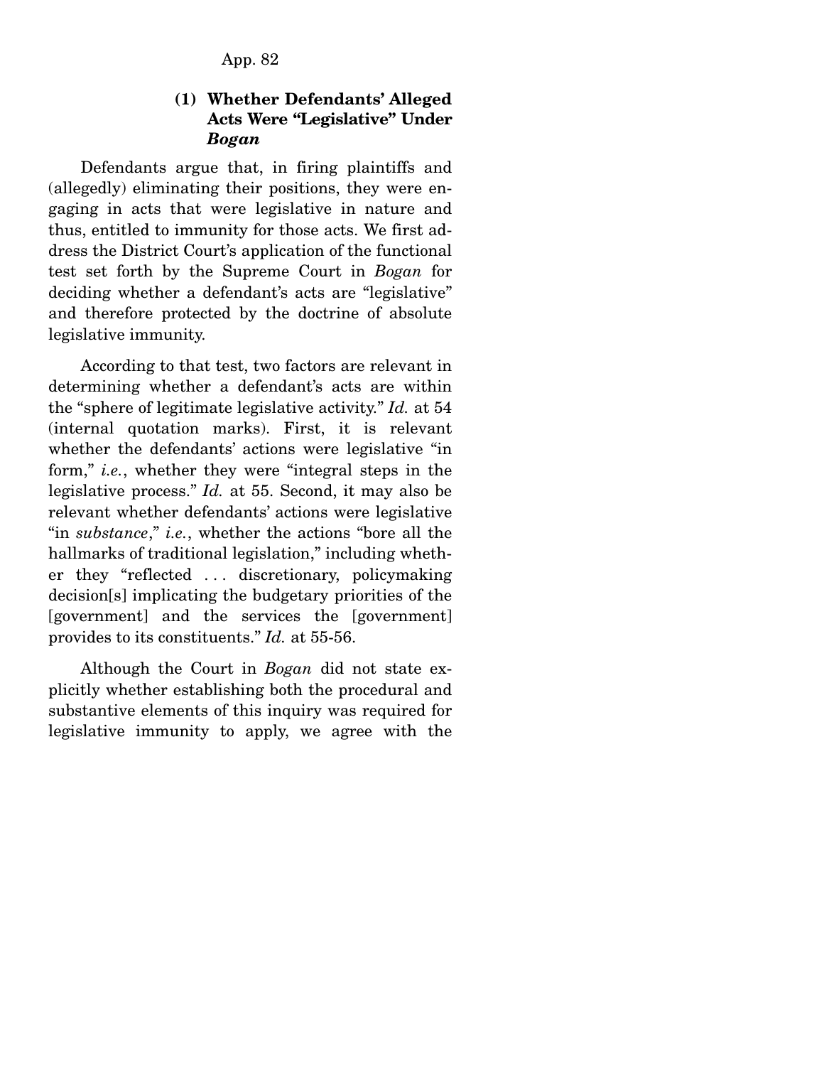### (1) Whether Defendants' Alleged Acts Were "Legislative" Under *Bogan*

Defendants argue that, in firing plaintiffs and (allegedly) eliminating their positions, they were engaging in acts that were legislative in nature and thus, entitled to immunity for those acts. We first address the District Court's application of the functional test set forth by the Supreme Court in *Bogan* for deciding whether a defendant's acts are "legislative" and therefore protected by the doctrine of absolute legislative immunity.

According to that test, two factors are relevant in determining whether a defendant's acts are within the "sphere of legitimate legislative activity." *Id.* at 54 (internal quotation marks). First, it is relevant whether the defendants' actions were legislative "in form," *i.e.*, whether they were "integral steps in the legislative process." *Id.* at 55. Second, it may also be relevant whether defendants' actions were legislative "in *substance*," *i.e.*, whether the actions "bore all the hallmarks of traditional legislation," including whether they "reflected . . . discretionary, policymaking decision[s] implicating the budgetary priorities of the [government] and the services the [government] provides to its constituents." *Id.* at 55-56.

Although the Court in *Bogan* did not state explicitly whether establishing both the procedural and substantive elements of this inquiry was required for legislative immunity to apply, we agree with the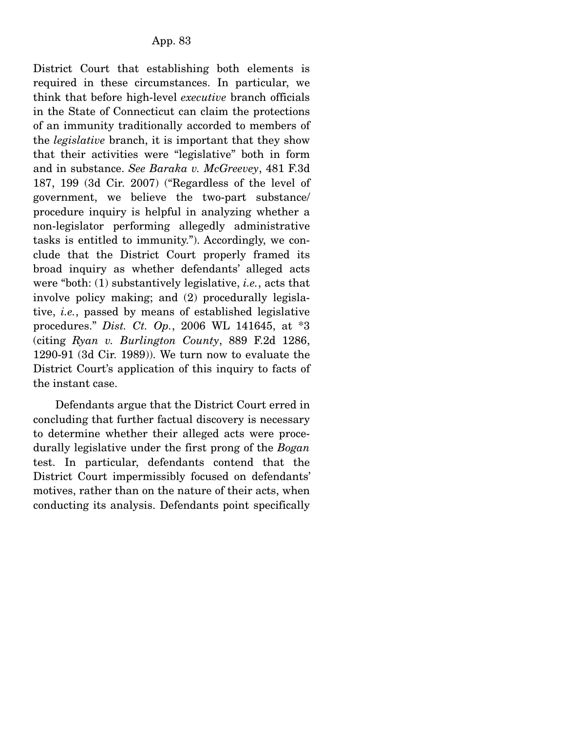District Court that establishing both elements is required in these circumstances. In particular, we think that before high-level *executive* branch officials in the State of Connecticut can claim the protections of an immunity traditionally accorded to members of the *legislative* branch, it is important that they show that their activities were "legislative" both in form and in substance. *See Baraka v. McGreevey*, 481 F.3d 187, 199 (3d Cir. 2007) ("Regardless of the level of government, we believe the two-part substance/procedure inquiry is helpful in analyzing whether a non-legislator performing allegedly administrative tasks is entitled to immunity."). Accordingly, we conclude that the District Court properly framed its broad inquiry as whether defendants' alleged acts were "both: (1) substantively legislative, *i.e.*, acts that involve policy making; and (2) procedurally legislative, *i.e.*, passed by means of established legislative procedures." *Dist. Ct. Op.*, 2006 WL 141645, at *3 (citing *Ryan v. Burlington County*, 889 F.2d 1286, 1290-91 (3d Cir. 1989)). We turn now to evaluate the District Court's application of this inquiry to facts of the instant case.

Defendants argue that the District Court erred in concluding that further factual discovery is necessary to determine whether their alleged acts were procedurally legislative under the first prong of the *Bogan* test. In particular, defendants contend that the District Court impermissibly focused on defendants' motives, rather than on the nature of their acts, when conducting its analysis. Defendants point specifically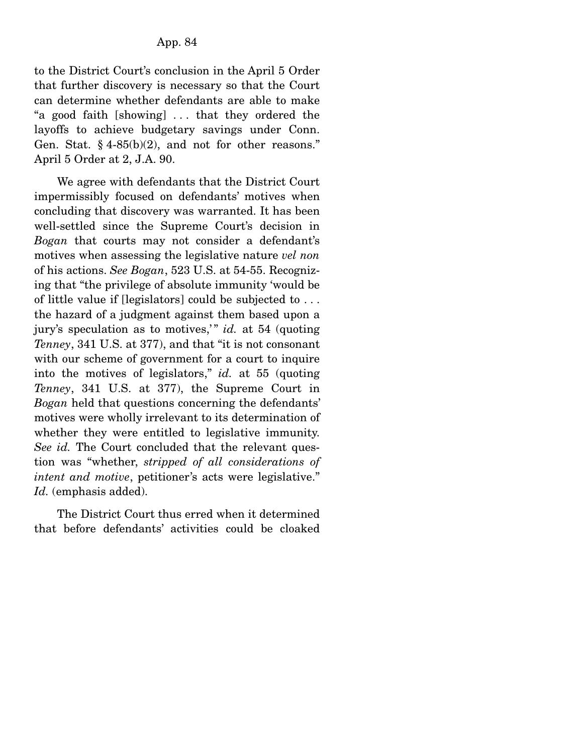to the District Court's conclusion in the April 5 Order that further discovery is necessary so that the Court can determine whether defendants are able to make "a good faith [showing] . . . that they ordered the layoffs to achieve budgetary savings under Conn. Gen. Stat. § 4-85(b)(2), and not for other reasons." April 5 Order at 2, J.A. 90.

We agree with defendants that the District Court impermissibly focused on defendants' motives when concluding that discovery was warranted. It has been well-settled since the Supreme Court's decision in *Bogan* that courts may not consider a defendant's motives when assessing the legislative nature *vel non* of his actions. *See Bogan*, 523 U.S. at 54-55. Recognizing that "the privilege of absolute immunity 'would be of little value if [legislators] could be subjected to . . . the hazard of a judgment against them based upon a jury's speculation as to motives,'" *id.* at 54 (quoting *Tenney*, 341 U.S. at 377), and that "it is not consonant with our scheme of government for a court to inquire into the motives of legislators," *id.* at 55 (quoting *Tenney*, 341 U.S. at 377), the Supreme Court in *Bogan* held that questions concerning the defendants' motives were wholly irrelevant to its determination of whether they were entitled to legislative immunity. *See id.* The Court concluded that the relevant question was "whether, *stripped of all considerations of intent and motive*, petitioner's acts were legislative." *Id.* (emphasis added).

The District Court thus erred when it determined that before defendants' activities could be cloaked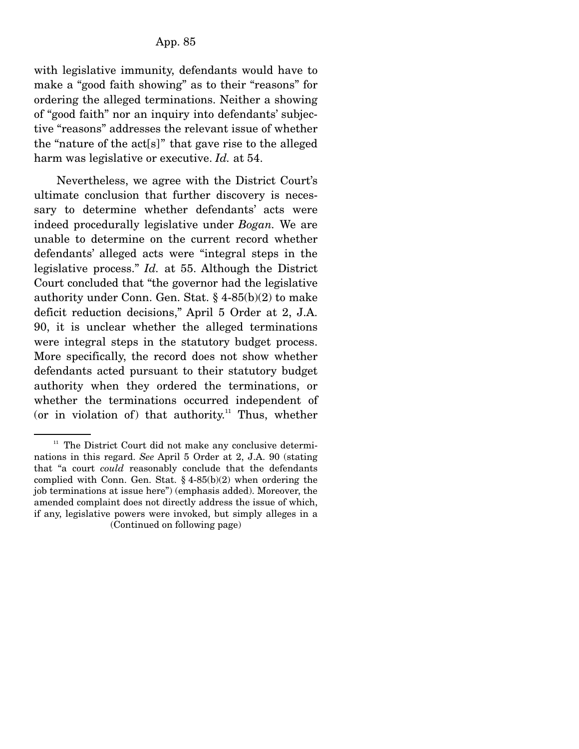with legislative immunity, defendants would have to make a "good faith showing" as to their "reasons" for ordering the alleged terminations. Neither a showing of "good faith" nor an inquiry into defendants' subjective "reasons" addresses the relevant issue of whether the "nature of the act[s]" that gave rise to the alleged harm was legislative or executive. *Id.* at 54.

Nevertheless, we agree with the District Court's ultimate conclusion that further discovery is necessary to determine whether defendants' acts were indeed procedurally legislative under *Bogan.* We are unable to determine on the current record whether defendants' alleged acts were "integral steps in the legislative process." *Id.* at 55. Although the District Court concluded that "the governor had the legislative authority under Conn. Gen. Stat. § 4-85(b)(2) to make deficit reduction decisions," April 5 Order at 2, J.A. 90, it is unclear whether the alleged terminations were integral steps in the statutory budget process. More specifically, the record does not show whether defendants acted pursuant to their statutory budget authority when they ordered the terminations, or whether the terminations occurred independent of (or in violation of) that authority.[11] Thus, whether

---

[11] The District Court did not make any conclusive determinations in this regard. *See* April 5 Order at 2, J.A. 90 (stating that "a court *could* reasonably conclude that the defendants complied with Conn. Gen. Stat. § 4-85(b)(2) when ordering the job terminations at issue here") (emphasis added). Moreover, the amended complaint does not directly address the issue of which, if any, legislative powers were invoked, but simply alleges in a

(Continued on following page)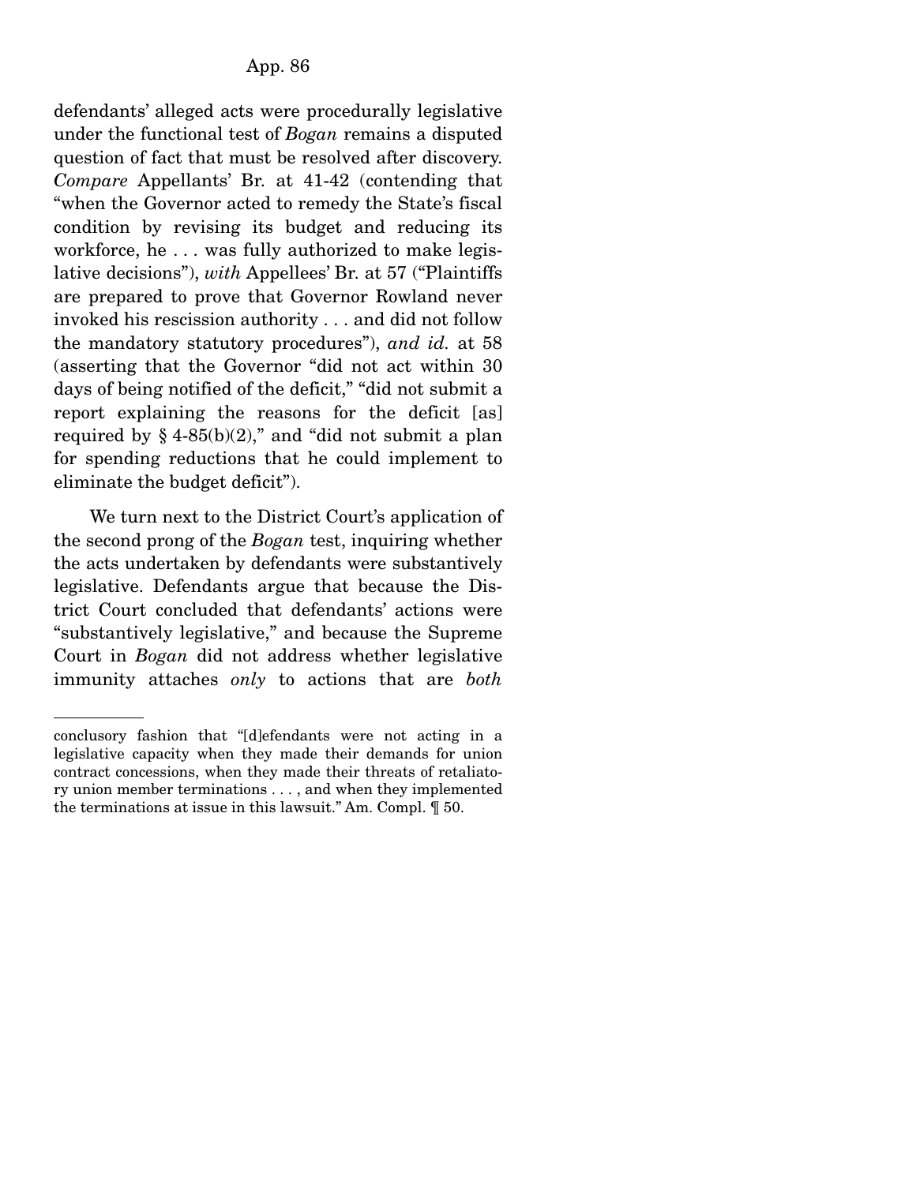defendants' alleged acts were procedurally legislative under the functional test of *Bogan* remains a disputed question of fact that must be resolved after discovery. *Compare* Appellants' Br. at 41-42 (contending that "when the Governor acted to remedy the State's fiscal condition by revising its budget and reducing its workforce, he . . . was fully authorized to make legislative decisions"), *with* Appellees' Br. at 57 ("Plaintiffs are prepared to prove that Governor Rowland never invoked his rescission authority . . . and did not follow the mandatory statutory procedures"), *and id.* at 58 (asserting that the Governor "did not act within 30 days of being notified of the deficit," "did not submit a report explaining the reasons for the deficit [as] required by § 4-85(b)(2)," and "did not submit a plan for spending reductions that he could implement to eliminate the budget deficit").

We turn next to the District Court's application of the second prong of the *Bogan* test, inquiring whether the acts undertaken by defendants were substantively legislative. Defendants argue that because the District Court concluded that defendants' actions were "substantively legislative," and because the Supreme Court in *Bogan* did not address whether legislative immunity attaches *only* to actions that are *both*

---

conclusory fashion that "[d]efendants were not acting in a legislative capacity when they made their demands for union contract concessions, when they made their threats of retaliatory union member terminations . . . , and when they implemented the terminations at issue in this lawsuit." Am. Compl. ¶ 50.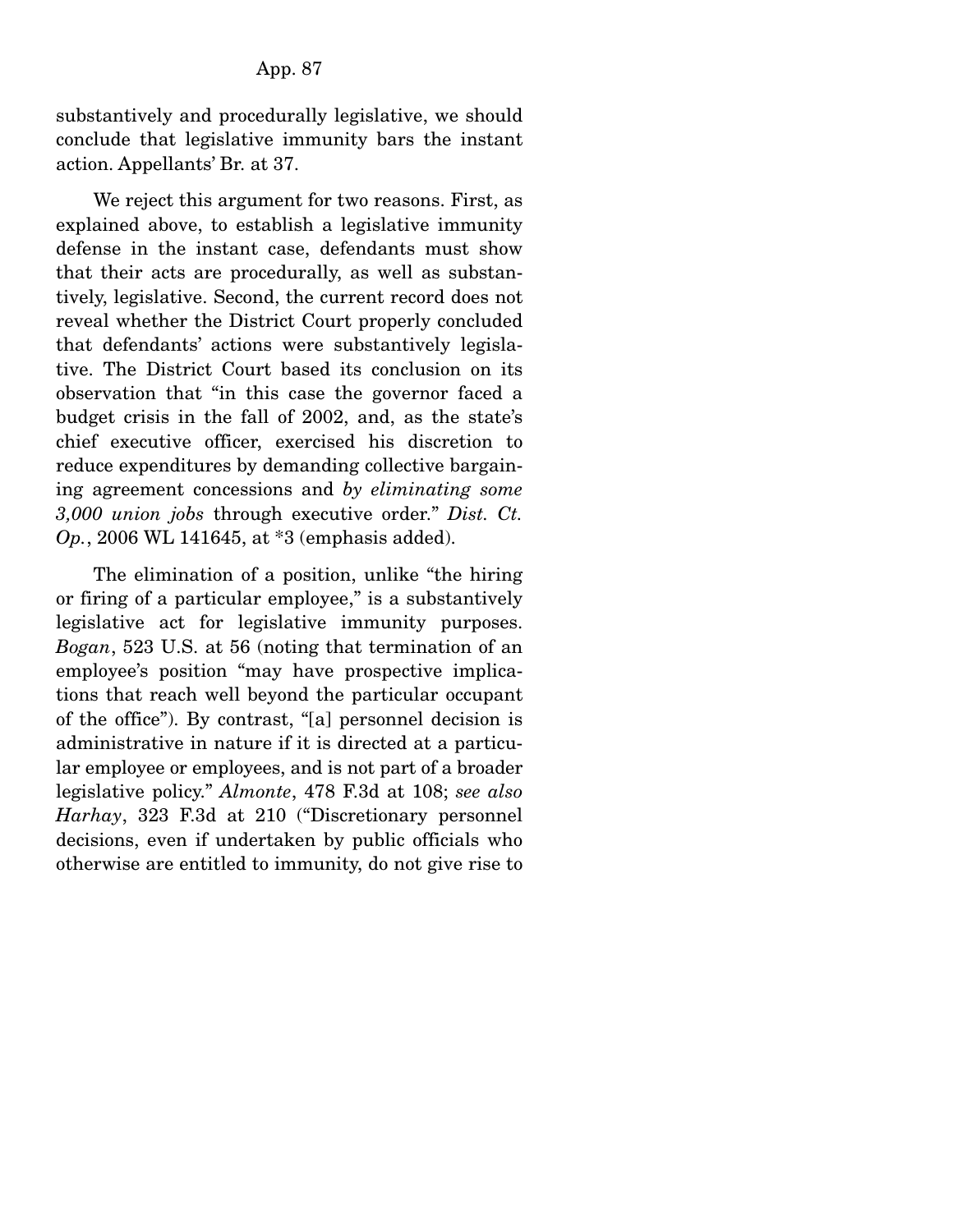substantively and procedurally legislative, we should conclude that legislative immunity bars the instant action. Appellants' Br. at 37.

We reject this argument for two reasons. First, as explained above, to establish a legislative immunity defense in the instant case, defendants must show that their acts are procedurally, as well as substantively, legislative. Second, the current record does not reveal whether the District Court properly concluded that defendants' actions were substantively legislative. The District Court based its conclusion on its observation that "in this case the governor faced a budget crisis in the fall of 2002, and, as the state's chief executive officer, exercised his discretion to reduce expenditures by demanding collective bargaining agreement concessions and *by eliminating some 3,000 union jobs* through executive order." *Dist. Ct. Op.*, 2006 WL 141645, at *3 (emphasis added).

The elimination of a position, unlike "the hiring or firing of a particular employee," is a substantively legislative act for legislative immunity purposes. *Bogan*, 523 U.S. at 56 (noting that termination of an employee's position "may have prospective implications that reach well beyond the particular occupant of the office"). By contrast, "[a] personnel decision is administrative in nature if it is directed at a particular employee or employees, and is not part of a broader legislative policy." *Almonte*, 478 F.3d at 108; *see also Harhay*, 323 F.3d at 210 ("Discretionary personnel decisions, even if undertaken by public officials who otherwise are entitled to immunity, do not give rise to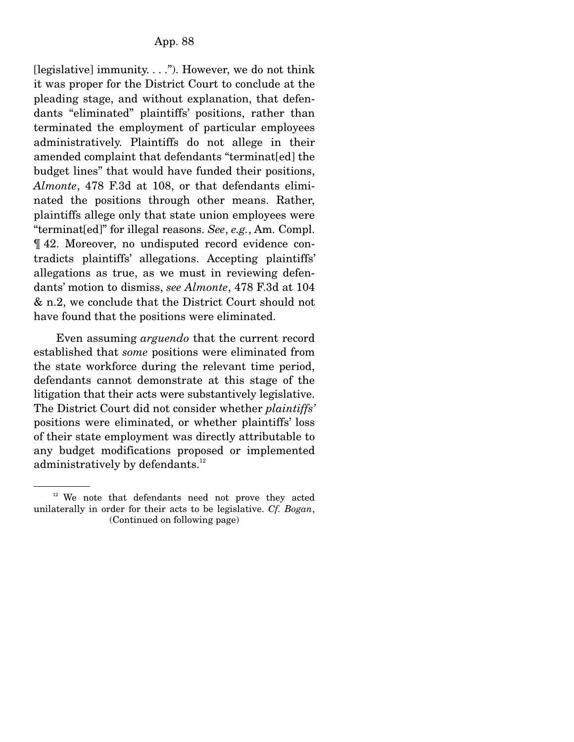[legislative] immunity. . . ."). However, we do not think it was proper for the District Court to conclude at the pleading stage, and without explanation, that defendants "eliminated" plaintiffs' positions, rather than terminated the employment of particular employees administratively. Plaintiffs do not allege in their amended complaint that defendants "terminat[ed] the budget lines" that would have funded their positions, *Almonte*, 478 F.3d at 108, or that defendants eliminated the positions through other means. Rather, plaintiffs allege only that state union employees were "terminat[ed]" for illegal reasons. *See*, *e.g.*, Am. Compl. ¶ 42. Moreover, no undisputed record evidence contradicts plaintiffs' allegations. Accepting plaintiffs' allegations as true, as we must in reviewing defendants' motion to dismiss, *see Almonte*, 478 F.3d at 104 & n.2, we conclude that the District Court should not have found that the positions were eliminated.

Even assuming *arguendo* that the current record established that *some* positions were eliminated from the state workforce during the relevant time period, defendants cannot demonstrate at this stage of the litigation that their acts were substantively legislative. The District Court did not consider whether *plaintiffs'* positions were eliminated, or whether plaintiffs' loss of their state employment was directly attributable to any budget modifications proposed or implemented administratively by defendants.[12]

---

[12] We note that defendants need not prove they acted unilaterally in order for their acts to be legislative. *Cf. Bogan*, (Continued on following page)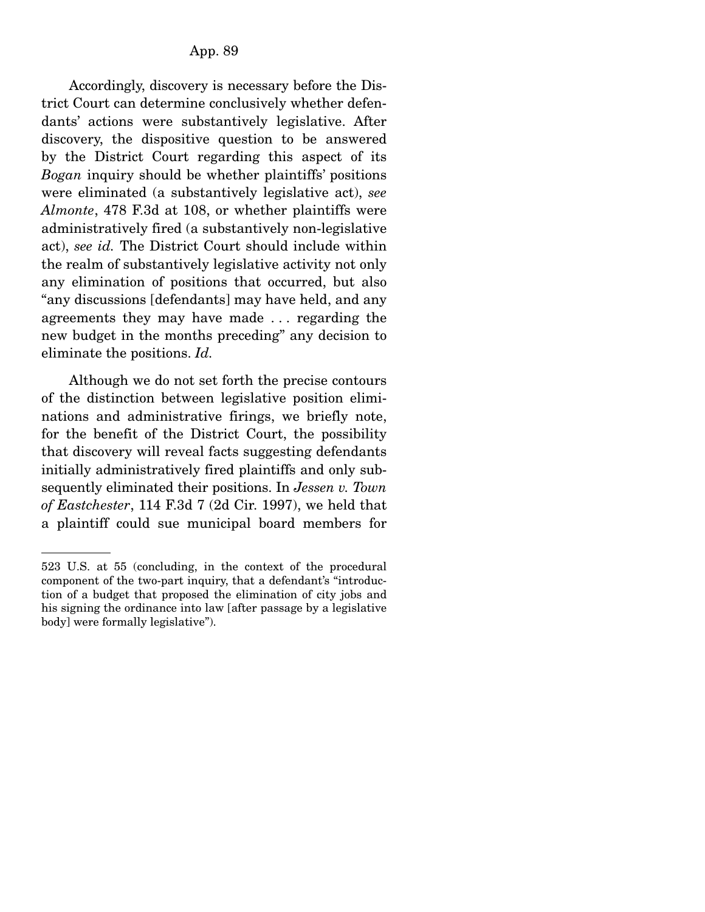Accordingly, discovery is necessary before the District Court can determine conclusively whether defendants' actions were substantively legislative. After discovery, the dispositive question to be answered by the District Court regarding this aspect of its *Bogan* inquiry should be whether plaintiffs' positions were eliminated (a substantively legislative act), *see Almonte*, 478 F.3d at 108, or whether plaintiffs were administratively fired (a substantively non-legislative act), *see id.* The District Court should include within the realm of substantively legislative activity not only any elimination of positions that occurred, but also "any discussions [defendants] may have held, and any agreements they may have made . . . regarding the new budget in the months preceding" any decision to eliminate the positions. *Id.*

Although we do not set forth the precise contours of the distinction between legislative position eliminations and administrative firings, we briefly note, for the benefit of the District Court, the possibility that discovery will reveal facts suggesting defendants initially administratively fired plaintiffs and only subsequently eliminated their positions. In *Jessen v. Town of Eastchester*, 114 F.3d 7 (2d Cir. 1997), we held that a plaintiff could sue municipal board members for

---

523 U.S. at 55 (concluding, in the context of the procedural component of the two-part inquiry, that a defendant's "introduction of a budget that proposed the elimination of city jobs and his signing the ordinance into law [after passage by a legislative body] were formally legislative").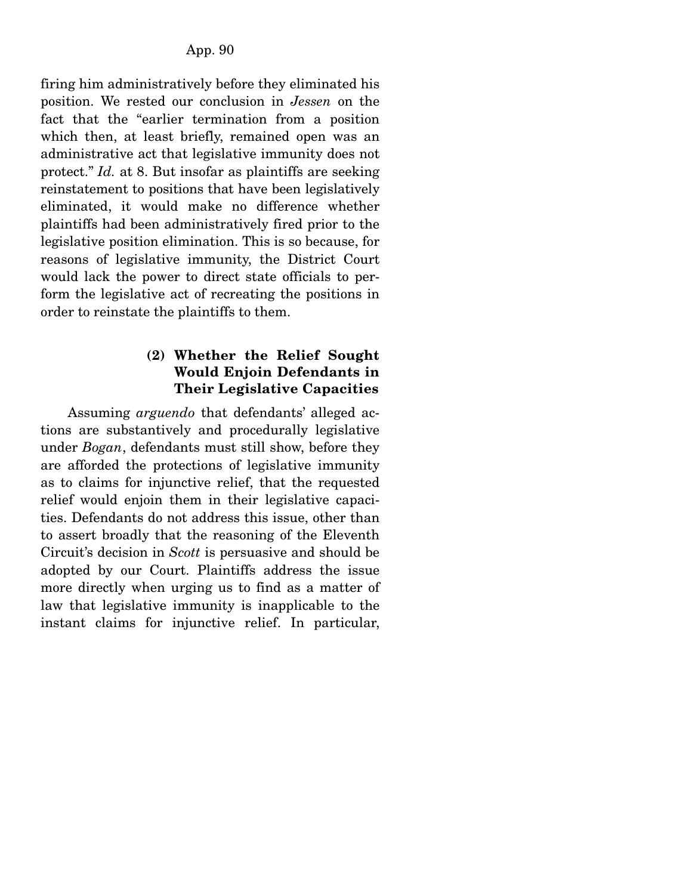firing him administratively before they eliminated his position. We rested our conclusion in *Jessen* on the fact that the "earlier termination from a position which then, at least briefly, remained open was an administrative act that legislative immunity does not protect." *Id.* at 8. But insofar as plaintiffs are seeking reinstatement to positions that have been legislatively eliminated, it would make no difference whether plaintiffs had been administratively fired prior to the legislative position elimination. This is so because, for reasons of legislative immunity, the District Court would lack the power to direct state officials to perform the legislative act of recreating the positions in order to reinstate the plaintiffs to them.

#### (2) Whether the Relief Sought Would Enjoin Defendants in Their Legislative Capacities

Assuming *arguendo* that defendants' alleged actions are substantively and procedurally legislative under *Bogan*, defendants must still show, before they are afforded the protections of legislative immunity as to claims for injunctive relief, that the requested relief would enjoin them in their legislative capacities. Defendants do not address this issue, other than to assert broadly that the reasoning of the Eleventh Circuit's decision in *Scott* is persuasive and should be adopted by our Court. Plaintiffs address the issue more directly when urging us to find as a matter of law that legislative immunity is inapplicable to the instant claims for injunctive relief. In particular,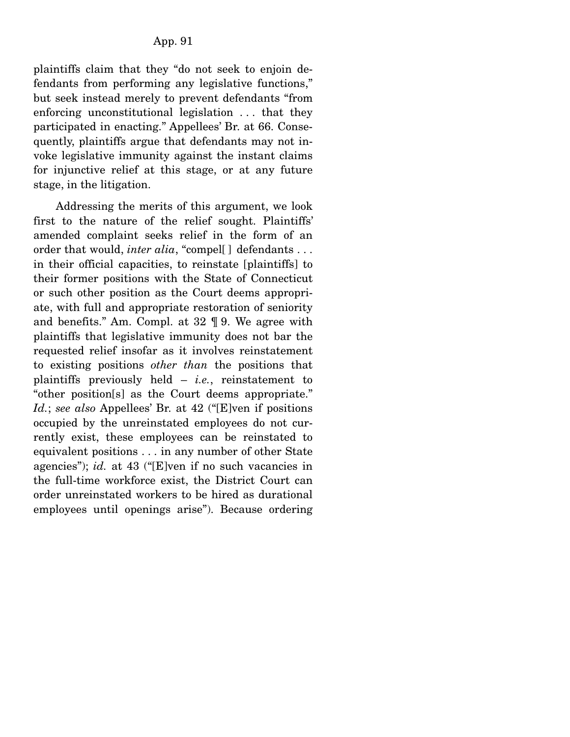plaintiffs claim that they "do not seek to enjoin defendants from performing any legislative functions," but seek instead merely to prevent defendants "from enforcing unconstitutional legislation . . . that they participated in enacting." Appellees' Br. at 66. Consequently, plaintiffs argue that defendants may not invoke legislative immunity against the instant claims for injunctive relief at this stage, or at any future stage, in the litigation.

Addressing the merits of this argument, we look first to the nature of the relief sought. Plaintiffs' amended complaint seeks relief in the form of an order that would, *inter alia*, "compel[ ] defendants . . . in their official capacities, to reinstate [plaintiffs] to their former positions with the State of Connecticut or such other position as the Court deems appropriate, with full and appropriate restoration of seniority and benefits." Am. Compl. at 32 ¶ 9. We agree with plaintiffs that legislative immunity does not bar the requested relief insofar as it involves reinstatement to existing positions *other than* the positions that plaintiffs previously held – *i.e.*, reinstatement to "other position[s] as the Court deems appropriate." *Id.*; *see also* Appellees' Br. at 42 ("[E]ven if positions occupied by the unreinstated employees do not currently exist, these employees can be reinstated to equivalent positions . . . in any number of other State agencies"); *id.* at 43 ("[E]ven if no such vacancies in the full-time workforce exist, the District Court can order unreinstated workers to be hired as durational employees until openings arise"). Because ordering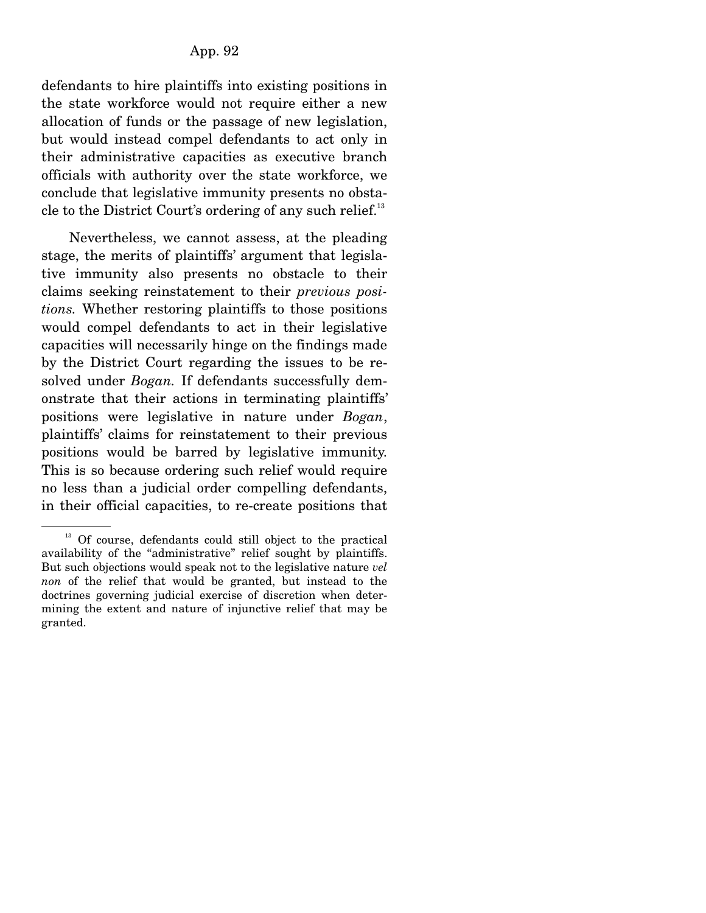defendants to hire plaintiffs into existing positions in the state workforce would not require either a new allocation of funds or the passage of new legislation, but would instead compel defendants to act only in their administrative capacities as executive branch officials with authority over the state workforce, we conclude that legislative immunity presents no obstacle to the District Court's ordering of any such relief.[13]

Nevertheless, we cannot assess, at the pleading stage, the merits of plaintiffs' argument that legislative immunity also presents no obstacle to their claims seeking reinstatement to their *previous positions.* Whether restoring plaintiffs to those positions would compel defendants to act in their legislative capacities will necessarily hinge on the findings made by the District Court regarding the issues to be resolved under *Bogan.* If defendants successfully demonstrate that their actions in terminating plaintiffs' positions were legislative in nature under *Bogan*, plaintiffs' claims for reinstatement to their previous positions would be barred by legislative immunity. This is so because ordering such relief would require no less than a judicial order compelling defendants, in their official capacities, to re-create positions that

[13] Of course, defendants could still object to the practical availability of the "administrative" relief sought by plaintiffs. But such objections would speak not to the legislative nature *vel non* of the relief that would be granted, but instead to the doctrines governing judicial exercise of discretion when determining the extent and nature of injunctive relief that may be granted.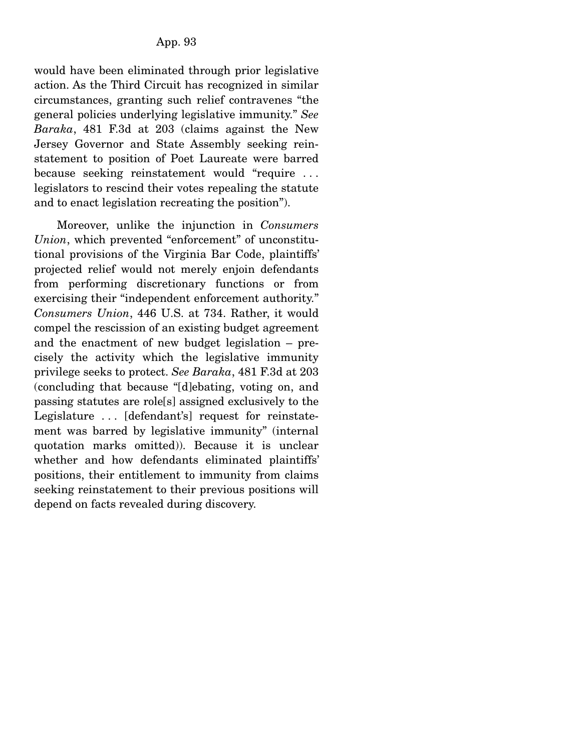would have been eliminated through prior legislative action. As the Third Circuit has recognized in similar circumstances, granting such relief contravenes "the general policies underlying legislative immunity." *See Baraka*, 481 F.3d at 203 (claims against the New Jersey Governor and State Assembly seeking reinstatement to position of Poet Laureate were barred because seeking reinstatement would "require . . . legislators to rescind their votes repealing the statute and to enact legislation recreating the position").

Moreover, unlike the injunction in *Consumers Union*, which prevented "enforcement" of unconstitutional provisions of the Virginia Bar Code, plaintiffs' projected relief would not merely enjoin defendants from performing discretionary functions or from exercising their "independent enforcement authority." *Consumers Union*, 446 U.S. at 734. Rather, it would compel the rescission of an existing budget agreement and the enactment of new budget legislation – precisely the activity which the legislative immunity privilege seeks to protect. *See Baraka*, 481 F.3d at 203 (concluding that because "[d]ebating, voting on, and passing statutes are role[s] assigned exclusively to the Legislature . . . [defendant's] request for reinstatement was barred by legislative immunity" (internal quotation marks omitted)). Because it is unclear whether and how defendants eliminated plaintiffs' positions, their entitlement to immunity from claims seeking reinstatement to their previous positions will depend on facts revealed during discovery.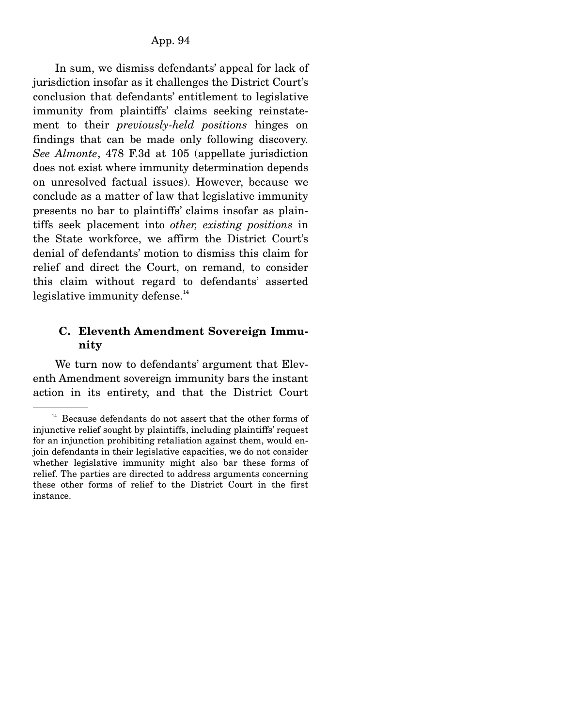In sum, we dismiss defendants' appeal for lack of jurisdiction insofar as it challenges the District Court's conclusion that defendants' entitlement to legislative immunity from plaintiffs' claims seeking reinstatement to their *previously-held positions* hinges on findings that can be made only following discovery. *See Almonte*, 478 F.3d at 105 (appellate jurisdiction does not exist where immunity determination depends on unresolved factual issues). However, because we conclude as a matter of law that legislative immunity presents no bar to plaintiffs' claims insofar as plaintiffs seek placement into *other, existing positions* in the State workforce, we affirm the District Court's denial of defendants' motion to dismiss this claim for relief and direct the Court, on remand, to consider this claim without regard to defendants' asserted legislative immunity defense.[14]

### C. Eleventh Amendment Sovereign Immunity

We turn now to defendants' argument that Eleventh Amendment sovereign immunity bars the instant action in its entirety, and that the District Court

---

[14] Because defendants do not assert that the other forms of injunctive relief sought by plaintiffs, including plaintiffs' request for an injunction prohibiting retaliation against them, would enjoin defendants in their legislative capacities, we do not consider whether legislative immunity might also bar these forms of relief. The parties are directed to address arguments concerning these other forms of relief to the District Court in the first instance.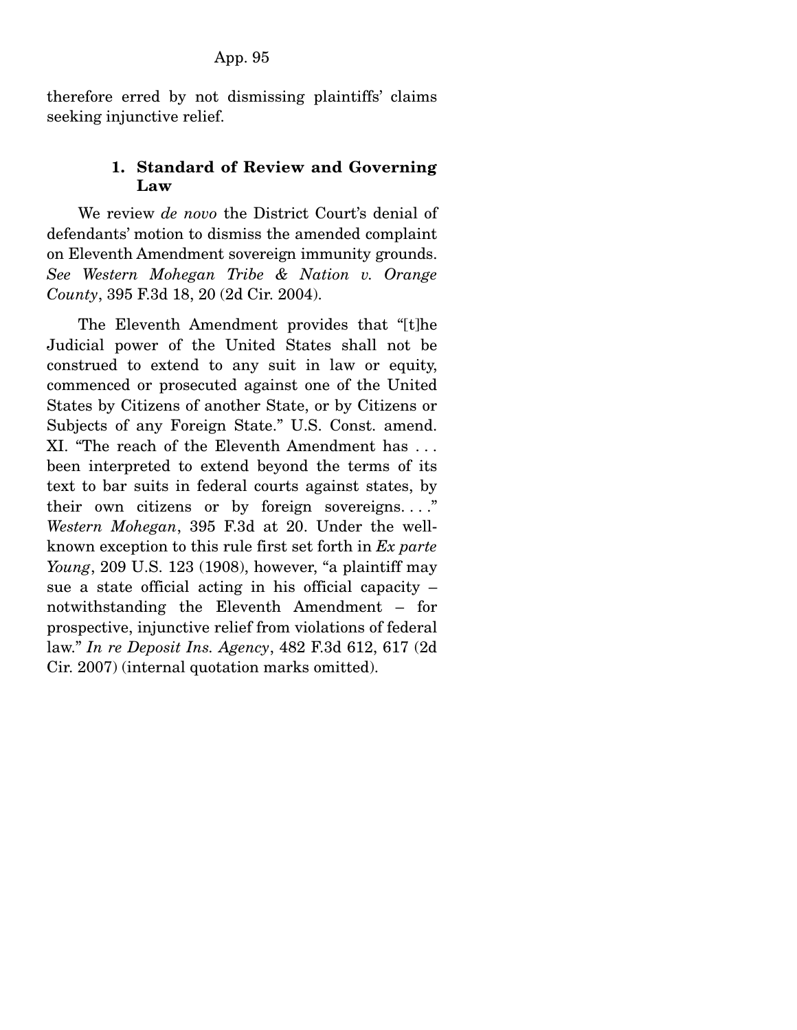therefore erred by not dismissing plaintiffs' claims seeking injunctive relief.

### 1. Standard of Review and Governing Law

We review *de novo* the District Court's denial of defendants' motion to dismiss the amended complaint on Eleventh Amendment sovereign immunity grounds. *See Western Mohegan Tribe & Nation v. Orange County*, 395 F.3d 18, 20 (2d Cir. 2004).

The Eleventh Amendment provides that "[t]he Judicial power of the United States shall not be construed to extend to any suit in law or equity, commenced or prosecuted against one of the United States by Citizens of another State, or by Citizens or Subjects of any Foreign State." U.S. Const. amend. XI. "The reach of the Eleventh Amendment has . . . been interpreted to extend beyond the terms of its text to bar suits in federal courts against states, by their own citizens or by foreign sovereigns. . . ." *Western Mohegan*, 395 F.3d at 20. Under the well-known exception to this rule first set forth in *Ex parte Young*, 209 U.S. 123 (1908), however, "a plaintiff may sue a state official acting in his official capacity – notwithstanding the Eleventh Amendment – for prospective, injunctive relief from violations of federal law." *In re Deposit Ins. Agency*, 482 F.3d 612, 617 (2d Cir. 2007) (internal quotation marks omitted).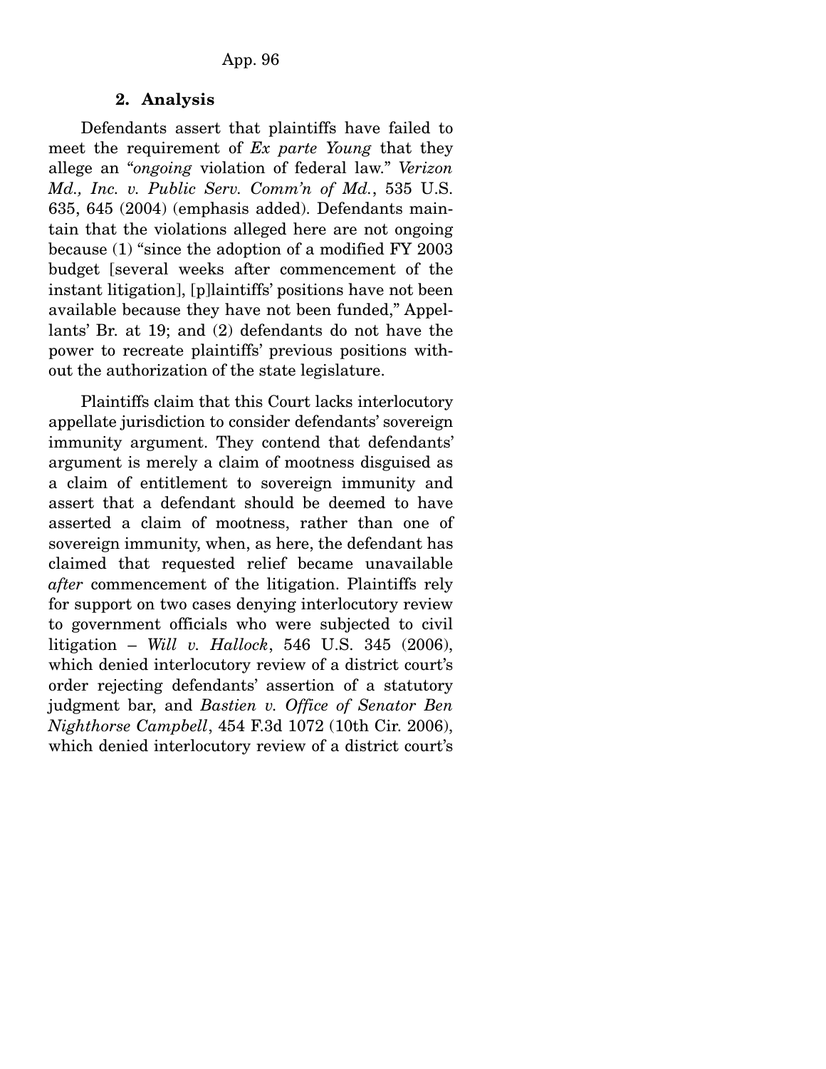### 2. Analysis

Defendants assert that plaintiffs have failed to meet the requirement of *Ex parte Young* that they allege an "*ongoing* violation of federal law." *Verizon Md., Inc. v. Public Serv. Comm'n of Md.*, 535 U.S. 635, 645 (2004) (emphasis added). Defendants maintain that the violations alleged here are not ongoing because (1) "since the adoption of a modified FY 2003 budget [several weeks after commencement of the instant litigation], [p]laintiffs' positions have not been available because they have not been funded," Appellants' Br. at 19; and (2) defendants do not have the power to recreate plaintiffs' previous positions without the authorization of the state legislature.

Plaintiffs claim that this Court lacks interlocutory appellate jurisdiction to consider defendants' sovereign immunity argument. They contend that defendants' argument is merely a claim of mootness disguised as a claim of entitlement to sovereign immunity and assert that a defendant should be deemed to have asserted a claim of mootness, rather than one of sovereign immunity, when, as here, the defendant has claimed that requested relief became unavailable *after* commencement of the litigation. Plaintiffs rely for support on two cases denying interlocutory review to government officials who were subjected to civil litigation – *Will v. Hallock*, 546 U.S. 345 (2006), which denied interlocutory review of a district court's order rejecting defendants' assertion of a statutory judgment bar, and *Bastien v. Office of Senator Ben Nighthorse Campbell*, 454 F.3d 1072 (10th Cir. 2006), which denied interlocutory review of a district court's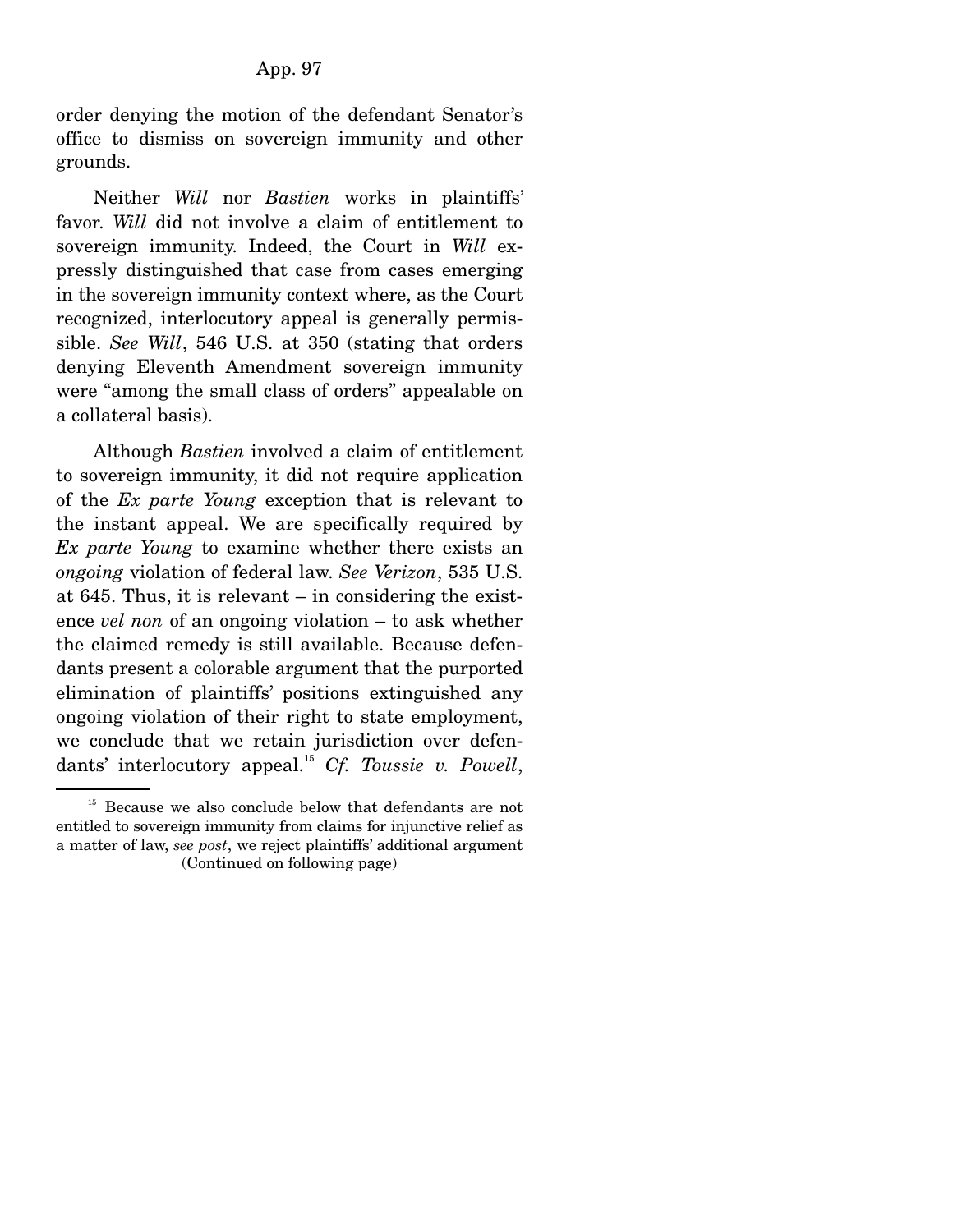order denying the motion of the defendant Senator's office to dismiss on sovereign immunity and other grounds.

Neither *Will* nor *Bastien* works in plaintiffs' favor. *Will* did not involve a claim of entitlement to sovereign immunity. Indeed, the Court in *Will* expressly distinguished that case from cases emerging in the sovereign immunity context where, as the Court recognized, interlocutory appeal is generally permissible. *See Will*, 546 U.S. at 350 (stating that orders denying Eleventh Amendment sovereign immunity were "among the small class of orders" appealable on a collateral basis).

Although *Bastien* involved a claim of entitlement to sovereign immunity, it did not require application of the *Ex parte Young* exception that is relevant to the instant appeal. We are specifically required by *Ex parte Young* to examine whether there exists an *ongoing* violation of federal law. *See Verizon*, 535 U.S. at 645. Thus, it is relevant – in considering the existence *vel non* of an ongoing violation – to ask whether the claimed remedy is still available. Because defendants present a colorable argument that the purported elimination of plaintiffs' positions extinguished any ongoing violation of their right to state employment, we conclude that we retain jurisdiction over defendants' interlocutory appeal.[15] *Cf. Toussie v. Powell*,

---

[15] Because we also conclude below that defendants are not entitled to sovereign immunity from claims for injunctive relief as a matter of law, *see post*, we reject plaintiffs' additional argument (Continued on following page)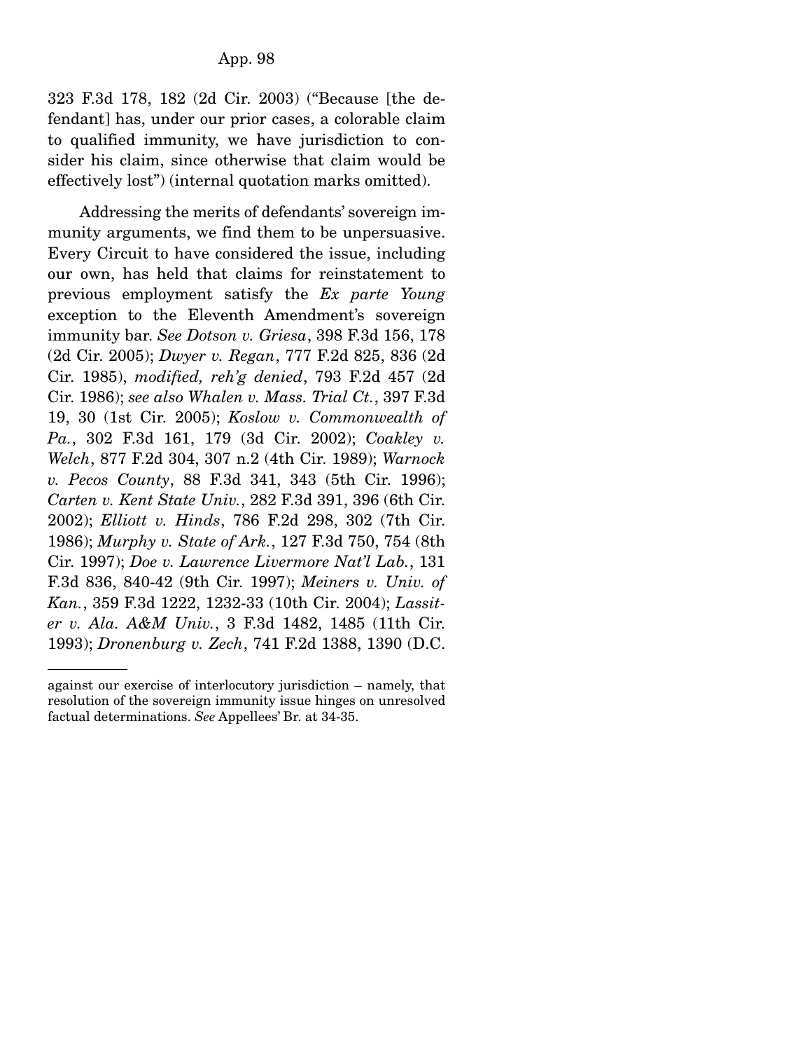323 F.3d 178, 182 (2d Cir. 2003) ("Because [the defendant] has, under our prior cases, a colorable claim to qualified immunity, we have jurisdiction to consider his claim, since otherwise that claim would be effectively lost") (internal quotation marks omitted).

Addressing the merits of defendants' sovereign immunity arguments, we find them to be unpersuasive. Every Circuit to have considered the issue, including our own, has held that claims for reinstatement to previous employment satisfy the *Ex parte Young* exception to the Eleventh Amendment's sovereign immunity bar. *See Dotson v. Griesa*, 398 F.3d 156, 178 (2d Cir. 2005); *Dwyer v. Regan*, 777 F.2d 825, 836 (2d Cir. 1985), *modified, reh'g denied*, 793 F.2d 457 (2d Cir. 1986); *see also Whalen v. Mass. Trial Ct.*, 397 F.3d 19, 30 (1st Cir. 2005); *Koslow v. Commonwealth of Pa.*, 302 F.3d 161, 179 (3d Cir. 2002); *Coakley v. Welch*, 877 F.2d 304, 307 n.2 (4th Cir. 1989); *Warnock v. Pecos County*, 88 F.3d 341, 343 (5th Cir. 1996); *Carten v. Kent State Univ.*, 282 F.3d 391, 396 (6th Cir. 2002); *Elliott v. Hinds*, 786 F.2d 298, 302 (7th Cir. 1986); *Murphy v. State of Ark.*, 127 F.3d 750, 754 (8th Cir. 1997); *Doe v. Lawrence Livermore Nat'l Lab.*, 131 F.3d 836, 840-42 (9th Cir. 1997); *Meiners v. Univ. of Kan.*, 359 F.3d 1222, 1232-33 (10th Cir. 2004); *Lassiter v. Ala. A&M Univ.*, 3 F.3d 1482, 1485 (11th Cir. 1993); *Dronenburg v. Zech*, 741 F.2d 1388, 1390 (D.C.

---

against our exercise of interlocutory jurisdiction – namely, that resolution of the sovereign immunity issue hinges on unresolved factual determinations. *See* Appellees' Br. at 34-35.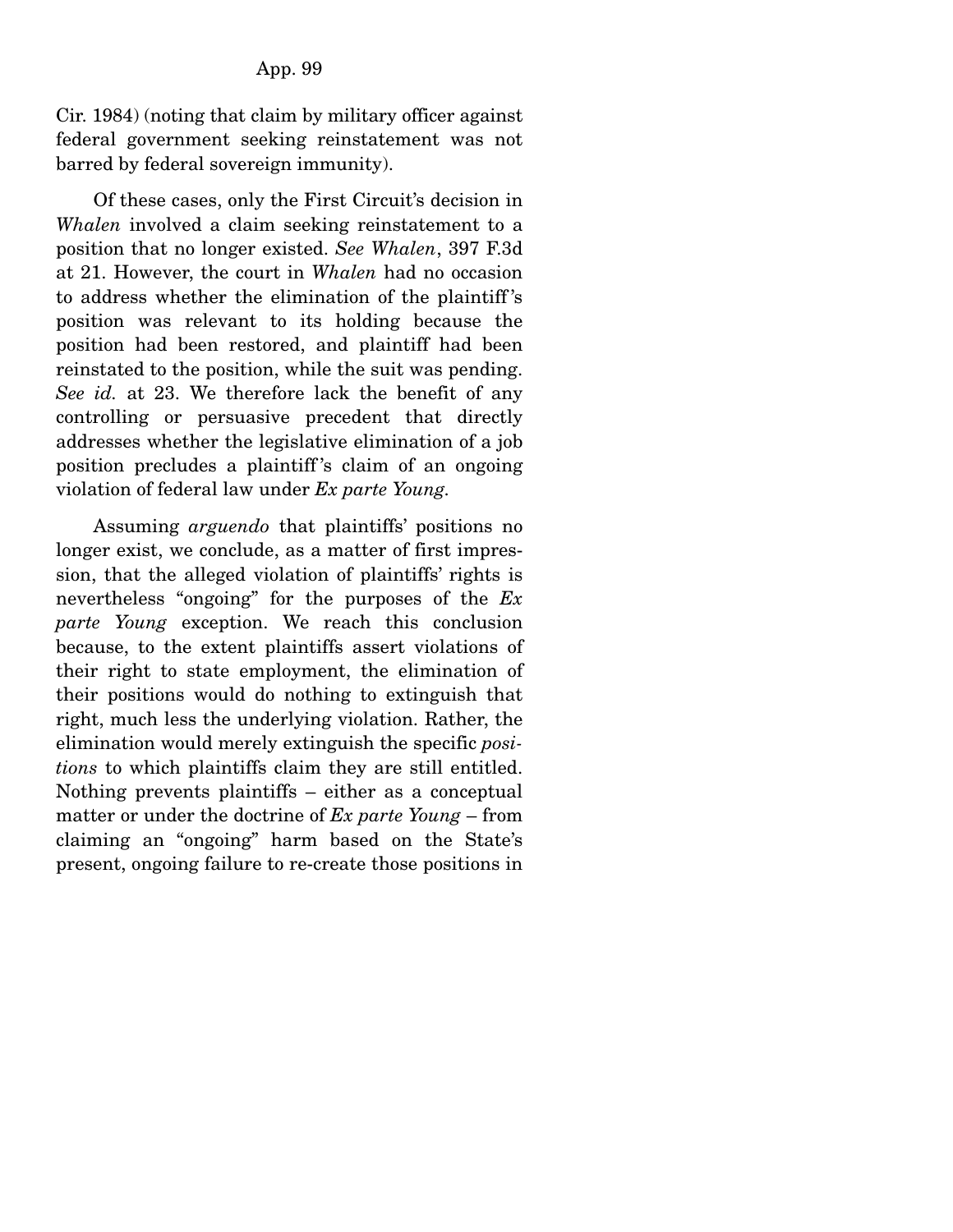Cir. 1984) (noting that claim by military officer against federal government seeking reinstatement was not barred by federal sovereign immunity).

Of these cases, only the First Circuit's decision in *Whalen* involved a claim seeking reinstatement to a position that no longer existed. *See Whalen*, 397 F.3d at 21. However, the court in *Whalen* had no occasion to address whether the elimination of the plaintiff's position was relevant to its holding because the position had been restored, and plaintiff had been reinstated to the position, while the suit was pending. *See id.* at 23. We therefore lack the benefit of any controlling or persuasive precedent that directly addresses whether the legislative elimination of a job position precludes a plaintiff's claim of an ongoing violation of federal law under *Ex parte Young*.

Assuming *arguendo* that plaintiffs' positions no longer exist, we conclude, as a matter of first impression, that the alleged violation of plaintiffs' rights is nevertheless "ongoing" for the purposes of the *Ex parte Young* exception. We reach this conclusion because, to the extent plaintiffs assert violations of their right to state employment, the elimination of their positions would do nothing to extinguish that right, much less the underlying violation. Rather, the elimination would merely extinguish the specific *positions* to which plaintiffs claim they are still entitled. Nothing prevents plaintiffs – either as a conceptual matter or under the doctrine of *Ex parte Young* – from claiming an "ongoing" harm based on the State's present, ongoing failure to re-create those positions in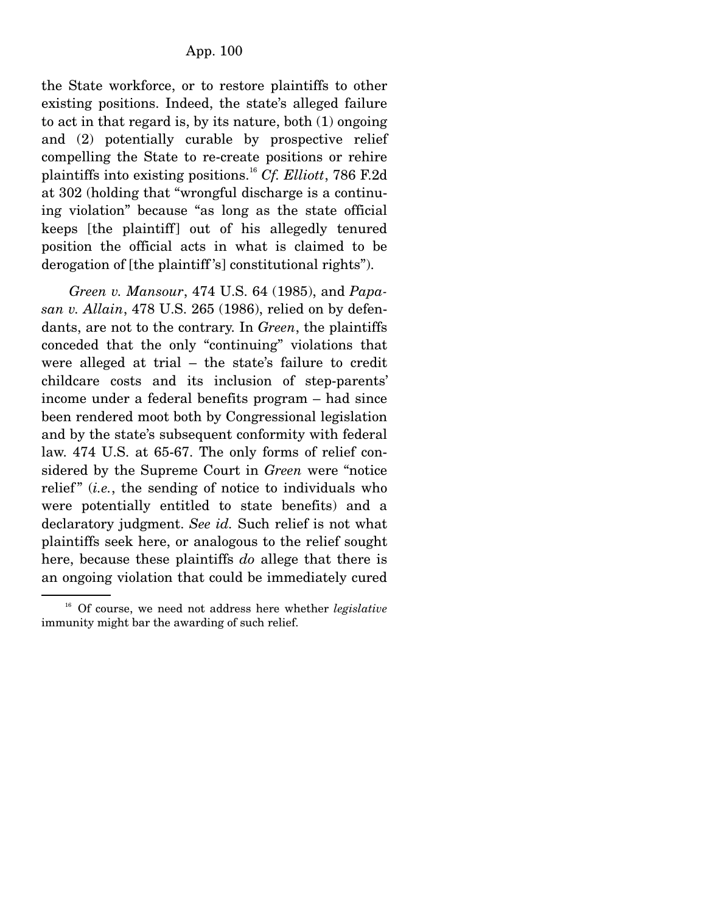the State workforce, or to restore plaintiffs to other existing positions. Indeed, the state's alleged failure to act in that regard is, by its nature, both (1) ongoing and (2) potentially curable by prospective relief compelling the State to re-create positions or rehire plaintiffs into existing positions.[16] *Cf. Elliott*, 786 F.2d at 302 (holding that "wrongful discharge is a continuing violation" because "as long as the state official keeps [the plaintiff] out of his allegedly tenured position the official acts in what is claimed to be derogation of [the plaintiff's] constitutional rights").

*Green v. Mansour*, 474 U.S. 64 (1985), and *Papasan v. Allain*, 478 U.S. 265 (1986), relied on by defendants, are not to the contrary. In *Green*, the plaintiffs conceded that the only "continuing" violations that were alleged at trial – the state's failure to credit childcare costs and its inclusion of step-parents' income under a federal benefits program – had since been rendered moot both by Congressional legislation and by the state's subsequent conformity with federal law. 474 U.S. at 65-67. The only forms of relief considered by the Supreme Court in *Green* were "notice relief" (*i.e.*, the sending of notice to individuals who were potentially entitled to state benefits) and a declaratory judgment. *See id.* Such relief is not what plaintiffs seek here, or analogous to the relief sought here, because these plaintiffs *do* allege that there is an ongoing violation that could be immediately cured

---

[16] Of course, we need not address here whether *legislative* immunity might bar the awarding of such relief.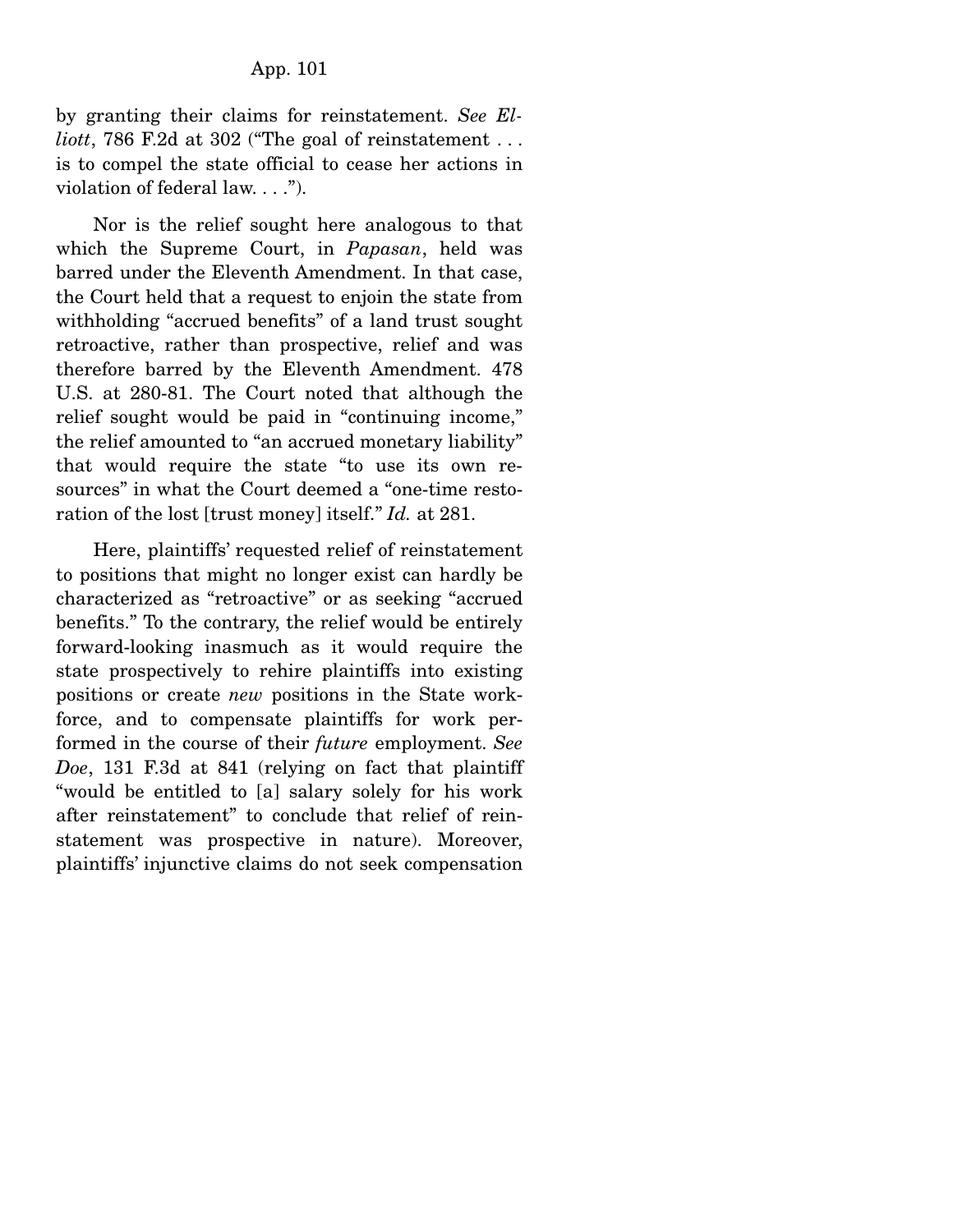by granting their claims for reinstatement. *See Elliott*, 786 F.2d at 302 ("The goal of reinstatement . . . is to compel the state official to cease her actions in violation of federal law. . . .").

Nor is the relief sought here analogous to that which the Supreme Court, in *Papasan*, held was barred under the Eleventh Amendment. In that case, the Court held that a request to enjoin the state from withholding "accrued benefits" of a land trust sought retroactive, rather than prospective, relief and was therefore barred by the Eleventh Amendment. 478 U.S. at 280-81. The Court noted that although the relief sought would be paid in "continuing income," the relief amounted to "an accrued monetary liability" that would require the state "to use its own resources" in what the Court deemed a "one-time restoration of the lost [trust money] itself." *Id.* at 281.

Here, plaintiffs' requested relief of reinstatement to positions that might no longer exist can hardly be characterized as "retroactive" or as seeking "accrued benefits." To the contrary, the relief would be entirely forward-looking inasmuch as it would require the state prospectively to rehire plaintiffs into existing positions or create *new* positions in the State workforce, and to compensate plaintiffs for work performed in the course of their *future* employment. *See Doe*, 131 F.3d at 841 (relying on fact that plaintiff "would be entitled to [a] salary solely for his work after reinstatement" to conclude that relief of reinstatement was prospective in nature). Moreover, plaintiffs' injunctive claims do not seek compensation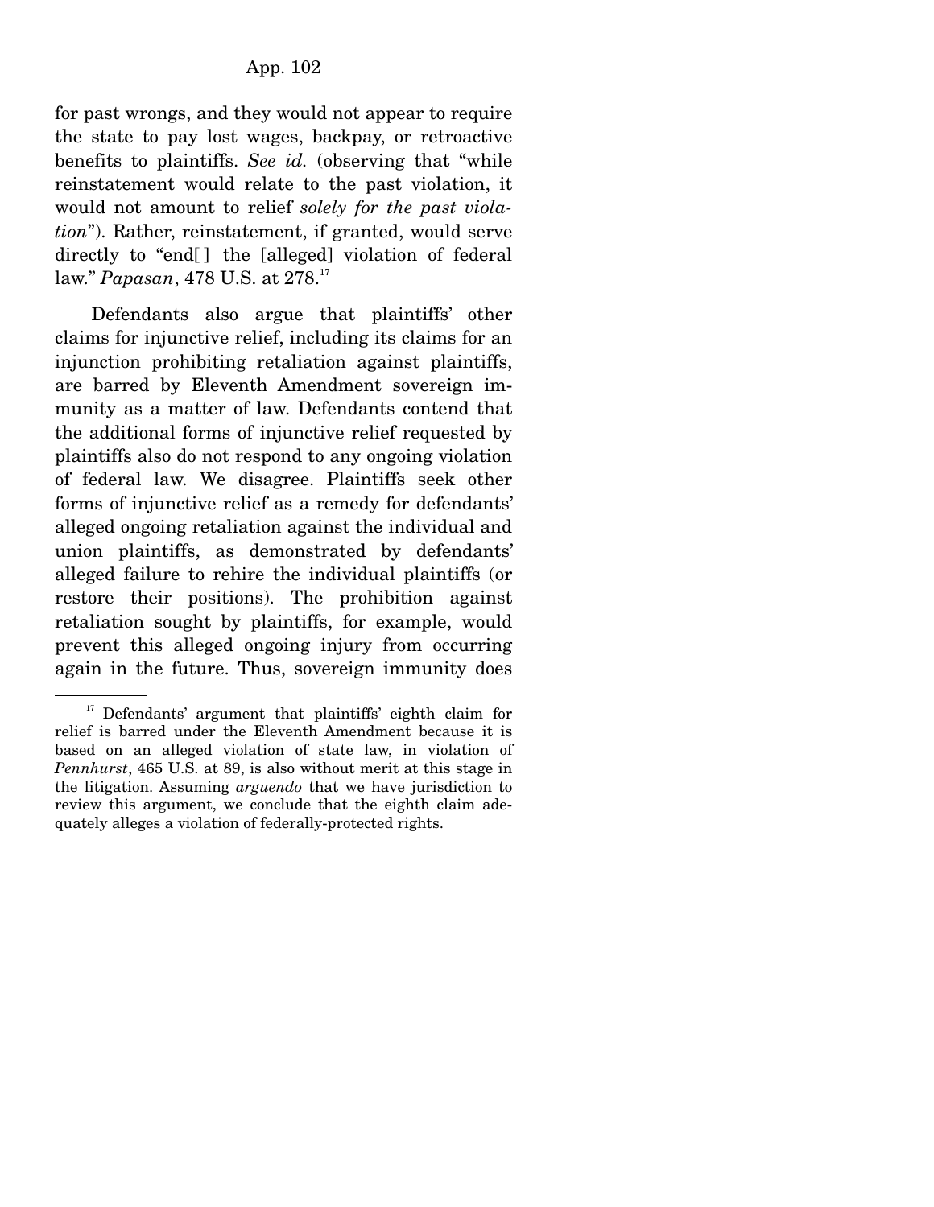for past wrongs, and they would not appear to require the state to pay lost wages, backpay, or retroactive benefits to plaintiffs. *See id.* (observing that "while reinstatement would relate to the past violation, it would not amount to relief *solely for the past violation*"). Rather, reinstatement, if granted, would serve directly to "end[ ] the [alleged] violation of federal law." *Papasan*, 478 U.S. at 278.[17]

Defendants also argue that plaintiffs' other claims for injunctive relief, including its claims for an injunction prohibiting retaliation against plaintiffs, are barred by Eleventh Amendment sovereign immunity as a matter of law. Defendants contend that the additional forms of injunctive relief requested by plaintiffs also do not respond to any ongoing violation of federal law. We disagree. Plaintiffs seek other forms of injunctive relief as a remedy for defendants' alleged ongoing retaliation against the individual and union plaintiffs, as demonstrated by defendants' alleged failure to rehire the individual plaintiffs (or restore their positions). The prohibition against retaliation sought by plaintiffs, for example, would prevent this alleged ongoing injury from occurring again in the future. Thus, sovereign immunity does

---

[17] Defendants' argument that plaintiffs' eighth claim for relief is barred under the Eleventh Amendment because it is based on an alleged violation of state law, in violation of *Pennhurst*, 465 U.S. at 89, is also without merit at this stage in the litigation. Assuming *arguendo* that we have jurisdiction to review this argument, we conclude that the eighth claim adequately alleges a violation of federally-protected rights.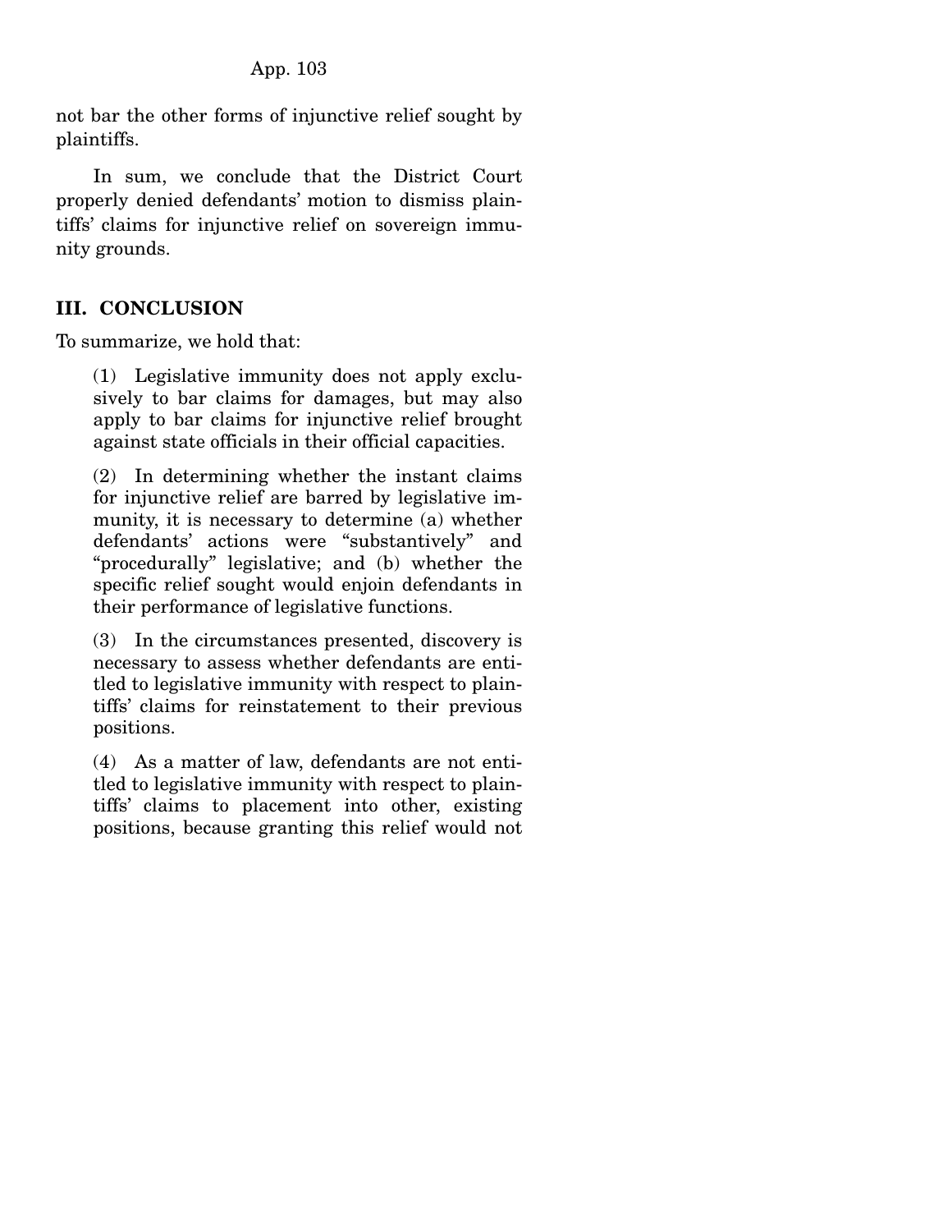not bar the other forms of injunctive relief sought by plaintiffs.

In sum, we conclude that the District Court properly denied defendants' motion to dismiss plaintiffs' claims for injunctive relief on sovereign immunity grounds.

## III. CONCLUSION

To summarize, we hold that:

> (1) Legislative immunity does not apply exclusively to bar claims for damages, but may also apply to bar claims for injunctive relief brought against state officials in their official capacities.
>
> (2) In determining whether the instant claims for injunctive relief are barred by legislative immunity, it is necessary to determine (a) whether defendants' actions were "substantively" and "procedurally" legislative; and (b) whether the specific relief sought would enjoin defendants in their performance of legislative functions.
>
> (3) In the circumstances presented, discovery is necessary to assess whether defendants are entitled to legislative immunity with respect to plaintiffs' claims for reinstatement to their previous positions.
>
> (4) As a matter of law, defendants are not entitled to legislative immunity with respect to plaintiffs' claims to placement into other, existing positions, because granting this relief would not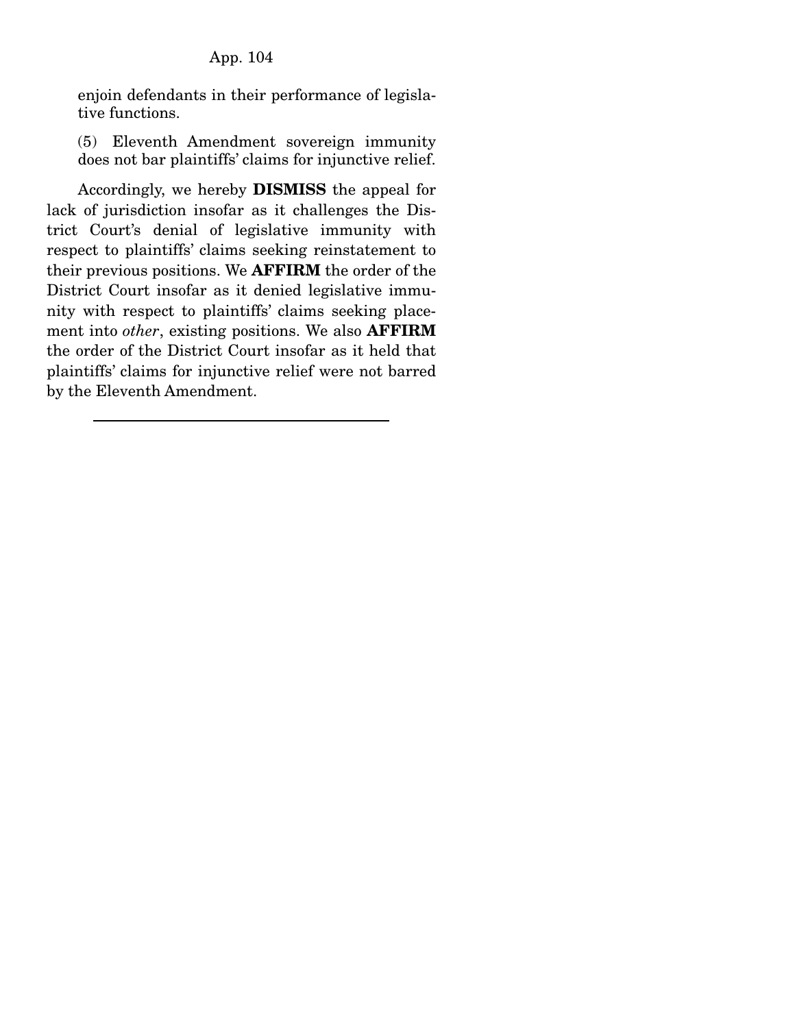enjoin defendants in their performance of legislative functions.

(5) Eleventh Amendment sovereign immunity does not bar plaintiffs' claims for injunctive relief.

Accordingly, we hereby **DISMISS** the appeal for lack of jurisdiction insofar as it challenges the District Court's denial of legislative immunity with respect to plaintiffs' claims seeking reinstatement to their previous positions. We **AFFIRM** the order of the District Court insofar as it denied legislative immunity with respect to plaintiffs' claims seeking placement into *other*, existing positions. We also **AFFIRM** the order of the District Court insofar as it held that plaintiffs' claims for injunctive relief were not barred by the Eleventh Amendment.

---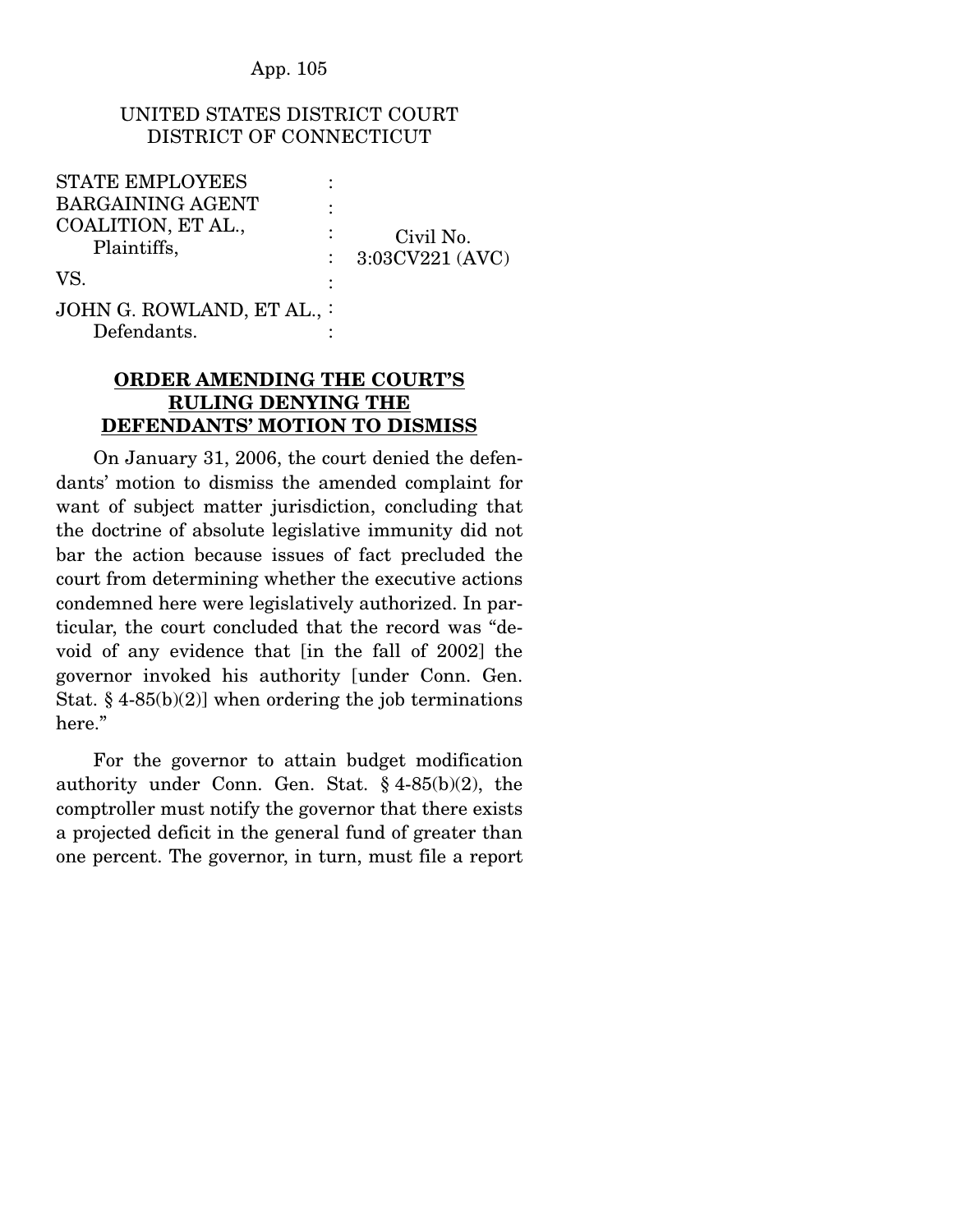UNITED STATES DISTRICT COURT
DISTRICT OF CONNECTICUT

| | | |
|---|---|---|
| STATE EMPLOYEES BARGAINING AGENT COALITION, ET AL., Plaintiffs, | : | Civil No. 3:03CV221 (AVC) |
| VS. | : | |
| JOHN G. ROWLAND, ET AL., Defendants. | : | |

**ORDER AMENDING THE COURT'S RULING DENYING THE DEFENDANTS' MOTION TO DISMISS**

On January 31, 2006, the court denied the defendants' motion to dismiss the amended complaint for want of subject matter jurisdiction, concluding that the doctrine of absolute legislative immunity did not bar the action because issues of fact precluded the court from determining whether the executive actions condemned here were legislatively authorized. In particular, the court concluded that the record was "devoid of any evidence that [in the fall of 2002] the governor invoked his authority [under Conn. Gen. Stat. § 4-85(b)(2)] when ordering the job terminations here."

For the governor to attain budget modification authority under Conn. Gen. Stat. § 4-85(b)(2), the comptroller must notify the governor that there exists a projected deficit in the general fund of greater than one percent. The governor, in turn, must file a report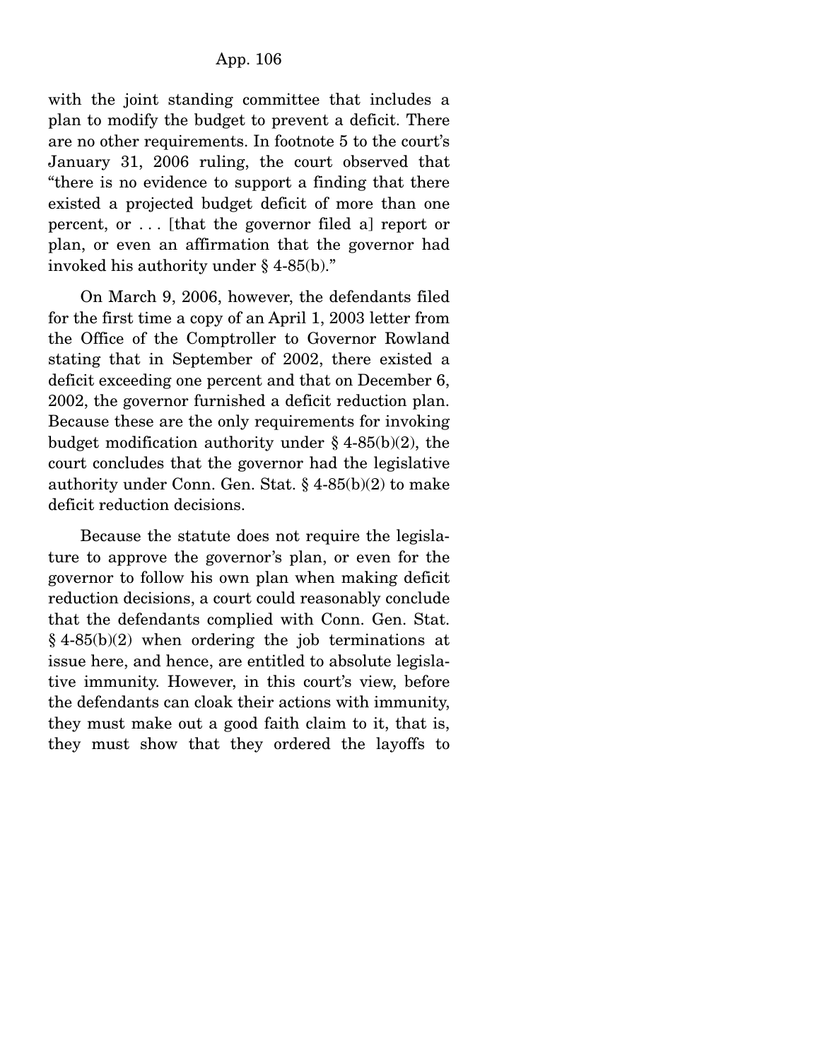with the joint standing committee that includes a plan to modify the budget to prevent a deficit. There are no other requirements. In footnote 5 to the court's January 31, 2006 ruling, the court observed that "there is no evidence to support a finding that there existed a projected budget deficit of more than one percent, or . . . [that the governor filed a] report or plan, or even an affirmation that the governor had invoked his authority under § 4-85(b)."

On March 9, 2006, however, the defendants filed for the first time a copy of an April 1, 2003 letter from the Office of the Comptroller to Governor Rowland stating that in September of 2002, there existed a deficit exceeding one percent and that on December 6, 2002, the governor furnished a deficit reduction plan. Because these are the only requirements for invoking budget modification authority under § 4-85(b)(2), the court concludes that the governor had the legislative authority under Conn. Gen. Stat. § 4-85(b)(2) to make deficit reduction decisions.

Because the statute does not require the legislature to approve the governor's plan, or even for the governor to follow his own plan when making deficit reduction decisions, a court could reasonably conclude that the defendants complied with Conn. Gen. Stat. § 4-85(b)(2) when ordering the job terminations at issue here, and hence, are entitled to absolute legislative immunity. However, in this court's view, before the defendants can cloak their actions with immunity, they must make out a good faith claim to it, that is, they must show that they ordered the layoffs to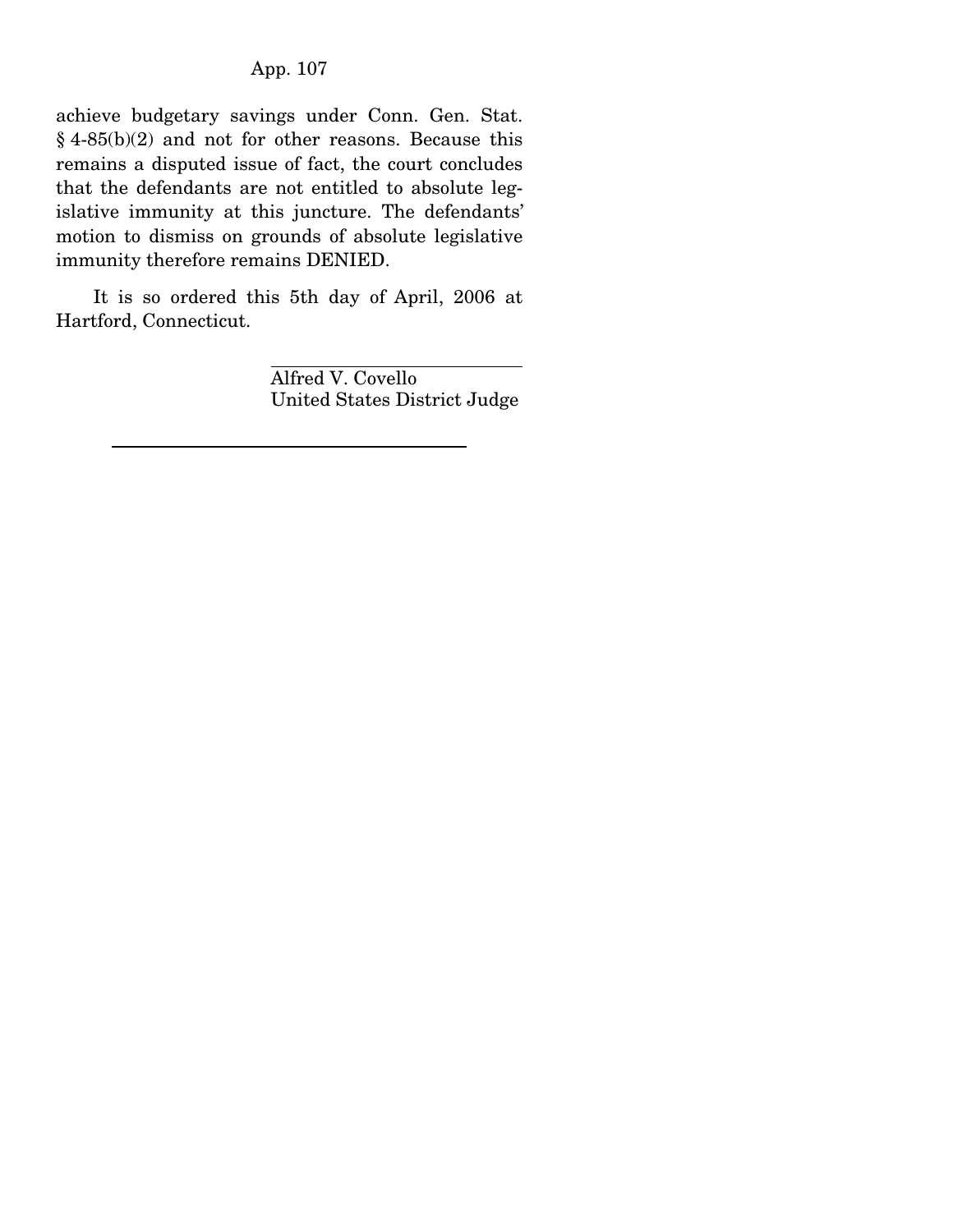achieve budgetary savings under Conn. Gen. Stat. § 4-85(b)(2) and not for other reasons. Because this remains a disputed issue of fact, the court concludes that the defendants are not entitled to absolute legislative immunity at this juncture. The defendants' motion to dismiss on grounds of absolute legislative immunity therefore remains DENIED.

It is so ordered this 5th day of April, 2006 at Hartford, Connecticut.

Alfred V. Covello
United States District Judge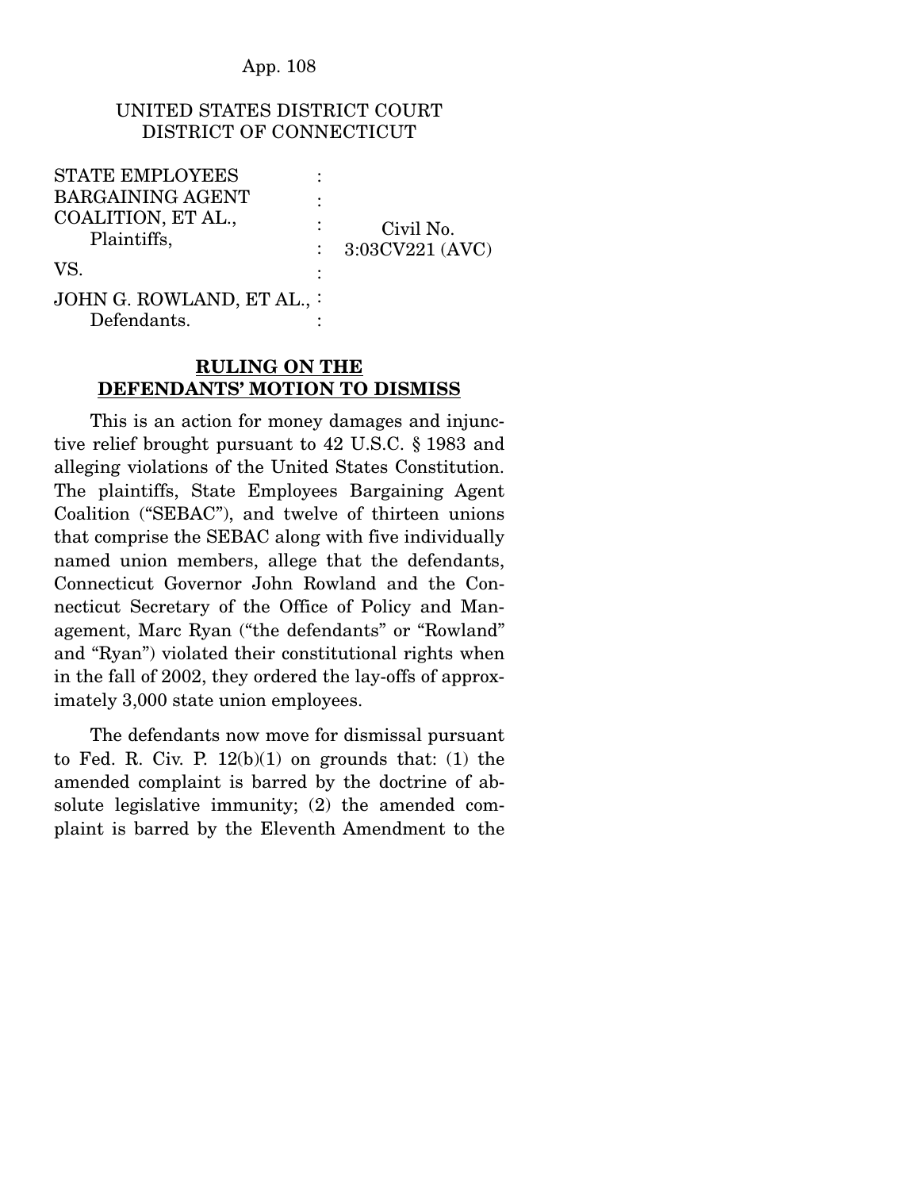UNITED STATES DISTRICT COURT
DISTRICT OF CONNECTICUT

| | | |
|---|---|---|
| STATE EMPLOYEES BARGAINING AGENT COALITION, ET AL., Plaintiffs, | : | Civil No. 3:03CV221 (AVC) |
| VS. | : | |
| JOHN G. ROWLAND, ET AL., Defendants. | : | |

**RULING ON THE DEFENDANTS' MOTION TO DISMISS**

This is an action for money damages and injunctive relief brought pursuant to 42 U.S.C. § 1983 and alleging violations of the United States Constitution. The plaintiffs, State Employees Bargaining Agent Coalition ("SEBAC"), and twelve of thirteen unions that comprise the SEBAC along with five individually named union members, allege that the defendants, Connecticut Governor John Rowland and the Connecticut Secretary of the Office of Policy and Management, Marc Ryan ("the defendants" or "Rowland" and "Ryan") violated their constitutional rights when in the fall of 2002, they ordered the lay-offs of approximately 3,000 state union employees.

The defendants now move for dismissal pursuant to Fed. R. Civ. P. 12(b)(1) on grounds that: (1) the amended complaint is barred by the doctrine of absolute legislative immunity; (2) the amended complaint is barred by the Eleventh Amendment to the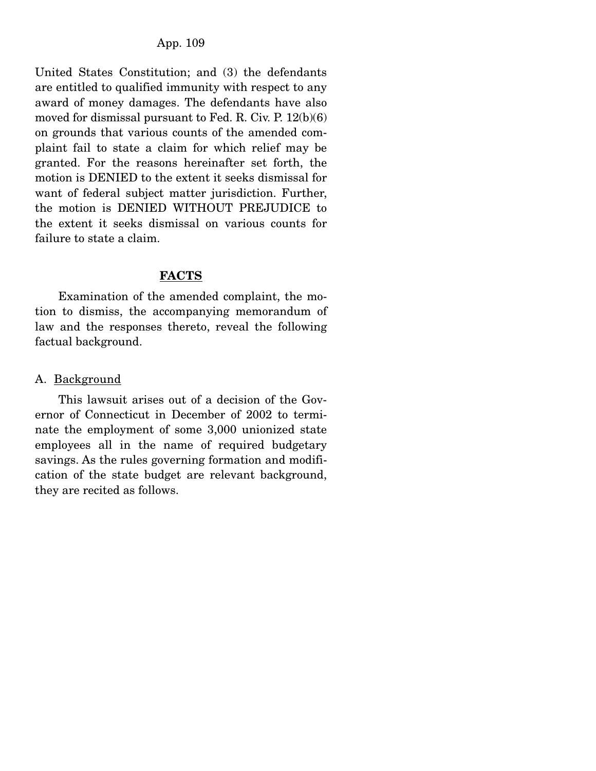United States Constitution; and (3) the defendants are entitled to qualified immunity with respect to any award of money damages. The defendants have also moved for dismissal pursuant to Fed. R. Civ. P. 12(b)(6) on grounds that various counts of the amended complaint fail to state a claim for which relief may be granted. For the reasons hereinafter set forth, the motion is DENIED to the extent it seeks dismissal for want of federal subject matter jurisdiction. Further, the motion is DENIED WITHOUT PREJUDICE to the extent it seeks dismissal on various counts for failure to state a claim.

## FACTS

Examination of the amended complaint, the motion to dismiss, the accompanying memorandum of law and the responses thereto, reveal the following factual background.

### A. Background

This lawsuit arises out of a decision of the Governor of Connecticut in December of 2002 to terminate the employment of some 3,000 unionized state employees all in the name of required budgetary savings. As the rules governing formation and modification of the state budget are relevant background, they are recited as follows.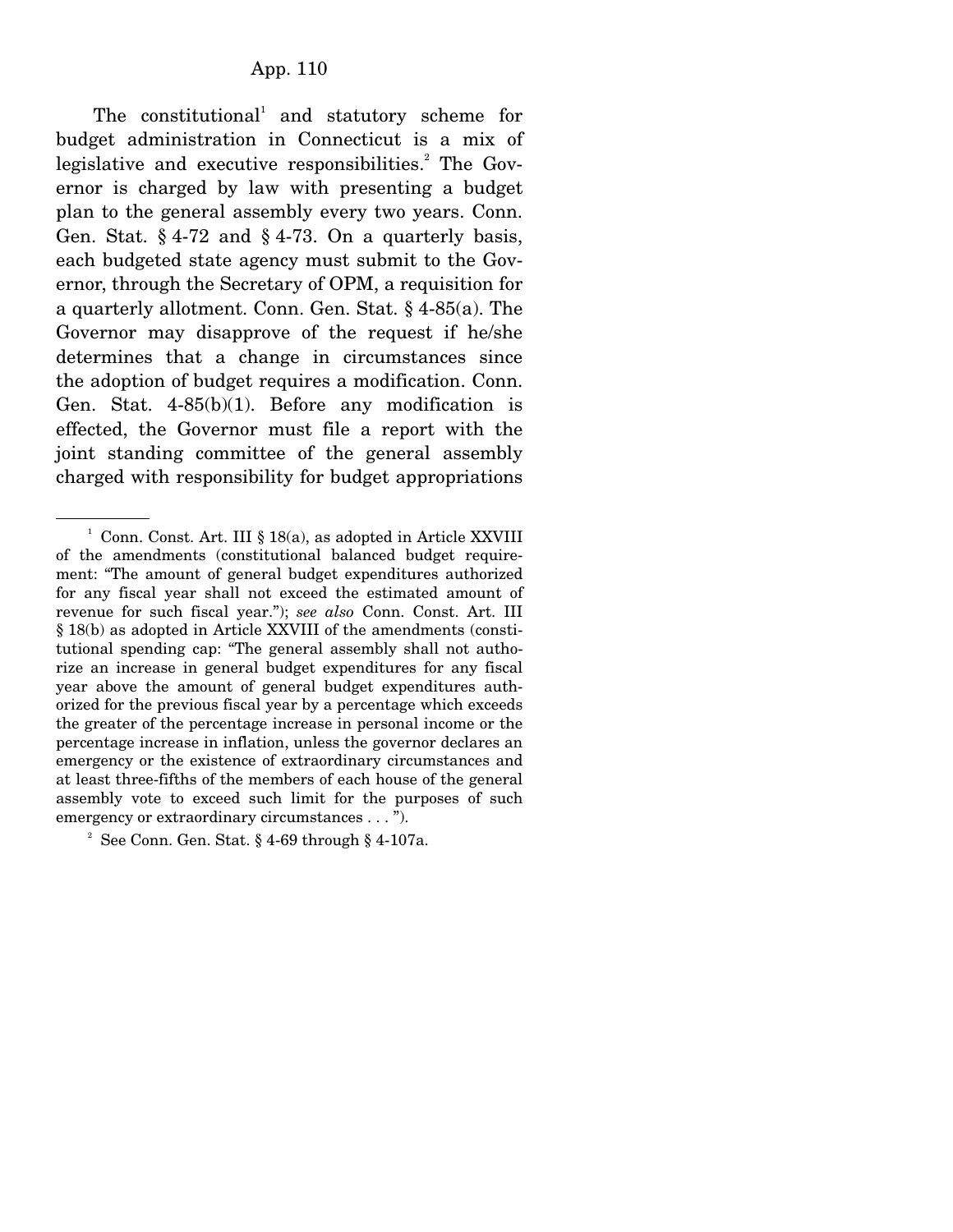The constitutional[1] and statutory scheme for budget administration in Connecticut is a mix of legislative and executive responsibilities.[2] The Governor is charged by law with presenting a budget plan to the general assembly every two years. Conn. Gen. Stat. § 4-72 and § 4-73. On a quarterly basis, each budgeted state agency must submit to the Governor, through the Secretary of OPM, a requisition for a quarterly allotment. Conn. Gen. Stat. § 4-85(a). The Governor may disapprove of the request if he/she determines that a change in circumstances since the adoption of budget requires a modification. Conn. Gen. Stat. 4-85(b)(1). Before any modification is effected, the Governor must file a report with the joint standing committee of the general assembly charged with responsibility for budget appropriations

---

[1] Conn. Const. Art. III § 18(a), as adopted in Article XXVIII of the amendments (constitutional balanced budget requirement: "The amount of general budget expenditures authorized for any fiscal year shall not exceed the estimated amount of revenue for such fiscal year."); *see also* Conn. Const. Art. III § 18(b) as adopted in Article XXVIII of the amendments (constitutional spending cap: "The general assembly shall not authorize an increase in general budget expenditures for any fiscal year above the amount of general budget expenditures authorized for the previous fiscal year by a percentage which exceeds the greater of the percentage increase in personal income or the percentage increase in inflation, unless the governor declares an emergency or the existence of extraordinary circumstances and at least three-fifths of the members of each house of the general assembly vote to exceed such limit for the purposes of such emergency or extraordinary circumstances . . . ").

[2] See Conn. Gen. Stat. § 4-69 through § 4-107a.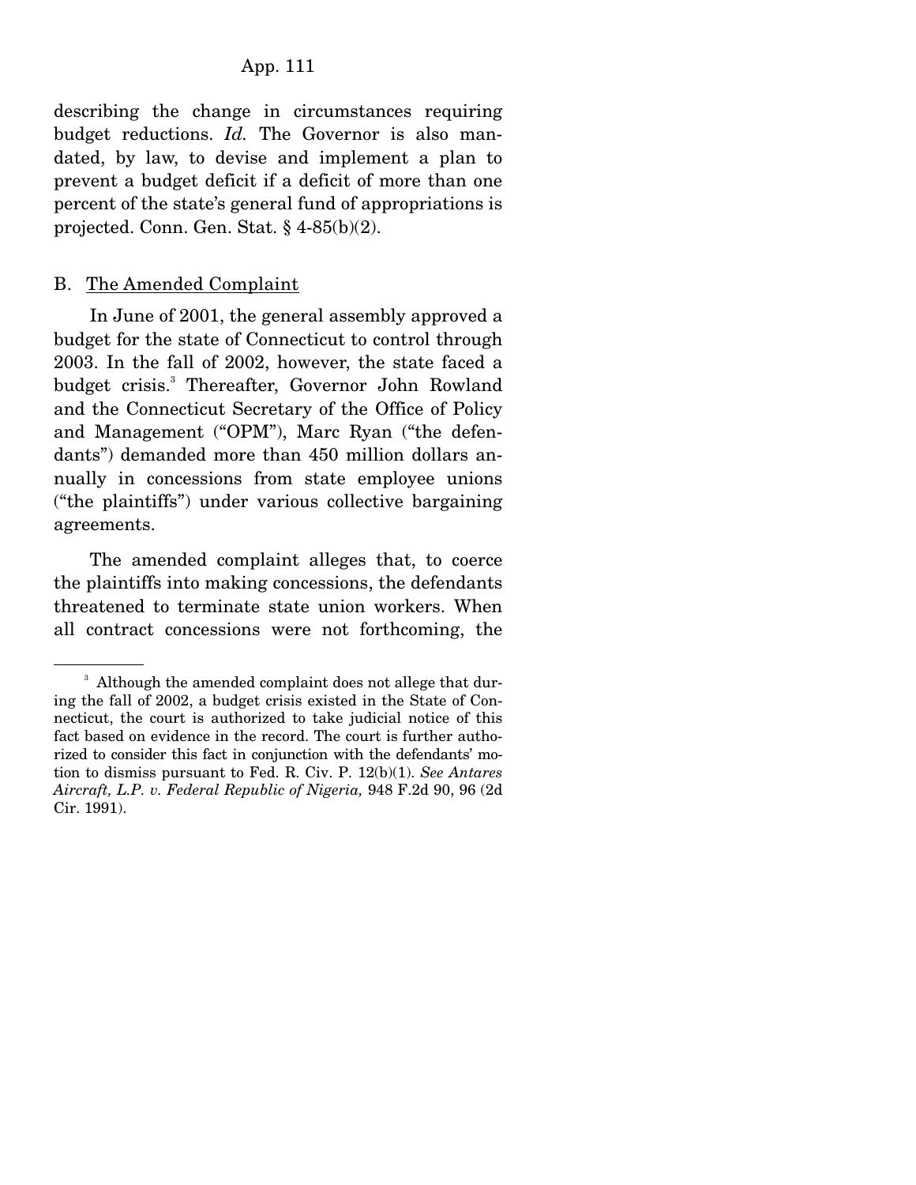describing the change in circumstances requiring budget reductions. *Id.* The Governor is also mandated, by law, to devise and implement a plan to prevent a budget deficit if a deficit of more than one percent of the state's general fund of appropriations is projected. Conn. Gen. Stat. § 4-85(b)(2).

B. <u>The Amended Complaint</u>

In June of 2001, the general assembly approved a budget for the state of Connecticut to control through 2003. In the fall of 2002, however, the state faced a budget crisis.[3] Thereafter, Governor John Rowland and the Connecticut Secretary of the Office of Policy and Management ("OPM"), Marc Ryan ("the defendants") demanded more than 450 million dollars annually in concessions from state employee unions ("the plaintiffs") under various collective bargaining agreements.

The amended complaint alleges that, to coerce the plaintiffs into making concessions, the defendants threatened to terminate state union workers. When all contract concessions were not forthcoming, the

[3] Although the amended complaint does not allege that during the fall of 2002, a budget crisis existed in the State of Connecticut, the court is authorized to take judicial notice of this fact based on evidence in the record. The court is further authorized to consider this fact in conjunction with the defendants' motion to dismiss pursuant to Fed. R. Civ. P. 12(b)(1). *See Antares Aircraft, L.P. v. Federal Republic of Nigeria,* 948 F.2d 90, 96 (2d Cir. 1991).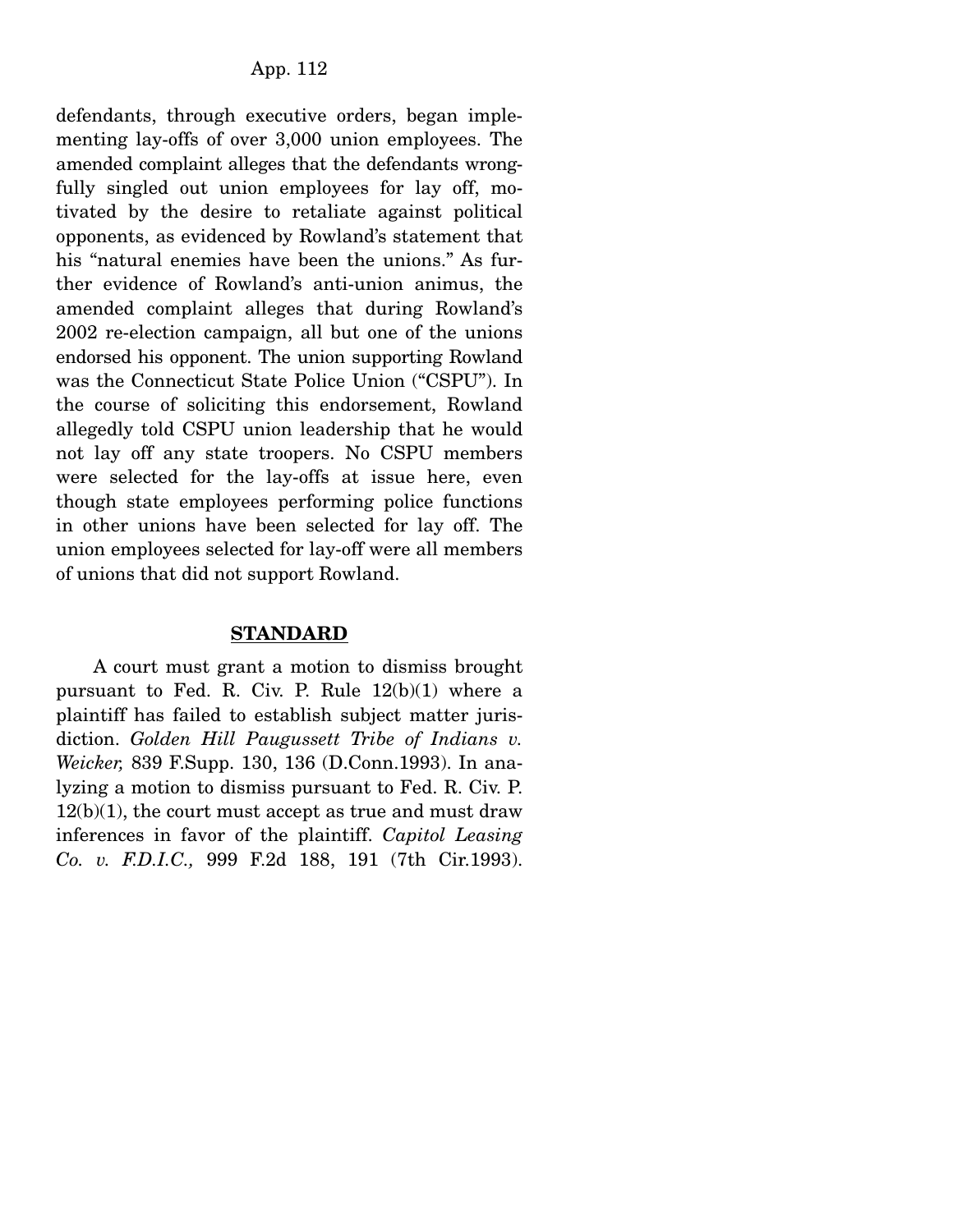defendants, through executive orders, began implementing lay-offs of over 3,000 union employees. The amended complaint alleges that the defendants wrongfully singled out union employees for lay off, motivated by the desire to retaliate against political opponents, as evidenced by Rowland's statement that his "natural enemies have been the unions." As further evidence of Rowland's anti-union animus, the amended complaint alleges that during Rowland's 2002 re-election campaign, all but one of the unions endorsed his opponent. The union supporting Rowland was the Connecticut State Police Union ("CSPU"). In the course of soliciting this endorsement, Rowland allegedly told CSPU union leadership that he would not lay off any state troopers. No CSPU members were selected for the lay-offs at issue here, even though state employees performing police functions in other unions have been selected for lay off. The union employees selected for lay-off were all members of unions that did not support Rowland.

## STANDARD

A court must grant a motion to dismiss brought pursuant to Fed. R. Civ. P. Rule 12(b)(1) where a plaintiff has failed to establish subject matter jurisdiction. *Golden Hill Paugussett Tribe of Indians v. Weicker,* 839 F.Supp. 130, 136 (D.Conn.1993). In analyzing a motion to dismiss pursuant to Fed. R. Civ. P. 12(b)(1), the court must accept as true and must draw inferences in favor of the plaintiff. *Capitol Leasing Co. v. F.D.I.C.,* 999 F.2d 188, 191 (7th Cir.1993).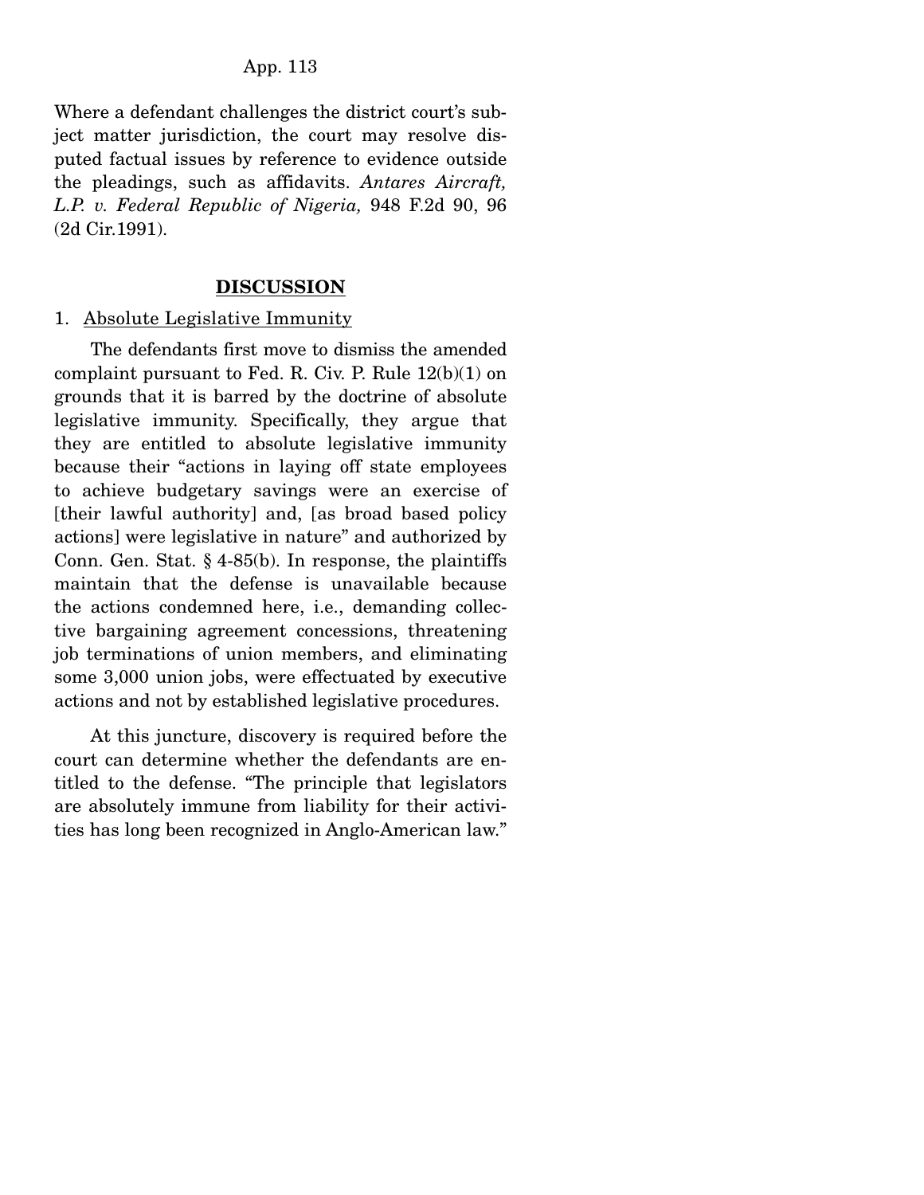Where a defendant challenges the district court's subject matter jurisdiction, the court may resolve disputed factual issues by reference to evidence outside the pleadings, such as affidavits. *Antares Aircraft, L.P. v. Federal Republic of Nigeria,* 948 F.2d 90, 96 (2d Cir.1991).

## **DISCUSSION**

1. Absolute Legislative Immunity

The defendants first move to dismiss the amended complaint pursuant to Fed. R. Civ. P. Rule 12(b)(1) on grounds that it is barred by the doctrine of absolute legislative immunity. Specifically, they argue that they are entitled to absolute legislative immunity because their "actions in laying off state employees to achieve budgetary savings were an exercise of [their lawful authority] and, [as broad based policy actions] were legislative in nature" and authorized by Conn. Gen. Stat. § 4-85(b). In response, the plaintiffs maintain that the defense is unavailable because the actions condemned here, i.e., demanding collective bargaining agreement concessions, threatening job terminations of union members, and eliminating some 3,000 union jobs, were effectuated by executive actions and not by established legislative procedures.

At this juncture, discovery is required before the court can determine whether the defendants are entitled to the defense. "The principle that legislators are absolutely immune from liability for their activities has long been recognized in Anglo-American law."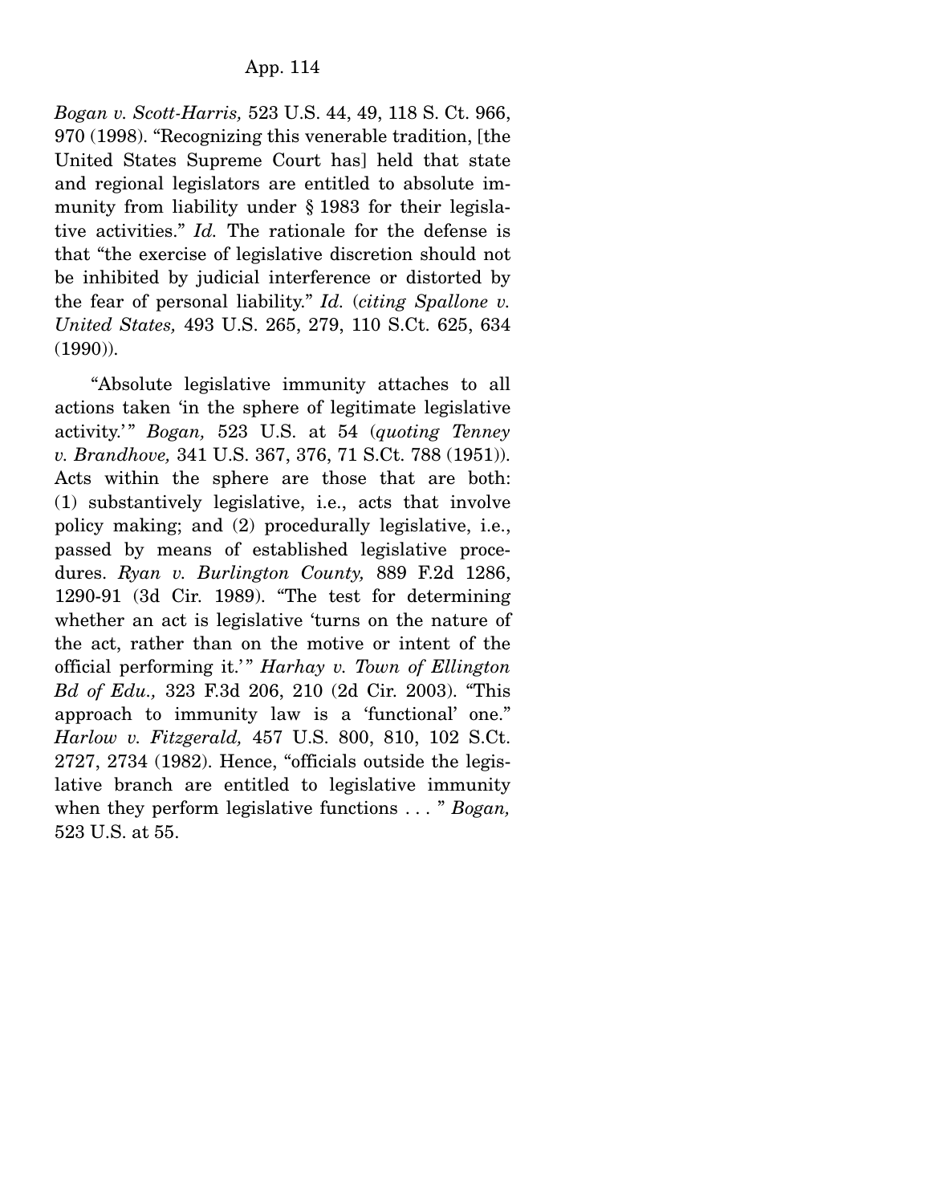*Bogan v. Scott-Harris,* 523 U.S. 44, 49, 118 S. Ct. 966, 970 (1998). "Recognizing this venerable tradition, [the United States Supreme Court has] held that state and regional legislators are entitled to absolute immunity from liability under § 1983 for their legislative activities." *Id.* The rationale for the defense is that "the exercise of legislative discretion should not be inhibited by judicial interference or distorted by the fear of personal liability." *Id.* (*citing Spallone v. United States,* 493 U.S. 265, 279, 110 S.Ct. 625, 634 (1990)).

"Absolute legislative immunity attaches to all actions taken 'in the sphere of legitimate legislative activity.'" *Bogan,* 523 U.S. at 54 (*quoting Tenney v. Brandhove,* 341 U.S. 367, 376, 71 S.Ct. 788 (1951)). Acts within the sphere are those that are both: (1) substantively legislative, i.e., acts that involve policy making; and (2) procedurally legislative, i.e., passed by means of established legislative procedures. *Ryan v. Burlington County,* 889 F.2d 1286, 1290-91 (3d Cir. 1989). "The test for determining whether an act is legislative 'turns on the nature of the act, rather than on the motive or intent of the official performing it.'" *Harhay v. Town of Ellington Bd of Edu.,* 323 F.3d 206, 210 (2d Cir. 2003). "This approach to immunity law is a 'functional' one." *Harlow v. Fitzgerald,* 457 U.S. 800, 810, 102 S.Ct. 2727, 2734 (1982). Hence, "officials outside the legislative branch are entitled to legislative immunity when they perform legislative functions . . . " *Bogan,* 523 U.S. at 55.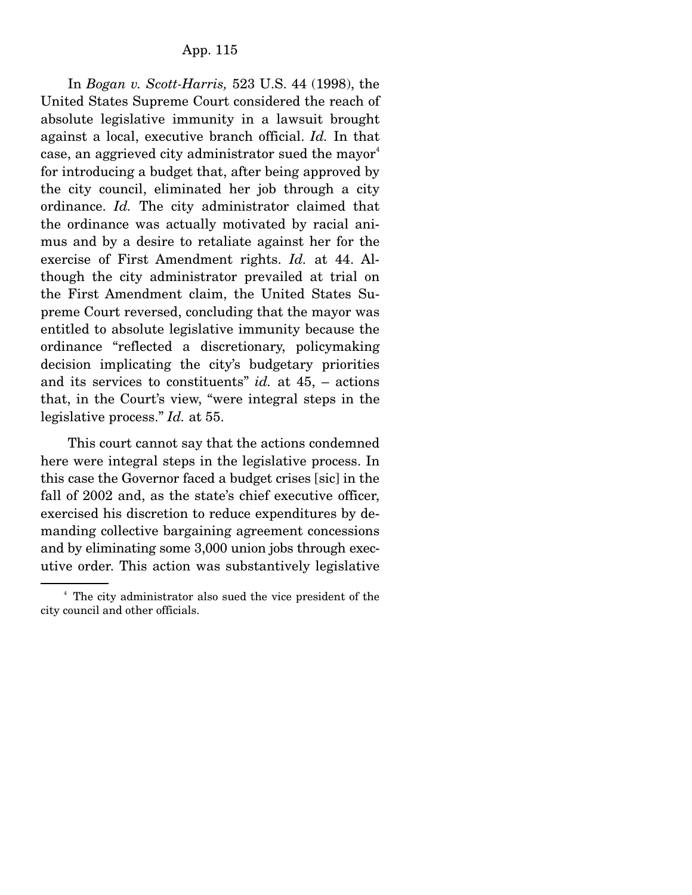In *Bogan v. Scott-Harris,* 523 U.S. 44 (1998), the United States Supreme Court considered the reach of absolute legislative immunity in a lawsuit brought against a local, executive branch official. *Id.* In that case, an aggrieved city administrator sued the mayor[4] for introducing a budget that, after being approved by the city council, eliminated her job through a city ordinance. *Id.* The city administrator claimed that the ordinance was actually motivated by racial animus and by a desire to retaliate against her for the exercise of First Amendment rights. *Id.* at 44. Although the city administrator prevailed at trial on the First Amendment claim, the United States Supreme Court reversed, concluding that the mayor was entitled to absolute legislative immunity because the ordinance "reflected a discretionary, policymaking decision implicating the city's budgetary priorities and its services to constituents" *id.* at 45, – actions that, in the Court's view, "were integral steps in the legislative process." *Id.* at 55.

This court cannot say that the actions condemned here were integral steps in the legislative process. In this case the Governor faced a budget crises [sic] in the fall of 2002 and, as the state's chief executive officer, exercised his discretion to reduce expenditures by demanding collective bargaining agreement concessions and by eliminating some 3,000 union jobs through executive order. This action was substantively legislative

[4] The city administrator also sued the vice president of the city council and other officials.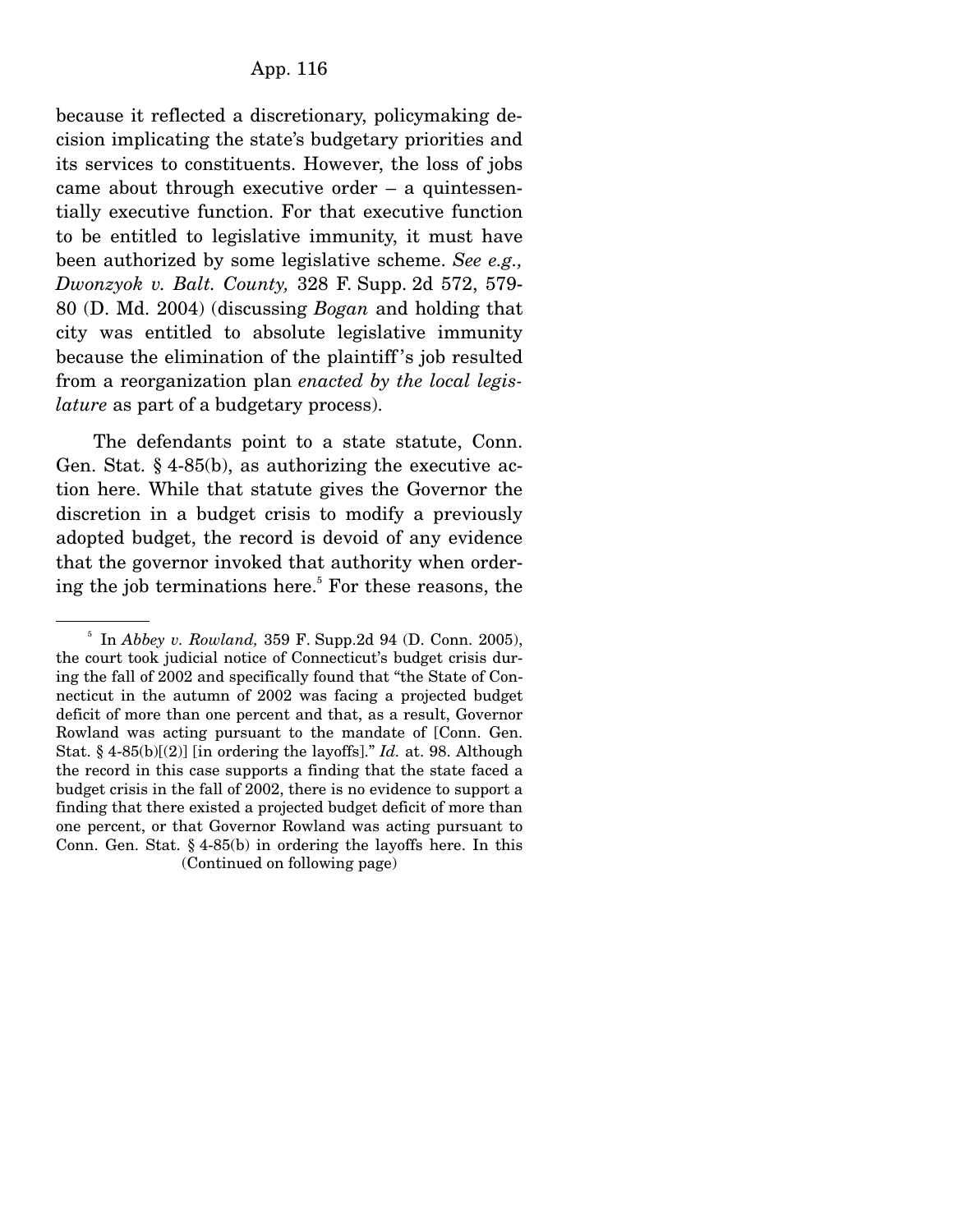because it reflected a discretionary, policymaking decision implicating the state's budgetary priorities and its services to constituents. However, the loss of jobs came about through executive order – a quintessentially executive function. For that executive function to be entitled to legislative immunity, it must have been authorized by some legislative scheme. *See e.g., Dwonzyok v. Balt. County,* 328 F. Supp. 2d 572, 579-80 (D. Md. 2004) (discussing *Bogan* and holding that city was entitled to absolute legislative immunity because the elimination of the plaintiff's job resulted from a reorganization plan *enacted by the local legislature* as part of a budgetary process).

The defendants point to a state statute, Conn. Gen. Stat. § 4-85(b), as authorizing the executive action here. While that statute gives the Governor the discretion in a budget crisis to modify a previously adopted budget, the record is devoid of any evidence that the governor invoked that authority when ordering the job terminations here.[5] For these reasons, the

---

[5] In *Abbey v. Rowland,* 359 F. Supp.2d 94 (D. Conn. 2005), the court took judicial notice of Connecticut's budget crisis during the fall of 2002 and specifically found that "the State of Connecticut in the autumn of 2002 was facing a projected budget deficit of more than one percent and that, as a result, Governor Rowland was acting pursuant to the mandate of [Conn. Gen. Stat. § 4-85(b)[(2)] [in ordering the layoffs]." *Id.* at. 98. Although the record in this case supports a finding that the state faced a budget crisis in the fall of 2002, there is no evidence to support a finding that there existed a projected budget deficit of more than one percent, or that Governor Rowland was acting pursuant to Conn. Gen. Stat. § 4-85(b) in ordering the layoffs here. In this

(Continued on following page)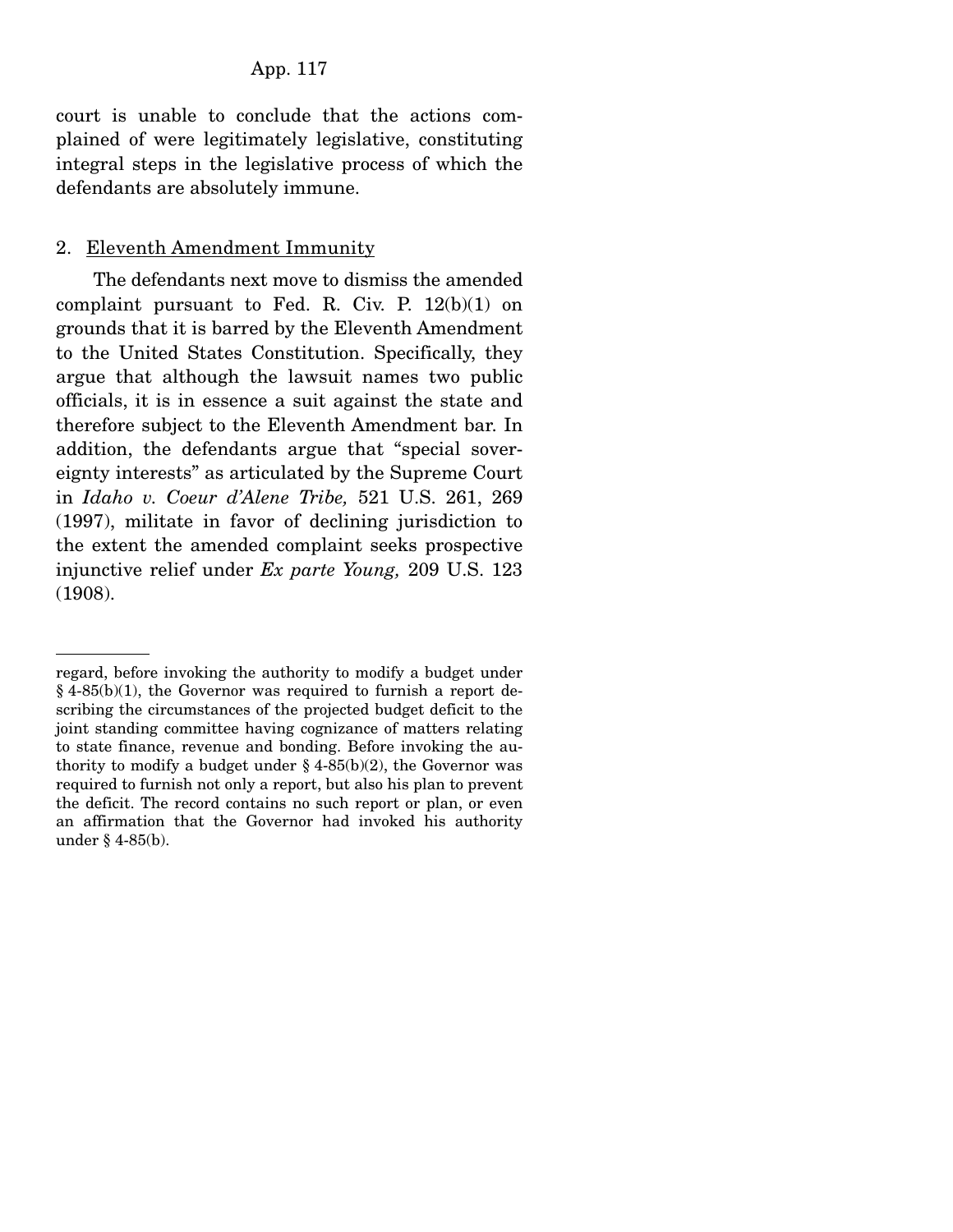court is unable to conclude that the actions complained of were legitimately legislative, constituting integral steps in the legislative process of which the defendants are absolutely immune.

2. Eleventh Amendment Immunity

The defendants next move to dismiss the amended complaint pursuant to Fed. R. Civ. P. 12(b)(1) on grounds that it is barred by the Eleventh Amendment to the United States Constitution. Specifically, they argue that although the lawsuit names two public officials, it is in essence a suit against the state and therefore subject to the Eleventh Amendment bar. In addition, the defendants argue that "special sovereignty interests" as articulated by the Supreme Court in *Idaho v. Coeur d'Alene Tribe,* 521 U.S. 261, 269 (1997), militate in favor of declining jurisdiction to the extent the amended complaint seeks prospective injunctive relief under *Ex parte Young,* 209 U.S. 123 (1908).

---

regard, before invoking the authority to modify a budget under § 4-85(b)(1), the Governor was required to furnish a report describing the circumstances of the projected budget deficit to the joint standing committee having cognizance of matters relating to state finance, revenue and bonding. Before invoking the authority to modify a budget under § 4-85(b)(2), the Governor was required to furnish not only a report, but also his plan to prevent the deficit. The record contains no such report or plan, or even an affirmation that the Governor had invoked his authority under § 4-85(b).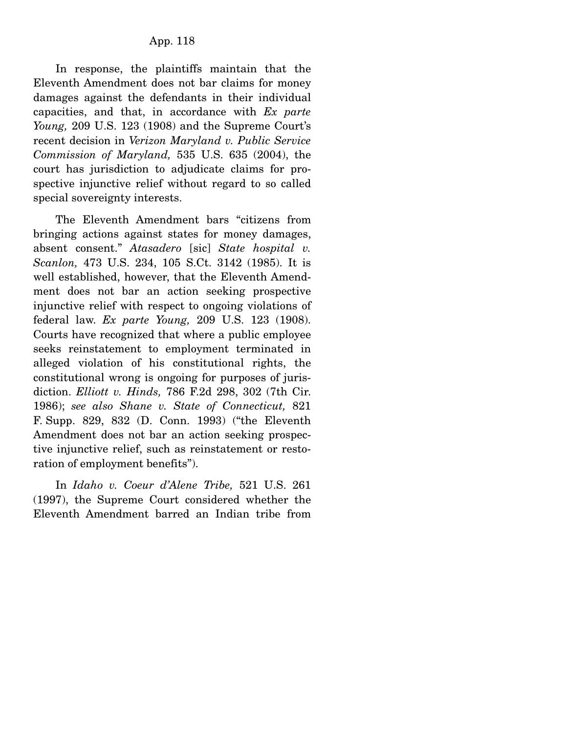In response, the plaintiffs maintain that the Eleventh Amendment does not bar claims for money damages against the defendants in their individual capacities, and that, in accordance with *Ex parte Young,* 209 U.S. 123 (1908) and the Supreme Court's recent decision in *Verizon Maryland v. Public Service Commission of Maryland,* 535 U.S. 635 (2004), the court has jurisdiction to adjudicate claims for prospective injunctive relief without regard to so called special sovereignty interests.

The Eleventh Amendment bars "citizens from bringing actions against states for money damages, absent consent." *Atasadero* [sic] *State hospital v. Scanlon,* 473 U.S. 234, 105 S.Ct. 3142 (1985). It is well established, however, that the Eleventh Amendment does not bar an action seeking prospective injunctive relief with respect to ongoing violations of federal law. *Ex parte Young,* 209 U.S. 123 (1908). Courts have recognized that where a public employee seeks reinstatement to employment terminated in alleged violation of his constitutional rights, the constitutional wrong is ongoing for purposes of jurisdiction. *Elliott v. Hinds,* 786 F.2d 298, 302 (7th Cir. 1986); *see also Shane v. State of Connecticut,* 821 F. Supp. 829, 832 (D. Conn. 1993) ("the Eleventh Amendment does not bar an action seeking prospective injunctive relief, such as reinstatement or restoration of employment benefits").

In *Idaho v. Coeur d'Alene Tribe,* 521 U.S. 261 (1997), the Supreme Court considered whether the Eleventh Amendment barred an Indian tribe from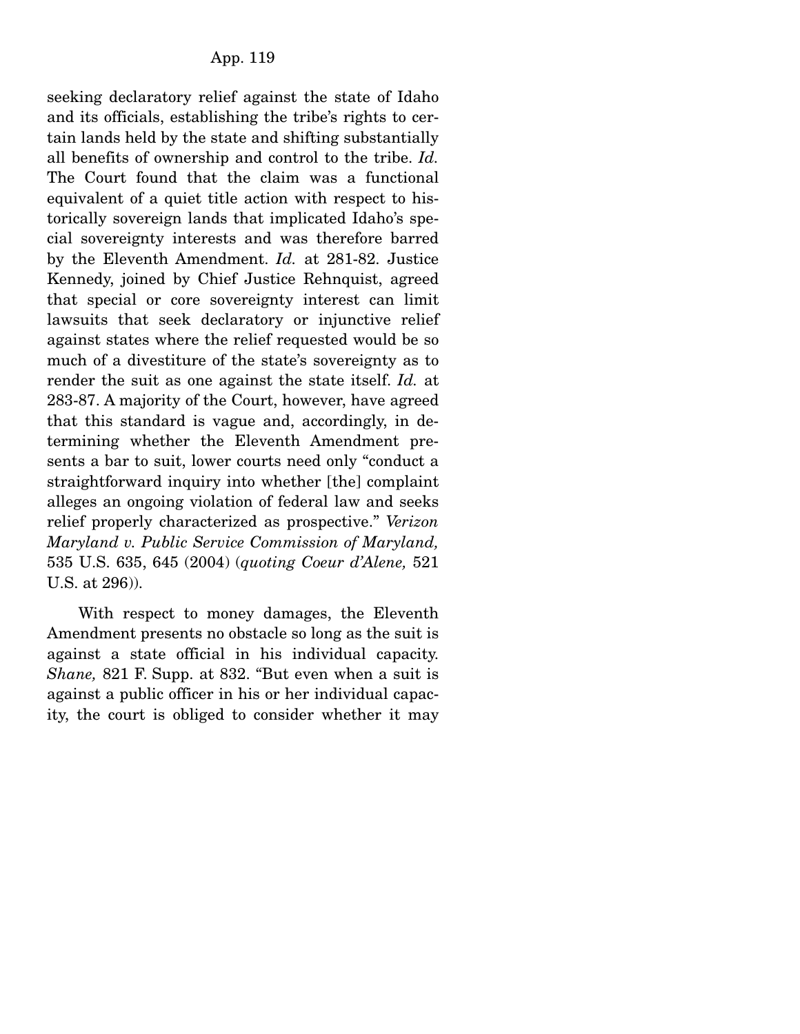seeking declaratory relief against the state of Idaho and its officials, establishing the tribe's rights to certain lands held by the state and shifting substantially all benefits of ownership and control to the tribe. *Id.* The Court found that the claim was a functional equivalent of a quiet title action with respect to historically sovereign lands that implicated Idaho's special sovereignty interests and was therefore barred by the Eleventh Amendment. *Id.* at 281-82. Justice Kennedy, joined by Chief Justice Rehnquist, agreed that special or core sovereignty interest can limit lawsuits that seek declaratory or injunctive relief against states where the relief requested would be so much of a divestiture of the state's sovereignty as to render the suit as one against the state itself. *Id.* at 283-87. A majority of the Court, however, have agreed that this standard is vague and, accordingly, in determining whether the Eleventh Amendment presents a bar to suit, lower courts need only "conduct a straightforward inquiry into whether [the] complaint alleges an ongoing violation of federal law and seeks relief properly characterized as prospective." *Verizon Maryland v. Public Service Commission of Maryland,* 535 U.S. 635, 645 (2004) (*quoting Coeur d'Alene,* 521 U.S. at 296)).

With respect to money damages, the Eleventh Amendment presents no obstacle so long as the suit is against a state official in his individual capacity. *Shane,* 821 F. Supp. at 832. "But even when a suit is against a public officer in his or her individual capacity, the court is obliged to consider whether it may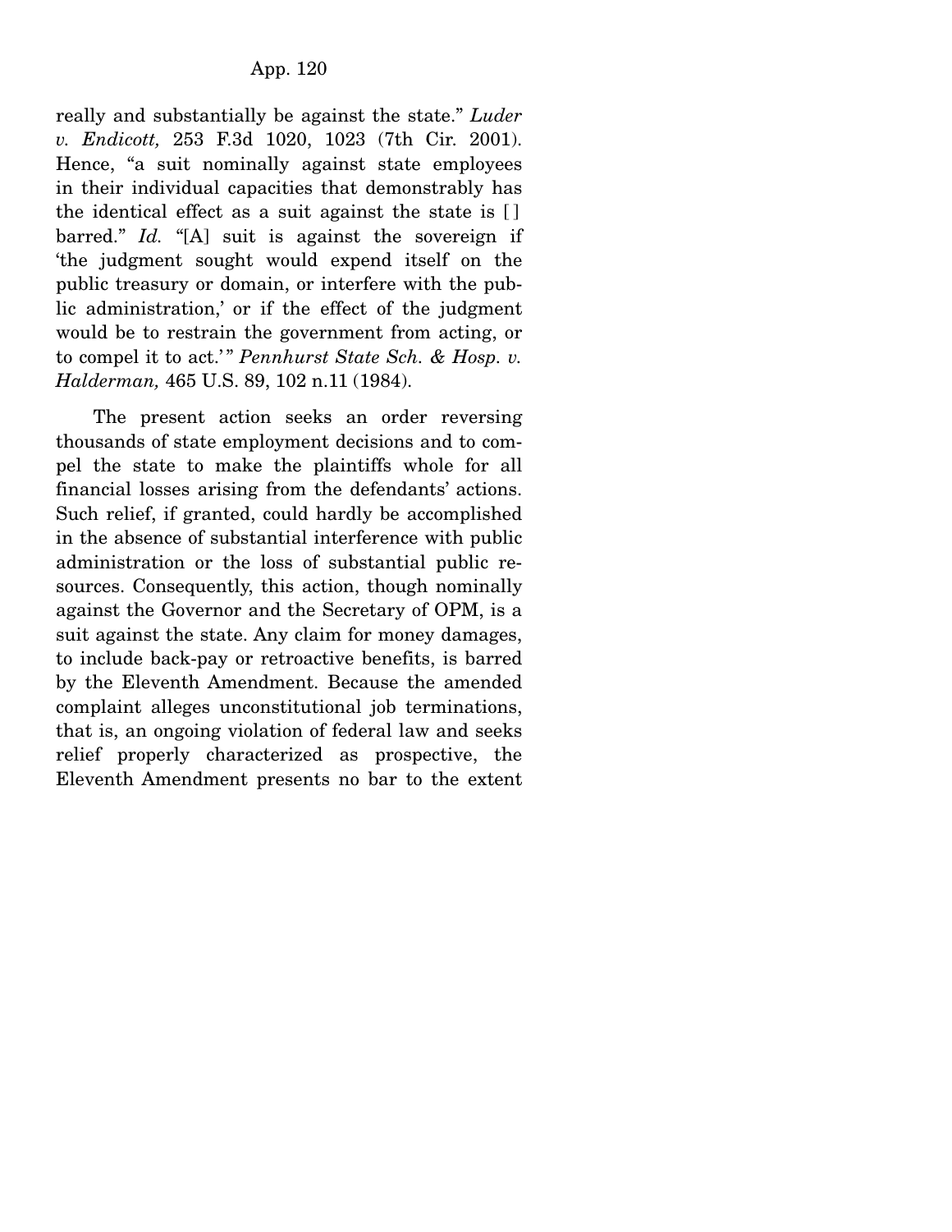really and substantially be against the state." *Luder v. Endicott,* 253 F.3d 1020, 1023 (7th Cir. 2001). Hence, "a suit nominally against state employees in their individual capacities that demonstrably has the identical effect as a suit against the state is [] barred." *Id.* "[A] suit is against the sovereign if 'the judgment sought would expend itself on the public treasury or domain, or interfere with the public administration,' or if the effect of the judgment would be to restrain the government from acting, or to compel it to act.'" *Pennhurst State Sch. & Hosp. v. Halderman,* 465 U.S. 89, 102 n.11 (1984).

The present action seeks an order reversing thousands of state employment decisions and to compel the state to make the plaintiffs whole for all financial losses arising from the defendants' actions. Such relief, if granted, could hardly be accomplished in the absence of substantial interference with public administration or the loss of substantial public resources. Consequently, this action, though nominally against the Governor and the Secretary of OPM, is a suit against the state. Any claim for money damages, to include back-pay or retroactive benefits, is barred by the Eleventh Amendment. Because the amended complaint alleges unconstitutional job terminations, that is, an ongoing violation of federal law and seeks relief properly characterized as prospective, the Eleventh Amendment presents no bar to the extent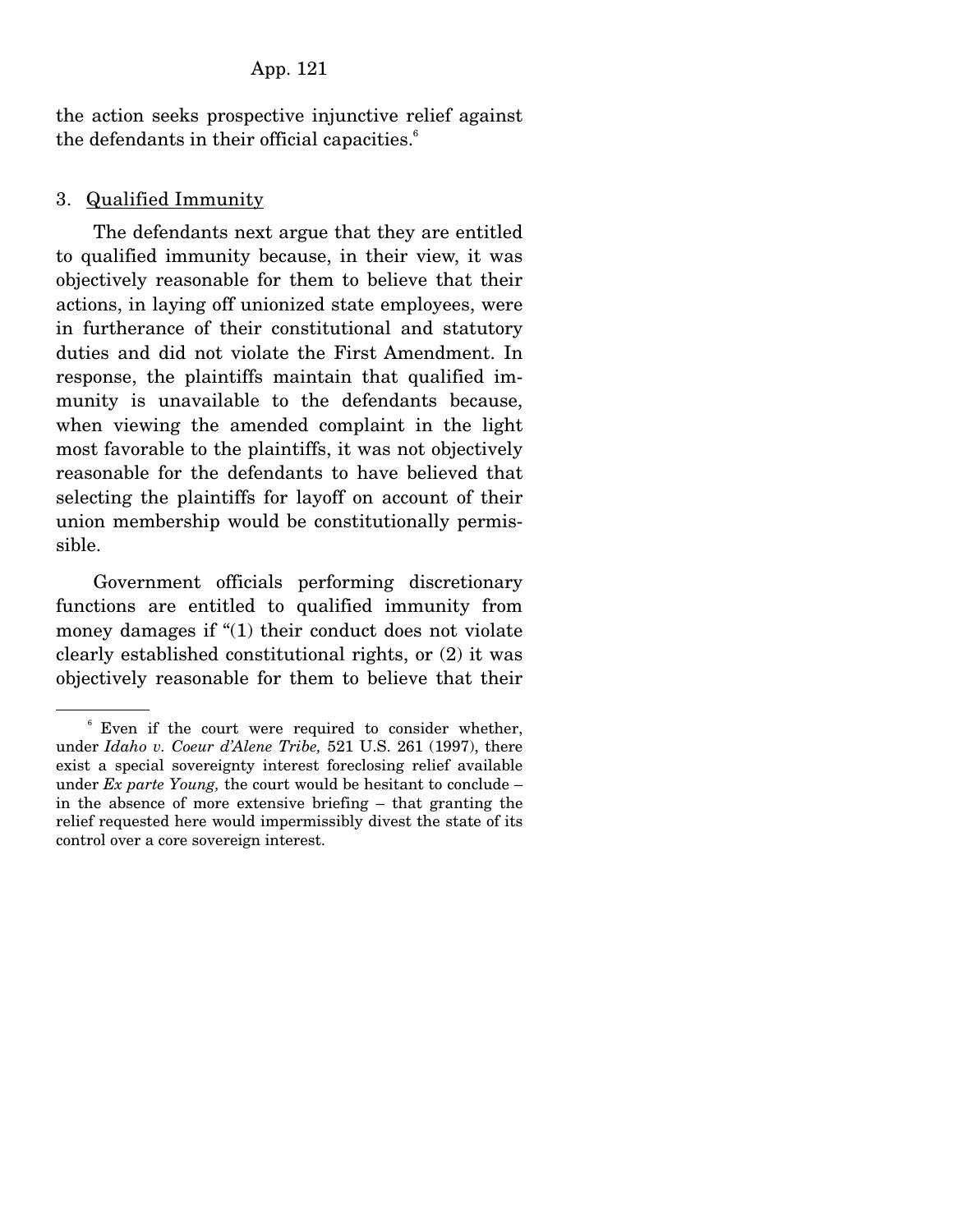the action seeks prospective injunctive relief against the defendants in their official capacities.[6]

3. Qualified Immunity

The defendants next argue that they are entitled to qualified immunity because, in their view, it was objectively reasonable for them to believe that their actions, in laying off unionized state employees, were in furtherance of their constitutional and statutory duties and did not violate the First Amendment. In response, the plaintiffs maintain that qualified immunity is unavailable to the defendants because, when viewing the amended complaint in the light most favorable to the plaintiffs, it was not objectively reasonable for the defendants to have believed that selecting the plaintiffs for layoff on account of their union membership would be constitutionally permissible.

Government officials performing discretionary functions are entitled to qualified immunity from money damages if "(1) their conduct does not violate clearly established constitutional rights, or (2) it was objectively reasonable for them to believe that their

[6] Even if the court were required to consider whether, under *Idaho v. Coeur d'Alene Tribe,* 521 U.S. 261 (1997), there exist a special sovereignty interest foreclosing relief available under *Ex parte Young,* the court would be hesitant to conclude – in the absence of more extensive briefing – that granting the relief requested here would impermissibly divest the state of its control over a core sovereign interest.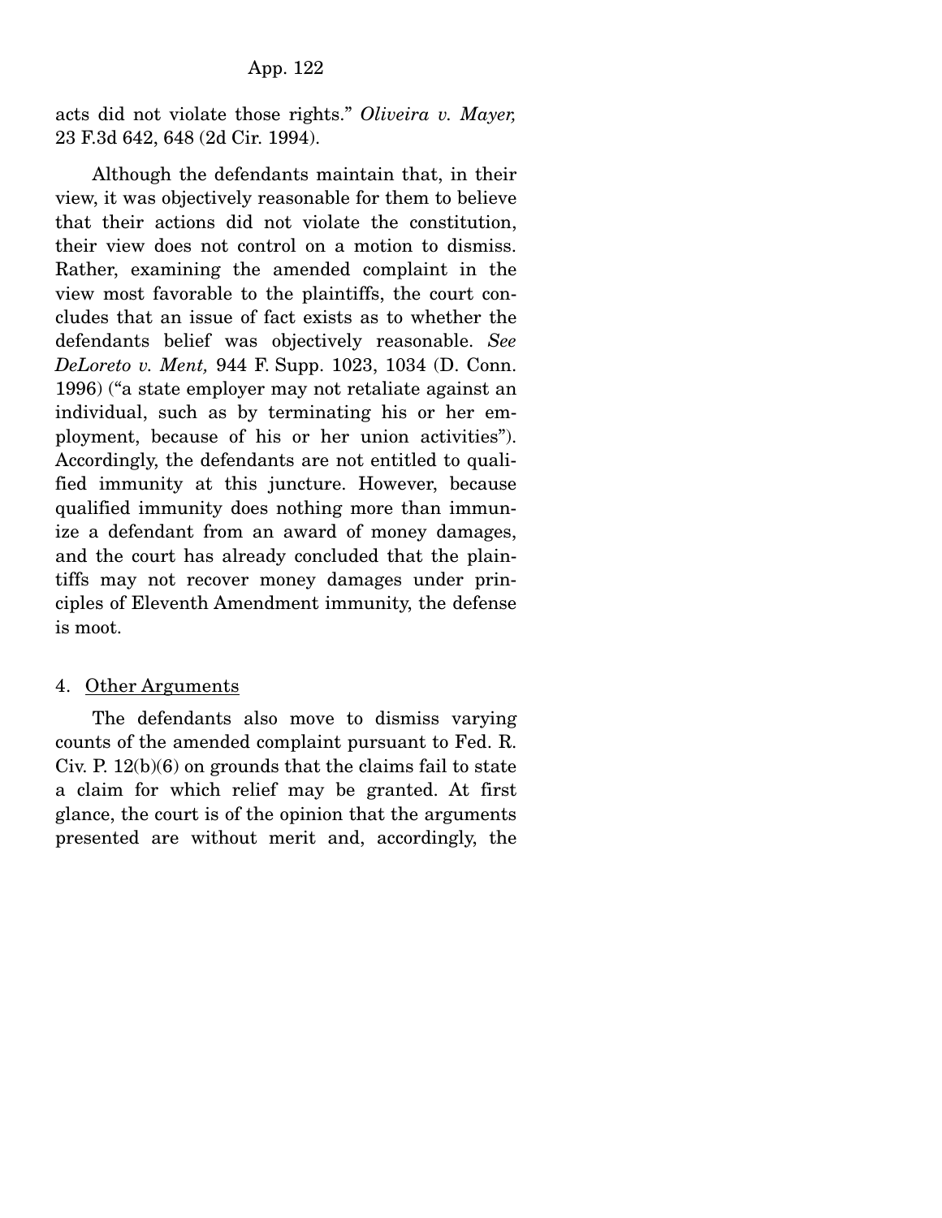acts did not violate those rights." *Oliveira v. Mayer,* 23 F.3d 642, 648 (2d Cir. 1994).

Although the defendants maintain that, in their view, it was objectively reasonable for them to believe that their actions did not violate the constitution, their view does not control on a motion to dismiss. Rather, examining the amended complaint in the view most favorable to the plaintiffs, the court concludes that an issue of fact exists as to whether the defendants belief was objectively reasonable. *See DeLoreto v. Ment,* 944 F. Supp. 1023, 1034 (D. Conn. 1996) ("a state employer may not retaliate against an individual, such as by terminating his or her employment, because of his or her union activities"). Accordingly, the defendants are not entitled to qualified immunity at this juncture. However, because qualified immunity does nothing more than immunize a defendant from an award of money damages, and the court has already concluded that the plaintiffs may not recover money damages under principles of Eleventh Amendment immunity, the defense is moot.

4. Other Arguments

The defendants also move to dismiss varying counts of the amended complaint pursuant to Fed. R. Civ. P. 12(b)(6) on grounds that the claims fail to state a claim for which relief may be granted. At first glance, the court is of the opinion that the arguments presented are without merit and, accordingly, the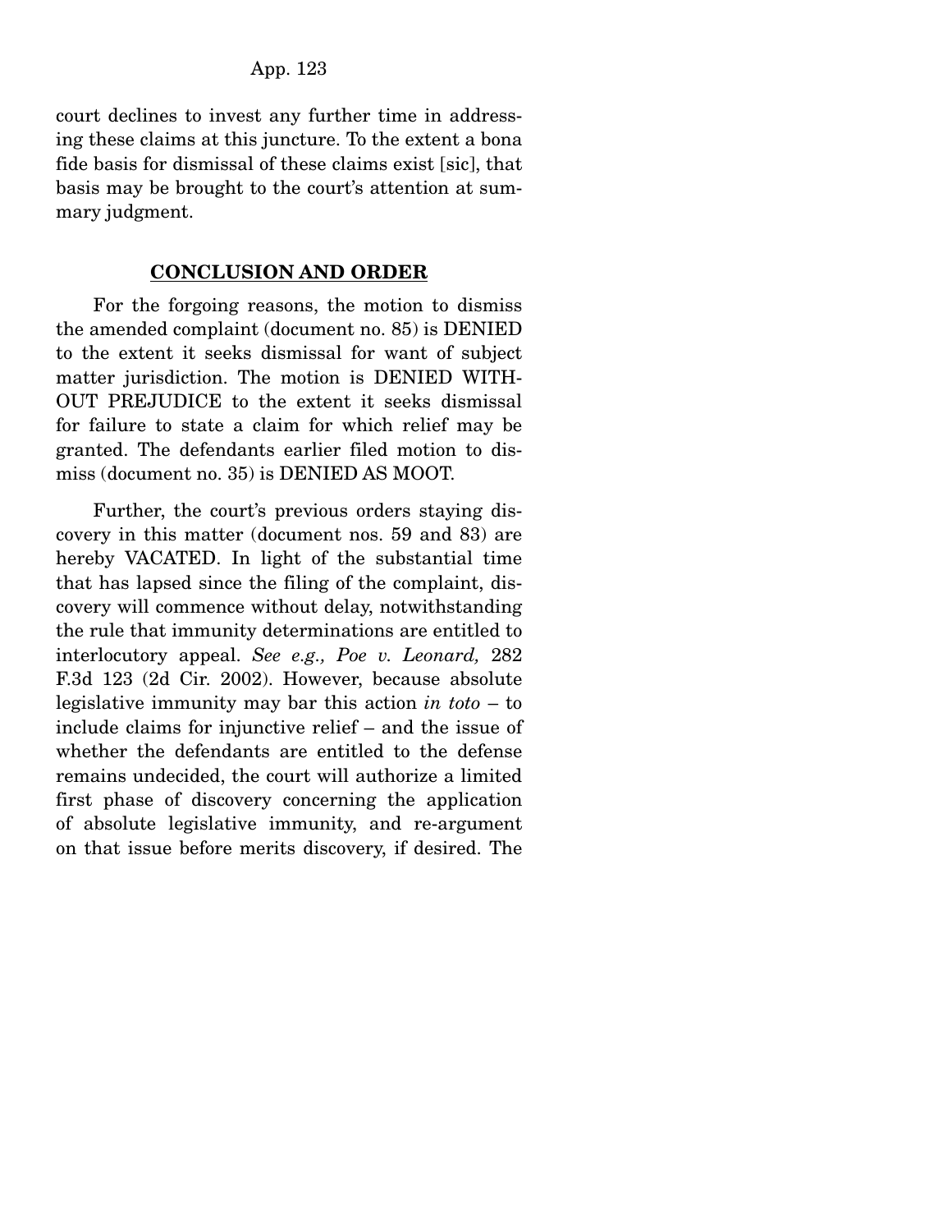court declines to invest any further time in addressing these claims at this juncture. To the extent a bona fide basis for dismissal of these claims exist [sic], that basis may be brought to the court's attention at summary judgment.

## CONCLUSION AND ORDER

For the forgoing reasons, the motion to dismiss the amended complaint (document no. 85) is DENIED to the extent it seeks dismissal for want of subject matter jurisdiction. The motion is DENIED WITHOUT PREJUDICE to the extent it seeks dismissal for failure to state a claim for which relief may be granted. The defendants earlier filed motion to dismiss (document no. 35) is DENIED AS MOOT.

Further, the court's previous orders staying discovery in this matter (document nos. 59 and 83) are hereby VACATED. In light of the substantial time that has lapsed since the filing of the complaint, discovery will commence without delay, notwithstanding the rule that immunity determinations are entitled to interlocutory appeal. *See e.g., Poe v. Leonard,* 282 F.3d 123 (2d Cir. 2002). However, because absolute legislative immunity may bar this action *in toto* – to include claims for injunctive relief – and the issue of whether the defendants are entitled to the defense remains undecided, the court will authorize a limited first phase of discovery concerning the application of absolute legislative immunity, and re-argument on that issue before merits discovery, if desired. The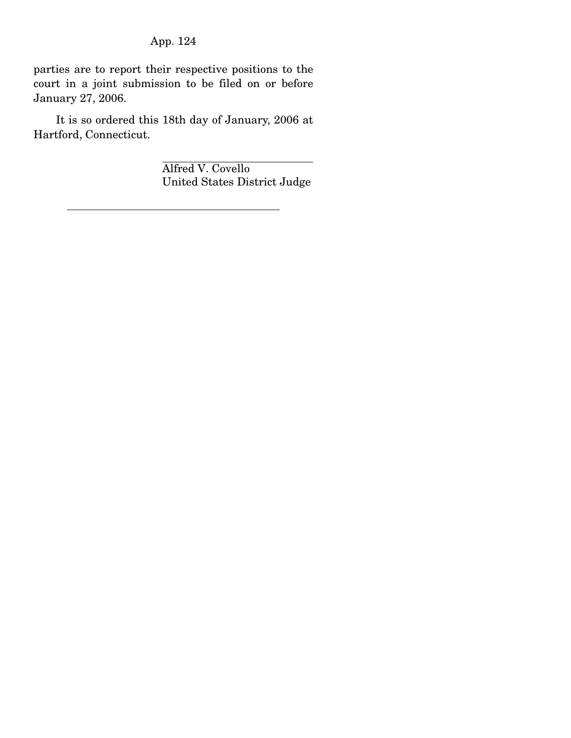parties are to report their respective positions to the court in a joint submission to be filed on or before January 27, 2006.

It is so ordered this 18th day of January, 2006 at Hartford, Connecticut.

Alfred V. Covello
United States District Judge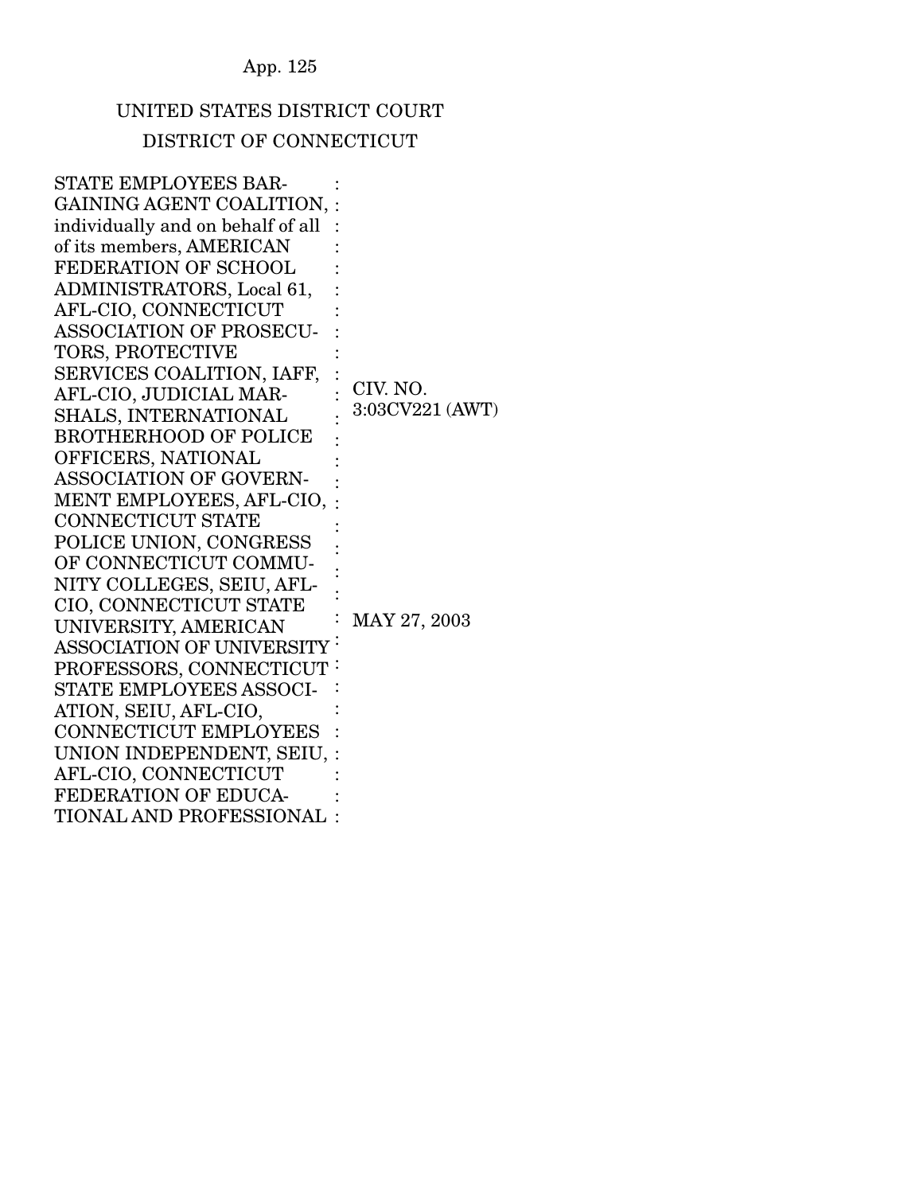UNITED STATES DISTRICT COURT

DISTRICT OF CONNECTICUT

| | | |
|---|---|---|
| STATE EMPLOYEES BARGAINING AGENT COALITION, individually and on behalf of all of its members, AMERICAN FEDERATION OF SCHOOL ADMINISTRATORS, Local 61, AFL-CIO, CONNECTICUT ASSOCIATION OF PROSECUTORS, PROTECTIVE SERVICES COALITION, IAFF, AFL-CIO, JUDICIAL MARSHALS, INTERNATIONAL BROTHERHOOD OF POLICE OFFICERS, NATIONAL ASSOCIATION OF GOVERNMENT EMPLOYEES, AFL-CIO, CONNECTICUT STATE POLICE UNION, CONGRESS OF CONNECTICUT COMMUNITY COLLEGES, SEIU, AFL-CIO, CONNECTICUT STATE UNIVERSITY, AMERICAN ASSOCIATION OF UNIVERSITY PROFESSORS, CONNECTICUT STATE EMPLOYEES ASSOCIATION, SEIU, AFL-CIO, CONNECTICUT EMPLOYEES UNION INDEPENDENT, SEIU, AFL-CIO, CONNECTICUT FEDERATION OF EDUCATIONAL AND PROFESSIONAL | : | CIV. NO. 3:03CV221 (AWT)<br><br>MAY 27, 2003 |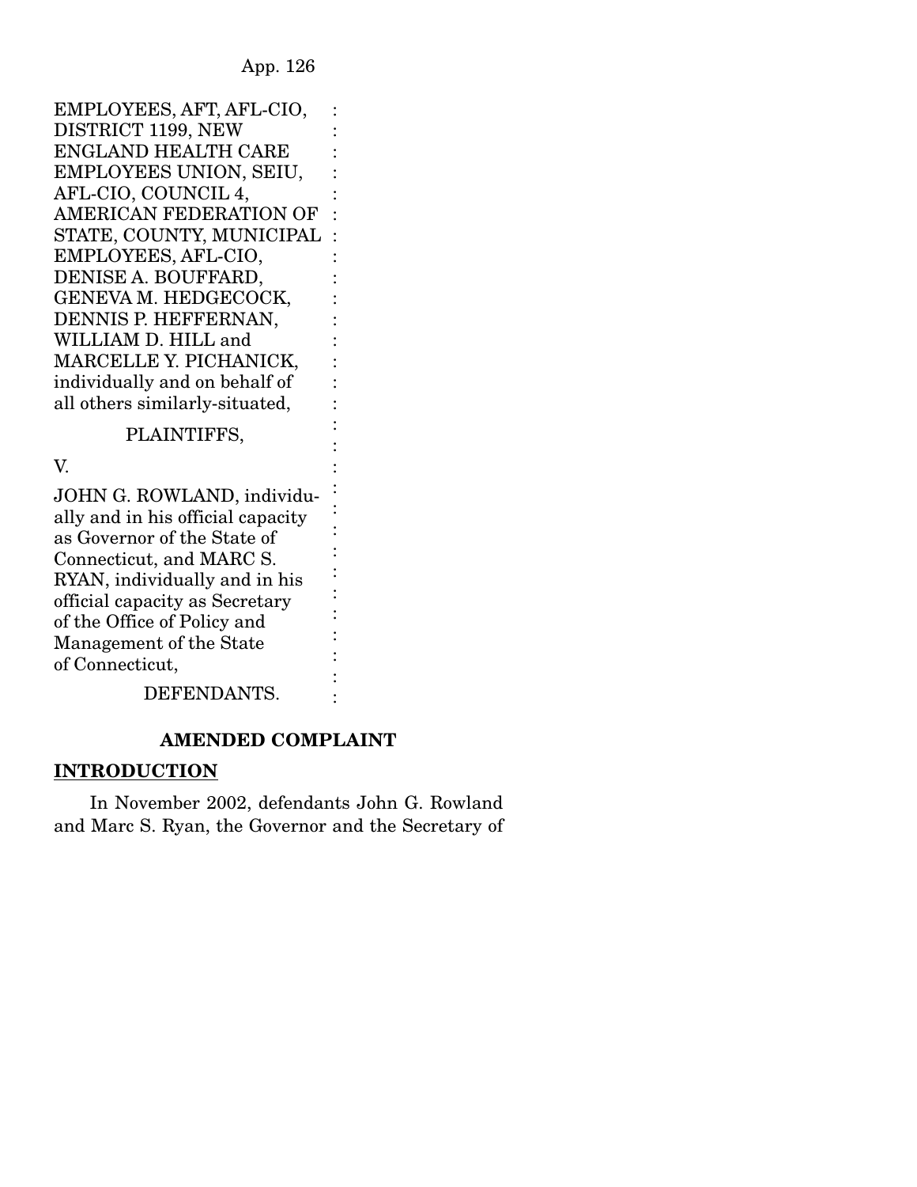EMPLOYEES, AFT, AFL-CIO, DISTRICT 1199, NEW ENGLAND HEALTH CARE EMPLOYEES UNION, SEIU, AFL-CIO, COUNCIL 4, AMERICAN FEDERATION OF STATE, COUNTY, MUNICIPAL EMPLOYEES, AFL-CIO, DENISE A. BOUFFARD, GENEVA M. HEDGECOCK, DENNIS P. HEFFERNAN, WILLIAM D. HILL and MARCELLE Y. PICHANICK, individually and on behalf of all others similarly-situated,

PLAINTIFFS,

V.

JOHN G. ROWLAND, individually and in his official capacity as Governor of the State of Connecticut, and MARC S. RYAN, individually and in his official capacity as Secretary of the Office of Policy and Management of the State of Connecticut,

DEFENDANTS.

## AMENDED COMPLAINT

### INTRODUCTION

In November 2002, defendants John G. Rowland and Marc S. Ryan, the Governor and the Secretary of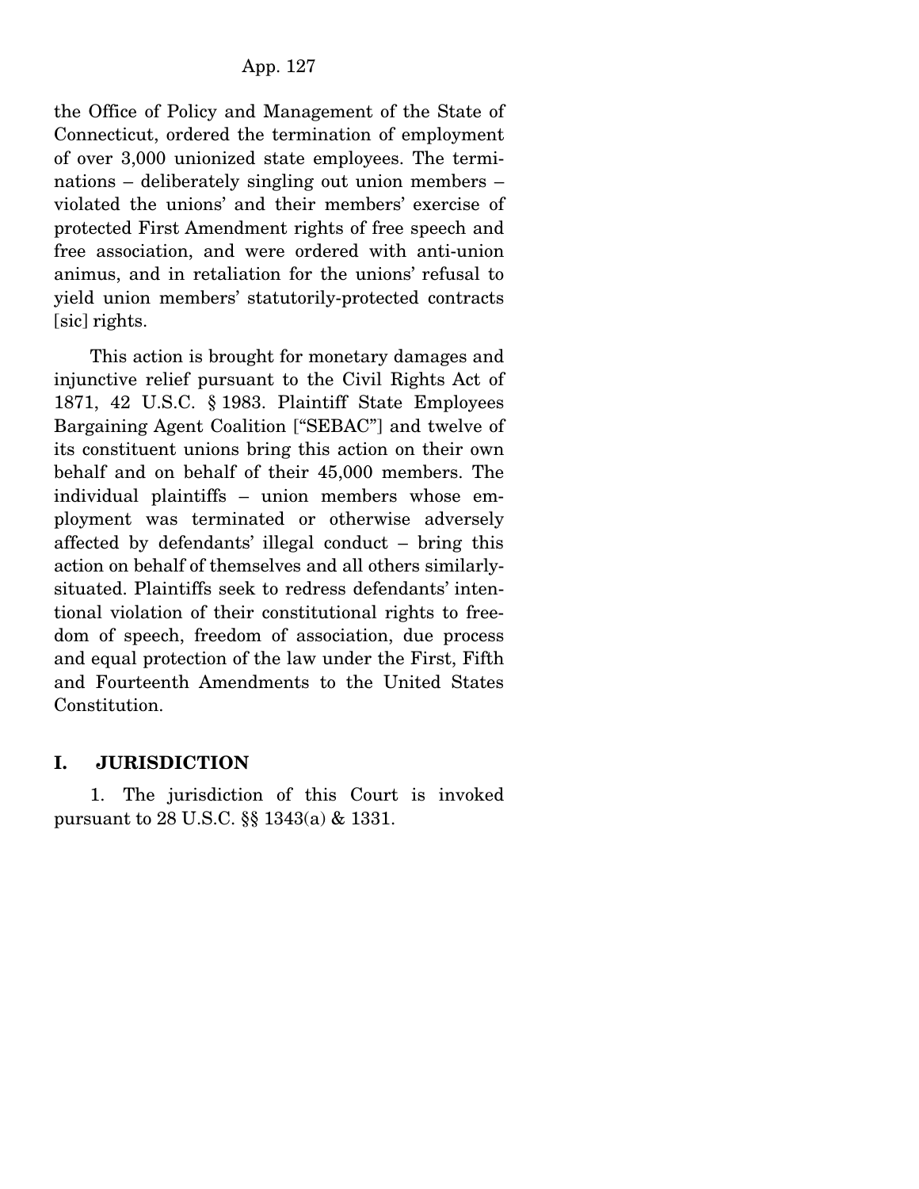the Office of Policy and Management of the State of Connecticut, ordered the termination of employment of over 3,000 unionized state employees. The terminations – deliberately singling out union members – violated the unions' and their members' exercise of protected First Amendment rights of free speech and free association, and were ordered with anti-union animus, and in retaliation for the unions' refusal to yield union members' statutorily-protected contracts [sic] rights.

This action is brought for monetary damages and injunctive relief pursuant to the Civil Rights Act of 1871, 42 U.S.C. § 1983. Plaintiff State Employees Bargaining Agent Coalition ["SEBAC"] and twelve of its constituent unions bring this action on their own behalf and on behalf of their 45,000 members. The individual plaintiffs – union members whose employment was terminated or otherwise adversely affected by defendants' illegal conduct – bring this action on behalf of themselves and all others similarly-situated. Plaintiffs seek to redress defendants' intentional violation of their constitutional rights to freedom of speech, freedom of association, due process and equal protection of the law under the First, Fifth and Fourteenth Amendments to the United States Constitution.

## I. JURISDICTION

1. The jurisdiction of this Court is invoked pursuant to 28 U.S.C. §§ 1343(a) & 1331.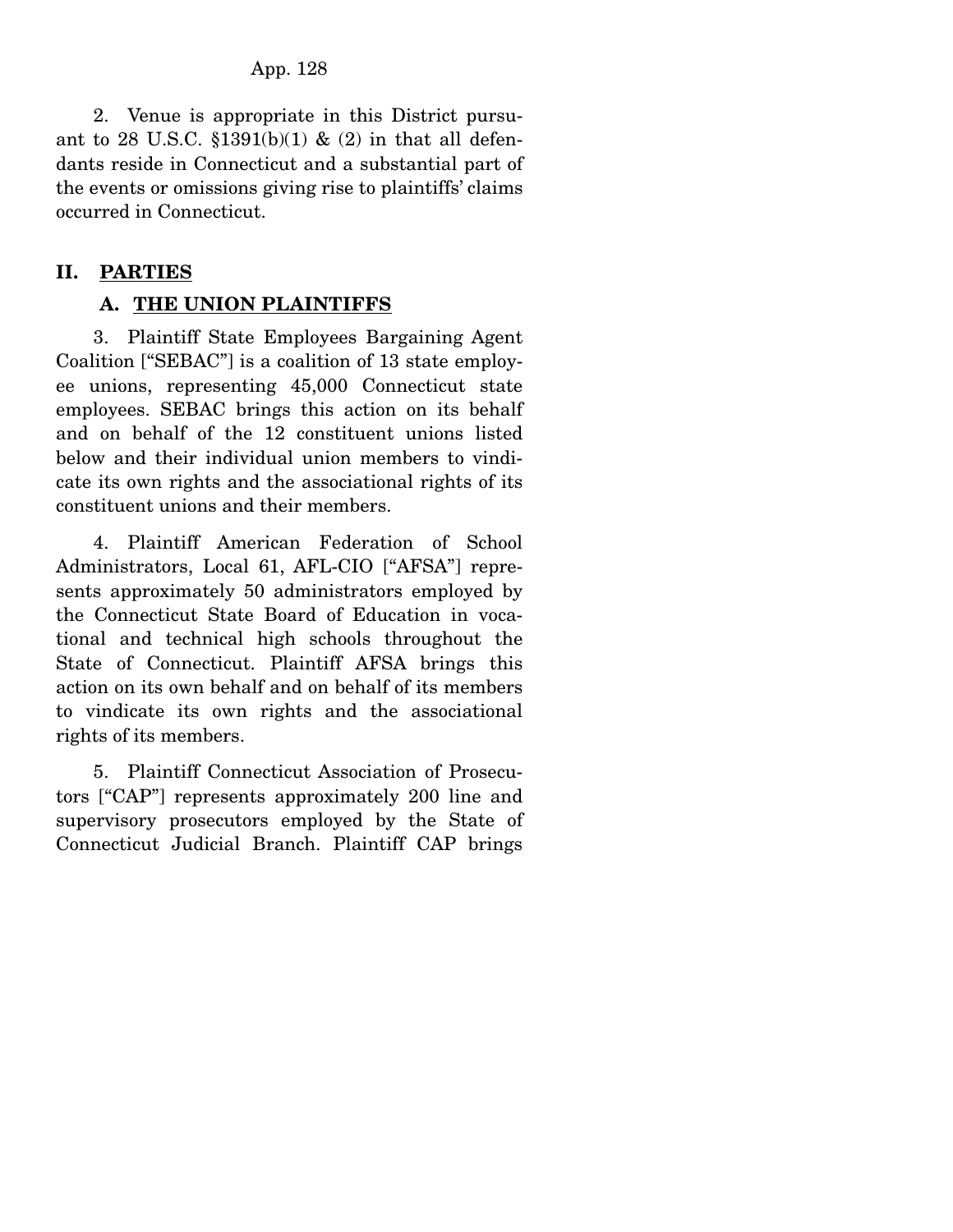2. Venue is appropriate in this District pursuant to 28 U.S.C. §1391(b)(1) & (2) in that all defendants reside in Connecticut and a substantial part of the events or omissions giving rise to plaintiffs' claims occurred in Connecticut.

## II. PARTIES

### A. THE UNION PLAINTIFFS

3. Plaintiff State Employees Bargaining Agent Coalition ["SEBAC"] is a coalition of 13 state employee unions, representing 45,000 Connecticut state employees. SEBAC brings this action on its behalf and on behalf of the 12 constituent unions listed below and their individual union members to vindicate its own rights and the associational rights of its constituent unions and their members.

4. Plaintiff American Federation of School Administrators, Local 61, AFL-CIO ["AFSA"] represents approximately 50 administrators employed by the Connecticut State Board of Education in vocational and technical high schools throughout the State of Connecticut. Plaintiff AFSA brings this action on its own behalf and on behalf of its members to vindicate its own rights and the associational rights of its members.

5. Plaintiff Connecticut Association of Prosecutors ["CAP"] represents approximately 200 line and supervisory prosecutors employed by the State of Connecticut Judicial Branch. Plaintiff CAP brings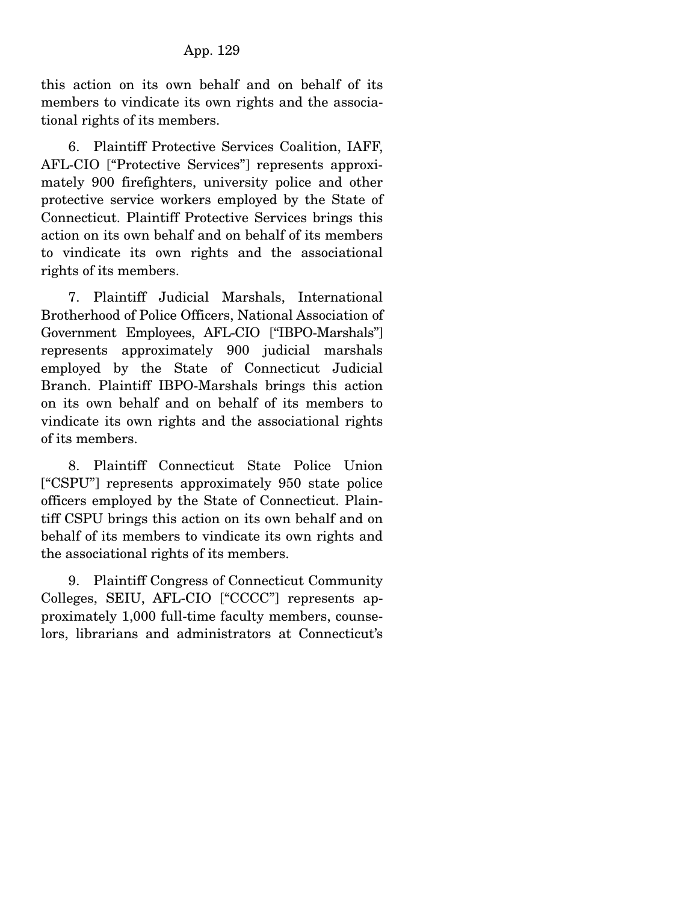this action on its own behalf and on behalf of its members to vindicate its own rights and the associational rights of its members.

6. Plaintiff Protective Services Coalition, IAFF, AFL-CIO ["Protective Services"] represents approximately 900 firefighters, university police and other protective service workers employed by the State of Connecticut. Plaintiff Protective Services brings this action on its own behalf and on behalf of its members to vindicate its own rights and the associational rights of its members.

7. Plaintiff Judicial Marshals, International Brotherhood of Police Officers, National Association of Government Employees, AFL-CIO ["IBPO-Marshals"] represents approximately 900 judicial marshals employed by the State of Connecticut Judicial Branch. Plaintiff IBPO-Marshals brings this action on its own behalf and on behalf of its members to vindicate its own rights and the associational rights of its members.

8. Plaintiff Connecticut State Police Union ["CSPU"] represents approximately 950 state police officers employed by the State of Connecticut. Plaintiff CSPU brings this action on its own behalf and on behalf of its members to vindicate its own rights and the associational rights of its members.

9. Plaintiff Congress of Connecticut Community Colleges, SEIU, AFL-CIO ["CCCC"] represents approximately 1,000 full-time faculty members, counselors, librarians and administrators at Connecticut's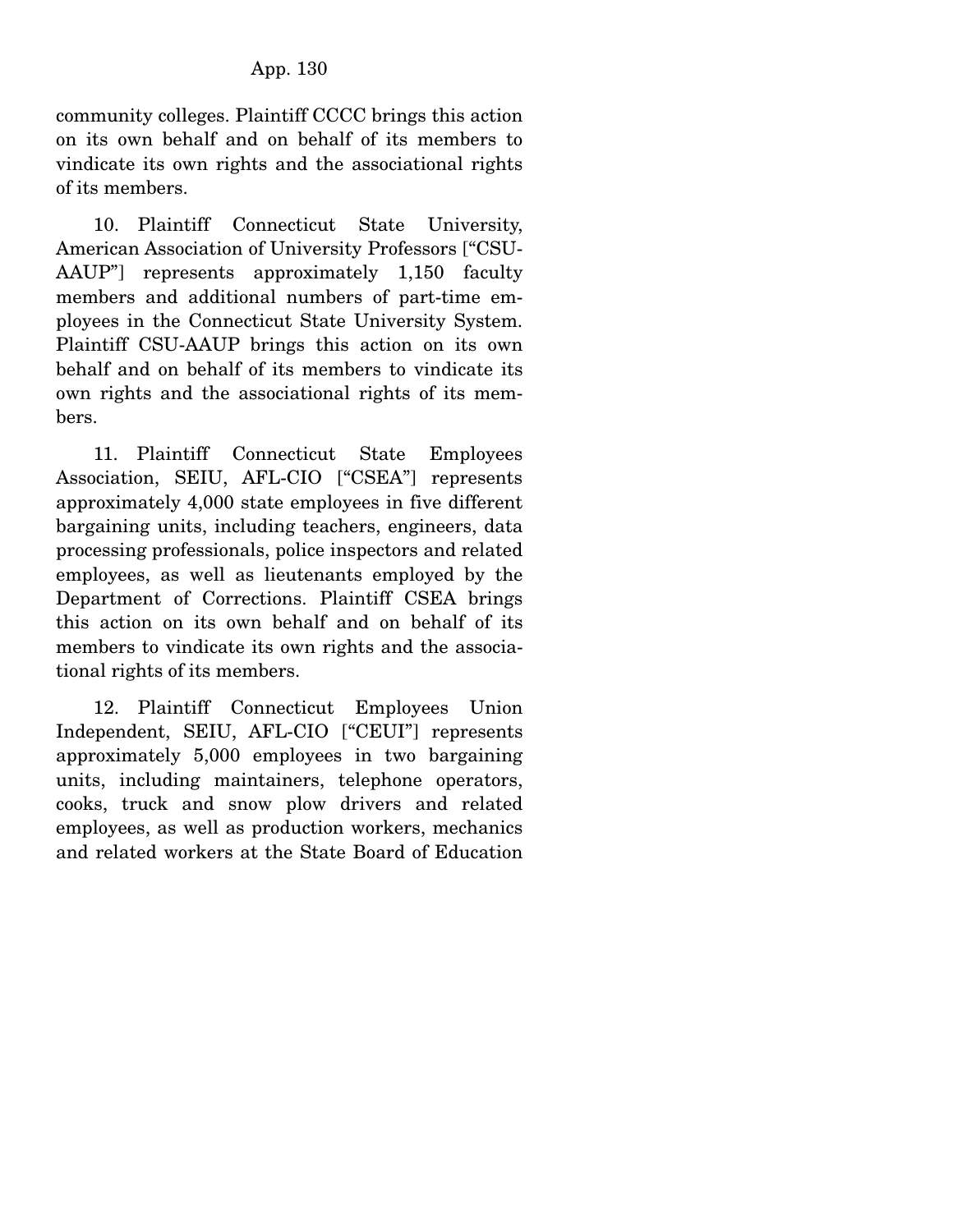community colleges. Plaintiff CCCC brings this action on its own behalf and on behalf of its members to vindicate its own rights and the associational rights of its members.

10. Plaintiff Connecticut State University, American Association of University Professors ["CSU-AAUP"] represents approximately 1,150 faculty members and additional numbers of part-time employees in the Connecticut State University System. Plaintiff CSU-AAUP brings this action on its own behalf and on behalf of its members to vindicate its own rights and the associational rights of its members.

11. Plaintiff Connecticut State Employees Association, SEIU, AFL-CIO ["CSEA"] represents approximately 4,000 state employees in five different bargaining units, including teachers, engineers, data processing professionals, police inspectors and related employees, as well as lieutenants employed by the Department of Corrections. Plaintiff CSEA brings this action on its own behalf and on behalf of its members to vindicate its own rights and the associational rights of its members.

12. Plaintiff Connecticut Employees Union Independent, SEIU, AFL-CIO ["CEUI"] represents approximately 5,000 employees in two bargaining units, including maintainers, telephone operators, cooks, truck and snow plow drivers and related employees, as well as production workers, mechanics and related workers at the State Board of Education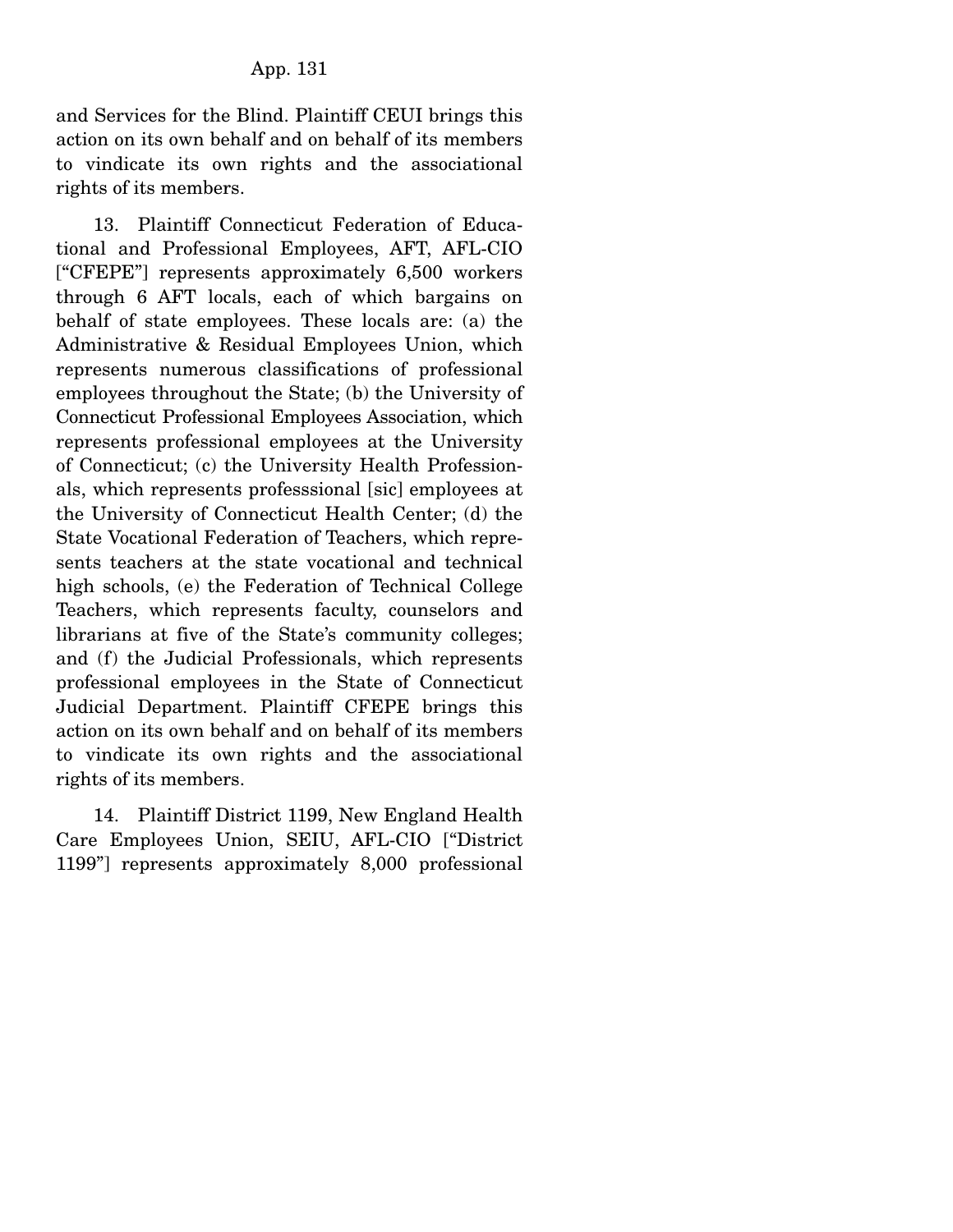and Services for the Blind. Plaintiff CEUI brings this action on its own behalf and on behalf of its members to vindicate its own rights and the associational rights of its members.

13. Plaintiff Connecticut Federation of Educational and Professional Employees, AFT, AFL-CIO ["CFEPE"] represents approximately 6,500 workers through 6 AFT locals, each of which bargains on behalf of state employees. These locals are: (a) the Administrative & Residual Employees Union, which represents numerous classifications of professional employees throughout the State; (b) the University of Connecticut Professional Employees Association, which represents professional employees at the University of Connecticut; (c) the University Health Professionals, which represents professsional [sic] employees at the University of Connecticut Health Center; (d) the State Vocational Federation of Teachers, which represents teachers at the state vocational and technical high schools, (e) the Federation of Technical College Teachers, which represents faculty, counselors and librarians at five of the State's community colleges; and (f) the Judicial Professionals, which represents professional employees in the State of Connecticut Judicial Department. Plaintiff CFEPE brings this action on its own behalf and on behalf of its members to vindicate its own rights and the associational rights of its members.

14. Plaintiff District 1199, New England Health Care Employees Union, SEIU, AFL-CIO ["District 1199"] represents approximately 8,000 professional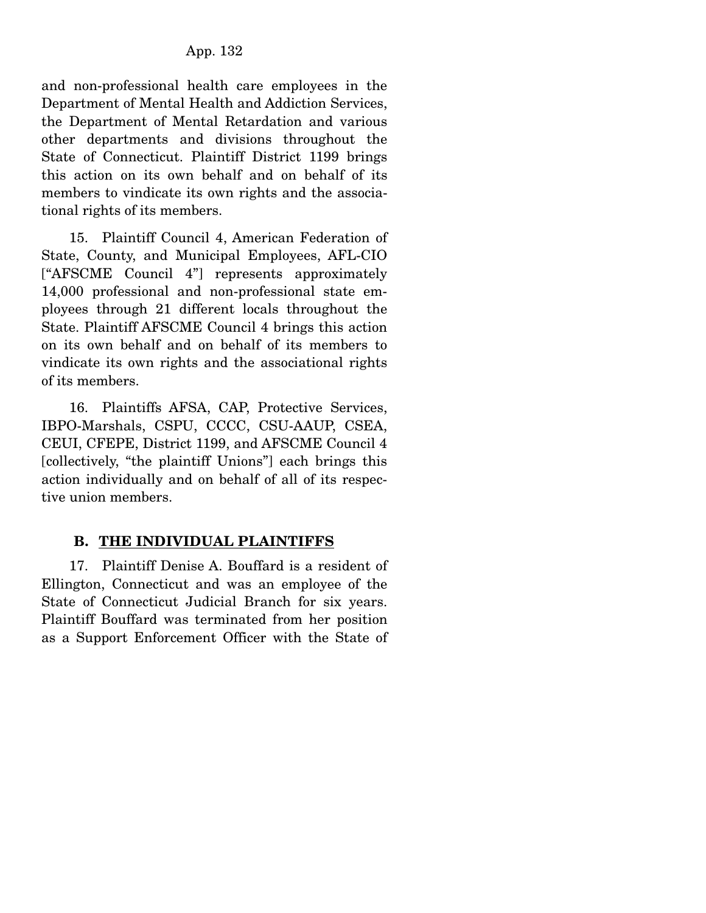and non-professional health care employees in the Department of Mental Health and Addiction Services, the Department of Mental Retardation and various other departments and divisions throughout the State of Connecticut. Plaintiff District 1199 brings this action on its own behalf and on behalf of its members to vindicate its own rights and the associational rights of its members.

15. Plaintiff Council 4, American Federation of State, County, and Municipal Employees, AFL-CIO ["AFSCME Council 4"] represents approximately 14,000 professional and non-professional state employees through 21 different locals throughout the State. Plaintiff AFSCME Council 4 brings this action on its own behalf and on behalf of its members to vindicate its own rights and the associational rights of its members.

16. Plaintiffs AFSA, CAP, Protective Services, IBPO-Marshals, CSPU, CCCC, CSU-AAUP, CSEA, CEUI, CFEPE, District 1199, and AFSCME Council 4 [collectively, "the plaintiff Unions"] each brings this action individually and on behalf of all of its respective union members.

### B. THE INDIVIDUAL PLAINTIFFS

17. Plaintiff Denise A. Bouffard is a resident of Ellington, Connecticut and was an employee of the State of Connecticut Judicial Branch for six years. Plaintiff Bouffard was terminated from her position as a Support Enforcement Officer with the State of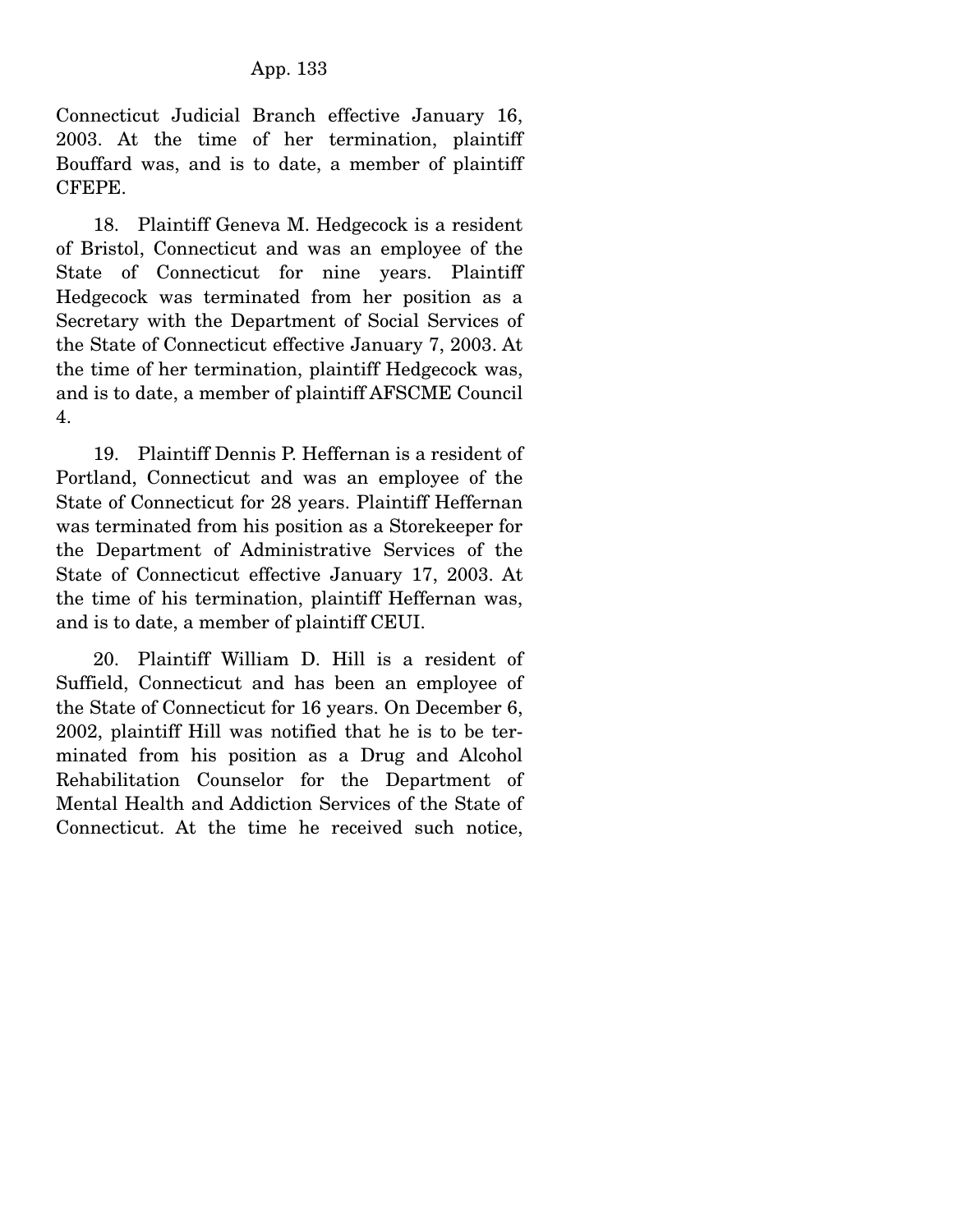Connecticut Judicial Branch effective January 16, 2003. At the time of her termination, plaintiff Bouffard was, and is to date, a member of plaintiff CFEPE.

18. Plaintiff Geneva M. Hedgecock is a resident of Bristol, Connecticut and was an employee of the State of Connecticut for nine years. Plaintiff Hedgecock was terminated from her position as a Secretary with the Department of Social Services of the State of Connecticut effective January 7, 2003. At the time of her termination, plaintiff Hedgecock was, and is to date, a member of plaintiff AFSCME Council 4.

19. Plaintiff Dennis P. Heffernan is a resident of Portland, Connecticut and was an employee of the State of Connecticut for 28 years. Plaintiff Heffernan was terminated from his position as a Storekeeper for the Department of Administrative Services of the State of Connecticut effective January 17, 2003. At the time of his termination, plaintiff Heffernan was, and is to date, a member of plaintiff CEUI.

20. Plaintiff William D. Hill is a resident of Suffield, Connecticut and has been an employee of the State of Connecticut for 16 years. On December 6, 2002, plaintiff Hill was notified that he is to be terminated from his position as a Drug and Alcohol Rehabilitation Counselor for the Department of Mental Health and Addiction Services of the State of Connecticut. At the time he received such notice,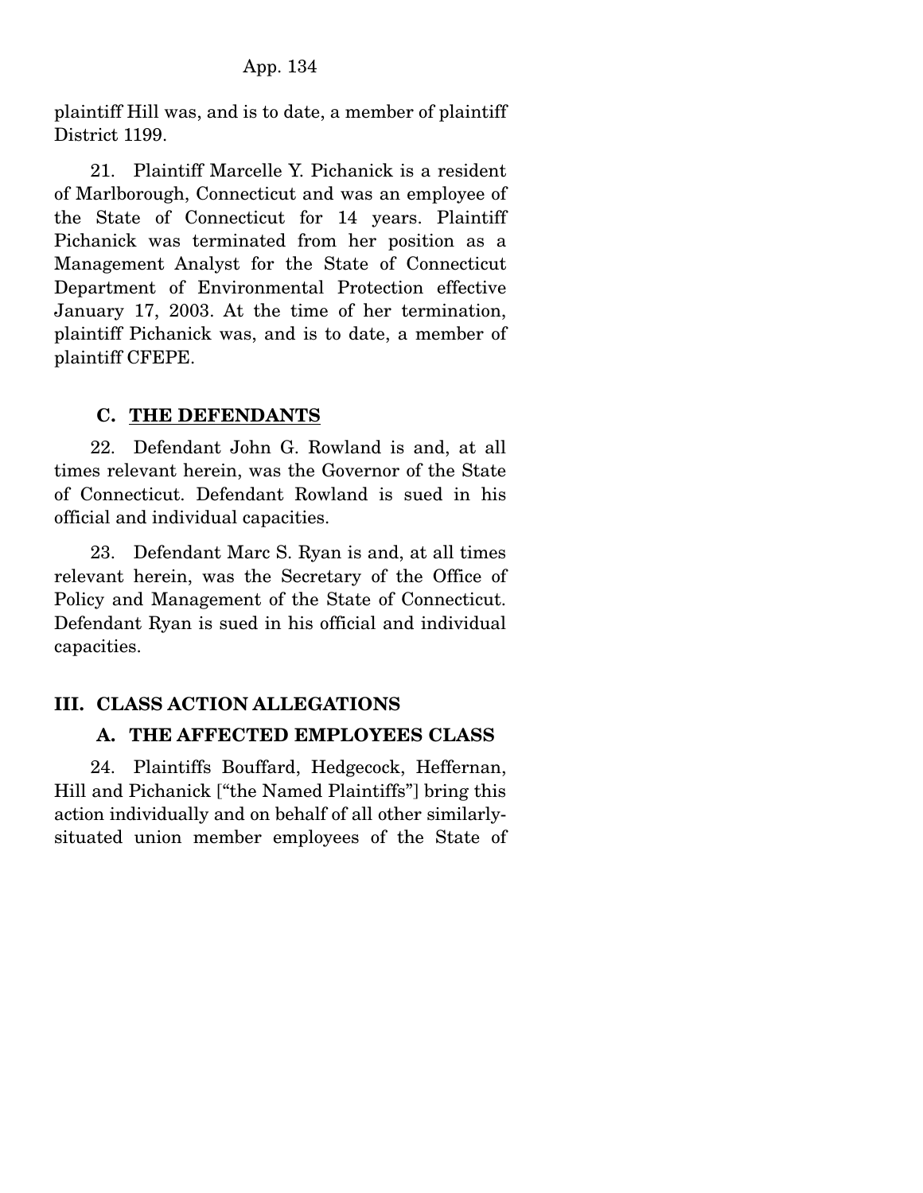plaintiff Hill was, and is to date, a member of plaintiff District 1199.

21. Plaintiff Marcelle Y. Pichanick is a resident of Marlborough, Connecticut and was an employee of the State of Connecticut for 14 years. Plaintiff Pichanick was terminated from her position as a Management Analyst for the State of Connecticut Department of Environmental Protection effective January 17, 2003. At the time of her termination, plaintiff Pichanick was, and is to date, a member of plaintiff CFEPE.

### C. THE DEFENDANTS

22. Defendant John G. Rowland is and, at all times relevant herein, was the Governor of the State of Connecticut. Defendant Rowland is sued in his official and individual capacities.

23. Defendant Marc S. Ryan is and, at all times relevant herein, was the Secretary of the Office of Policy and Management of the State of Connecticut. Defendant Ryan is sued in his official and individual capacities.

## III. CLASS ACTION ALLEGATIONS

### A. THE AFFECTED EMPLOYEES CLASS

24. Plaintiffs Bouffard, Hedgecock, Heffernan, Hill and Pichanick ["the Named Plaintiffs"] bring this action individually and on behalf of all other similarly-situated union member employees of the State of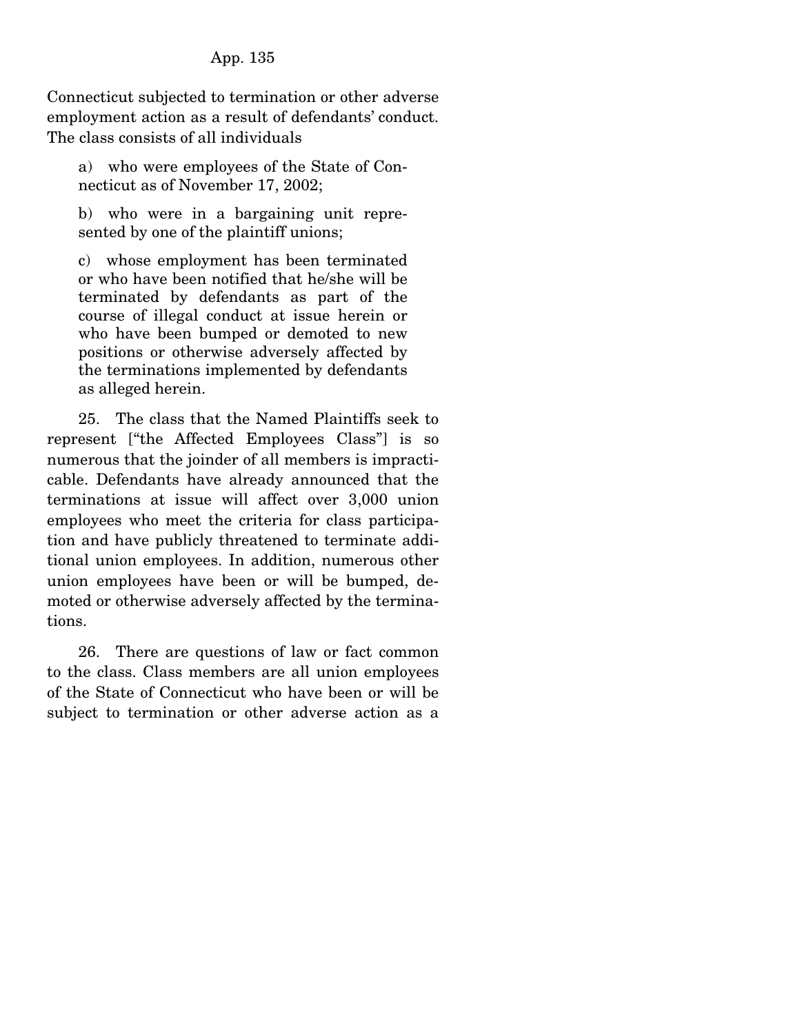Connecticut subjected to termination or other adverse employment action as a result of defendants' conduct. The class consists of all individuals

> a) who were employees of the State of Connecticut as of November 17, 2002;
>
> b) who were in a bargaining unit represented by one of the plaintiff unions;
>
> c) whose employment has been terminated or who have been notified that he/she will be terminated by defendants as part of the course of illegal conduct at issue herein or who have been bumped or demoted to new positions or otherwise adversely affected by the terminations implemented by defendants as alleged herein.

25. The class that the Named Plaintiffs seek to represent ["the Affected Employees Class"] is so numerous that the joinder of all members is impracticable. Defendants have already announced that the terminations at issue will affect over 3,000 union employees who meet the criteria for class participation and have publicly threatened to terminate additional union employees. In addition, numerous other union employees have been or will be bumped, demoted or otherwise adversely affected by the terminations.

26. There are questions of law or fact common to the class. Class members are all union employees of the State of Connecticut who have been or will be subject to termination or other adverse action as a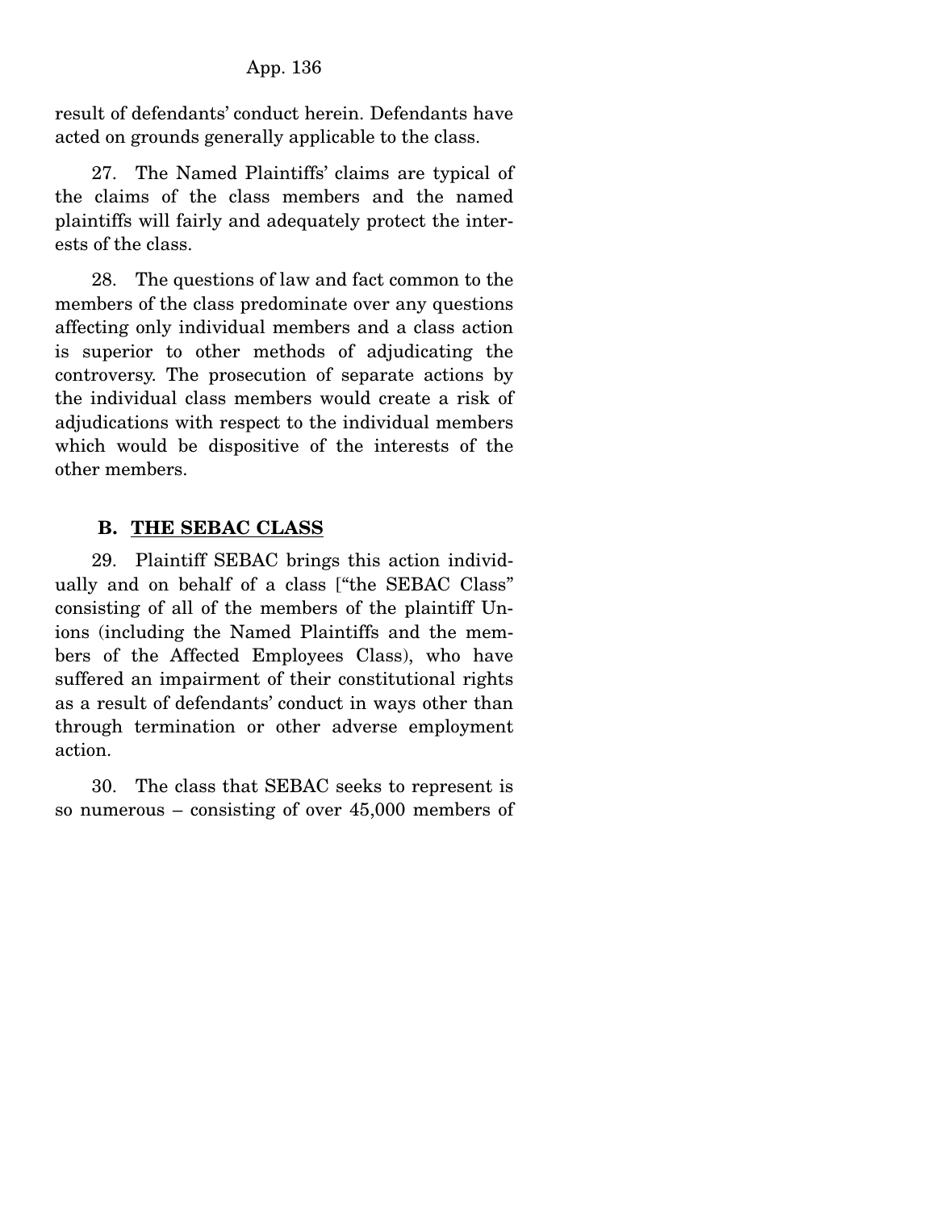result of defendants' conduct herein. Defendants have acted on grounds generally applicable to the class.

27. The Named Plaintiffs' claims are typical of the claims of the class members and the named plaintiffs will fairly and adequately protect the interests of the class.

28. The questions of law and fact common to the members of the class predominate over any questions affecting only individual members and a class action is superior to other methods of adjudicating the controversy. The prosecution of separate actions by the individual class members would create a risk of adjudications with respect to the individual members which would be dispositive of the interests of the other members.

### B. THE SEBAC CLASS

29. Plaintiff SEBAC brings this action individually and on behalf of a class ["the SEBAC Class" consisting of all of the members of the plaintiff Unions (including the Named Plaintiffs and the members of the Affected Employees Class), who have suffered an impairment of their constitutional rights as a result of defendants' conduct in ways other than through termination or other adverse employment action.

30. The class that SEBAC seeks to represent is so numerous – consisting of over 45,000 members of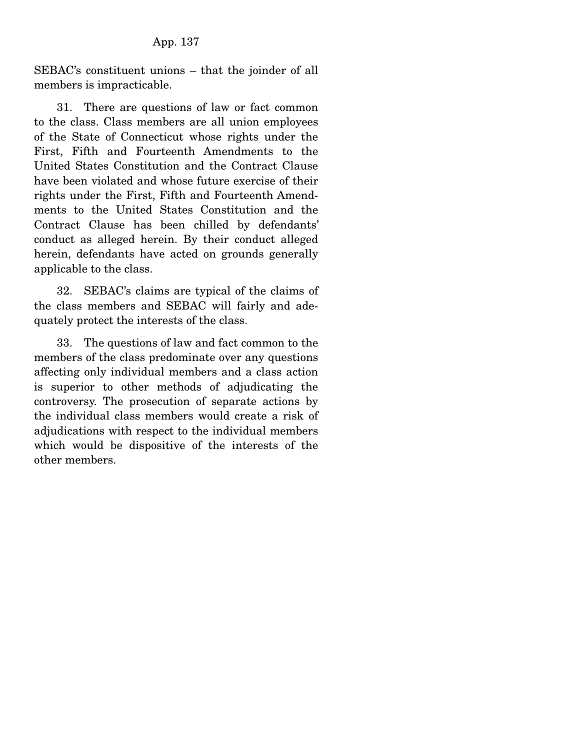SEBAC's constituent unions – that the joinder of all members is impracticable.

31. There are questions of law or fact common to the class. Class members are all union employees of the State of Connecticut whose rights under the First, Fifth and Fourteenth Amendments to the United States Constitution and the Contract Clause have been violated and whose future exercise of their rights under the First, Fifth and Fourteenth Amendments to the United States Constitution and the Contract Clause has been chilled by defendants' conduct as alleged herein. By their conduct alleged herein, defendants have acted on grounds generally applicable to the class.

32. SEBAC's claims are typical of the claims of the class members and SEBAC will fairly and adequately protect the interests of the class.

33. The questions of law and fact common to the members of the class predominate over any questions affecting only individual members and a class action is superior to other methods of adjudicating the controversy. The prosecution of separate actions by the individual class members would create a risk of adjudications with respect to the individual members which would be dispositive of the interests of the other members.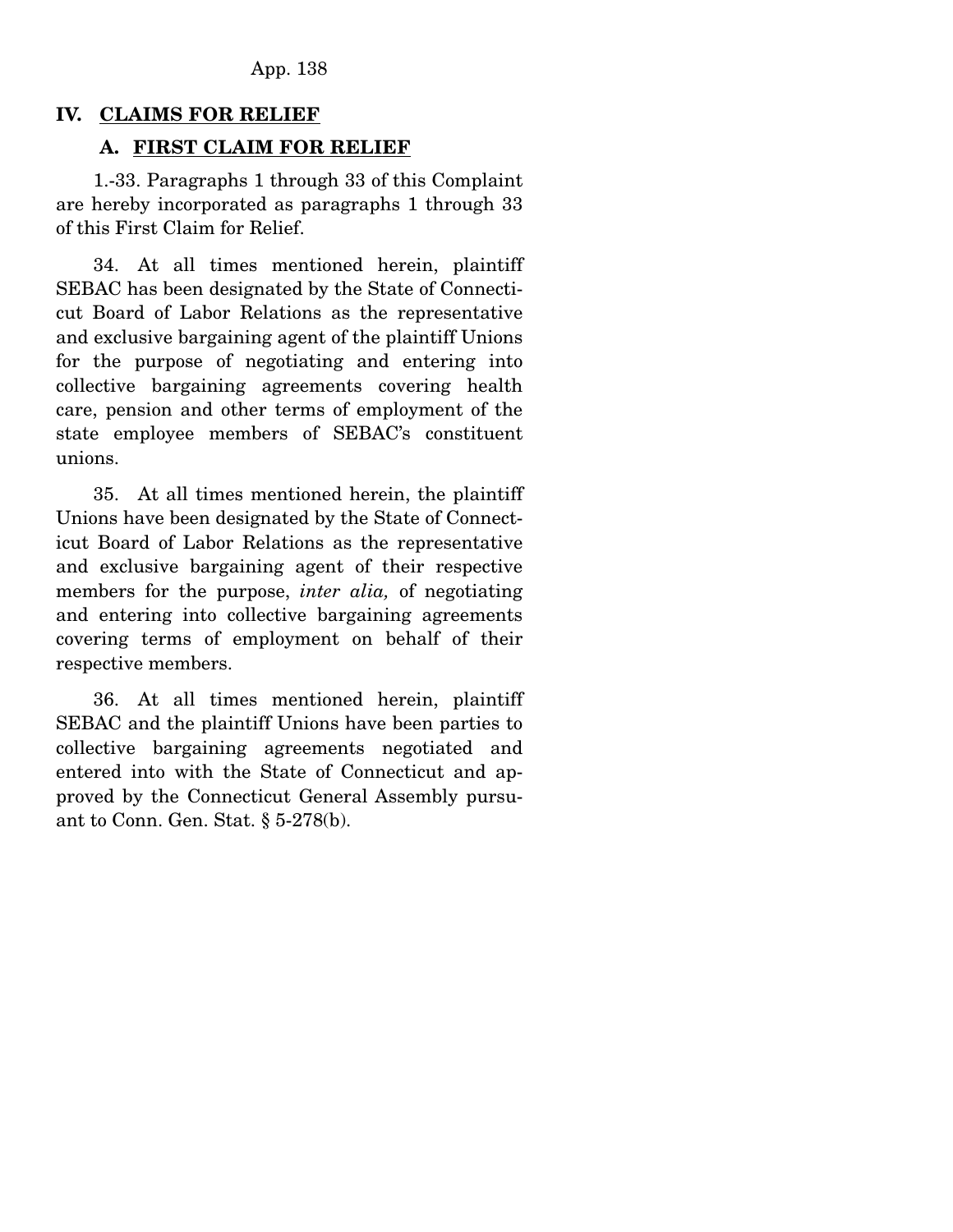## IV. CLAIMS FOR RELIEF

### A. FIRST CLAIM FOR RELIEF

1.-33. Paragraphs 1 through 33 of this Complaint are hereby incorporated as paragraphs 1 through 33 of this First Claim for Relief.

34. At all times mentioned herein, plaintiff SEBAC has been designated by the State of Connecticut Board of Labor Relations as the representative and exclusive bargaining agent of the plaintiff Unions for the purpose of negotiating and entering into collective bargaining agreements covering health care, pension and other terms of employment of the state employee members of SEBAC's constituent unions.

35. At all times mentioned herein, the plaintiff Unions have been designated by the State of Connecticut Board of Labor Relations as the representative and exclusive bargaining agent of their respective members for the purpose, *inter alia,* of negotiating and entering into collective bargaining agreements covering terms of employment on behalf of their respective members.

36. At all times mentioned herein, plaintiff SEBAC and the plaintiff Unions have been parties to collective bargaining agreements negotiated and entered into with the State of Connecticut and approved by the Connecticut General Assembly pursuant to Conn. Gen. Stat. § 5-278(b).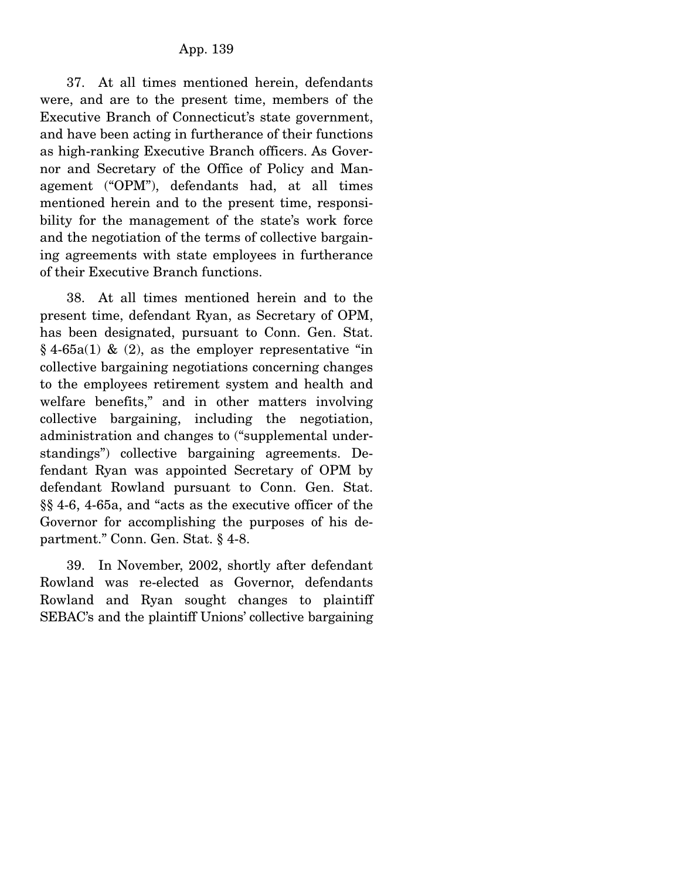37. At all times mentioned herein, defendants were, and are to the present time, members of the Executive Branch of Connecticut's state government, and have been acting in furtherance of their functions as high-ranking Executive Branch officers. As Governor and Secretary of the Office of Policy and Management ("OPM"), defendants had, at all times mentioned herein and to the present time, responsibility for the management of the state's work force and the negotiation of the terms of collective bargaining agreements with state employees in furtherance of their Executive Branch functions.

38. At all times mentioned herein and to the present time, defendant Ryan, as Secretary of OPM, has been designated, pursuant to Conn. Gen. Stat. § 4-65a(1) & (2), as the employer representative "in collective bargaining negotiations concerning changes to the employees retirement system and health and welfare benefits," and in other matters involving collective bargaining, including the negotiation, administration and changes to ("supplemental understandings") collective bargaining agreements. Defendant Ryan was appointed Secretary of OPM by defendant Rowland pursuant to Conn. Gen. Stat. §§ 4-6, 4-65a, and "acts as the executive officer of the Governor for accomplishing the purposes of his department." Conn. Gen. Stat. § 4-8.

39. In November, 2002, shortly after defendant Rowland was re-elected as Governor, defendants Rowland and Ryan sought changes to plaintiff SEBAC's and the plaintiff Unions' collective bargaining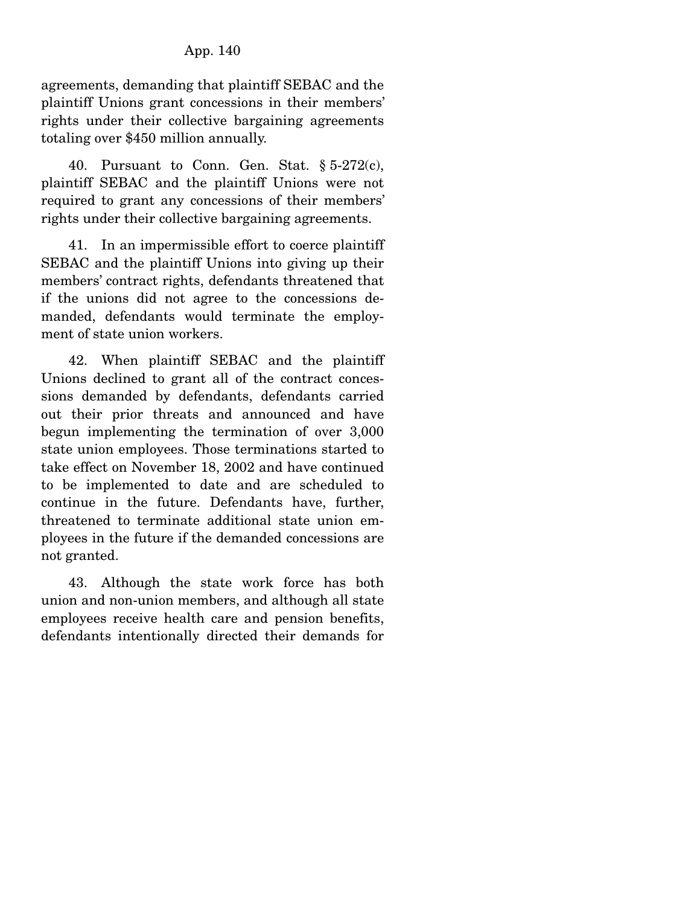agreements, demanding that plaintiff SEBAC and the plaintiff Unions grant concessions in their members' rights under their collective bargaining agreements totaling over $450 million annually.

40. Pursuant to Conn. Gen. Stat. § 5-272(c), plaintiff SEBAC and the plaintiff Unions were not required to grant any concessions of their members' rights under their collective bargaining agreements.

41. In an impermissible effort to coerce plaintiff SEBAC and the plaintiff Unions into giving up their members' contract rights, defendants threatened that if the unions did not agree to the concessions demanded, defendants would terminate the employment of state union workers.

42. When plaintiff SEBAC and the plaintiff Unions declined to grant all of the contract concessions demanded by defendants, defendants carried out their prior threats and announced and have begun implementing the termination of over 3,000 state union employees. Those terminations started to take effect on November 18, 2002 and have continued to be implemented to date and are scheduled to continue in the future. Defendants have, further, threatened to terminate additional state union employees in the future if the demanded concessions are not granted.

43. Although the state work force has both union and non-union members, and although all state employees receive health care and pension benefits, defendants intentionally directed their demands for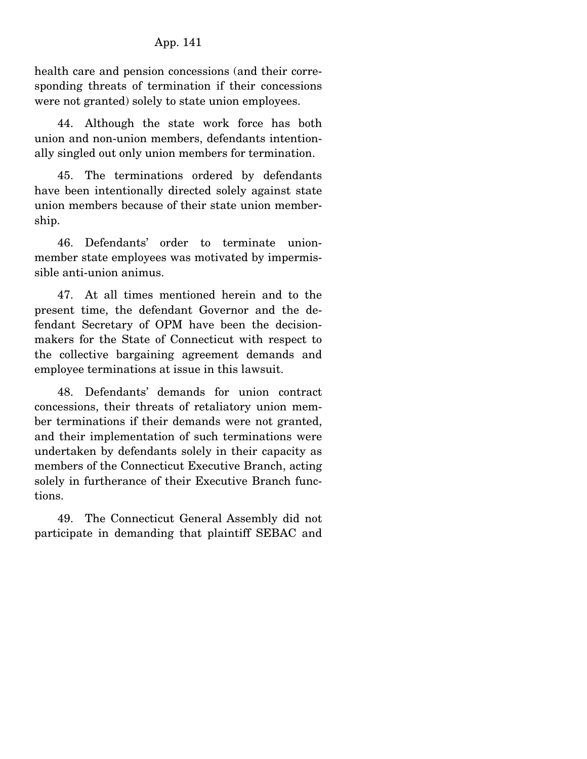health care and pension concessions (and their corresponding threats of termination if their concessions were not granted) solely to state union employees.

44. Although the state work force has both union and non-union members, defendants intentionally singled out only union members for termination.

45. The terminations ordered by defendants have been intentionally directed solely against state union members because of their state union membership.

46. Defendants' order to terminate union-member state employees was motivated by impermissible anti-union animus.

47. At all times mentioned herein and to the present time, the defendant Governor and the defendant Secretary of OPM have been the decision-makers for the State of Connecticut with respect to the collective bargaining agreement demands and employee terminations at issue in this lawsuit.

48. Defendants' demands for union contract concessions, their threats of retaliatory union member terminations if their demands were not granted, and their implementation of such terminations were undertaken by defendants solely in their capacity as members of the Connecticut Executive Branch, acting solely in furtherance of their Executive Branch functions.

49. The Connecticut General Assembly did not participate in demanding that plaintiff SEBAC and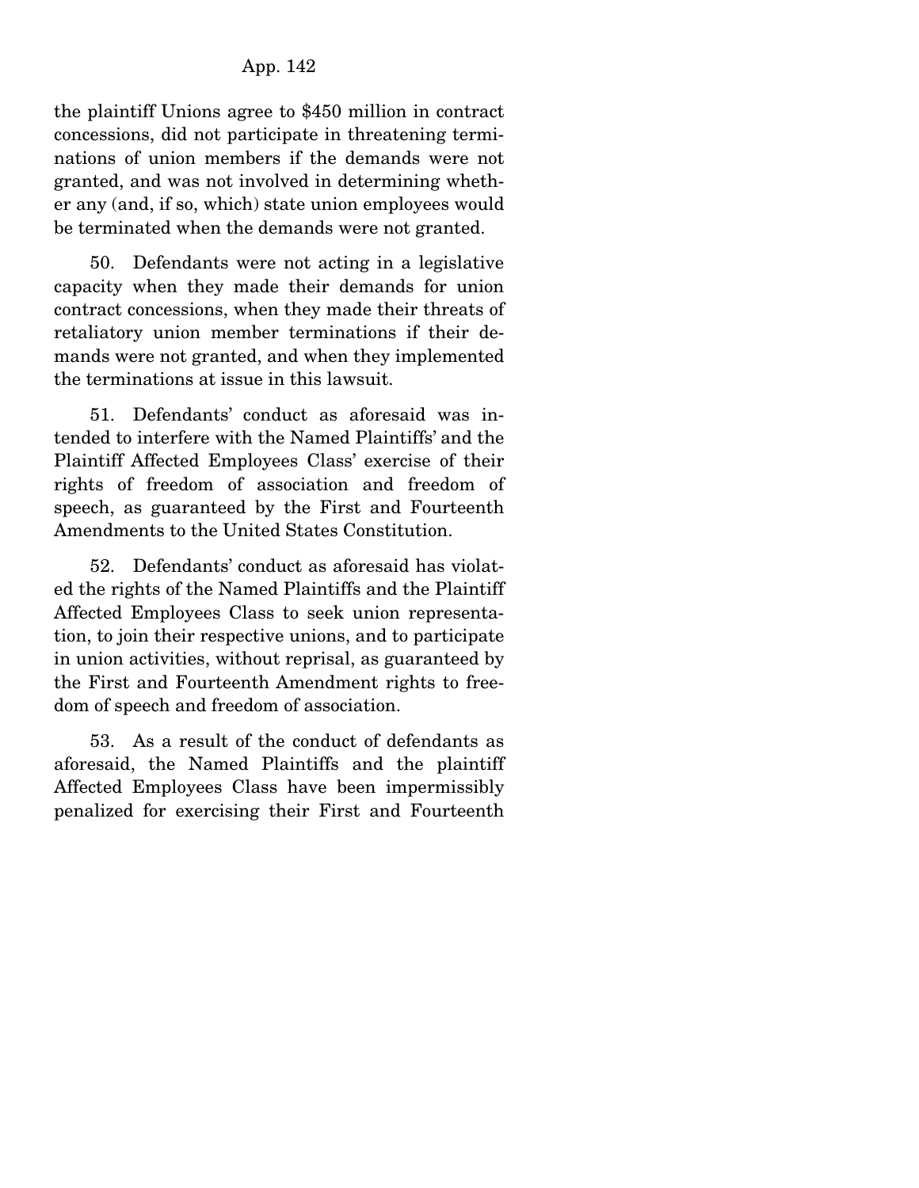the plaintiff Unions agree to $450 million in contract concessions, did not participate in threatening terminations of union members if the demands were not granted, and was not involved in determining whether any (and, if so, which) state union employees would be terminated when the demands were not granted.

50. Defendants were not acting in a legislative capacity when they made their demands for union contract concessions, when they made their threats of retaliatory union member terminations if their demands were not granted, and when they implemented the terminations at issue in this lawsuit.

51. Defendants' conduct as aforesaid was intended to interfere with the Named Plaintiffs' and the Plaintiff Affected Employees Class' exercise of their rights of freedom of association and freedom of speech, as guaranteed by the First and Fourteenth Amendments to the United States Constitution.

52. Defendants' conduct as aforesaid has violated the rights of the Named Plaintiffs and the Plaintiff Affected Employees Class to seek union representation, to join their respective unions, and to participate in union activities, without reprisal, as guaranteed by the First and Fourteenth Amendment rights to freedom of speech and freedom of association.

53. As a result of the conduct of defendants as aforesaid, the Named Plaintiffs and the plaintiff Affected Employees Class have been impermissibly penalized for exercising their First and Fourteenth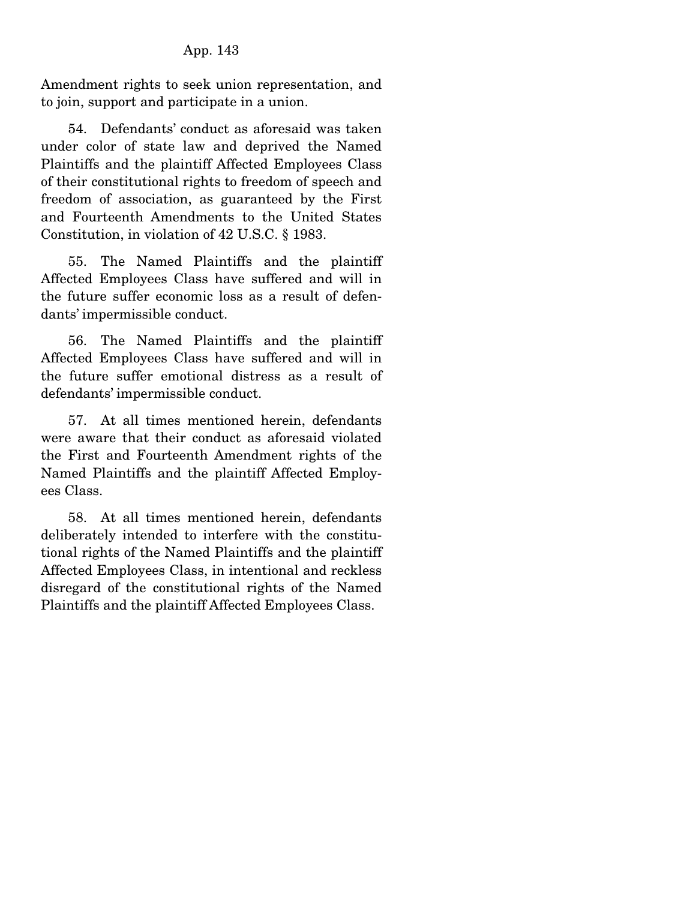Amendment rights to seek union representation, and to join, support and participate in a union.

54. Defendants' conduct as aforesaid was taken under color of state law and deprived the Named Plaintiffs and the plaintiff Affected Employees Class of their constitutional rights to freedom of speech and freedom of association, as guaranteed by the First and Fourteenth Amendments to the United States Constitution, in violation of 42 U.S.C. § 1983.

55. The Named Plaintiffs and the plaintiff Affected Employees Class have suffered and will in the future suffer economic loss as a result of defendants' impermissible conduct.

56. The Named Plaintiffs and the plaintiff Affected Employees Class have suffered and will in the future suffer emotional distress as a result of defendants' impermissible conduct.

57. At all times mentioned herein, defendants were aware that their conduct as aforesaid violated the First and Fourteenth Amendment rights of the Named Plaintiffs and the plaintiff Affected Employees Class.

58. At all times mentioned herein, defendants deliberately intended to interfere with the constitutional rights of the Named Plaintiffs and the plaintiff Affected Employees Class, in intentional and reckless disregard of the constitutional rights of the Named Plaintiffs and the plaintiff Affected Employees Class.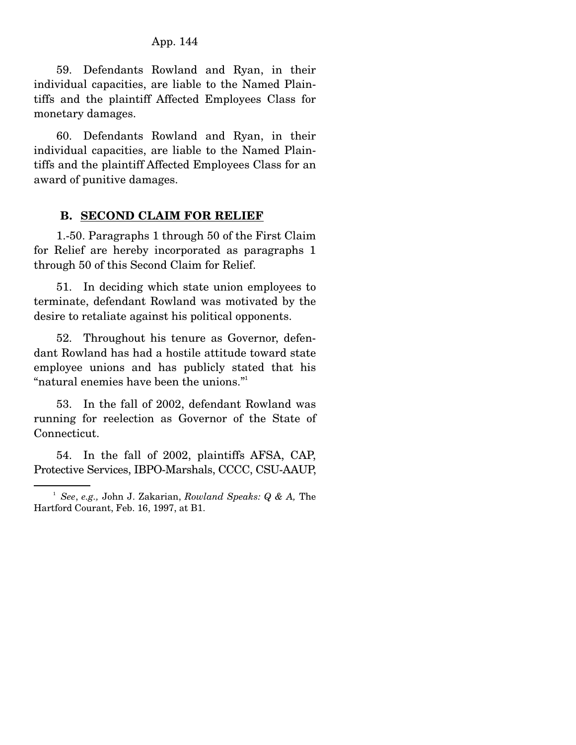59. Defendants Rowland and Ryan, in their individual capacities, are liable to the Named Plaintiffs and the plaintiff Affected Employees Class for monetary damages.

60. Defendants Rowland and Ryan, in their individual capacities, are liable to the Named Plaintiffs and the plaintiff Affected Employees Class for an award of punitive damages.

### B. SECOND CLAIM FOR RELIEF

1.-50. Paragraphs 1 through 50 of the First Claim for Relief are hereby incorporated as paragraphs 1 through 50 of this Second Claim for Relief.

51. In deciding which state union employees to terminate, defendant Rowland was motivated by the desire to retaliate against his political opponents.

52. Throughout his tenure as Governor, defendant Rowland has had a hostile attitude toward state employee unions and has publicly stated that his "natural enemies have been the unions."[1]

53. In the fall of 2002, defendant Rowland was running for reelection as Governor of the State of Connecticut.

54. In the fall of 2002, plaintiffs AFSA, CAP, Protective Services, IBPO-Marshals, CCCC, CSU-AAUP,

---

[1] *See*, *e.g.,* John J. Zakarian, *Rowland Speaks: Q & A,* The Hartford Courant, Feb. 16, 1997, at B1.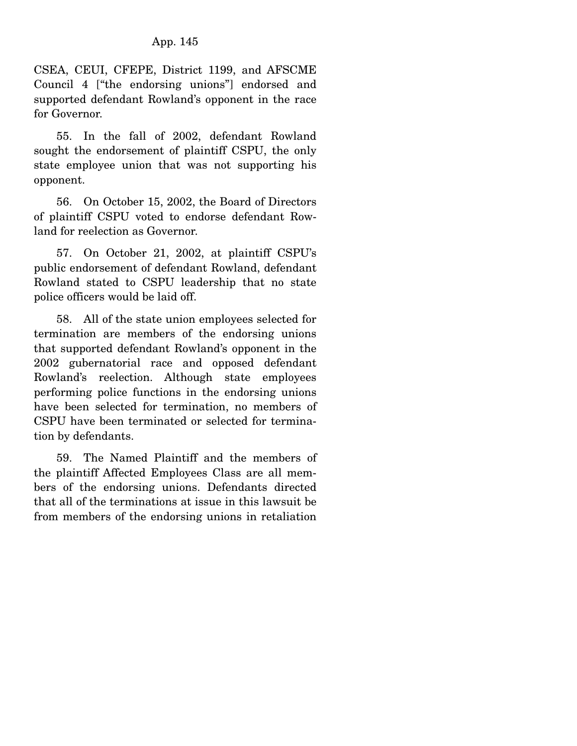CSEA, CEUI, CFEPE, District 1199, and AFSCME Council 4 ["the endorsing unions"] endorsed and supported defendant Rowland's opponent in the race for Governor.

55. In the fall of 2002, defendant Rowland sought the endorsement of plaintiff CSPU, the only state employee union that was not supporting his opponent.

56. On October 15, 2002, the Board of Directors of plaintiff CSPU voted to endorse defendant Rowland for reelection as Governor.

57. On October 21, 2002, at plaintiff CSPU's public endorsement of defendant Rowland, defendant Rowland stated to CSPU leadership that no state police officers would be laid off.

58. All of the state union employees selected for termination are members of the endorsing unions that supported defendant Rowland's opponent in the 2002 gubernatorial race and opposed defendant Rowland's reelection. Although state employees performing police functions in the endorsing unions have been selected for termination, no members of CSPU have been terminated or selected for termination by defendants.

59. The Named Plaintiff and the members of the plaintiff Affected Employees Class are all members of the endorsing unions. Defendants directed that all of the terminations at issue in this lawsuit be from members of the endorsing unions in retaliation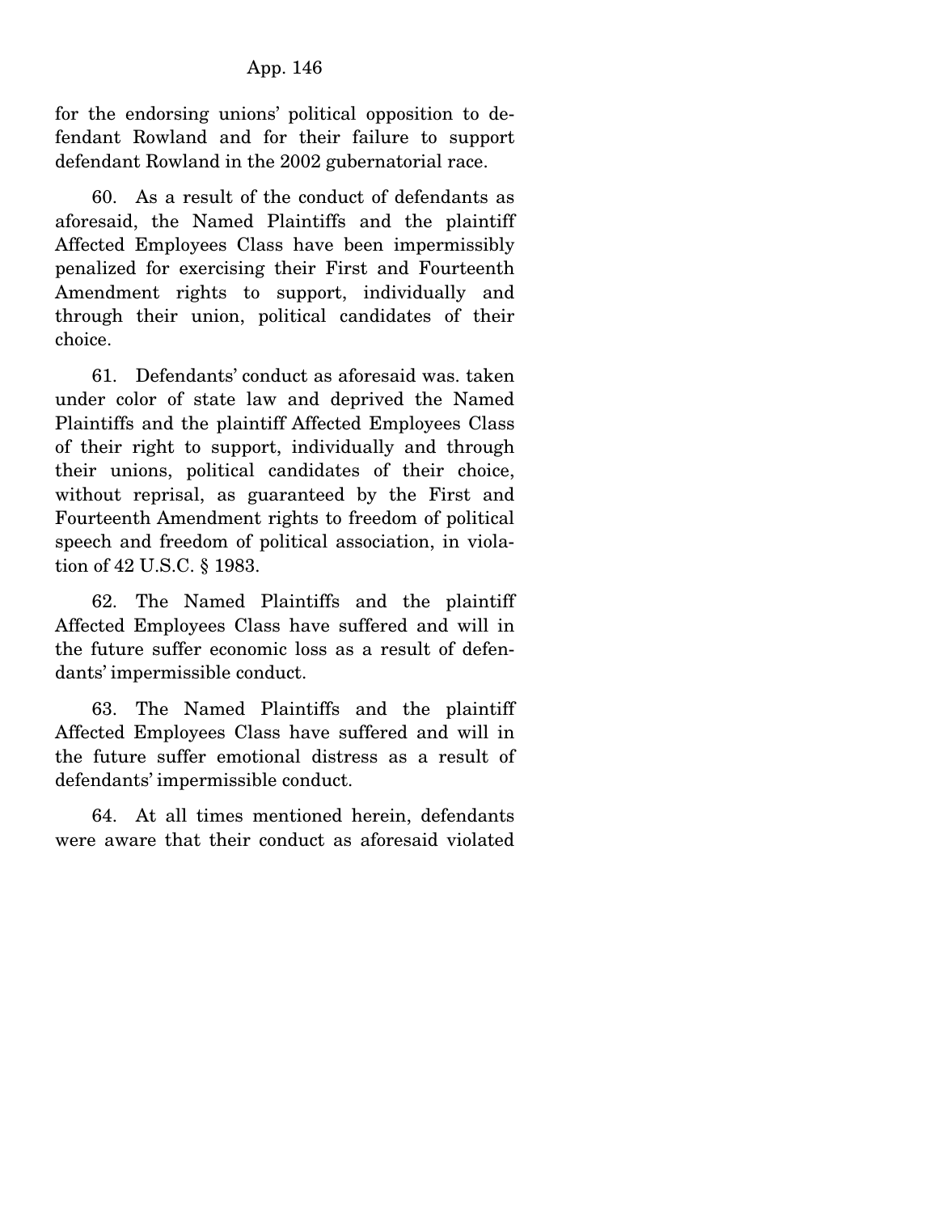for the endorsing unions' political opposition to defendant Rowland and for their failure to support defendant Rowland in the 2002 gubernatorial race.

60. As a result of the conduct of defendants as aforesaid, the Named Plaintiffs and the plaintiff Affected Employees Class have been impermissibly penalized for exercising their First and Fourteenth Amendment rights to support, individually and through their union, political candidates of their choice.

61. Defendants' conduct as aforesaid was. taken under color of state law and deprived the Named Plaintiffs and the plaintiff Affected Employees Class of their right to support, individually and through their unions, political candidates of their choice, without reprisal, as guaranteed by the First and Fourteenth Amendment rights to freedom of political speech and freedom of political association, in violation of 42 U.S.C. § 1983.

62. The Named Plaintiffs and the plaintiff Affected Employees Class have suffered and will in the future suffer economic loss as a result of defendants' impermissible conduct.

63. The Named Plaintiffs and the plaintiff Affected Employees Class have suffered and will in the future suffer emotional distress as a result of defendants' impermissible conduct.

64. At all times mentioned herein, defendants were aware that their conduct as aforesaid violated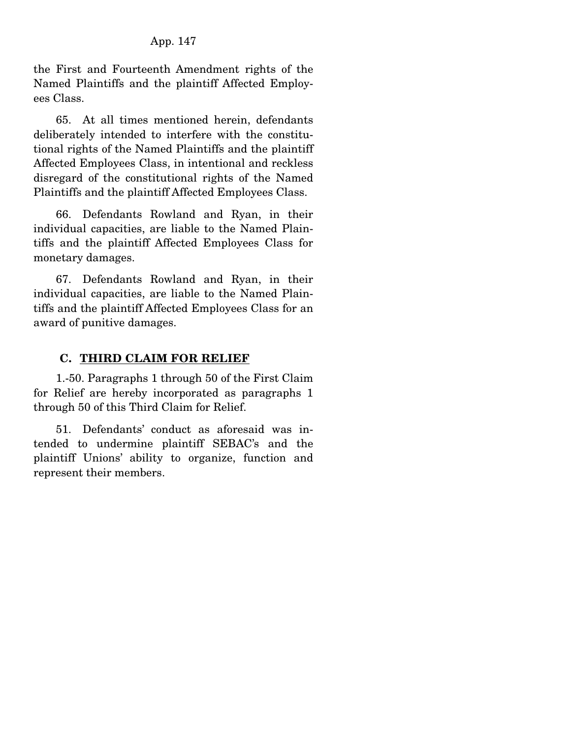the First and Fourteenth Amendment rights of the Named Plaintiffs and the plaintiff Affected Employees Class.

65. At all times mentioned herein, defendants deliberately intended to interfere with the constitutional rights of the Named Plaintiffs and the plaintiff Affected Employees Class, in intentional and reckless disregard of the constitutional rights of the Named Plaintiffs and the plaintiff Affected Employees Class.

66. Defendants Rowland and Ryan, in their individual capacities, are liable to the Named Plaintiffs and the plaintiff Affected Employees Class for monetary damages.

67. Defendants Rowland and Ryan, in their individual capacities, are liable to the Named Plaintiffs and the plaintiff Affected Employees Class for an award of punitive damages.

### C. THIRD CLAIM FOR RELIEF

1.-50. Paragraphs 1 through 50 of the First Claim for Relief are hereby incorporated as paragraphs 1 through 50 of this Third Claim for Relief.

51. Defendants' conduct as aforesaid was intended to undermine plaintiff SEBAC's and the plaintiff Unions' ability to organize, function and represent their members.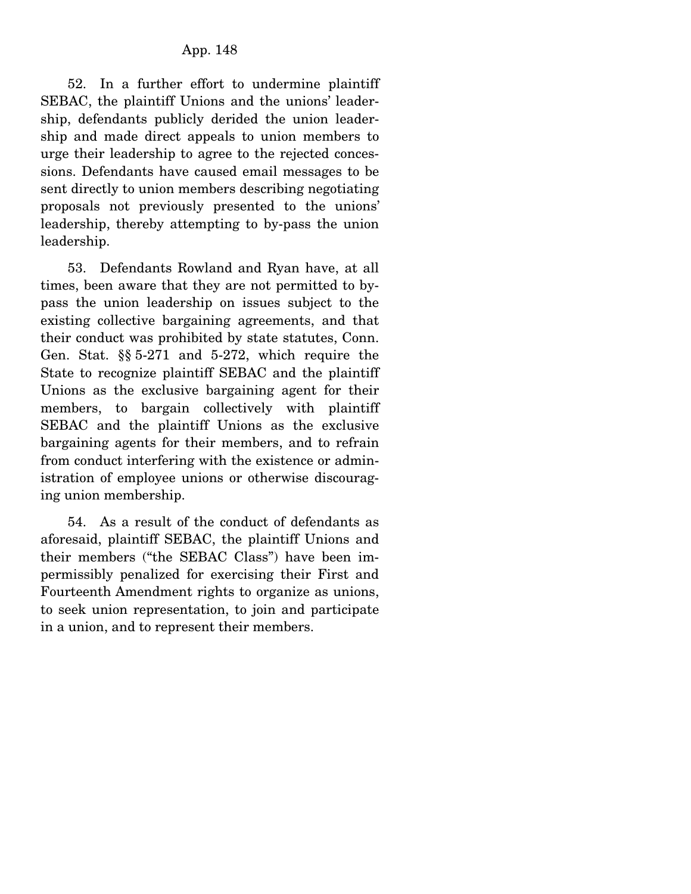52. In a further effort to undermine plaintiff SEBAC, the plaintiff Unions and the unions' leadership, defendants publicly derided the union leadership and made direct appeals to union members to urge their leadership to agree to the rejected concessions. Defendants have caused email messages to be sent directly to union members describing negotiating proposals not previously presented to the unions' leadership, thereby attempting to by-pass the union leadership.

53. Defendants Rowland and Ryan have, at all times, been aware that they are not permitted to by-pass the union leadership on issues subject to the existing collective bargaining agreements, and that their conduct was prohibited by state statutes, Conn. Gen. Stat. §§ 5-271 and 5-272, which require the State to recognize plaintiff SEBAC and the plaintiff Unions as the exclusive bargaining agent for their members, to bargain collectively with plaintiff SEBAC and the plaintiff Unions as the exclusive bargaining agents for their members, and to refrain from conduct interfering with the existence or administration of employee unions or otherwise discouraging union membership.

54. As a result of the conduct of defendants as aforesaid, plaintiff SEBAC, the plaintiff Unions and their members ("the SEBAC Class") have been impermissibly penalized for exercising their First and Fourteenth Amendment rights to organize as unions, to seek union representation, to join and participate in a union, and to represent their members.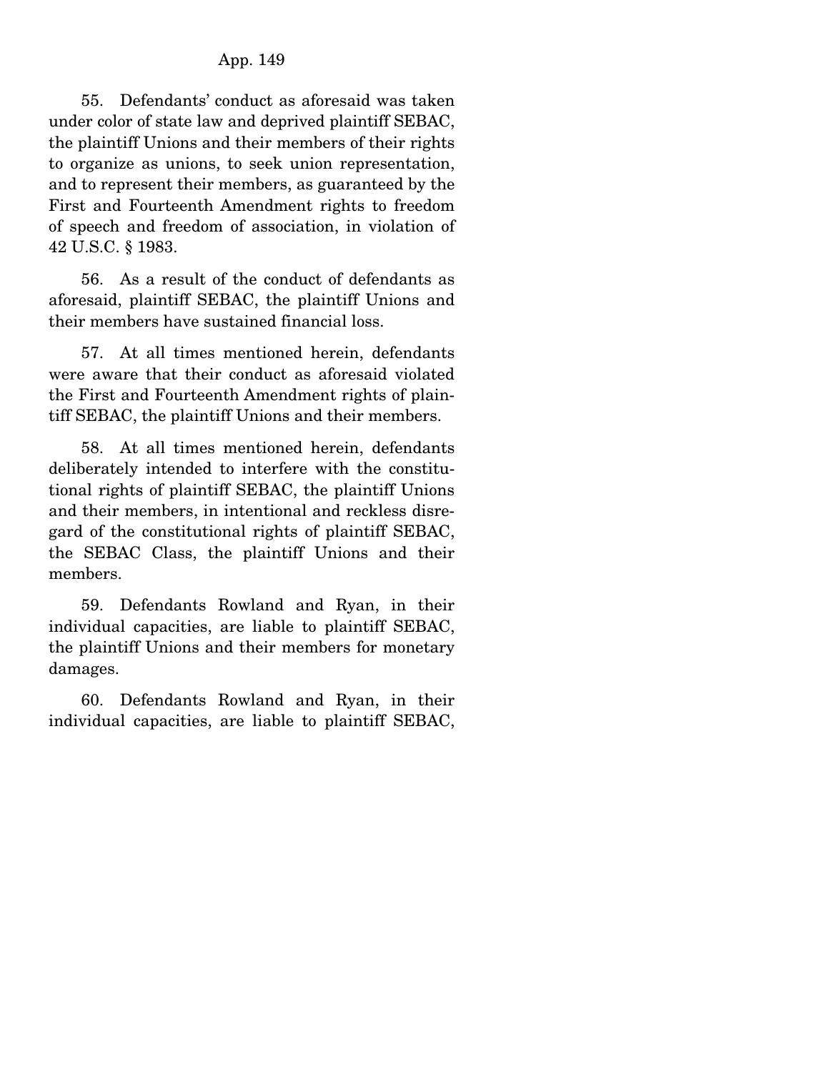55. Defendants' conduct as aforesaid was taken under color of state law and deprived plaintiff SEBAC, the plaintiff Unions and their members of their rights to organize as unions, to seek union representation, and to represent their members, as guaranteed by the First and Fourteenth Amendment rights to freedom of speech and freedom of association, in violation of 42 U.S.C. § 1983.

56. As a result of the conduct of defendants as aforesaid, plaintiff SEBAC, the plaintiff Unions and their members have sustained financial loss.

57. At all times mentioned herein, defendants were aware that their conduct as aforesaid violated the First and Fourteenth Amendment rights of plaintiff SEBAC, the plaintiff Unions and their members.

58. At all times mentioned herein, defendants deliberately intended to interfere with the constitutional rights of plaintiff SEBAC, the plaintiff Unions and their members, in intentional and reckless disregard of the constitutional rights of plaintiff SEBAC, the SEBAC Class, the plaintiff Unions and their members.

59. Defendants Rowland and Ryan, in their individual capacities, are liable to plaintiff SEBAC, the plaintiff Unions and their members for monetary damages.

60. Defendants Rowland and Ryan, in their individual capacities, are liable to plaintiff SEBAC,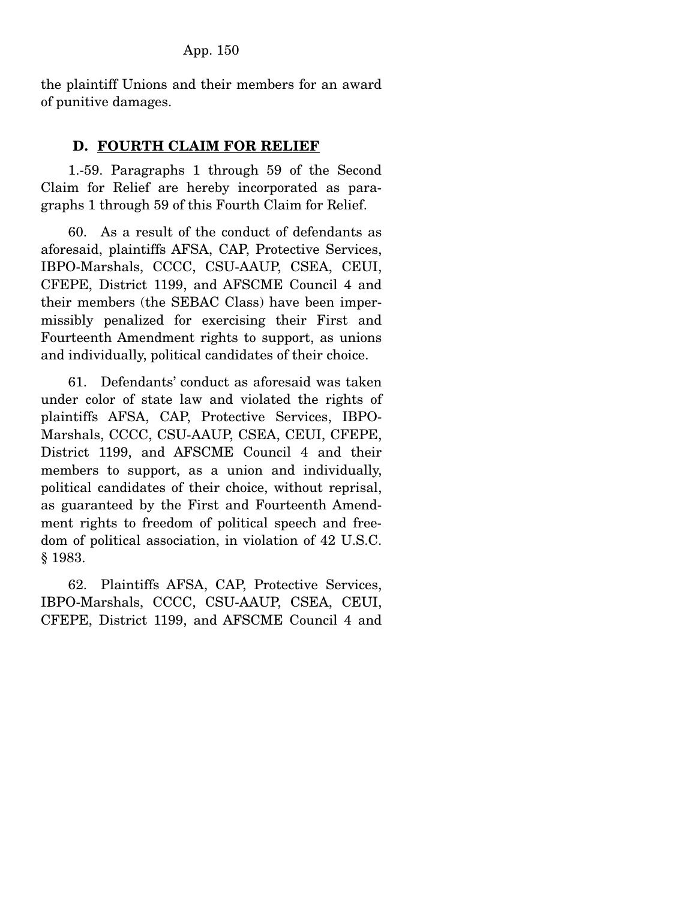the plaintiff Unions and their members for an award of punitive damages.

### D. FOURTH CLAIM FOR RELIEF

1.-59. Paragraphs 1 through 59 of the Second Claim for Relief are hereby incorporated as paragraphs 1 through 59 of this Fourth Claim for Relief.

60. As a result of the conduct of defendants as aforesaid, plaintiffs AFSA, CAP, Protective Services, IBPO-Marshals, CCCC, CSU-AAUP, CSEA, CEUI, CFEPE, District 1199, and AFSCME Council 4 and their members (the SEBAC Class) have been impermissibly penalized for exercising their First and Fourteenth Amendment rights to support, as unions and individually, political candidates of their choice.

61. Defendants' conduct as aforesaid was taken under color of state law and violated the rights of plaintiffs AFSA, CAP, Protective Services, IBPO-Marshals, CCCC, CSU-AAUP, CSEA, CEUI, CFEPE, District 1199, and AFSCME Council 4 and their members to support, as a union and individually, political candidates of their choice, without reprisal, as guaranteed by the First and Fourteenth Amendment rights to freedom of political speech and freedom of political association, in violation of 42 U.S.C. § 1983.

62. Plaintiffs AFSA, CAP, Protective Services, IBPO-Marshals, CCCC, CSU-AAUP, CSEA, CEUI, CFEPE, District 1199, and AFSCME Council 4 and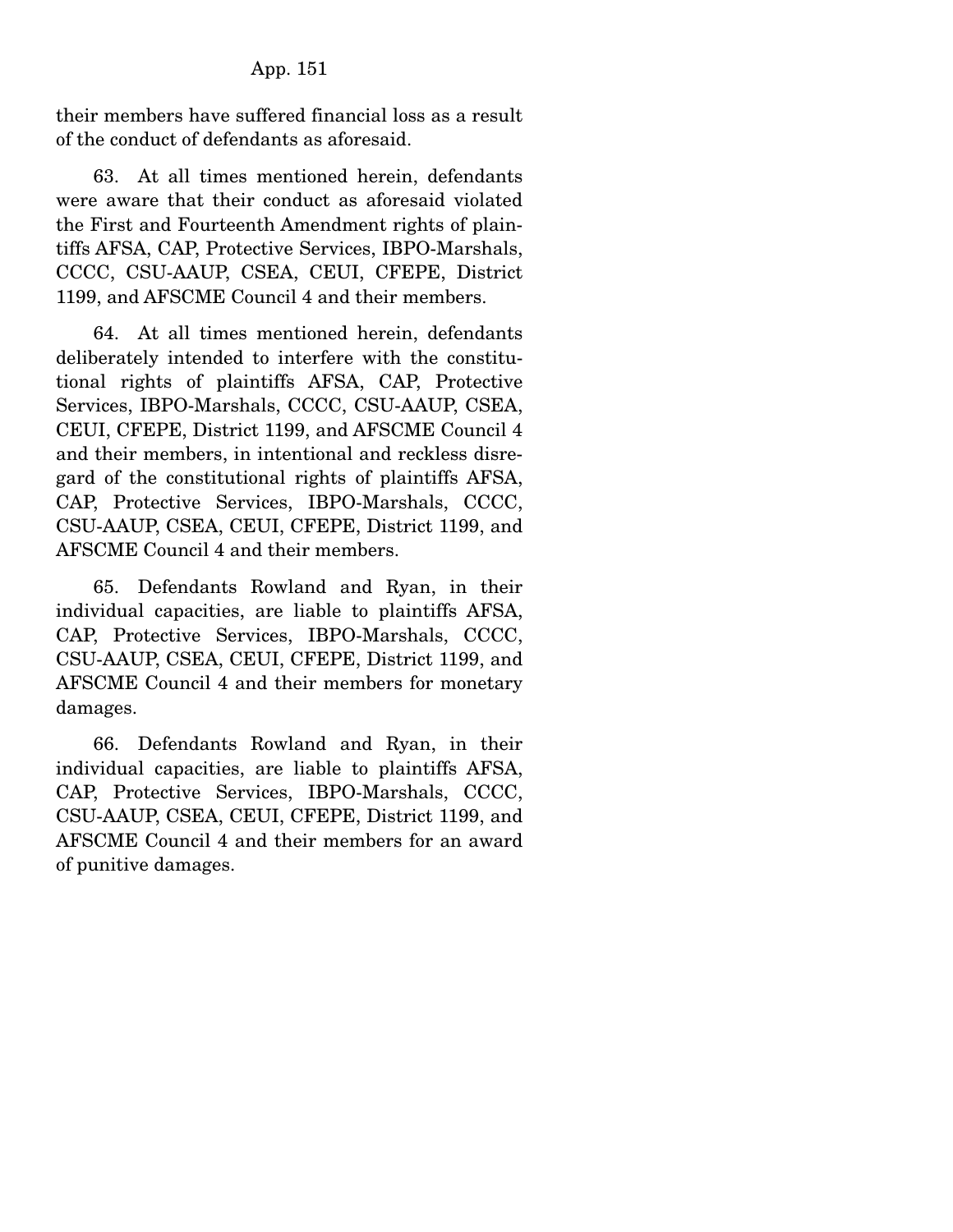their members have suffered financial loss as a result of the conduct of defendants as aforesaid.

63. At all times mentioned herein, defendants were aware that their conduct as aforesaid violated the First and Fourteenth Amendment rights of plaintiffs AFSA, CAP, Protective Services, IBPO-Marshals, CCCC, CSU-AAUP, CSEA, CEUI, CFEPE, District 1199, and AFSCME Council 4 and their members.

64. At all times mentioned herein, defendants deliberately intended to interfere with the constitutional rights of plaintiffs AFSA, CAP, Protective Services, IBPO-Marshals, CCCC, CSU-AAUP, CSEA, CEUI, CFEPE, District 1199, and AFSCME Council 4 and their members, in intentional and reckless disregard of the constitutional rights of plaintiffs AFSA, CAP, Protective Services, IBPO-Marshals, CCCC, CSU-AAUP, CSEA, CEUI, CFEPE, District 1199, and AFSCME Council 4 and their members.

65. Defendants Rowland and Ryan, in their individual capacities, are liable to plaintiffs AFSA, CAP, Protective Services, IBPO-Marshals, CCCC, CSU-AAUP, CSEA, CEUI, CFEPE, District 1199, and AFSCME Council 4 and their members for monetary damages.

66. Defendants Rowland and Ryan, in their individual capacities, are liable to plaintiffs AFSA, CAP, Protective Services, IBPO-Marshals, CCCC, CSU-AAUP, CSEA, CEUI, CFEPE, District 1199, and AFSCME Council 4 and their members for an award of punitive damages.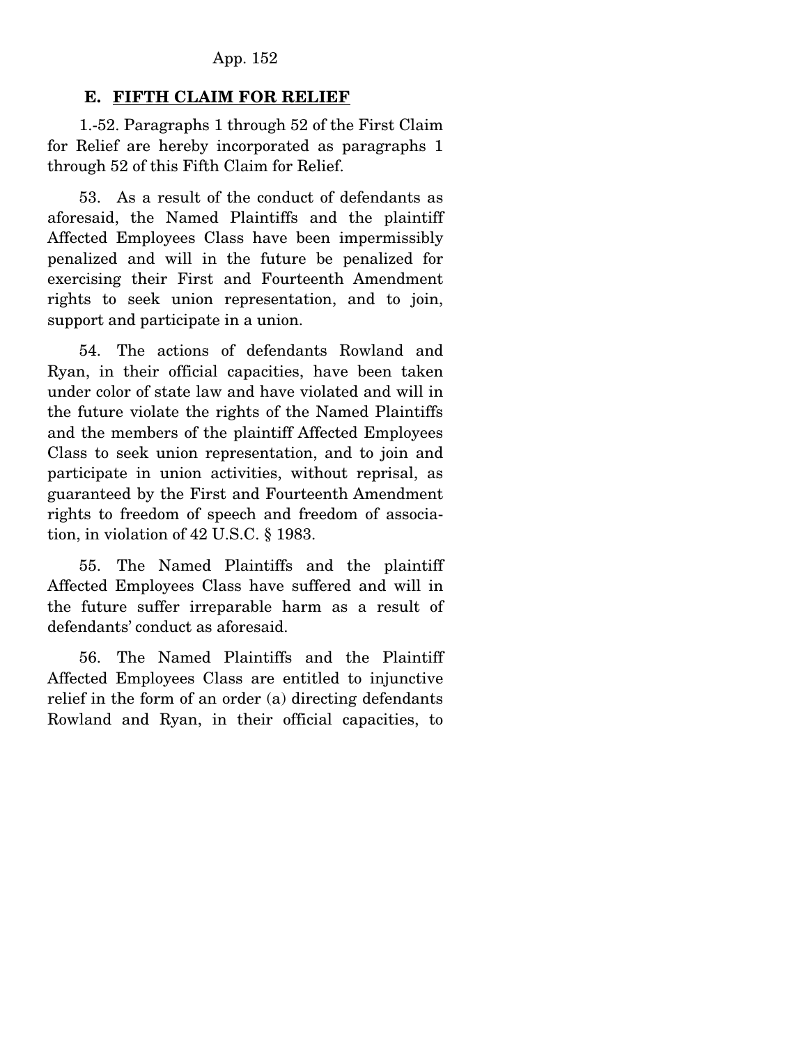## E. FIFTH CLAIM FOR RELIEF

1.-52. Paragraphs 1 through 52 of the First Claim for Relief are hereby incorporated as paragraphs 1 through 52 of this Fifth Claim for Relief.

53. As a result of the conduct of defendants as aforesaid, the Named Plaintiffs and the plaintiff Affected Employees Class have been impermissibly penalized and will in the future be penalized for exercising their First and Fourteenth Amendment rights to seek union representation, and to join, support and participate in a union.

54. The actions of defendants Rowland and Ryan, in their official capacities, have been taken under color of state law and have violated and will in the future violate the rights of the Named Plaintiffs and the members of the plaintiff Affected Employees Class to seek union representation, and to join and participate in union activities, without reprisal, as guaranteed by the First and Fourteenth Amendment rights to freedom of speech and freedom of association, in violation of 42 U.S.C. § 1983.

55. The Named Plaintiffs and the plaintiff Affected Employees Class have suffered and will in the future suffer irreparable harm as a result of defendants' conduct as aforesaid.

56. The Named Plaintiffs and the Plaintiff Affected Employees Class are entitled to injunctive relief in the form of an order (a) directing defendants Rowland and Ryan, in their official capacities, to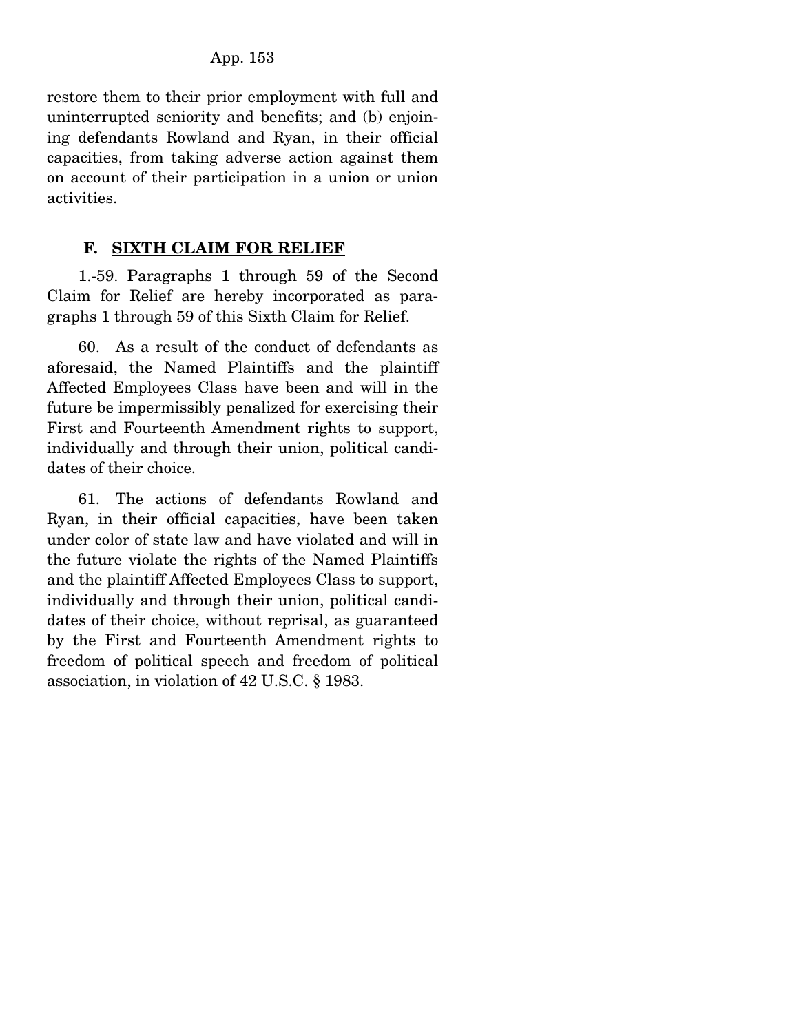restore them to their prior employment with full and uninterrupted seniority and benefits; and (b) enjoining defendants Rowland and Ryan, in their official capacities, from taking adverse action against them on account of their participation in a union or union activities.

### F. SIXTH CLAIM FOR RELIEF

1.-59. Paragraphs 1 through 59 of the Second Claim for Relief are hereby incorporated as paragraphs 1 through 59 of this Sixth Claim for Relief.

60. As a result of the conduct of defendants as aforesaid, the Named Plaintiffs and the plaintiff Affected Employees Class have been and will in the future be impermissibly penalized for exercising their First and Fourteenth Amendment rights to support, individually and through their union, political candidates of their choice.

61. The actions of defendants Rowland and Ryan, in their official capacities, have been taken under color of state law and have violated and will in the future violate the rights of the Named Plaintiffs and the plaintiff Affected Employees Class to support, individually and through their union, political candidates of their choice, without reprisal, as guaranteed by the First and Fourteenth Amendment rights to freedom of political speech and freedom of political association, in violation of 42 U.S.C. § 1983.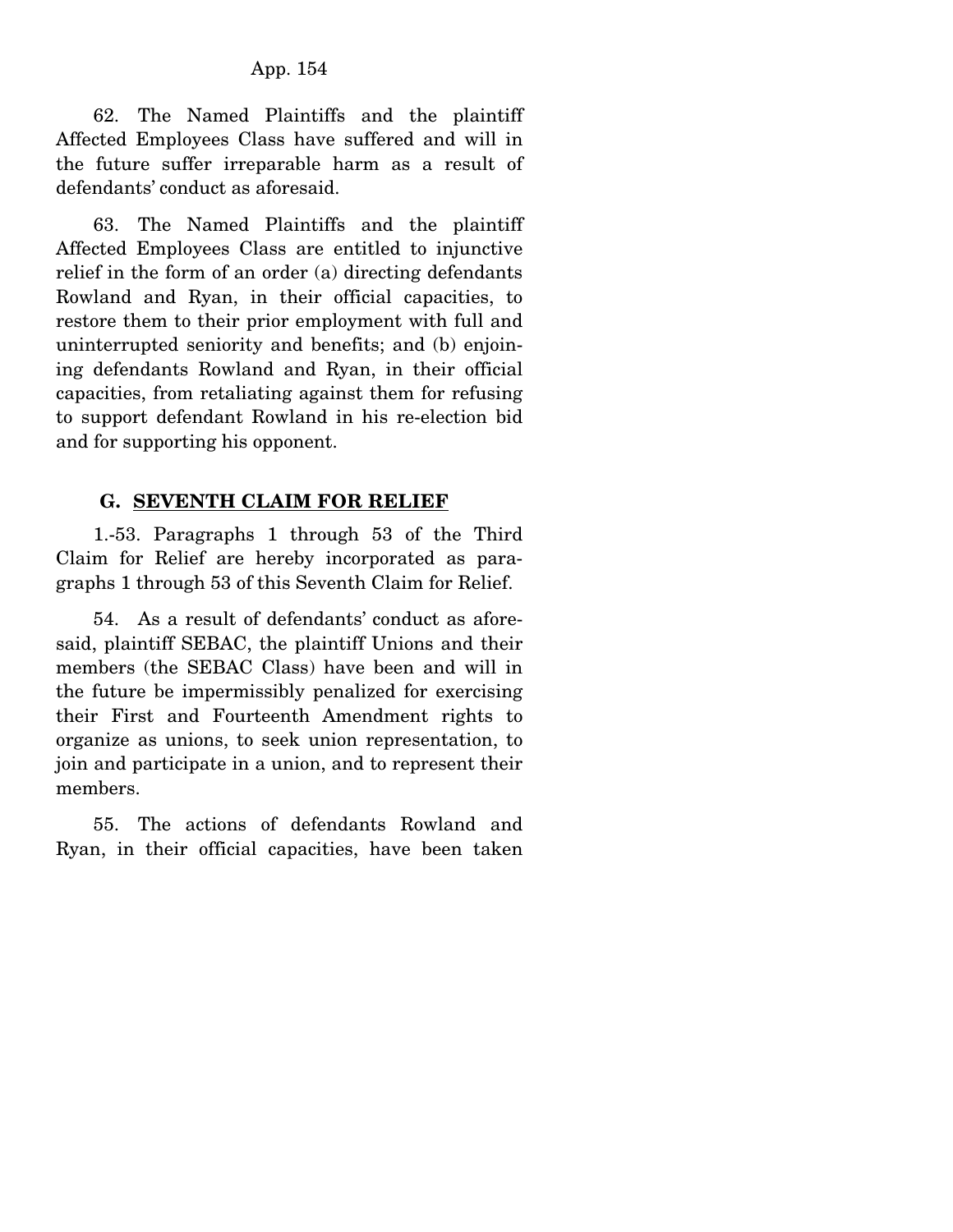62. The Named Plaintiffs and the plaintiff Affected Employees Class have suffered and will in the future suffer irreparable harm as a result of defendants' conduct as aforesaid.

63. The Named Plaintiffs and the plaintiff Affected Employees Class are entitled to injunctive relief in the form of an order (a) directing defendants Rowland and Ryan, in their official capacities, to restore them to their prior employment with full and uninterrupted seniority and benefits; and (b) enjoining defendants Rowland and Ryan, in their official capacities, from retaliating against them for refusing to support defendant Rowland in his re-election bid and for supporting his opponent.

### G. SEVENTH CLAIM FOR RELIEF

1.-53. Paragraphs 1 through 53 of the Third Claim for Relief are hereby incorporated as paragraphs 1 through 53 of this Seventh Claim for Relief.

54. As a result of defendants' conduct as aforesaid, plaintiff SEBAC, the plaintiff Unions and their members (the SEBAC Class) have been and will in the future be impermissibly penalized for exercising their First and Fourteenth Amendment rights to organize as unions, to seek union representation, to join and participate in a union, and to represent their members.

55. The actions of defendants Rowland and Ryan, in their official capacities, have been taken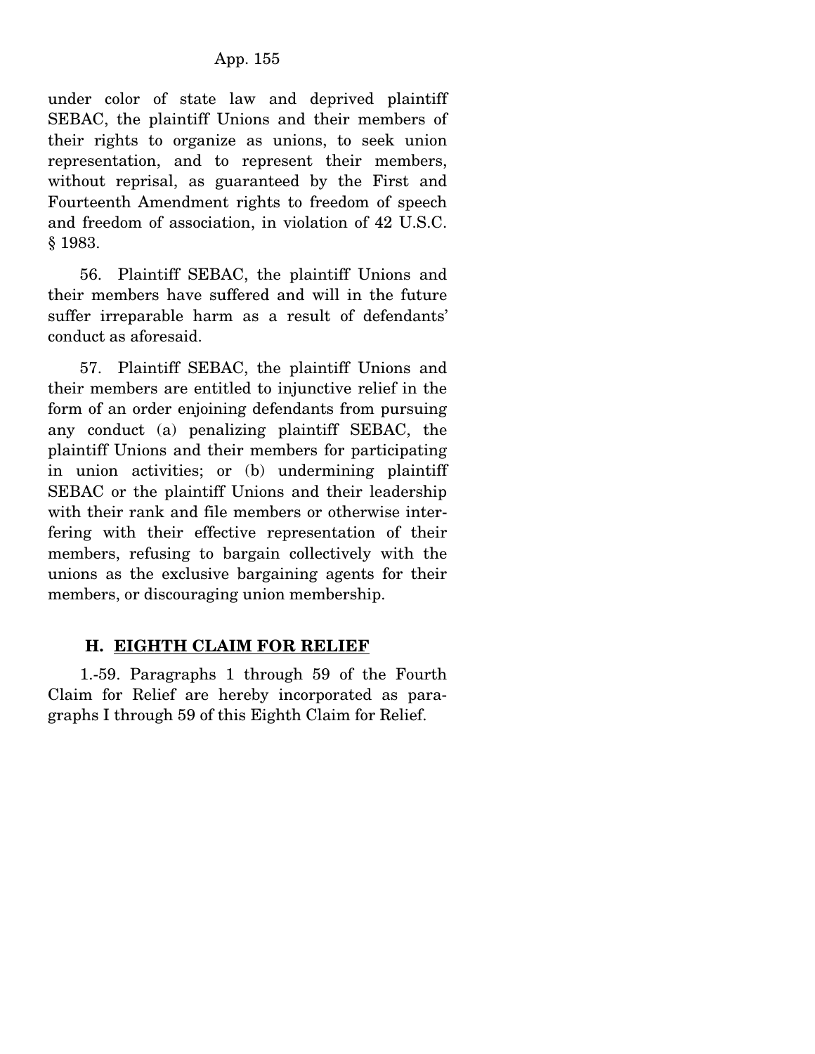under color of state law and deprived plaintiff SEBAC, the plaintiff Unions and their members of their rights to organize as unions, to seek union representation, and to represent their members, without reprisal, as guaranteed by the First and Fourteenth Amendment rights to freedom of speech and freedom of association, in violation of 42 U.S.C. § 1983.

56. Plaintiff SEBAC, the plaintiff Unions and their members have suffered and will in the future suffer irreparable harm as a result of defendants' conduct as aforesaid.

57. Plaintiff SEBAC, the plaintiff Unions and their members are entitled to injunctive relief in the form of an order enjoining defendants from pursuing any conduct (a) penalizing plaintiff SEBAC, the plaintiff Unions and their members for participating in union activities; or (b) undermining plaintiff SEBAC or the plaintiff Unions and their leadership with their rank and file members or otherwise interfering with their effective representation of their members, refusing to bargain collectively with the unions as the exclusive bargaining agents for their members, or discouraging union membership.

### H. EIGHTH CLAIM FOR RELIEF

1.-59. Paragraphs 1 through 59 of the Fourth Claim for Relief are hereby incorporated as paragraphs I through 59 of this Eighth Claim for Relief.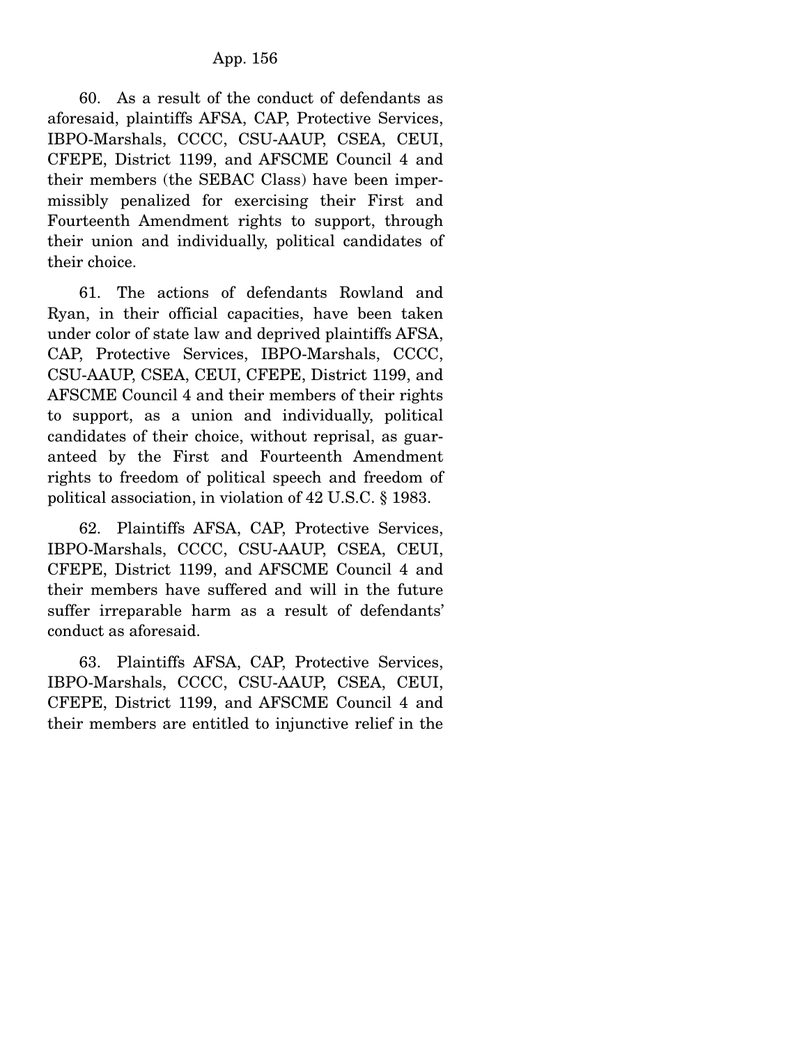60. As a result of the conduct of defendants as aforesaid, plaintiffs AFSA, CAP, Protective Services, IBPO-Marshals, CCCC, CSU-AAUP, CSEA, CEUI, CFEPE, District 1199, and AFSCME Council 4 and their members (the SEBAC Class) have been impermissibly penalized for exercising their First and Fourteenth Amendment rights to support, through their union and individually, political candidates of their choice.

61. The actions of defendants Rowland and Ryan, in their official capacities, have been taken under color of state law and deprived plaintiffs AFSA, CAP, Protective Services, IBPO-Marshals, CCCC, CSU-AAUP, CSEA, CEUI, CFEPE, District 1199, and AFSCME Council 4 and their members of their rights to support, as a union and individually, political candidates of their choice, without reprisal, as guaranteed by the First and Fourteenth Amendment rights to freedom of political speech and freedom of political association, in violation of 42 U.S.C. § 1983.

62. Plaintiffs AFSA, CAP, Protective Services, IBPO-Marshals, CCCC, CSU-AAUP, CSEA, CEUI, CFEPE, District 1199, and AFSCME Council 4 and their members have suffered and will in the future suffer irreparable harm as a result of defendants' conduct as aforesaid.

63. Plaintiffs AFSA, CAP, Protective Services, IBPO-Marshals, CCCC, CSU-AAUP, CSEA, CEUI, CFEPE, District 1199, and AFSCME Council 4 and their members are entitled to injunctive relief in the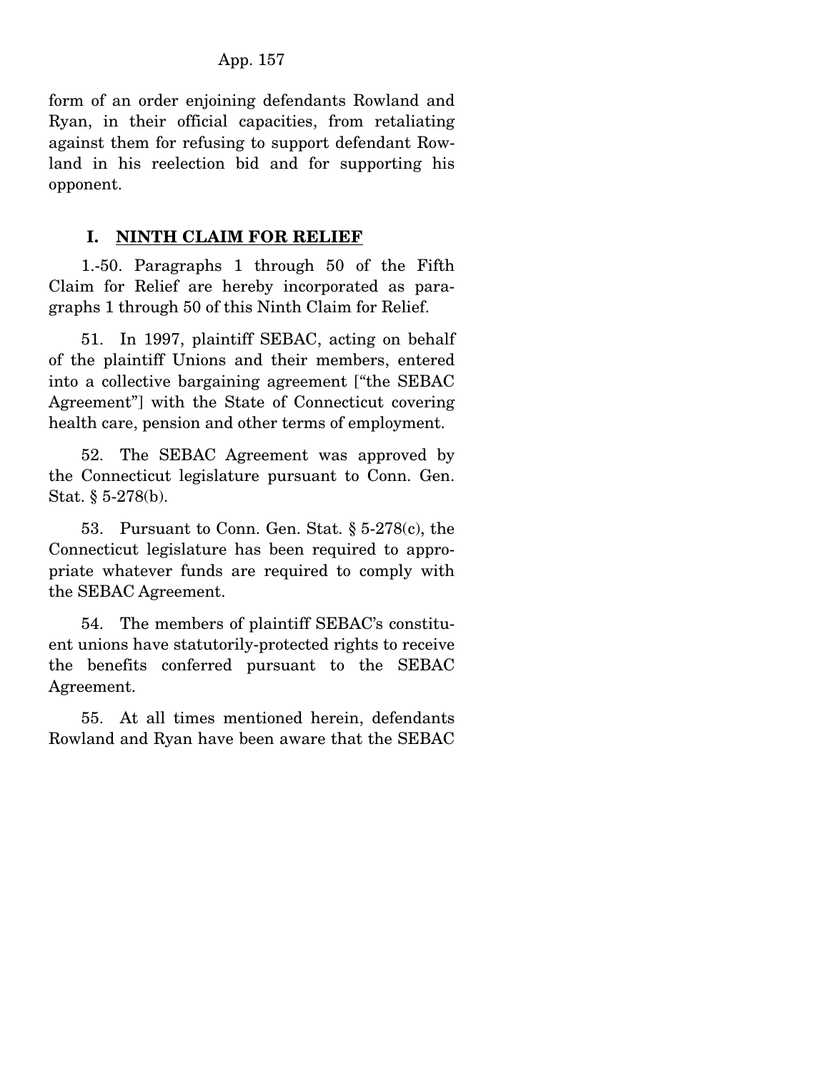form of an order enjoining defendants Rowland and Ryan, in their official capacities, from retaliating against them for refusing to support defendant Rowland in his reelection bid and for supporting his opponent.

## I. NINTH CLAIM FOR RELIEF

1.-50. Paragraphs 1 through 50 of the Fifth Claim for Relief are hereby incorporated as paragraphs 1 through 50 of this Ninth Claim for Relief.

51. In 1997, plaintiff SEBAC, acting on behalf of the plaintiff Unions and their members, entered into a collective bargaining agreement ["the SEBAC Agreement"] with the State of Connecticut covering health care, pension and other terms of employment.

52. The SEBAC Agreement was approved by the Connecticut legislature pursuant to Conn. Gen. Stat. § 5-278(b).

53. Pursuant to Conn. Gen. Stat. § 5-278(c), the Connecticut legislature has been required to appropriate whatever funds are required to comply with the SEBAC Agreement.

54. The members of plaintiff SEBAC's constituent unions have statutorily-protected rights to receive the benefits conferred pursuant to the SEBAC Agreement.

55. At all times mentioned herein, defendants Rowland and Ryan have been aware that the SEBAC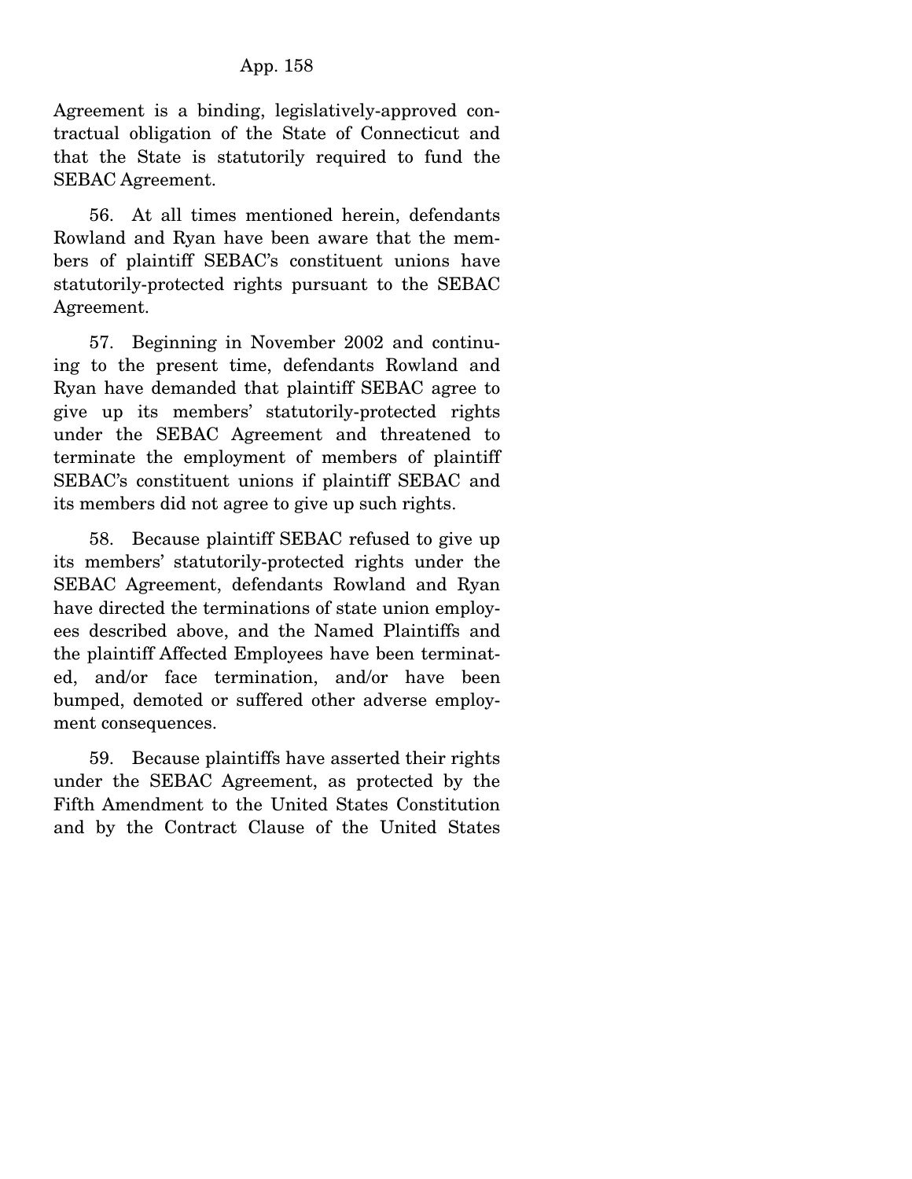Agreement is a binding, legislatively-approved contractual obligation of the State of Connecticut and that the State is statutorily required to fund the SEBAC Agreement.

56. At all times mentioned herein, defendants Rowland and Ryan have been aware that the members of plaintiff SEBAC's constituent unions have statutorily-protected rights pursuant to the SEBAC Agreement.

57. Beginning in November 2002 and continuing to the present time, defendants Rowland and Ryan have demanded that plaintiff SEBAC agree to give up its members' statutorily-protected rights under the SEBAC Agreement and threatened to terminate the employment of members of plaintiff SEBAC's constituent unions if plaintiff SEBAC and its members did not agree to give up such rights.

58. Because plaintiff SEBAC refused to give up its members' statutorily-protected rights under the SEBAC Agreement, defendants Rowland and Ryan have directed the terminations of state union employees described above, and the Named Plaintiffs and the plaintiff Affected Employees have been terminated, and/or face termination, and/or have been bumped, demoted or suffered other adverse employment consequences.

59. Because plaintiffs have asserted their rights under the SEBAC Agreement, as protected by the Fifth Amendment to the United States Constitution and by the Contract Clause of the United States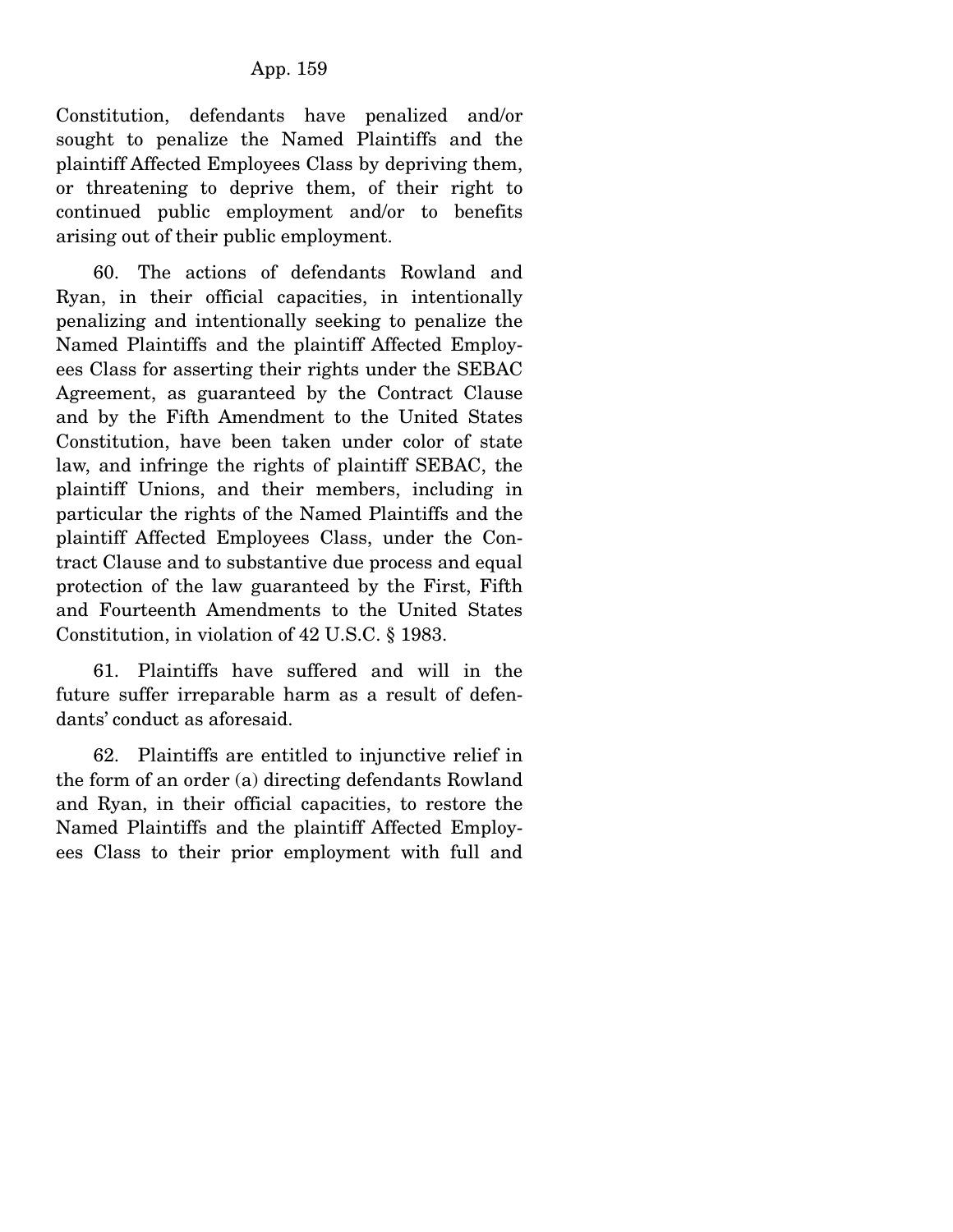Constitution, defendants have penalized and/or sought to penalize the Named Plaintiffs and the plaintiff Affected Employees Class by depriving them, or threatening to deprive them, of their right to continued public employment and/or to benefits arising out of their public employment.

60. The actions of defendants Rowland and Ryan, in their official capacities, in intentionally penalizing and intentionally seeking to penalize the Named Plaintiffs and the plaintiff Affected Employees Class for asserting their rights under the SEBAC Agreement, as guaranteed by the Contract Clause and by the Fifth Amendment to the United States Constitution, have been taken under color of state law, and infringe the rights of plaintiff SEBAC, the plaintiff Unions, and their members, including in particular the rights of the Named Plaintiffs and the plaintiff Affected Employees Class, under the Contract Clause and to substantive due process and equal protection of the law guaranteed by the First, Fifth and Fourteenth Amendments to the United States Constitution, in violation of 42 U.S.C. § 1983.

61. Plaintiffs have suffered and will in the future suffer irreparable harm as a result of defendants' conduct as aforesaid.

62. Plaintiffs are entitled to injunctive relief in the form of an order (a) directing defendants Rowland and Ryan, in their official capacities, to restore the Named Plaintiffs and the plaintiff Affected Employees Class to their prior employment with full and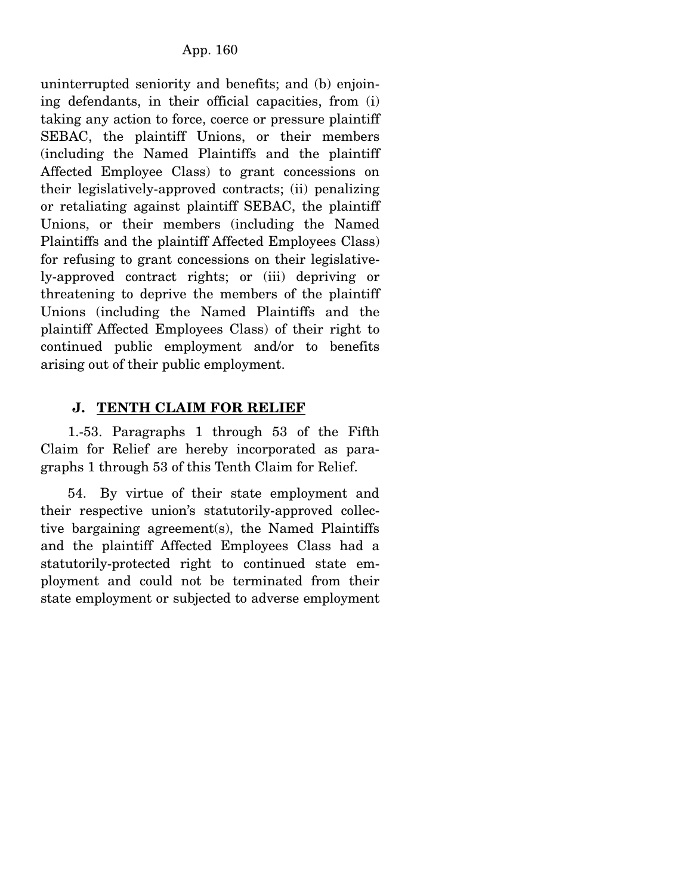uninterrupted seniority and benefits; and (b) enjoining defendants, in their official capacities, from (i) taking any action to force, coerce or pressure plaintiff SEBAC, the plaintiff Unions, or their members (including the Named Plaintiffs and the plaintiff Affected Employee Class) to grant concessions on their legislatively-approved contracts; (ii) penalizing or retaliating against plaintiff SEBAC, the plaintiff Unions, or their members (including the Named Plaintiffs and the plaintiff Affected Employees Class) for refusing to grant concessions on their legislatively-approved contract rights; or (iii) depriving or threatening to deprive the members of the plaintiff Unions (including the Named Plaintiffs and the plaintiff Affected Employees Class) of their right to continued public employment and/or to benefits arising out of their public employment.

## J. TENTH CLAIM FOR RELIEF

1.-53. Paragraphs 1 through 53 of the Fifth Claim for Relief are hereby incorporated as paragraphs 1 through 53 of this Tenth Claim for Relief.

54. By virtue of their state employment and their respective union's statutorily-approved collective bargaining agreement(s), the Named Plaintiffs and the plaintiff Affected Employees Class had a statutorily-protected right to continued state employment and could not be terminated from their state employment or subjected to adverse employment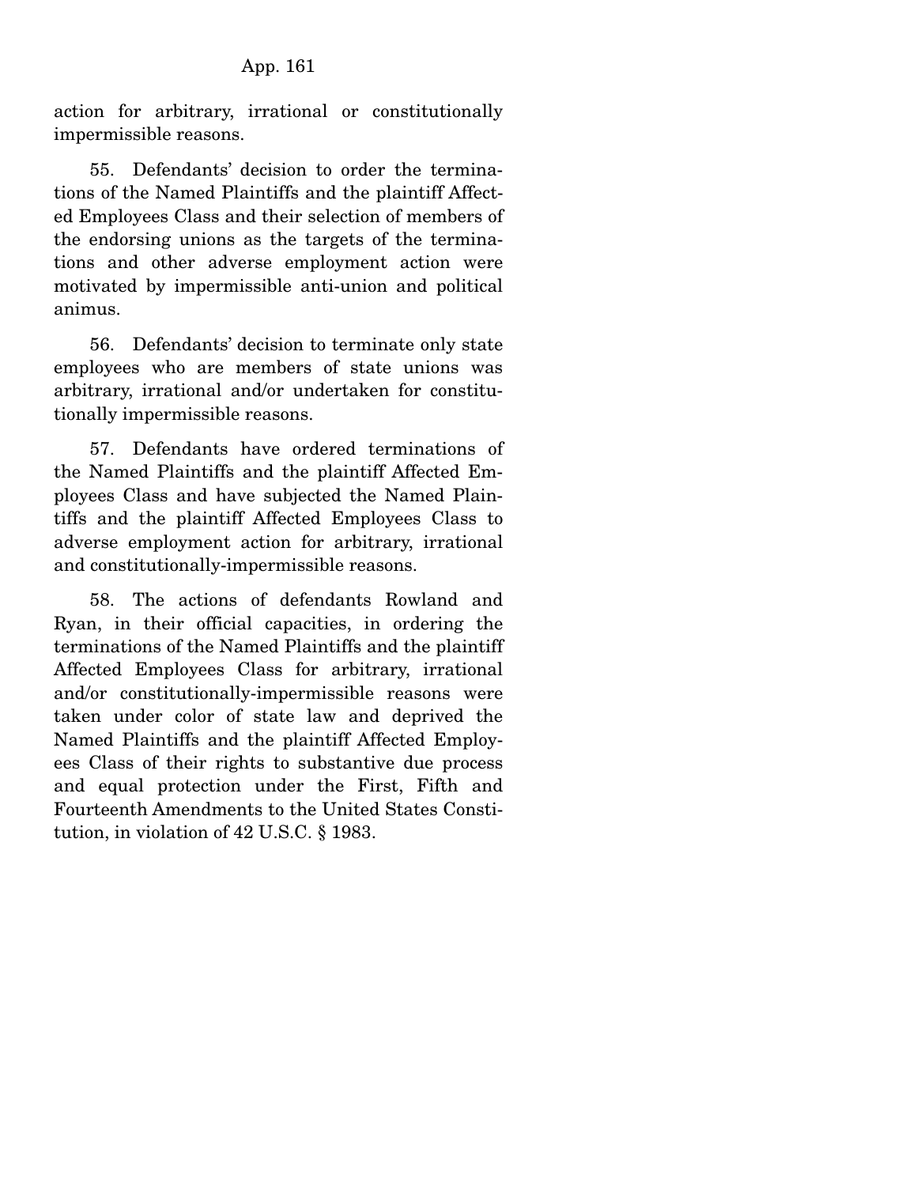action for arbitrary, irrational or constitutionally impermissible reasons.

55. Defendants' decision to order the terminations of the Named Plaintiffs and the plaintiff Affected Employees Class and their selection of members of the endorsing unions as the targets of the terminations and other adverse employment action were motivated by impermissible anti-union and political animus.

56. Defendants' decision to terminate only state employees who are members of state unions was arbitrary, irrational and/or undertaken for constitutionally impermissible reasons.

57. Defendants have ordered terminations of the Named Plaintiffs and the plaintiff Affected Employees Class and have subjected the Named Plaintiffs and the plaintiff Affected Employees Class to adverse employment action for arbitrary, irrational and constitutionally-impermissible reasons.

58. The actions of defendants Rowland and Ryan, in their official capacities, in ordering the terminations of the Named Plaintiffs and the plaintiff Affected Employees Class for arbitrary, irrational and/or constitutionally-impermissible reasons were taken under color of state law and deprived the Named Plaintiffs and the plaintiff Affected Employees Class of their rights to substantive due process and equal protection under the First, Fifth and Fourteenth Amendments to the United States Constitution, in violation of 42 U.S.C. § 1983.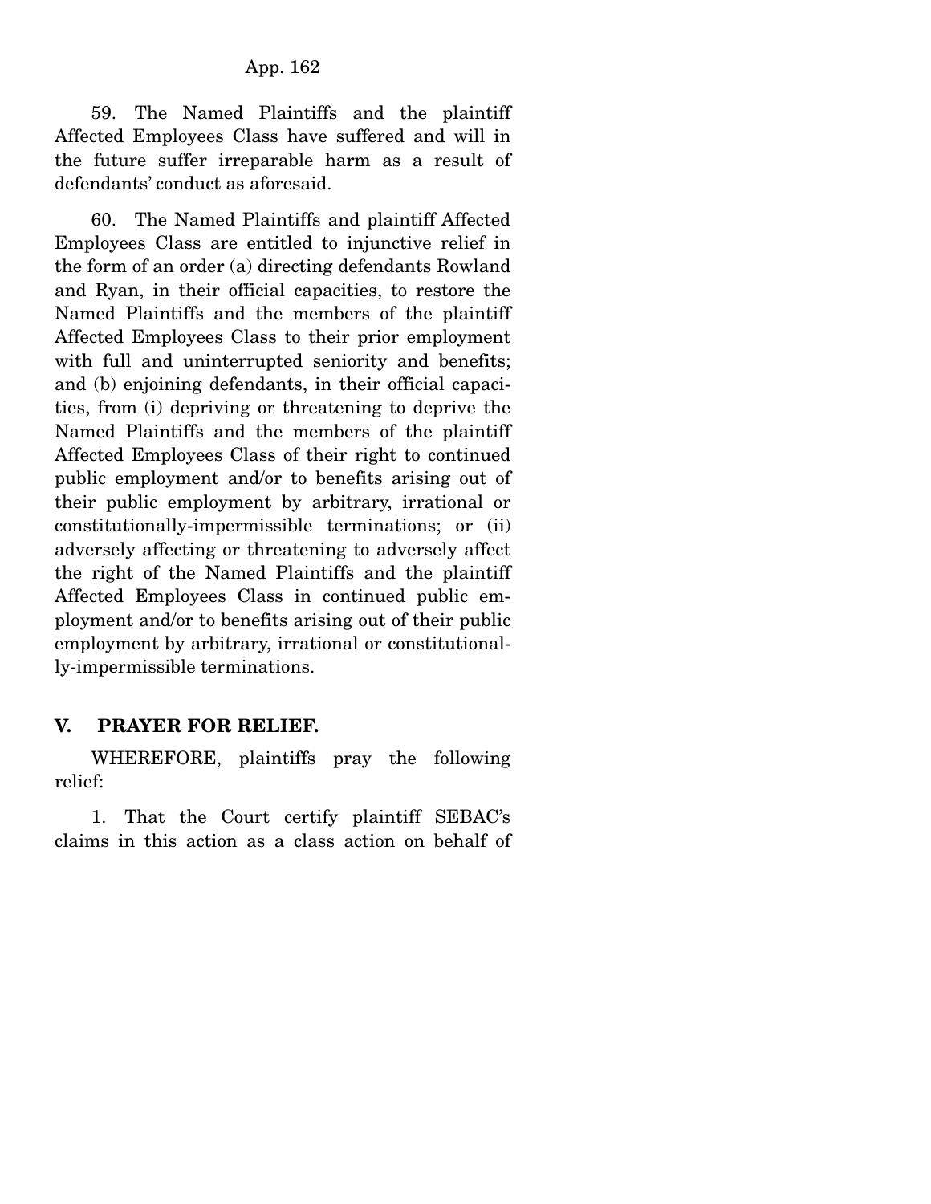59. The Named Plaintiffs and the plaintiff Affected Employees Class have suffered and will in the future suffer irreparable harm as a result of defendants' conduct as aforesaid.

60. The Named Plaintiffs and plaintiff Affected Employees Class are entitled to injunctive relief in the form of an order (a) directing defendants Rowland and Ryan, in their official capacities, to restore the Named Plaintiffs and the members of the plaintiff Affected Employees Class to their prior employment with full and uninterrupted seniority and benefits; and (b) enjoining defendants, in their official capacities, from (i) depriving or threatening to deprive the Named Plaintiffs and the members of the plaintiff Affected Employees Class of their right to continued public employment and/or to benefits arising out of their public employment by arbitrary, irrational or constitutionally-impermissible terminations; or (ii) adversely affecting or threatening to adversely affect the right of the Named Plaintiffs and the plaintiff Affected Employees Class in continued public employment and/or to benefits arising out of their public employment by arbitrary, irrational or constitutionally-impermissible terminations.

## V. PRAYER FOR RELIEF.

WHEREFORE, plaintiffs pray the following relief:

1. That the Court certify plaintiff SEBAC's claims in this action as a class action on behalf of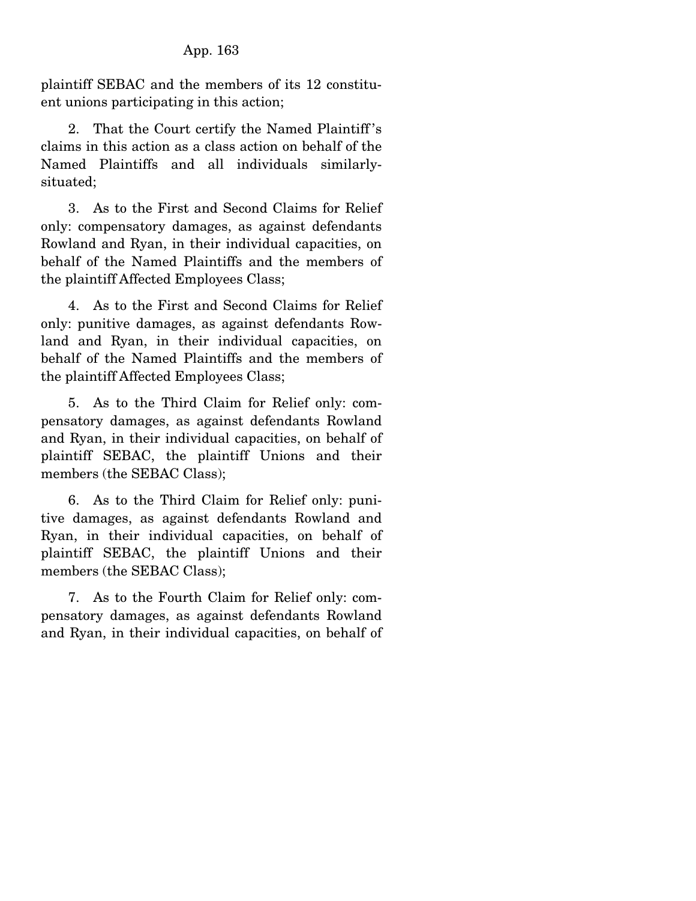plaintiff SEBAC and the members of its 12 constituent unions participating in this action;

2. That the Court certify the Named Plaintiff's claims in this action as a class action on behalf of the Named Plaintiffs and all individuals similarly-situated;

3. As to the First and Second Claims for Relief only: compensatory damages, as against defendants Rowland and Ryan, in their individual capacities, on behalf of the Named Plaintiffs and the members of the plaintiff Affected Employees Class;

4. As to the First and Second Claims for Relief only: punitive damages, as against defendants Rowland and Ryan, in their individual capacities, on behalf of the Named Plaintiffs and the members of the plaintiff Affected Employees Class;

5. As to the Third Claim for Relief only: compensatory damages, as against defendants Rowland and Ryan, in their individual capacities, on behalf of plaintiff SEBAC, the plaintiff Unions and their members (the SEBAC Class);

6. As to the Third Claim for Relief only: punitive damages, as against defendants Rowland and Ryan, in their individual capacities, on behalf of plaintiff SEBAC, the plaintiff Unions and their members (the SEBAC Class);

7. As to the Fourth Claim for Relief only: compensatory damages, as against defendants Rowland and Ryan, in their individual capacities, on behalf of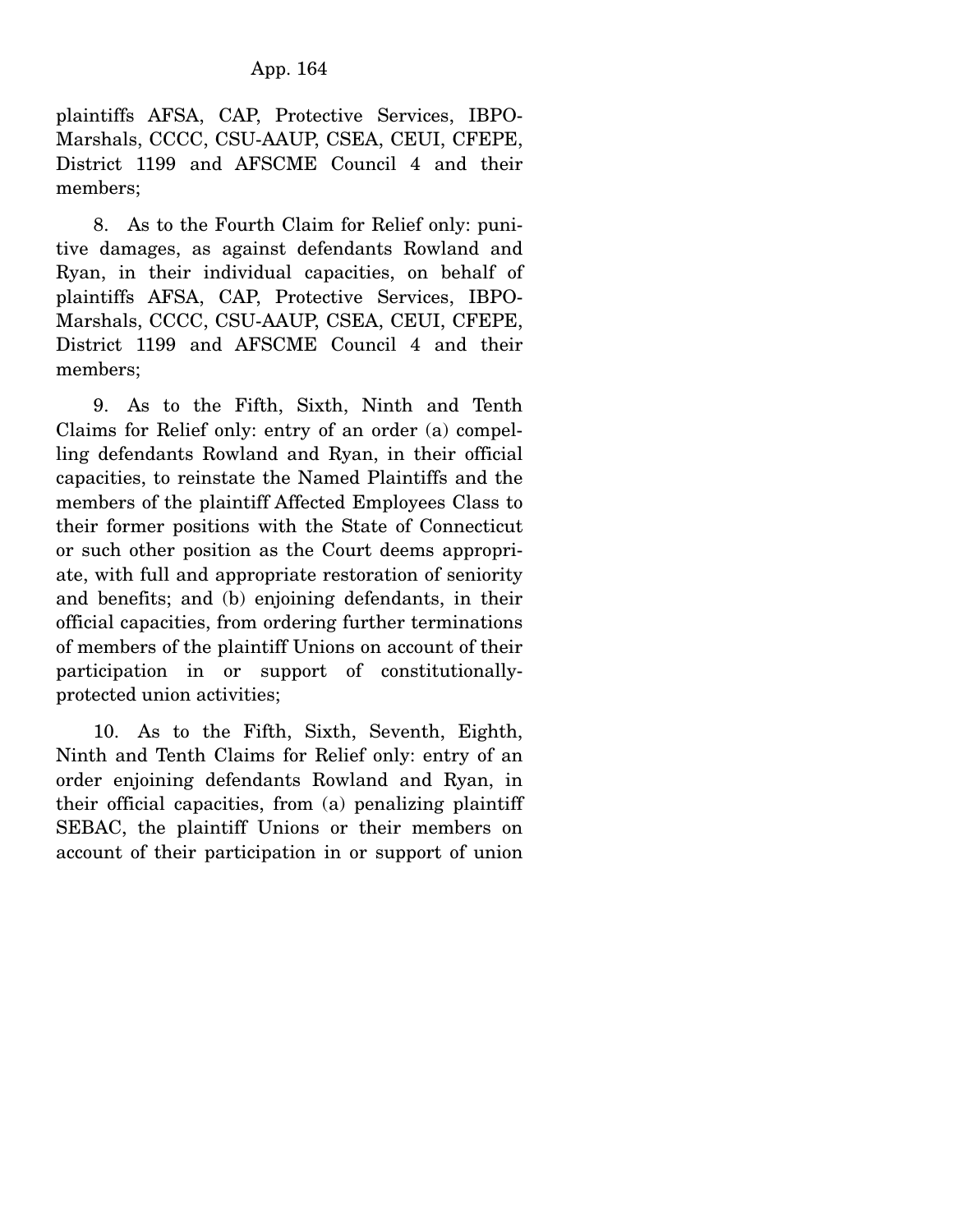plaintiffs AFSA, CAP, Protective Services, IBPO-Marshals, CCCC, CSU-AAUP, CSEA, CEUI, CFEPE, District 1199 and AFSCME Council 4 and their members;

8. As to the Fourth Claim for Relief only: punitive damages, as against defendants Rowland and Ryan, in their individual capacities, on behalf of plaintiffs AFSA, CAP, Protective Services, IBPO-Marshals, CCCC, CSU-AAUP, CSEA, CEUI, CFEPE, District 1199 and AFSCME Council 4 and their members;

9. As to the Fifth, Sixth, Ninth and Tenth Claims for Relief only: entry of an order (a) compelling defendants Rowland and Ryan, in their official capacities, to reinstate the Named Plaintiffs and the members of the plaintiff Affected Employees Class to their former positions with the State of Connecticut or such other position as the Court deems appropriate, with full and appropriate restoration of seniority and benefits; and (b) enjoining defendants, in their official capacities, from ordering further terminations of members of the plaintiff Unions on account of their participation in or support of constitutionally-protected union activities;

10. As to the Fifth, Sixth, Seventh, Eighth, Ninth and Tenth Claims for Relief only: entry of an order enjoining defendants Rowland and Ryan, in their official capacities, from (a) penalizing plaintiff SEBAC, the plaintiff Unions or their members on account of their participation in or support of union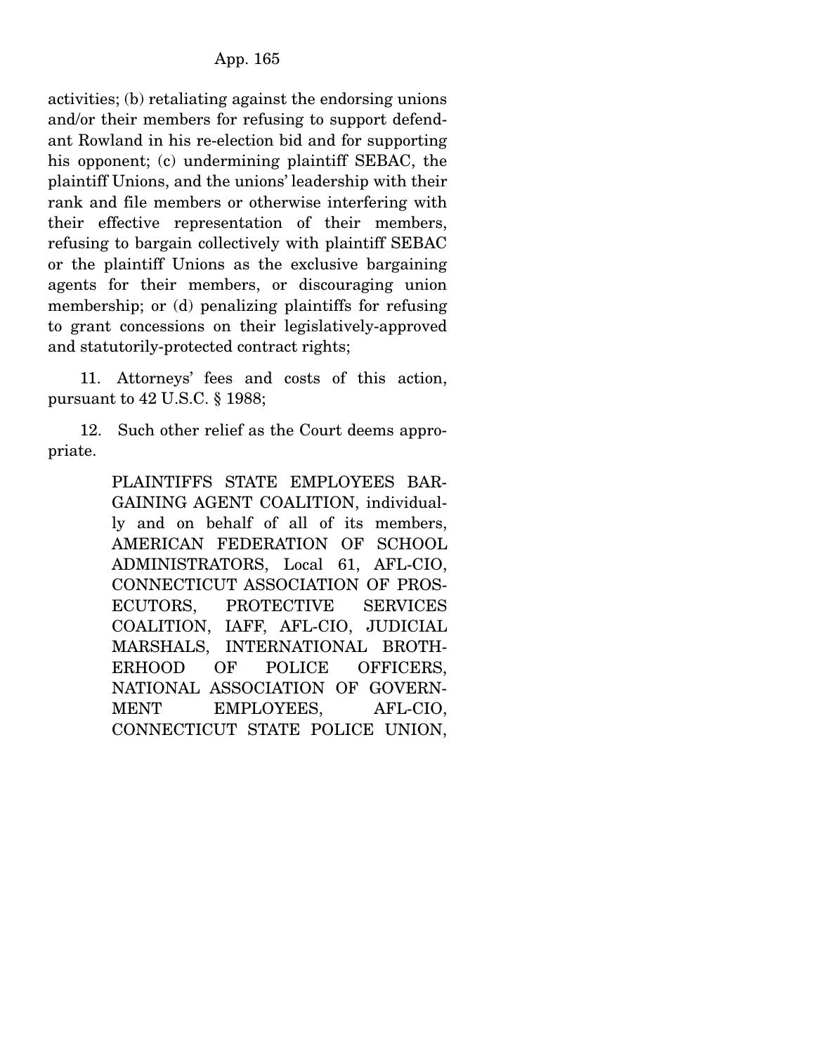activities; (b) retaliating against the endorsing unions and/or their members for refusing to support defendant Rowland in his re-election bid and for supporting his opponent; (c) undermining plaintiff SEBAC, the plaintiff Unions, and the unions' leadership with their rank and file members or otherwise interfering with their effective representation of their members, refusing to bargain collectively with plaintiff SEBAC or the plaintiff Unions as the exclusive bargaining agents for their members, or discouraging union membership; or (d) penalizing plaintiffs for refusing to grant concessions on their legislatively-approved and statutorily-protected contract rights;

11. Attorneys' fees and costs of this action, pursuant to 42 U.S.C. § 1988;

12. Such other relief as the Court deems appropriate.

> PLAINTIFFS STATE EMPLOYEES BARGAINING AGENT COALITION, individually and on behalf of all of its members, AMERICAN FEDERATION OF SCHOOL ADMINISTRATORS, Local 61, AFL-CIO, CONNECTICUT ASSOCIATION OF PROSECUTORS, PROTECTIVE SERVICES COALITION, IAFF, AFL-CIO, JUDICIAL MARSHALS, INTERNATIONAL BROTHERHOOD OF POLICE OFFICERS, NATIONAL ASSOCIATION OF GOVERNMENT EMPLOYEES, AFL-CIO, CONNECTICUT STATE POLICE UNION,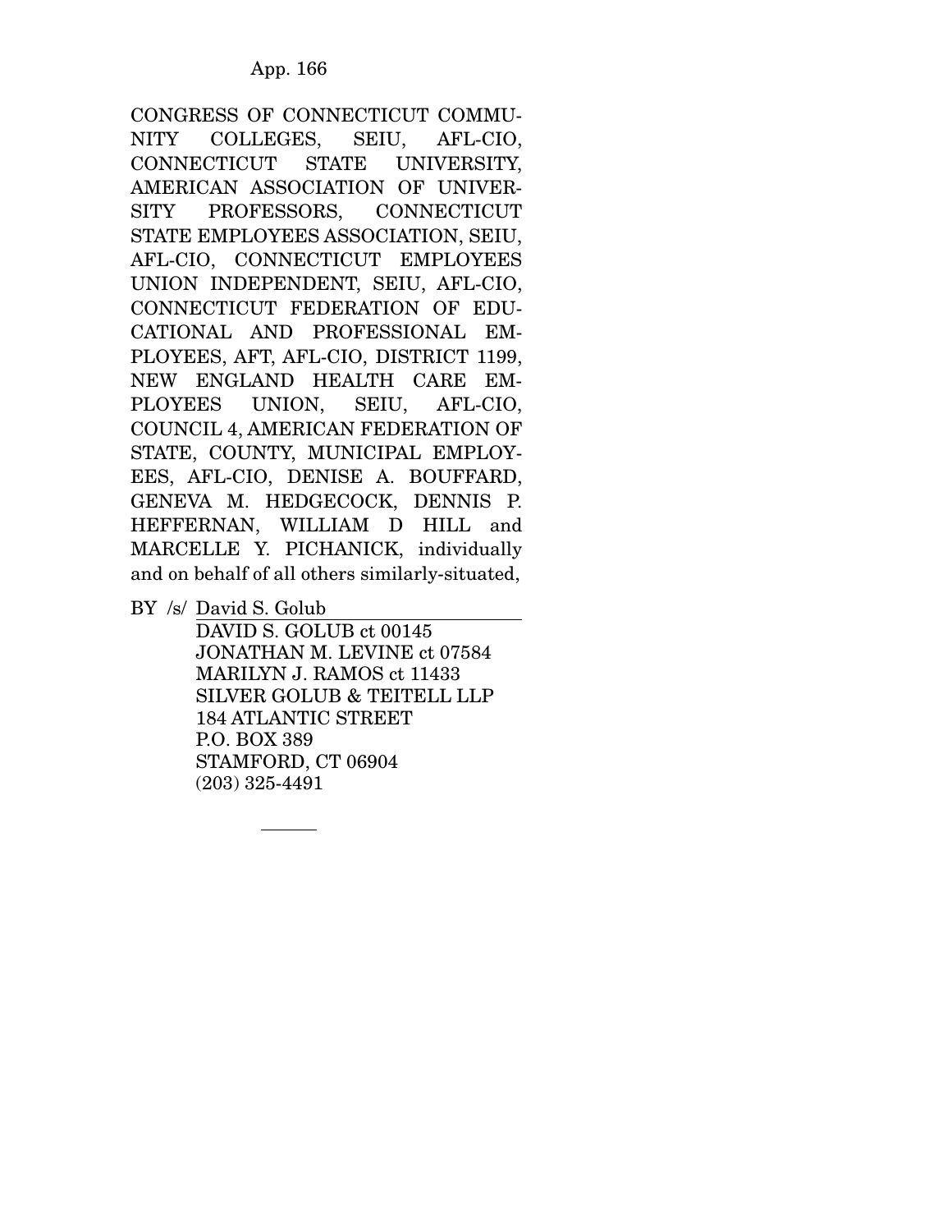CONGRESS OF CONNECTICUT COMMUNITY COLLEGES, SEIU, AFL-CIO, CONNECTICUT STATE UNIVERSITY, AMERICAN ASSOCIATION OF UNIVERSITY PROFESSORS, CONNECTICUT STATE EMPLOYEES ASSOCIATION, SEIU, AFL-CIO, CONNECTICUT EMPLOYEES UNION INDEPENDENT, SEIU, AFL-CIO, CONNECTICUT FEDERATION OF EDUCATIONAL AND PROFESSIONAL EMPLOYEES, AFT, AFL-CIO, DISTRICT 1199, NEW ENGLAND HEALTH CARE EMPLOYEES UNION, SEIU, AFL-CIO, COUNCIL 4, AMERICAN FEDERATION OF STATE, COUNTY, MUNICIPAL EMPLOYEES, AFL-CIO, DENISE A. BOUFFARD, GENEVA M. HEDGECOCK, DENNIS P. HEFFERNAN, WILLIAM D HILL and MARCELLE Y. PICHANICK, individually and on behalf of all others similarly-situated,

BY /s/ David S. Golub

DAVID S. GOLUB ct 00145
JONATHAN M. LEVINE ct 07584
MARILYN J. RAMOS ct 11433
SILVER GOLUB & TEITELL LLP
184 ATLANTIC STREET
P.O. BOX 389
STAMFORD, CT 06904
(203) 325-4491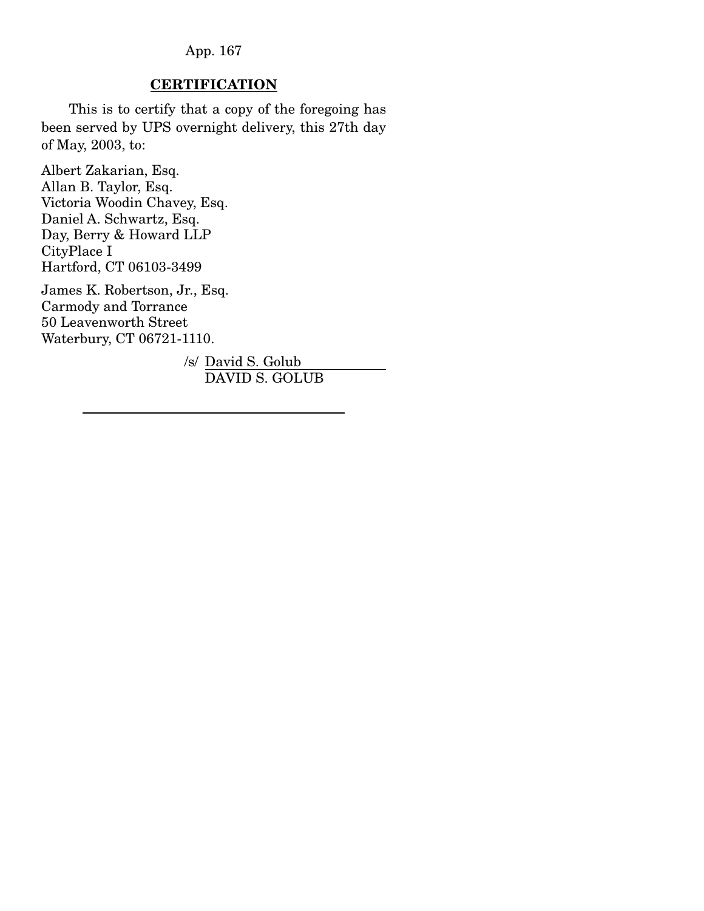## CERTIFICATION

This is to certify that a copy of the foregoing has been served by UPS overnight delivery, this 27th day of May, 2003, to:

Albert Zakarian, Esq.
Allan B. Taylor, Esq.
Victoria Woodin Chavey, Esq.
Daniel A. Schwartz, Esq.
Day, Berry & Howard LLP
CityPlace I
Hartford, CT 06103-3499

James K. Robertson, Jr., Esq.
Carmody and Torrance
50 Leavenworth Street
Waterbury, CT 06721-1110.

/s/ David S. Golub
DAVID S. GOLUB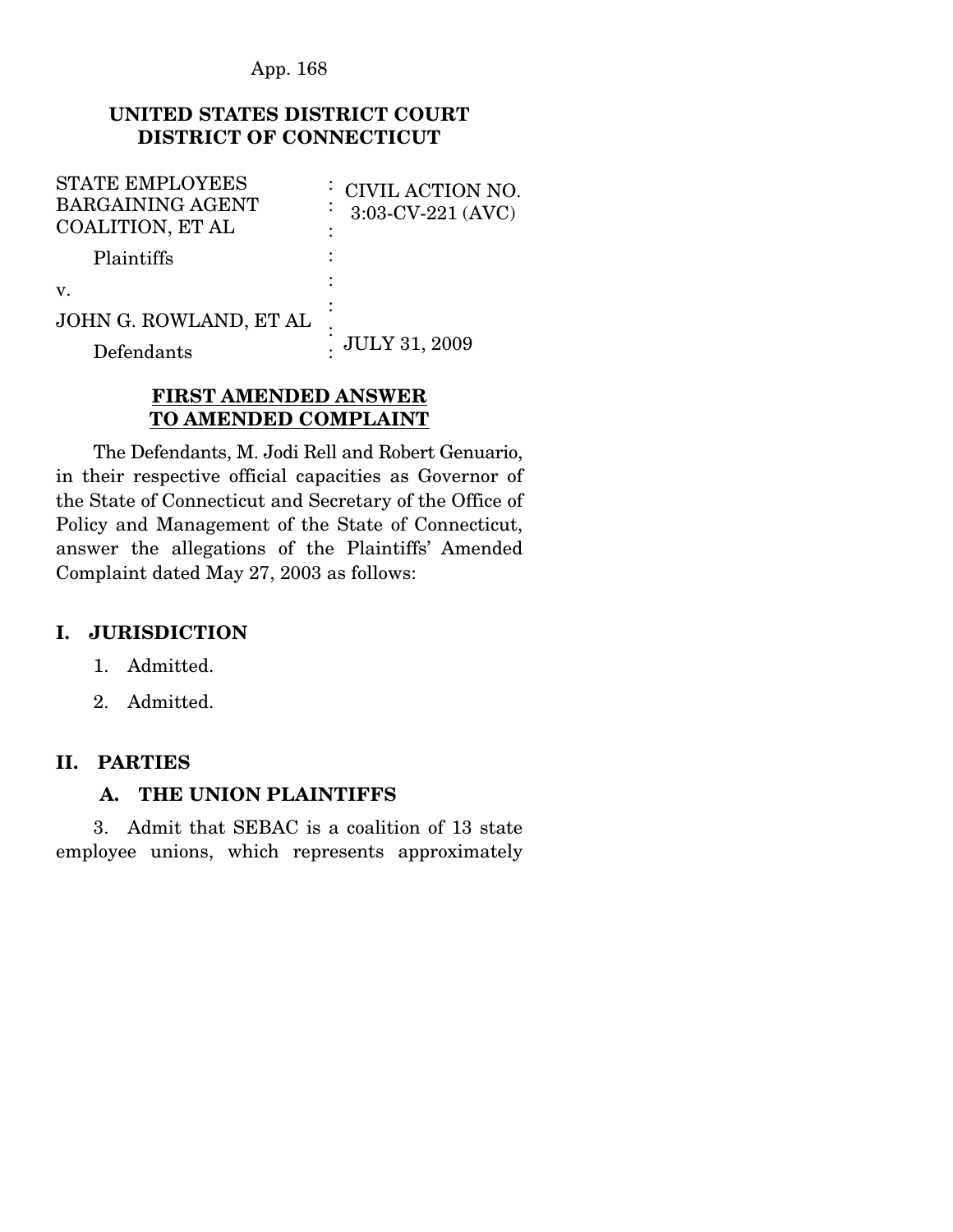App. 168

**UNITED STATES DISTRICT COURT**
**DISTRICT OF CONNECTICUT**

| | | |
|---|---|---|
| STATE EMPLOYEES BARGAINING AGENT COALITION, ET AL | : | CIVIL ACTION NO. 3:03-CV-221 (AVC) |
| Plaintiffs | : | |
| v. | : | |
| JOHN G. ROWLAND, ET AL | : | |
| Defendants | : | JULY 31, 2009 |

**FIRST AMENDED ANSWER TO AMENDED COMPLAINT**

The Defendants, M. Jodi Rell and Robert Genuario, in their respective official capacities as Governor of the State of Connecticut and Secretary of the Office of Policy and Management of the State of Connecticut, answer the allegations of the Plaintiffs' Amended Complaint dated May 27, 2003 as follows:

## I. JURISDICTION

1. Admitted.
2. Admitted.

## II. PARTIES

### A. THE UNION PLAINTIFFS

3. Admit that SEBAC is a coalition of 13 state employee unions, which represents approximately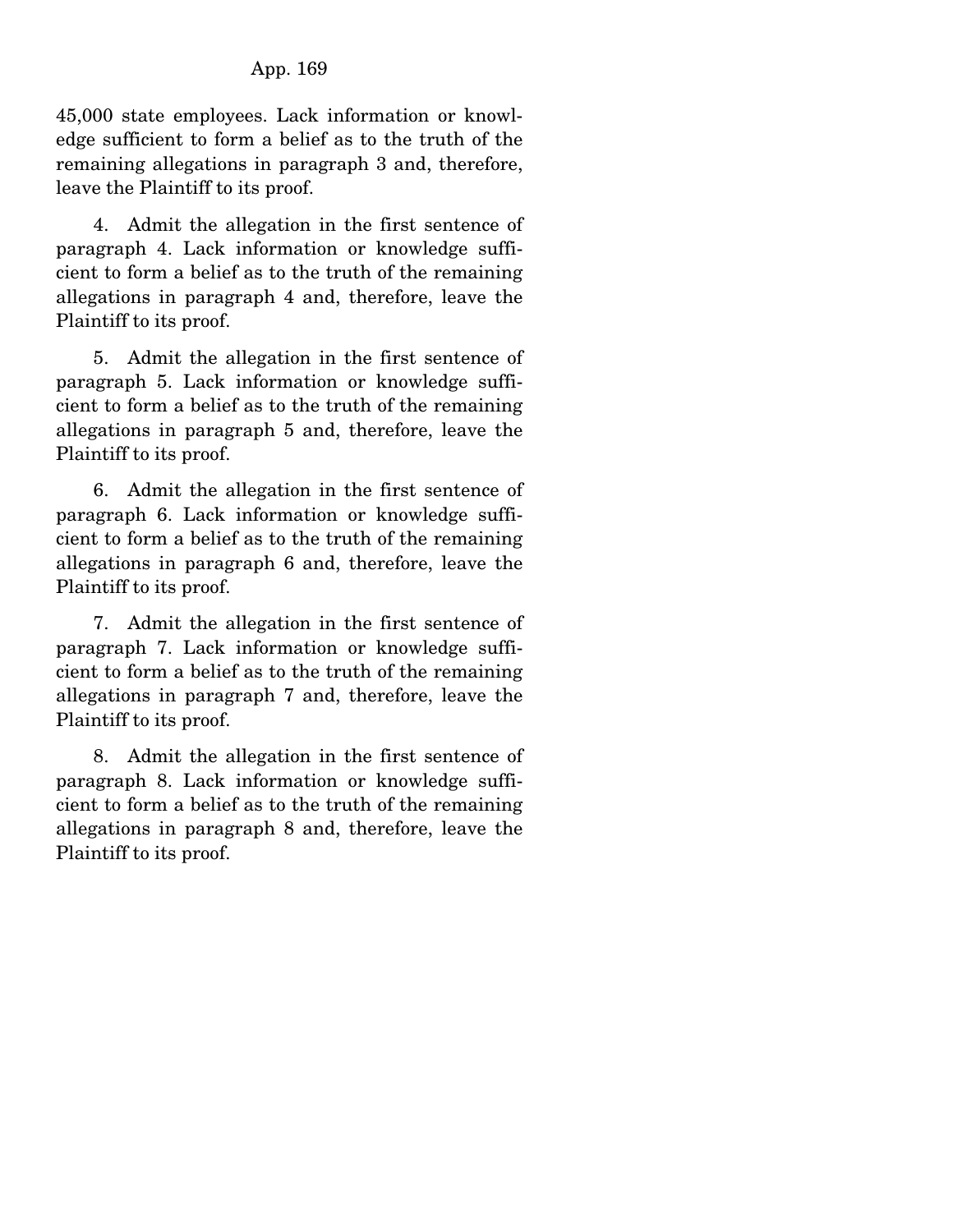45,000 state employees. Lack information or knowledge sufficient to form a belief as to the truth of the remaining allegations in paragraph 3 and, therefore, leave the Plaintiff to its proof.

4. Admit the allegation in the first sentence of paragraph 4. Lack information or knowledge sufficient to form a belief as to the truth of the remaining allegations in paragraph 4 and, therefore, leave the Plaintiff to its proof.

5. Admit the allegation in the first sentence of paragraph 5. Lack information or knowledge sufficient to form a belief as to the truth of the remaining allegations in paragraph 5 and, therefore, leave the Plaintiff to its proof.

6. Admit the allegation in the first sentence of paragraph 6. Lack information or knowledge sufficient to form a belief as to the truth of the remaining allegations in paragraph 6 and, therefore, leave the Plaintiff to its proof.

7. Admit the allegation in the first sentence of paragraph 7. Lack information or knowledge sufficient to form a belief as to the truth of the remaining allegations in paragraph 7 and, therefore, leave the Plaintiff to its proof.

8. Admit the allegation in the first sentence of paragraph 8. Lack information or knowledge sufficient to form a belief as to the truth of the remaining allegations in paragraph 8 and, therefore, leave the Plaintiff to its proof.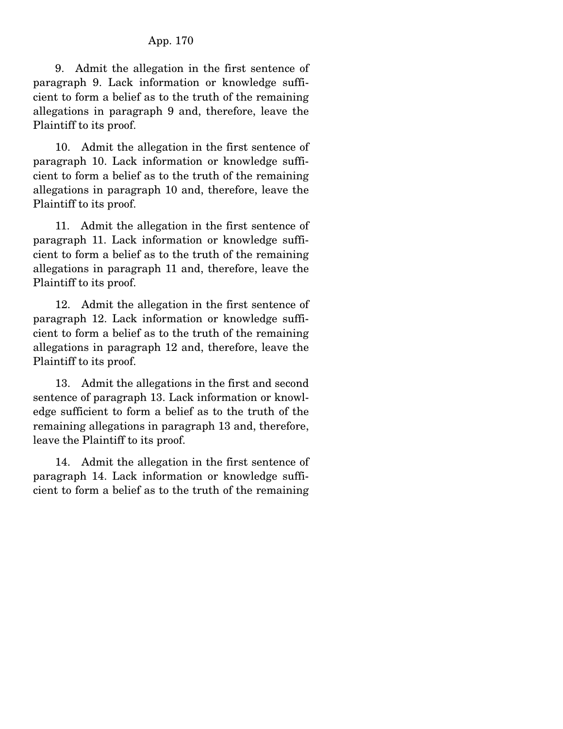9. Admit the allegation in the first sentence of paragraph 9. Lack information or knowledge sufficient to form a belief as to the truth of the remaining allegations in paragraph 9 and, therefore, leave the Plaintiff to its proof.

10. Admit the allegation in the first sentence of paragraph 10. Lack information or knowledge sufficient to form a belief as to the truth of the remaining allegations in paragraph 10 and, therefore, leave the Plaintiff to its proof.

11. Admit the allegation in the first sentence of paragraph 11. Lack information or knowledge sufficient to form a belief as to the truth of the remaining allegations in paragraph 11 and, therefore, leave the Plaintiff to its proof.

12. Admit the allegation in the first sentence of paragraph 12. Lack information or knowledge sufficient to form a belief as to the truth of the remaining allegations in paragraph 12 and, therefore, leave the Plaintiff to its proof.

13. Admit the allegations in the first and second sentence of paragraph 13. Lack information or knowledge sufficient to form a belief as to the truth of the remaining allegations in paragraph 13 and, therefore, leave the Plaintiff to its proof.

14. Admit the allegation in the first sentence of paragraph 14. Lack information or knowledge sufficient to form a belief as to the truth of the remaining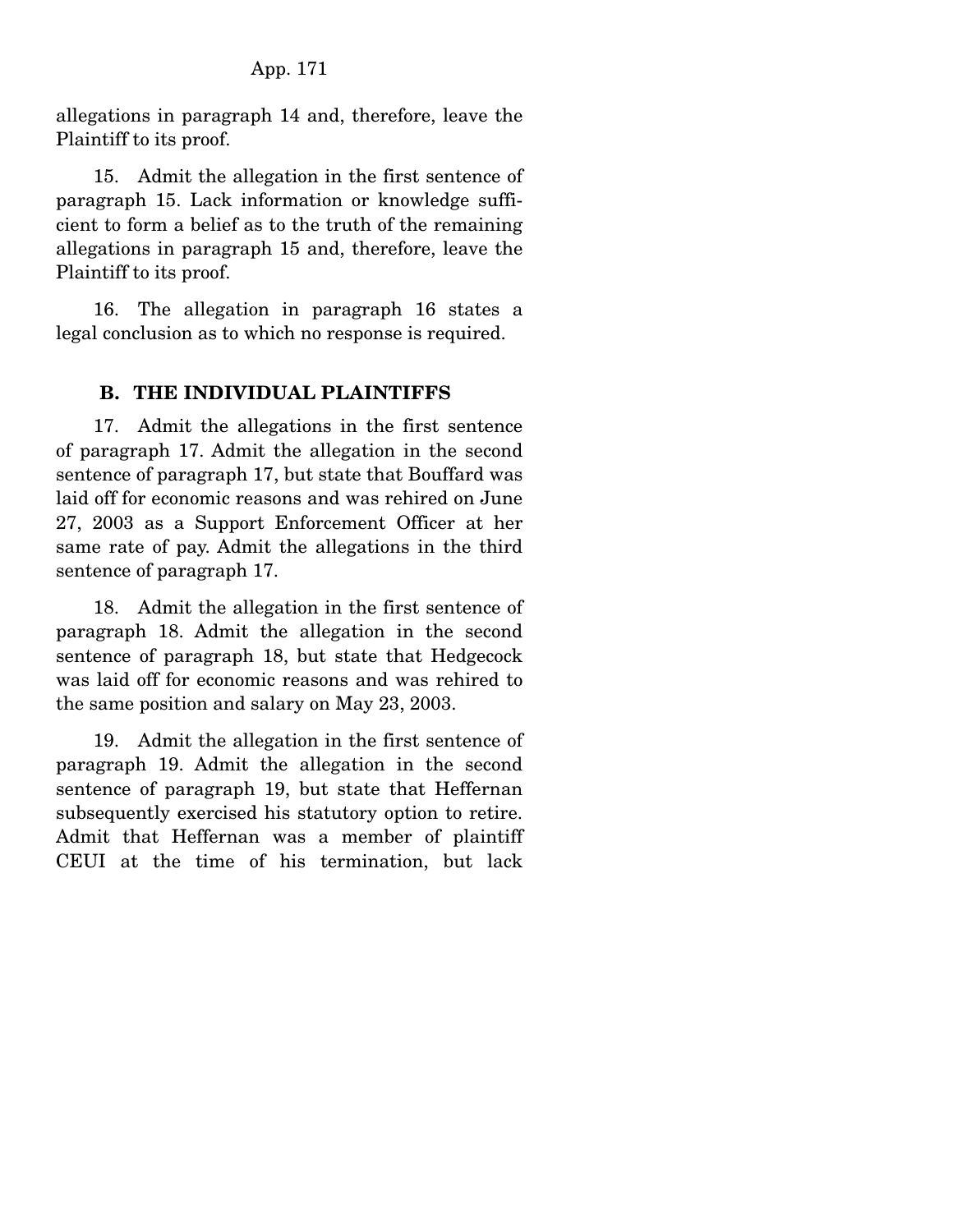allegations in paragraph 14 and, therefore, leave the Plaintiff to its proof.

15. Admit the allegation in the first sentence of paragraph 15. Lack information or knowledge sufficient to form a belief as to the truth of the remaining allegations in paragraph 15 and, therefore, leave the Plaintiff to its proof.

16. The allegation in paragraph 16 states a legal conclusion as to which no response is required.

### B. THE INDIVIDUAL PLAINTIFFS

17. Admit the allegations in the first sentence of paragraph 17. Admit the allegation in the second sentence of paragraph 17, but state that Bouffard was laid off for economic reasons and was rehired on June 27, 2003 as a Support Enforcement Officer at her same rate of pay. Admit the allegations in the third sentence of paragraph 17.

18. Admit the allegation in the first sentence of paragraph 18. Admit the allegation in the second sentence of paragraph 18, but state that Hedgecock was laid off for economic reasons and was rehired to the same position and salary on May 23, 2003.

19. Admit the allegation in the first sentence of paragraph 19. Admit the allegation in the second sentence of paragraph 19, but state that Heffernan subsequently exercised his statutory option to retire. Admit that Heffernan was a member of plaintiff CEUI at the time of his termination, but lack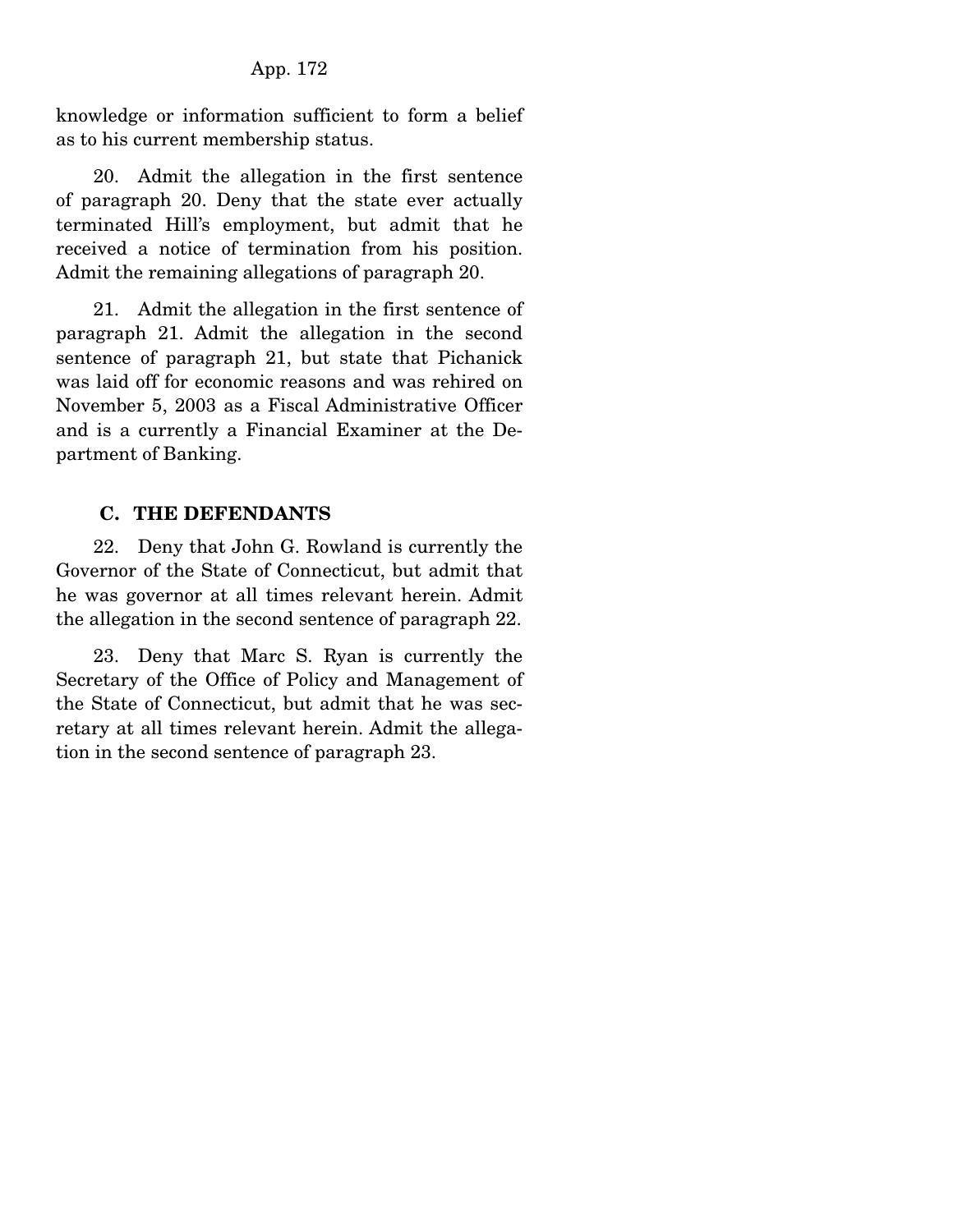knowledge or information sufficient to form a belief as to his current membership status.

20. Admit the allegation in the first sentence of paragraph 20. Deny that the state ever actually terminated Hill's employment, but admit that he received a notice of termination from his position. Admit the remaining allegations of paragraph 20.

21. Admit the allegation in the first sentence of paragraph 21. Admit the allegation in the second sentence of paragraph 21, but state that Pichanick was laid off for economic reasons and was rehired on November 5, 2003 as a Fiscal Administrative Officer and is a currently a Financial Examiner at the Department of Banking.

### C. THE DEFENDANTS

22. Deny that John G. Rowland is currently the Governor of the State of Connecticut, but admit that he was governor at all times relevant herein. Admit the allegation in the second sentence of paragraph 22.

23. Deny that Marc S. Ryan is currently the Secretary of the Office of Policy and Management of the State of Connecticut, but admit that he was secretary at all times relevant herein. Admit the allegation in the second sentence of paragraph 23.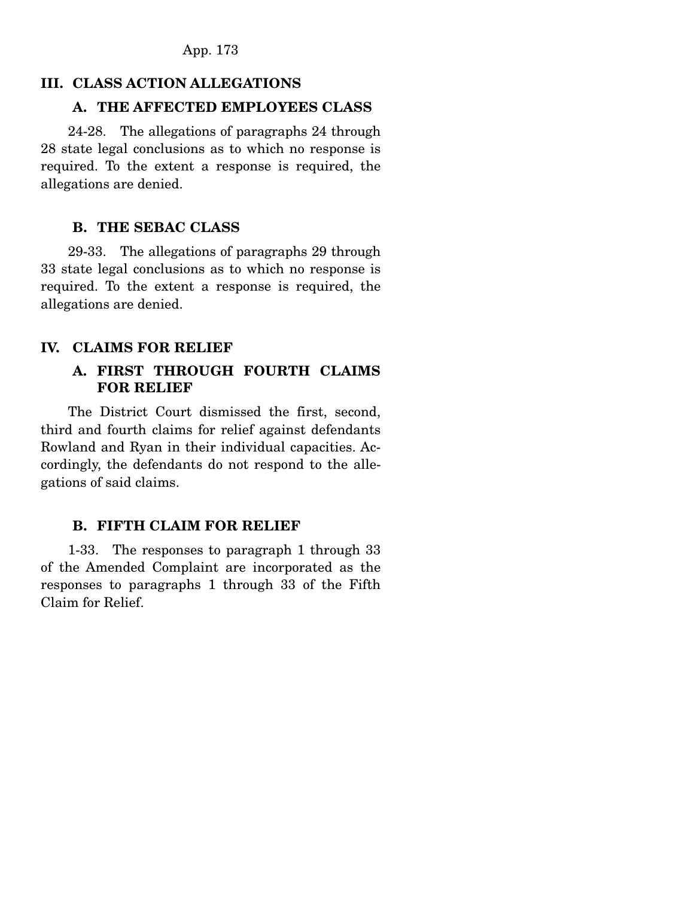## III. CLASS ACTION ALLEGATIONS

### A. THE AFFECTED EMPLOYEES CLASS

24-28. The allegations of paragraphs 24 through 28 state legal conclusions as to which no response is required. To the extent a response is required, the allegations are denied.

### B. THE SEBAC CLASS

29-33. The allegations of paragraphs 29 through 33 state legal conclusions as to which no response is required. To the extent a response is required, the allegations are denied.

## IV. CLAIMS FOR RELIEF

### A. FIRST THROUGH FOURTH CLAIMS FOR RELIEF

The District Court dismissed the first, second, third and fourth claims for relief against defendants Rowland and Ryan in their individual capacities. Accordingly, the defendants do not respond to the allegations of said claims.

### B. FIFTH CLAIM FOR RELIEF

1-33. The responses to paragraph 1 through 33 of the Amended Complaint are incorporated as the responses to paragraphs 1 through 33 of the Fifth Claim for Relief.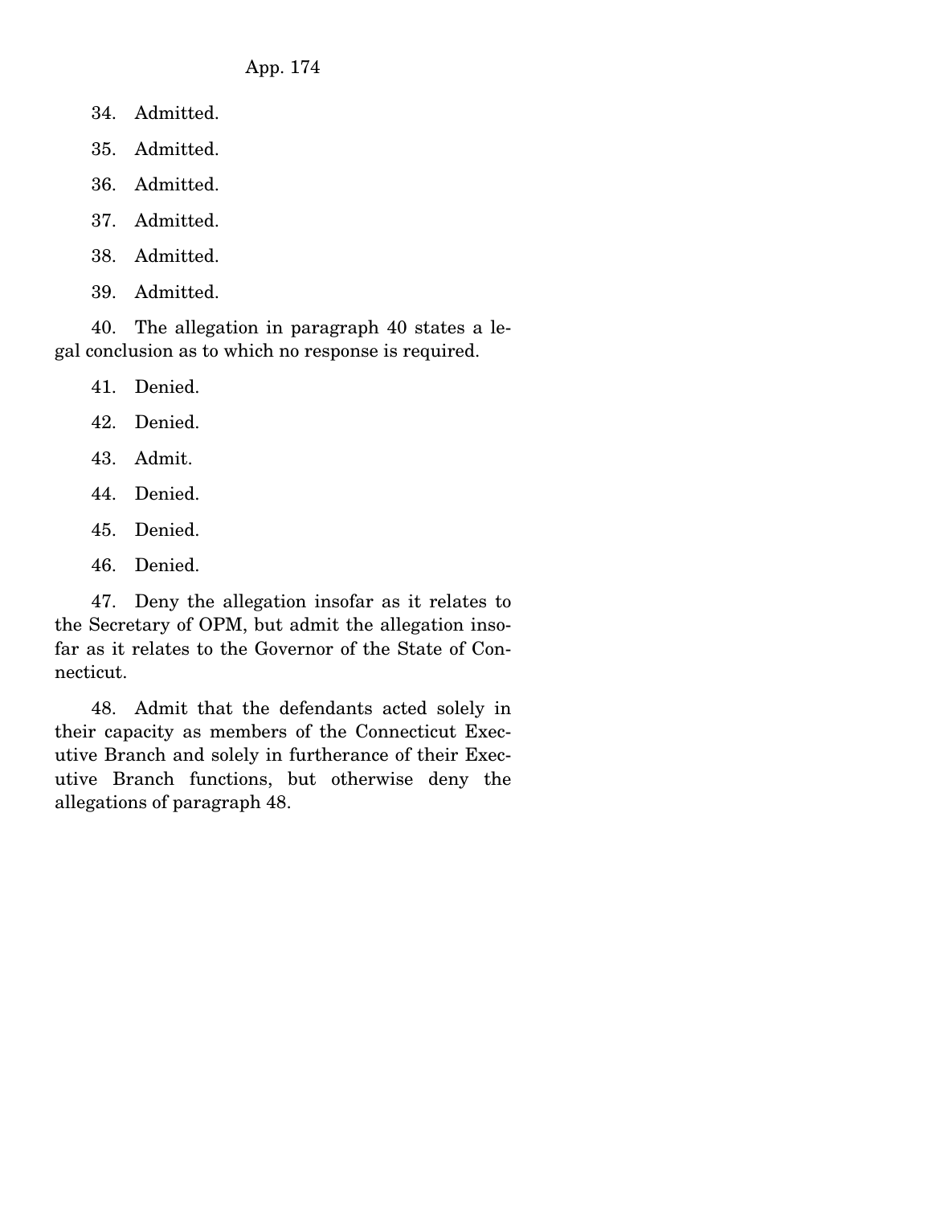34. Admitted.

35. Admitted.

36. Admitted.

37. Admitted.

38. Admitted.

39. Admitted.

40. The allegation in paragraph 40 states a legal conclusion as to which no response is required.

41. Denied.

42. Denied.

43. Admit.

44. Denied.

45. Denied.

46. Denied.

47. Deny the allegation insofar as it relates to the Secretary of OPM, but admit the allegation insofar as it relates to the Governor of the State of Connecticut.

48. Admit that the defendants acted solely in their capacity as members of the Connecticut Executive Branch and solely in furtherance of their Executive Branch functions, but otherwise deny the allegations of paragraph 48.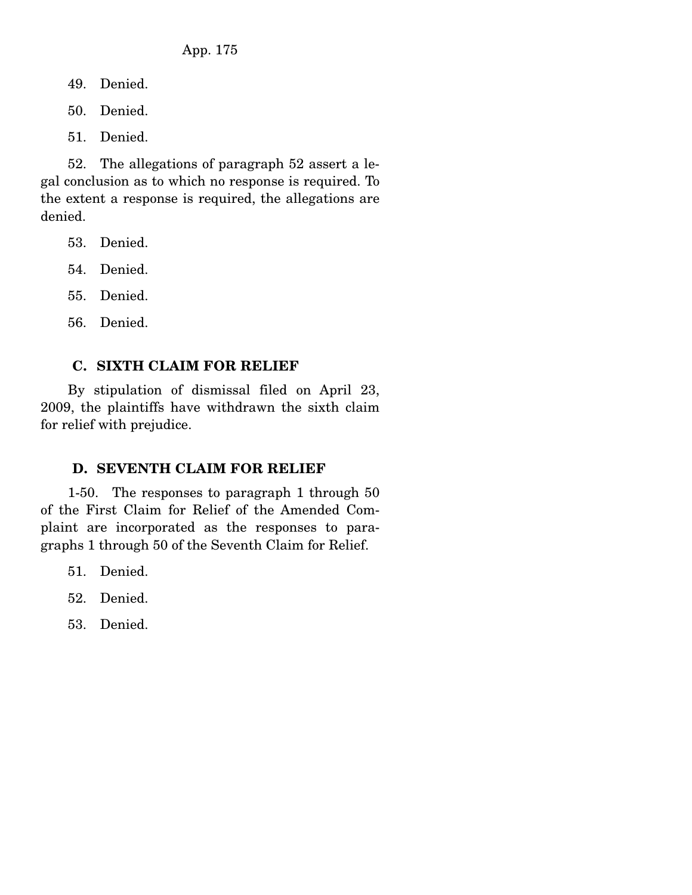49. Denied.

50. Denied.

51. Denied.

52. The allegations of paragraph 52 assert a legal conclusion as to which no response is required. To the extent a response is required, the allegations are denied.

53. Denied.

54. Denied.

55. Denied.

56. Denied.

### C. SIXTH CLAIM FOR RELIEF

By stipulation of dismissal filed on April 23, 2009, the plaintiffs have withdrawn the sixth claim for relief with prejudice.

### D. SEVENTH CLAIM FOR RELIEF

1-50. The responses to paragraph 1 through 50 of the First Claim for Relief of the Amended Complaint are incorporated as the responses to paragraphs 1 through 50 of the Seventh Claim for Relief.

51. Denied.

52. Denied.

53. Denied.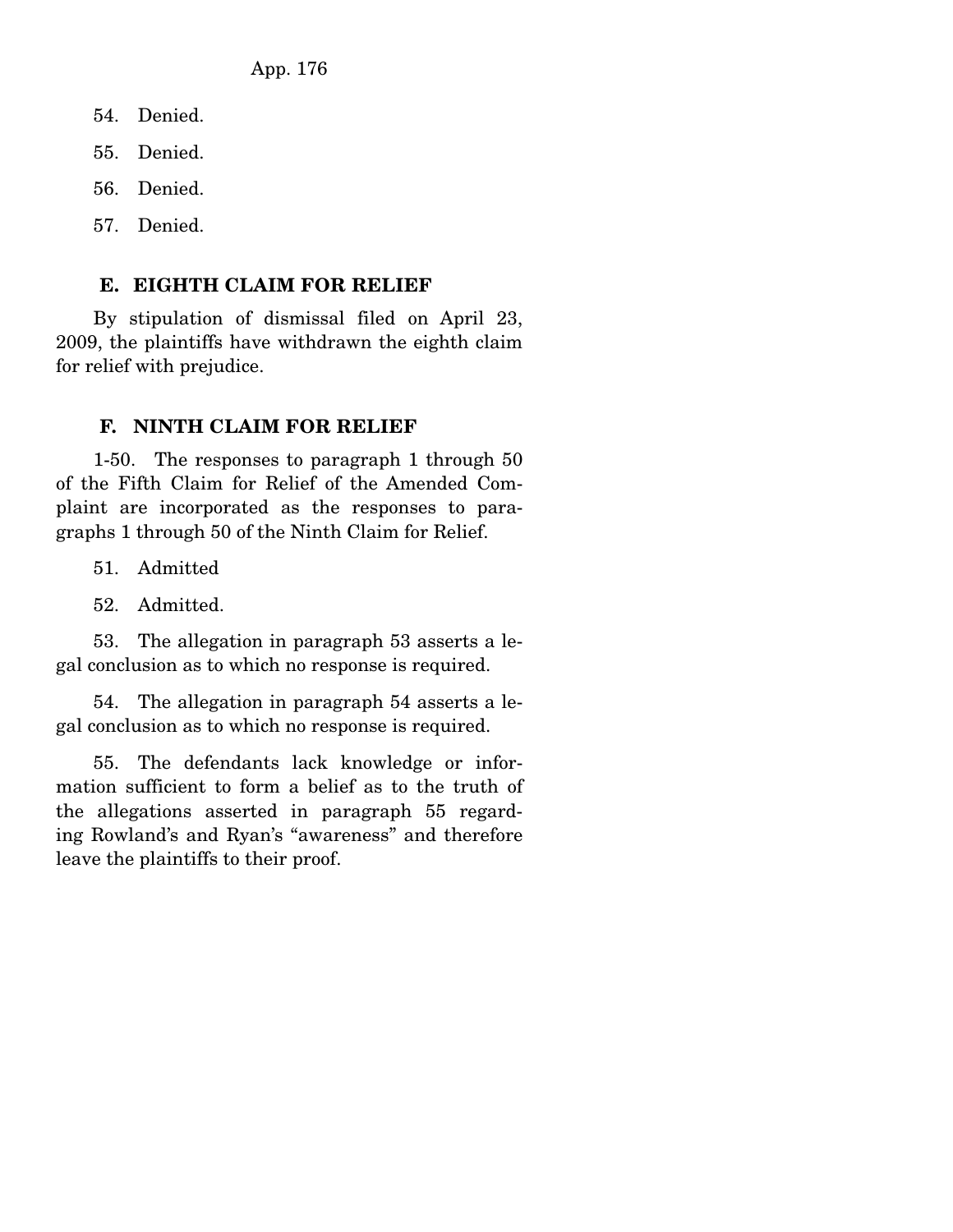54. Denied.

55. Denied.

56. Denied.

57. Denied.

### E. EIGHTH CLAIM FOR RELIEF

By stipulation of dismissal filed on April 23, 2009, the plaintiffs have withdrawn the eighth claim for relief with prejudice.

### F. NINTH CLAIM FOR RELIEF

1-50. The responses to paragraph 1 through 50 of the Fifth Claim for Relief of the Amended Complaint are incorporated as the responses to paragraphs 1 through 50 of the Ninth Claim for Relief.

51. Admitted

52. Admitted.

53. The allegation in paragraph 53 asserts a legal conclusion as to which no response is required.

54. The allegation in paragraph 54 asserts a legal conclusion as to which no response is required.

55. The defendants lack knowledge or information sufficient to form a belief as to the truth of the allegations asserted in paragraph 55 regarding Rowland's and Ryan's "awareness" and therefore leave the plaintiffs to their proof.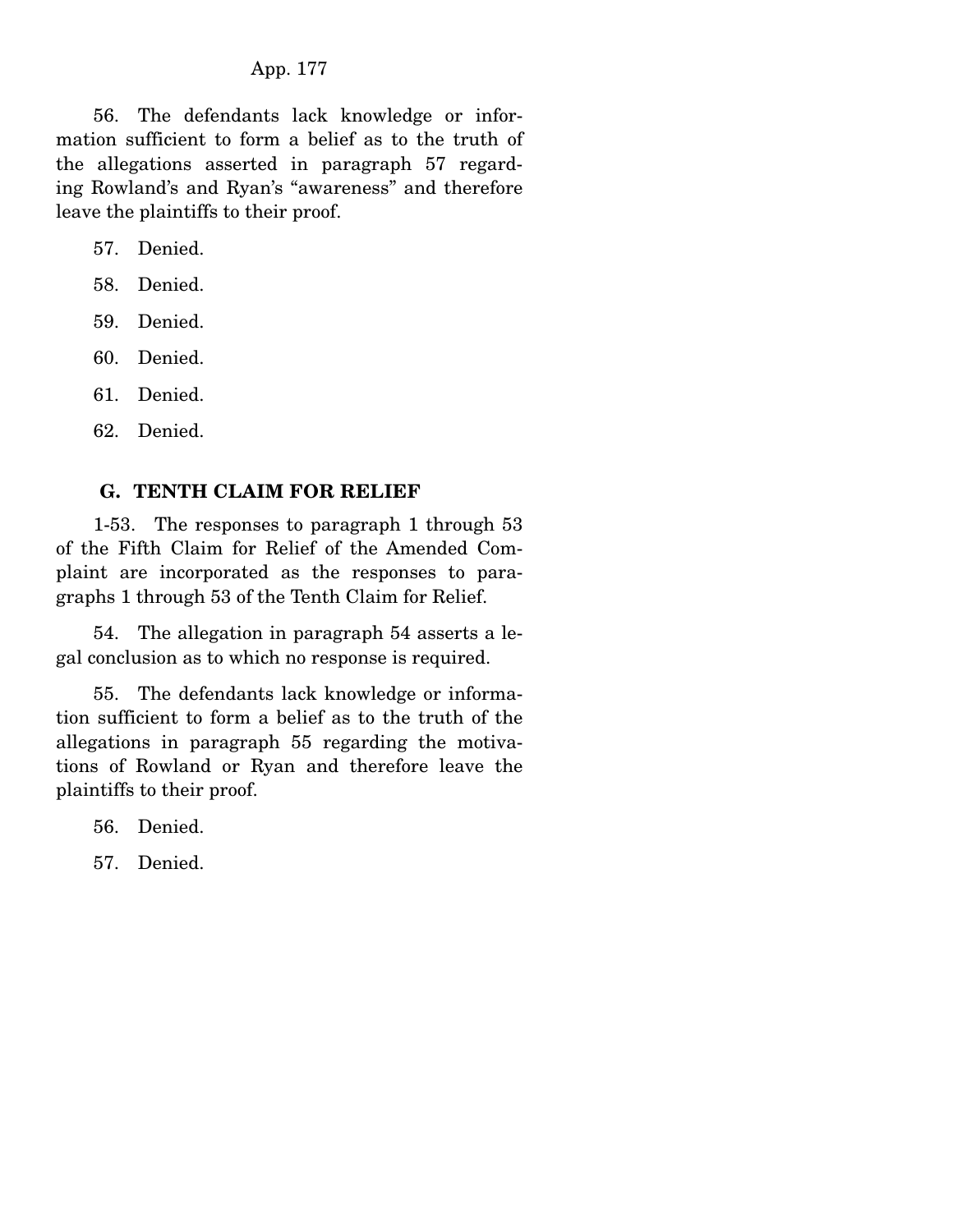56. The defendants lack knowledge or information sufficient to form a belief as to the truth of the allegations asserted in paragraph 57 regarding Rowland's and Ryan's "awareness" and therefore leave the plaintiffs to their proof.

57. Denied.

58. Denied.

59. Denied.

60. Denied.

61. Denied.

62. Denied.

### G. TENTH CLAIM FOR RELIEF

1-53. The responses to paragraph 1 through 53 of the Fifth Claim for Relief of the Amended Complaint are incorporated as the responses to paragraphs 1 through 53 of the Tenth Claim for Relief.

54. The allegation in paragraph 54 asserts a legal conclusion as to which no response is required.

55. The defendants lack knowledge or information sufficient to form a belief as to the truth of the allegations in paragraph 55 regarding the motivations of Rowland or Ryan and therefore leave the plaintiffs to their proof.

56. Denied.

57. Denied.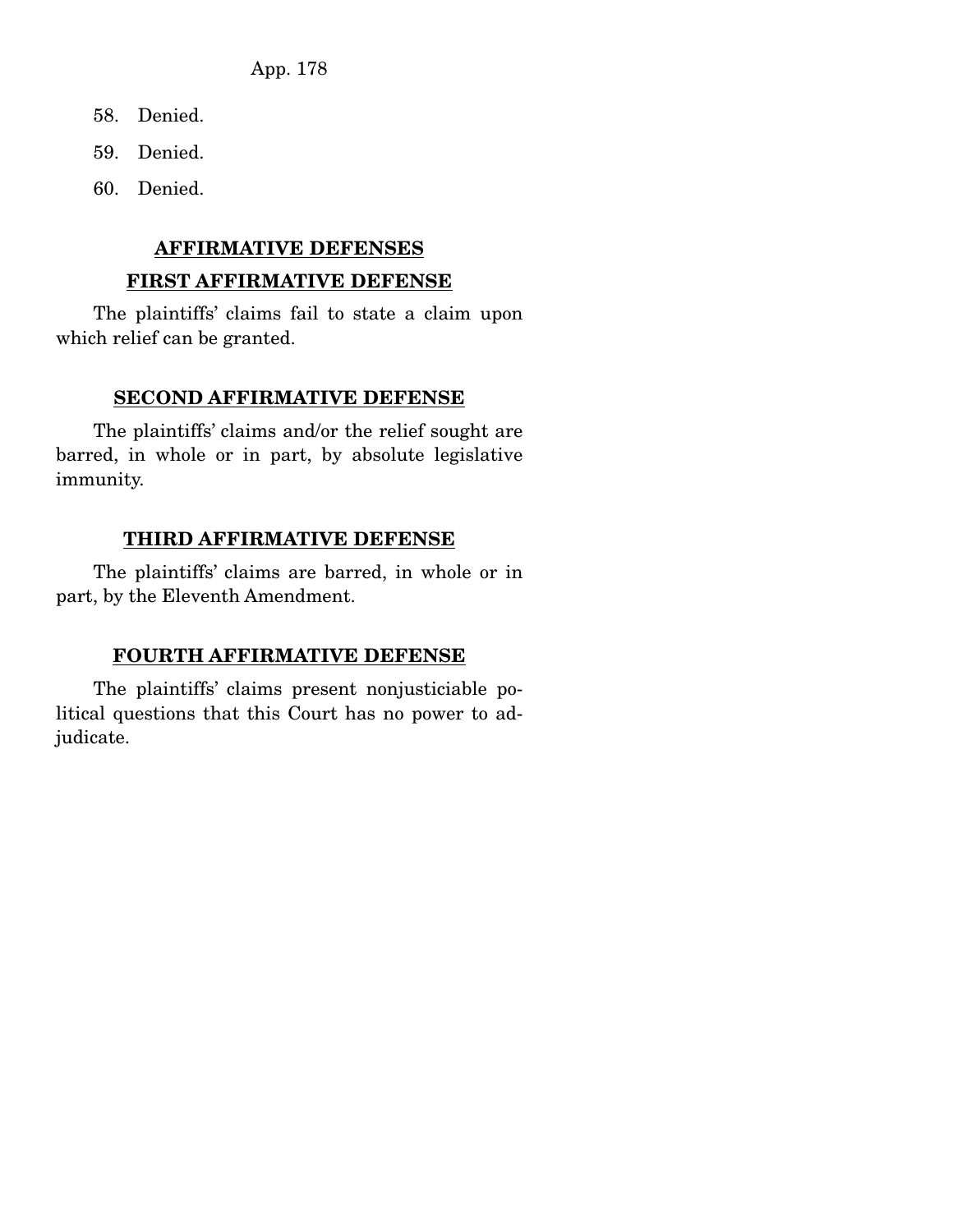58. Denied.

59. Denied.

60. Denied.

## AFFIRMATIVE DEFENSES

### FIRST AFFIRMATIVE DEFENSE

The plaintiffs' claims fail to state a claim upon which relief can be granted.

### SECOND AFFIRMATIVE DEFENSE

The plaintiffs' claims and/or the relief sought are barred, in whole or in part, by absolute legislative immunity.

### THIRD AFFIRMATIVE DEFENSE

The plaintiffs' claims are barred, in whole or in part, by the Eleventh Amendment.

### FOURTH AFFIRMATIVE DEFENSE

The plaintiffs' claims present nonjusticiable political questions that this Court has no power to adjudicate.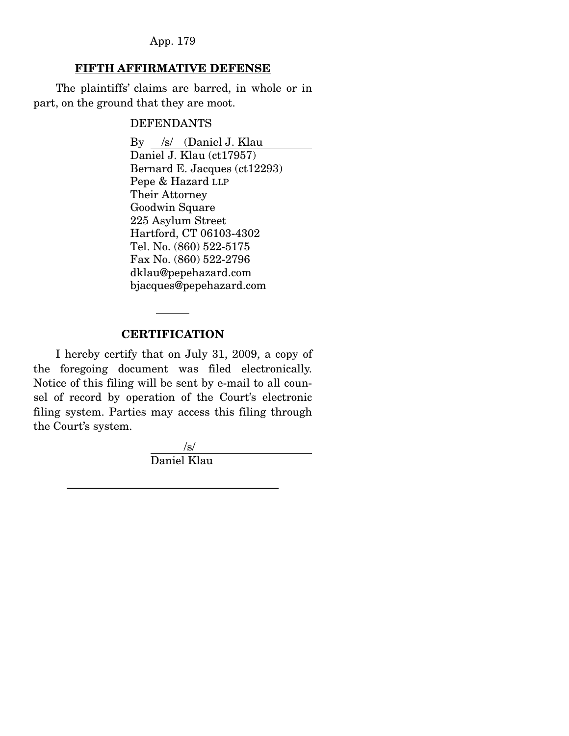**FIFTH AFFIRMATIVE DEFENSE**

The plaintiffs' claims are barred, in whole or in part, on the ground that they are moot.

DEFENDANTS

By /s/ (Daniel J. Klau
Daniel J. Klau (ct17957)
Bernard E. Jacques (ct12293)
Pepe & Hazard LLP
Their Attorney
Goodwin Square
225 Asylum Street
Hartford, CT 06103-4302
Tel. No. (860) 522-5175
Fax No. (860) 522-2796
dklau@pepehazard.com
bjacques@pepehazard.com

---

**CERTIFICATION**

I hereby certify that on July 31, 2009, a copy of the foregoing document was filed electronically. Notice of this filing will be sent by e-mail to all counsel of record by operation of the Court's electronic filing system. Parties may access this filing through the Court's system.

/s/
Daniel Klau

---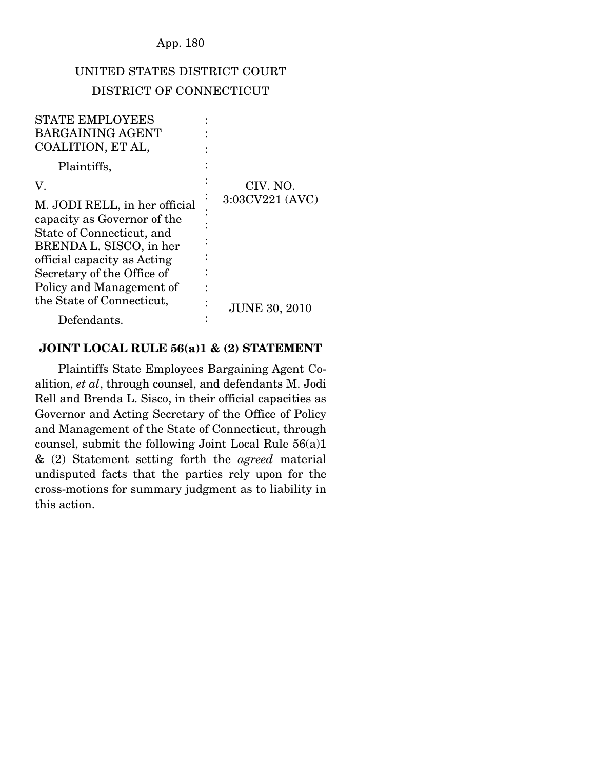UNITED STATES DISTRICT COURT
DISTRICT OF CONNECTICUT

| | | |
|---|---|---|
| STATE EMPLOYEES BARGAINING AGENT COALITION, ET AL, | : | |
| Plaintiffs, | : | |
| V. | : | CIV. NO. 3:03CV221 (AVC) |
| M. JODI RELL, in her official capacity as Governor of the State of Connecticut, and BRENDA L. SISCO, in her official capacity as Acting Secretary of the Office of Policy and Management of the State of Connecticut, | : | JUNE 30, 2010 |
| Defendants. | : | |

**JOINT LOCAL RULE 56(a)1 & (2) STATEMENT**

Plaintiffs State Employees Bargaining Agent Coalition, *et al*, through counsel, and defendants M. Jodi Rell and Brenda L. Sisco, in their official capacities as Governor and Acting Secretary of the Office of Policy and Management of the State of Connecticut, through counsel, submit the following Joint Local Rule 56(a)1 & (2) Statement setting forth the *agreed* material undisputed facts that the parties rely upon for the cross-motions for summary judgment as to liability in this action.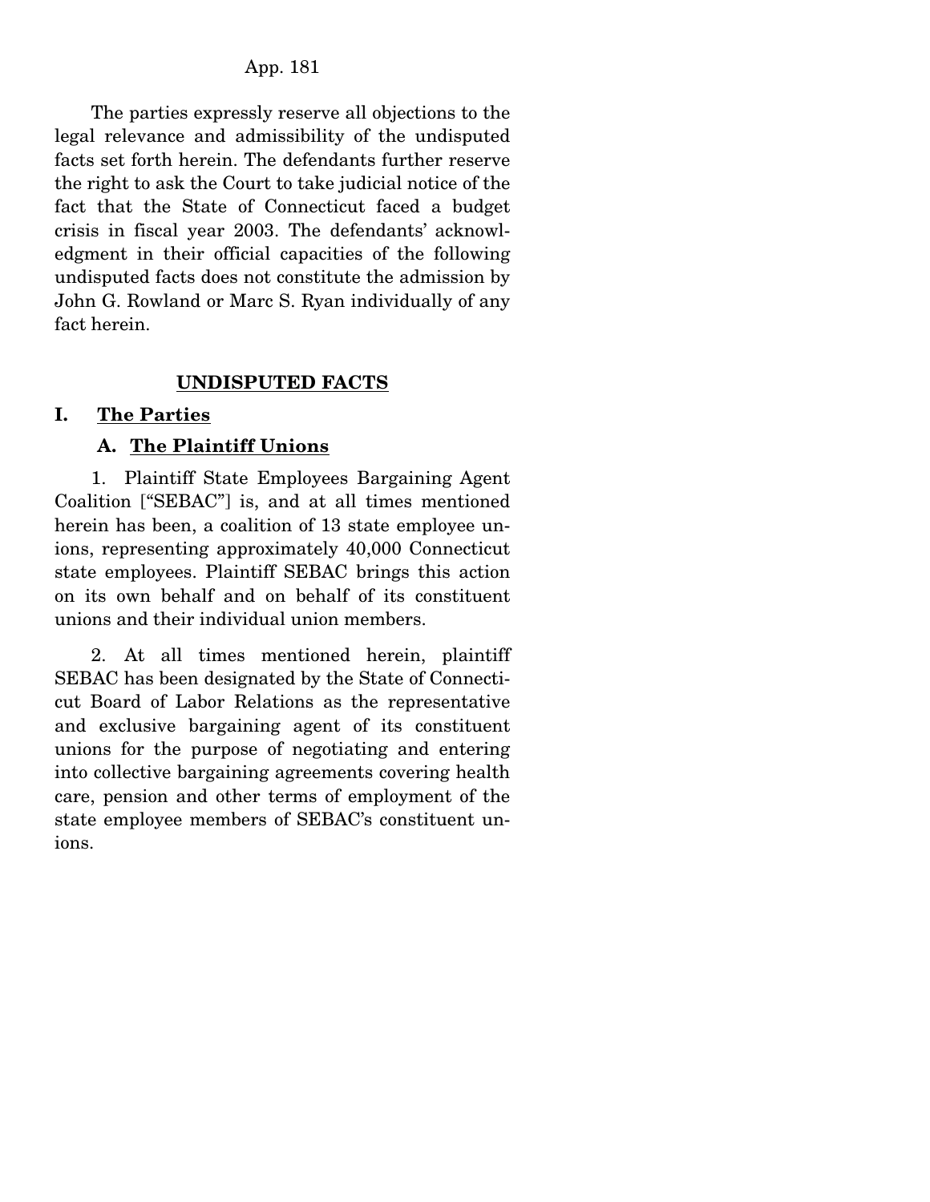The parties expressly reserve all objections to the legal relevance and admissibility of the undisputed facts set forth herein. The defendants further reserve the right to ask the Court to take judicial notice of the fact that the State of Connecticut faced a budget crisis in fiscal year 2003. The defendants' acknowledgment in their official capacities of the following undisputed facts does not constitute the admission by John G. Rowland or Marc S. Ryan individually of any fact herein.

## UNDISPUTED FACTS

### I. The Parties

#### A. The Plaintiff Unions

1. Plaintiff State Employees Bargaining Agent Coalition ["SEBAC"] is, and at all times mentioned herein has been, a coalition of 13 state employee unions, representing approximately 40,000 Connecticut state employees. Plaintiff SEBAC brings this action on its own behalf and on behalf of its constituent unions and their individual union members.

2. At all times mentioned herein, plaintiff SEBAC has been designated by the State of Connecticut Board of Labor Relations as the representative and exclusive bargaining agent of its constituent unions for the purpose of negotiating and entering into collective bargaining agreements covering health care, pension and other terms of employment of the state employee members of SEBAC's constituent unions.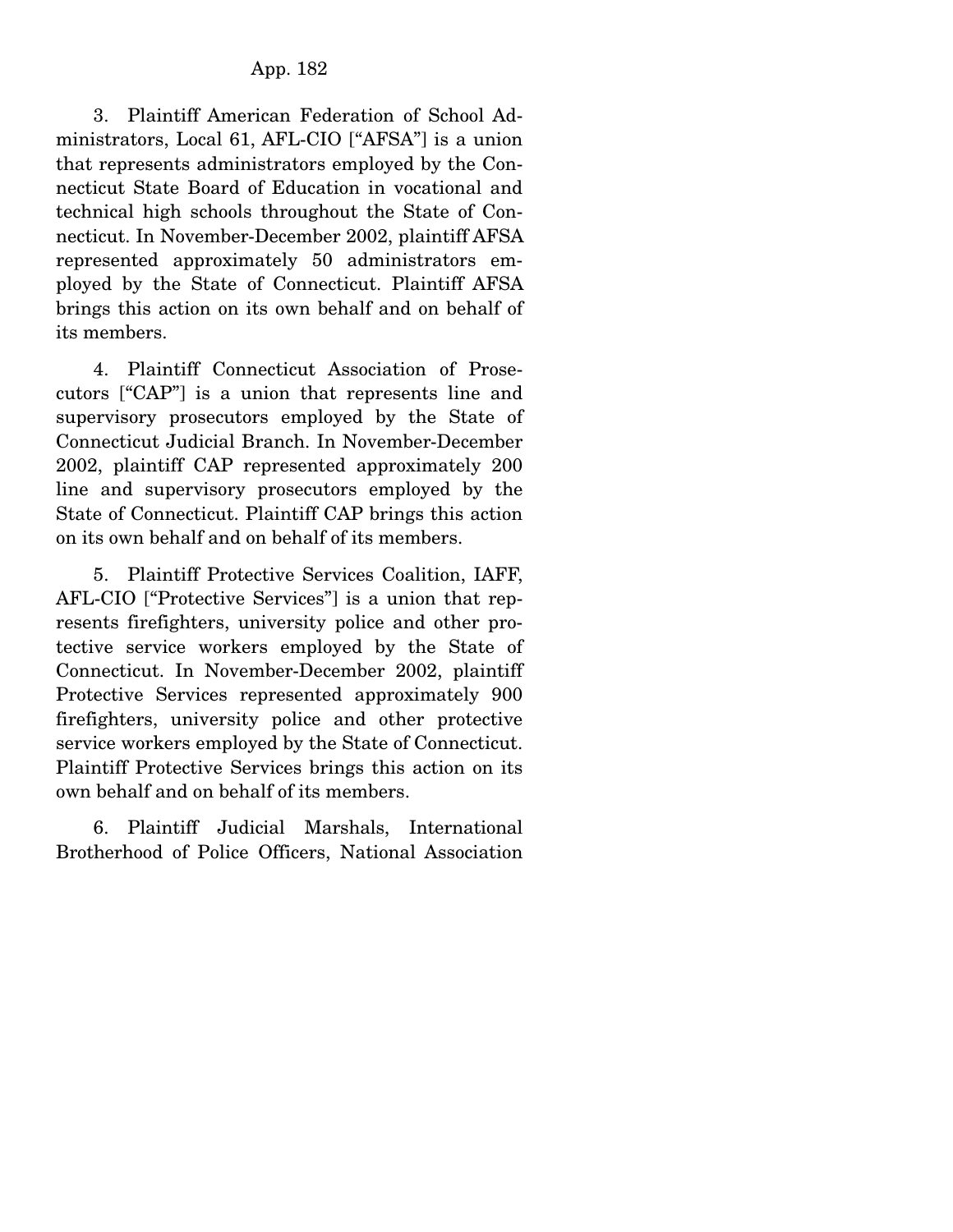3. Plaintiff American Federation of School Administrators, Local 61, AFL-CIO ["AFSA"] is a union that represents administrators employed by the Connecticut State Board of Education in vocational and technical high schools throughout the State of Connecticut. In November-December 2002, plaintiff AFSA represented approximately 50 administrators employed by the State of Connecticut. Plaintiff AFSA brings this action on its own behalf and on behalf of its members.

4. Plaintiff Connecticut Association of Prosecutors ["CAP"] is a union that represents line and supervisory prosecutors employed by the State of Connecticut Judicial Branch. In November-December 2002, plaintiff CAP represented approximately 200 line and supervisory prosecutors employed by the State of Connecticut. Plaintiff CAP brings this action on its own behalf and on behalf of its members.

5. Plaintiff Protective Services Coalition, IAFF, AFL-CIO ["Protective Services"] is a union that represents firefighters, university police and other protective service workers employed by the State of Connecticut. In November-December 2002, plaintiff Protective Services represented approximately 900 firefighters, university police and other protective service workers employed by the State of Connecticut. Plaintiff Protective Services brings this action on its own behalf and on behalf of its members.

6. Plaintiff Judicial Marshals, International Brotherhood of Police Officers, National Association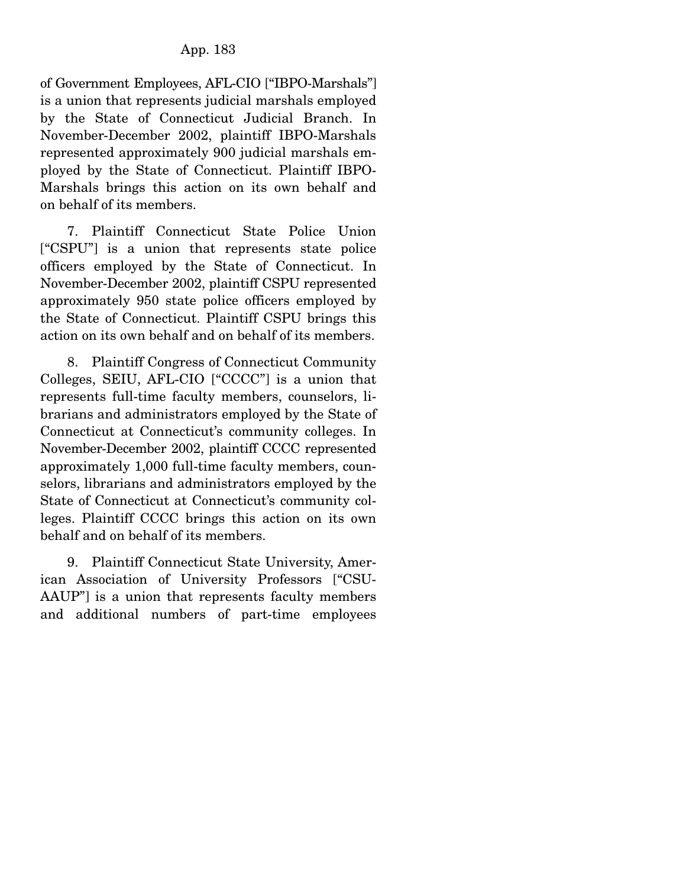of Government Employees, AFL-CIO ["IBPO-Marshals"] is a union that represents judicial marshals employed by the State of Connecticut Judicial Branch. In November-December 2002, plaintiff IBPO-Marshals represented approximately 900 judicial marshals employed by the State of Connecticut. Plaintiff IBPO-Marshals brings this action on its own behalf and on behalf of its members.

7. Plaintiff Connecticut State Police Union ["CSPU"] is a union that represents state police officers employed by the State of Connecticut. In November-December 2002, plaintiff CSPU represented approximately 950 state police officers employed by the State of Connecticut. Plaintiff CSPU brings this action on its own behalf and on behalf of its members.

8. Plaintiff Congress of Connecticut Community Colleges, SEIU, AFL-CIO ["CCCC"] is a union that represents full-time faculty members, counselors, librarians and administrators employed by the State of Connecticut at Connecticut's community colleges. In November-December 2002, plaintiff CCCC represented approximately 1,000 full-time faculty members, counselors, librarians and administrators employed by the State of Connecticut at Connecticut's community colleges. Plaintiff CCCC brings this action on its own behalf and on behalf of its members.

9. Plaintiff Connecticut State University, American Association of University Professors ["CSU-AAUP"] is a union that represents faculty members and additional numbers of part-time employees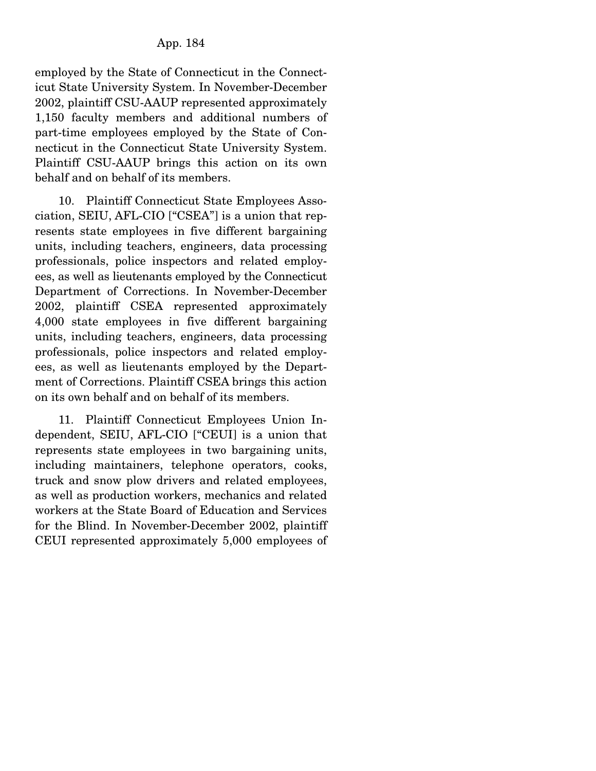employed by the State of Connecticut in the Connecticut State University System. In November-December 2002, plaintiff CSU-AAUP represented approximately 1,150 faculty members and additional numbers of part-time employees employed by the State of Connecticut in the Connecticut State University System. Plaintiff CSU-AAUP brings this action on its own behalf and on behalf of its members.

10. Plaintiff Connecticut State Employees Association, SEIU, AFL-CIO ["CSEA"] is a union that represents state employees in five different bargaining units, including teachers, engineers, data processing professionals, police inspectors and related employees, as well as lieutenants employed by the Connecticut Department of Corrections. In November-December 2002, plaintiff CSEA represented approximately 4,000 state employees in five different bargaining units, including teachers, engineers, data processing professionals, police inspectors and related employees, as well as lieutenants employed by the Department of Corrections. Plaintiff CSEA brings this action on its own behalf and on behalf of its members.

11. Plaintiff Connecticut Employees Union Independent, SEIU, AFL-CIO ["CEUI] is a union that represents state employees in two bargaining units, including maintainers, telephone operators, cooks, truck and snow plow drivers and related employees, as well as production workers, mechanics and related workers at the State Board of Education and Services for the Blind. In November-December 2002, plaintiff CEUI represented approximately 5,000 employees of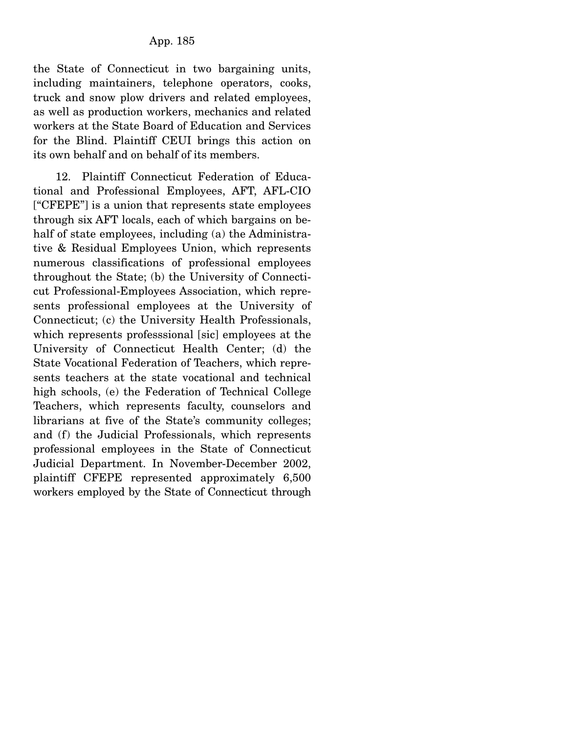the State of Connecticut in two bargaining units, including maintainers, telephone operators, cooks, truck and snow plow drivers and related employees, as well as production workers, mechanics and related workers at the State Board of Education and Services for the Blind. Plaintiff CEUI brings this action on its own behalf and on behalf of its members.

12. Plaintiff Connecticut Federation of Educational and Professional Employees, AFT, AFL-CIO ["CFEPE"] is a union that represents state employees through six AFT locals, each of which bargains on behalf of state employees, including (a) the Administrative & Residual Employees Union, which represents numerous classifications of professional employees throughout the State; (b) the University of Connecticut Professional-Employees Association, which represents professional employees at the University of Connecticut; (c) the University Health Professionals, which represents professsional [sic] employees at the University of Connecticut Health Center; (d) the State Vocational Federation of Teachers, which represents teachers at the state vocational and technical high schools, (e) the Federation of Technical College Teachers, which represents faculty, counselors and librarians at five of the State's community colleges; and (f) the Judicial Professionals, which represents professional employees in the State of Connecticut Judicial Department. In November-December 2002, plaintiff CFEPE represented approximately 6,500 workers employed by the State of Connecticut through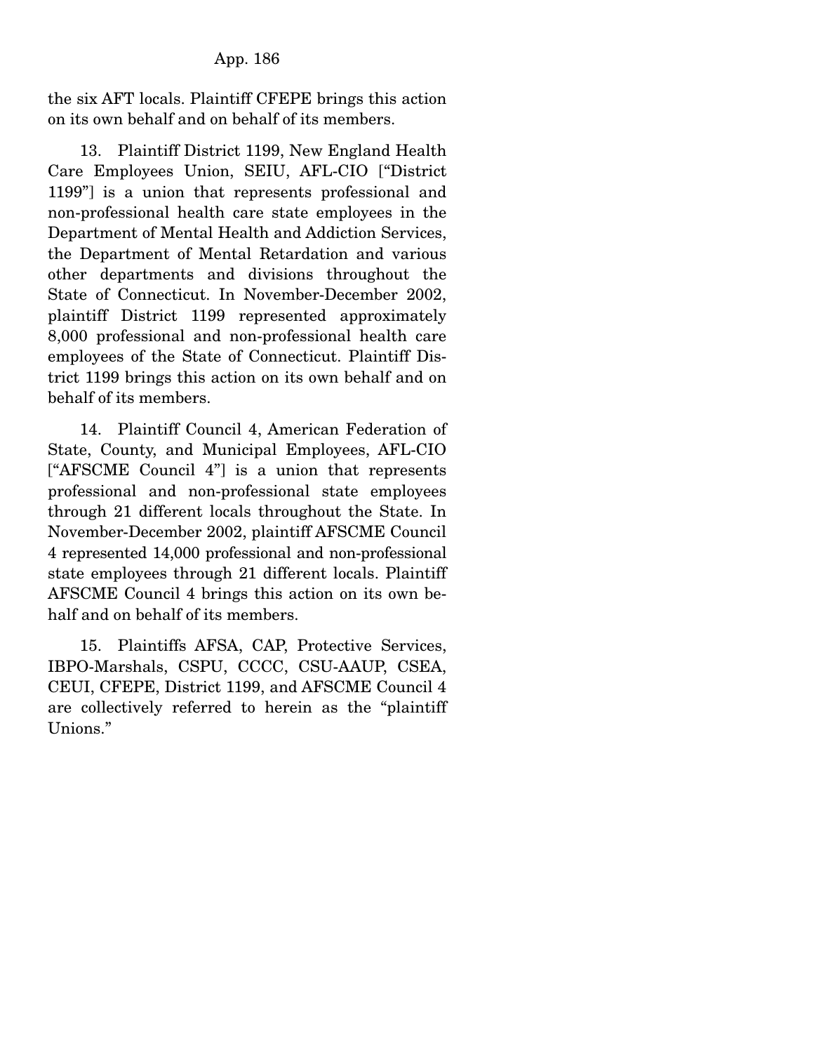the six AFT locals. Plaintiff CFEPE brings this action on its own behalf and on behalf of its members.

13. Plaintiff District 1199, New England Health Care Employees Union, SEIU, AFL-CIO ["District 1199"] is a union that represents professional and non-professional health care state employees in the Department of Mental Health and Addiction Services, the Department of Mental Retardation and various other departments and divisions throughout the State of Connecticut. In November-December 2002, plaintiff District 1199 represented approximately 8,000 professional and non-professional health care employees of the State of Connecticut. Plaintiff District 1199 brings this action on its own behalf and on behalf of its members.

14. Plaintiff Council 4, American Federation of State, County, and Municipal Employees, AFL-CIO ["AFSCME Council 4"] is a union that represents professional and non-professional state employees through 21 different locals throughout the State. In November-December 2002, plaintiff AFSCME Council 4 represented 14,000 professional and non-professional state employees through 21 different locals. Plaintiff AFSCME Council 4 brings this action on its own behalf and on behalf of its members.

15. Plaintiffs AFSA, CAP, Protective Services, IBPO-Marshals, CSPU, CCCC, CSU-AAUP, CSEA, CEUI, CFEPE, District 1199, and AFSCME Council 4 are collectively referred to herein as the "plaintiff Unions."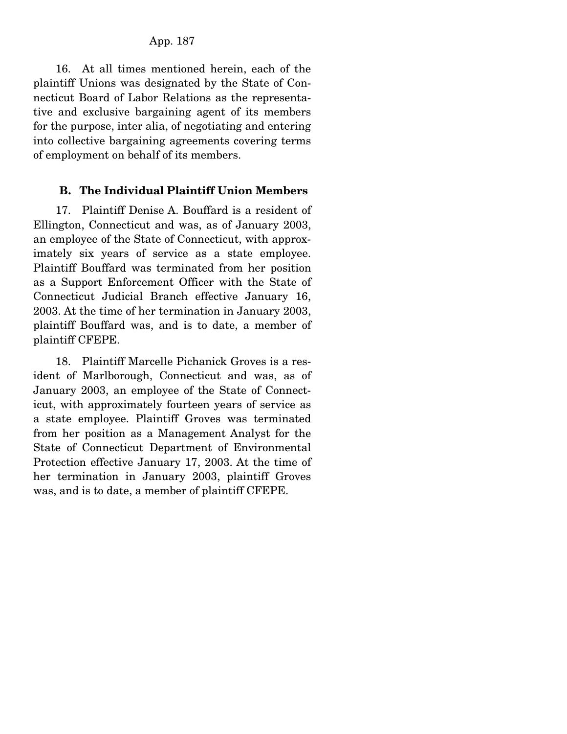16. At all times mentioned herein, each of the plaintiff Unions was designated by the State of Connecticut Board of Labor Relations as the representative and exclusive bargaining agent of its members for the purpose, inter alia, of negotiating and entering into collective bargaining agreements covering terms of employment on behalf of its members.

### B. <u>The Individual Plaintiff Union Members</u>

17. Plaintiff Denise A. Bouffard is a resident of Ellington, Connecticut and was, as of January 2003, an employee of the State of Connecticut, with approximately six years of service as a state employee. Plaintiff Bouffard was terminated from her position as a Support Enforcement Officer with the State of Connecticut Judicial Branch effective January 16, 2003. At the time of her termination in January 2003, plaintiff Bouffard was, and is to date, a member of plaintiff CFEPE.

18. Plaintiff Marcelle Pichanick Groves is a resident of Marlborough, Connecticut and was, as of January 2003, an employee of the State of Connecticut, with approximately fourteen years of service as a state employee. Plaintiff Groves was terminated from her position as a Management Analyst for the State of Connecticut Department of Environmental Protection effective January 17, 2003. At the time of her termination in January 2003, plaintiff Groves was, and is to date, a member of plaintiff CFEPE.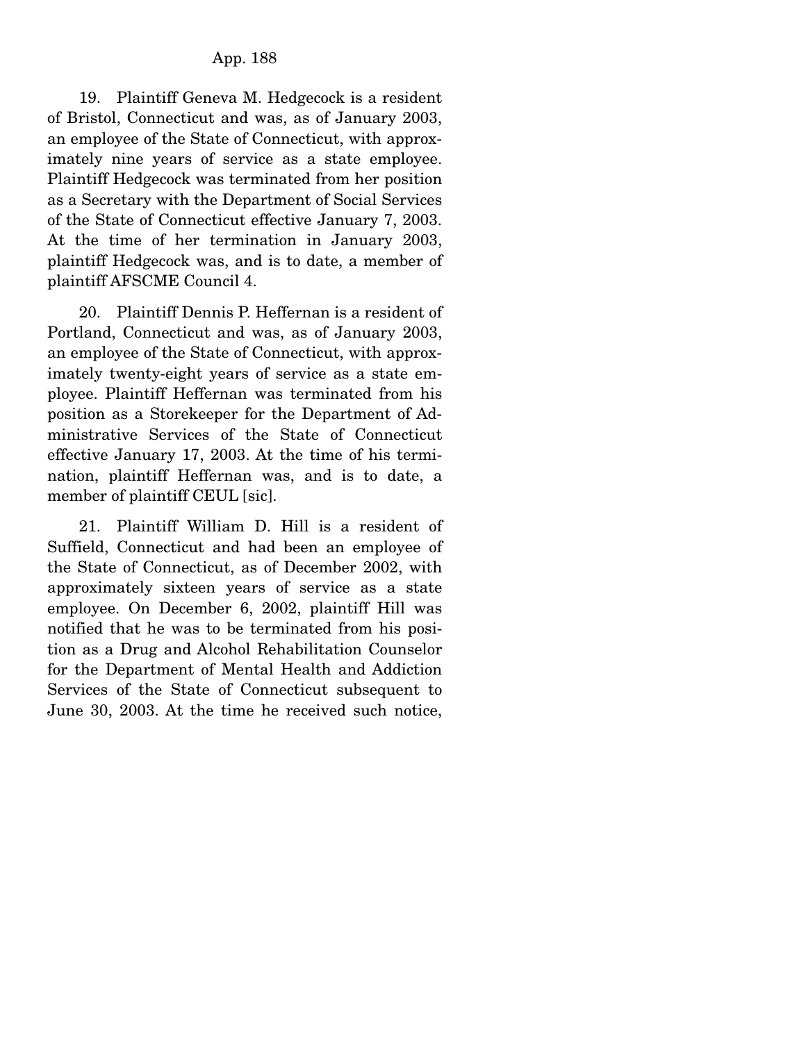19. Plaintiff Geneva M. Hedgecock is a resident of Bristol, Connecticut and was, as of January 2003, an employee of the State of Connecticut, with approximately nine years of service as a state employee. Plaintiff Hedgecock was terminated from her position as a Secretary with the Department of Social Services of the State of Connecticut effective January 7, 2003. At the time of her termination in January 2003, plaintiff Hedgecock was, and is to date, a member of plaintiff AFSCME Council 4.

20. Plaintiff Dennis P. Heffernan is a resident of Portland, Connecticut and was, as of January 2003, an employee of the State of Connecticut, with approximately twenty-eight years of service as a state employee. Plaintiff Heffernan was terminated from his position as a Storekeeper for the Department of Administrative Services of the State of Connecticut effective January 17, 2003. At the time of his termination, plaintiff Heffernan was, and is to date, a member of plaintiff CEUL [sic].

21. Plaintiff William D. Hill is a resident of Suffield, Connecticut and had been an employee of the State of Connecticut, as of December 2002, with approximately sixteen years of service as a state employee. On December 6, 2002, plaintiff Hill was notified that he was to be terminated from his position as a Drug and Alcohol Rehabilitation Counselor for the Department of Mental Health and Addiction Services of the State of Connecticut subsequent to June 30, 2003. At the time he received such notice,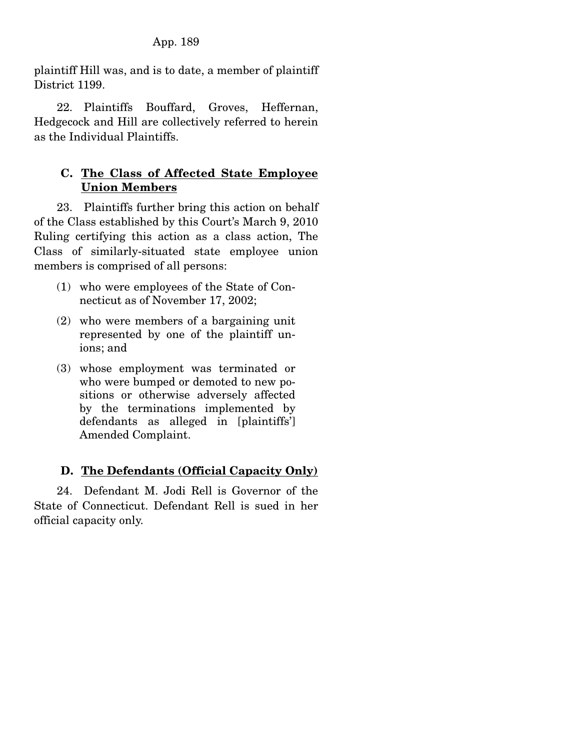plaintiff Hill was, and is to date, a member of plaintiff District 1199.

22. Plaintiffs Bouffard, Groves, Heffernan, Hedgecock and Hill are collectively referred to herein as the Individual Plaintiffs.

### C. The Class of Affected State Employee Union Members

23. Plaintiffs further bring this action on behalf of the Class established by this Court's March 9, 2010 Ruling certifying this action as a class action, The Class of similarly-situated state employee union members is comprised of all persons:

(1) who were employees of the State of Connecticut as of November 17, 2002;

(2) who were members of a bargaining unit represented by one of the plaintiff unions; and

(3) whose employment was terminated or who were bumped or demoted to new positions or otherwise adversely affected by the terminations implemented by defendants as alleged in [plaintiffs'] Amended Complaint.

### D. The Defendants (Official Capacity Only)

24. Defendant M. Jodi Rell is Governor of the State of Connecticut. Defendant Rell is sued in her official capacity only.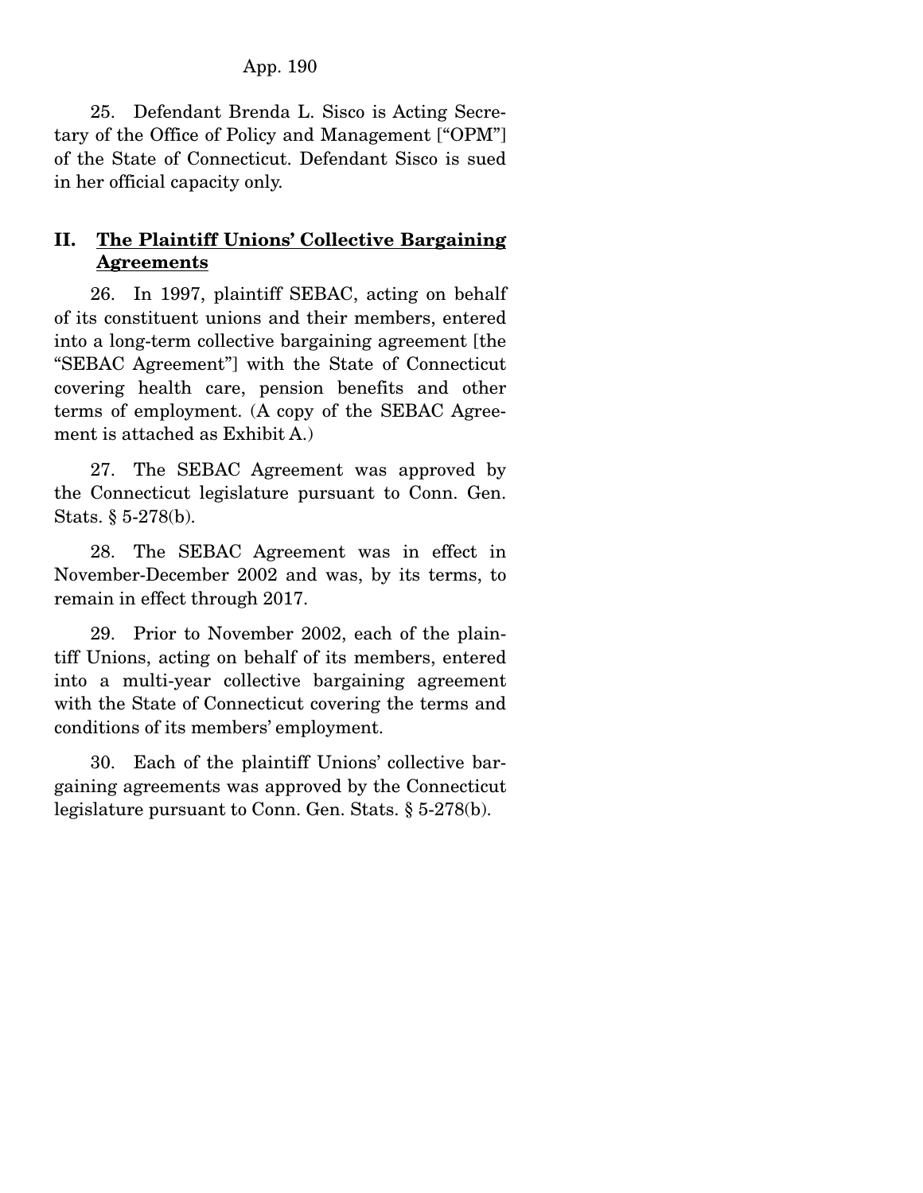25. Defendant Brenda L. Sisco is Acting Secretary of the Office of Policy and Management ["OPM"] of the State of Connecticut. Defendant Sisco is sued in her official capacity only.

## II. The Plaintiff Unions' Collective Bargaining Agreements

26. In 1997, plaintiff SEBAC, acting on behalf of its constituent unions and their members, entered into a long-term collective bargaining agreement [the "SEBAC Agreement"] with the State of Connecticut covering health care, pension benefits and other terms of employment. (A copy of the SEBAC Agreement is attached as Exhibit A.)

27. The SEBAC Agreement was approved by the Connecticut legislature pursuant to Conn. Gen. Stats. § 5-278(b).

28. The SEBAC Agreement was in effect in November-December 2002 and was, by its terms, to remain in effect through 2017.

29. Prior to November 2002, each of the plaintiff Unions, acting on behalf of its members, entered into a multi-year collective bargaining agreement with the State of Connecticut covering the terms and conditions of its members' employment.

30. Each of the plaintiff Unions' collective bargaining agreements was approved by the Connecticut legislature pursuant to Conn. Gen. Stats. § 5-278(b).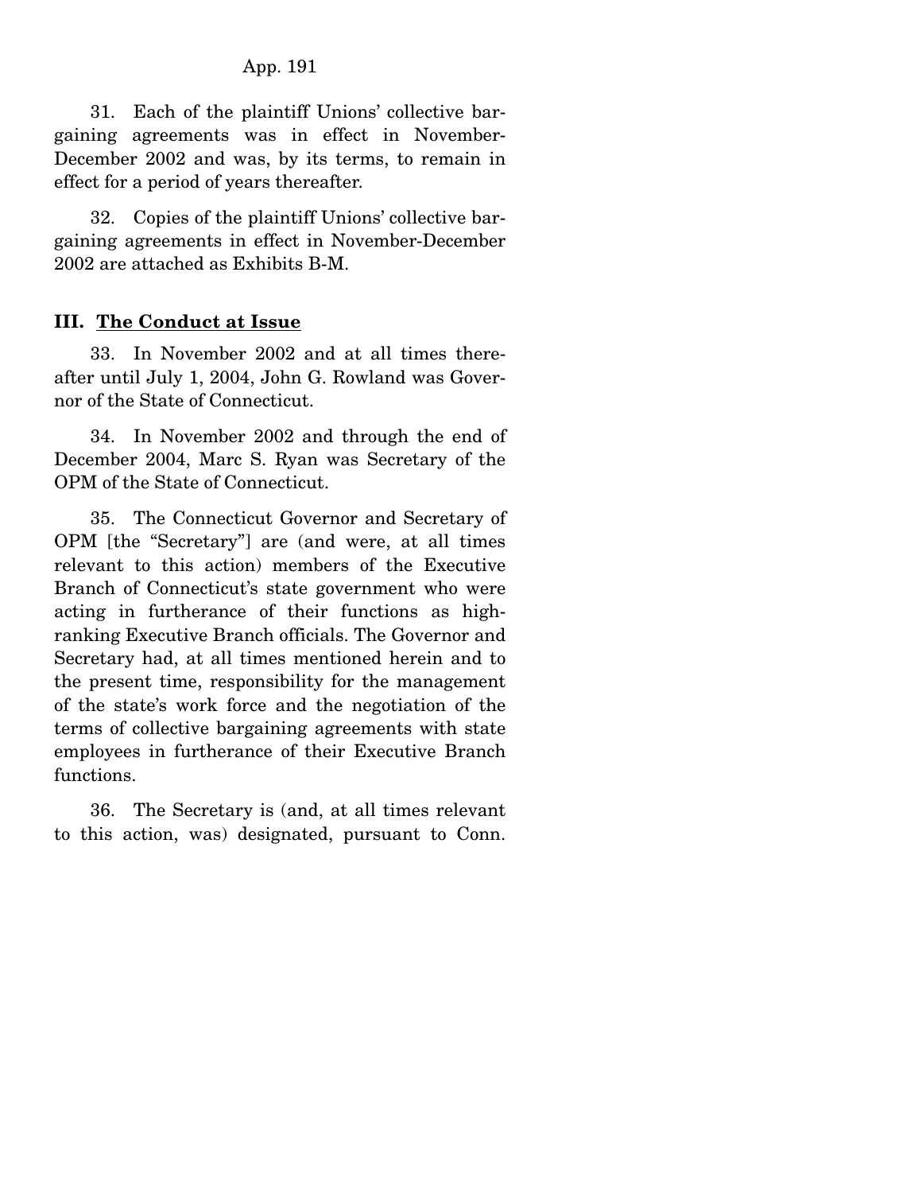31. Each of the plaintiff Unions' collective bargaining agreements was in effect in November-December 2002 and was, by its terms, to remain in effect for a period of years thereafter.

32. Copies of the plaintiff Unions' collective bargaining agreements in effect in November-December 2002 are attached as Exhibits B-M.

### III. <u>The Conduct at Issue</u>

33. In November 2002 and at all times thereafter until July 1, 2004, John G. Rowland was Governor of the State of Connecticut.

34. In November 2002 and through the end of December 2004, Marc S. Ryan was Secretary of the OPM of the State of Connecticut.

35. The Connecticut Governor and Secretary of OPM [the "Secretary"] are (and were, at all times relevant to this action) members of the Executive Branch of Connecticut's state government who were acting in furtherance of their functions as high-ranking Executive Branch officials. The Governor and Secretary had, at all times mentioned herein and to the present time, responsibility for the management of the state's work force and the negotiation of the terms of collective bargaining agreements with state employees in furtherance of their Executive Branch functions.

36. The Secretary is (and, at all times relevant to this action, was) designated, pursuant to Conn.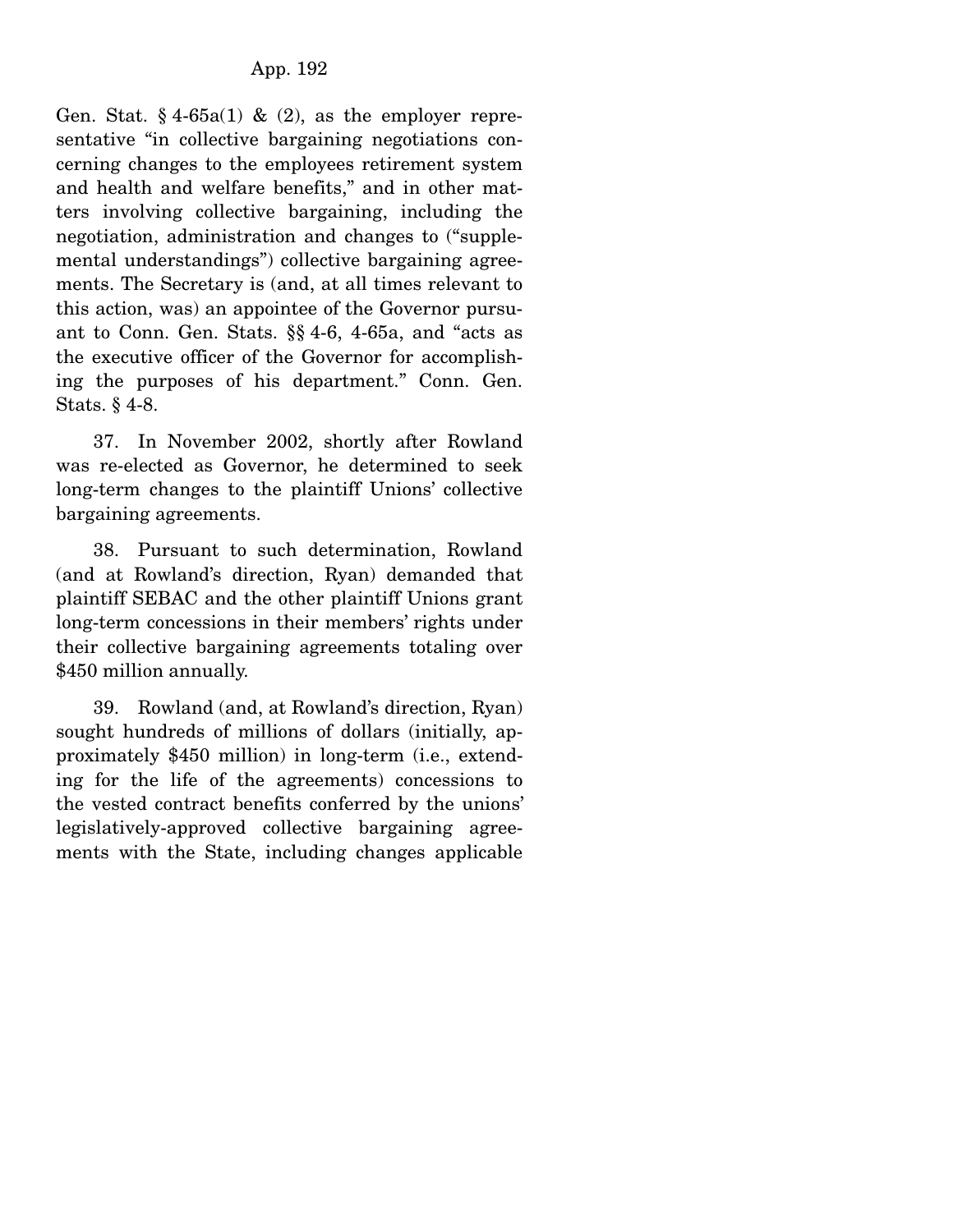Gen. Stat. § 4-65a(1) & (2), as the employer representative "in collective bargaining negotiations concerning changes to the employees retirement system and health and welfare benefits," and in other matters involving collective bargaining, including the negotiation, administration and changes to ("supplemental understandings") collective bargaining agreements. The Secretary is (and, at all times relevant to this action, was) an appointee of the Governor pursuant to Conn. Gen. Stats. §§ 4-6, 4-65a, and "acts as the executive officer of the Governor for accomplishing the purposes of his department." Conn. Gen. Stats. § 4-8.

37. In November 2002, shortly after Rowland was re-elected as Governor, he determined to seek long-term changes to the plaintiff Unions' collective bargaining agreements.

38. Pursuant to such determination, Rowland (and at Rowland's direction, Ryan) demanded that plaintiff SEBAC and the other plaintiff Unions grant long-term concessions in their members' rights under their collective bargaining agreements totaling over $450 million annually.

39. Rowland (and, at Rowland's direction, Ryan) sought hundreds of millions of dollars (initially, approximately $450 million) in long-term (i.e., extending for the life of the agreements) concessions to the vested contract benefits conferred by the unions' legislatively-approved collective bargaining agreements with the State, including changes applicable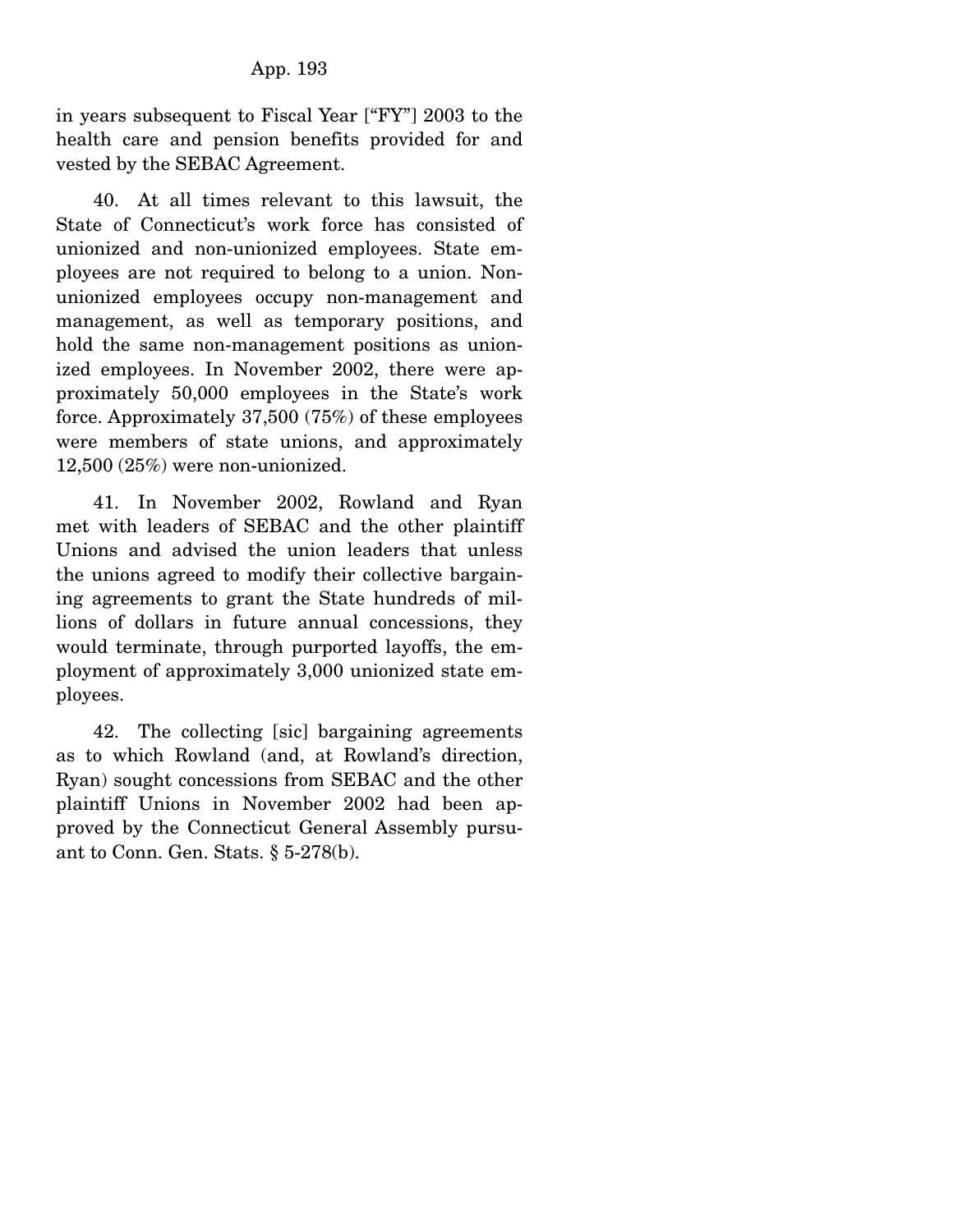in years subsequent to Fiscal Year ["FY"] 2003 to the health care and pension benefits provided for and vested by the SEBAC Agreement.

40. At all times relevant to this lawsuit, the State of Connecticut's work force has consisted of unionized and non-unionized employees. State employees are not required to belong to a union. Non-unionized employees occupy non-management and management, as well as temporary positions, and hold the same non-management positions as unionized employees. In November 2002, there were approximately 50,000 employees in the State's work force. Approximately 37,500 (75%) of these employees were members of state unions, and approximately 12,500 (25%) were non-unionized.

41. In November 2002, Rowland and Ryan met with leaders of SEBAC and the other plaintiff Unions and advised the union leaders that unless the unions agreed to modify their collective bargaining agreements to grant the State hundreds of millions of dollars in future annual concessions, they would terminate, through purported layoffs, the employment of approximately 3,000 unionized state employees.

42. The collecting [sic] bargaining agreements as to which Rowland (and, at Rowland's direction, Ryan) sought concessions from SEBAC and the other plaintiff Unions in November 2002 had been approved by the Connecticut General Assembly pursuant to Conn. Gen. Stats. § 5-278(b).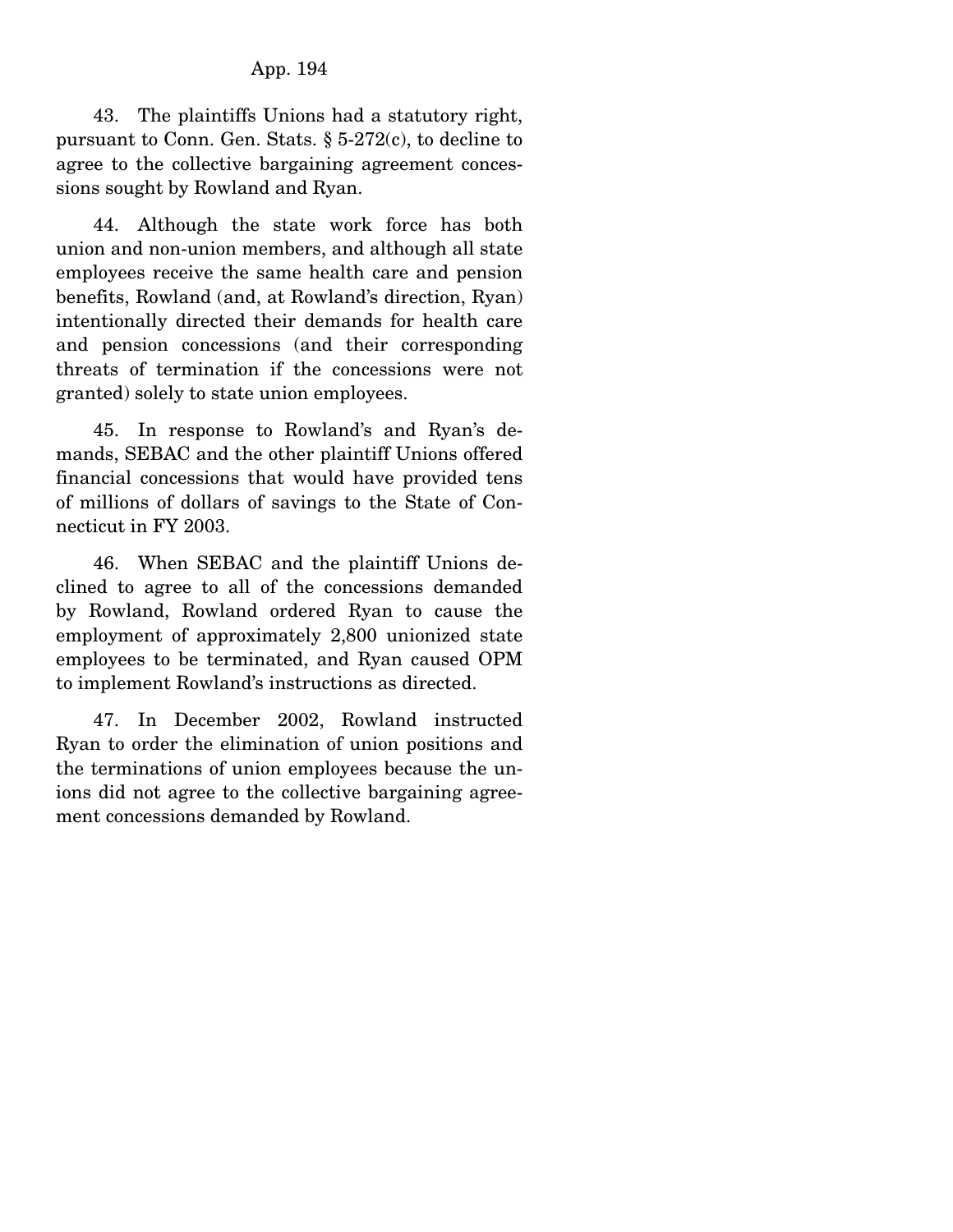43. The plaintiffs Unions had a statutory right, pursuant to Conn. Gen. Stats. § 5-272(c), to decline to agree to the collective bargaining agreement concessions sought by Rowland and Ryan.

44. Although the state work force has both union and non-union members, and although all state employees receive the same health care and pension benefits, Rowland (and, at Rowland's direction, Ryan) intentionally directed their demands for health care and pension concessions (and their corresponding threats of termination if the concessions were not granted) solely to state union employees.

45. In response to Rowland's and Ryan's demands, SEBAC and the other plaintiff Unions offered financial concessions that would have provided tens of millions of dollars of savings to the State of Connecticut in FY 2003.

46. When SEBAC and the plaintiff Unions declined to agree to all of the concessions demanded by Rowland, Rowland ordered Ryan to cause the employment of approximately 2,800 unionized state employees to be terminated, and Ryan caused OPM to implement Rowland's instructions as directed.

47. In December 2002, Rowland instructed Ryan to order the elimination of union positions and the terminations of union employees because the unions did not agree to the collective bargaining agreement concessions demanded by Rowland.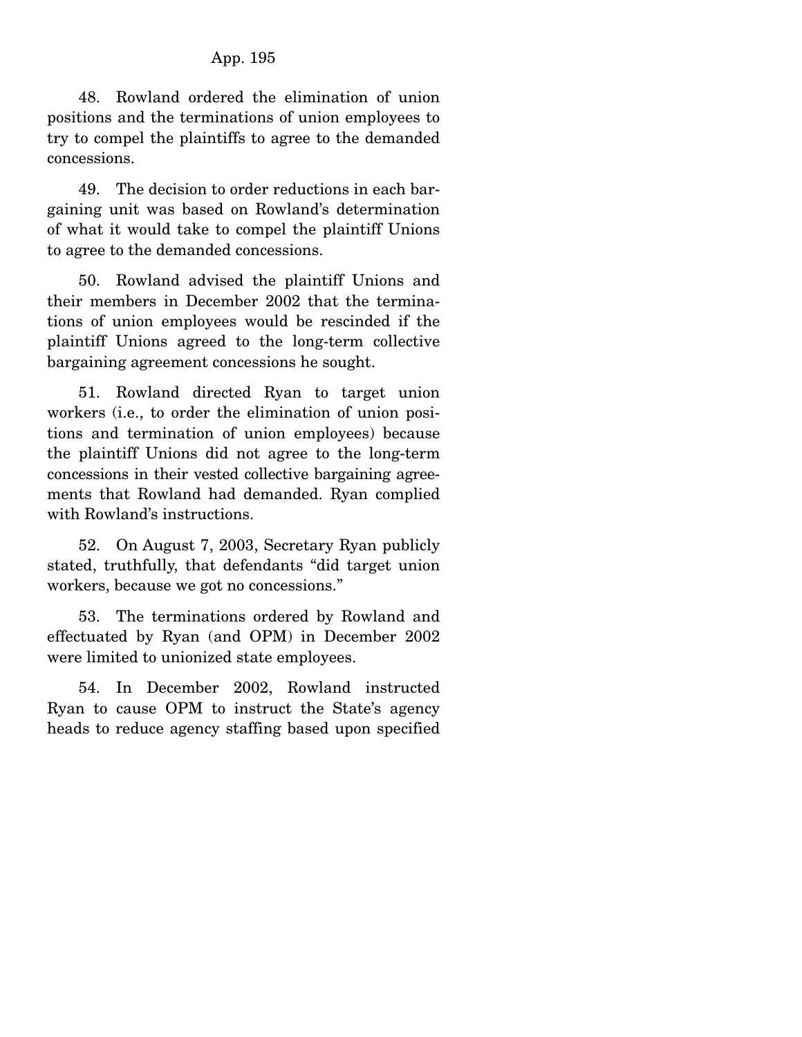48. Rowland ordered the elimination of union positions and the terminations of union employees to try to compel the plaintiffs to agree to the demanded concessions.

49. The decision to order reductions in each bargaining unit was based on Rowland's determination of what it would take to compel the plaintiff Unions to agree to the demanded concessions.

50. Rowland advised the plaintiff Unions and their members in December 2002 that the terminations of union employees would be rescinded if the plaintiff Unions agreed to the long-term collective bargaining agreement concessions he sought.

51. Rowland directed Ryan to target union workers (i.e., to order the elimination of union positions and termination of union employees) because the plaintiff Unions did not agree to the long-term concessions in their vested collective bargaining agreements that Rowland had demanded. Ryan complied with Rowland's instructions.

52. On August 7, 2003, Secretary Ryan publicly stated, truthfully, that defendants "did target union workers, because we got no concessions."

53. The terminations ordered by Rowland and effectuated by Ryan (and OPM) in December 2002 were limited to unionized state employees.

54. In December 2002, Rowland instructed Ryan to cause OPM to instruct the State's agency heads to reduce agency staffing based upon specified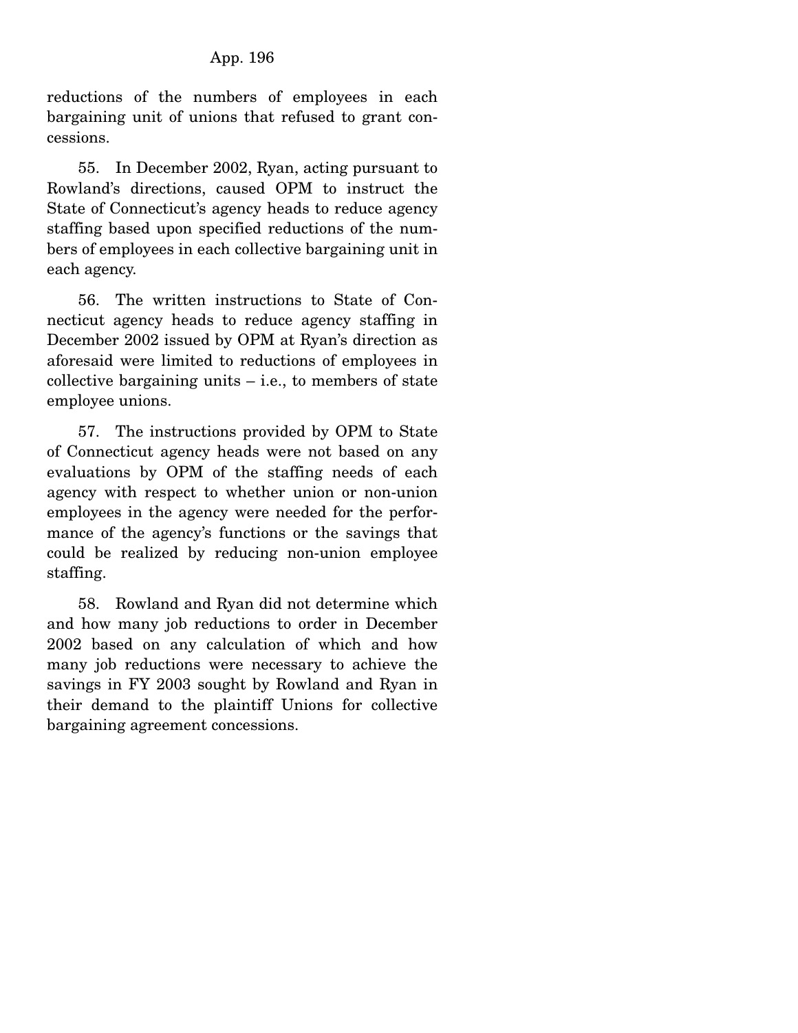reductions of the numbers of employees in each bargaining unit of unions that refused to grant concessions.

55. In December 2002, Ryan, acting pursuant to Rowland's directions, caused OPM to instruct the State of Connecticut's agency heads to reduce agency staffing based upon specified reductions of the numbers of employees in each collective bargaining unit in each agency.

56. The written instructions to State of Connecticut agency heads to reduce agency staffing in December 2002 issued by OPM at Ryan's direction as aforesaid were limited to reductions of employees in collective bargaining units – i.e., to members of state employee unions.

57. The instructions provided by OPM to State of Connecticut agency heads were not based on any evaluations by OPM of the staffing needs of each agency with respect to whether union or non-union employees in the agency were needed for the performance of the agency's functions or the savings that could be realized by reducing non-union employee staffing.

58. Rowland and Ryan did not determine which and how many job reductions to order in December 2002 based on any calculation of which and how many job reductions were necessary to achieve the savings in FY 2003 sought by Rowland and Ryan in their demand to the plaintiff Unions for collective bargaining agreement concessions.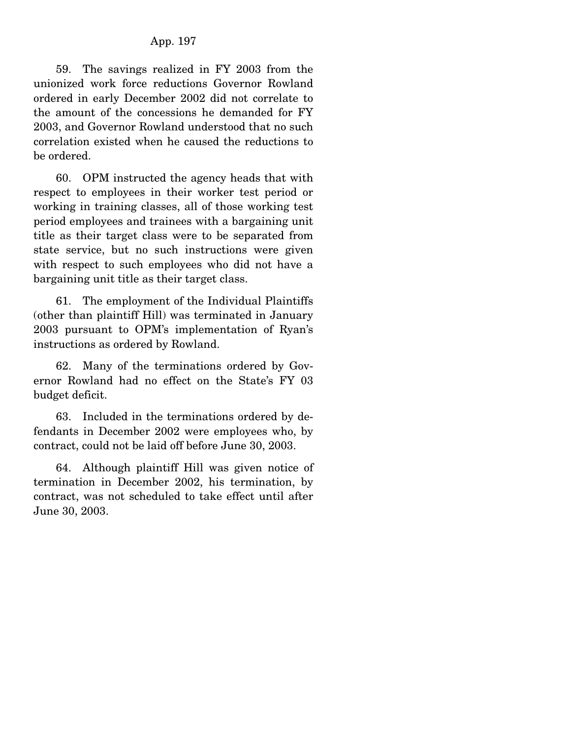59. The savings realized in FY 2003 from the unionized work force reductions Governor Rowland ordered in early December 2002 did not correlate to the amount of the concessions he demanded for FY 2003, and Governor Rowland understood that no such correlation existed when he caused the reductions to be ordered.

60. OPM instructed the agency heads that with respect to employees in their worker test period or working in training classes, all of those working test period employees and trainees with a bargaining unit title as their target class were to be separated from state service, but no such instructions were given with respect to such employees who did not have a bargaining unit title as their target class.

61. The employment of the Individual Plaintiffs (other than plaintiff Hill) was terminated in January 2003 pursuant to OPM's implementation of Ryan's instructions as ordered by Rowland.

62. Many of the terminations ordered by Governor Rowland had no effect on the State's FY 03 budget deficit.

63. Included in the terminations ordered by defendants in December 2002 were employees who, by contract, could not be laid off before June 30, 2003.

64. Although plaintiff Hill was given notice of termination in December 2002, his termination, by contract, was not scheduled to take effect until after June 30, 2003.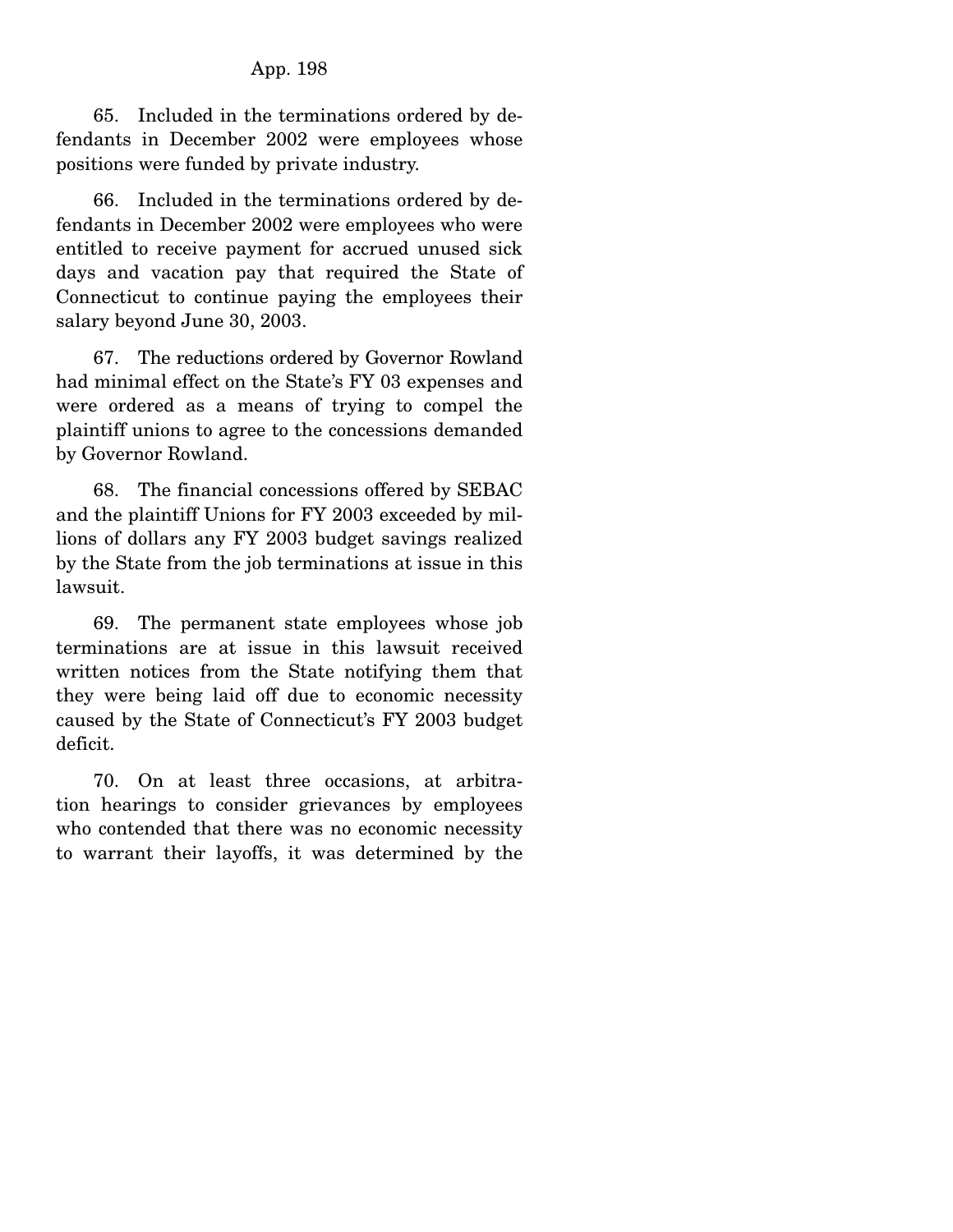65. Included in the terminations ordered by defendants in December 2002 were employees whose positions were funded by private industry.

66. Included in the terminations ordered by defendants in December 2002 were employees who were entitled to receive payment for accrued unused sick days and vacation pay that required the State of Connecticut to continue paying the employees their salary beyond June 30, 2003.

67. The reductions ordered by Governor Rowland had minimal effect on the State's FY 03 expenses and were ordered as a means of trying to compel the plaintiff unions to agree to the concessions demanded by Governor Rowland.

68. The financial concessions offered by SEBAC and the plaintiff Unions for FY 2003 exceeded by millions of dollars any FY 2003 budget savings realized by the State from the job terminations at issue in this lawsuit.

69. The permanent state employees whose job terminations are at issue in this lawsuit received written notices from the State notifying them that they were being laid off due to economic necessity caused by the State of Connecticut's FY 2003 budget deficit.

70. On at least three occasions, at arbitration hearings to consider grievances by employees who contended that there was no economic necessity to warrant their layoffs, it was determined by the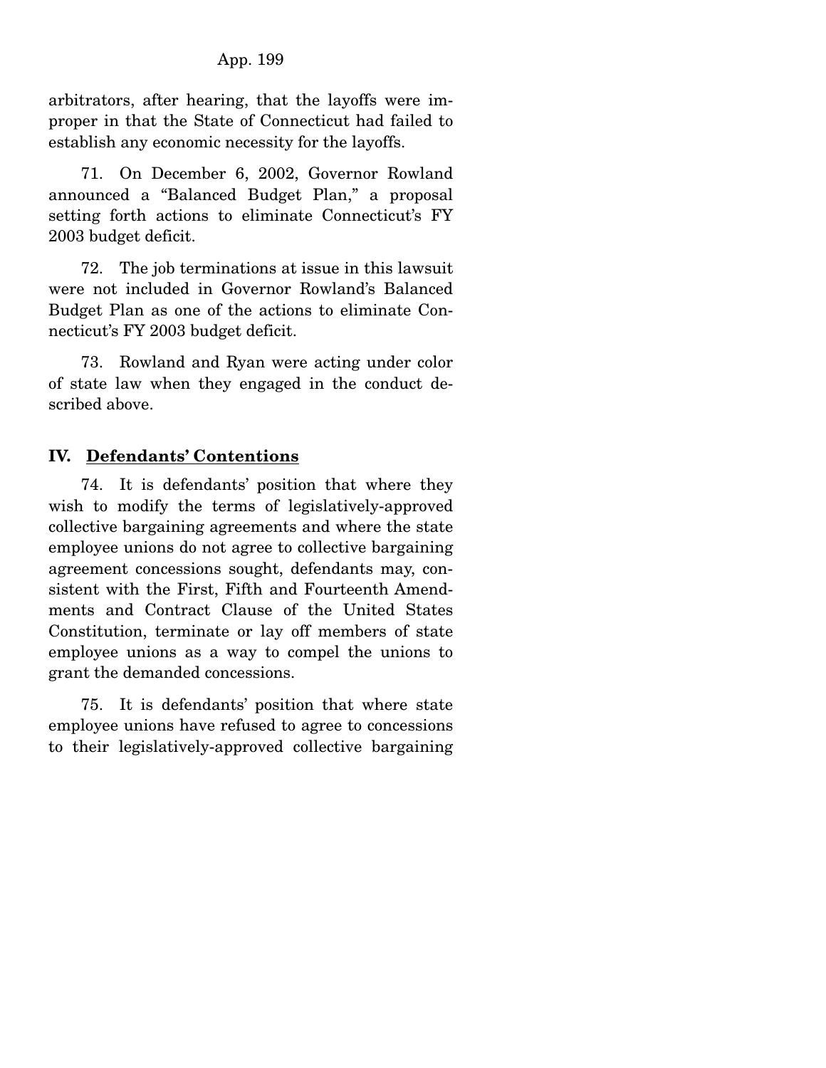arbitrators, after hearing, that the layoffs were improper in that the State of Connecticut had failed to establish any economic necessity for the layoffs.

71. On December 6, 2002, Governor Rowland announced a "Balanced Budget Plan," a proposal setting forth actions to eliminate Connecticut's FY 2003 budget deficit.

72. The job terminations at issue in this lawsuit were not included in Governor Rowland's Balanced Budget Plan as one of the actions to eliminate Connecticut's FY 2003 budget deficit.

73. Rowland and Ryan were acting under color of state law when they engaged in the conduct described above.

## IV. Defendants' Contentions

74. It is defendants' position that where they wish to modify the terms of legislatively-approved collective bargaining agreements and where the state employee unions do not agree to collective bargaining agreement concessions sought, defendants may, consistent with the First, Fifth and Fourteenth Amendments and Contract Clause of the United States Constitution, terminate or lay off members of state employee unions as a way to compel the unions to grant the demanded concessions.

75. It is defendants' position that where state employee unions have refused to agree to concessions to their legislatively-approved collective bargaining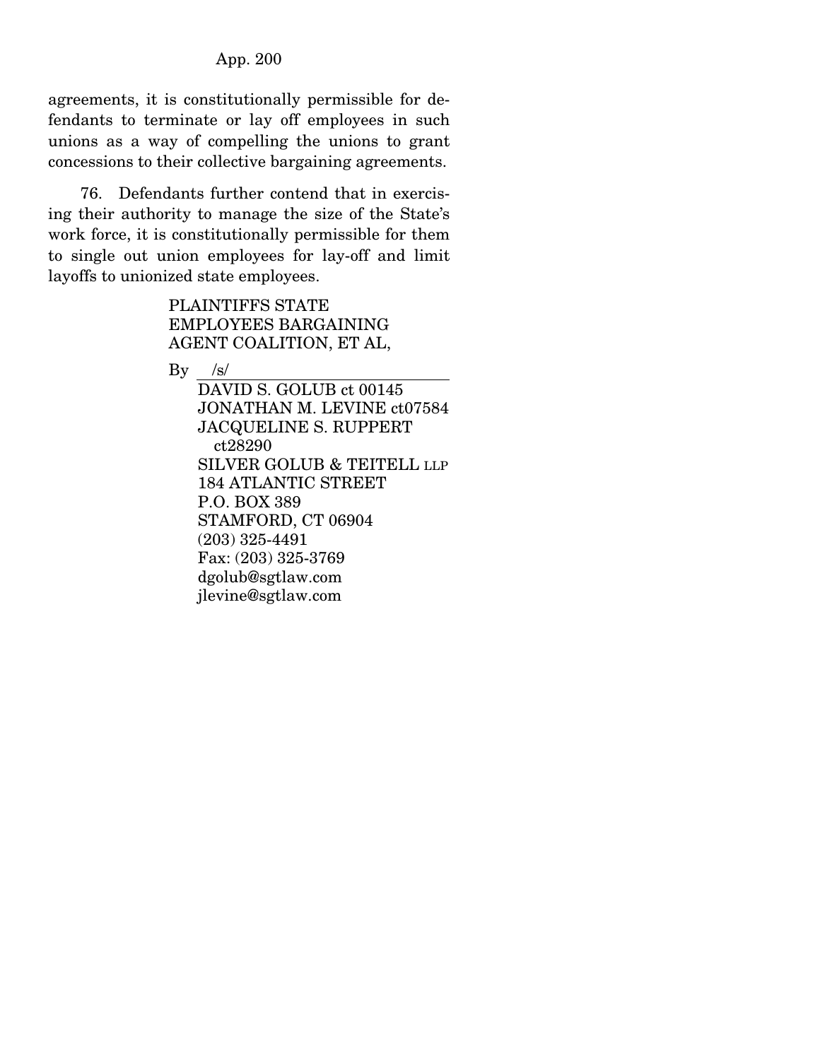agreements, it is constitutionally permissible for defendants to terminate or lay off employees in such unions as a way of compelling the unions to grant concessions to their collective bargaining agreements.

76. Defendants further contend that in exercising their authority to manage the size of the State's work force, it is constitutionally permissible for them to single out union employees for lay-off and limit layoffs to unionized state employees.

PLAINTIFFS STATE
EMPLOYEES BARGAINING
AGENT COALITION, ET AL,

By /s/

DAVID S. GOLUB ct 00145
JONATHAN M. LEVINE ct07584
JACQUELINE S. RUPPERT ct28290
SILVER GOLUB & TEITELL LLP
184 ATLANTIC STREET
P.O. BOX 389
STAMFORD, CT 06904
(203) 325-4491
Fax: (203) 325-3769
dgolub@sgtlaw.com
jlevine@sgtlaw.com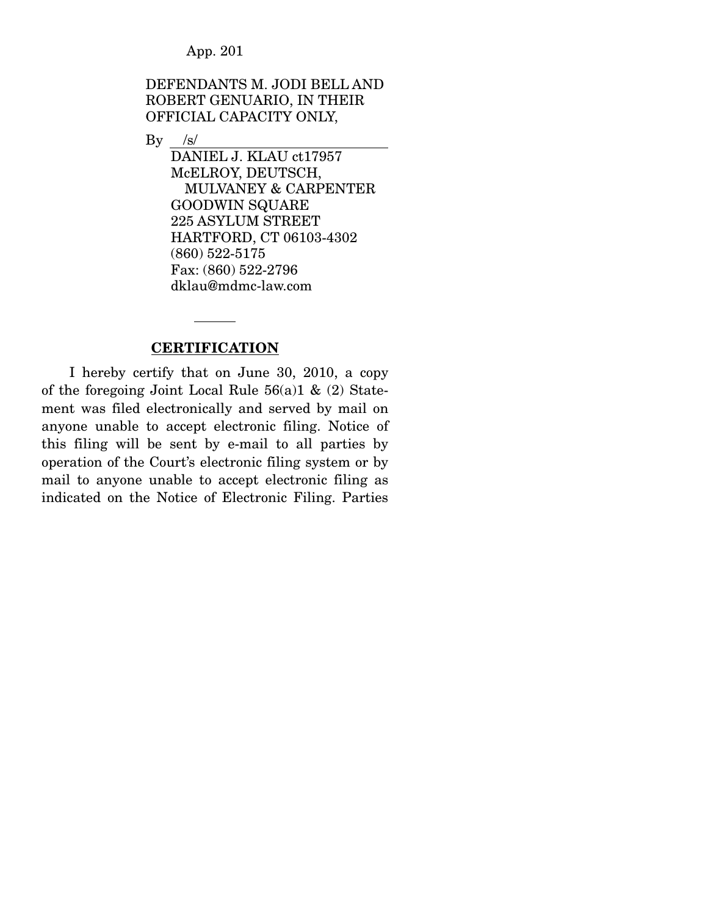DEFENDANTS M. JODI BELL AND ROBERT GENUARIO, IN THEIR OFFICIAL CAPACITY ONLY,

By /s/

DANIEL J. KLAU ct17957
McELROY, DEUTSCH, MULVANEY & CARPENTER
GOODWIN SQUARE
225 ASYLUM STREET
HARTFORD, CT 06103-4302
(860) 522-5175
Fax: (860) 522-2796
dklau@mdmc-law.com

---

## CERTIFICATION

I hereby certify that on June 30, 2010, a copy of the foregoing Joint Local Rule 56(a)1 & (2) Statement was filed electronically and served by mail on anyone unable to accept electronic filing. Notice of this filing will be sent by e-mail to all parties by operation of the Court's electronic filing system or by mail to anyone unable to accept electronic filing as indicated on the Notice of Electronic Filing. Parties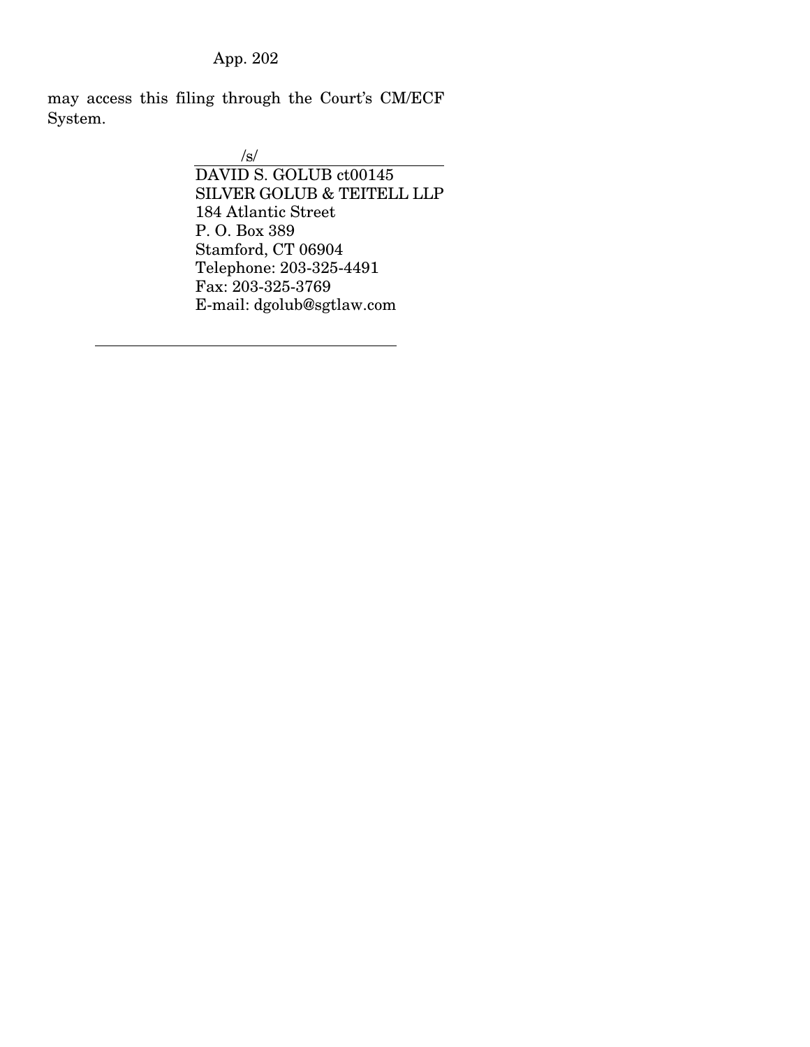may access this filing through the Court's CM/ECF System.

/s/

DAVID S. GOLUB ct00145
SILVER GOLUB & TEITELL LLP
184 Atlantic Street
P. O. Box 389
Stamford, CT 06904
Telephone: 203-325-4491
Fax: 203-325-3769
E-mail: dgolub@sgtlaw.com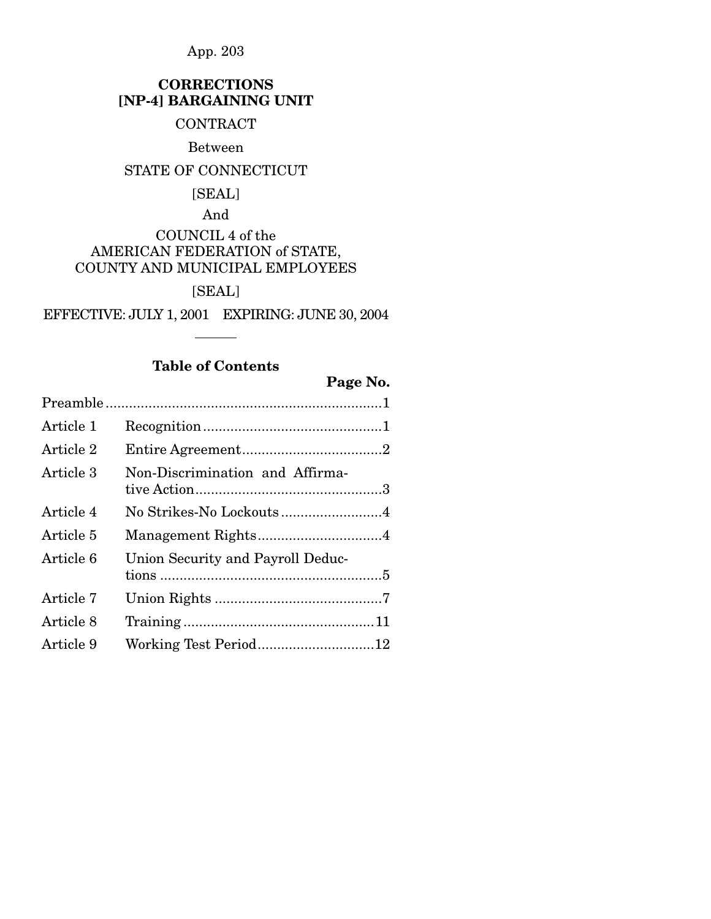**CORRECTIONS**
**[NP-4] BARGAINING UNIT**

CONTRACT

Between

STATE OF CONNECTICUT

[SEAL]

And

COUNCIL 4 of the
AMERICAN FEDERATION of STATE,
COUNTY AND MUNICIPAL EMPLOYEES

[SEAL]

EFFECTIVE: JULY 1, 2001 EXPIRING: JUNE 30, 2004

---

## Table of Contents

| | | Page No. |
|---|---|---|
| Preamble | | 1 |
| Article 1 | Recognition | 1 |
| Article 2 | Entire Agreement | 2 |
| Article 3 | Non-Discrimination and Affirmative Action | 3 |
| Article 4 | No Strikes-No Lockouts | 4 |
| Article 5 | Management Rights | 4 |
| Article 6 | Union Security and Payroll Deductions | 5 |
| Article 7 | Union Rights | 7 |
| Article 8 | Training | 11 |
| Article 9 | Working Test Period | 12 |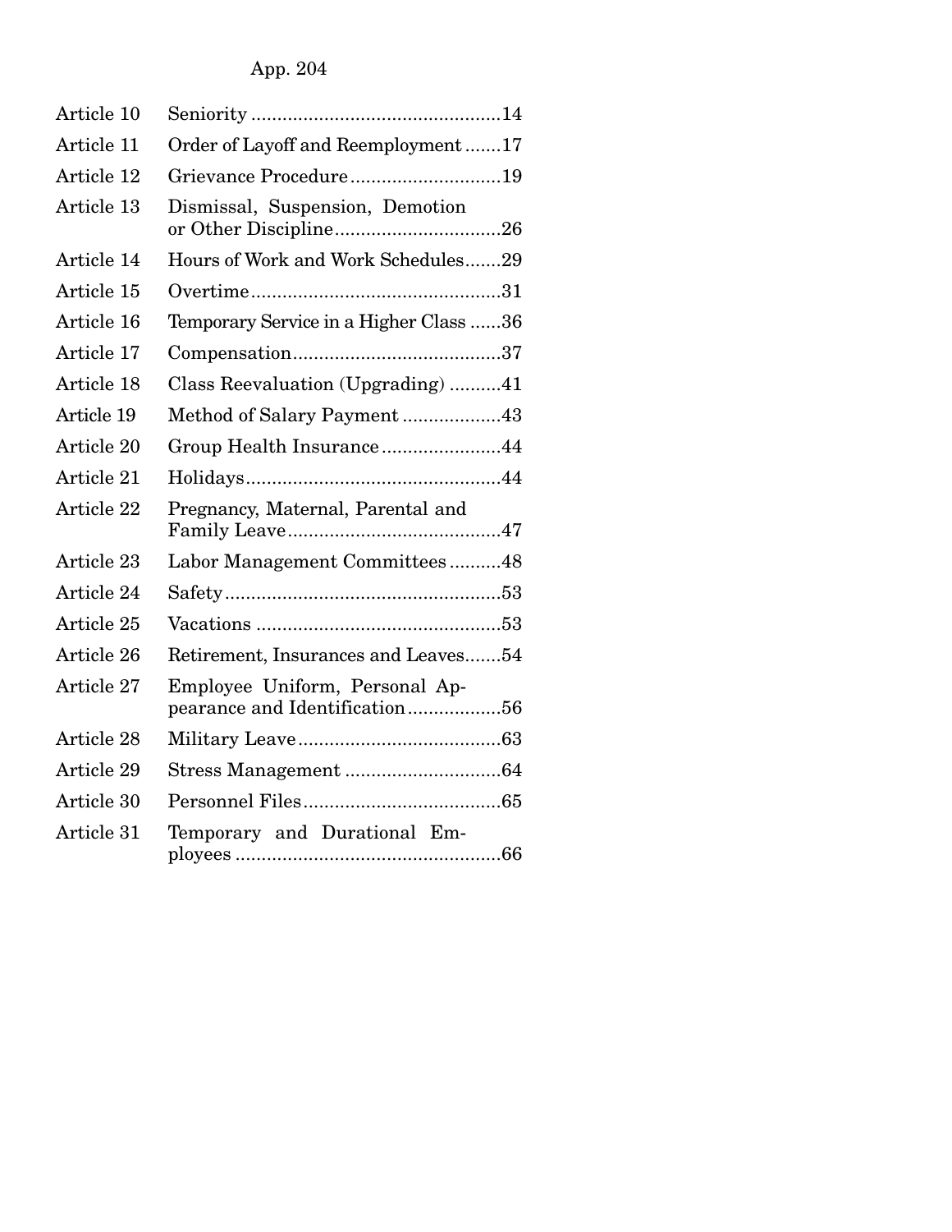| | | |
|---|---|---|
| Article 10 | Seniority | 14 |
| Article 11 | Order of Layoff and Reemployment | 17 |
| Article 12 | Grievance Procedure | 19 |
| Article 13 | Dismissal, Suspension, Demotion or Other Discipline | 26 |
| Article 14 | Hours of Work and Work Schedules | 29 |
| Article 15 | Overtime | 31 |
| Article 16 | Temporary Service in a Higher Class | 36 |
| Article 17 | Compensation | 37 |
| Article 18 | Class Reevaluation (Upgrading) | 41 |
| Article 19 | Method of Salary Payment | 43 |
| Article 20 | Group Health Insurance | 44 |
| Article 21 | Holidays | 44 |
| Article 22 | Pregnancy, Maternal, Parental and Family Leave | 47 |
| Article 23 | Labor Management Committees | 48 |
| Article 24 | Safety | 53 |
| Article 25 | Vacations | 53 |
| Article 26 | Retirement, Insurances and Leaves | 54 |
| Article 27 | Employee Uniform, Personal Appearance and Identification | 56 |
| Article 28 | Military Leave | 63 |
| Article 29 | Stress Management | 64 |
| Article 30 | Personnel Files | 65 |
| Article 31 | Temporary and Durational Employees | 66 |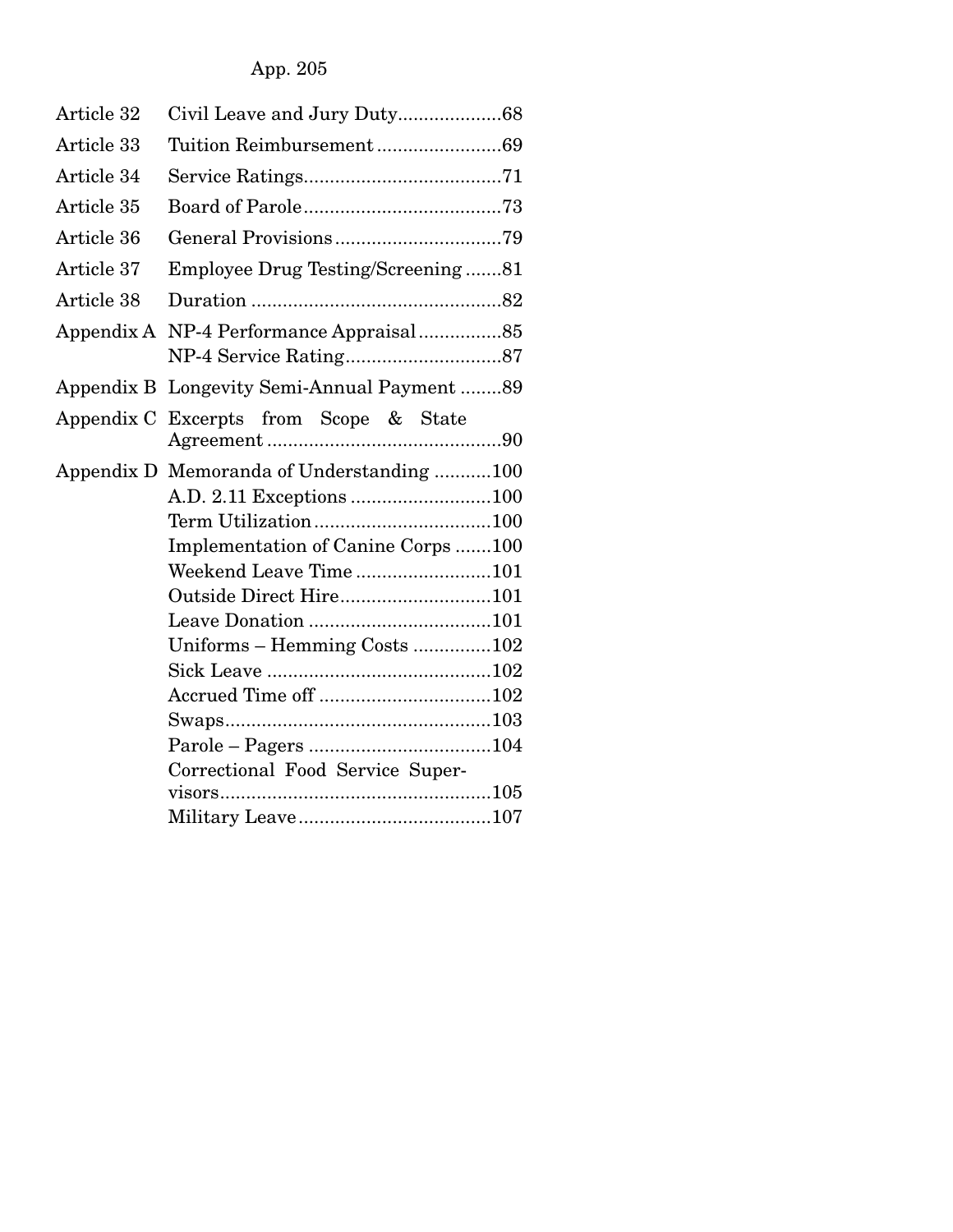| | | |
|---|---|---|
| Article 32 | Civil Leave and Jury Duty | 68 |
| Article 33 | Tuition Reimbursement | 69 |
| Article 34 | Service Ratings | 71 |
| Article 35 | Board of Parole | 73 |
| Article 36 | General Provisions | 79 |
| Article 37 | Employee Drug Testing/Screening | 81 |
| Article 38 | Duration | 82 |
| Appendix A | NP-4 Performance Appraisal | 85 |
| | NP-4 Service Rating | 87 |
| Appendix B | Longevity Semi-Annual Payment | 89 |
| Appendix C | Excerpts from Scope & State Agreement | 90 |
| Appendix D | Memoranda of Understanding | 100 |
| | A.D. 2.11 Exceptions | 100 |
| | Term Utilization | 100 |
| | Implementation of Canine Corps | 100 |
| | Weekend Leave Time | 101 |
| | Outside Direct Hire | 101 |
| | Leave Donation | 101 |
| | Uniforms – Hemming Costs | 102 |
| | Sick Leave | 102 |
| | Accrued Time off | 102 |
| | Swaps | 103 |
| | Parole – Pagers | 104 |
| | Correctional Food Service Supervisors | 105 |
| | Military Leave | 107 |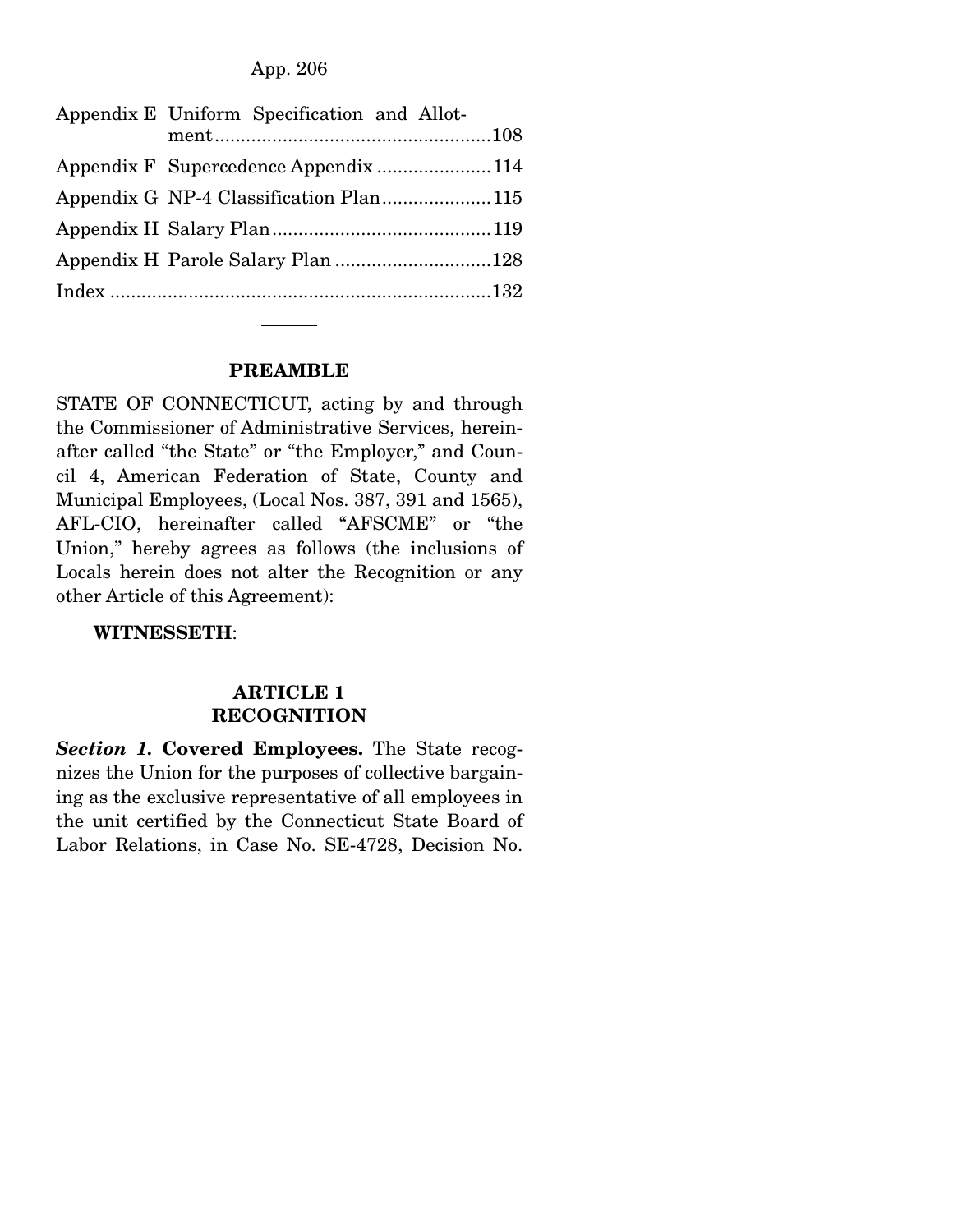| | | |
|---|---|---|
| Appendix E | Uniform Specification and Allotment | 108 |
| Appendix F | Supercedence Appendix | 114 |
| Appendix G | NP-4 Classification Plan | 115 |
| Appendix H | Salary Plan | 119 |
| Appendix H | Parole Salary Plan | 128 |
| Index | | 132 |

---

## PREAMBLE

STATE OF CONNECTICUT, acting by and through the Commissioner of Administrative Services, hereinafter called "the State" or "the Employer," and Council 4, American Federation of State, County and Municipal Employees, (Local Nos. 387, 391 and 1565), AFL-CIO, hereinafter called "AFSCME" or "the Union," hereby agrees as follows (the inclusions of Locals herein does not alter the Recognition or any other Article of this Agreement):

**WITNESSETH**:

## ARTICLE 1 RECOGNITION

***Section 1.*** **Covered Employees.** The State recognizes the Union for the purposes of collective bargaining as the exclusive representative of all employees in the unit certified by the Connecticut State Board of Labor Relations, in Case No. SE-4728, Decision No.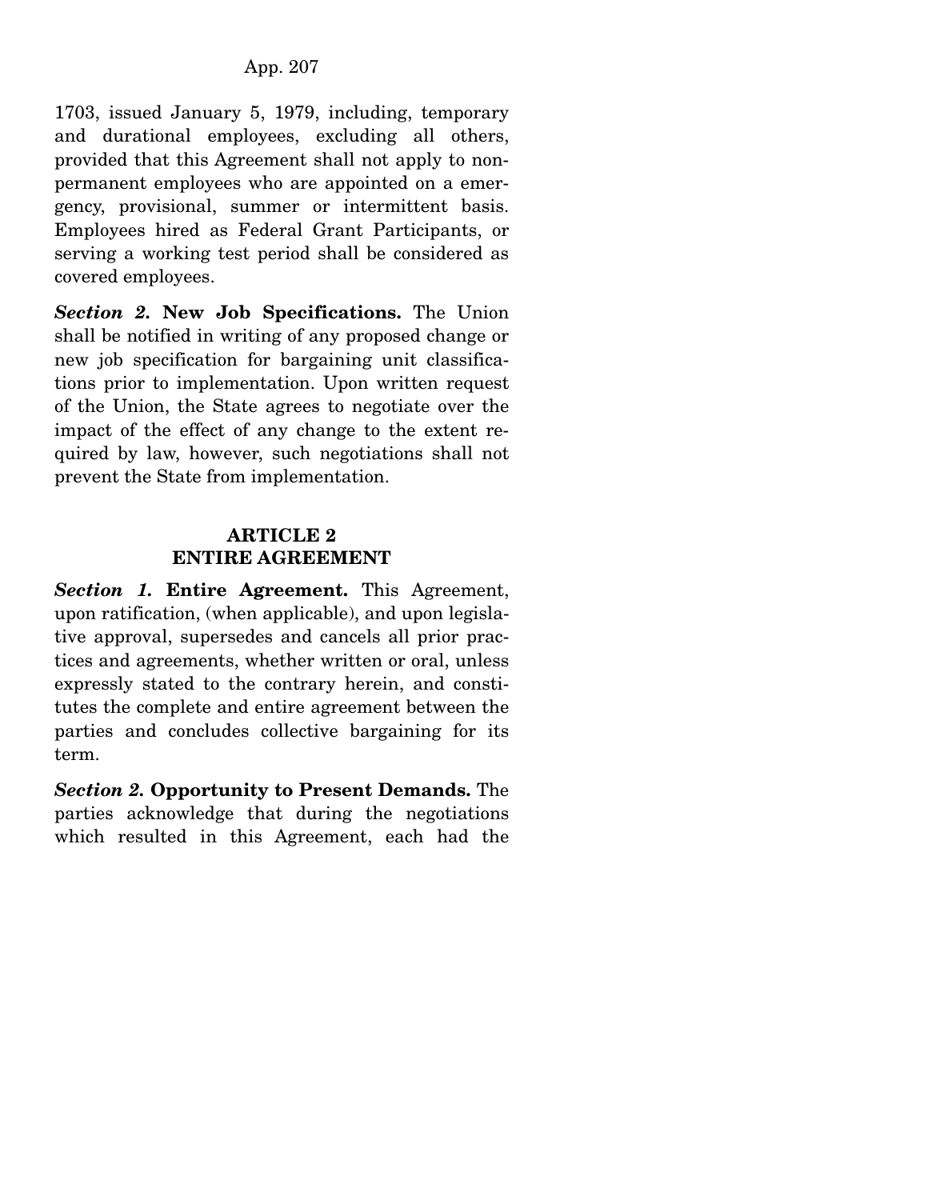1703, issued January 5, 1979, including, temporary and durational employees, excluding all others, provided that this Agreement shall not apply to non-permanent employees who are appointed on a emergency, provisional, summer or intermittent basis. Employees hired as Federal Grant Participants, or serving a working test period shall be considered as covered employees.

***Section 2.*** **New Job Specifications.** The Union shall be notified in writing of any proposed change or new job specification for bargaining unit classifications prior to implementation. Upon written request of the Union, the State agrees to negotiate over the impact of the effect of any change to the extent required by law, however, such negotiations shall not prevent the State from implementation.

## ARTICLE 2
## ENTIRE AGREEMENT

***Section 1.*** **Entire Agreement.** This Agreement, upon ratification, (when applicable), and upon legislative approval, supersedes and cancels all prior practices and agreements, whether written or oral, unless expressly stated to the contrary herein, and constitutes the complete and entire agreement between the parties and concludes collective bargaining for its term.

***Section 2.*** **Opportunity to Present Demands.** The parties acknowledge that during the negotiations which resulted in this Agreement, each had the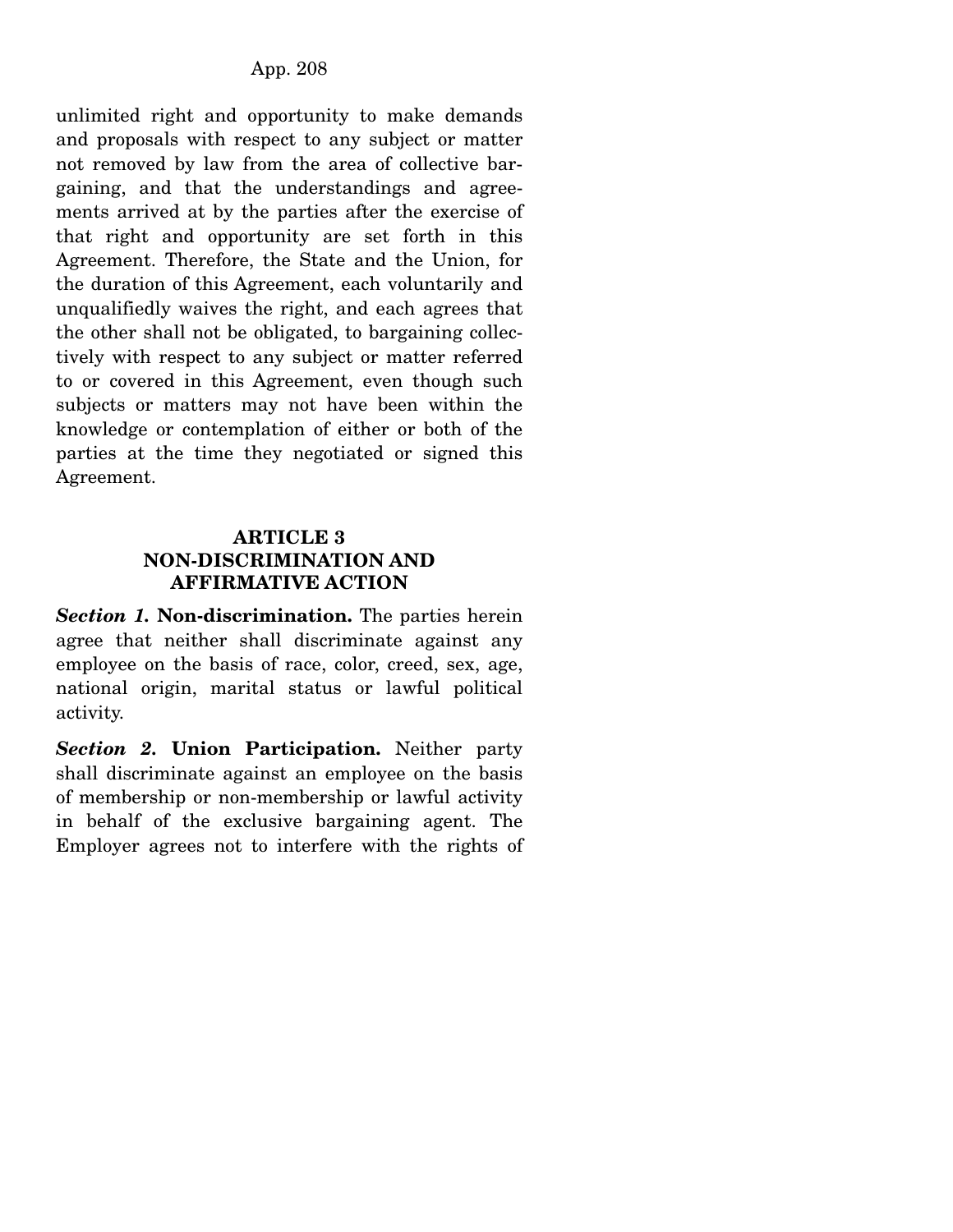unlimited right and opportunity to make demands and proposals with respect to any subject or matter not removed by law from the area of collective bargaining, and that the understandings and agreements arrived at by the parties after the exercise of that right and opportunity are set forth in this Agreement. Therefore, the State and the Union, for the duration of this Agreement, each voluntarily and unqualifiedly waives the right, and each agrees that the other shall not be obligated, to bargaining collectively with respect to any subject or matter referred to or covered in this Agreement, even though such subjects or matters may not have been within the knowledge or contemplation of either or both of the parties at the time they negotiated or signed this Agreement.

## ARTICLE 3
## NON-DISCRIMINATION AND AFFIRMATIVE ACTION

***Section 1.*** **Non-discrimination.** The parties herein agree that neither shall discriminate against any employee on the basis of race, color, creed, sex, age, national origin, marital status or lawful political activity.

***Section 2.*** **Union Participation.** Neither party shall discriminate against an employee on the basis of membership or non-membership or lawful activity in behalf of the exclusive bargaining agent. The Employer agrees not to interfere with the rights of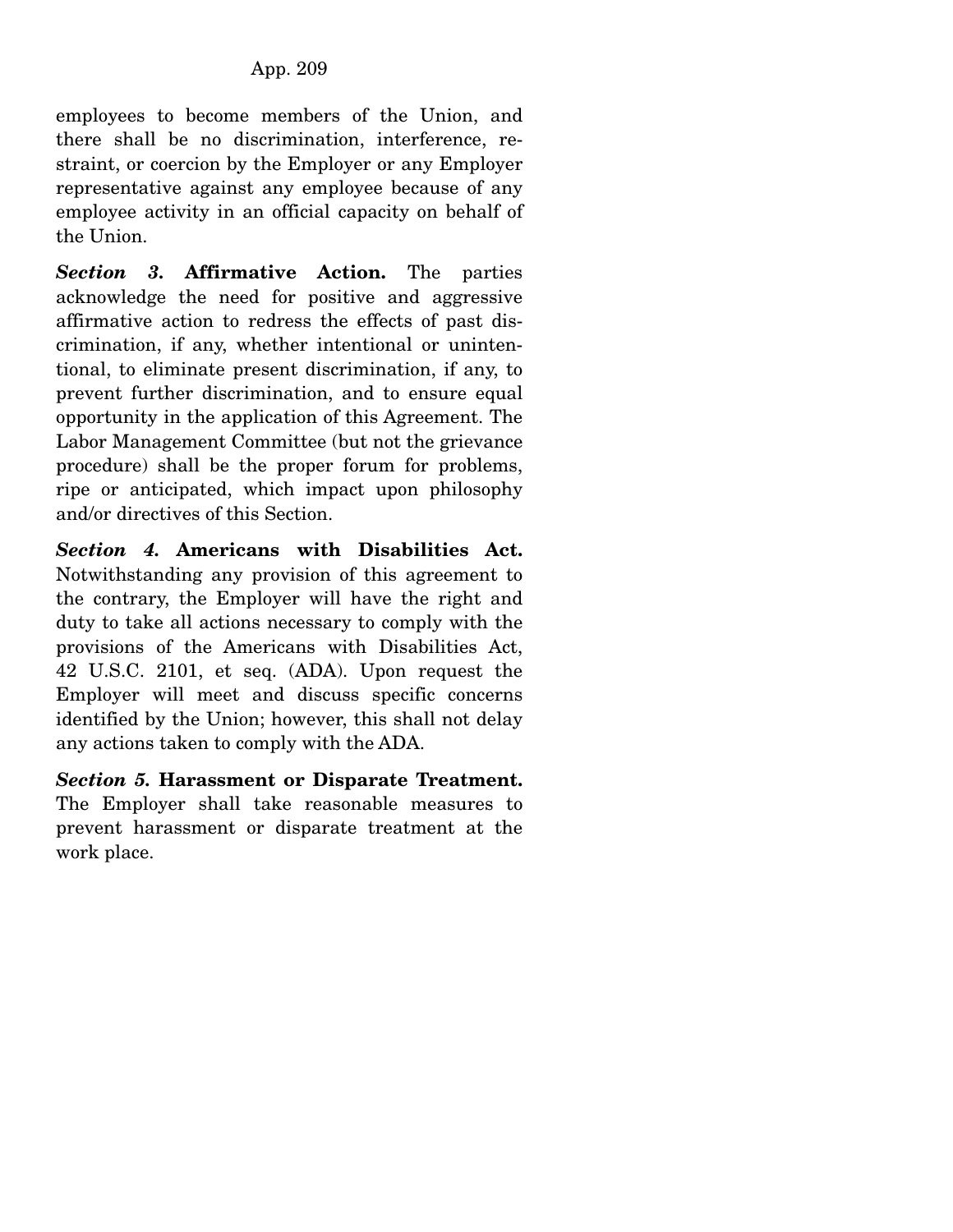employees to become members of the Union, and there shall be no discrimination, interference, restraint, or coercion by the Employer or any Employer representative against any employee because of any employee activity in an official capacity on behalf of the Union.

***Section 3.*** **Affirmative Action.** The parties acknowledge the need for positive and aggressive affirmative action to redress the effects of past discrimination, if any, whether intentional or unintentional, to eliminate present discrimination, if any, to prevent further discrimination, and to ensure equal opportunity in the application of this Agreement. The Labor Management Committee (but not the grievance procedure) shall be the proper forum for problems, ripe or anticipated, which impact upon philosophy and/or directives of this Section.

***Section 4.*** **Americans with Disabilities Act.** Notwithstanding any provision of this agreement to the contrary, the Employer will have the right and duty to take all actions necessary to comply with the provisions of the Americans with Disabilities Act, 42 U.S.C. 2101, et seq. (ADA). Upon request the Employer will meet and discuss specific concerns identified by the Union; however, this shall not delay any actions taken to comply with the ADA.

***Section 5.*** **Harassment or Disparate Treatment.** The Employer shall take reasonable measures to prevent harassment or disparate treatment at the work place.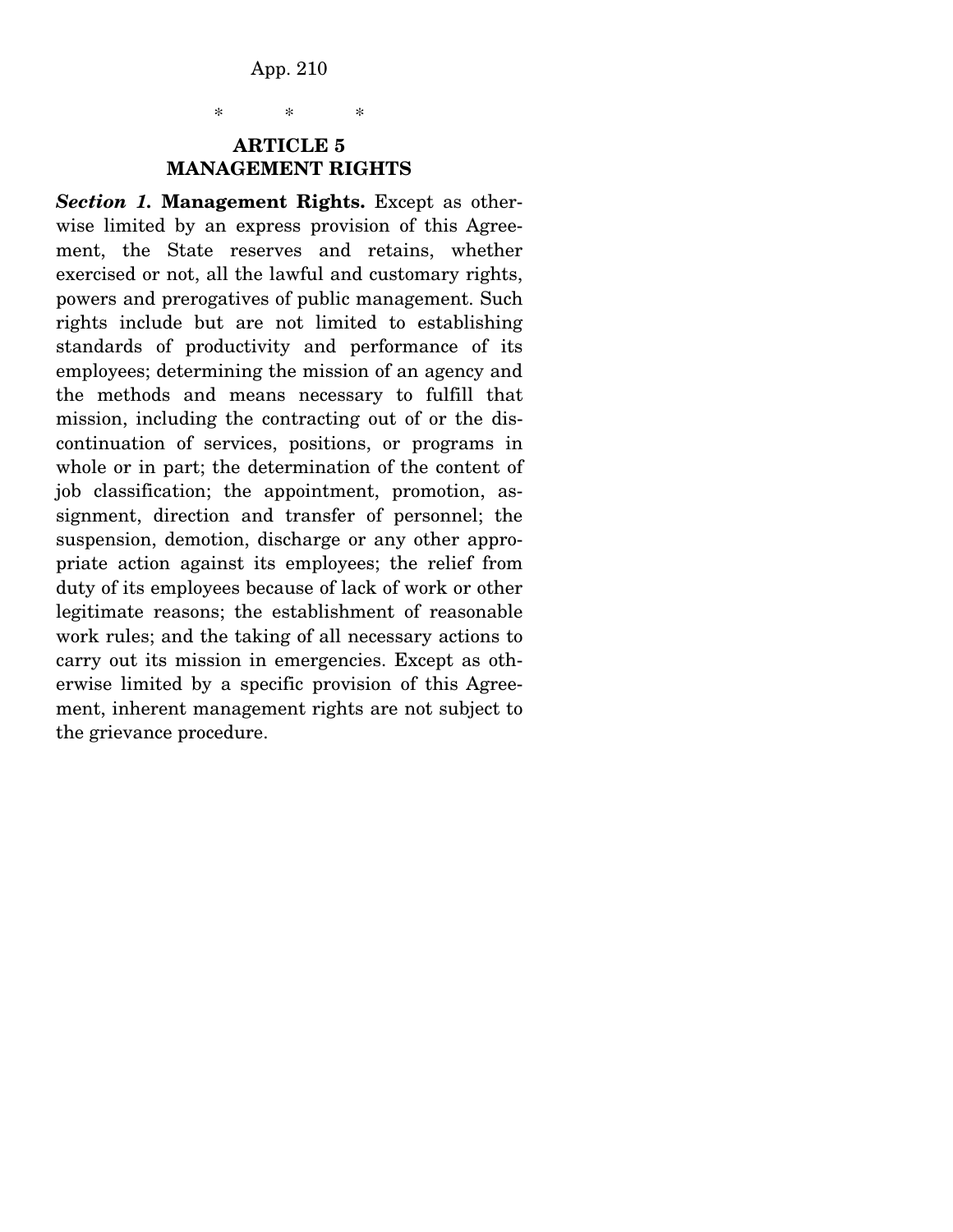\*   \*   \*

## ARTICLE 5
## MANAGEMENT RIGHTS

***Section 1.*** **Management Rights.** Except as otherwise limited by an express provision of this Agreement, the State reserves and retains, whether exercised or not, all the lawful and customary rights, powers and prerogatives of public management. Such rights include but are not limited to establishing standards of productivity and performance of its employees; determining the mission of an agency and the methods and means necessary to fulfill that mission, including the contracting out of or the discontinuation of services, positions, or programs in whole or in part; the determination of the content of job classification; the appointment, promotion, assignment, direction and transfer of personnel; the suspension, demotion, discharge or any other appropriate action against its employees; the relief from duty of its employees because of lack of work or other legitimate reasons; the establishment of reasonable work rules; and the taking of all necessary actions to carry out its mission in emergencies. Except as otherwise limited by a specific provision of this Agreement, inherent management rights are not subject to the grievance procedure.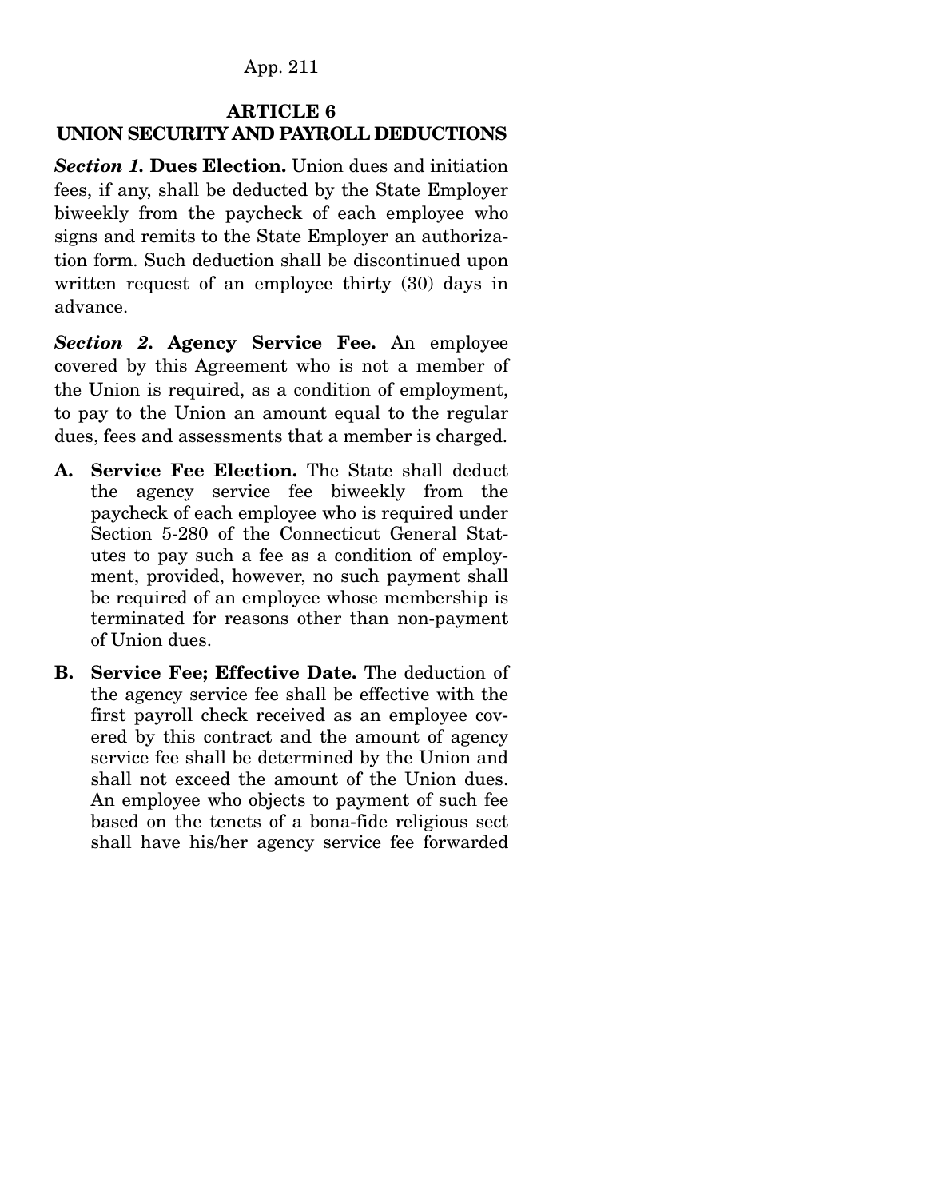## ARTICLE 6
## UNION SECURITY AND PAYROLL DEDUCTIONS

***Section 1.* Dues Election.** Union dues and initiation fees, if any, shall be deducted by the State Employer biweekly from the paycheck of each employee who signs and remits to the State Employer an authorization form. Such deduction shall be discontinued upon written request of an employee thirty (30) days in advance.

***Section 2.* Agency Service Fee.** An employee covered by this Agreement who is not a member of the Union is required, as a condition of employment, to pay to the Union an amount equal to the regular dues, fees and assessments that a member is charged.

- **A. Service Fee Election.** The State shall deduct the agency service fee biweekly from the paycheck of each employee who is required under Section 5-280 of the Connecticut General Statutes to pay such a fee as a condition of employment, provided, however, no such payment shall be required of an employee whose membership is terminated for reasons other than non-payment of Union dues.
- **B. Service Fee; Effective Date.** The deduction of the agency service fee shall be effective with the first payroll check received as an employee covered by this contract and the amount of agency service fee shall be determined by the Union and shall not exceed the amount of the Union dues. An employee who objects to payment of such fee based on the tenets of a bona-fide religious sect shall have his/her agency service fee forwarded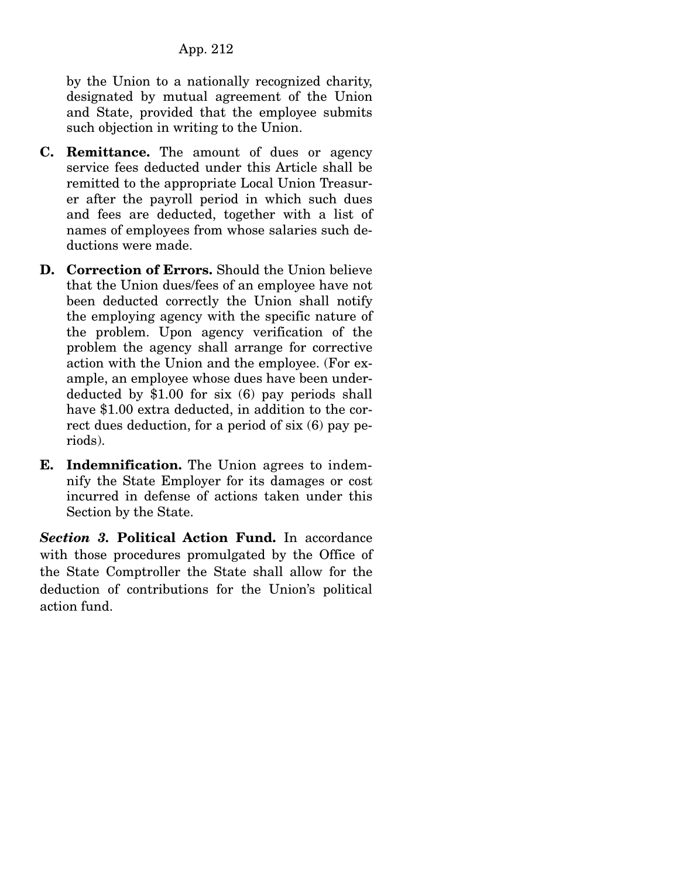by the Union to a nationally recognized charity, designated by mutual agreement of the Union and State, provided that the employee submits such objection in writing to the Union.

**C. Remittance.** The amount of dues or agency service fees deducted under this Article shall be remitted to the appropriate Local Union Treasurer after the payroll period in which such dues and fees are deducted, together with a list of names of employees from whose salaries such deductions were made.

**D. Correction of Errors.** Should the Union believe that the Union dues/fees of an employee have not been deducted correctly the Union shall notify the employing agency with the specific nature of the problem. Upon agency verification of the problem the agency shall arrange for corrective action with the Union and the employee. (For example, an employee whose dues have been under-deducted by $1.00 for six (6) pay periods shall have $1.00 extra deducted, in addition to the correct dues deduction, for a period of six (6) pay periods).

**E. Indemnification.** The Union agrees to indemnify the State Employer for its damages or cost incurred in defense of actions taken under this Section by the State.

***Section 3.*** **Political Action Fund.** In accordance with those procedures promulgated by the Office of the State Comptroller the State shall allow for the deduction of contributions for the Union's political action fund.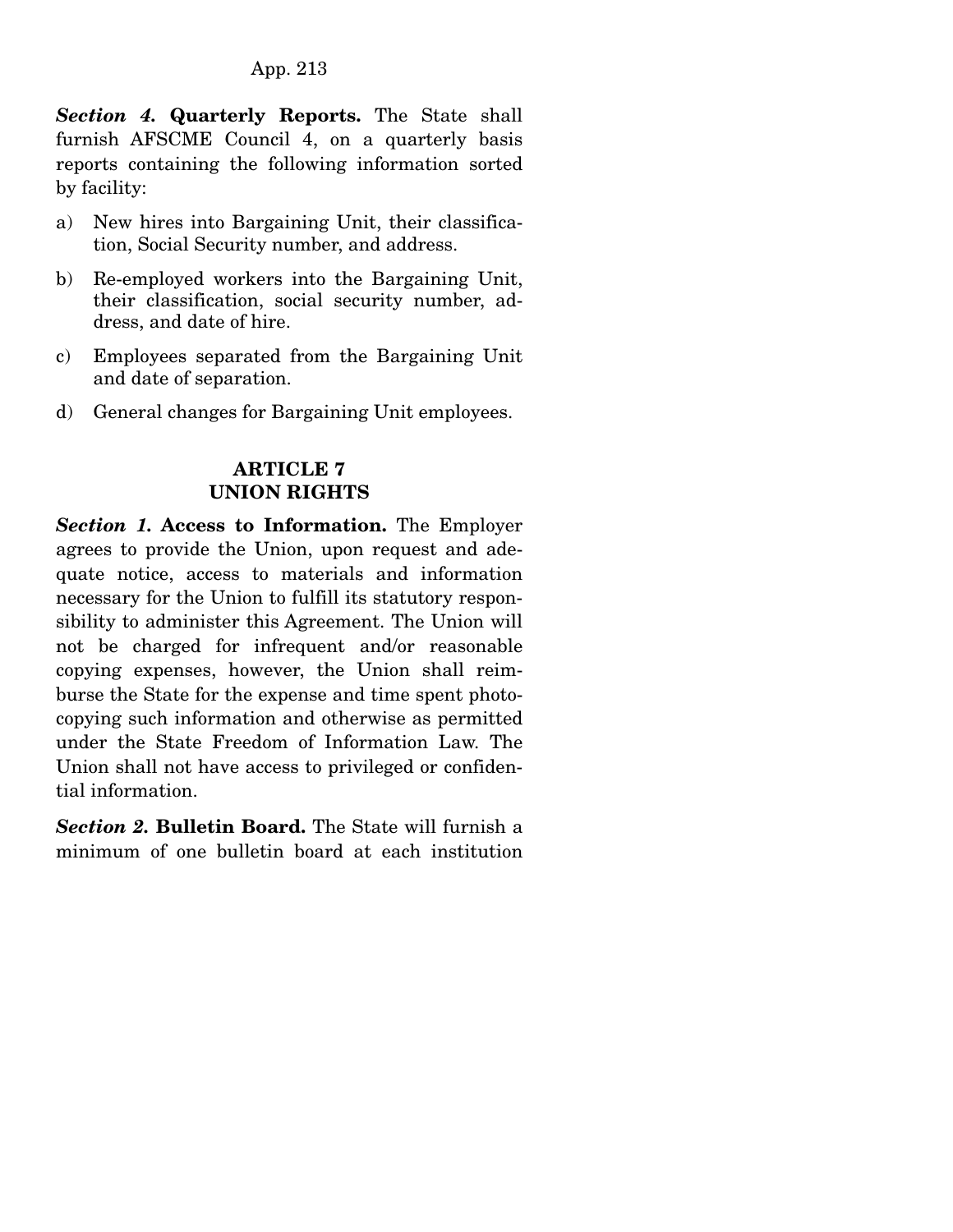***Section 4.* Quarterly Reports.** The State shall furnish AFSCME Council 4, on a quarterly basis reports containing the following information sorted by facility:

a) New hires into Bargaining Unit, their classification, Social Security number, and address.

b) Re-employed workers into the Bargaining Unit, their classification, social security number, address, and date of hire.

c) Employees separated from the Bargaining Unit and date of separation.

d) General changes for Bargaining Unit employees.

## ARTICLE 7
## UNION RIGHTS

***Section 1.* Access to Information.** The Employer agrees to provide the Union, upon request and adequate notice, access to materials and information necessary for the Union to fulfill its statutory responsibility to administer this Agreement. The Union will not be charged for infrequent and/or reasonable copying expenses, however, the Union shall reimburse the State for the expense and time spent photocopying such information and otherwise as permitted under the State Freedom of Information Law. The Union shall not have access to privileged or confidential information.

***Section 2.* Bulletin Board.** The State will furnish a minimum of one bulletin board at each institution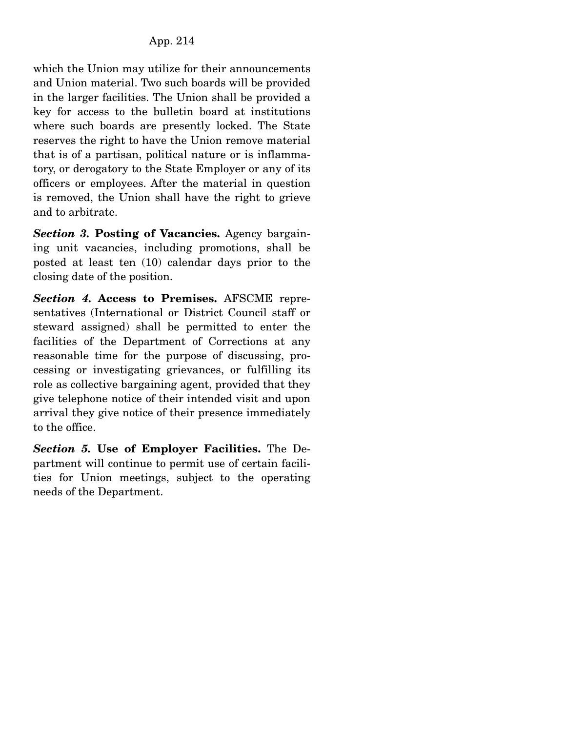which the Union may utilize for their announcements and Union material. Two such boards will be provided in the larger facilities. The Union shall be provided a key for access to the bulletin board at institutions where such boards are presently locked. The State reserves the right to have the Union remove material that is of a partisan, political nature or is inflammatory, or derogatory to the State Employer or any of its officers or employees. After the material in question is removed, the Union shall have the right to grieve and to arbitrate.

***Section 3.*** **Posting of Vacancies.** Agency bargaining unit vacancies, including promotions, shall be posted at least ten (10) calendar days prior to the closing date of the position.

***Section 4.*** **Access to Premises.** AFSCME representatives (International or District Council staff or steward assigned) shall be permitted to enter the facilities of the Department of Corrections at any reasonable time for the purpose of discussing, processing or investigating grievances, or fulfilling its role as collective bargaining agent, provided that they give telephone notice of their intended visit and upon arrival they give notice of their presence immediately to the office.

***Section 5.*** **Use of Employer Facilities.** The Department will continue to permit use of certain facilities for Union meetings, subject to the operating needs of the Department.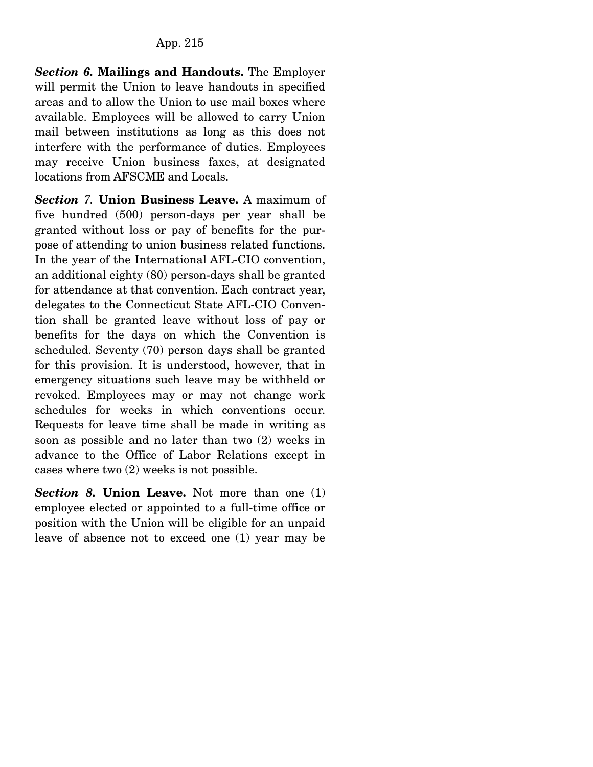***Section 6.*** **Mailings and Handouts.** The Employer will permit the Union to leave handouts in specified areas and to allow the Union to use mail boxes where available. Employees will be allowed to carry Union mail between institutions as long as this does not interfere with the performance of duties. Employees may receive Union business faxes, at designated locations from AFSCME and Locals.

***Section 7.*** **Union Business Leave.** A maximum of five hundred (500) person-days per year shall be granted without loss or pay of benefits for the purpose of attending to union business related functions. In the year of the International AFL-CIO convention, an additional eighty (80) person-days shall be granted for attendance at that convention. Each contract year, delegates to the Connecticut State AFL-CIO Convention shall be granted leave without loss of pay or benefits for the days on which the Convention is scheduled. Seventy (70) person days shall be granted for this provision. It is understood, however, that in emergency situations such leave may be withheld or revoked. Employees may or may not change work schedules for weeks in which conventions occur. Requests for leave time shall be made in writing as soon as possible and no later than two (2) weeks in advance to the Office of Labor Relations except in cases where two (2) weeks is not possible.

***Section 8.*** **Union Leave.** Not more than one (1) employee elected or appointed to a full-time office or position with the Union will be eligible for an unpaid leave of absence not to exceed one (1) year may be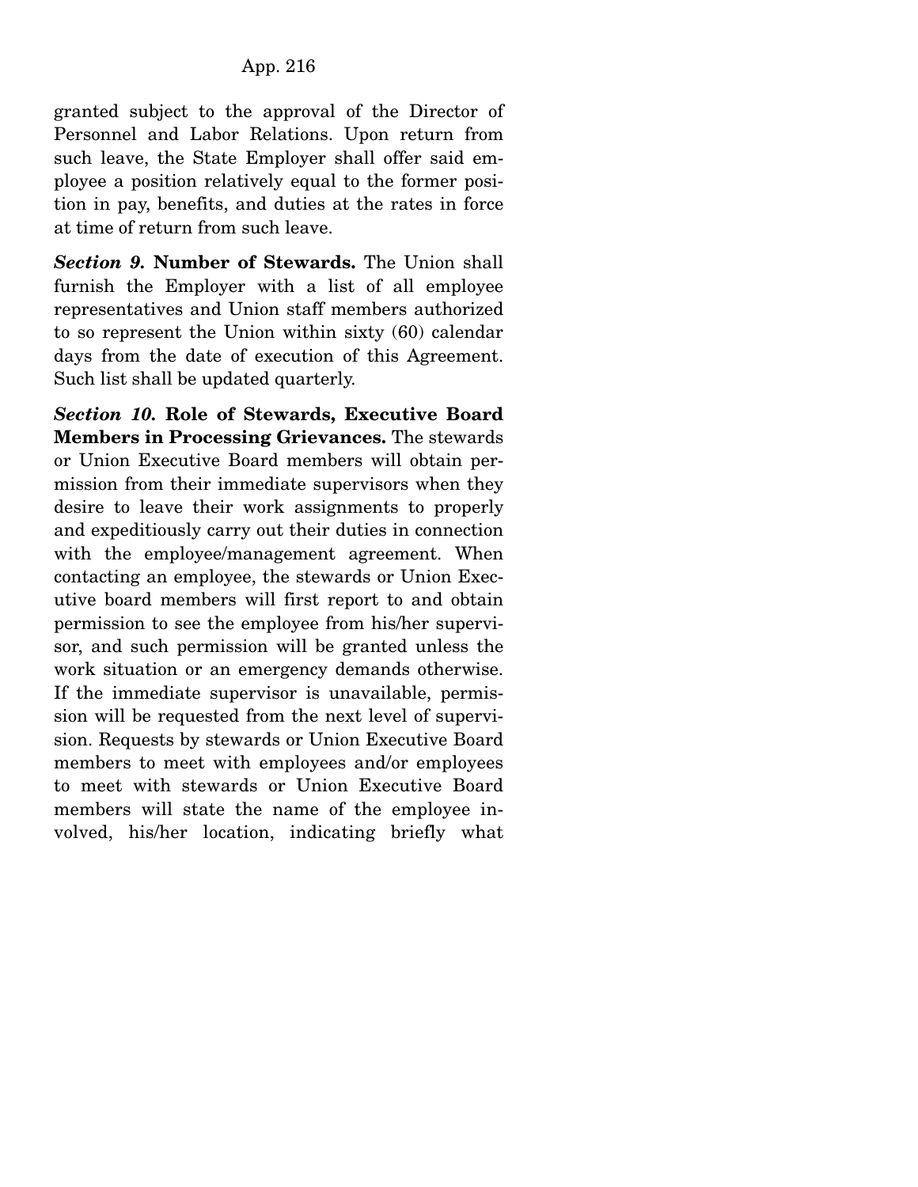granted subject to the approval of the Director of Personnel and Labor Relations. Upon return from such leave, the State Employer shall offer said employee a position relatively equal to the former position in pay, benefits, and duties at the rates in force at time of return from such leave.

***Section 9.*** **Number of Stewards.** The Union shall furnish the Employer with a list of all employee representatives and Union staff members authorized to so represent the Union within sixty (60) calendar days from the date of execution of this Agreement. Such list shall be updated quarterly.

***Section 10.*** **Role of Stewards, Executive Board Members in Processing Grievances.** The stewards or Union Executive Board members will obtain permission from their immediate supervisors when they desire to leave their work assignments to properly and expeditiously carry out their duties in connection with the employee/management agreement. When contacting an employee, the stewards or Union Executive board members will first report to and obtain permission to see the employee from his/her supervisor, and such permission will be granted unless the work situation or an emergency demands otherwise. If the immediate supervisor is unavailable, permission will be requested from the next level of supervision. Requests by stewards or Union Executive Board members to meet with employees and/or employees to meet with stewards or Union Executive Board members will state the name of the employee involved, his/her location, indicating briefly what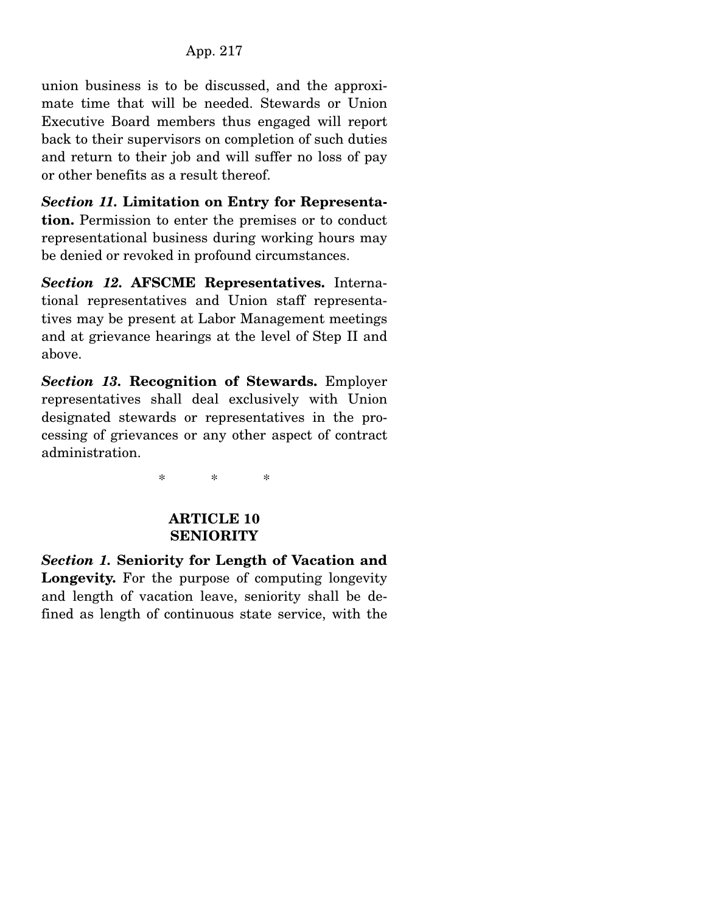union business is to be discussed, and the approximate time that will be needed. Stewards or Union Executive Board members thus engaged will report back to their supervisors on completion of such duties and return to their job and will suffer no loss of pay or other benefits as a result thereof.

***Section 11.*** **Limitation on Entry for Representation.** Permission to enter the premises or to conduct representational business during working hours may be denied or revoked in profound circumstances.

***Section 12.*** **AFSCME Representatives.** International representatives and Union staff representatives may be present at Labor Management meetings and at grievance hearings at the level of Step II and above.

***Section 13.*** **Recognition of Stewards.** Employer representatives shall deal exclusively with Union designated stewards or representatives in the processing of grievances or any other aspect of contract administration.

\* \* \*

## ARTICLE 10
## SENIORITY

***Section 1.*** **Seniority for Length of Vacation and Longevity.** For the purpose of computing longevity and length of vacation leave, seniority shall be defined as length of continuous state service, with the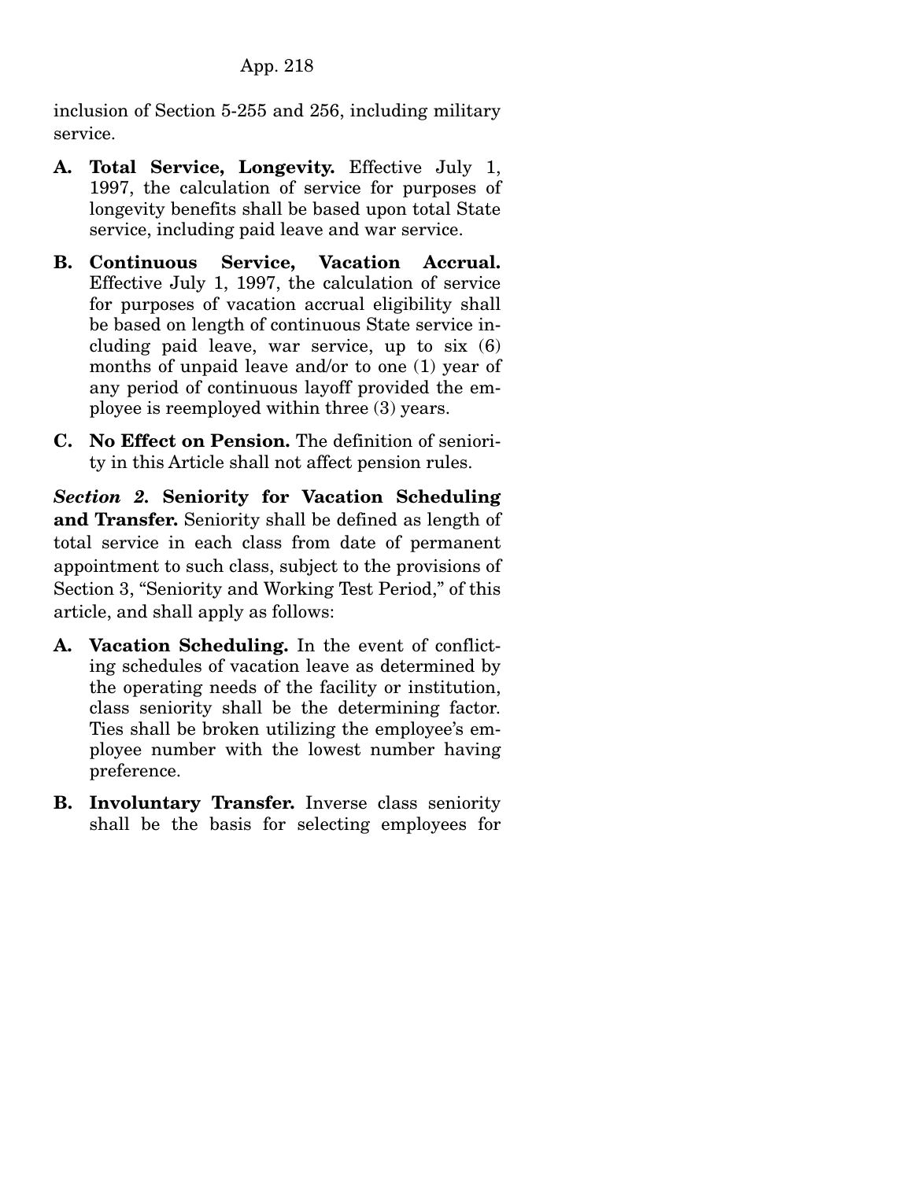inclusion of Section 5-255 and 256, including military service.

- **A. Total Service, Longevity.** Effective July 1, 1997, the calculation of service for purposes of longevity benefits shall be based upon total State service, including paid leave and war service.
- **B. Continuous Service, Vacation Accrual.** Effective July 1, 1997, the calculation of service for purposes of vacation accrual eligibility shall be based on length of continuous State service including paid leave, war service, up to six (6) months of unpaid leave and/or to one (1) year of any period of continuous layoff provided the employee is reemployed within three (3) years.
- **C. No Effect on Pension.** The definition of seniority in this Article shall not affect pension rules.

***Section 2.* Seniority for Vacation Scheduling and Transfer.** Seniority shall be defined as length of total service in each class from date of permanent appointment to such class, subject to the provisions of Section 3, "Seniority and Working Test Period," of this article, and shall apply as follows:

- **A. Vacation Scheduling.** In the event of conflicting schedules of vacation leave as determined by the operating needs of the facility or institution, class seniority shall be the determining factor. Ties shall be broken utilizing the employee's employee number with the lowest number having preference.
- **B. Involuntary Transfer.** Inverse class seniority shall be the basis for selecting employees for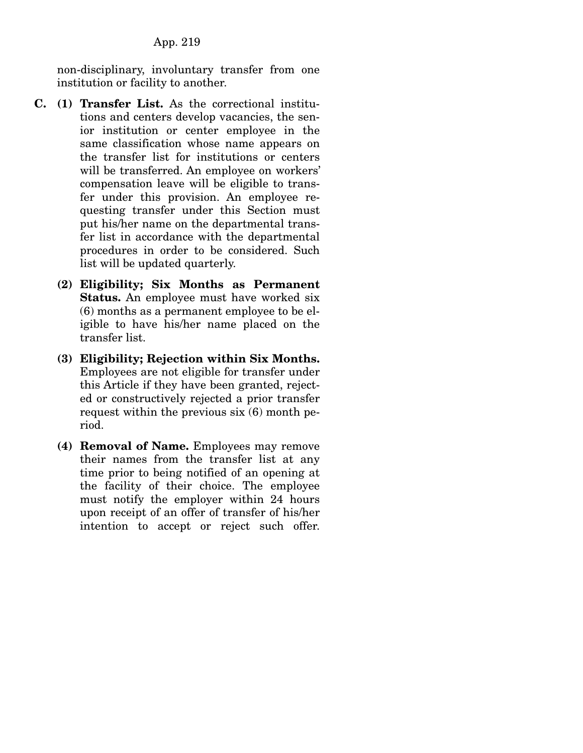non-disciplinary, involuntary transfer from one institution or facility to another.

**C.** **(1) Transfer List.** As the correctional institutions and centers develop vacancies, the senior institution or center employee in the same classification whose name appears on the transfer list for institutions or centers will be transferred. An employee on workers' compensation leave will be eligible to transfer under this provision. An employee requesting transfer under this Section must put his/her name on the departmental transfer list in accordance with the departmental procedures in order to be considered. Such list will be updated quarterly.

**(2) Eligibility; Six Months as Permanent Status.** An employee must have worked six (6) months as a permanent employee to be eligible to have his/her name placed on the transfer list.

**(3) Eligibility; Rejection within Six Months.** Employees are not eligible for transfer under this Article if they have been granted, rejected or constructively rejected a prior transfer request within the previous six (6) month period.

**(4) Removal of Name.** Employees may remove their names from the transfer list at any time prior to being notified of an opening at the facility of their choice. The employee must notify the employer within 24 hours upon receipt of an offer of transfer of his/her intention to accept or reject such offer.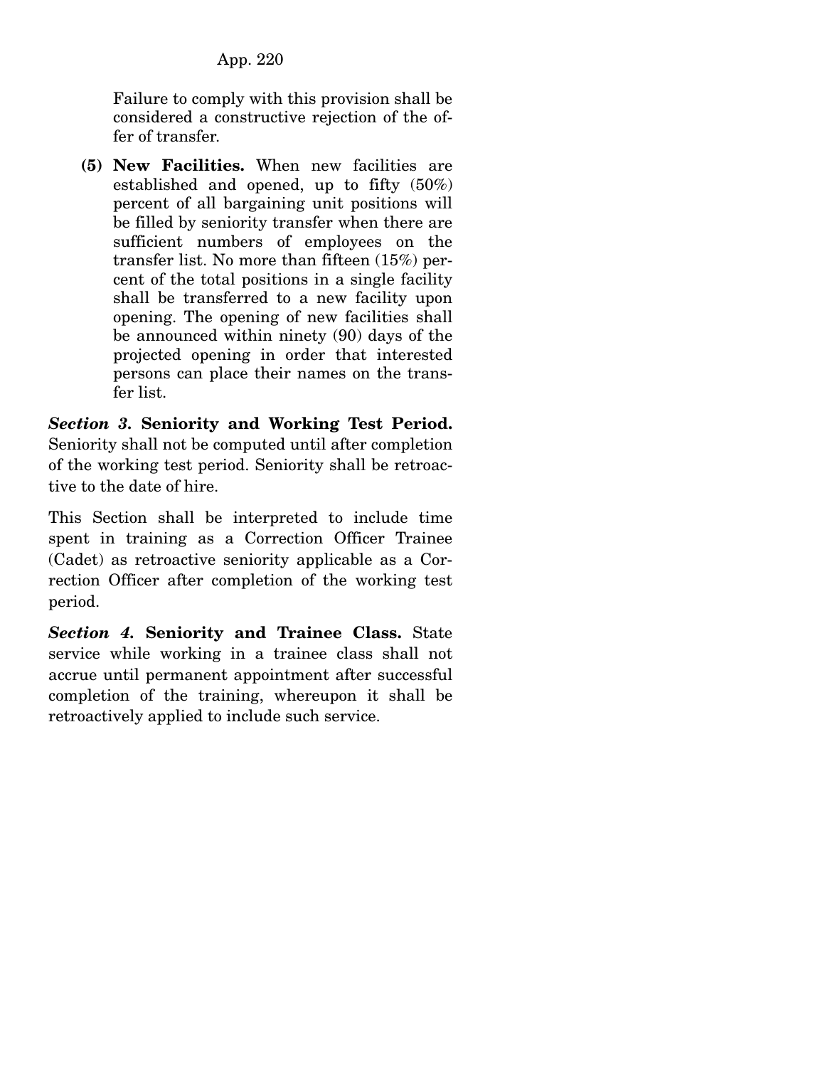Failure to comply with this provision shall be considered a constructive rejection of the offer of transfer.

**(5) New Facilities.** When new facilities are established and opened, up to fifty (50%) percent of all bargaining unit positions will be filled by seniority transfer when there are sufficient numbers of employees on the transfer list. No more than fifteen (15%) percent of the total positions in a single facility shall be transferred to a new facility upon opening. The opening of new facilities shall be announced within ninety (90) days of the projected opening in order that interested persons can place their names on the transfer list.

***Section 3*. Seniority and Working Test Period.** Seniority shall not be computed until after completion of the working test period. Seniority shall be retroactive to the date of hire.

This Section shall be interpreted to include time spent in training as a Correction Officer Trainee (Cadet) as retroactive seniority applicable as a Correction Officer after completion of the working test period.

***Section 4*. Seniority and Trainee Class.** State service while working in a trainee class shall not accrue until permanent appointment after successful completion of the training, whereupon it shall be retroactively applied to include such service.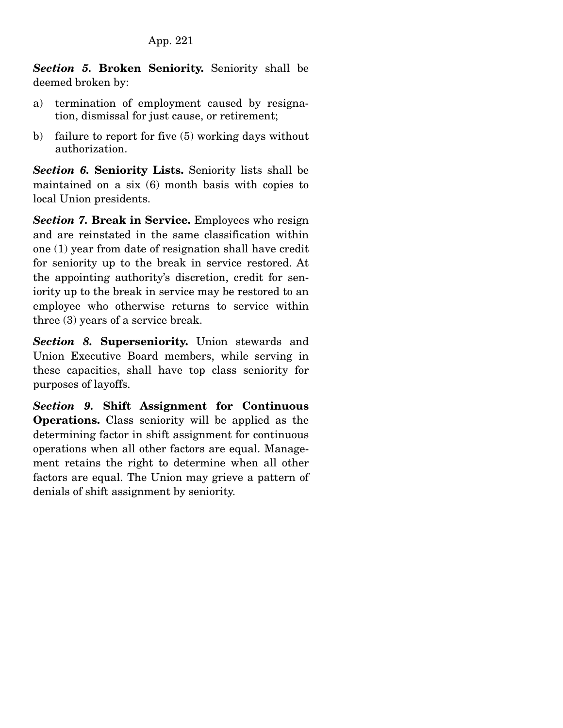***Section 5.*** **Broken Seniority.** Seniority shall be deemed broken by:

a) termination of employment caused by resignation, dismissal for just cause, or retirement;

b) failure to report for five (5) working days without authorization.

***Section 6.*** **Seniority Lists.** Seniority lists shall be maintained on a six (6) month basis with copies to local Union presidents.

***Section 7.*** **Break in Service.** Employees who resign and are reinstated in the same classification within one (1) year from date of resignation shall have credit for seniority up to the break in service restored. At the appointing authority's discretion, credit for seniority up to the break in service may be restored to an employee who otherwise returns to service within three (3) years of a service break.

***Section 8.*** **Superseniority.** Union stewards and Union Executive Board members, while serving in these capacities, shall have top class seniority for purposes of layoffs.

***Section 9.*** **Shift Assignment for Continuous Operations.** Class seniority will be applied as the determining factor in shift assignment for continuous operations when all other factors are equal. Management retains the right to determine when all other factors are equal. The Union may grieve a pattern of denials of shift assignment by seniority.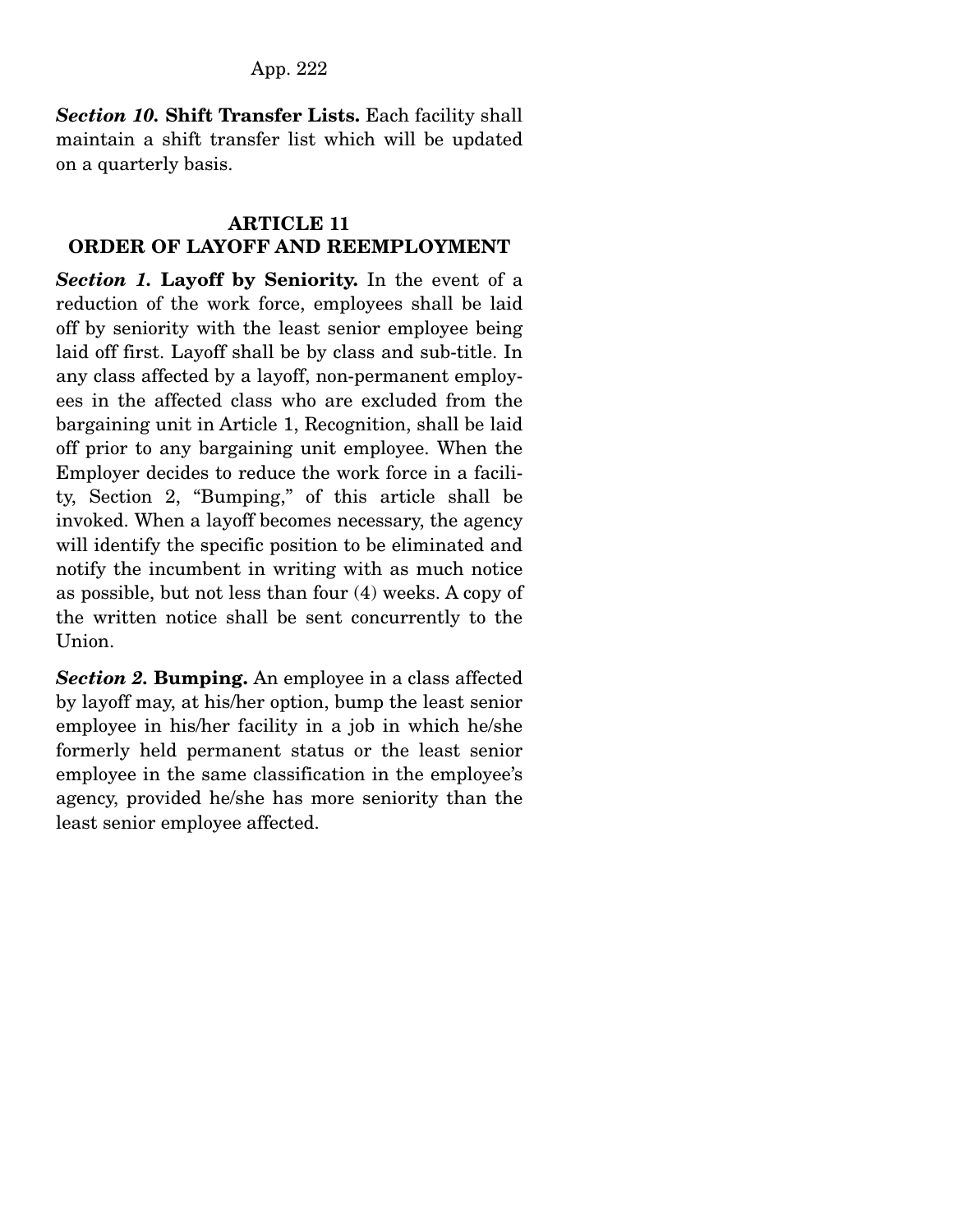***Section 10.*** **Shift Transfer Lists.** Each facility shall maintain a shift transfer list which will be updated on a quarterly basis.

## ARTICLE 11
## ORDER OF LAYOFF AND REEMPLOYMENT

***Section 1.*** **Layoff by Seniority.** In the event of a reduction of the work force, employees shall be laid off by seniority with the least senior employee being laid off first. Layoff shall be by class and sub-title. In any class affected by a layoff, non-permanent employees in the affected class who are excluded from the bargaining unit in Article 1, Recognition, shall be laid off prior to any bargaining unit employee. When the Employer decides to reduce the work force in a facility, Section 2, "Bumping," of this article shall be invoked. When a layoff becomes necessary, the agency will identify the specific position to be eliminated and notify the incumbent in writing with as much notice as possible, but not less than four (4) weeks. A copy of the written notice shall be sent concurrently to the Union.

***Section 2.*** **Bumping.** An employee in a class affected by layoff may, at his/her option, bump the least senior employee in his/her facility in a job in which he/she formerly held permanent status or the least senior employee in the same classification in the employee's agency, provided he/she has more seniority than the least senior employee affected.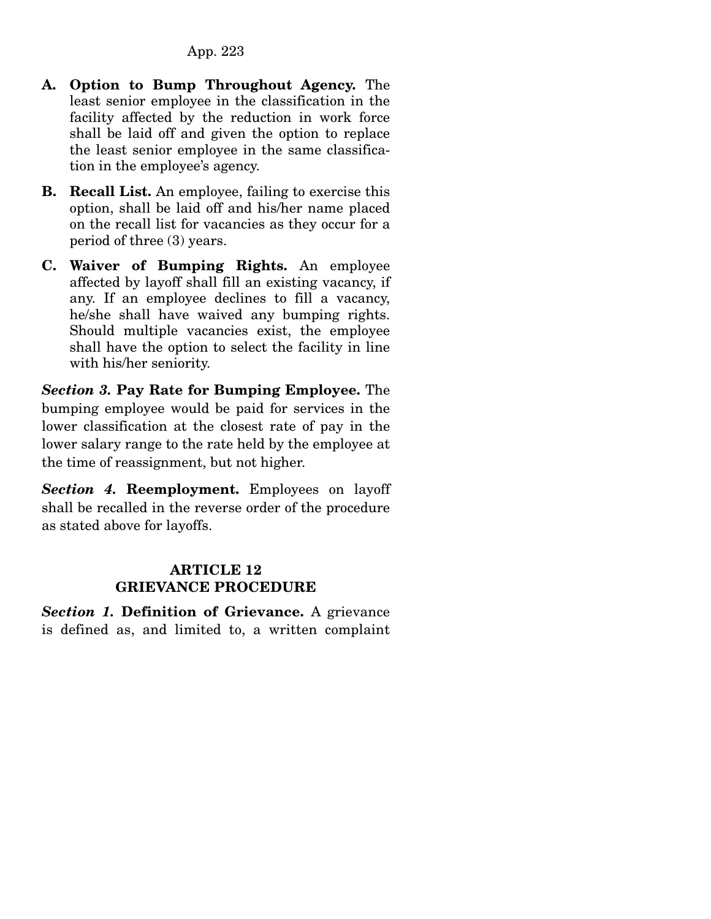- **A. Option to Bump Throughout Agency.** The least senior employee in the classification in the facility affected by the reduction in work force shall be laid off and given the option to replace the least senior employee in the same classification in the employee's agency.
- **B. Recall List.** An employee, failing to exercise this option, shall be laid off and his/her name placed on the recall list for vacancies as they occur for a period of three (3) years.
- **C. Waiver of Bumping Rights.** An employee affected by layoff shall fill an existing vacancy, if any. If an employee declines to fill a vacancy, he/she shall have waived any bumping rights. Should multiple vacancies exist, the employee shall have the option to select the facility in line with his/her seniority.

***Section 3.*** **Pay Rate for Bumping Employee.** The bumping employee would be paid for services in the lower classification at the closest rate of pay in the lower salary range to the rate held by the employee at the time of reassignment, but not higher.

***Section 4.*** **Reemployment.** Employees on layoff shall be recalled in the reverse order of the procedure as stated above for layoffs.

## ARTICLE 12
## GRIEVANCE PROCEDURE

***Section 1.*** **Definition of Grievance.** A grievance is defined as, and limited to, a written complaint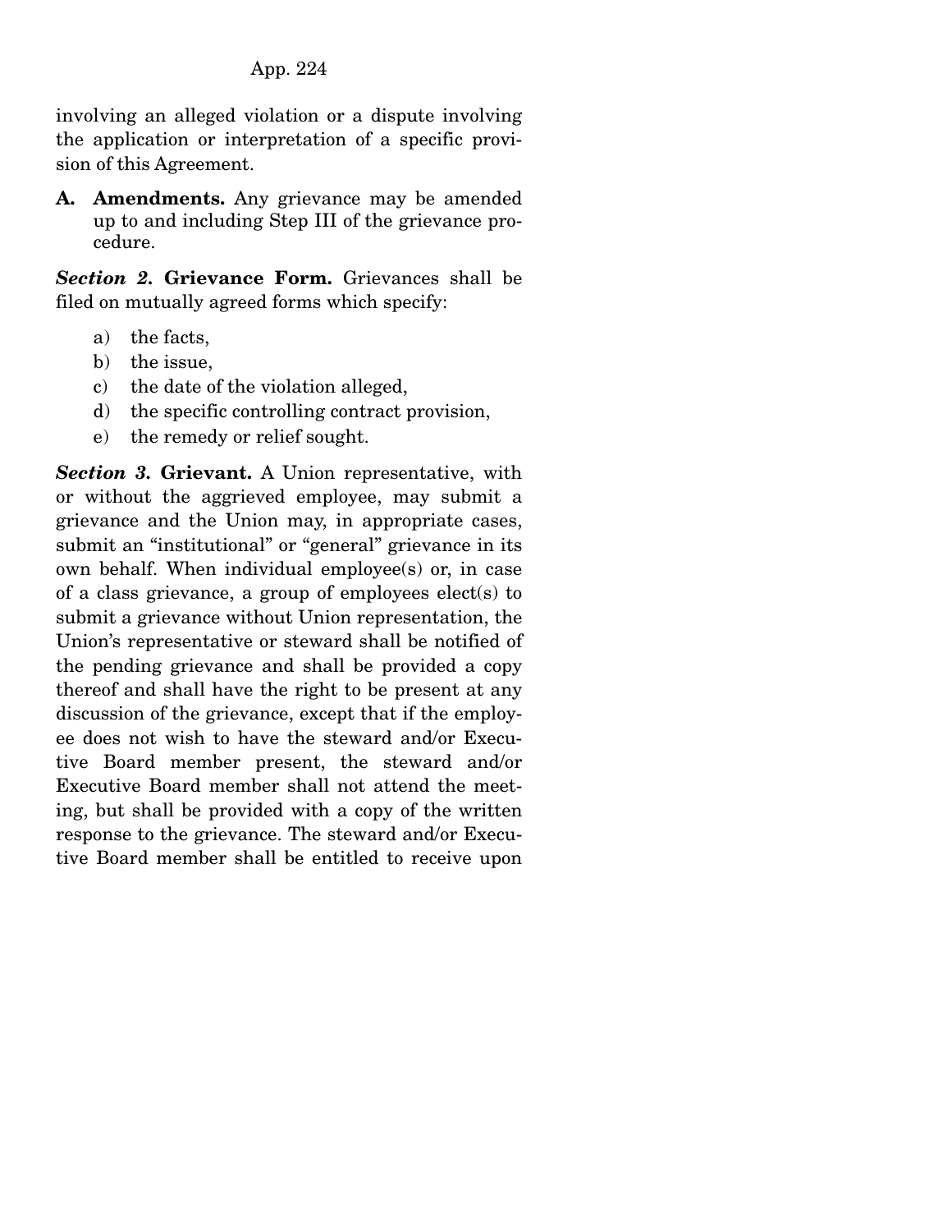involving an alleged violation or a dispute involving the application or interpretation of a specific provision of this Agreement.

**A. Amendments.** Any grievance may be amended up to and including Step III of the grievance procedure.

***Section 2.*** **Grievance Form.** Grievances shall be filed on mutually agreed forms which specify:

a) the facts,
b) the issue,
c) the date of the violation alleged,
d) the specific controlling contract provision,
e) the remedy or relief sought.

***Section 3.*** **Grievant.** A Union representative, with or without the aggrieved employee, may submit a grievance and the Union may, in appropriate cases, submit an "institutional" or "general" grievance in its own behalf. When individual employee(s) or, in case of a class grievance, a group of employees elect(s) to submit a grievance without Union representation, the Union's representative or steward shall be notified of the pending grievance and shall be provided a copy thereof and shall have the right to be present at any discussion of the grievance, except that if the employee does not wish to have the steward and/or Executive Board member present, the steward and/or Executive Board member shall not attend the meeting, but shall be provided with a copy of the written response to the grievance. The steward and/or Executive Board member shall be entitled to receive upon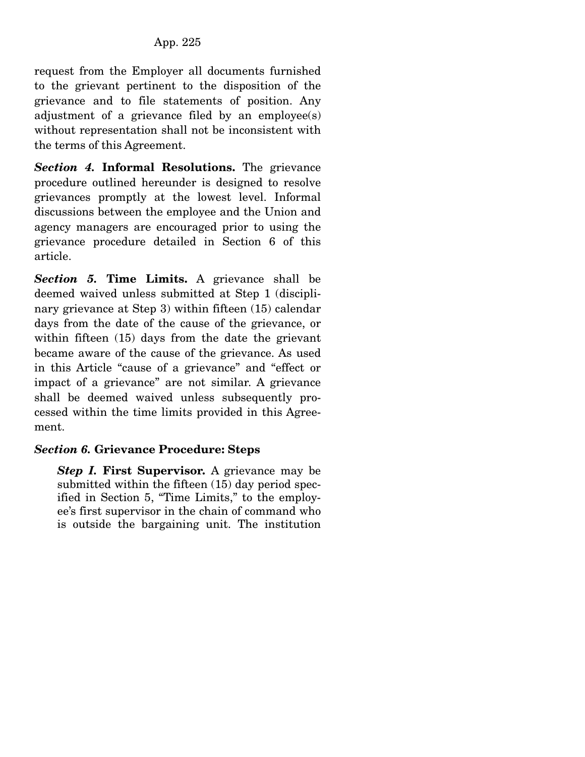request from the Employer all documents furnished to the grievant pertinent to the disposition of the grievance and to file statements of position. Any adjustment of a grievance filed by an employee(s) without representation shall not be inconsistent with the terms of this Agreement.

***Section 4.*** **Informal Resolutions.** The grievance procedure outlined hereunder is designed to resolve grievances promptly at the lowest level. Informal discussions between the employee and the Union and agency managers are encouraged prior to using the grievance procedure detailed in Section 6 of this article.

***Section 5.*** **Time Limits.** A grievance shall be deemed waived unless submitted at Step 1 (disciplinary grievance at Step 3) within fifteen (15) calendar days from the date of the cause of the grievance, or within fifteen (15) days from the date the grievant became aware of the cause of the grievance. As used in this Article "cause of a grievance" and "effect or impact of a grievance" are not similar. A grievance shall be deemed waived unless subsequently processed within the time limits provided in this Agreement.

***Section 6.*** **Grievance Procedure: Steps**

> ***Step I.*** **First Supervisor.** A grievance may be submitted within the fifteen (15) day period specified in Section 5, "Time Limits," to the employee's first supervisor in the chain of command who is outside the bargaining unit. The institution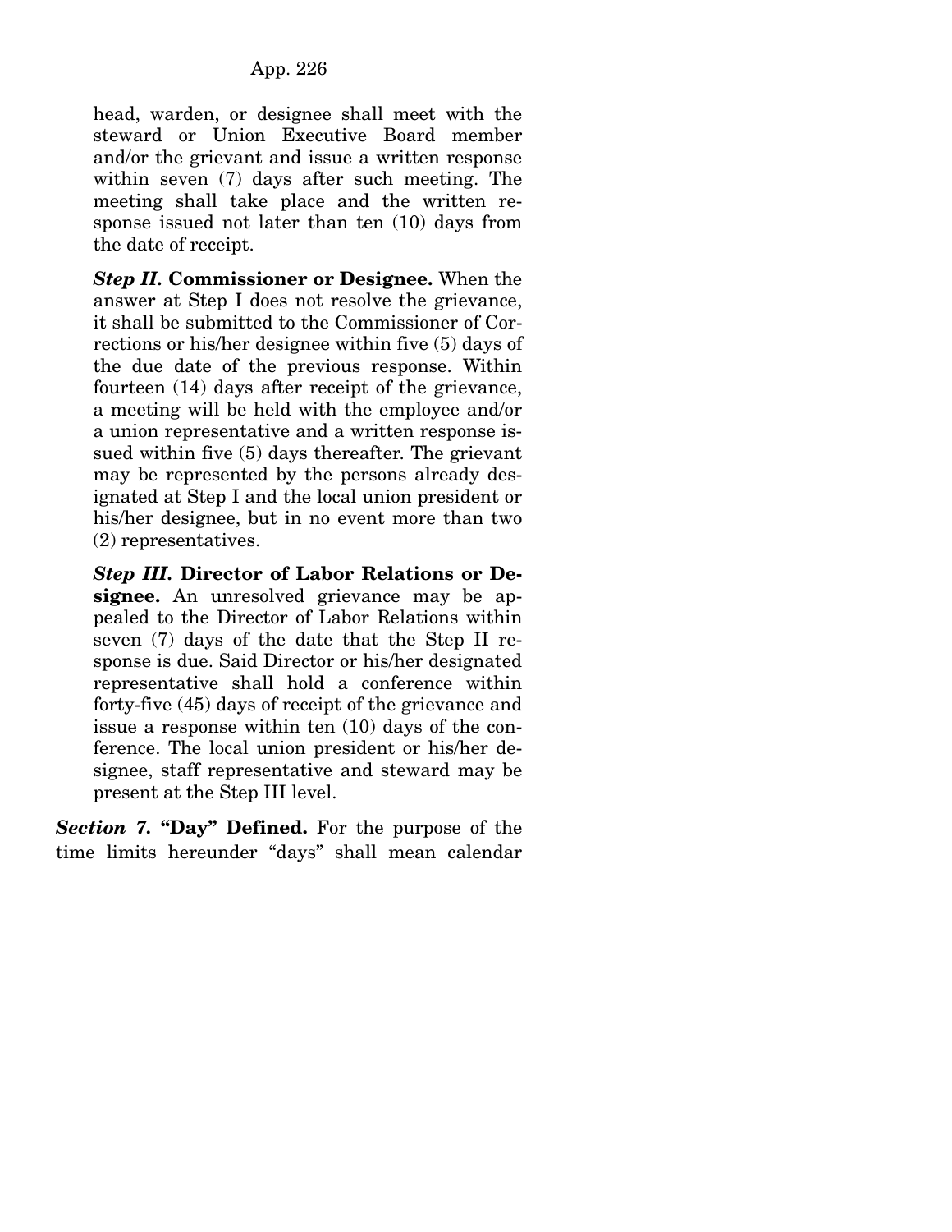head, warden, or designee shall meet with the steward or Union Executive Board member and/or the grievant and issue a written response within seven (7) days after such meeting. The meeting shall take place and the written response issued not later than ten (10) days from the date of receipt.

***Step II.* Commissioner or Designee.** When the answer at Step I does not resolve the grievance, it shall be submitted to the Commissioner of Corrections or his/her designee within five (5) days of the due date of the previous response. Within fourteen (14) days after receipt of the grievance, a meeting will be held with the employee and/or a union representative and a written response issued within five (5) days thereafter. The grievant may be represented by the persons already designated at Step I and the local union president or his/her designee, but in no event more than two (2) representatives.

***Step III.* Director of Labor Relations or Designee.** An unresolved grievance may be appealed to the Director of Labor Relations within seven (7) days of the date that the Step II response is due. Said Director or his/her designated representative shall hold a conference within forty-five (45) days of receipt of the grievance and issue a response within ten (10) days of the conference. The local union president or his/her designee, staff representative and steward may be present at the Step III level.

***Section* 7. "Day" Defined.** For the purpose of the time limits hereunder "days" shall mean calendar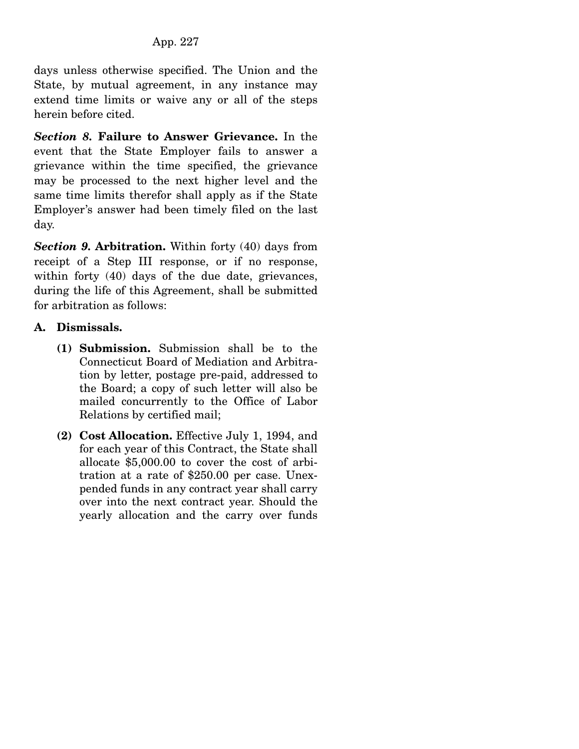days unless otherwise specified. The Union and the State, by mutual agreement, in any instance may extend time limits or waive any or all of the steps herein before cited.

***Section 8.*** **Failure to Answer Grievance.** In the event that the State Employer fails to answer a grievance within the time specified, the grievance may be processed to the next higher level and the same time limits therefor shall apply as if the State Employer's answer had been timely filed on the last day.

***Section 9.*** **Arbitration.** Within forty (40) days from receipt of a Step III response, or if no response, within forty (40) days of the due date, grievances, during the life of this Agreement, shall be submitted for arbitration as follows:

**A. Dismissals.**

- **(1) Submission.** Submission shall be to the Connecticut Board of Mediation and Arbitration by letter, postage pre-paid, addressed to the Board; a copy of such letter will also be mailed concurrently to the Office of Labor Relations by certified mail;

- **(2) Cost Allocation.** Effective July 1, 1994, and for each year of this Contract, the State shall allocate $5,000.00 to cover the cost of arbitration at a rate of $250.00 per case. Unexpended funds in any contract year shall carry over into the next contract year. Should the yearly allocation and the carry over funds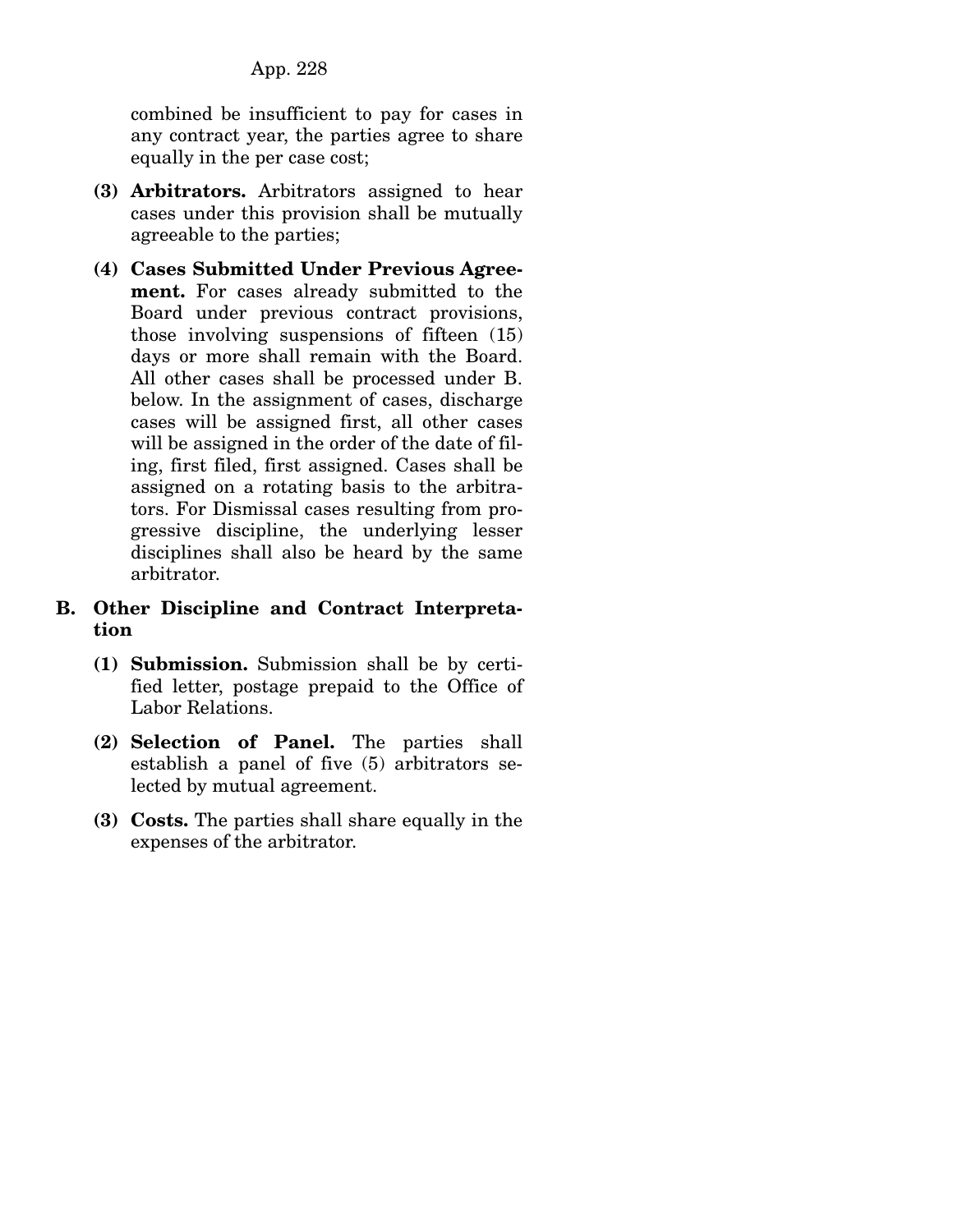combined be insufficient to pay for cases in any contract year, the parties agree to share equally in the per case cost;

**(3) Arbitrators.** Arbitrators assigned to hear cases under this provision shall be mutually agreeable to the parties;

**(4) Cases Submitted Under Previous Agreement.** For cases already submitted to the Board under previous contract provisions, those involving suspensions of fifteen (15) days or more shall remain with the Board. All other cases shall be processed under B. below. In the assignment of cases, discharge cases will be assigned first, all other cases will be assigned in the order of the date of filing, first filed, first assigned. Cases shall be assigned on a rotating basis to the arbitrators. For Dismissal cases resulting from progressive discipline, the underlying lesser disciplines shall also be heard by the same arbitrator.

**B. Other Discipline and Contract Interpretation**

**(1) Submission.** Submission shall be by certified letter, postage prepaid to the Office of Labor Relations.

**(2) Selection of Panel.** The parties shall establish a panel of five (5) arbitrators selected by mutual agreement.

**(3) Costs.** The parties shall share equally in the expenses of the arbitrator.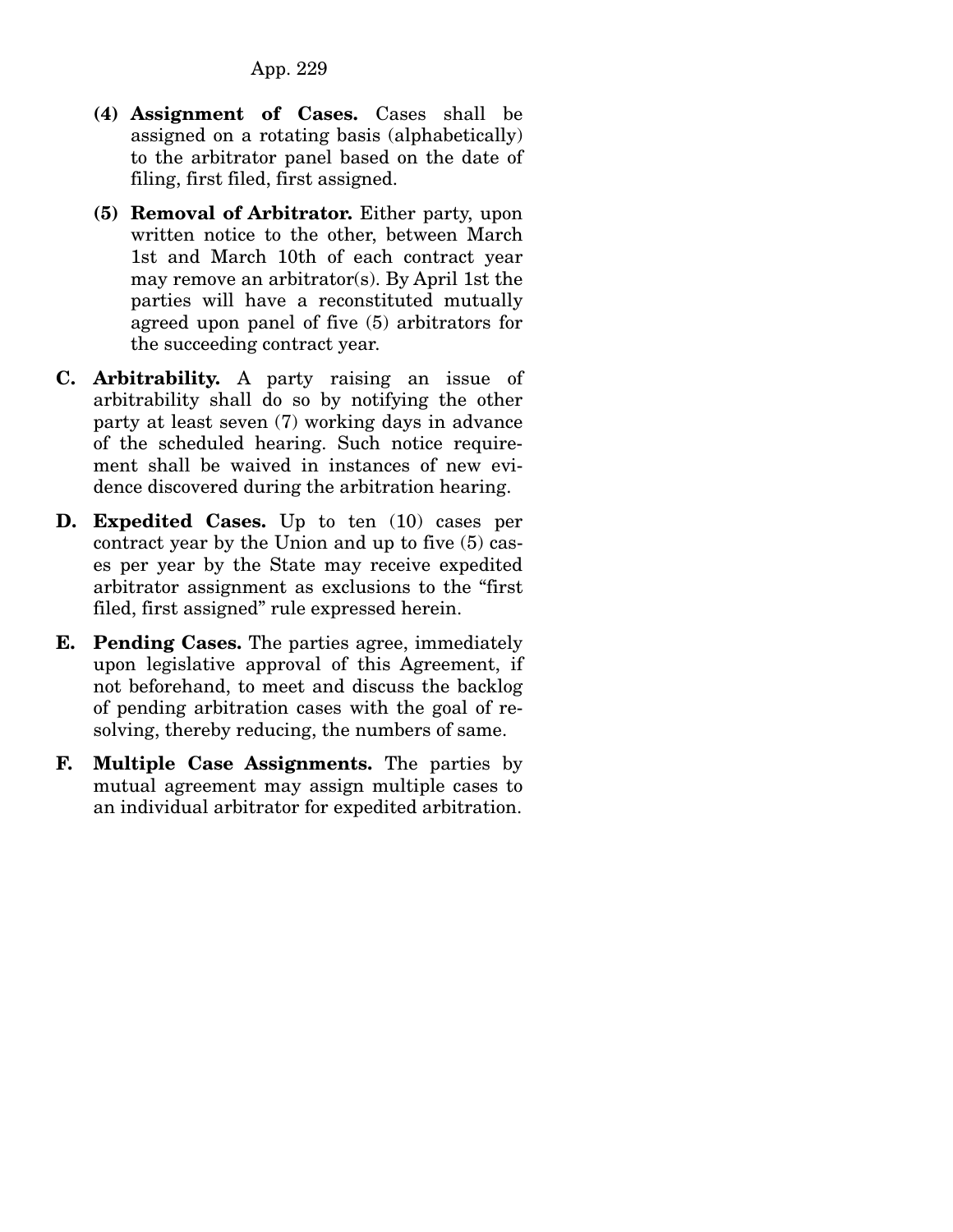**(4) Assignment of Cases.** Cases shall be assigned on a rotating basis (alphabetically) to the arbitrator panel based on the date of filing, first filed, first assigned.

**(5) Removal of Arbitrator.** Either party, upon written notice to the other, between March 1st and March 10th of each contract year may remove an arbitrator(s). By April 1st the parties will have a reconstituted mutually agreed upon panel of five (5) arbitrators for the succeeding contract year.

**C. Arbitrability.** A party raising an issue of arbitrability shall do so by notifying the other party at least seven (7) working days in advance of the scheduled hearing. Such notice requirement shall be waived in instances of new evidence discovered during the arbitration hearing.

**D. Expedited Cases.** Up to ten (10) cases per contract year by the Union and up to five (5) cases per year by the State may receive expedited arbitrator assignment as exclusions to the "first filed, first assigned" rule expressed herein.

**E. Pending Cases.** The parties agree, immediately upon legislative approval of this Agreement, if not beforehand, to meet and discuss the backlog of pending arbitration cases with the goal of resolving, thereby reducing, the numbers of same.

**F. Multiple Case Assignments.** The parties by mutual agreement may assign multiple cases to an individual arbitrator for expedited arbitration.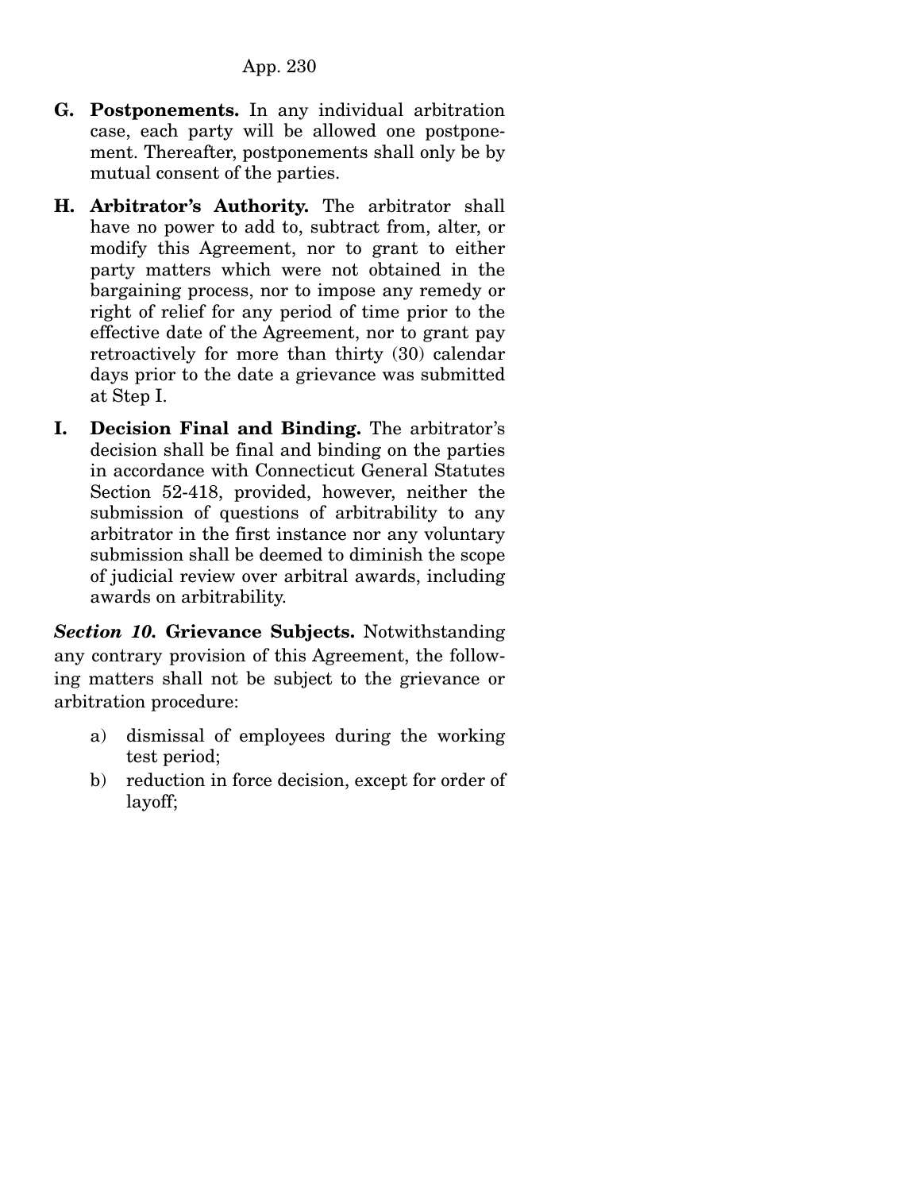**G. Postponements.** In any individual arbitration case, each party will be allowed one postponement. Thereafter, postponements shall only be by mutual consent of the parties.

**H. Arbitrator's Authority.** The arbitrator shall have no power to add to, subtract from, alter, or modify this Agreement, nor to grant to either party matters which were not obtained in the bargaining process, nor to impose any remedy or right of relief for any period of time prior to the effective date of the Agreement, nor to grant pay retroactively for more than thirty (30) calendar days prior to the date a grievance was submitted at Step I.

**I. Decision Final and Binding.** The arbitrator's decision shall be final and binding on the parties in accordance with Connecticut General Statutes Section 52-418, provided, however, neither the submission of questions of arbitrability to any arbitrator in the first instance nor any voluntary submission shall be deemed to diminish the scope of judicial review over arbitral awards, including awards on arbitrability.

***Section 10.*** **Grievance Subjects.** Notwithstanding any contrary provision of this Agreement, the following matters shall not be subject to the grievance or arbitration procedure:

a) dismissal of employees during the working test period;

b) reduction in force decision, except for order of layoff;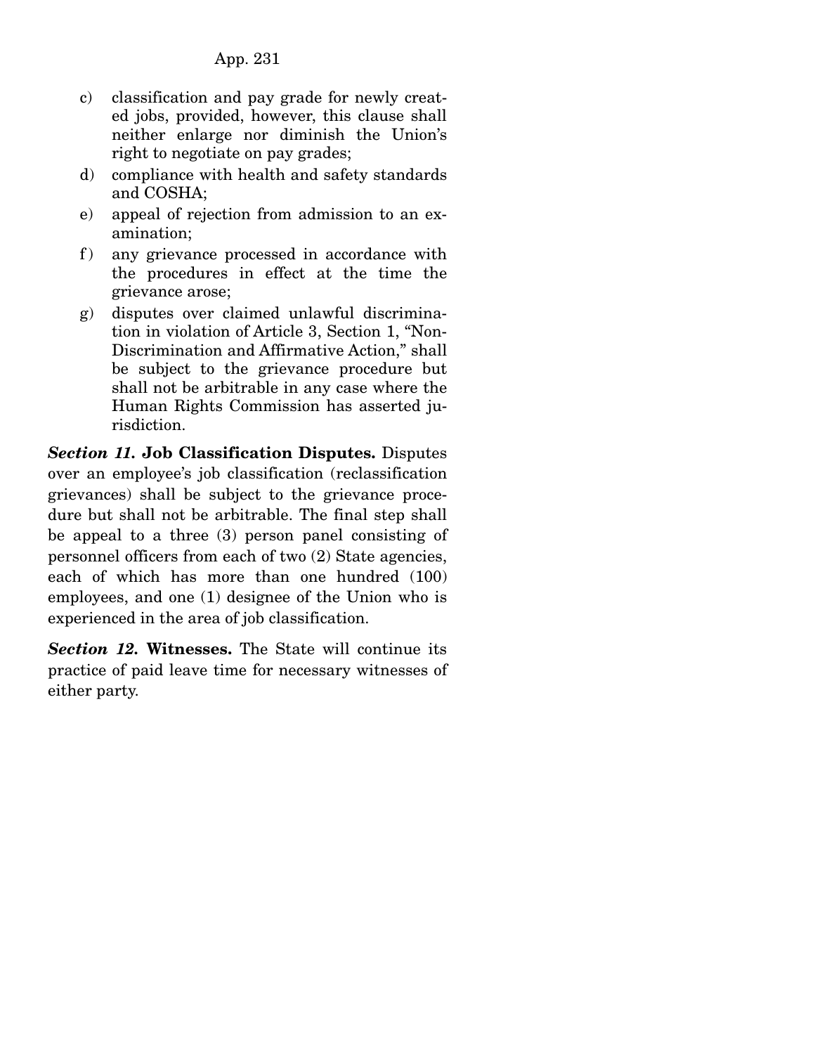c) classification and pay grade for newly created jobs, provided, however, this clause shall neither enlarge nor diminish the Union's right to negotiate on pay grades;

d) compliance with health and safety standards and COSHA;

e) appeal of rejection from admission to an examination;

f) any grievance processed in accordance with the procedures in effect at the time the grievance arose;

g) disputes over claimed unlawful discrimination in violation of Article 3, Section 1, "Non-Discrimination and Affirmative Action," shall be subject to the grievance procedure but shall not be arbitrable in any case where the Human Rights Commission has asserted jurisdiction.

***Section 11.*** **Job Classification Disputes.** Disputes over an employee's job classification (reclassification grievances) shall be subject to the grievance procedure but shall not be arbitrable. The final step shall be appeal to a three (3) person panel consisting of personnel officers from each of two (2) State agencies, each of which has more than one hundred (100) employees, and one (1) designee of the Union who is experienced in the area of job classification.

***Section 12.*** **Witnesses.** The State will continue its practice of paid leave time for necessary witnesses of either party.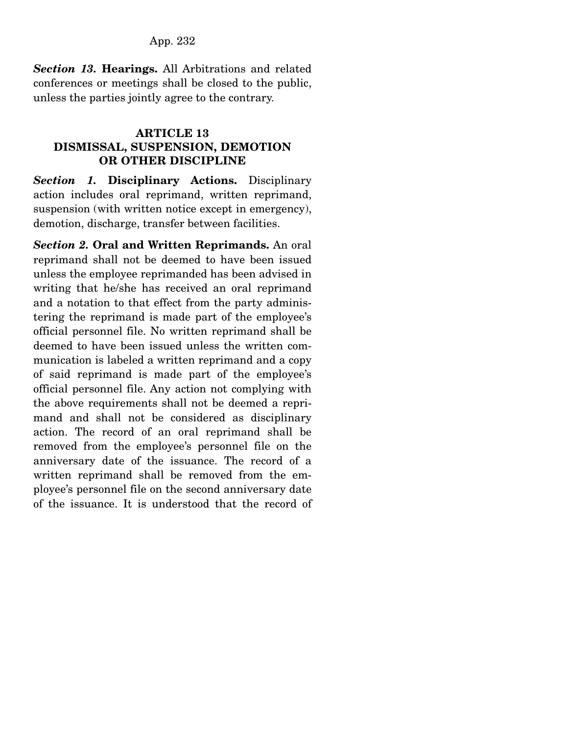***Section 13.*** **Hearings.** All Arbitrations and related conferences or meetings shall be closed to the public, unless the parties jointly agree to the contrary.

## ARTICLE 13
## DISMISSAL, SUSPENSION, DEMOTION OR OTHER DISCIPLINE

***Section 1.*** **Disciplinary Actions.** Disciplinary action includes oral reprimand, written reprimand, suspension (with written notice except in emergency), demotion, discharge, transfer between facilities.

***Section 2.*** **Oral and Written Reprimands.** An oral reprimand shall not be deemed to have been issued unless the employee reprimanded has been advised in writing that he/she has received an oral reprimand and a notation to that effect from the party administering the reprimand is made part of the employee's official personnel file. No written reprimand shall be deemed to have been issued unless the written communication is labeled a written reprimand and a copy of said reprimand is made part of the employee's official personnel file. Any action not complying with the above requirements shall not be deemed a reprimand and shall not be considered as disciplinary action. The record of an oral reprimand shall be removed from the employee's personnel file on the anniversary date of the issuance. The record of a written reprimand shall be removed from the employee's personnel file on the second anniversary date of the issuance. It is understood that the record of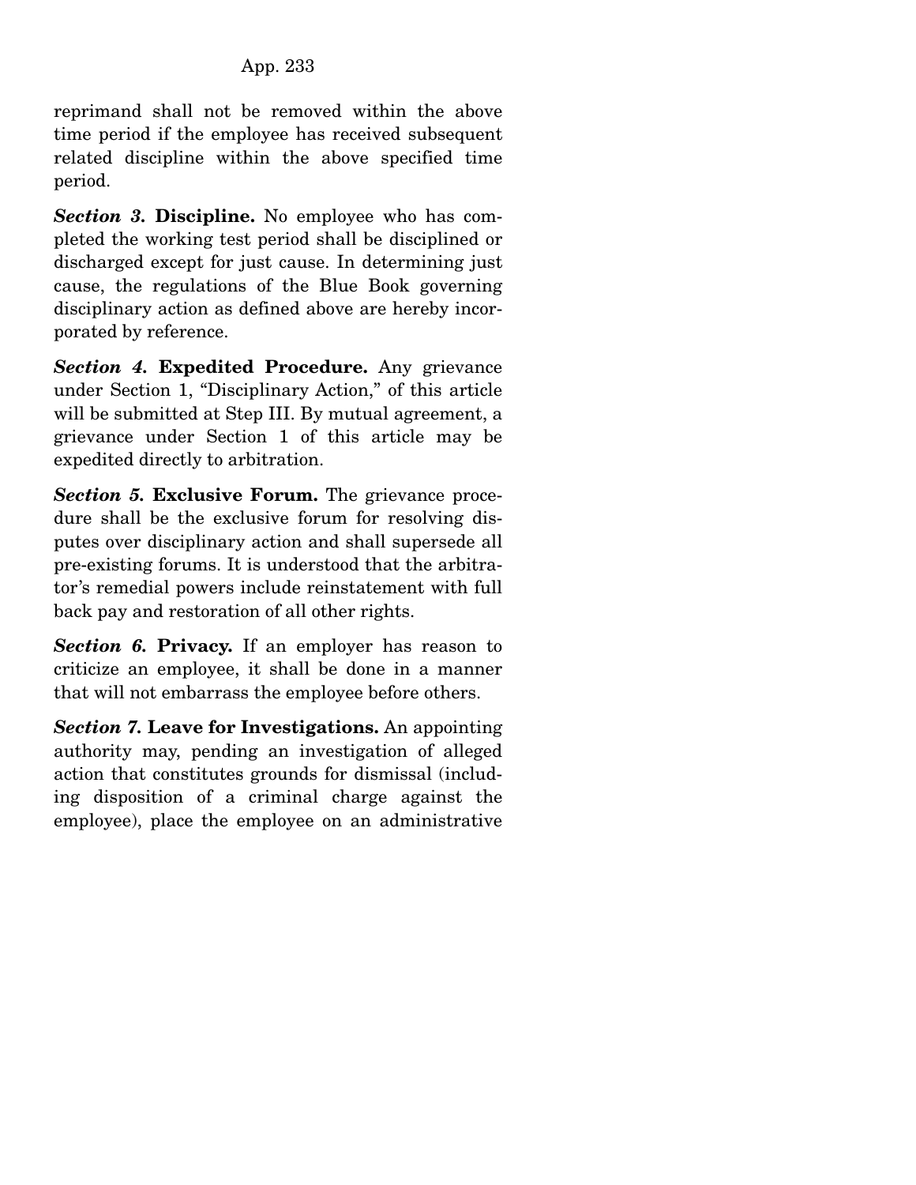reprimand shall not be removed within the above time period if the employee has received subsequent related discipline within the above specified time period.

***Section 3.*** **Discipline.** No employee who has completed the working test period shall be disciplined or discharged except for just cause. In determining just cause, the regulations of the Blue Book governing disciplinary action as defined above are hereby incorporated by reference.

***Section 4.*** **Expedited Procedure.** Any grievance under Section 1, "Disciplinary Action," of this article will be submitted at Step III. By mutual agreement, a grievance under Section 1 of this article may be expedited directly to arbitration.

***Section 5.*** **Exclusive Forum.** The grievance procedure shall be the exclusive forum for resolving disputes over disciplinary action and shall supersede all pre-existing forums. It is understood that the arbitrator's remedial powers include reinstatement with full back pay and restoration of all other rights.

***Section 6.*** **Privacy.** If an employer has reason to criticize an employee, it shall be done in a manner that will not embarrass the employee before others.

***Section 7.*** **Leave for Investigations.** An appointing authority may, pending an investigation of alleged action that constitutes grounds for dismissal (including disposition of a criminal charge against the employee), place the employee on an administrative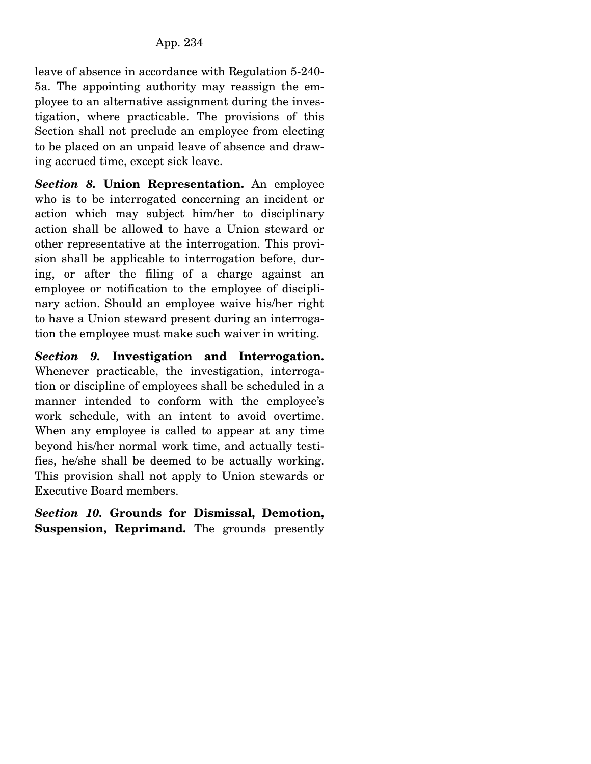leave of absence in accordance with Regulation 5-240-5a. The appointing authority may reassign the employee to an alternative assignment during the investigation, where practicable. The provisions of this Section shall not preclude an employee from electing to be placed on an unpaid leave of absence and drawing accrued time, except sick leave.

***Section 8.* Union Representation.** An employee who is to be interrogated concerning an incident or action which may subject him/her to disciplinary action shall be allowed to have a Union steward or other representative at the interrogation. This provision shall be applicable to interrogation before, during, or after the filing of a charge against an employee or notification to the employee of disciplinary action. Should an employee waive his/her right to have a Union steward present during an interrogation the employee must make such waiver in writing.

***Section 9.* Investigation and Interrogation.** Whenever practicable, the investigation, interrogation or discipline of employees shall be scheduled in a manner intended to conform with the employee's work schedule, with an intent to avoid overtime. When any employee is called to appear at any time beyond his/her normal work time, and actually testifies, he/she shall be deemed to be actually working. This provision shall not apply to Union stewards or Executive Board members.

***Section 10.* Grounds for Dismissal, Demotion, Suspension, Reprimand.** The grounds presently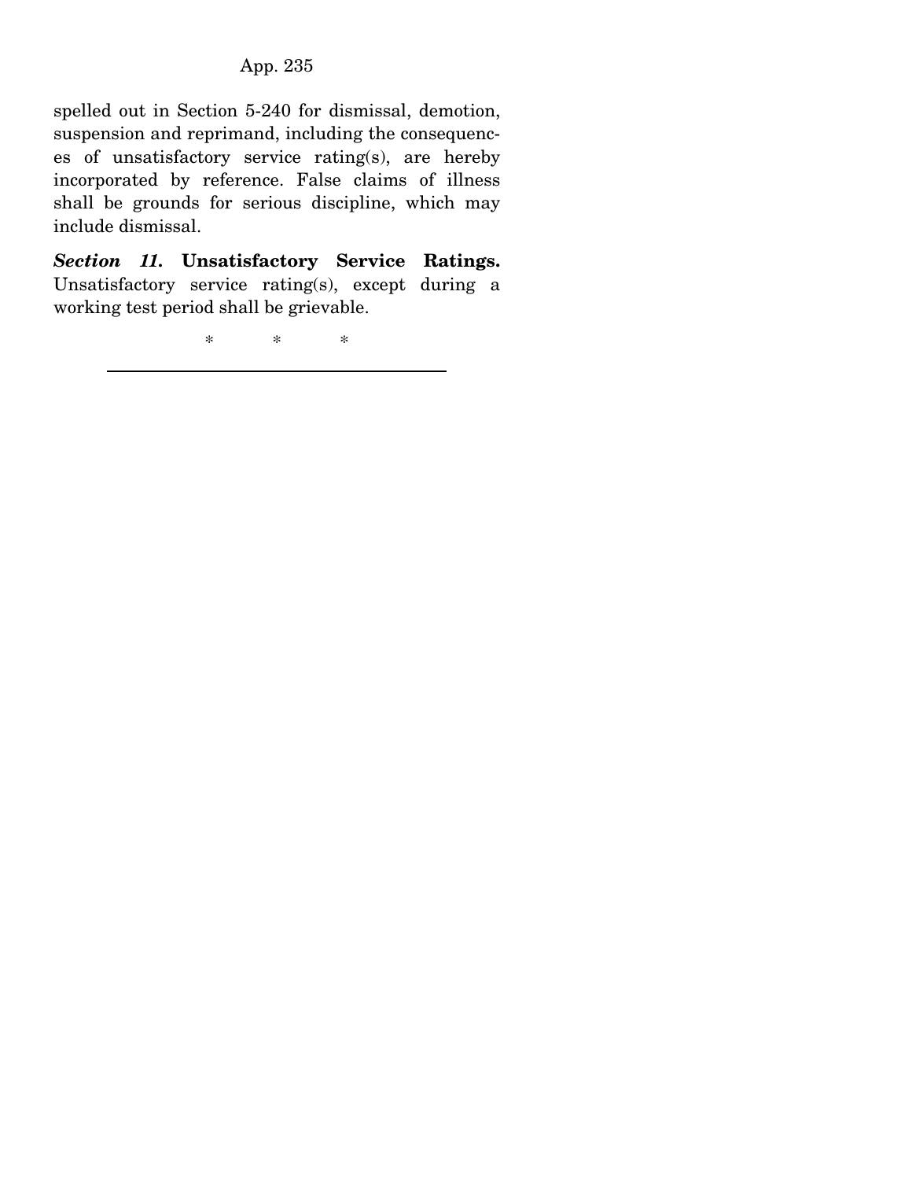spelled out in Section 5-240 for dismissal, demotion, suspension and reprimand, including the consequences of unsatisfactory service rating(s), are hereby incorporated by reference. False claims of illness shall be grounds for serious discipline, which may include dismissal.

***Section 11.* Unsatisfactory Service Ratings.** Unsatisfactory service rating(s), except during a working test period shall be grievable.

\* \* \*